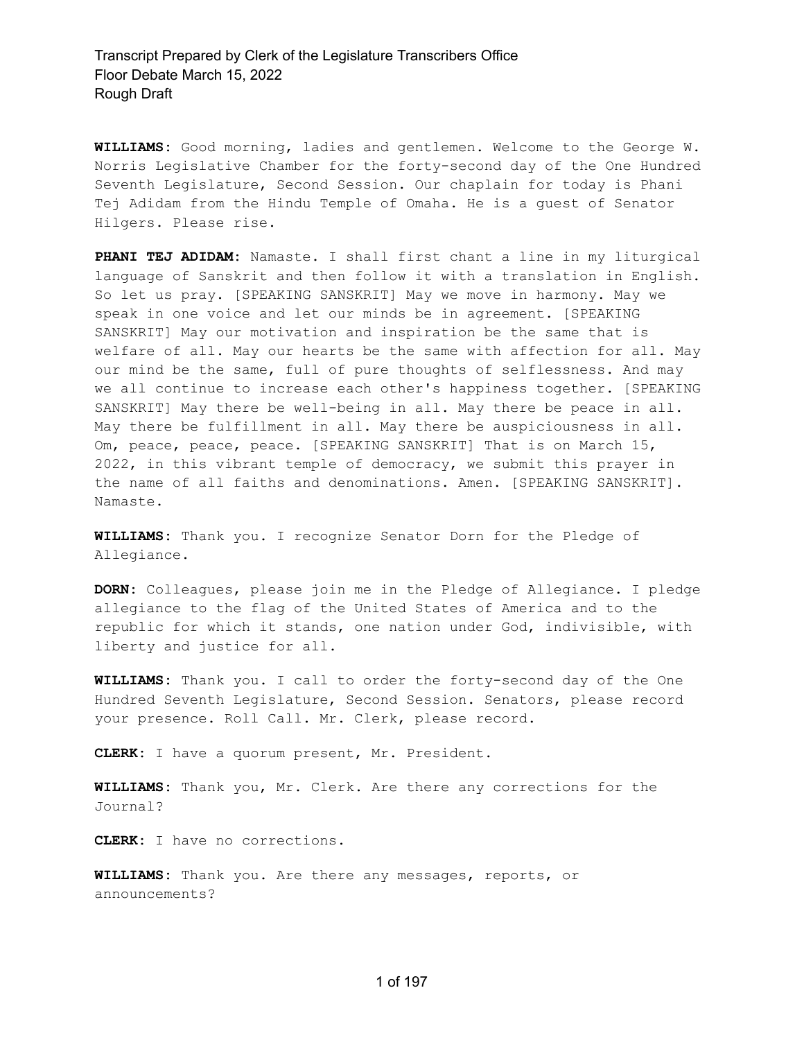Transcript Prepared by Clerk of the Legislature Transcribers Office
Floor Debate March 15, 2022
Rough Draft

**WILLIAMS:** Good morning, ladies and gentlemen. Welcome to the George W. Norris Legislative Chamber for the forty-second day of the One Hundred Seventh Legislature, Second Session. Our chaplain for today is Phani Tej Adidam from the Hindu Temple of Omaha. He is a guest of Senator Hilgers. Please rise.

**PHANI TEJ ADIDAM:** Namaste. I shall first chant a line in my liturgical language of Sanskrit and then follow it with a translation in English. So let us pray. [SPEAKING SANSKRIT] May we move in harmony. May we speak in one voice and let our minds be in agreement. [SPEAKING SANSKRIT] May our motivation and inspiration be the same that is welfare of all. May our hearts be the same with affection for all. May our mind be the same, full of pure thoughts of selflessness. And may we all continue to increase each other's happiness together. [SPEAKING SANSKRIT] May there be well-being in all. May there be peace in all. May there be fulfillment in all. May there be auspiciousness in all. Om, peace, peace, peace. [SPEAKING SANSKRIT] That is on March 15, 2022, in this vibrant temple of democracy, we submit this prayer in the name of all faiths and denominations. Amen. [SPEAKING SANSKRIT]. Namaste.

**WILLIAMS:** Thank you. I recognize Senator Dorn for the Pledge of Allegiance.

**DORN:** Colleagues, please join me in the Pledge of Allegiance. I pledge allegiance to the flag of the United States of America and to the republic for which it stands, one nation under God, indivisible, with liberty and justice for all.

**WILLIAMS:** Thank you. I call to order the forty-second day of the One Hundred Seventh Legislature, Second Session. Senators, please record your presence. Roll Call. Mr. Clerk, please record.

**CLERK:** I have a quorum present, Mr. President.

**WILLIAMS:** Thank you, Mr. Clerk. Are there any corrections for the Journal?

**CLERK:** I have no corrections.

**WILLIAMS:** Thank you. Are there any messages, reports, or announcements?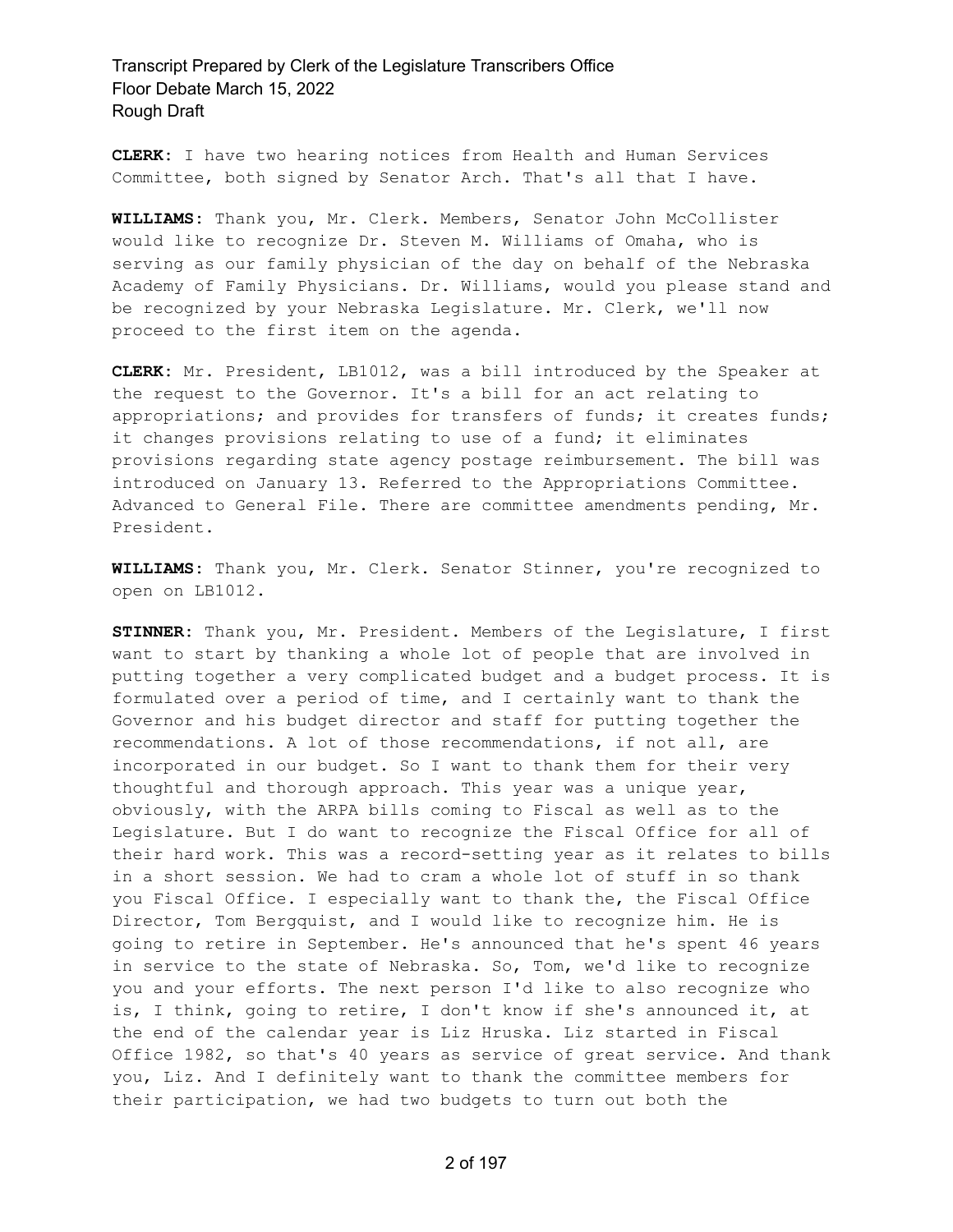**CLERK:** I have two hearing notices from Health and Human Services Committee, both signed by Senator Arch. That's all that I have.

**WILLIAMS:** Thank you, Mr. Clerk. Members, Senator John McCollister would like to recognize Dr. Steven M. Williams of Omaha, who is serving as our family physician of the day on behalf of the Nebraska Academy of Family Physicians. Dr. Williams, would you please stand and be recognized by your Nebraska Legislature. Mr. Clerk, we'll now proceed to the first item on the agenda.

**CLERK:** Mr. President, LB1012, was a bill introduced by the Speaker at the request to the Governor. It's a bill for an act relating to appropriations; and provides for transfers of funds; it creates funds; it changes provisions relating to use of a fund; it eliminates provisions regarding state agency postage reimbursement. The bill was introduced on January 13. Referred to the Appropriations Committee. Advanced to General File. There are committee amendments pending, Mr. President.

**WILLIAMS:** Thank you, Mr. Clerk. Senator Stinner, you're recognized to open on LB1012.

**STINNER:** Thank you, Mr. President. Members of the Legislature, I first want to start by thanking a whole lot of people that are involved in putting together a very complicated budget and a budget process. It is formulated over a period of time, and I certainly want to thank the Governor and his budget director and staff for putting together the recommendations. A lot of those recommendations, if not all, are incorporated in our budget. So I want to thank them for their very thoughtful and thorough approach. This year was a unique year, obviously, with the ARPA bills coming to Fiscal as well as to the Legislature. But I do want to recognize the Fiscal Office for all of their hard work. This was a record-setting year as it relates to bills in a short session. We had to cram a whole lot of stuff in so thank you Fiscal Office. I especially want to thank the, the Fiscal Office Director, Tom Bergquist, and I would like to recognize him. He is going to retire in September. He's announced that he's spent 46 years in service to the state of Nebraska. So, Tom, we'd like to recognize you and your efforts. The next person I'd like to also recognize who is, I think, going to retire, I don't know if she's announced it, at the end of the calendar year is Liz Hruska. Liz started in Fiscal Office 1982, so that's 40 years as service of great service. And thank you, Liz. And I definitely want to thank the committee members for their participation, we had two budgets to turn out both the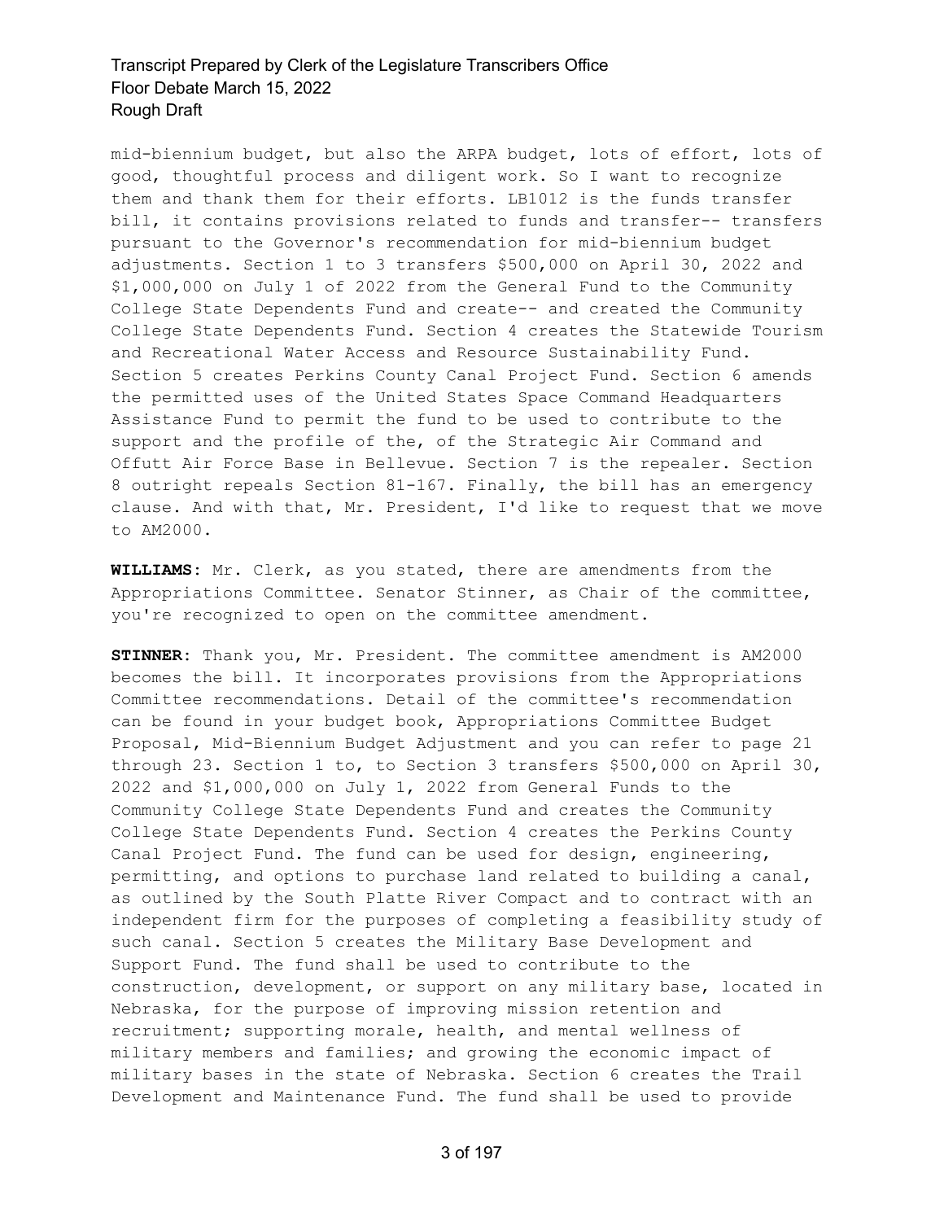mid-biennium budget, but also the ARPA budget, lots of effort, lots of good, thoughtful process and diligent work. So I want to recognize them and thank them for their efforts. LB1012 is the funds transfer bill, it contains provisions related to funds and transfer-- transfers pursuant to the Governor's recommendation for mid-biennium budget adjustments. Section 1 to 3 transfers $500,000 on April 30, 2022 and $1,000,000 on July 1 of 2022 from the General Fund to the Community College State Dependents Fund and create-- and created the Community College State Dependents Fund. Section 4 creates the Statewide Tourism and Recreational Water Access and Resource Sustainability Fund. Section 5 creates Perkins County Canal Project Fund. Section 6 amends the permitted uses of the United States Space Command Headquarters Assistance Fund to permit the fund to be used to contribute to the support and the profile of the, of the Strategic Air Command and Offutt Air Force Base in Bellevue. Section 7 is the repealer. Section 8 outright repeals Section 81-167. Finally, the bill has an emergency clause. And with that, Mr. President, I'd like to request that we move to AM2000.

**WILLIAMS:** Mr. Clerk, as you stated, there are amendments from the Appropriations Committee. Senator Stinner, as Chair of the committee, you're recognized to open on the committee amendment.

**STINNER:** Thank you, Mr. President. The committee amendment is AM2000 becomes the bill. It incorporates provisions from the Appropriations Committee recommendations. Detail of the committee's recommendation can be found in your budget book, Appropriations Committee Budget Proposal, Mid-Biennium Budget Adjustment and you can refer to page 21 through 23. Section 1 to, to Section 3 transfers $500,000 on April 30, 2022 and $1,000,000 on July 1, 2022 from General Funds to the Community College State Dependents Fund and creates the Community College State Dependents Fund. Section 4 creates the Perkins County Canal Project Fund. The fund can be used for design, engineering, permitting, and options to purchase land related to building a canal, as outlined by the South Platte River Compact and to contract with an independent firm for the purposes of completing a feasibility study of such canal. Section 5 creates the Military Base Development and Support Fund. The fund shall be used to contribute to the construction, development, or support on any military base, located in Nebraska, for the purpose of improving mission retention and recruitment; supporting morale, health, and mental wellness of military members and families; and growing the economic impact of military bases in the state of Nebraska. Section 6 creates the Trail Development and Maintenance Fund. The fund shall be used to provide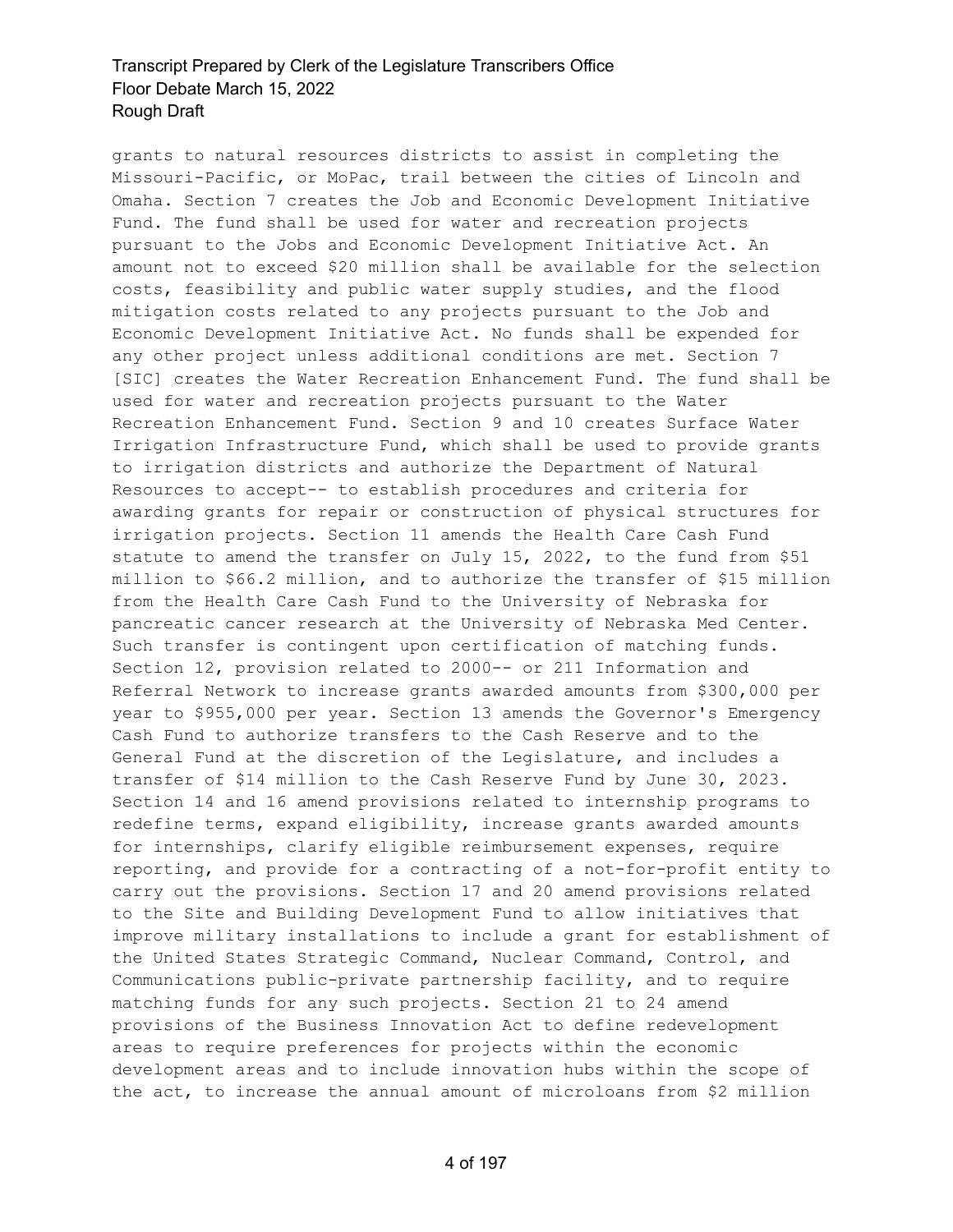grants to natural resources districts to assist in completing the Missouri-Pacific, or MoPac, trail between the cities of Lincoln and Omaha. Section 7 creates the Job and Economic Development Initiative Fund. The fund shall be used for water and recreation projects pursuant to the Jobs and Economic Development Initiative Act. An amount not to exceed $20 million shall be available for the selection costs, feasibility and public water supply studies, and the flood mitigation costs related to any projects pursuant to the Job and Economic Development Initiative Act. No funds shall be expended for any other project unless additional conditions are met. Section 7 [SIC] creates the Water Recreation Enhancement Fund. The fund shall be used for water and recreation projects pursuant to the Water Recreation Enhancement Fund. Section 9 and 10 creates Surface Water Irrigation Infrastructure Fund, which shall be used to provide grants to irrigation districts and authorize the Department of Natural Resources to accept-- to establish procedures and criteria for awarding grants for repair or construction of physical structures for irrigation projects. Section 11 amends the Health Care Cash Fund statute to amend the transfer on July 15, 2022, to the fund from $51 million to $66.2 million, and to authorize the transfer of $15 million from the Health Care Cash Fund to the University of Nebraska for pancreatic cancer research at the University of Nebraska Med Center. Such transfer is contingent upon certification of matching funds. Section 12, provision related to 2000-- or 211 Information and Referral Network to increase grants awarded amounts from $300,000 per year to $955,000 per year. Section 13 amends the Governor's Emergency Cash Fund to authorize transfers to the Cash Reserve and to the General Fund at the discretion of the Legislature, and includes a transfer of $14 million to the Cash Reserve Fund by June 30, 2023. Section 14 and 16 amend provisions related to internship programs to redefine terms, expand eligibility, increase grants awarded amounts for internships, clarify eligible reimbursement expenses, require reporting, and provide for a contracting of a not-for-profit entity to carry out the provisions. Section 17 and 20 amend provisions related to the Site and Building Development Fund to allow initiatives that improve military installations to include a grant for establishment of the United States Strategic Command, Nuclear Command, Control, and Communications public-private partnership facility, and to require matching funds for any such projects. Section 21 to 24 amend provisions of the Business Innovation Act to define redevelopment areas to require preferences for projects within the economic development areas and to include innovation hubs within the scope of the act, to increase the annual amount of microloans from $2 million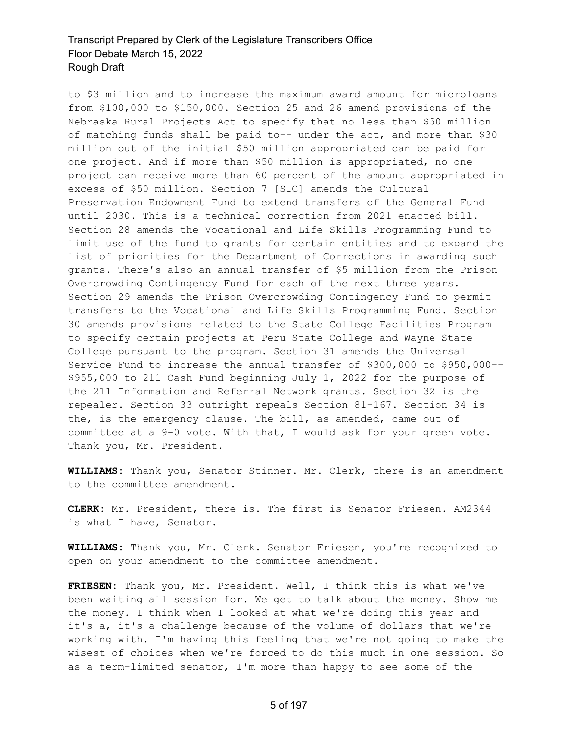to $3 million and to increase the maximum award amount for microloans from $100,000 to $150,000. Section 25 and 26 amend provisions of the Nebraska Rural Projects Act to specify that no less than $50 million of matching funds shall be paid to-- under the act, and more than $30 million out of the initial $50 million appropriated can be paid for one project. And if more than $50 million is appropriated, no one project can receive more than 60 percent of the amount appropriated in excess of $50 million. Section 7 [SIC] amends the Cultural Preservation Endowment Fund to extend transfers of the General Fund until 2030. This is a technical correction from 2021 enacted bill. Section 28 amends the Vocational and Life Skills Programming Fund to limit use of the fund to grants for certain entities and to expand the list of priorities for the Department of Corrections in awarding such grants. There's also an annual transfer of $5 million from the Prison Overcrowding Contingency Fund for each of the next three years. Section 29 amends the Prison Overcrowding Contingency Fund to permit transfers to the Vocational and Life Skills Programming Fund. Section 30 amends provisions related to the State College Facilities Program to specify certain projects at Peru State College and Wayne State College pursuant to the program. Section 31 amends the Universal Service Fund to increase the annual transfer of $300,000 to $950,000-- $955,000 to 211 Cash Fund beginning July 1, 2022 for the purpose of the 211 Information and Referral Network grants. Section 32 is the repealer. Section 33 outright repeals Section 81-167. Section 34 is the, is the emergency clause. The bill, as amended, came out of committee at a 9-0 vote. With that, I would ask for your green vote. Thank you, Mr. President.

**WILLIAMS:** Thank you, Senator Stinner. Mr. Clerk, there is an amendment to the committee amendment.

**CLERK:** Mr. President, there is. The first is Senator Friesen. AM2344 is what I have, Senator.

**WILLIAMS:** Thank you, Mr. Clerk. Senator Friesen, you're recognized to open on your amendment to the committee amendment.

**FRIESEN:** Thank you, Mr. President. Well, I think this is what we've been waiting all session for. We get to talk about the money. Show me the money. I think when I looked at what we're doing this year and it's a, it's a challenge because of the volume of dollars that we're working with. I'm having this feeling that we're not going to make the wisest of choices when we're forced to do this much in one session. So as a term-limited senator, I'm more than happy to see some of the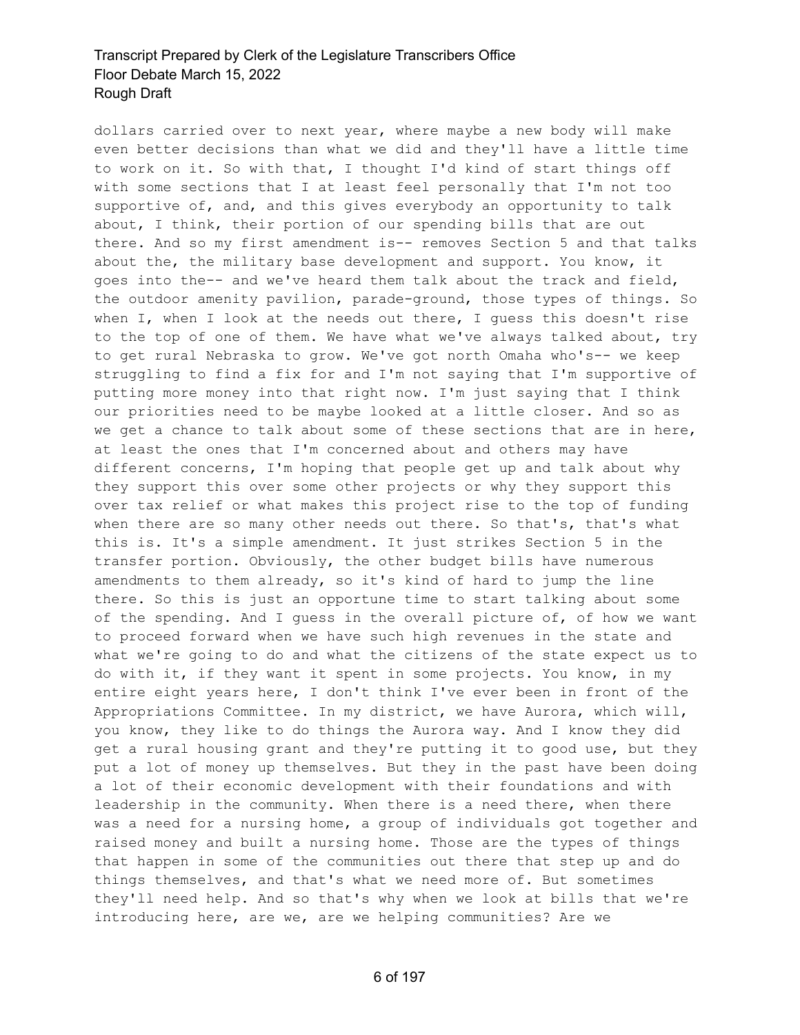dollars carried over to next year, where maybe a new body will make even better decisions than what we did and they'll have a little time to work on it. So with that, I thought I'd kind of start things off with some sections that I at least feel personally that I'm not too supportive of, and, and this gives everybody an opportunity to talk about, I think, their portion of our spending bills that are out there. And so my first amendment is-- removes Section 5 and that talks about the, the military base development and support. You know, it goes into the-- and we've heard them talk about the track and field, the outdoor amenity pavilion, parade-ground, those types of things. So when I, when I look at the needs out there, I guess this doesn't rise to the top of one of them. We have what we've always talked about, try to get rural Nebraska to grow. We've got north Omaha who's-- we keep struggling to find a fix for and I'm not saying that I'm supportive of putting more money into that right now. I'm just saying that I think our priorities need to be maybe looked at a little closer. And so as we get a chance to talk about some of these sections that are in here, at least the ones that I'm concerned about and others may have different concerns, I'm hoping that people get up and talk about why they support this over some other projects or why they support this over tax relief or what makes this project rise to the top of funding when there are so many other needs out there. So that's, that's what this is. It's a simple amendment. It just strikes Section 5 in the transfer portion. Obviously, the other budget bills have numerous amendments to them already, so it's kind of hard to jump the line there. So this is just an opportune time to start talking about some of the spending. And I guess in the overall picture of, of how we want to proceed forward when we have such high revenues in the state and what we're going to do and what the citizens of the state expect us to do with it, if they want it spent in some projects. You know, in my entire eight years here, I don't think I've ever been in front of the Appropriations Committee. In my district, we have Aurora, which will, you know, they like to do things the Aurora way. And I know they did get a rural housing grant and they're putting it to good use, but they put a lot of money up themselves. But they in the past have been doing a lot of their economic development with their foundations and with leadership in the community. When there is a need there, when there was a need for a nursing home, a group of individuals got together and raised money and built a nursing home. Those are the types of things that happen in some of the communities out there that step up and do things themselves, and that's what we need more of. But sometimes they'll need help. And so that's why when we look at bills that we're introducing here, are we, are we helping communities? Are we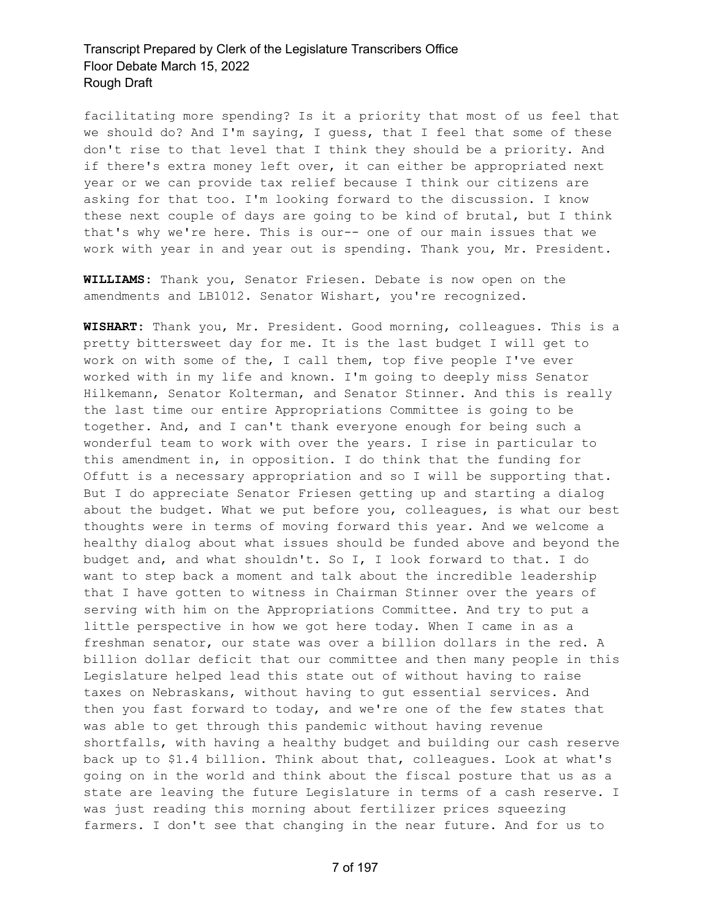facilitating more spending? Is it a priority that most of us feel that we should do? And I'm saying, I guess, that I feel that some of these don't rise to that level that I think they should be a priority. And if there's extra money left over, it can either be appropriated next year or we can provide tax relief because I think our citizens are asking for that too. I'm looking forward to the discussion. I know these next couple of days are going to be kind of brutal, but I think that's why we're here. This is our-- one of our main issues that we work with year in and year out is spending. Thank you, Mr. President.

**WILLIAMS:** Thank you, Senator Friesen. Debate is now open on the amendments and LB1012. Senator Wishart, you're recognized.

**WISHART:** Thank you, Mr. President. Good morning, colleagues. This is a pretty bittersweet day for me. It is the last budget I will get to work on with some of the, I call them, top five people I've ever worked with in my life and known. I'm going to deeply miss Senator Hilkemann, Senator Kolterman, and Senator Stinner. And this is really the last time our entire Appropriations Committee is going to be together. And, and I can't thank everyone enough for being such a wonderful team to work with over the years. I rise in particular to this amendment in, in opposition. I do think that the funding for Offutt is a necessary appropriation and so I will be supporting that. But I do appreciate Senator Friesen getting up and starting a dialog about the budget. What we put before you, colleagues, is what our best thoughts were in terms of moving forward this year. And we welcome a healthy dialog about what issues should be funded above and beyond the budget and, and what shouldn't. So I, I look forward to that. I do want to step back a moment and talk about the incredible leadership that I have gotten to witness in Chairman Stinner over the years of serving with him on the Appropriations Committee. And try to put a little perspective in how we got here today. When I came in as a freshman senator, our state was over a billion dollars in the red. A billion dollar deficit that our committee and then many people in this Legislature helped lead this state out of without having to raise taxes on Nebraskans, without having to gut essential services. And then you fast forward to today, and we're one of the few states that was able to get through this pandemic without having revenue shortfalls, with having a healthy budget and building our cash reserve back up to $1.4 billion. Think about that, colleagues. Look at what's going on in the world and think about the fiscal posture that us as a state are leaving the future Legislature in terms of a cash reserve. I was just reading this morning about fertilizer prices squeezing farmers. I don't see that changing in the near future. And for us to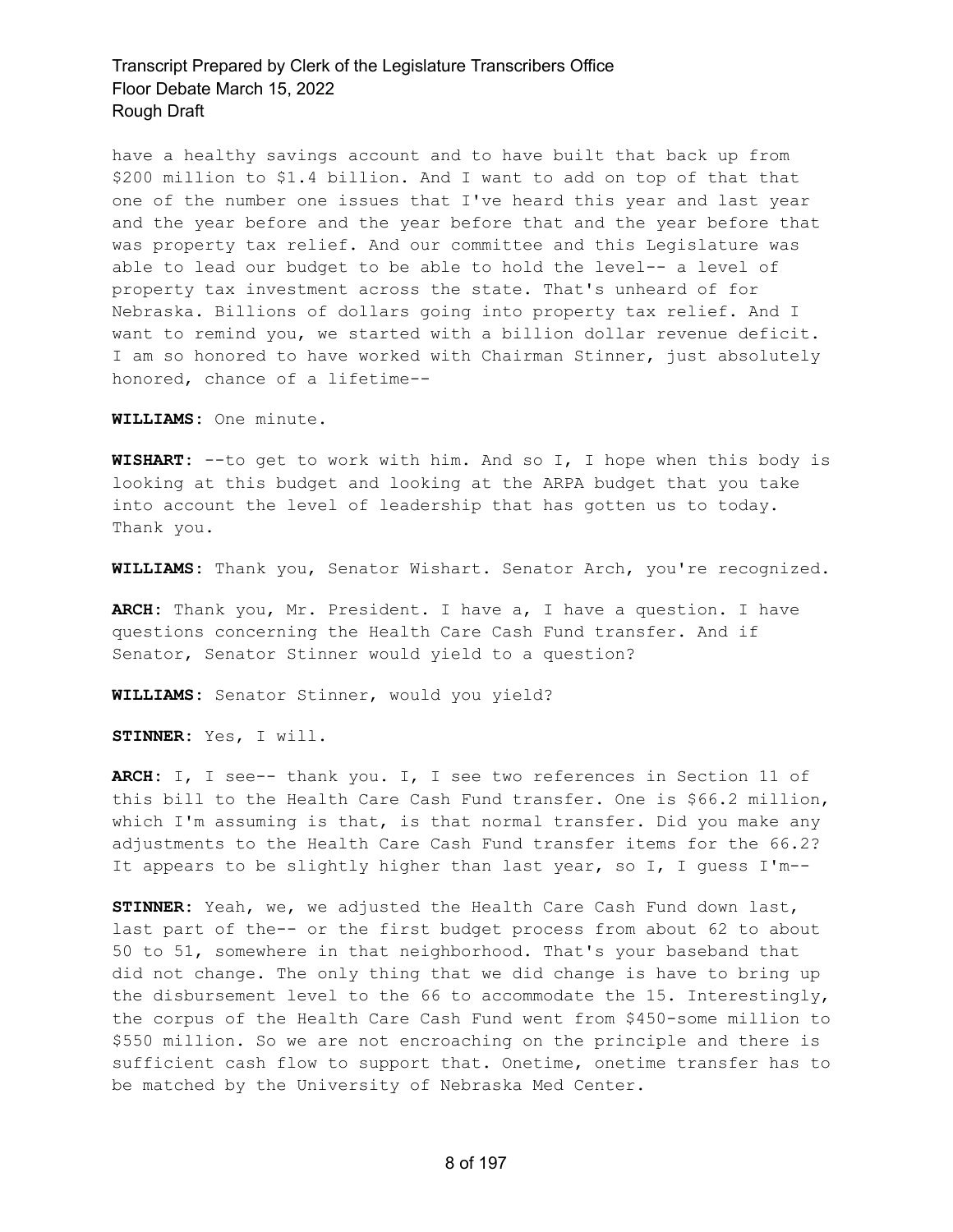have a healthy savings account and to have built that back up from $200 million to $1.4 billion. And I want to add on top of that that one of the number one issues that I've heard this year and last year and the year before and the year before that and the year before that was property tax relief. And our committee and this Legislature was able to lead our budget to be able to hold the level-- a level of property tax investment across the state. That's unheard of for Nebraska. Billions of dollars going into property tax relief. And I want to remind you, we started with a billion dollar revenue deficit. I am so honored to have worked with Chairman Stinner, just absolutely honored, chance of a lifetime--

**WILLIAMS:** One minute.

**WISHART:** --to get to work with him. And so I, I hope when this body is looking at this budget and looking at the ARPA budget that you take into account the level of leadership that has gotten us to today. Thank you.

**WILLIAMS:** Thank you, Senator Wishart. Senator Arch, you're recognized.

**ARCH:** Thank you, Mr. President. I have a, I have a question. I have questions concerning the Health Care Cash Fund transfer. And if Senator, Senator Stinner would yield to a question?

**WILLIAMS:** Senator Stinner, would you yield?

**STINNER:** Yes, I will.

**ARCH:** I, I see-- thank you. I, I see two references in Section 11 of this bill to the Health Care Cash Fund transfer. One is $66.2 million, which I'm assuming is that, is that normal transfer. Did you make any adjustments to the Health Care Cash Fund transfer items for the 66.2? It appears to be slightly higher than last year, so I, I guess I'm--

**STINNER:** Yeah, we, we adjusted the Health Care Cash Fund down last, last part of the-- or the first budget process from about 62 to about 50 to 51, somewhere in that neighborhood. That's your baseband that did not change. The only thing that we did change is have to bring up the disbursement level to the 66 to accommodate the 15. Interestingly, the corpus of the Health Care Cash Fund went from $450-some million to $550 million. So we are not encroaching on the principle and there is sufficient cash flow to support that. Onetime, onetime transfer has to be matched by the University of Nebraska Med Center.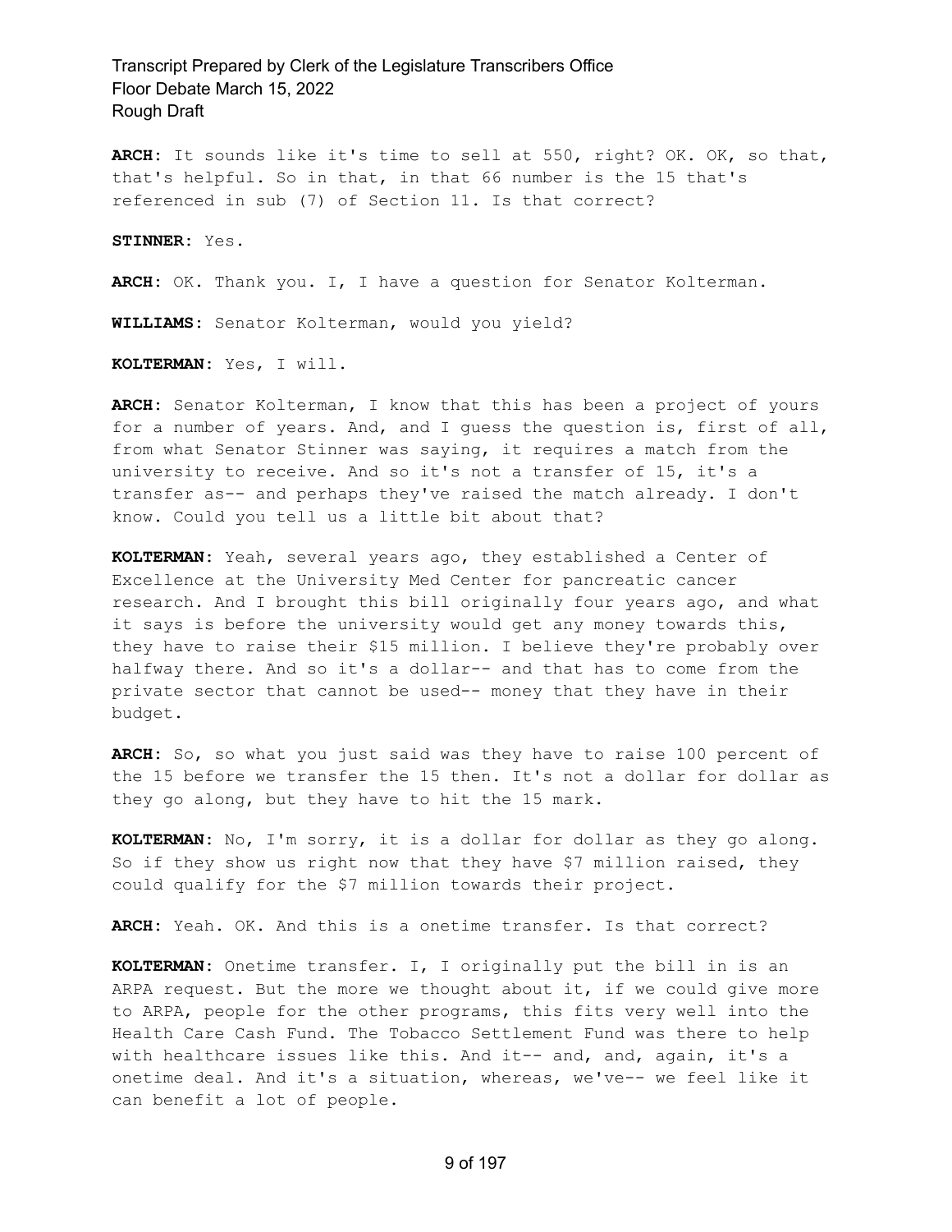**ARCH:** It sounds like it's time to sell at 550, right? OK. OK, so that, that's helpful. So in that, in that 66 number is the 15 that's referenced in sub (7) of Section 11. Is that correct?

**STINNER:** Yes.

**ARCH:** OK. Thank you. I, I have a question for Senator Kolterman.

**WILLIAMS:** Senator Kolterman, would you yield?

**KOLTERMAN:** Yes, I will.

**ARCH:** Senator Kolterman, I know that this has been a project of yours for a number of years. And, and I guess the question is, first of all, from what Senator Stinner was saying, it requires a match from the university to receive. And so it's not a transfer of 15, it's a transfer as-- and perhaps they've raised the match already. I don't know. Could you tell us a little bit about that?

**KOLTERMAN:** Yeah, several years ago, they established a Center of Excellence at the University Med Center for pancreatic cancer research. And I brought this bill originally four years ago, and what it says is before the university would get any money towards this, they have to raise their $15 million. I believe they're probably over halfway there. And so it's a dollar-- and that has to come from the private sector that cannot be used-- money that they have in their budget.

**ARCH:** So, so what you just said was they have to raise 100 percent of the 15 before we transfer the 15 then. It's not a dollar for dollar as they go along, but they have to hit the 15 mark.

**KOLTERMAN:** No, I'm sorry, it is a dollar for dollar as they go along. So if they show us right now that they have $7 million raised, they could qualify for the $7 million towards their project.

**ARCH:** Yeah. OK. And this is a onetime transfer. Is that correct?

**KOLTERMAN:** Onetime transfer. I, I originally put the bill in is an ARPA request. But the more we thought about it, if we could give more to ARPA, people for the other programs, this fits very well into the Health Care Cash Fund. The Tobacco Settlement Fund was there to help with healthcare issues like this. And it-- and, and, again, it's a onetime deal. And it's a situation, whereas, we've-- we feel like it can benefit a lot of people.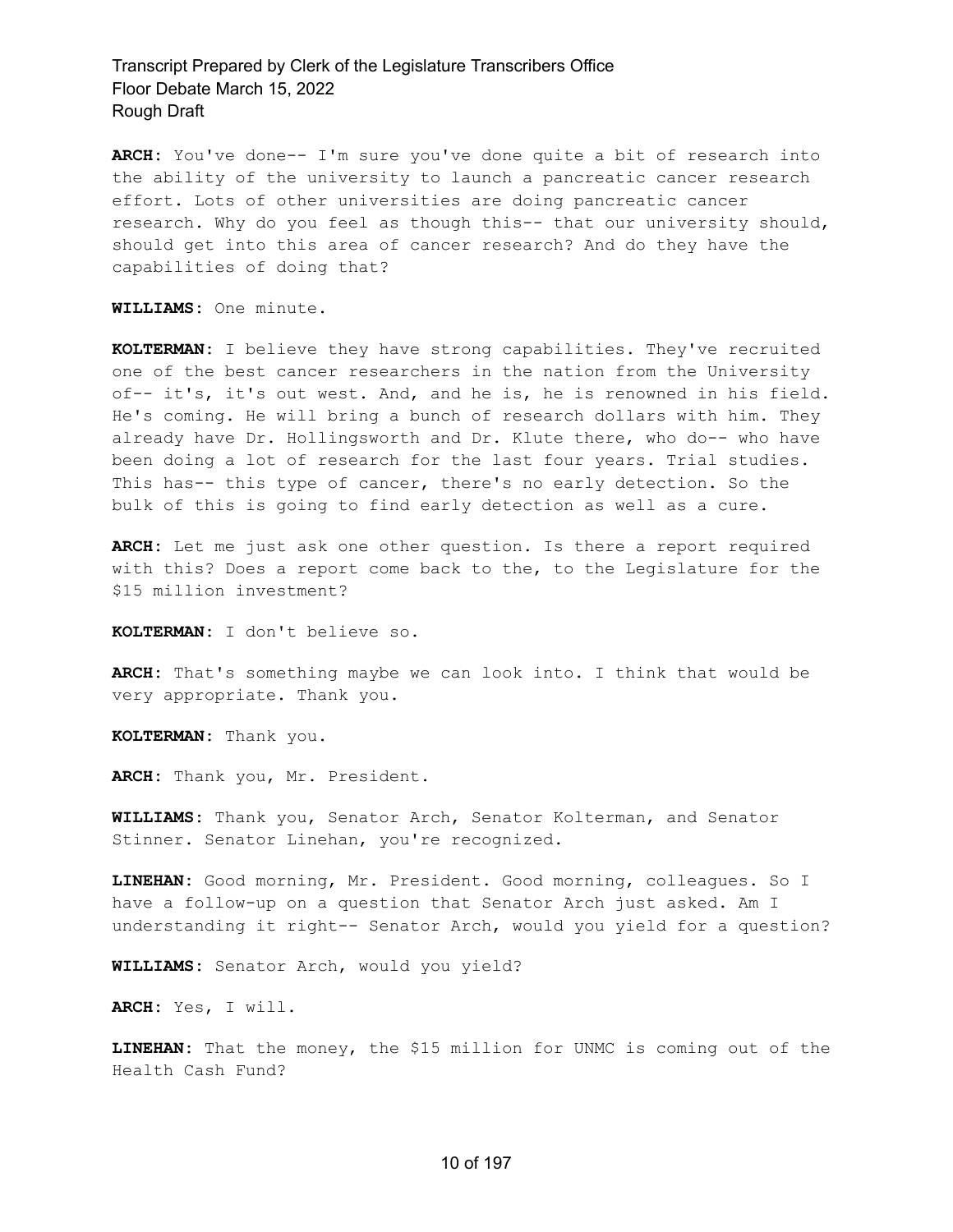**ARCH:** You've done-- I'm sure you've done quite a bit of research into the ability of the university to launch a pancreatic cancer research effort. Lots of other universities are doing pancreatic cancer research. Why do you feel as though this-- that our university should, should get into this area of cancer research? And do they have the capabilities of doing that?

**WILLIAMS:** One minute.

**KOLTERMAN:** I believe they have strong capabilities. They've recruited one of the best cancer researchers in the nation from the University of-- it's, it's out west. And, and he is, he is renowned in his field. He's coming. He will bring a bunch of research dollars with him. They already have Dr. Hollingsworth and Dr. Klute there, who do-- who have been doing a lot of research for the last four years. Trial studies. This has-- this type of cancer, there's no early detection. So the bulk of this is going to find early detection as well as a cure.

**ARCH:** Let me just ask one other question. Is there a report required with this? Does a report come back to the, to the Legislature for the $15 million investment?

**KOLTERMAN:** I don't believe so.

**ARCH:** That's something maybe we can look into. I think that would be very appropriate. Thank you.

**KOLTERMAN:** Thank you.

**ARCH:** Thank you, Mr. President.

**WILLIAMS:** Thank you, Senator Arch, Senator Kolterman, and Senator Stinner. Senator Linehan, you're recognized.

**LINEHAN:** Good morning, Mr. President. Good morning, colleagues. So I have a follow-up on a question that Senator Arch just asked. Am I understanding it right-- Senator Arch, would you yield for a question?

**WILLIAMS:** Senator Arch, would you yield?

**ARCH:** Yes, I will.

**LINEHAN:** That the money, the $15 million for UNMC is coming out of the Health Cash Fund?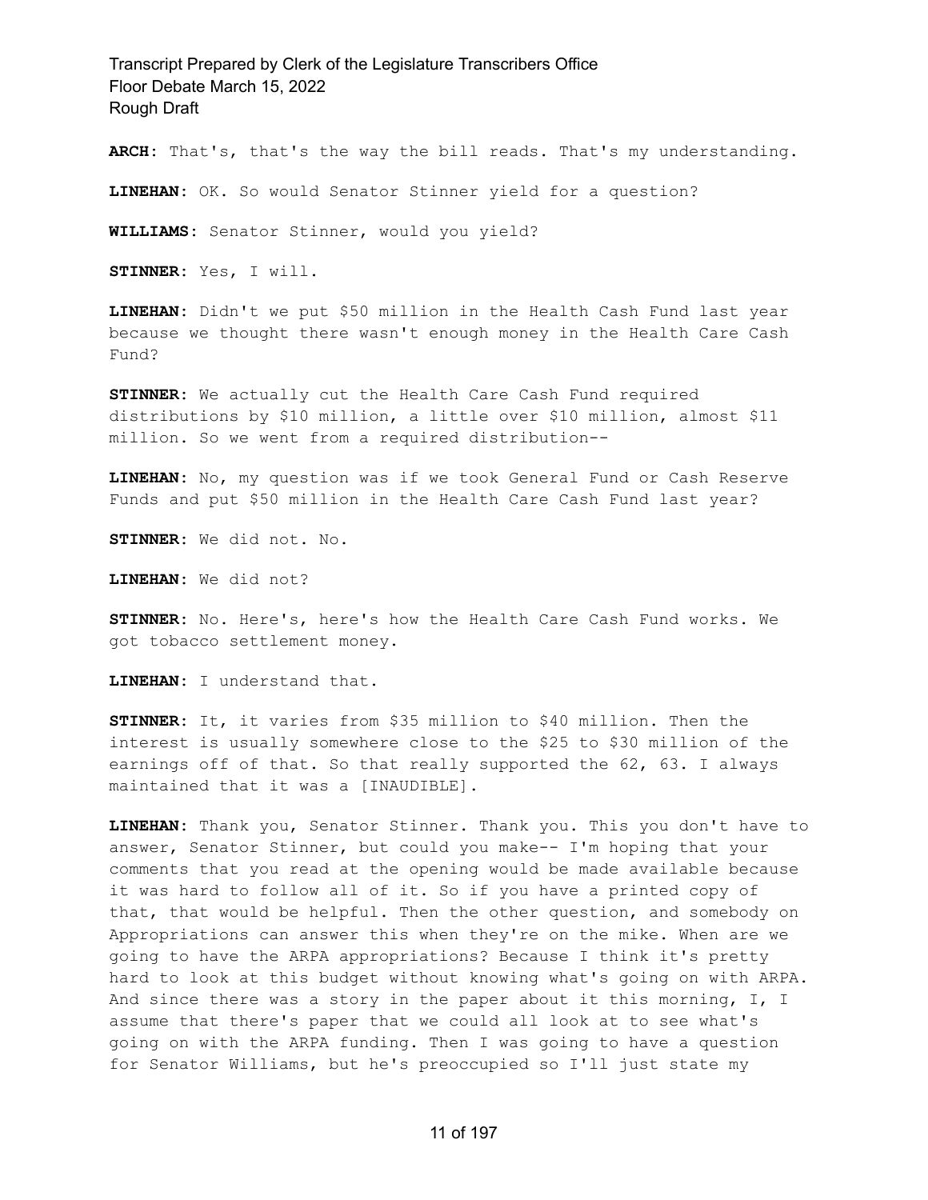**ARCH:** That's, that's the way the bill reads. That's my understanding.

**LINEHAN:** OK. So would Senator Stinner yield for a question?

**WILLIAMS:** Senator Stinner, would you yield?

**STINNER:** Yes, I will.

**LINEHAN:** Didn't we put $50 million in the Health Cash Fund last year because we thought there wasn't enough money in the Health Care Cash Fund?

**STINNER:** We actually cut the Health Care Cash Fund required distributions by $10 million, a little over $10 million, almost $11 million. So we went from a required distribution--

**LINEHAN:** No, my question was if we took General Fund or Cash Reserve Funds and put $50 million in the Health Care Cash Fund last year?

**STINNER:** We did not. No.

**LINEHAN:** We did not?

**STINNER:** No. Here's, here's how the Health Care Cash Fund works. We got tobacco settlement money.

**LINEHAN:** I understand that.

**STINNER:** It, it varies from $35 million to $40 million. Then the interest is usually somewhere close to the $25 to $30 million of the earnings off of that. So that really supported the 62, 63. I always maintained that it was a [INAUDIBLE].

**LINEHAN:** Thank you, Senator Stinner. Thank you. This you don't have to answer, Senator Stinner, but could you make-- I'm hoping that your comments that you read at the opening would be made available because it was hard to follow all of it. So if you have a printed copy of that, that would be helpful. Then the other question, and somebody on Appropriations can answer this when they're on the mike. When are we going to have the ARPA appropriations? Because I think it's pretty hard to look at this budget without knowing what's going on with ARPA. And since there was a story in the paper about it this morning, I, I assume that there's paper that we could all look at to see what's going on with the ARPA funding. Then I was going to have a question for Senator Williams, but he's preoccupied so I'll just state my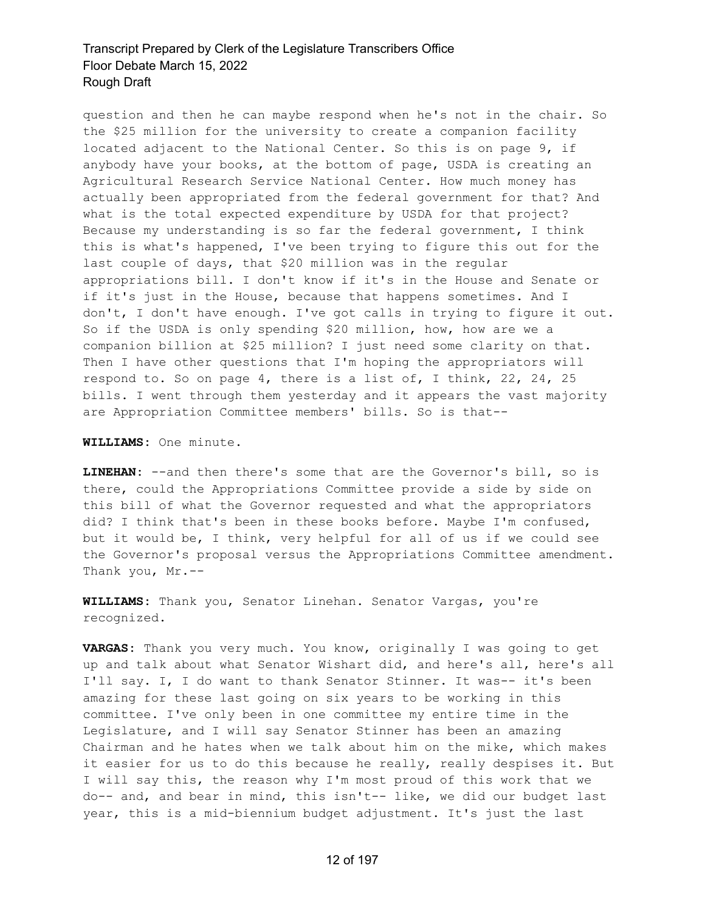question and then he can maybe respond when he's not in the chair. So the $25 million for the university to create a companion facility located adjacent to the National Center. So this is on page 9, if anybody have your books, at the bottom of page, USDA is creating an Agricultural Research Service National Center. How much money has actually been appropriated from the federal government for that? And what is the total expected expenditure by USDA for that project? Because my understanding is so far the federal government, I think this is what's happened, I've been trying to figure this out for the last couple of days, that $20 million was in the regular appropriations bill. I don't know if it's in the House and Senate or if it's just in the House, because that happens sometimes. And I don't, I don't have enough. I've got calls in trying to figure it out. So if the USDA is only spending $20 million, how, how are we a companion billion at $25 million? I just need some clarity on that. Then I have other questions that I'm hoping the appropriators will respond to. So on page 4, there is a list of, I think, 22, 24, 25 bills. I went through them yesterday and it appears the vast majority are Appropriation Committee members' bills. So is that--

**WILLIAMS:** One minute.

**LINEHAN:** --and then there's some that are the Governor's bill, so is there, could the Appropriations Committee provide a side by side on this bill of what the Governor requested and what the appropriators did? I think that's been in these books before. Maybe I'm confused, but it would be, I think, very helpful for all of us if we could see the Governor's proposal versus the Appropriations Committee amendment. Thank you, Mr.--

**WILLIAMS:** Thank you, Senator Linehan. Senator Vargas, you're recognized.

**VARGAS:** Thank you very much. You know, originally I was going to get up and talk about what Senator Wishart did, and here's all, here's all I'll say. I, I do want to thank Senator Stinner. It was-- it's been amazing for these last going on six years to be working in this committee. I've only been in one committee my entire time in the Legislature, and I will say Senator Stinner has been an amazing Chairman and he hates when we talk about him on the mike, which makes it easier for us to do this because he really, really despises it. But I will say this, the reason why I'm most proud of this work that we do-- and, and bear in mind, this isn't-- like, we did our budget last year, this is a mid-biennium budget adjustment. It's just the last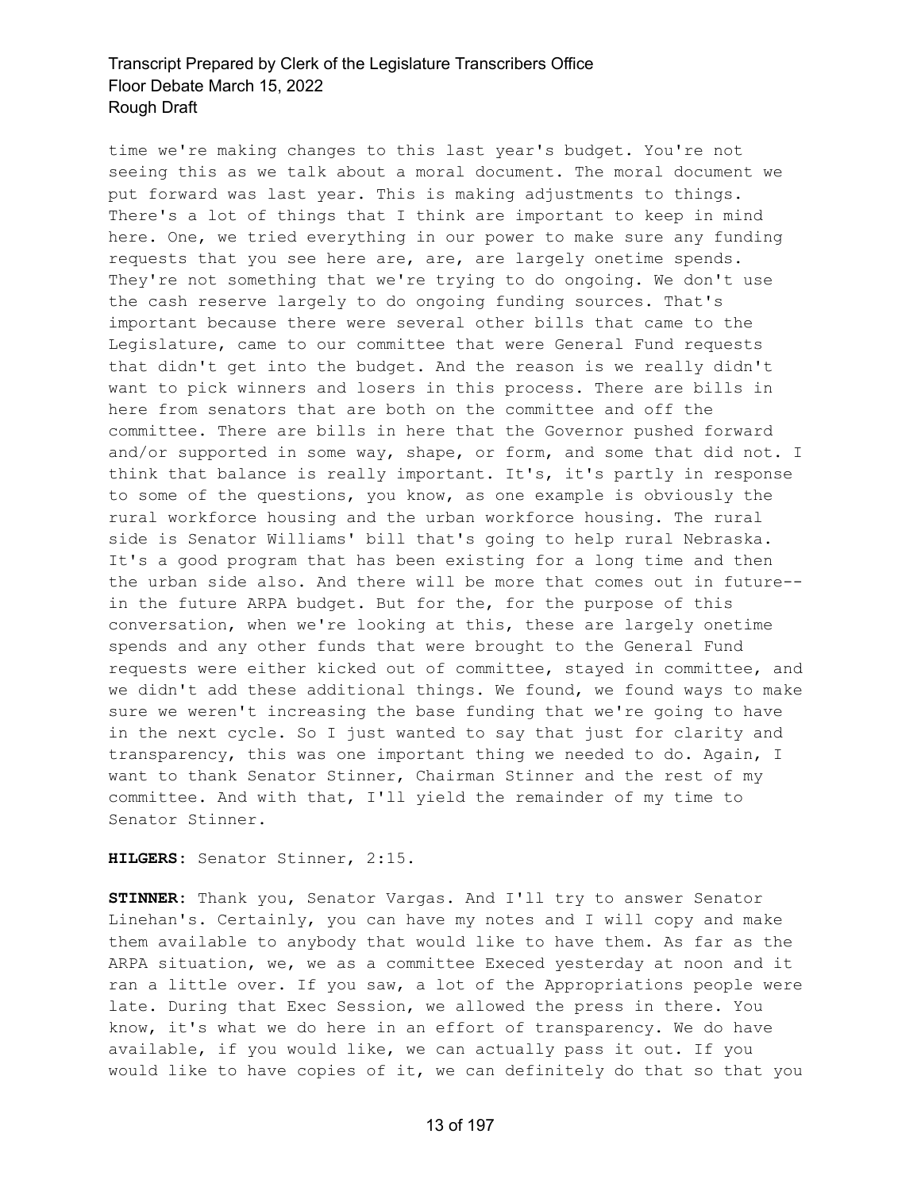time we're making changes to this last year's budget. You're not seeing this as we talk about a moral document. The moral document we put forward was last year. This is making adjustments to things. There's a lot of things that I think are important to keep in mind here. One, we tried everything in our power to make sure any funding requests that you see here are, are, are largely onetime spends. They're not something that we're trying to do ongoing. We don't use the cash reserve largely to do ongoing funding sources. That's important because there were several other bills that came to the Legislature, came to our committee that were General Fund requests that didn't get into the budget. And the reason is we really didn't want to pick winners and losers in this process. There are bills in here from senators that are both on the committee and off the committee. There are bills in here that the Governor pushed forward and/or supported in some way, shape, or form, and some that did not. I think that balance is really important. It's, it's partly in response to some of the questions, you know, as one example is obviously the rural workforce housing and the urban workforce housing. The rural side is Senator Williams' bill that's going to help rural Nebraska. It's a good program that has been existing for a long time and then the urban side also. And there will be more that comes out in future-- in the future ARPA budget. But for the, for the purpose of this conversation, when we're looking at this, these are largely onetime spends and any other funds that were brought to the General Fund requests were either kicked out of committee, stayed in committee, and we didn't add these additional things. We found, we found ways to make sure we weren't increasing the base funding that we're going to have in the next cycle. So I just wanted to say that just for clarity and transparency, this was one important thing we needed to do. Again, I want to thank Senator Stinner, Chairman Stinner and the rest of my committee. And with that, I'll yield the remainder of my time to Senator Stinner.

**HILGERS:** Senator Stinner, 2:15.

**STINNER:** Thank you, Senator Vargas. And I'll try to answer Senator Linehan's. Certainly, you can have my notes and I will copy and make them available to anybody that would like to have them. As far as the ARPA situation, we, we as a committee Execed yesterday at noon and it ran a little over. If you saw, a lot of the Appropriations people were late. During that Exec Session, we allowed the press in there. You know, it's what we do here in an effort of transparency. We do have available, if you would like, we can actually pass it out. If you would like to have copies of it, we can definitely do that so that you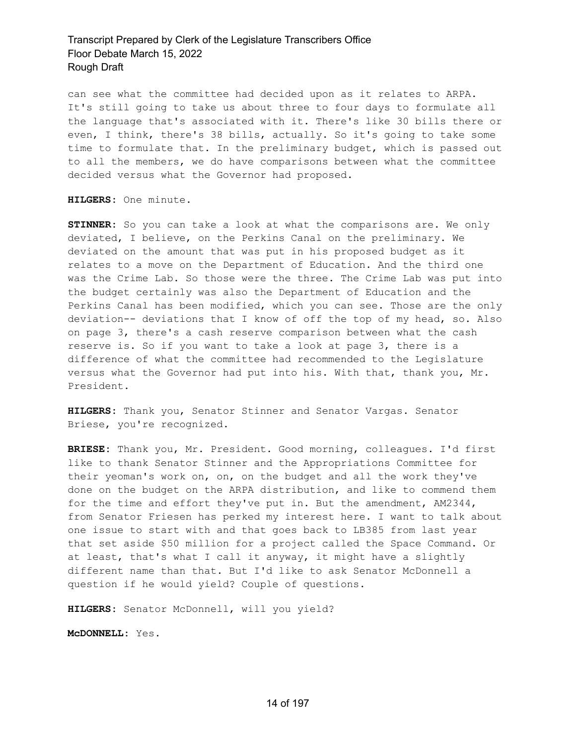can see what the committee had decided upon as it relates to ARPA. It's still going to take us about three to four days to formulate all the language that's associated with it. There's like 30 bills there or even, I think, there's 38 bills, actually. So it's going to take some time to formulate that. In the preliminary budget, which is passed out to all the members, we do have comparisons between what the committee decided versus what the Governor had proposed.

**HILGERS:** One minute.

**STINNER:** So you can take a look at what the comparisons are. We only deviated, I believe, on the Perkins Canal on the preliminary. We deviated on the amount that was put in his proposed budget as it relates to a move on the Department of Education. And the third one was the Crime Lab. So those were the three. The Crime Lab was put into the budget certainly was also the Department of Education and the Perkins Canal has been modified, which you can see. Those are the only deviation-- deviations that I know of off the top of my head, so. Also on page 3, there's a cash reserve comparison between what the cash reserve is. So if you want to take a look at page 3, there is a difference of what the committee had recommended to the Legislature versus what the Governor had put into his. With that, thank you, Mr. President.

**HILGERS:** Thank you, Senator Stinner and Senator Vargas. Senator Briese, you're recognized.

**BRIESE:** Thank you, Mr. President. Good morning, colleagues. I'd first like to thank Senator Stinner and the Appropriations Committee for their yeoman's work on, on, on the budget and all the work they've done on the budget on the ARPA distribution, and like to commend them for the time and effort they've put in. But the amendment, AM2344, from Senator Friesen has perked my interest here. I want to talk about one issue to start with and that goes back to LB385 from last year that set aside $50 million for a project called the Space Command. Or at least, that's what I call it anyway, it might have a slightly different name than that. But I'd like to ask Senator McDonnell a question if he would yield? Couple of questions.

**HILGERS:** Senator McDonnell, will you yield?

**McDONNELL:** Yes.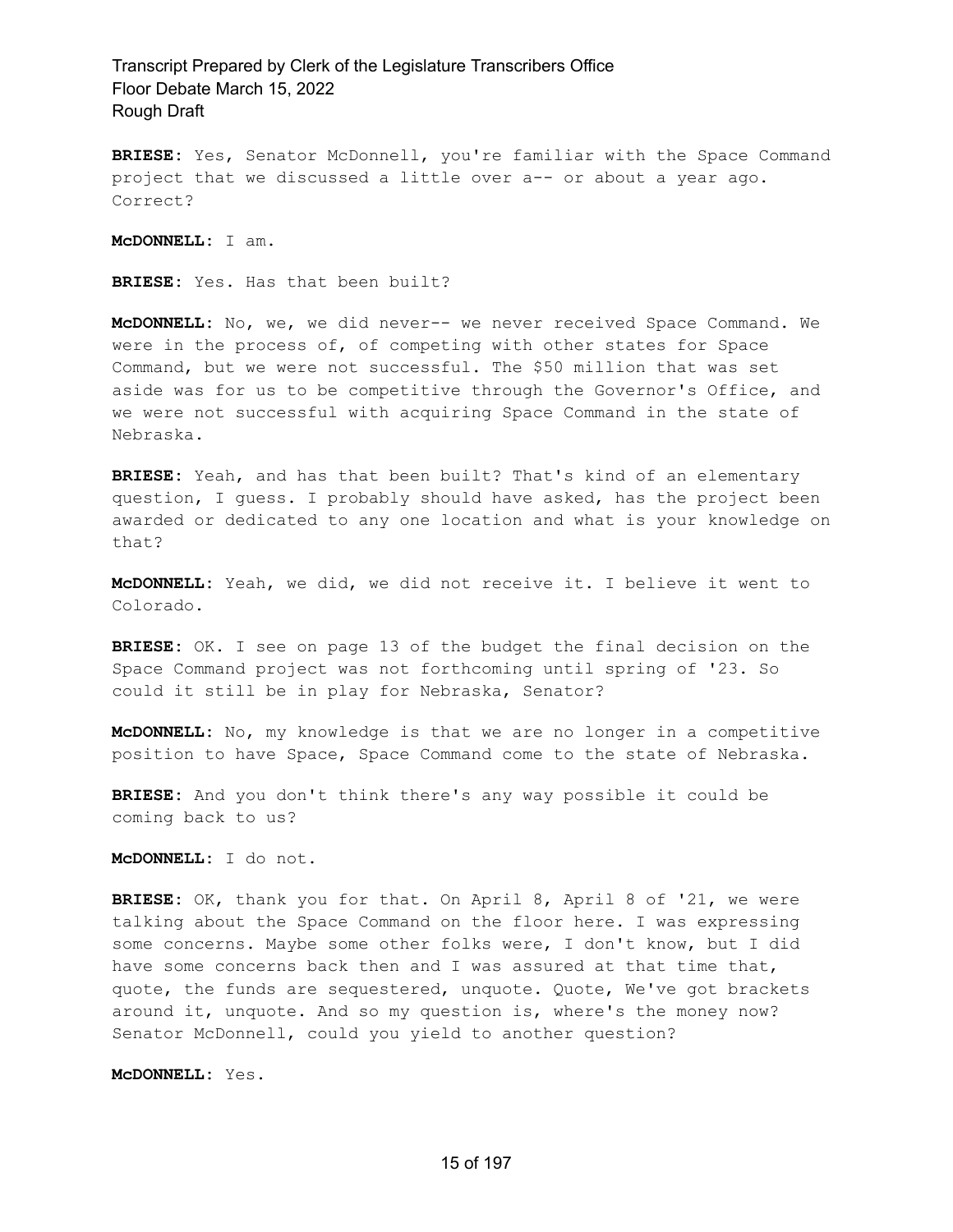**BRIESE:** Yes, Senator McDonnell, you're familiar with the Space Command project that we discussed a little over a-- or about a year ago. Correct?

**McDONNELL:** I am.

**BRIESE:** Yes. Has that been built?

**McDONNELL:** No, we, we did never-- we never received Space Command. We were in the process of, of competing with other states for Space Command, but we were not successful. The $50 million that was set aside was for us to be competitive through the Governor's Office, and we were not successful with acquiring Space Command in the state of Nebraska.

**BRIESE:** Yeah, and has that been built? That's kind of an elementary question, I guess. I probably should have asked, has the project been awarded or dedicated to any one location and what is your knowledge on that?

**McDONNELL:** Yeah, we did, we did not receive it. I believe it went to Colorado.

**BRIESE:** OK. I see on page 13 of the budget the final decision on the Space Command project was not forthcoming until spring of '23. So could it still be in play for Nebraska, Senator?

**McDONNELL:** No, my knowledge is that we are no longer in a competitive position to have Space, Space Command come to the state of Nebraska.

**BRIESE:** And you don't think there's any way possible it could be coming back to us?

**McDONNELL:** I do not.

**BRIESE:** OK, thank you for that. On April 8, April 8 of '21, we were talking about the Space Command on the floor here. I was expressing some concerns. Maybe some other folks were, I don't know, but I did have some concerns back then and I was assured at that time that, quote, the funds are sequestered, unquote. Quote, We've got brackets around it, unquote. And so my question is, where's the money now? Senator McDonnell, could you yield to another question?

**McDONNELL:** Yes.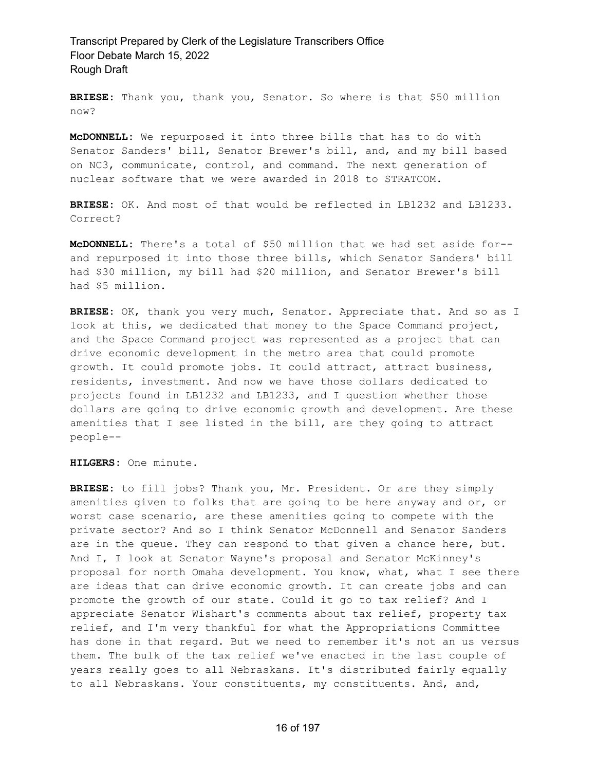**BRIESE:** Thank you, thank you, Senator. So where is that $50 million now?

**McDONNELL:** We repurposed it into three bills that has to do with Senator Sanders' bill, Senator Brewer's bill, and, and my bill based on NC3, communicate, control, and command. The next generation of nuclear software that we were awarded in 2018 to STRATCOM.

**BRIESE:** OK. And most of that would be reflected in LB1232 and LB1233. Correct?

**McDONNELL:** There's a total of $50 million that we had set aside for-- and repurposed it into those three bills, which Senator Sanders' bill had $30 million, my bill had $20 million, and Senator Brewer's bill had $5 million.

**BRIESE:** OK, thank you very much, Senator. Appreciate that. And so as I look at this, we dedicated that money to the Space Command project, and the Space Command project was represented as a project that can drive economic development in the metro area that could promote growth. It could promote jobs. It could attract, attract business, residents, investment. And now we have those dollars dedicated to projects found in LB1232 and LB1233, and I question whether those dollars are going to drive economic growth and development. Are these amenities that I see listed in the bill, are they going to attract people--

**HILGERS:** One minute.

**BRIESE:** to fill jobs? Thank you, Mr. President. Or are they simply amenities given to folks that are going to be here anyway and or, or worst case scenario, are these amenities going to compete with the private sector? And so I think Senator McDonnell and Senator Sanders are in the queue. They can respond to that given a chance here, but. And I, I look at Senator Wayne's proposal and Senator McKinney's proposal for north Omaha development. You know, what, what I see there are ideas that can drive economic growth. It can create jobs and can promote the growth of our state. Could it go to tax relief? And I appreciate Senator Wishart's comments about tax relief, property tax relief, and I'm very thankful for what the Appropriations Committee has done in that regard. But we need to remember it's not an us versus them. The bulk of the tax relief we've enacted in the last couple of years really goes to all Nebraskans. It's distributed fairly equally to all Nebraskans. Your constituents, my constituents. And, and,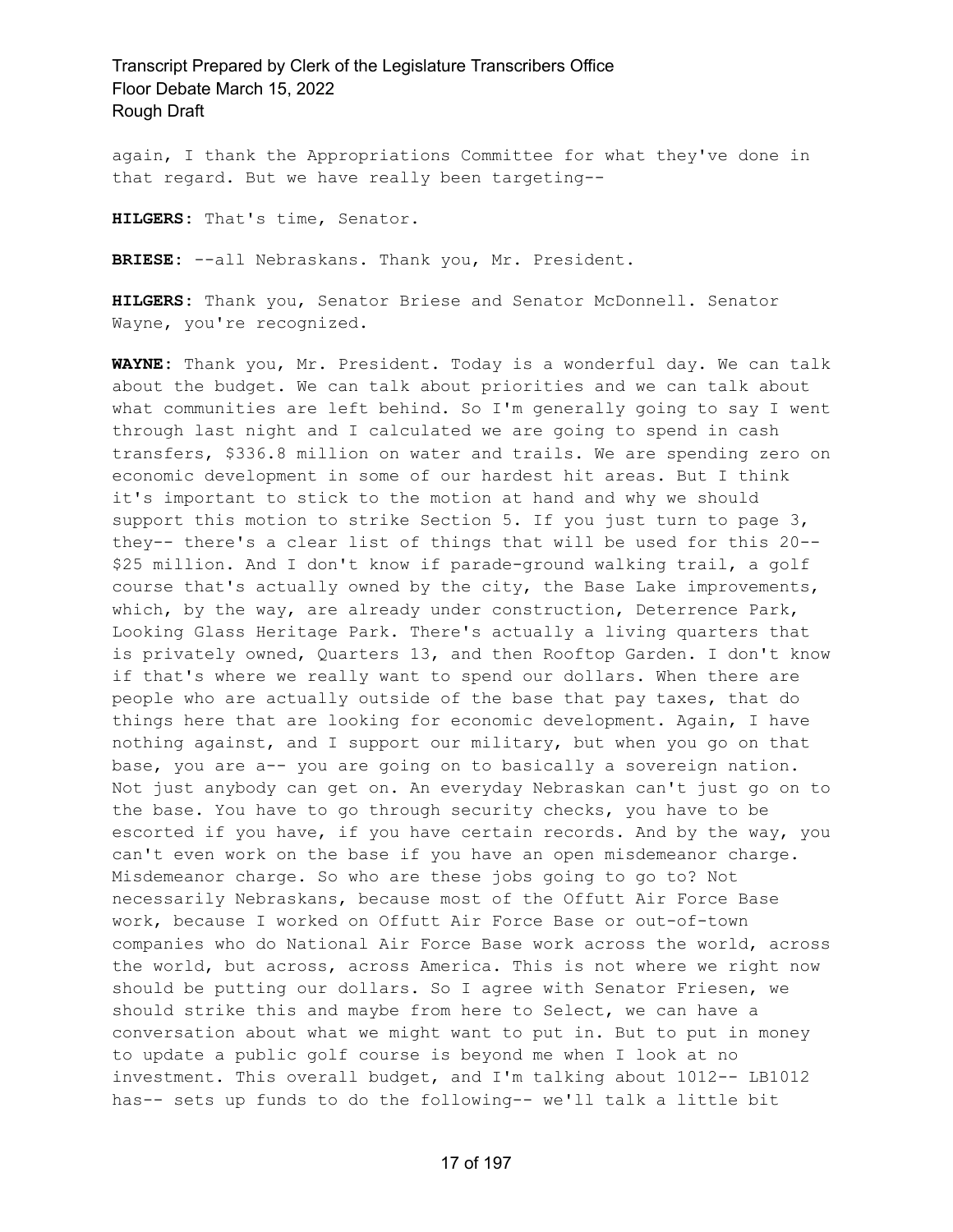again, I thank the Appropriations Committee for what they've done in that regard. But we have really been targeting--

**HILGERS:** That's time, Senator.

**BRIESE:** --all Nebraskans. Thank you, Mr. President.

**HILGERS:** Thank you, Senator Briese and Senator McDonnell. Senator Wayne, you're recognized.

**WAYNE:** Thank you, Mr. President. Today is a wonderful day. We can talk about the budget. We can talk about priorities and we can talk about what communities are left behind. So I'm generally going to say I went through last night and I calculated we are going to spend in cash transfers, $336.8 million on water and trails. We are spending zero on economic development in some of our hardest hit areas. But I think it's important to stick to the motion at hand and why we should support this motion to strike Section 5. If you just turn to page 3, they-- there's a clear list of things that will be used for this 20-- $25 million. And I don't know if parade-ground walking trail, a golf course that's actually owned by the city, the Base Lake improvements, which, by the way, are already under construction, Deterrence Park, Looking Glass Heritage Park. There's actually a living quarters that is privately owned, Quarters 13, and then Rooftop Garden. I don't know if that's where we really want to spend our dollars. When there are people who are actually outside of the base that pay taxes, that do things here that are looking for economic development. Again, I have nothing against, and I support our military, but when you go on that base, you are a-- you are going on to basically a sovereign nation. Not just anybody can get on. An everyday Nebraskan can't just go on to the base. You have to go through security checks, you have to be escorted if you have, if you have certain records. And by the way, you can't even work on the base if you have an open misdemeanor charge. Misdemeanor charge. So who are these jobs going to go to? Not necessarily Nebraskans, because most of the Offutt Air Force Base work, because I worked on Offutt Air Force Base or out-of-town companies who do National Air Force Base work across the world, across the world, but across, across America. This is not where we right now should be putting our dollars. So I agree with Senator Friesen, we should strike this and maybe from here to Select, we can have a conversation about what we might want to put in. But to put in money to update a public golf course is beyond me when I look at no investment. This overall budget, and I'm talking about 1012-- LB1012 has-- sets up funds to do the following-- we'll talk a little bit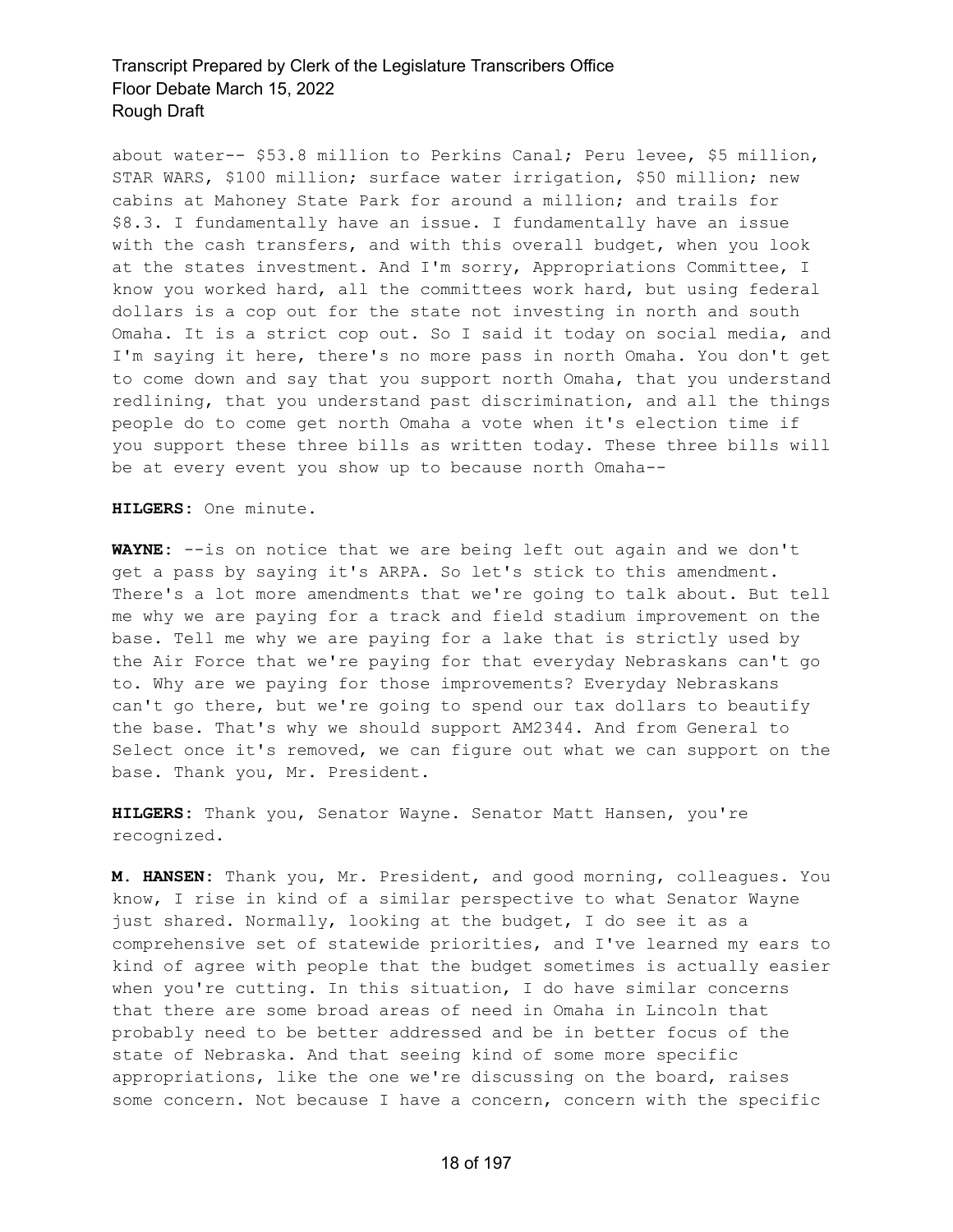about water-- $53.8 million to Perkins Canal; Peru levee, $5 million, STAR WARS, $100 million; surface water irrigation, $50 million; new cabins at Mahoney State Park for around a million; and trails for $8.3. I fundamentally have an issue. I fundamentally have an issue with the cash transfers, and with this overall budget, when you look at the states investment. And I'm sorry, Appropriations Committee, I know you worked hard, all the committees work hard, but using federal dollars is a cop out for the state not investing in north and south Omaha. It is a strict cop out. So I said it today on social media, and I'm saying it here, there's no more pass in north Omaha. You don't get to come down and say that you support north Omaha, that you understand redlining, that you understand past discrimination, and all the things people do to come get north Omaha a vote when it's election time if you support these three bills as written today. These three bills will be at every event you show up to because north Omaha--

**HILGERS:** One minute.

**WAYNE:** --is on notice that we are being left out again and we don't get a pass by saying it's ARPA. So let's stick to this amendment. There's a lot more amendments that we're going to talk about. But tell me why we are paying for a track and field stadium improvement on the base. Tell me why we are paying for a lake that is strictly used by the Air Force that we're paying for that everyday Nebraskans can't go to. Why are we paying for those improvements? Everyday Nebraskans can't go there, but we're going to spend our tax dollars to beautify the base. That's why we should support AM2344. And from General to Select once it's removed, we can figure out what we can support on the base. Thank you, Mr. President.

**HILGERS:** Thank you, Senator Wayne. Senator Matt Hansen, you're recognized.

**M. HANSEN:** Thank you, Mr. President, and good morning, colleagues. You know, I rise in kind of a similar perspective to what Senator Wayne just shared. Normally, looking at the budget, I do see it as a comprehensive set of statewide priorities, and I've learned my ears to kind of agree with people that the budget sometimes is actually easier when you're cutting. In this situation, I do have similar concerns that there are some broad areas of need in Omaha in Lincoln that probably need to be better addressed and be in better focus of the state of Nebraska. And that seeing kind of some more specific appropriations, like the one we're discussing on the board, raises some concern. Not because I have a concern, concern with the specific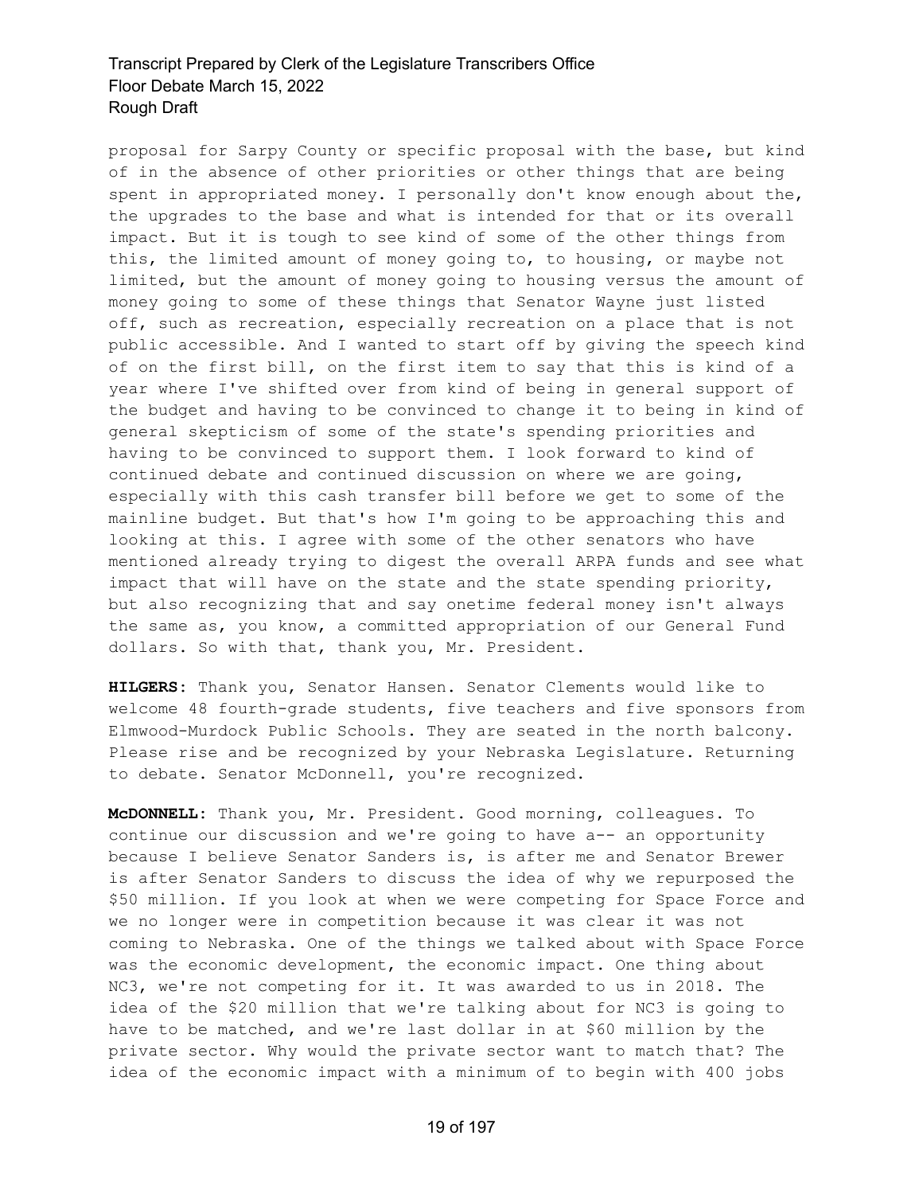proposal for Sarpy County or specific proposal with the base, but kind of in the absence of other priorities or other things that are being spent in appropriated money. I personally don't know enough about the, the upgrades to the base and what is intended for that or its overall impact. But it is tough to see kind of some of the other things from this, the limited amount of money going to, to housing, or maybe not limited, but the amount of money going to housing versus the amount of money going to some of these things that Senator Wayne just listed off, such as recreation, especially recreation on a place that is not public accessible. And I wanted to start off by giving the speech kind of on the first bill, on the first item to say that this is kind of a year where I've shifted over from kind of being in general support of the budget and having to be convinced to change it to being in kind of general skepticism of some of the state's spending priorities and having to be convinced to support them. I look forward to kind of continued debate and continued discussion on where we are going, especially with this cash transfer bill before we get to some of the mainline budget. But that's how I'm going to be approaching this and looking at this. I agree with some of the other senators who have mentioned already trying to digest the overall ARPA funds and see what impact that will have on the state and the state spending priority, but also recognizing that and say onetime federal money isn't always the same as, you know, a committed appropriation of our General Fund dollars. So with that, thank you, Mr. President.

**HILGERS:** Thank you, Senator Hansen. Senator Clements would like to welcome 48 fourth-grade students, five teachers and five sponsors from Elmwood-Murdock Public Schools. They are seated in the north balcony. Please rise and be recognized by your Nebraska Legislature. Returning to debate. Senator McDonnell, you're recognized.

**McDONNELL:** Thank you, Mr. President. Good morning, colleagues. To continue our discussion and we're going to have a-- an opportunity because I believe Senator Sanders is, is after me and Senator Brewer is after Senator Sanders to discuss the idea of why we repurposed the $50 million. If you look at when we were competing for Space Force and we no longer were in competition because it was clear it was not coming to Nebraska. One of the things we talked about with Space Force was the economic development, the economic impact. One thing about NC3, we're not competing for it. It was awarded to us in 2018. The idea of the $20 million that we're talking about for NC3 is going to have to be matched, and we're last dollar in at $60 million by the private sector. Why would the private sector want to match that? The idea of the economic impact with a minimum of to begin with 400 jobs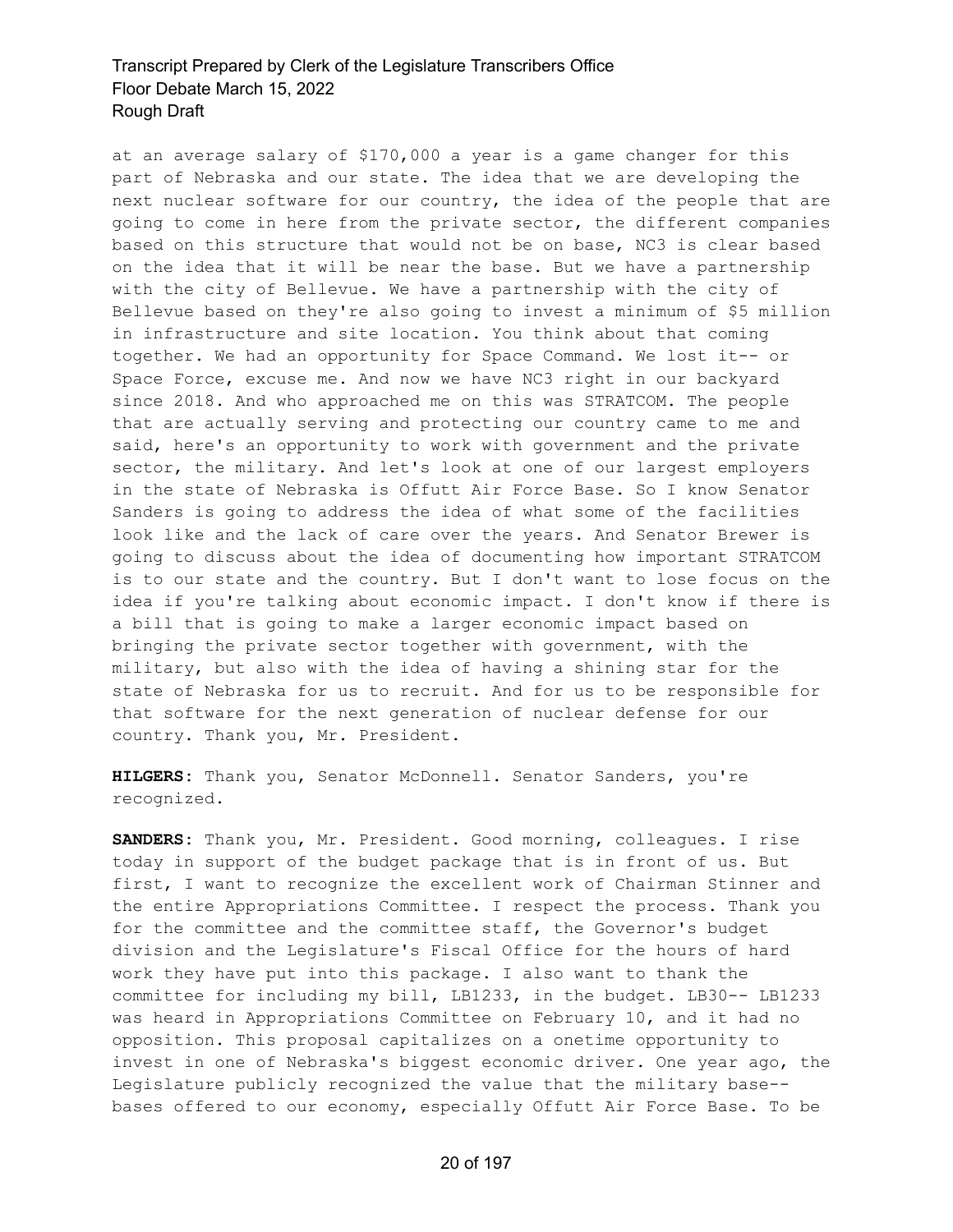at an average salary of $170,000 a year is a game changer for this part of Nebraska and our state. The idea that we are developing the next nuclear software for our country, the idea of the people that are going to come in here from the private sector, the different companies based on this structure that would not be on base, NC3 is clear based on the idea that it will be near the base. But we have a partnership with the city of Bellevue. We have a partnership with the city of Bellevue based on they're also going to invest a minimum of $5 million in infrastructure and site location. You think about that coming together. We had an opportunity for Space Command. We lost it-- or Space Force, excuse me. And now we have NC3 right in our backyard since 2018. And who approached me on this was STRATCOM. The people that are actually serving and protecting our country came to me and said, here's an opportunity to work with government and the private sector, the military. And let's look at one of our largest employers in the state of Nebraska is Offutt Air Force Base. So I know Senator Sanders is going to address the idea of what some of the facilities look like and the lack of care over the years. And Senator Brewer is going to discuss about the idea of documenting how important STRATCOM is to our state and the country. But I don't want to lose focus on the idea if you're talking about economic impact. I don't know if there is a bill that is going to make a larger economic impact based on bringing the private sector together with government, with the military, but also with the idea of having a shining star for the state of Nebraska for us to recruit. And for us to be responsible for that software for the next generation of nuclear defense for our country. Thank you, Mr. President.

**HILGERS:** Thank you, Senator McDonnell. Senator Sanders, you're recognized.

**SANDERS:** Thank you, Mr. President. Good morning, colleagues. I rise today in support of the budget package that is in front of us. But first, I want to recognize the excellent work of Chairman Stinner and the entire Appropriations Committee. I respect the process. Thank you for the committee and the committee staff, the Governor's budget division and the Legislature's Fiscal Office for the hours of hard work they have put into this package. I also want to thank the committee for including my bill, LB1233, in the budget. LB30-- LB1233 was heard in Appropriations Committee on February 10, and it had no opposition. This proposal capitalizes on a onetime opportunity to invest in one of Nebraska's biggest economic driver. One year ago, the Legislature publicly recognized the value that the military base-- bases offered to our economy, especially Offutt Air Force Base. To be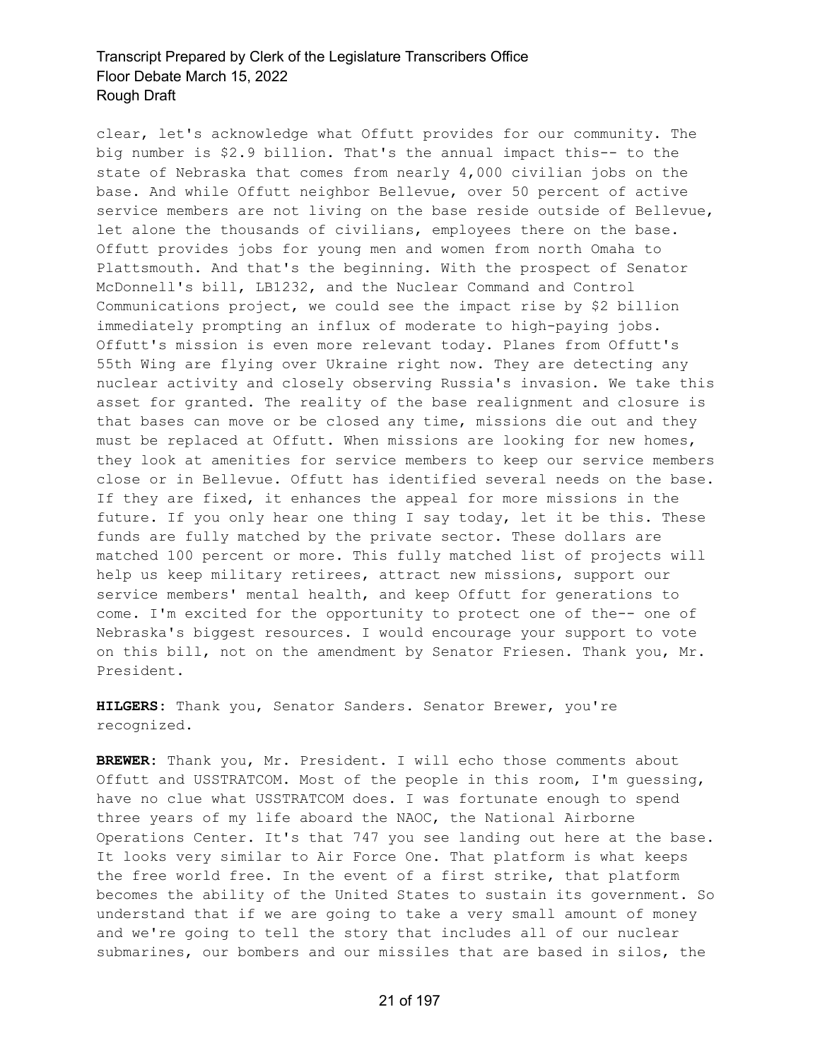clear, let's acknowledge what Offutt provides for our community. The big number is $2.9 billion. That's the annual impact this-- to the state of Nebraska that comes from nearly 4,000 civilian jobs on the base. And while Offutt neighbor Bellevue, over 50 percent of active service members are not living on the base reside outside of Bellevue, let alone the thousands of civilians, employees there on the base. Offutt provides jobs for young men and women from north Omaha to Plattsmouth. And that's the beginning. With the prospect of Senator McDonnell's bill, LB1232, and the Nuclear Command and Control Communications project, we could see the impact rise by $2 billion immediately prompting an influx of moderate to high-paying jobs. Offutt's mission is even more relevant today. Planes from Offutt's 55th Wing are flying over Ukraine right now. They are detecting any nuclear activity and closely observing Russia's invasion. We take this asset for granted. The reality of the base realignment and closure is that bases can move or be closed any time, missions die out and they must be replaced at Offutt. When missions are looking for new homes, they look at amenities for service members to keep our service members close or in Bellevue. Offutt has identified several needs on the base. If they are fixed, it enhances the appeal for more missions in the future. If you only hear one thing I say today, let it be this. These funds are fully matched by the private sector. These dollars are matched 100 percent or more. This fully matched list of projects will help us keep military retirees, attract new missions, support our service members' mental health, and keep Offutt for generations to come. I'm excited for the opportunity to protect one of the-- one of Nebraska's biggest resources. I would encourage your support to vote on this bill, not on the amendment by Senator Friesen. Thank you, Mr. President.

**HILGERS:** Thank you, Senator Sanders. Senator Brewer, you're recognized.

**BREWER:** Thank you, Mr. President. I will echo those comments about Offutt and USSTRATCOM. Most of the people in this room, I'm guessing, have no clue what USSTRATCOM does. I was fortunate enough to spend three years of my life aboard the NAOC, the National Airborne Operations Center. It's that 747 you see landing out here at the base. It looks very similar to Air Force One. That platform is what keeps the free world free. In the event of a first strike, that platform becomes the ability of the United States to sustain its government. So understand that if we are going to take a very small amount of money and we're going to tell the story that includes all of our nuclear submarines, our bombers and our missiles that are based in silos, the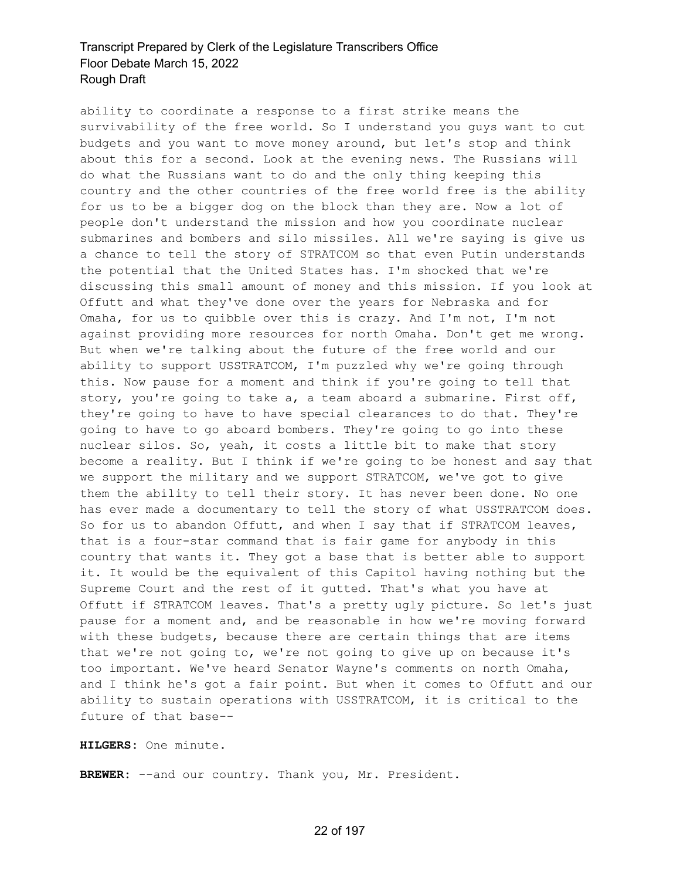ability to coordinate a response to a first strike means the survivability of the free world. So I understand you guys want to cut budgets and you want to move money around, but let's stop and think about this for a second. Look at the evening news. The Russians will do what the Russians want to do and the only thing keeping this country and the other countries of the free world free is the ability for us to be a bigger dog on the block than they are. Now a lot of people don't understand the mission and how you coordinate nuclear submarines and bombers and silo missiles. All we're saying is give us a chance to tell the story of STRATCOM so that even Putin understands the potential that the United States has. I'm shocked that we're discussing this small amount of money and this mission. If you look at Offutt and what they've done over the years for Nebraska and for Omaha, for us to quibble over this is crazy. And I'm not, I'm not against providing more resources for north Omaha. Don't get me wrong. But when we're talking about the future of the free world and our ability to support USSTRATCOM, I'm puzzled why we're going through this. Now pause for a moment and think if you're going to tell that story, you're going to take a, a team aboard a submarine. First off, they're going to have to have special clearances to do that. They're going to have to go aboard bombers. They're going to go into these nuclear silos. So, yeah, it costs a little bit to make that story become a reality. But I think if we're going to be honest and say that we support the military and we support STRATCOM, we've got to give them the ability to tell their story. It has never been done. No one has ever made a documentary to tell the story of what USSTRATCOM does. So for us to abandon Offutt, and when I say that if STRATCOM leaves, that is a four-star command that is fair game for anybody in this country that wants it. They got a base that is better able to support it. It would be the equivalent of this Capitol having nothing but the Supreme Court and the rest of it gutted. That's what you have at Offutt if STRATCOM leaves. That's a pretty ugly picture. So let's just pause for a moment and, and be reasonable in how we're moving forward with these budgets, because there are certain things that are items that we're not going to, we're not going to give up on because it's too important. We've heard Senator Wayne's comments on north Omaha, and I think he's got a fair point. But when it comes to Offutt and our ability to sustain operations with USSTRATCOM, it is critical to the future of that base--

**HILGERS:** One minute.

**BREWER:** --and our country. Thank you, Mr. President.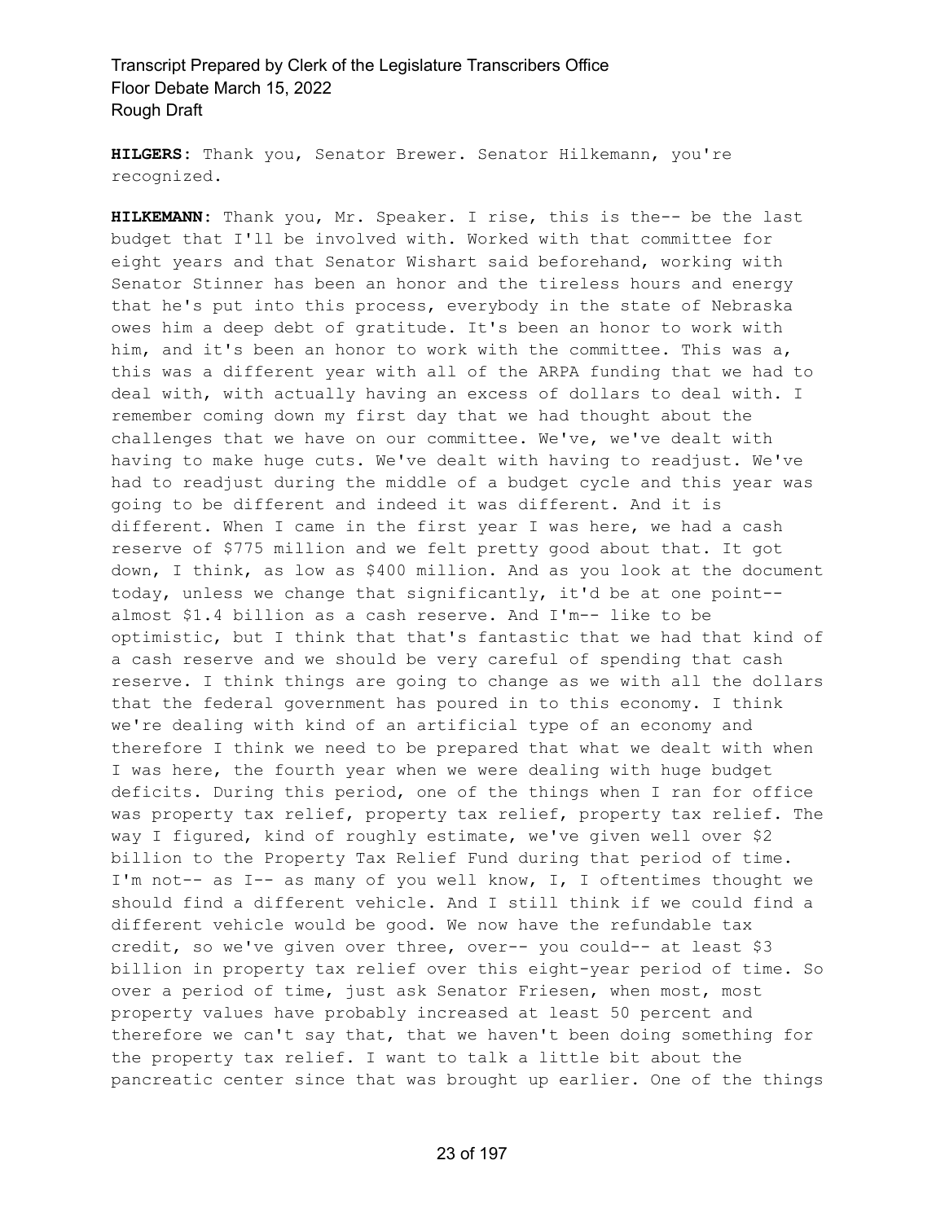**HILGERS:** Thank you, Senator Brewer. Senator Hilkemann, you're recognized.

**HILKEMANN:** Thank you, Mr. Speaker. I rise, this is the-- be the last budget that I'll be involved with. Worked with that committee for eight years and that Senator Wishart said beforehand, working with Senator Stinner has been an honor and the tireless hours and energy that he's put into this process, everybody in the state of Nebraska owes him a deep debt of gratitude. It's been an honor to work with him, and it's been an honor to work with the committee. This was a, this was a different year with all of the ARPA funding that we had to deal with, with actually having an excess of dollars to deal with. I remember coming down my first day that we had thought about the challenges that we have on our committee. We've, we've dealt with having to make huge cuts. We've dealt with having to readjust. We've had to readjust during the middle of a budget cycle and this year was going to be different and indeed it was different. And it is different. When I came in the first year I was here, we had a cash reserve of $775 million and we felt pretty good about that. It got down, I think, as low as $400 million. And as you look at the document today, unless we change that significantly, it'd be at one point-- almost $1.4 billion as a cash reserve. And I'm-- like to be optimistic, but I think that that's fantastic that we had that kind of a cash reserve and we should be very careful of spending that cash reserve. I think things are going to change as we with all the dollars that the federal government has poured in to this economy. I think we're dealing with kind of an artificial type of an economy and therefore I think we need to be prepared that what we dealt with when I was here, the fourth year when we were dealing with huge budget deficits. During this period, one of the things when I ran for office was property tax relief, property tax relief, property tax relief. The way I figured, kind of roughly estimate, we've given well over $2 billion to the Property Tax Relief Fund during that period of time. I'm not-- as I-- as many of you well know, I, I oftentimes thought we should find a different vehicle. And I still think if we could find a different vehicle would be good. We now have the refundable tax credit, so we've given over three, over-- you could-- at least $3 billion in property tax relief over this eight-year period of time. So over a period of time, just ask Senator Friesen, when most, most property values have probably increased at least 50 percent and therefore we can't say that, that we haven't been doing something for the property tax relief. I want to talk a little bit about the pancreatic center since that was brought up earlier. One of the things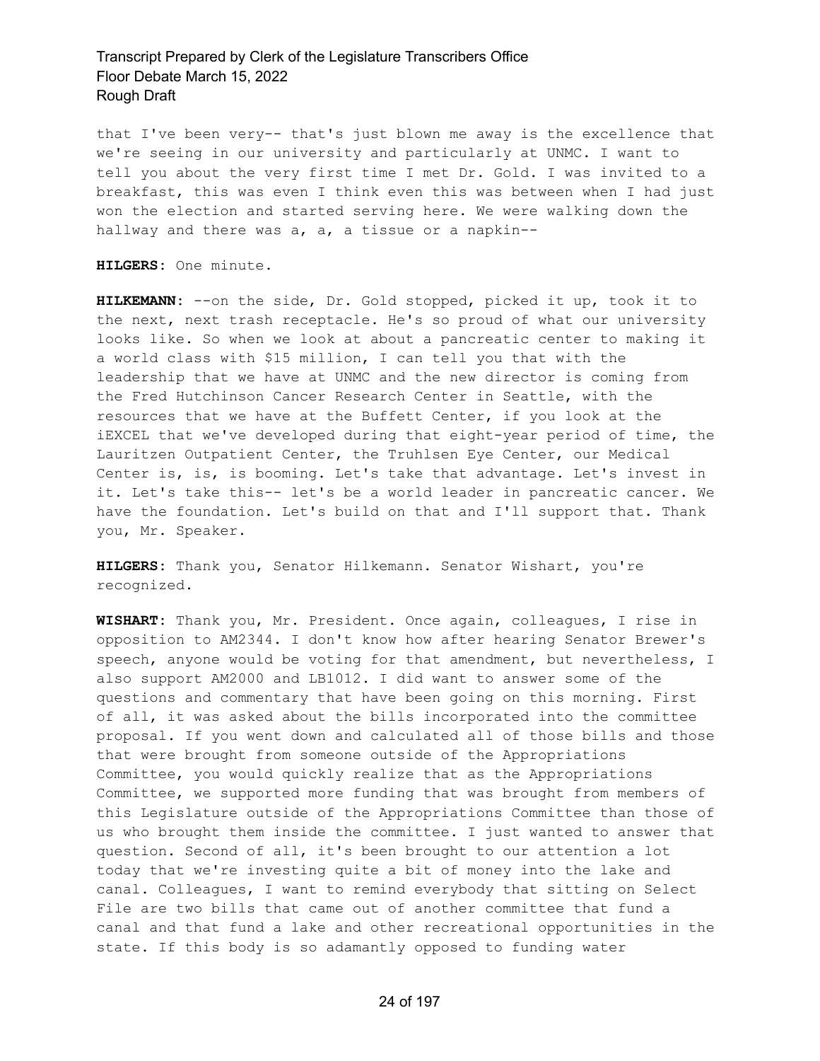that I've been very-- that's just blown me away is the excellence that we're seeing in our university and particularly at UNMC. I want to tell you about the very first time I met Dr. Gold. I was invited to a breakfast, this was even I think even this was between when I had just won the election and started serving here. We were walking down the hallway and there was a, a, a tissue or a napkin--

**HILGERS:** One minute.

**HILKEMANN:** --on the side, Dr. Gold stopped, picked it up, took it to the next, next trash receptacle. He's so proud of what our university looks like. So when we look at about a pancreatic center to making it a world class with $15 million, I can tell you that with the leadership that we have at UNMC and the new director is coming from the Fred Hutchinson Cancer Research Center in Seattle, with the resources that we have at the Buffett Center, if you look at the iEXCEL that we've developed during that eight-year period of time, the Lauritzen Outpatient Center, the Truhlsen Eye Center, our Medical Center is, is, is booming. Let's take that advantage. Let's invest in it. Let's take this-- let's be a world leader in pancreatic cancer. We have the foundation. Let's build on that and I'll support that. Thank you, Mr. Speaker.

**HILGERS:** Thank you, Senator Hilkemann. Senator Wishart, you're recognized.

**WISHART:** Thank you, Mr. President. Once again, colleagues, I rise in opposition to AM2344. I don't know how after hearing Senator Brewer's speech, anyone would be voting for that amendment, but nevertheless, I also support AM2000 and LB1012. I did want to answer some of the questions and commentary that have been going on this morning. First of all, it was asked about the bills incorporated into the committee proposal. If you went down and calculated all of those bills and those that were brought from someone outside of the Appropriations Committee, you would quickly realize that as the Appropriations Committee, we supported more funding that was brought from members of this Legislature outside of the Appropriations Committee than those of us who brought them inside the committee. I just wanted to answer that question. Second of all, it's been brought to our attention a lot today that we're investing quite a bit of money into the lake and canal. Colleagues, I want to remind everybody that sitting on Select File are two bills that came out of another committee that fund a canal and that fund a lake and other recreational opportunities in the state. If this body is so adamantly opposed to funding water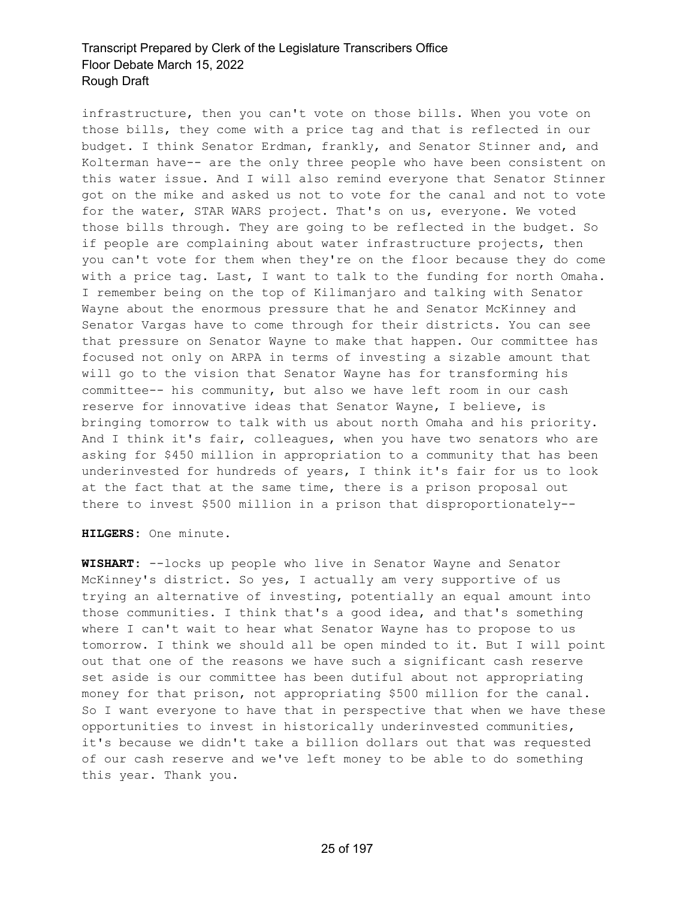infrastructure, then you can't vote on those bills. When you vote on those bills, they come with a price tag and that is reflected in our budget. I think Senator Erdman, frankly, and Senator Stinner and, and Kolterman have-- are the only three people who have been consistent on this water issue. And I will also remind everyone that Senator Stinner got on the mike and asked us not to vote for the canal and not to vote for the water, STAR WARS project. That's on us, everyone. We voted those bills through. They are going to be reflected in the budget. So if people are complaining about water infrastructure projects, then you can't vote for them when they're on the floor because they do come with a price tag. Last, I want to talk to the funding for north Omaha. I remember being on the top of Kilimanjaro and talking with Senator Wayne about the enormous pressure that he and Senator McKinney and Senator Vargas have to come through for their districts. You can see that pressure on Senator Wayne to make that happen. Our committee has focused not only on ARPA in terms of investing a sizable amount that will go to the vision that Senator Wayne has for transforming his committee-- his community, but also we have left room in our cash reserve for innovative ideas that Senator Wayne, I believe, is bringing tomorrow to talk with us about north Omaha and his priority. And I think it's fair, colleagues, when you have two senators who are asking for $450 million in appropriation to a community that has been underinvested for hundreds of years, I think it's fair for us to look at the fact that at the same time, there is a prison proposal out there to invest $500 million in a prison that disproportionately--

**HILGERS:** One minute.

**WISHART:** --locks up people who live in Senator Wayne and Senator McKinney's district. So yes, I actually am very supportive of us trying an alternative of investing, potentially an equal amount into those communities. I think that's a good idea, and that's something where I can't wait to hear what Senator Wayne has to propose to us tomorrow. I think we should all be open minded to it. But I will point out that one of the reasons we have such a significant cash reserve set aside is our committee has been dutiful about not appropriating money for that prison, not appropriating $500 million for the canal. So I want everyone to have that in perspective that when we have these opportunities to invest in historically underinvested communities, it's because we didn't take a billion dollars out that was requested of our cash reserve and we've left money to be able to do something this year. Thank you.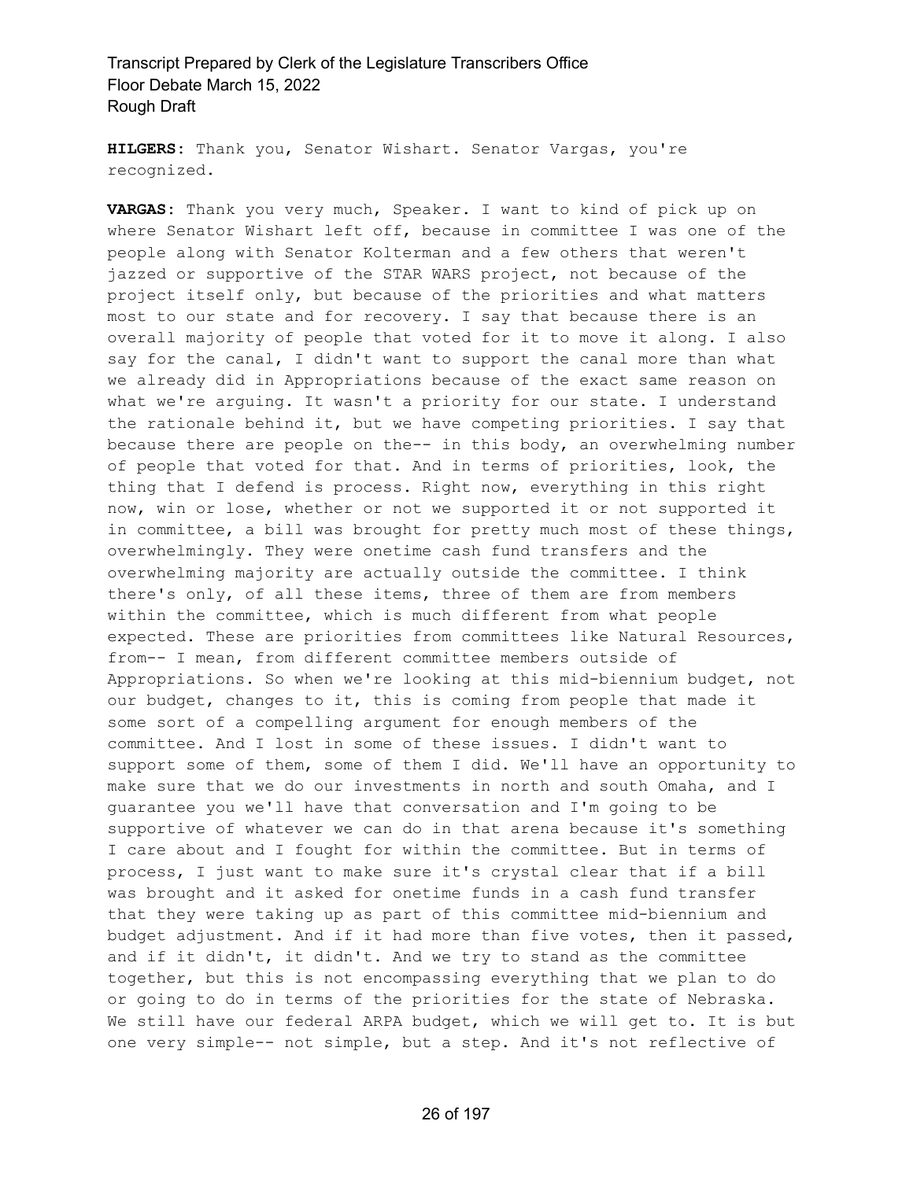**HILGERS:** Thank you, Senator Wishart. Senator Vargas, you're recognized.

**VARGAS:** Thank you very much, Speaker. I want to kind of pick up on where Senator Wishart left off, because in committee I was one of the people along with Senator Kolterman and a few others that weren't jazzed or supportive of the STAR WARS project, not because of the project itself only, but because of the priorities and what matters most to our state and for recovery. I say that because there is an overall majority of people that voted for it to move it along. I also say for the canal, I didn't want to support the canal more than what we already did in Appropriations because of the exact same reason on what we're arguing. It wasn't a priority for our state. I understand the rationale behind it, but we have competing priorities. I say that because there are people on the-- in this body, an overwhelming number of people that voted for that. And in terms of priorities, look, the thing that I defend is process. Right now, everything in this right now, win or lose, whether or not we supported it or not supported it in committee, a bill was brought for pretty much most of these things, overwhelmingly. They were onetime cash fund transfers and the overwhelming majority are actually outside the committee. I think there's only, of all these items, three of them are from members within the committee, which is much different from what people expected. These are priorities from committees like Natural Resources, from-- I mean, from different committee members outside of Appropriations. So when we're looking at this mid-biennium budget, not our budget, changes to it, this is coming from people that made it some sort of a compelling argument for enough members of the committee. And I lost in some of these issues. I didn't want to support some of them, some of them I did. We'll have an opportunity to make sure that we do our investments in north and south Omaha, and I guarantee you we'll have that conversation and I'm going to be supportive of whatever we can do in that arena because it's something I care about and I fought for within the committee. But in terms of process, I just want to make sure it's crystal clear that if a bill was brought and it asked for onetime funds in a cash fund transfer that they were taking up as part of this committee mid-biennium and budget adjustment. And if it had more than five votes, then it passed, and if it didn't, it didn't. And we try to stand as the committee together, but this is not encompassing everything that we plan to do or going to do in terms of the priorities for the state of Nebraska. We still have our federal ARPA budget, which we will get to. It is but one very simple-- not simple, but a step. And it's not reflective of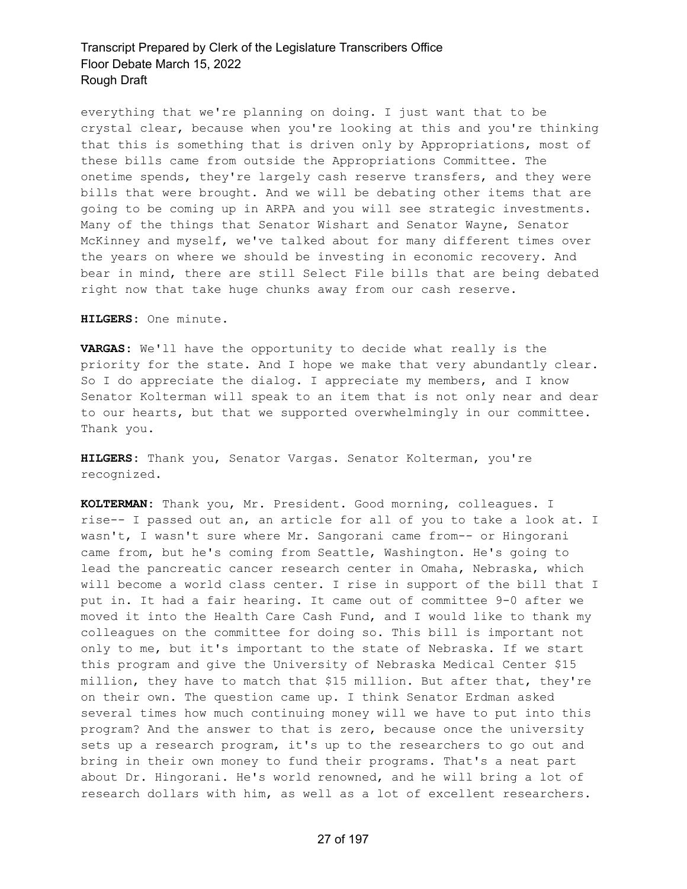everything that we're planning on doing. I just want that to be crystal clear, because when you're looking at this and you're thinking that this is something that is driven only by Appropriations, most of these bills came from outside the Appropriations Committee. The onetime spends, they're largely cash reserve transfers, and they were bills that were brought. And we will be debating other items that are going to be coming up in ARPA and you will see strategic investments. Many of the things that Senator Wishart and Senator Wayne, Senator McKinney and myself, we've talked about for many different times over the years on where we should be investing in economic recovery. And bear in mind, there are still Select File bills that are being debated right now that take huge chunks away from our cash reserve.

**HILGERS:** One minute.

**VARGAS:** We'll have the opportunity to decide what really is the priority for the state. And I hope we make that very abundantly clear. So I do appreciate the dialog. I appreciate my members, and I know Senator Kolterman will speak to an item that is not only near and dear to our hearts, but that we supported overwhelmingly in our committee. Thank you.

**HILGERS:** Thank you, Senator Vargas. Senator Kolterman, you're recognized.

**KOLTERMAN:** Thank you, Mr. President. Good morning, colleagues. I rise-- I passed out an, an article for all of you to take a look at. I wasn't, I wasn't sure where Mr. Sangorani came from-- or Hingorani came from, but he's coming from Seattle, Washington. He's going to lead the pancreatic cancer research center in Omaha, Nebraska, which will become a world class center. I rise in support of the bill that I put in. It had a fair hearing. It came out of committee 9-0 after we moved it into the Health Care Cash Fund, and I would like to thank my colleagues on the committee for doing so. This bill is important not only to me, but it's important to the state of Nebraska. If we start this program and give the University of Nebraska Medical Center $15 million, they have to match that $15 million. But after that, they're on their own. The question came up. I think Senator Erdman asked several times how much continuing money will we have to put into this program? And the answer to that is zero, because once the university sets up a research program, it's up to the researchers to go out and bring in their own money to fund their programs. That's a neat part about Dr. Hingorani. He's world renowned, and he will bring a lot of research dollars with him, as well as a lot of excellent researchers.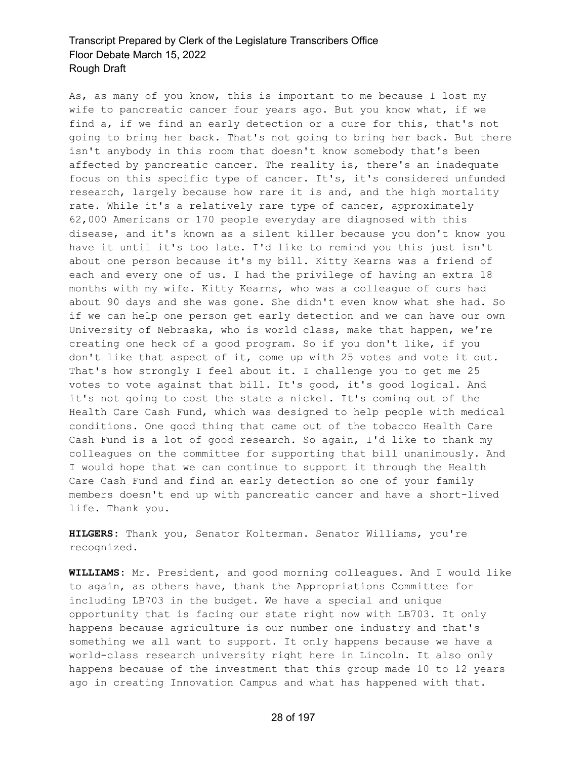As, as many of you know, this is important to me because I lost my wife to pancreatic cancer four years ago. But you know what, if we find a, if we find an early detection or a cure for this, that's not going to bring her back. That's not going to bring her back. But there isn't anybody in this room that doesn't know somebody that's been affected by pancreatic cancer. The reality is, there's an inadequate focus on this specific type of cancer. It's, it's considered unfunded research, largely because how rare it is and, and the high mortality rate. While it's a relatively rare type of cancer, approximately 62,000 Americans or 170 people everyday are diagnosed with this disease, and it's known as a silent killer because you don't know you have it until it's too late. I'd like to remind you this just isn't about one person because it's my bill. Kitty Kearns was a friend of each and every one of us. I had the privilege of having an extra 18 months with my wife. Kitty Kearns, who was a colleague of ours had about 90 days and she was gone. She didn't even know what she had. So if we can help one person get early detection and we can have our own University of Nebraska, who is world class, make that happen, we're creating one heck of a good program. So if you don't like, if you don't like that aspect of it, come up with 25 votes and vote it out. That's how strongly I feel about it. I challenge you to get me 25 votes to vote against that bill. It's good, it's good logical. And it's not going to cost the state a nickel. It's coming out of the Health Care Cash Fund, which was designed to help people with medical conditions. One good thing that came out of the tobacco Health Care Cash Fund is a lot of good research. So again, I'd like to thank my colleagues on the committee for supporting that bill unanimously. And I would hope that we can continue to support it through the Health Care Cash Fund and find an early detection so one of your family members doesn't end up with pancreatic cancer and have a short-lived life. Thank you.

**HILGERS:** Thank you, Senator Kolterman. Senator Williams, you're recognized.

**WILLIAMS:** Mr. President, and good morning colleagues. And I would like to again, as others have, thank the Appropriations Committee for including LB703 in the budget. We have a special and unique opportunity that is facing our state right now with LB703. It only happens because agriculture is our number one industry and that's something we all want to support. It only happens because we have a world-class research university right here in Lincoln. It also only happens because of the investment that this group made 10 to 12 years ago in creating Innovation Campus and what has happened with that.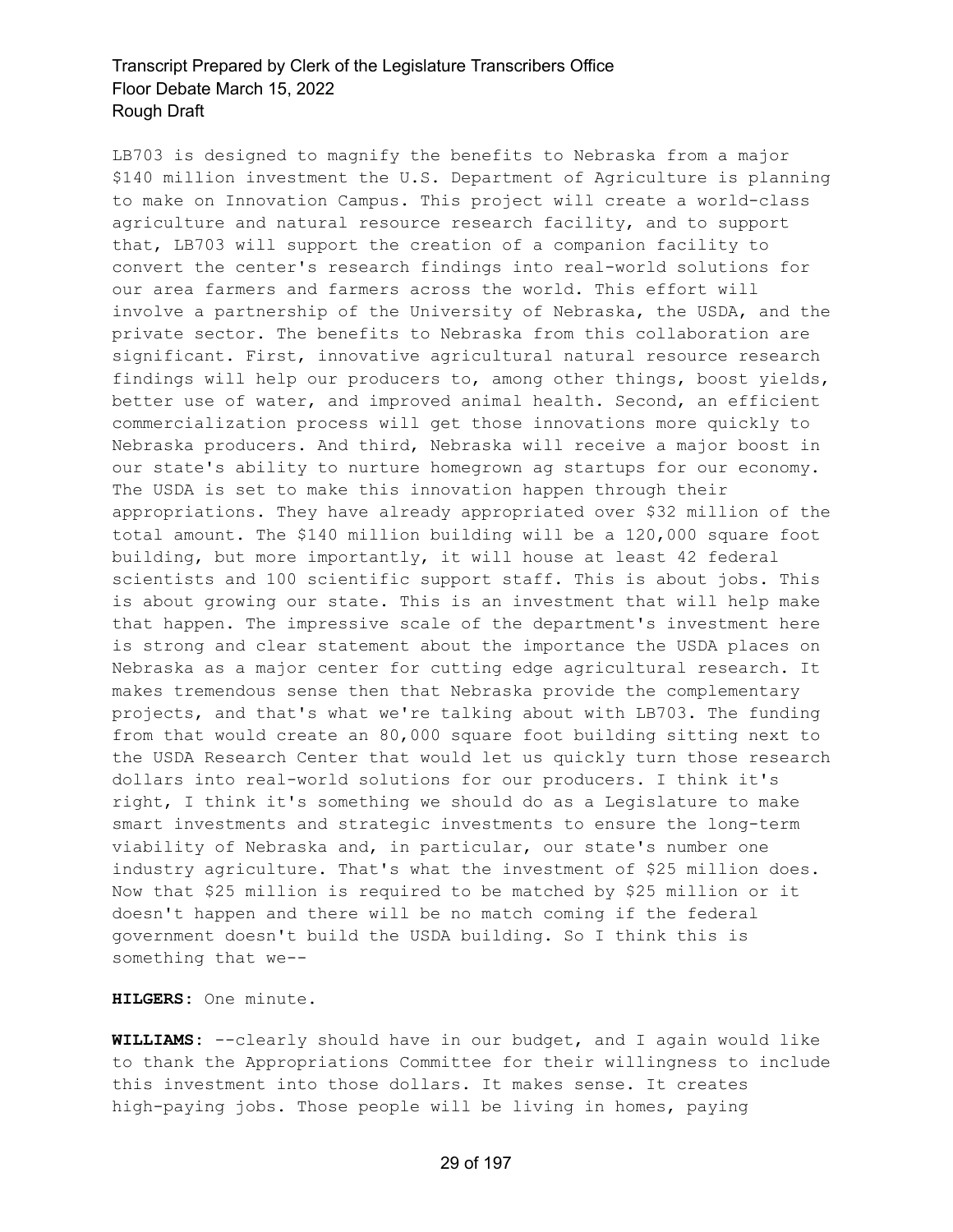LB703 is designed to magnify the benefits to Nebraska from a major $140 million investment the U.S. Department of Agriculture is planning to make on Innovation Campus. This project will create a world-class agriculture and natural resource research facility, and to support that, LB703 will support the creation of a companion facility to convert the center's research findings into real-world solutions for our area farmers and farmers across the world. This effort will involve a partnership of the University of Nebraska, the USDA, and the private sector. The benefits to Nebraska from this collaboration are significant. First, innovative agricultural natural resource research findings will help our producers to, among other things, boost yields, better use of water, and improved animal health. Second, an efficient commercialization process will get those innovations more quickly to Nebraska producers. And third, Nebraska will receive a major boost in our state's ability to nurture homegrown ag startups for our economy. The USDA is set to make this innovation happen through their appropriations. They have already appropriated over $32 million of the total amount. The $140 million building will be a 120,000 square foot building, but more importantly, it will house at least 42 federal scientists and 100 scientific support staff. This is about jobs. This is about growing our state. This is an investment that will help make that happen. The impressive scale of the department's investment here is strong and clear statement about the importance the USDA places on Nebraska as a major center for cutting edge agricultural research. It makes tremendous sense then that Nebraska provide the complementary projects, and that's what we're talking about with LB703. The funding from that would create an 80,000 square foot building sitting next to the USDA Research Center that would let us quickly turn those research dollars into real-world solutions for our producers. I think it's right, I think it's something we should do as a Legislature to make smart investments and strategic investments to ensure the long-term viability of Nebraska and, in particular, our state's number one industry agriculture. That's what the investment of $25 million does. Now that $25 million is required to be matched by $25 million or it doesn't happen and there will be no match coming if the federal government doesn't build the USDA building. So I think this is something that we--

**HILGERS:** One minute.

**WILLIAMS:** --clearly should have in our budget, and I again would like to thank the Appropriations Committee for their willingness to include this investment into those dollars. It makes sense. It creates high-paying jobs. Those people will be living in homes, paying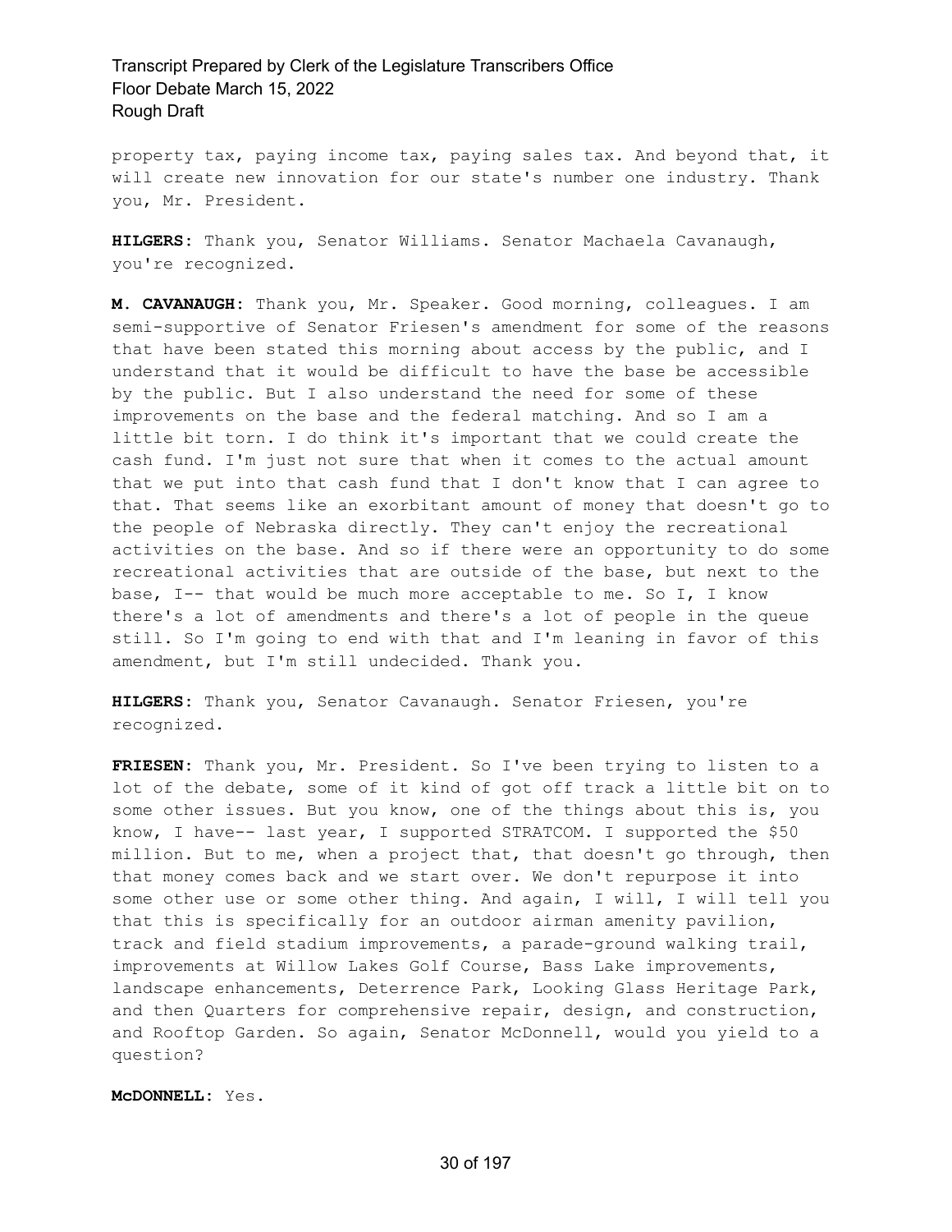property tax, paying income tax, paying sales tax. And beyond that, it will create new innovation for our state's number one industry. Thank you, Mr. President.

**HILGERS:** Thank you, Senator Williams. Senator Machaela Cavanaugh, you're recognized.

**M. CAVANAUGH:** Thank you, Mr. Speaker. Good morning, colleagues. I am semi-supportive of Senator Friesen's amendment for some of the reasons that have been stated this morning about access by the public, and I understand that it would be difficult to have the base be accessible by the public. But I also understand the need for some of these improvements on the base and the federal matching. And so I am a little bit torn. I do think it's important that we could create the cash fund. I'm just not sure that when it comes to the actual amount that we put into that cash fund that I don't know that I can agree to that. That seems like an exorbitant amount of money that doesn't go to the people of Nebraska directly. They can't enjoy the recreational activities on the base. And so if there were an opportunity to do some recreational activities that are outside of the base, but next to the base, I-- that would be much more acceptable to me. So I, I know there's a lot of amendments and there's a lot of people in the queue still. So I'm going to end with that and I'm leaning in favor of this amendment, but I'm still undecided. Thank you.

**HILGERS:** Thank you, Senator Cavanaugh. Senator Friesen, you're recognized.

**FRIESEN:** Thank you, Mr. President. So I've been trying to listen to a lot of the debate, some of it kind of got off track a little bit on to some other issues. But you know, one of the things about this is, you know, I have-- last year, I supported STRATCOM. I supported the $50 million. But to me, when a project that, that doesn't go through, then that money comes back and we start over. We don't repurpose it into some other use or some other thing. And again, I will, I will tell you that this is specifically for an outdoor airman amenity pavilion, track and field stadium improvements, a parade-ground walking trail, improvements at Willow Lakes Golf Course, Bass Lake improvements, landscape enhancements, Deterrence Park, Looking Glass Heritage Park, and then Quarters for comprehensive repair, design, and construction, and Rooftop Garden. So again, Senator McDonnell, would you yield to a question?

**McDONNELL:** Yes.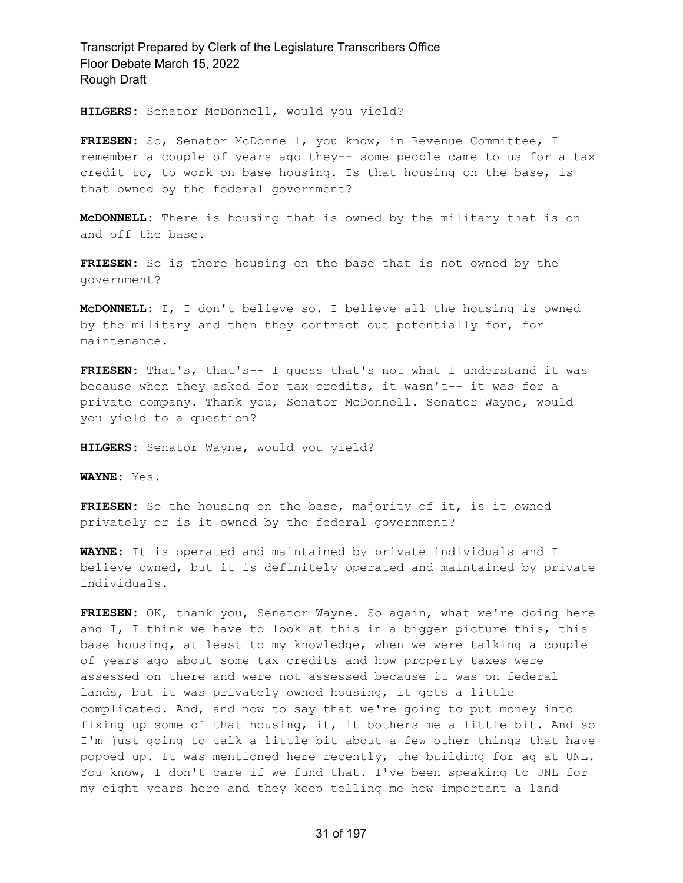**HILGERS:** Senator McDonnell, would you yield?

**FRIESEN:** So, Senator McDonnell, you know, in Revenue Committee, I remember a couple of years ago they-- some people came to us for a tax credit to, to work on base housing. Is that housing on the base, is that owned by the federal government?

**McDONNELL:** There is housing that is owned by the military that is on and off the base.

**FRIESEN:** So is there housing on the base that is not owned by the government?

**McDONNELL:** I, I don't believe so. I believe all the housing is owned by the military and then they contract out potentially for, for maintenance.

**FRIESEN:** That's, that's-- I guess that's not what I understand it was because when they asked for tax credits, it wasn't-- it was for a private company. Thank you, Senator McDonnell. Senator Wayne, would you yield to a question?

**HILGERS:** Senator Wayne, would you yield?

**WAYNE:** Yes.

**FRIESEN:** So the housing on the base, majority of it, is it owned privately or is it owned by the federal government?

**WAYNE:** It is operated and maintained by private individuals and I believe owned, but it is definitely operated and maintained by private individuals.

**FRIESEN:** OK, thank you, Senator Wayne. So again, what we're doing here and I, I think we have to look at this in a bigger picture this, this base housing, at least to my knowledge, when we were talking a couple of years ago about some tax credits and how property taxes were assessed on there and were not assessed because it was on federal lands, but it was privately owned housing, it gets a little complicated. And, and now to say that we're going to put money into fixing up some of that housing, it, it bothers me a little bit. And so I'm just going to talk a little bit about a few other things that have popped up. It was mentioned here recently, the building for ag at UNL. You know, I don't care if we fund that. I've been speaking to UNL for my eight years here and they keep telling me how important a land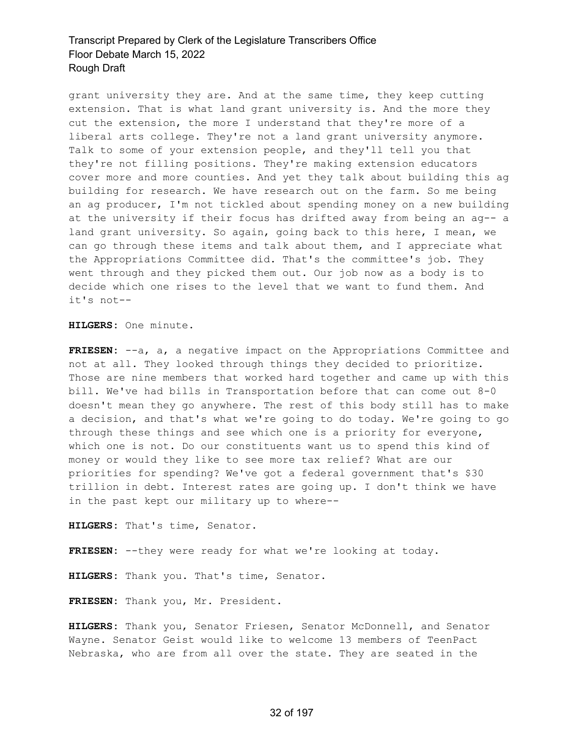grant university they are. And at the same time, they keep cutting extension. That is what land grant university is. And the more they cut the extension, the more I understand that they're more of a liberal arts college. They're not a land grant university anymore. Talk to some of your extension people, and they'll tell you that they're not filling positions. They're making extension educators cover more and more counties. And yet they talk about building this ag building for research. We have research out on the farm. So me being an ag producer, I'm not tickled about spending money on a new building at the university if their focus has drifted away from being an ag-- a land grant university. So again, going back to this here, I mean, we can go through these items and talk about them, and I appreciate what the Appropriations Committee did. That's the committee's job. They went through and they picked them out. Our job now as a body is to decide which one rises to the level that we want to fund them. And it's not--

**HILGERS:** One minute.

**FRIESEN:** --a, a, a negative impact on the Appropriations Committee and not at all. They looked through things they decided to prioritize. Those are nine members that worked hard together and came up with this bill. We've had bills in Transportation before that can come out 8-0 doesn't mean they go anywhere. The rest of this body still has to make a decision, and that's what we're going to do today. We're going to go through these things and see which one is a priority for everyone, which one is not. Do our constituents want us to spend this kind of money or would they like to see more tax relief? What are our priorities for spending? We've got a federal government that's $30 trillion in debt. Interest rates are going up. I don't think we have in the past kept our military up to where--

**HILGERS:** That's time, Senator.

**FRIESEN:** --they were ready for what we're looking at today.

**HILGERS:** Thank you. That's time, Senator.

**FRIESEN:** Thank you, Mr. President.

**HILGERS:** Thank you, Senator Friesen, Senator McDonnell, and Senator Wayne. Senator Geist would like to welcome 13 members of TeenPact Nebraska, who are from all over the state. They are seated in the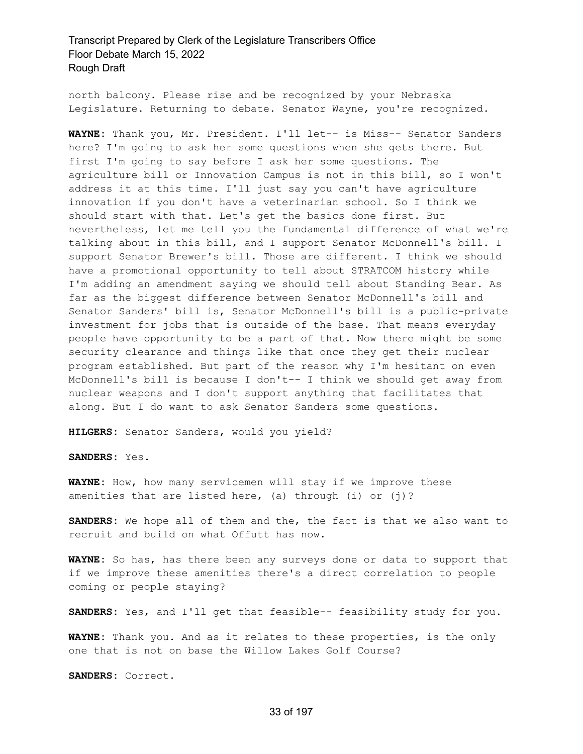north balcony. Please rise and be recognized by your Nebraska Legislature. Returning to debate. Senator Wayne, you're recognized.

**WAYNE:** Thank you, Mr. President. I'll let-- is Miss-- Senator Sanders here? I'm going to ask her some questions when she gets there. But first I'm going to say before I ask her some questions. The agriculture bill or Innovation Campus is not in this bill, so I won't address it at this time. I'll just say you can't have agriculture innovation if you don't have a veterinarian school. So I think we should start with that. Let's get the basics done first. But nevertheless, let me tell you the fundamental difference of what we're talking about in this bill, and I support Senator McDonnell's bill. I support Senator Brewer's bill. Those are different. I think we should have a promotional opportunity to tell about STRATCOM history while I'm adding an amendment saying we should tell about Standing Bear. As far as the biggest difference between Senator McDonnell's bill and Senator Sanders' bill is, Senator McDonnell's bill is a public-private investment for jobs that is outside of the base. That means everyday people have opportunity to be a part of that. Now there might be some security clearance and things like that once they get their nuclear program established. But part of the reason why I'm hesitant on even McDonnell's bill is because I don't-- I think we should get away from nuclear weapons and I don't support anything that facilitates that along. But I do want to ask Senator Sanders some questions.

**HILGERS:** Senator Sanders, would you yield?

**SANDERS:** Yes.

**WAYNE:** How, how many servicemen will stay if we improve these amenities that are listed here, (a) through (i) or (j)?

**SANDERS:** We hope all of them and the, the fact is that we also want to recruit and build on what Offutt has now.

**WAYNE:** So has, has there been any surveys done or data to support that if we improve these amenities there's a direct correlation to people coming or people staying?

**SANDERS:** Yes, and I'll get that feasible-- feasibility study for you.

**WAYNE:** Thank you. And as it relates to these properties, is the only one that is not on base the Willow Lakes Golf Course?

**SANDERS:** Correct.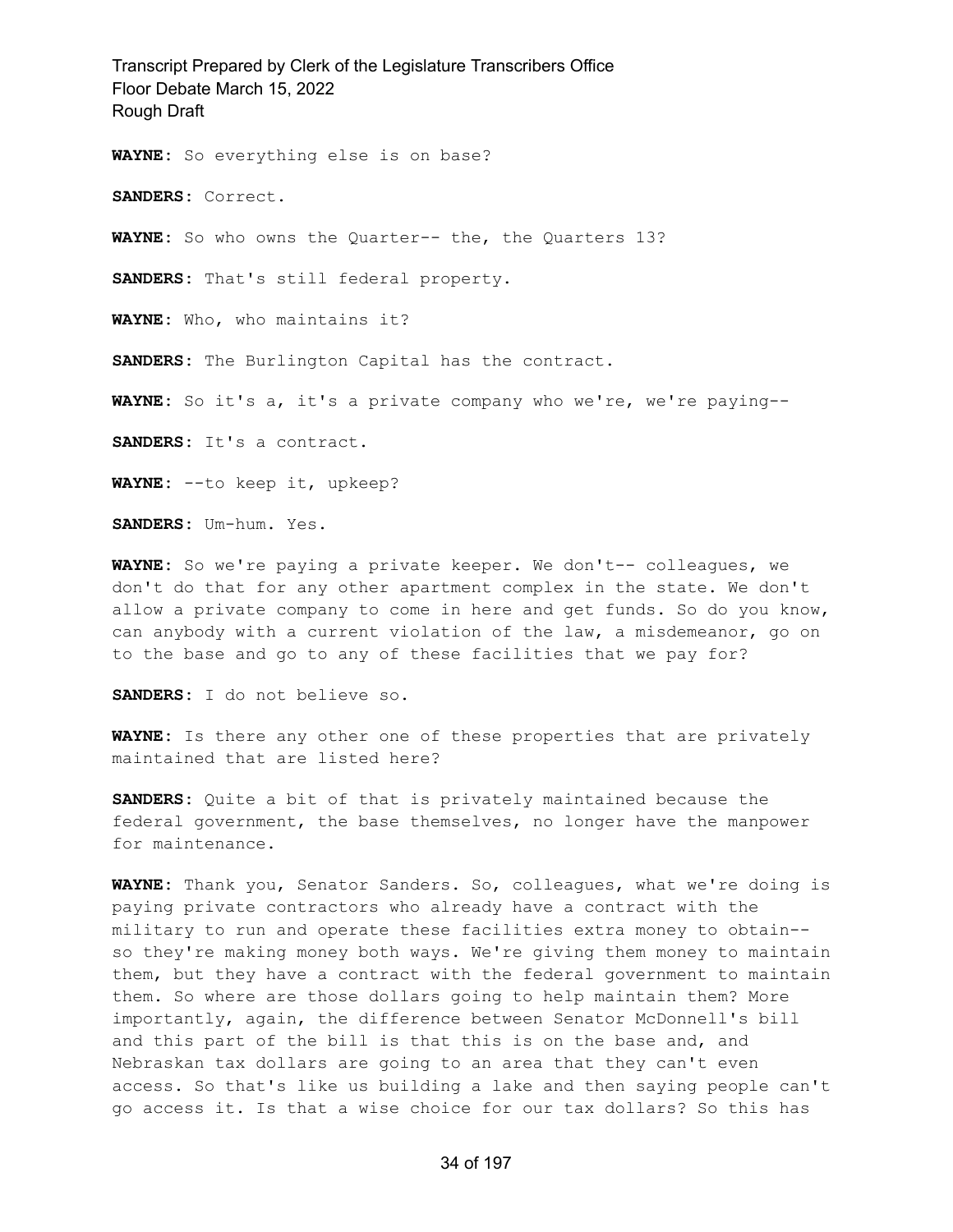**WAYNE:** So everything else is on base?

**SANDERS:** Correct.

**WAYNE:** So who owns the Quarter-- the, the Quarters 13?

**SANDERS:** That's still federal property.

**WAYNE:** Who, who maintains it?

**SANDERS:** The Burlington Capital has the contract.

**WAYNE:** So it's a, it's a private company who we're, we're paying--

**SANDERS:** It's a contract.

**WAYNE:** --to keep it, upkeep?

**SANDERS:** Um-hum. Yes.

**WAYNE:** So we're paying a private keeper. We don't-- colleagues, we don't do that for any other apartment complex in the state. We don't allow a private company to come in here and get funds. So do you know, can anybody with a current violation of the law, a misdemeanor, go on to the base and go to any of these facilities that we pay for?

**SANDERS:** I do not believe so.

**WAYNE:** Is there any other one of these properties that are privately maintained that are listed here?

**SANDERS:** Quite a bit of that is privately maintained because the federal government, the base themselves, no longer have the manpower for maintenance.

**WAYNE:** Thank you, Senator Sanders. So, colleagues, what we're doing is paying private contractors who already have a contract with the military to run and operate these facilities extra money to obtain-- so they're making money both ways. We're giving them money to maintain them, but they have a contract with the federal government to maintain them. So where are those dollars going to help maintain them? More importantly, again, the difference between Senator McDonnell's bill and this part of the bill is that this is on the base and, and Nebraskan tax dollars are going to an area that they can't even access. So that's like us building a lake and then saying people can't go access it. Is that a wise choice for our tax dollars? So this has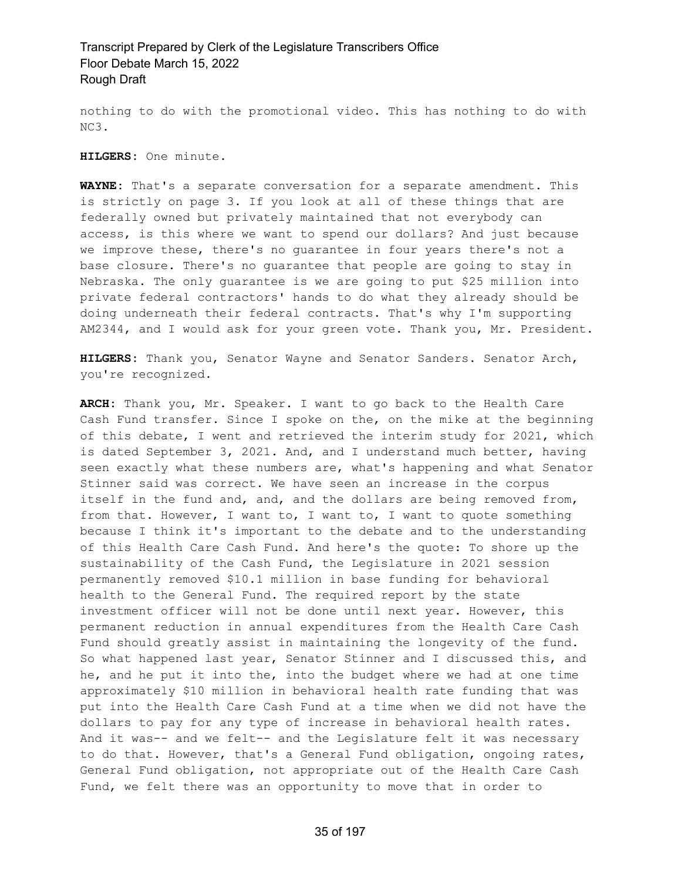nothing to do with the promotional video. This has nothing to do with NC3.

**HILGERS:** One minute.

**WAYNE:** That's a separate conversation for a separate amendment. This is strictly on page 3. If you look at all of these things that are federally owned but privately maintained that not everybody can access, is this where we want to spend our dollars? And just because we improve these, there's no guarantee in four years there's not a base closure. There's no guarantee that people are going to stay in Nebraska. The only guarantee is we are going to put $25 million into private federal contractors' hands to do what they already should be doing underneath their federal contracts. That's why I'm supporting AM2344, and I would ask for your green vote. Thank you, Mr. President.

**HILGERS:** Thank you, Senator Wayne and Senator Sanders. Senator Arch, you're recognized.

**ARCH:** Thank you, Mr. Speaker. I want to go back to the Health Care Cash Fund transfer. Since I spoke on the, on the mike at the beginning of this debate, I went and retrieved the interim study for 2021, which is dated September 3, 2021. And, and I understand much better, having seen exactly what these numbers are, what's happening and what Senator Stinner said was correct. We have seen an increase in the corpus itself in the fund and, and, and the dollars are being removed from, from that. However, I want to, I want to, I want to quote something because I think it's important to the debate and to the understanding of this Health Care Cash Fund. And here's the quote: To shore up the sustainability of the Cash Fund, the Legislature in 2021 session permanently removed $10.1 million in base funding for behavioral health to the General Fund. The required report by the state investment officer will not be done until next year. However, this permanent reduction in annual expenditures from the Health Care Cash Fund should greatly assist in maintaining the longevity of the fund. So what happened last year, Senator Stinner and I discussed this, and he, and he put it into the, into the budget where we had at one time approximately $10 million in behavioral health rate funding that was put into the Health Care Cash Fund at a time when we did not have the dollars to pay for any type of increase in behavioral health rates. And it was-- and we felt-- and the Legislature felt it was necessary to do that. However, that's a General Fund obligation, ongoing rates, General Fund obligation, not appropriate out of the Health Care Cash Fund, we felt there was an opportunity to move that in order to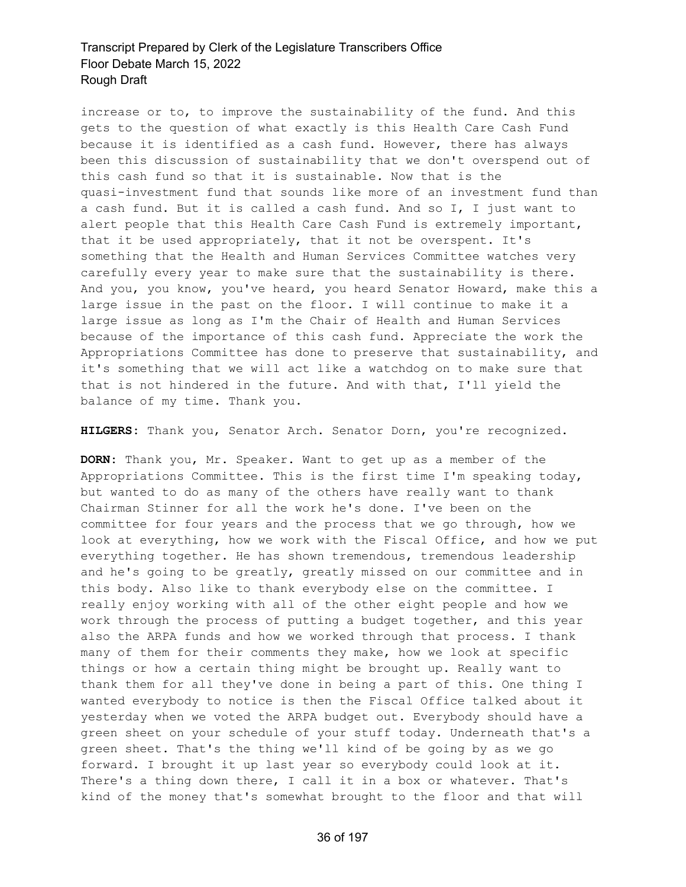increase or to, to improve the sustainability of the fund. And this gets to the question of what exactly is this Health Care Cash Fund because it is identified as a cash fund. However, there has always been this discussion of sustainability that we don't overspend out of this cash fund so that it is sustainable. Now that is the quasi-investment fund that sounds like more of an investment fund than a cash fund. But it is called a cash fund. And so I, I just want to alert people that this Health Care Cash Fund is extremely important, that it be used appropriately, that it not be overspent. It's something that the Health and Human Services Committee watches very carefully every year to make sure that the sustainability is there. And you, you know, you've heard, you heard Senator Howard, make this a large issue in the past on the floor. I will continue to make it a large issue as long as I'm the Chair of Health and Human Services because of the importance of this cash fund. Appreciate the work the Appropriations Committee has done to preserve that sustainability, and it's something that we will act like a watchdog on to make sure that that is not hindered in the future. And with that, I'll yield the balance of my time. Thank you.

**HILGERS:** Thank you, Senator Arch. Senator Dorn, you're recognized.

**DORN:** Thank you, Mr. Speaker. Want to get up as a member of the Appropriations Committee. This is the first time I'm speaking today, but wanted to do as many of the others have really want to thank Chairman Stinner for all the work he's done. I've been on the committee for four years and the process that we go through, how we look at everything, how we work with the Fiscal Office, and how we put everything together. He has shown tremendous, tremendous leadership and he's going to be greatly, greatly missed on our committee and in this body. Also like to thank everybody else on the committee. I really enjoy working with all of the other eight people and how we work through the process of putting a budget together, and this year also the ARPA funds and how we worked through that process. I thank many of them for their comments they make, how we look at specific things or how a certain thing might be brought up. Really want to thank them for all they've done in being a part of this. One thing I wanted everybody to notice is then the Fiscal Office talked about it yesterday when we voted the ARPA budget out. Everybody should have a green sheet on your schedule of your stuff today. Underneath that's a green sheet. That's the thing we'll kind of be going by as we go forward. I brought it up last year so everybody could look at it. There's a thing down there, I call it in a box or whatever. That's kind of the money that's somewhat brought to the floor and that will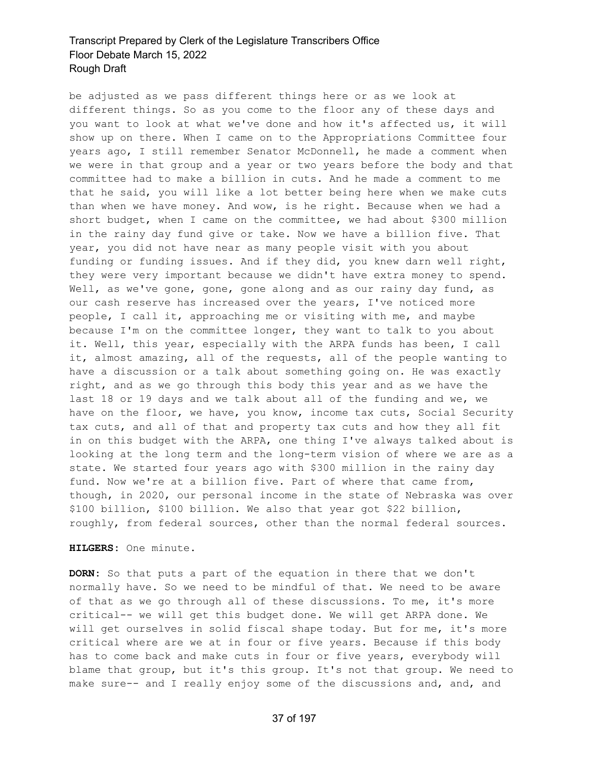be adjusted as we pass different things here or as we look at different things. So as you come to the floor any of these days and you want to look at what we've done and how it's affected us, it will show up on there. When I came on to the Appropriations Committee four years ago, I still remember Senator McDonnell, he made a comment when we were in that group and a year or two years before the body and that committee had to make a billion in cuts. And he made a comment to me that he said, you will like a lot better being here when we make cuts than when we have money. And wow, is he right. Because when we had a short budget, when I came on the committee, we had about $300 million in the rainy day fund give or take. Now we have a billion five. That year, you did not have near as many people visit with you about funding or funding issues. And if they did, you knew darn well right, they were very important because we didn't have extra money to spend. Well, as we've gone, gone, gone along and as our rainy day fund, as our cash reserve has increased over the years, I've noticed more people, I call it, approaching me or visiting with me, and maybe because I'm on the committee longer, they want to talk to you about it. Well, this year, especially with the ARPA funds has been, I call it, almost amazing, all of the requests, all of the people wanting to have a discussion or a talk about something going on. He was exactly right, and as we go through this body this year and as we have the last 18 or 19 days and we talk about all of the funding and we, we have on the floor, we have, you know, income tax cuts, Social Security tax cuts, and all of that and property tax cuts and how they all fit in on this budget with the ARPA, one thing I've always talked about is looking at the long term and the long-term vision of where we are as a state. We started four years ago with $300 million in the rainy day fund. Now we're at a billion five. Part of where that came from, though, in 2020, our personal income in the state of Nebraska was over $100 billion, $100 billion. We also that year got $22 billion, roughly, from federal sources, other than the normal federal sources.

**HILGERS:** One minute.

**DORN:** So that puts a part of the equation in there that we don't normally have. So we need to be mindful of that. We need to be aware of that as we go through all of these discussions. To me, it's more critical-- we will get this budget done. We will get ARPA done. We will get ourselves in solid fiscal shape today. But for me, it's more critical where are we at in four or five years. Because if this body has to come back and make cuts in four or five years, everybody will blame that group, but it's this group. It's not that group. We need to make sure-- and I really enjoy some of the discussions and, and, and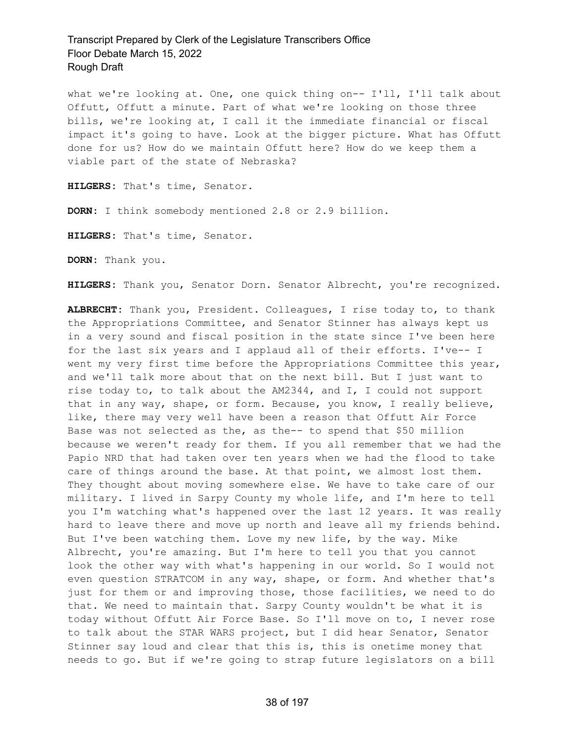what we're looking at. One, one quick thing on-- I'll, I'll talk about Offutt, Offutt a minute. Part of what we're looking on those three bills, we're looking at, I call it the immediate financial or fiscal impact it's going to have. Look at the bigger picture. What has Offutt done for us? How do we maintain Offutt here? How do we keep them a viable part of the state of Nebraska?

**HILGERS:** That's time, Senator.

**DORN:** I think somebody mentioned 2.8 or 2.9 billion.

**HILGERS:** That's time, Senator.

**DORN:** Thank you.

**HILGERS:** Thank you, Senator Dorn. Senator Albrecht, you're recognized.

**ALBRECHT:** Thank you, President. Colleagues, I rise today to, to thank the Appropriations Committee, and Senator Stinner has always kept us in a very sound and fiscal position in the state since I've been here for the last six years and I applaud all of their efforts. I've-- I went my very first time before the Appropriations Committee this year, and we'll talk more about that on the next bill. But I just want to rise today to, to talk about the AM2344, and I, I could not support that in any way, shape, or form. Because, you know, I really believe, like, there may very well have been a reason that Offutt Air Force Base was not selected as the, as the-- to spend that $50 million because we weren't ready for them. If you all remember that we had the Papio NRD that had taken over ten years when we had the flood to take care of things around the base. At that point, we almost lost them. They thought about moving somewhere else. We have to take care of our military. I lived in Sarpy County my whole life, and I'm here to tell you I'm watching what's happened over the last 12 years. It was really hard to leave there and move up north and leave all my friends behind. But I've been watching them. Love my new life, by the way. Mike Albrecht, you're amazing. But I'm here to tell you that you cannot look the other way with what's happening in our world. So I would not even question STRATCOM in any way, shape, or form. And whether that's just for them or and improving those, those facilities, we need to do that. We need to maintain that. Sarpy County wouldn't be what it is today without Offutt Air Force Base. So I'll move on to, I never rose to talk about the STAR WARS project, but I did hear Senator, Senator Stinner say loud and clear that this is, this is onetime money that needs to go. But if we're going to strap future legislators on a bill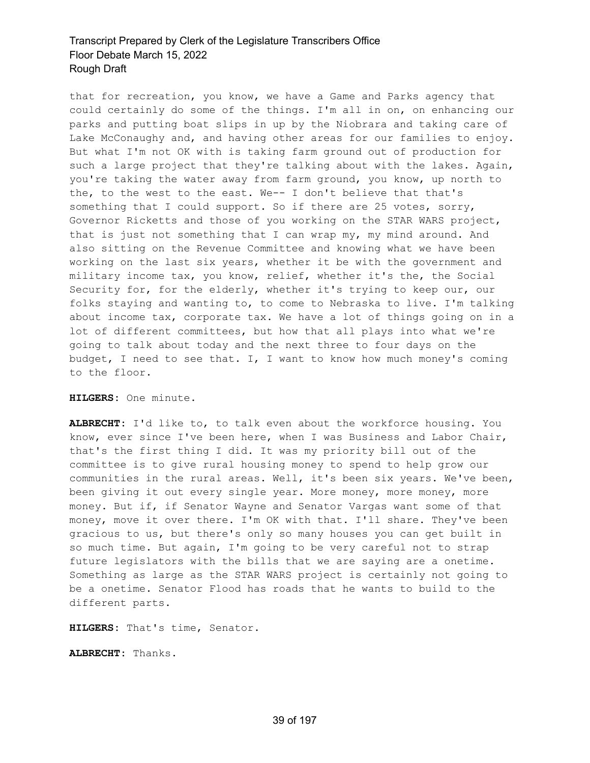that for recreation, you know, we have a Game and Parks agency that could certainly do some of the things. I'm all in on, on enhancing our parks and putting boat slips in up by the Niobrara and taking care of Lake McConaughy and, and having other areas for our families to enjoy. But what I'm not OK with is taking farm ground out of production for such a large project that they're talking about with the lakes. Again, you're taking the water away from farm ground, you know, up north to the, to the west to the east. We-- I don't believe that that's something that I could support. So if there are 25 votes, sorry, Governor Ricketts and those of you working on the STAR WARS project, that is just not something that I can wrap my, my mind around. And also sitting on the Revenue Committee and knowing what we have been working on the last six years, whether it be with the government and military income tax, you know, relief, whether it's the, the Social Security for, for the elderly, whether it's trying to keep our, our folks staying and wanting to, to come to Nebraska to live. I'm talking about income tax, corporate tax. We have a lot of things going on in a lot of different committees, but how that all plays into what we're going to talk about today and the next three to four days on the budget, I need to see that. I, I want to know how much money's coming to the floor.

**HILGERS:** One minute.

**ALBRECHT:** I'd like to, to talk even about the workforce housing. You know, ever since I've been here, when I was Business and Labor Chair, that's the first thing I did. It was my priority bill out of the committee is to give rural housing money to spend to help grow our communities in the rural areas. Well, it's been six years. We've been, been giving it out every single year. More money, more money, more money. But if, if Senator Wayne and Senator Vargas want some of that money, move it over there. I'm OK with that. I'll share. They've been gracious to us, but there's only so many houses you can get built in so much time. But again, I'm going to be very careful not to strap future legislators with the bills that we are saying are a onetime. Something as large as the STAR WARS project is certainly not going to be a onetime. Senator Flood has roads that he wants to build to the different parts.

**HILGERS:** That's time, Senator.

**ALBRECHT:** Thanks.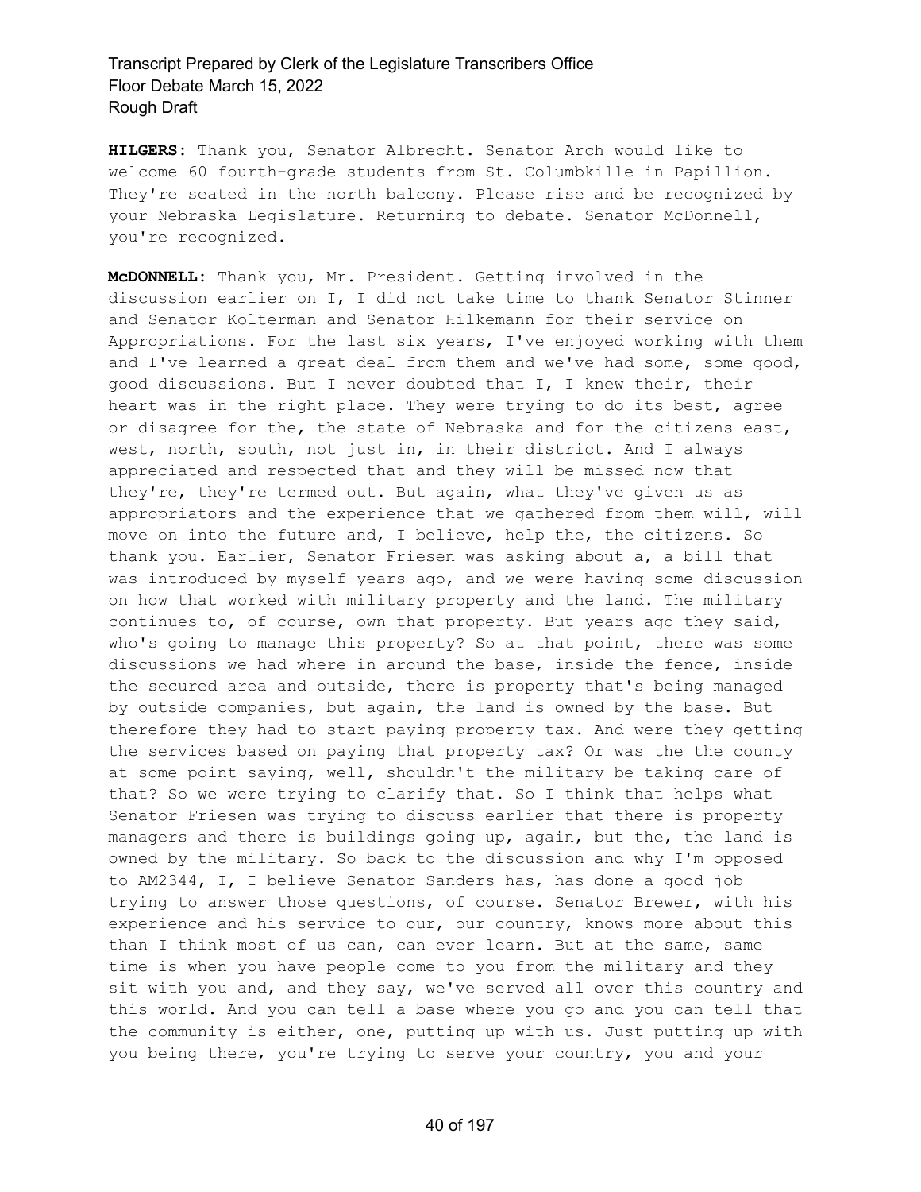**HILGERS:** Thank you, Senator Albrecht. Senator Arch would like to welcome 60 fourth-grade students from St. Columbkille in Papillion. They're seated in the north balcony. Please rise and be recognized by your Nebraska Legislature. Returning to debate. Senator McDonnell, you're recognized.

**McDONNELL:** Thank you, Mr. President. Getting involved in the discussion earlier on I, I did not take time to thank Senator Stinner and Senator Kolterman and Senator Hilkemann for their service on Appropriations. For the last six years, I've enjoyed working with them and I've learned a great deal from them and we've had some, some good, good discussions. But I never doubted that I, I knew their, their heart was in the right place. They were trying to do its best, agree or disagree for the, the state of Nebraska and for the citizens east, west, north, south, not just in, in their district. And I always appreciated and respected that and they will be missed now that they're, they're termed out. But again, what they've given us as appropriators and the experience that we gathered from them will, will move on into the future and, I believe, help the, the citizens. So thank you. Earlier, Senator Friesen was asking about a, a bill that was introduced by myself years ago, and we were having some discussion on how that worked with military property and the land. The military continues to, of course, own that property. But years ago they said, who's going to manage this property? So at that point, there was some discussions we had where in around the base, inside the fence, inside the secured area and outside, there is property that's being managed by outside companies, but again, the land is owned by the base. But therefore they had to start paying property tax. And were they getting the services based on paying that property tax? Or was the the county at some point saying, well, shouldn't the military be taking care of that? So we were trying to clarify that. So I think that helps what Senator Friesen was trying to discuss earlier that there is property managers and there is buildings going up, again, but the, the land is owned by the military. So back to the discussion and why I'm opposed to AM2344, I, I believe Senator Sanders has, has done a good job trying to answer those questions, of course. Senator Brewer, with his experience and his service to our, our country, knows more about this than I think most of us can, can ever learn. But at the same, same time is when you have people come to you from the military and they sit with you and, and they say, we've served all over this country and this world. And you can tell a base where you go and you can tell that the community is either, one, putting up with us. Just putting up with you being there, you're trying to serve your country, you and your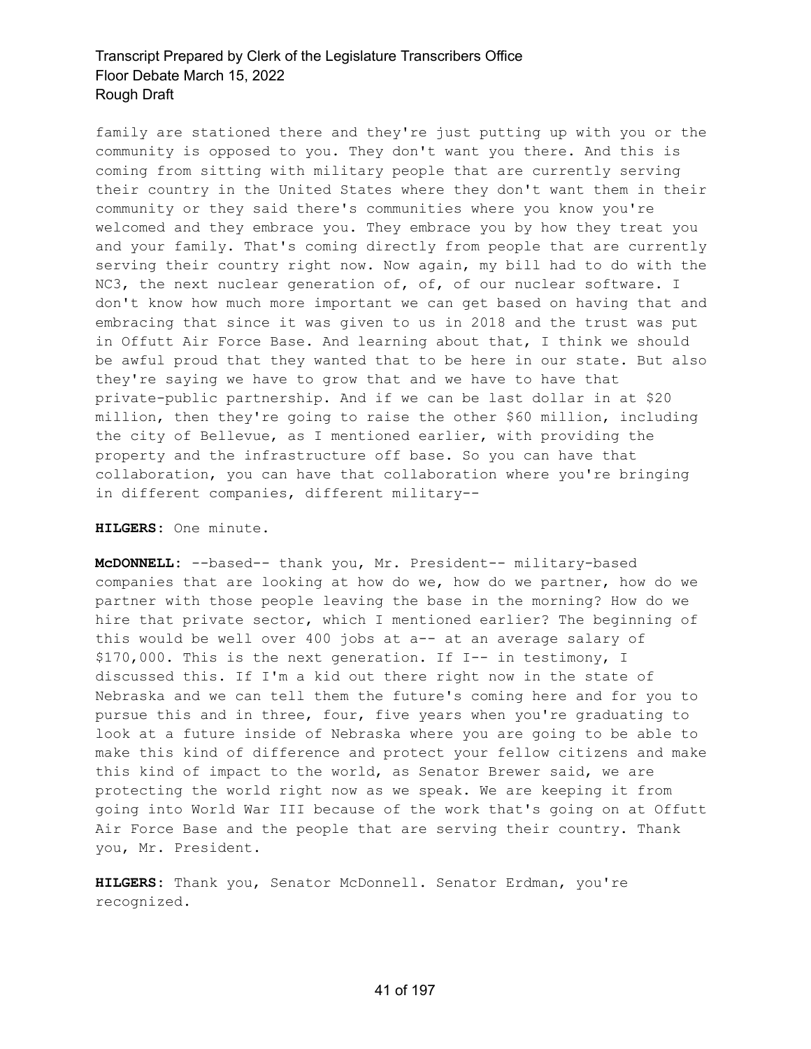family are stationed there and they're just putting up with you or the community is opposed to you. They don't want you there. And this is coming from sitting with military people that are currently serving their country in the United States where they don't want them in their community or they said there's communities where you know you're welcomed and they embrace you. They embrace you by how they treat you and your family. That's coming directly from people that are currently serving their country right now. Now again, my bill had to do with the NC3, the next nuclear generation of, of, of our nuclear software. I don't know how much more important we can get based on having that and embracing that since it was given to us in 2018 and the trust was put in Offutt Air Force Base. And learning about that, I think we should be awful proud that they wanted that to be here in our state. But also they're saying we have to grow that and we have to have that private-public partnership. And if we can be last dollar in at $20 million, then they're going to raise the other $60 million, including the city of Bellevue, as I mentioned earlier, with providing the property and the infrastructure off base. So you can have that collaboration, you can have that collaboration where you're bringing in different companies, different military--

**HILGERS:** One minute.

**McDONNELL:** --based-- thank you, Mr. President-- military-based companies that are looking at how do we, how do we partner, how do we partner with those people leaving the base in the morning? How do we hire that private sector, which I mentioned earlier? The beginning of this would be well over 400 jobs at a-- at an average salary of $170,000. This is the next generation. If I-- in testimony, I discussed this. If I'm a kid out there right now in the state of Nebraska and we can tell them the future's coming here and for you to pursue this and in three, four, five years when you're graduating to look at a future inside of Nebraska where you are going to be able to make this kind of difference and protect your fellow citizens and make this kind of impact to the world, as Senator Brewer said, we are protecting the world right now as we speak. We are keeping it from going into World War III because of the work that's going on at Offutt Air Force Base and the people that are serving their country. Thank you, Mr. President.

**HILGERS:** Thank you, Senator McDonnell. Senator Erdman, you're recognized.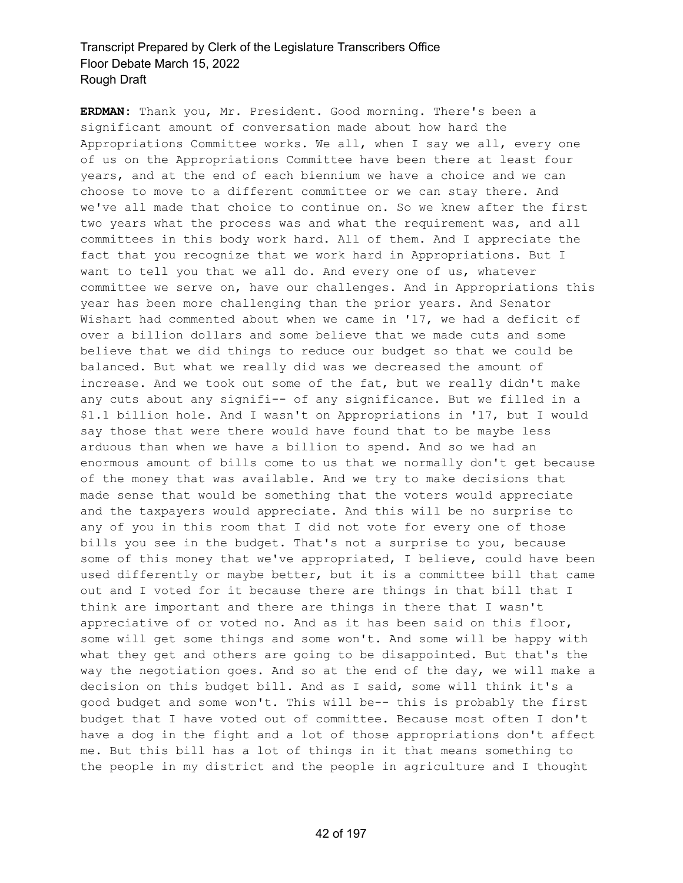**ERDMAN:** Thank you, Mr. President. Good morning. There's been a significant amount of conversation made about how hard the Appropriations Committee works. We all, when I say we all, every one of us on the Appropriations Committee have been there at least four years, and at the end of each biennium we have a choice and we can choose to move to a different committee or we can stay there. And we've all made that choice to continue on. So we knew after the first two years what the process was and what the requirement was, and all committees in this body work hard. All of them. And I appreciate the fact that you recognize that we work hard in Appropriations. But I want to tell you that we all do. And every one of us, whatever committee we serve on, have our challenges. And in Appropriations this year has been more challenging than the prior years. And Senator Wishart had commented about when we came in '17, we had a deficit of over a billion dollars and some believe that we made cuts and some believe that we did things to reduce our budget so that we could be balanced. But what we really did was we decreased the amount of increase. And we took out some of the fat, but we really didn't make any cuts about any signifi-- of any significance. But we filled in a $1.1 billion hole. And I wasn't on Appropriations in '17, but I would say those that were there would have found that to be maybe less arduous than when we have a billion to spend. And so we had an enormous amount of bills come to us that we normally don't get because of the money that was available. And we try to make decisions that made sense that would be something that the voters would appreciate and the taxpayers would appreciate. And this will be no surprise to any of you in this room that I did not vote for every one of those bills you see in the budget. That's not a surprise to you, because some of this money that we've appropriated, I believe, could have been used differently or maybe better, but it is a committee bill that came out and I voted for it because there are things in that bill that I think are important and there are things in there that I wasn't appreciative of or voted no. And as it has been said on this floor, some will get some things and some won't. And some will be happy with what they get and others are going to be disappointed. But that's the way the negotiation goes. And so at the end of the day, we will make a decision on this budget bill. And as I said, some will think it's a good budget and some won't. This will be-- this is probably the first budget that I have voted out of committee. Because most often I don't have a dog in the fight and a lot of those appropriations don't affect me. But this bill has a lot of things in it that means something to the people in my district and the people in agriculture and I thought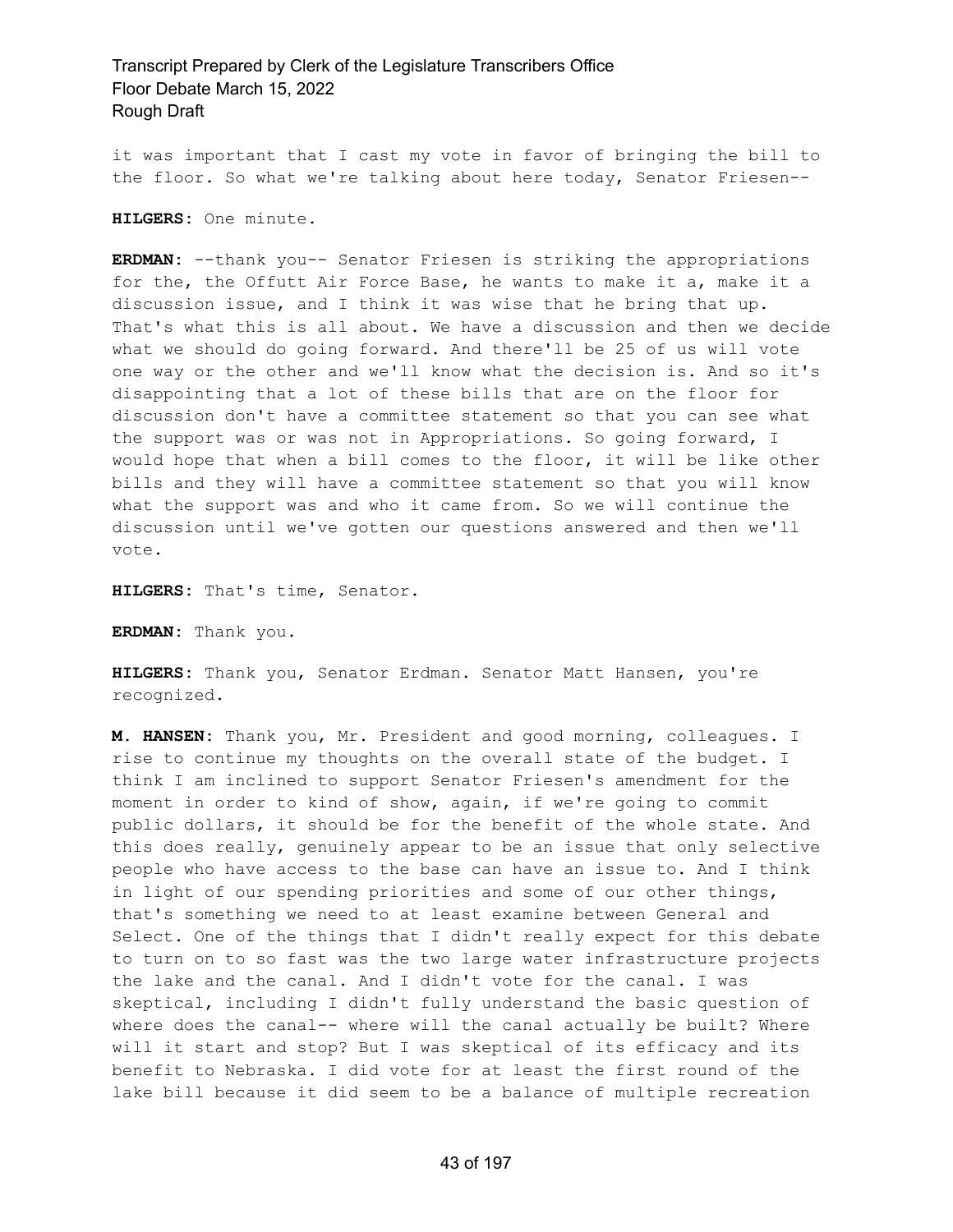it was important that I cast my vote in favor of bringing the bill to the floor. So what we're talking about here today, Senator Friesen--

**HILGERS:** One minute.

**ERDMAN:** --thank you-- Senator Friesen is striking the appropriations for the, the Offutt Air Force Base, he wants to make it a, make it a discussion issue, and I think it was wise that he bring that up. That's what this is all about. We have a discussion and then we decide what we should do going forward. And there'll be 25 of us will vote one way or the other and we'll know what the decision is. And so it's disappointing that a lot of these bills that are on the floor for discussion don't have a committee statement so that you can see what the support was or was not in Appropriations. So going forward, I would hope that when a bill comes to the floor, it will be like other bills and they will have a committee statement so that you will know what the support was and who it came from. So we will continue the discussion until we've gotten our questions answered and then we'll vote.

**HILGERS:** That's time, Senator.

**ERDMAN:** Thank you.

**HILGERS:** Thank you, Senator Erdman. Senator Matt Hansen, you're recognized.

**M. HANSEN:** Thank you, Mr. President and good morning, colleagues. I rise to continue my thoughts on the overall state of the budget. I think I am inclined to support Senator Friesen's amendment for the moment in order to kind of show, again, if we're going to commit public dollars, it should be for the benefit of the whole state. And this does really, genuinely appear to be an issue that only selective people who have access to the base can have an issue to. And I think in light of our spending priorities and some of our other things, that's something we need to at least examine between General and Select. One of the things that I didn't really expect for this debate to turn on to so fast was the two large water infrastructure projects the lake and the canal. And I didn't vote for the canal. I was skeptical, including I didn't fully understand the basic question of where does the canal-- where will the canal actually be built? Where will it start and stop? But I was skeptical of its efficacy and its benefit to Nebraska. I did vote for at least the first round of the lake bill because it did seem to be a balance of multiple recreation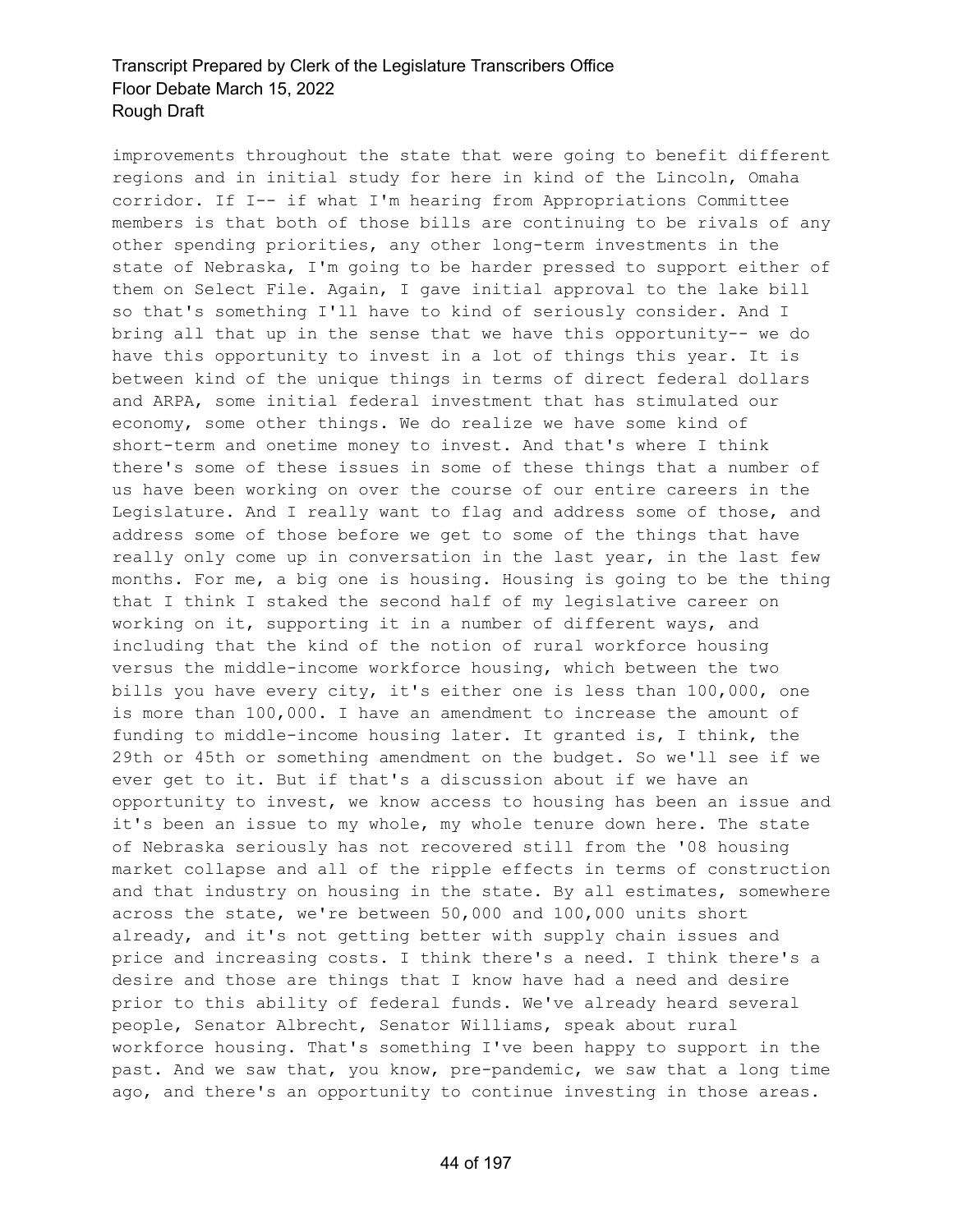improvements throughout the state that were going to benefit different regions and in initial study for here in kind of the Lincoln, Omaha corridor. If I-- if what I'm hearing from Appropriations Committee members is that both of those bills are continuing to be rivals of any other spending priorities, any other long-term investments in the state of Nebraska, I'm going to be harder pressed to support either of them on Select File. Again, I gave initial approval to the lake bill so that's something I'll have to kind of seriously consider. And I bring all that up in the sense that we have this opportunity-- we do have this opportunity to invest in a lot of things this year. It is between kind of the unique things in terms of direct federal dollars and ARPA, some initial federal investment that has stimulated our economy, some other things. We do realize we have some kind of short-term and onetime money to invest. And that's where I think there's some of these issues in some of these things that a number of us have been working on over the course of our entire careers in the Legislature. And I really want to flag and address some of those, and address some of those before we get to some of the things that have really only come up in conversation in the last year, in the last few months. For me, a big one is housing. Housing is going to be the thing that I think I staked the second half of my legislative career on working on it, supporting it in a number of different ways, and including that the kind of the notion of rural workforce housing versus the middle-income workforce housing, which between the two bills you have every city, it's either one is less than 100,000, one is more than 100,000. I have an amendment to increase the amount of funding to middle-income housing later. It granted is, I think, the 29th or 45th or something amendment on the budget. So we'll see if we ever get to it. But if that's a discussion about if we have an opportunity to invest, we know access to housing has been an issue and it's been an issue to my whole, my whole tenure down here. The state of Nebraska seriously has not recovered still from the '08 housing market collapse and all of the ripple effects in terms of construction and that industry on housing in the state. By all estimates, somewhere across the state, we're between 50,000 and 100,000 units short already, and it's not getting better with supply chain issues and price and increasing costs. I think there's a need. I think there's a desire and those are things that I know have had a need and desire prior to this ability of federal funds. We've already heard several people, Senator Albrecht, Senator Williams, speak about rural workforce housing. That's something I've been happy to support in the past. And we saw that, you know, pre-pandemic, we saw that a long time ago, and there's an opportunity to continue investing in those areas.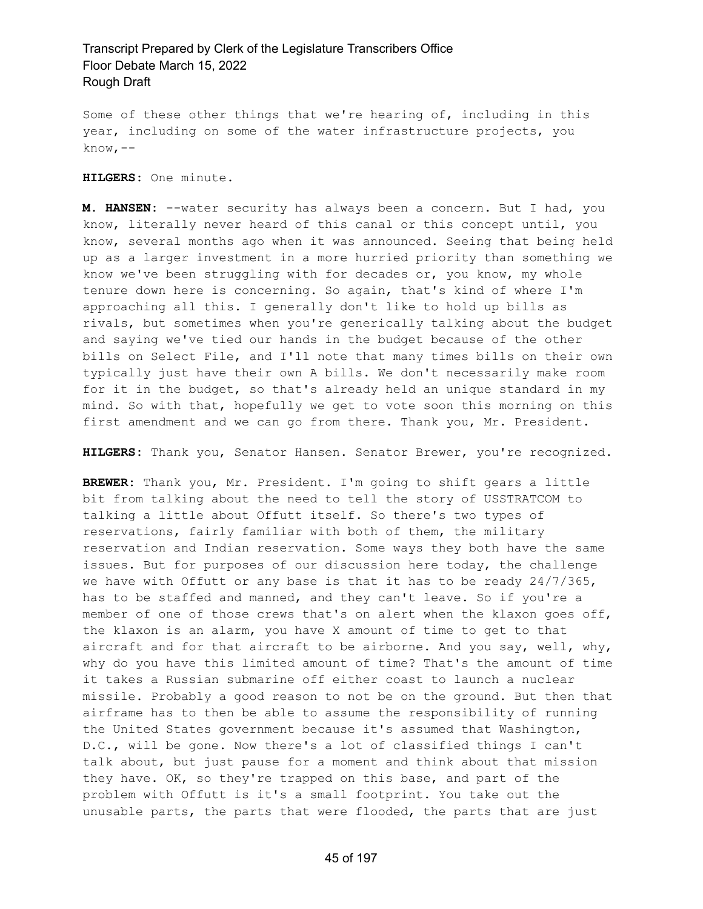Some of these other things that we're hearing of, including in this year, including on some of the water infrastructure projects, you know,--

**HILGERS:** One minute.

**M. HANSEN:** --water security has always been a concern. But I had, you know, literally never heard of this canal or this concept until, you know, several months ago when it was announced. Seeing that being held up as a larger investment in a more hurried priority than something we know we've been struggling with for decades or, you know, my whole tenure down here is concerning. So again, that's kind of where I'm approaching all this. I generally don't like to hold up bills as rivals, but sometimes when you're generically talking about the budget and saying we've tied our hands in the budget because of the other bills on Select File, and I'll note that many times bills on their own typically just have their own A bills. We don't necessarily make room for it in the budget, so that's already held an unique standard in my mind. So with that, hopefully we get to vote soon this morning on this first amendment and we can go from there. Thank you, Mr. President.

**HILGERS:** Thank you, Senator Hansen. Senator Brewer, you're recognized.

**BREWER:** Thank you, Mr. President. I'm going to shift gears a little bit from talking about the need to tell the story of USSTRATCOM to talking a little about Offutt itself. So there's two types of reservations, fairly familiar with both of them, the military reservation and Indian reservation. Some ways they both have the same issues. But for purposes of our discussion here today, the challenge we have with Offutt or any base is that it has to be ready 24/7/365, has to be staffed and manned, and they can't leave. So if you're a member of one of those crews that's on alert when the klaxon goes off, the klaxon is an alarm, you have X amount of time to get to that aircraft and for that aircraft to be airborne. And you say, well, why, why do you have this limited amount of time? That's the amount of time it takes a Russian submarine off either coast to launch a nuclear missile. Probably a good reason to not be on the ground. But then that airframe has to then be able to assume the responsibility of running the United States government because it's assumed that Washington, D.C., will be gone. Now there's a lot of classified things I can't talk about, but just pause for a moment and think about that mission they have. OK, so they're trapped on this base, and part of the problem with Offutt is it's a small footprint. You take out the unusable parts, the parts that were flooded, the parts that are just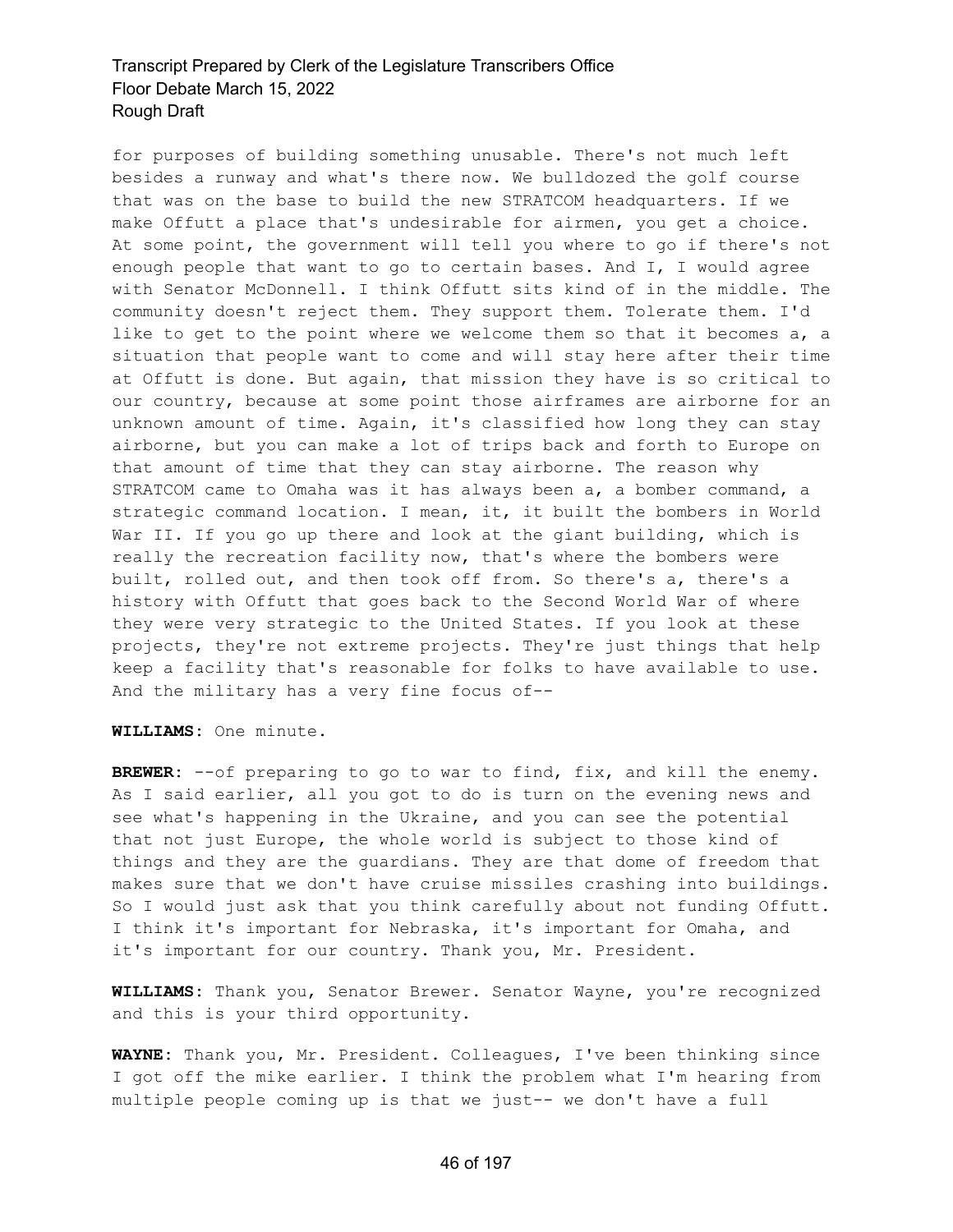for purposes of building something unusable. There's not much left besides a runway and what's there now. We bulldozed the golf course that was on the base to build the new STRATCOM headquarters. If we make Offutt a place that's undesirable for airmen, you get a choice. At some point, the government will tell you where to go if there's not enough people that want to go to certain bases. And I, I would agree with Senator McDonnell. I think Offutt sits kind of in the middle. The community doesn't reject them. They support them. Tolerate them. I'd like to get to the point where we welcome them so that it becomes a, a situation that people want to come and will stay here after their time at Offutt is done. But again, that mission they have is so critical to our country, because at some point those airframes are airborne for an unknown amount of time. Again, it's classified how long they can stay airborne, but you can make a lot of trips back and forth to Europe on that amount of time that they can stay airborne. The reason why STRATCOM came to Omaha was it has always been a, a bomber command, a strategic command location. I mean, it, it built the bombers in World War II. If you go up there and look at the giant building, which is really the recreation facility now, that's where the bombers were built, rolled out, and then took off from. So there's a, there's a history with Offutt that goes back to the Second World War of where they were very strategic to the United States. If you look at these projects, they're not extreme projects. They're just things that help keep a facility that's reasonable for folks to have available to use. And the military has a very fine focus of--

**WILLIAMS:** One minute.

**BREWER:** --of preparing to go to war to find, fix, and kill the enemy. As I said earlier, all you got to do is turn on the evening news and see what's happening in the Ukraine, and you can see the potential that not just Europe, the whole world is subject to those kind of things and they are the guardians. They are that dome of freedom that makes sure that we don't have cruise missiles crashing into buildings. So I would just ask that you think carefully about not funding Offutt. I think it's important for Nebraska, it's important for Omaha, and it's important for our country. Thank you, Mr. President.

**WILLIAMS:** Thank you, Senator Brewer. Senator Wayne, you're recognized and this is your third opportunity.

**WAYNE:** Thank you, Mr. President. Colleagues, I've been thinking since I got off the mike earlier. I think the problem what I'm hearing from multiple people coming up is that we just-- we don't have a full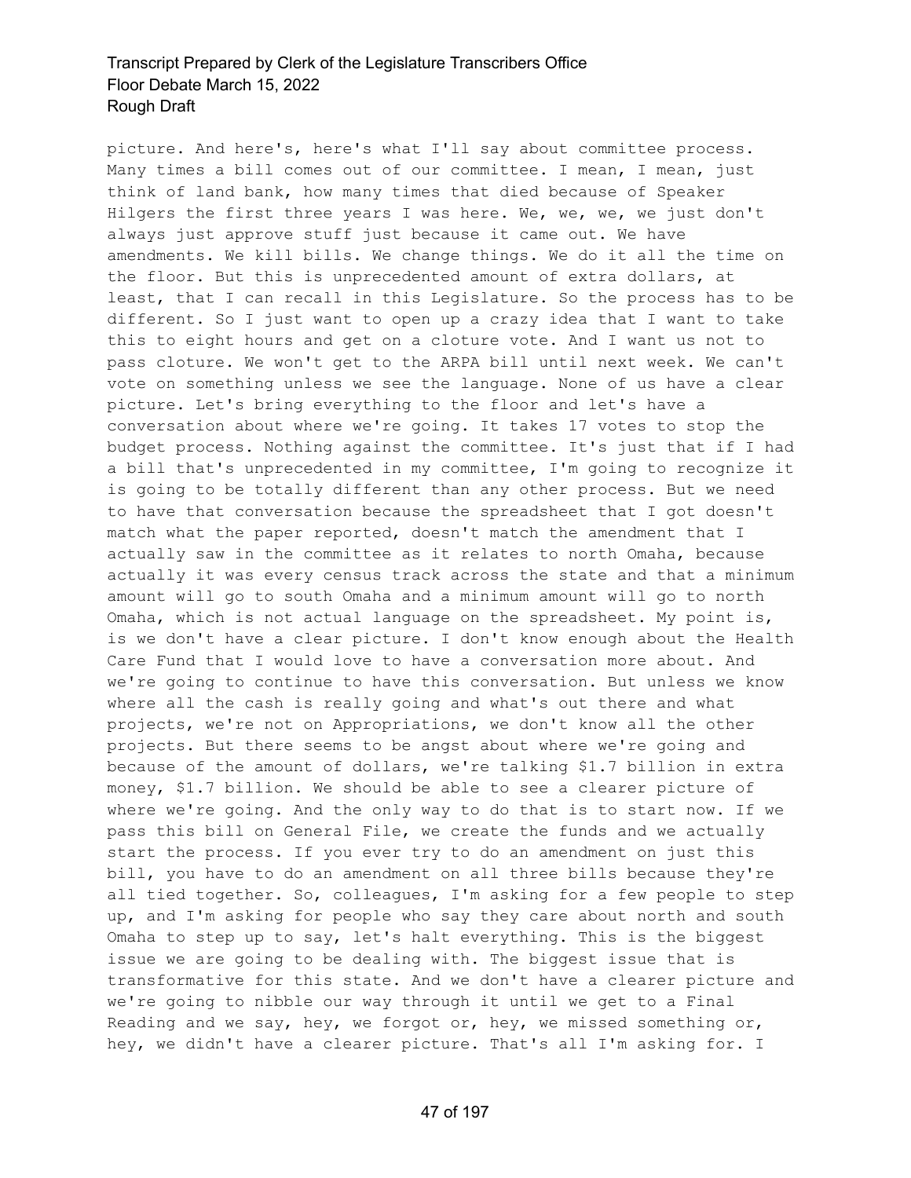picture. And here's, here's what I'll say about committee process. Many times a bill comes out of our committee. I mean, I mean, just think of land bank, how many times that died because of Speaker Hilgers the first three years I was here. We, we, we, we just don't always just approve stuff just because it came out. We have amendments. We kill bills. We change things. We do it all the time on the floor. But this is unprecedented amount of extra dollars, at least, that I can recall in this Legislature. So the process has to be different. So I just want to open up a crazy idea that I want to take this to eight hours and get on a cloture vote. And I want us not to pass cloture. We won't get to the ARPA bill until next week. We can't vote on something unless we see the language. None of us have a clear picture. Let's bring everything to the floor and let's have a conversation about where we're going. It takes 17 votes to stop the budget process. Nothing against the committee. It's just that if I had a bill that's unprecedented in my committee, I'm going to recognize it is going to be totally different than any other process. But we need to have that conversation because the spreadsheet that I got doesn't match what the paper reported, doesn't match the amendment that I actually saw in the committee as it relates to north Omaha, because actually it was every census track across the state and that a minimum amount will go to south Omaha and a minimum amount will go to north Omaha, which is not actual language on the spreadsheet. My point is, is we don't have a clear picture. I don't know enough about the Health Care Fund that I would love to have a conversation more about. And we're going to continue to have this conversation. But unless we know where all the cash is really going and what's out there and what projects, we're not on Appropriations, we don't know all the other projects. But there seems to be angst about where we're going and because of the amount of dollars, we're talking $1.7 billion in extra money, $1.7 billion. We should be able to see a clearer picture of where we're going. And the only way to do that is to start now. If we pass this bill on General File, we create the funds and we actually start the process. If you ever try to do an amendment on just this bill, you have to do an amendment on all three bills because they're all tied together. So, colleagues, I'm asking for a few people to step up, and I'm asking for people who say they care about north and south Omaha to step up to say, let's halt everything. This is the biggest issue we are going to be dealing with. The biggest issue that is transformative for this state. And we don't have a clearer picture and we're going to nibble our way through it until we get to a Final Reading and we say, hey, we forgot or, hey, we missed something or, hey, we didn't have a clearer picture. That's all I'm asking for. I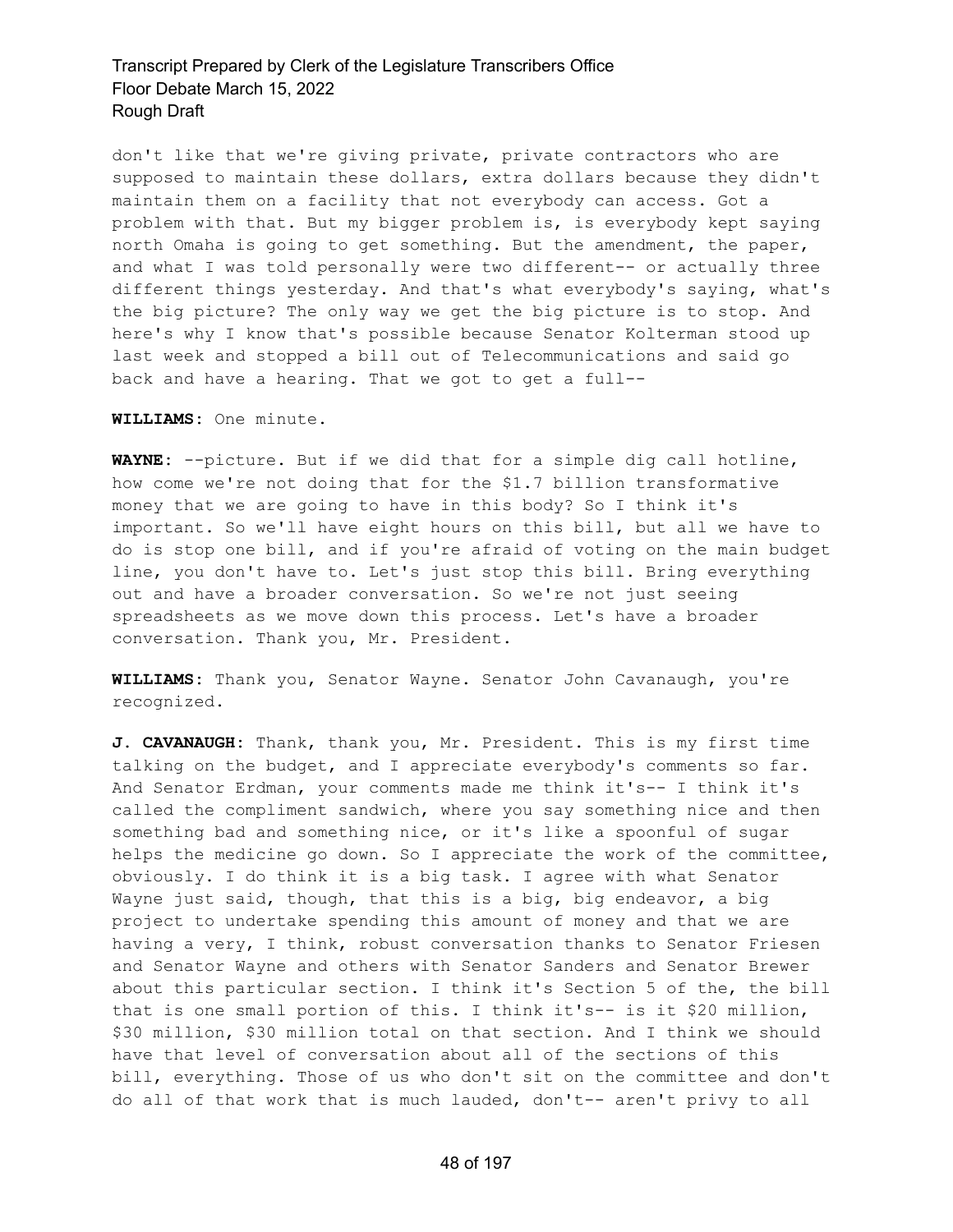don't like that we're giving private, private contractors who are supposed to maintain these dollars, extra dollars because they didn't maintain them on a facility that not everybody can access. Got a problem with that. But my bigger problem is, is everybody kept saying north Omaha is going to get something. But the amendment, the paper, and what I was told personally were two different-- or actually three different things yesterday. And that's what everybody's saying, what's the big picture? The only way we get the big picture is to stop. And here's why I know that's possible because Senator Kolterman stood up last week and stopped a bill out of Telecommunications and said go back and have a hearing. That we got to get a full--

**WILLIAMS:** One minute.

**WAYNE:** --picture. But if we did that for a simple dig call hotline, how come we're not doing that for the $1.7 billion transformative money that we are going to have in this body? So I think it's important. So we'll have eight hours on this bill, but all we have to do is stop one bill, and if you're afraid of voting on the main budget line, you don't have to. Let's just stop this bill. Bring everything out and have a broader conversation. So we're not just seeing spreadsheets as we move down this process. Let's have a broader conversation. Thank you, Mr. President.

**WILLIAMS:** Thank you, Senator Wayne. Senator John Cavanaugh, you're recognized.

**J. CAVANAUGH:** Thank, thank you, Mr. President. This is my first time talking on the budget, and I appreciate everybody's comments so far. And Senator Erdman, your comments made me think it's-- I think it's called the compliment sandwich, where you say something nice and then something bad and something nice, or it's like a spoonful of sugar helps the medicine go down. So I appreciate the work of the committee, obviously. I do think it is a big task. I agree with what Senator Wayne just said, though, that this is a big, big endeavor, a big project to undertake spending this amount of money and that we are having a very, I think, robust conversation thanks to Senator Friesen and Senator Wayne and others with Senator Sanders and Senator Brewer about this particular section. I think it's Section 5 of the, the bill that is one small portion of this. I think it's-- is it $20 million, $30 million, $30 million total on that section. And I think we should have that level of conversation about all of the sections of this bill, everything. Those of us who don't sit on the committee and don't do all of that work that is much lauded, don't-- aren't privy to all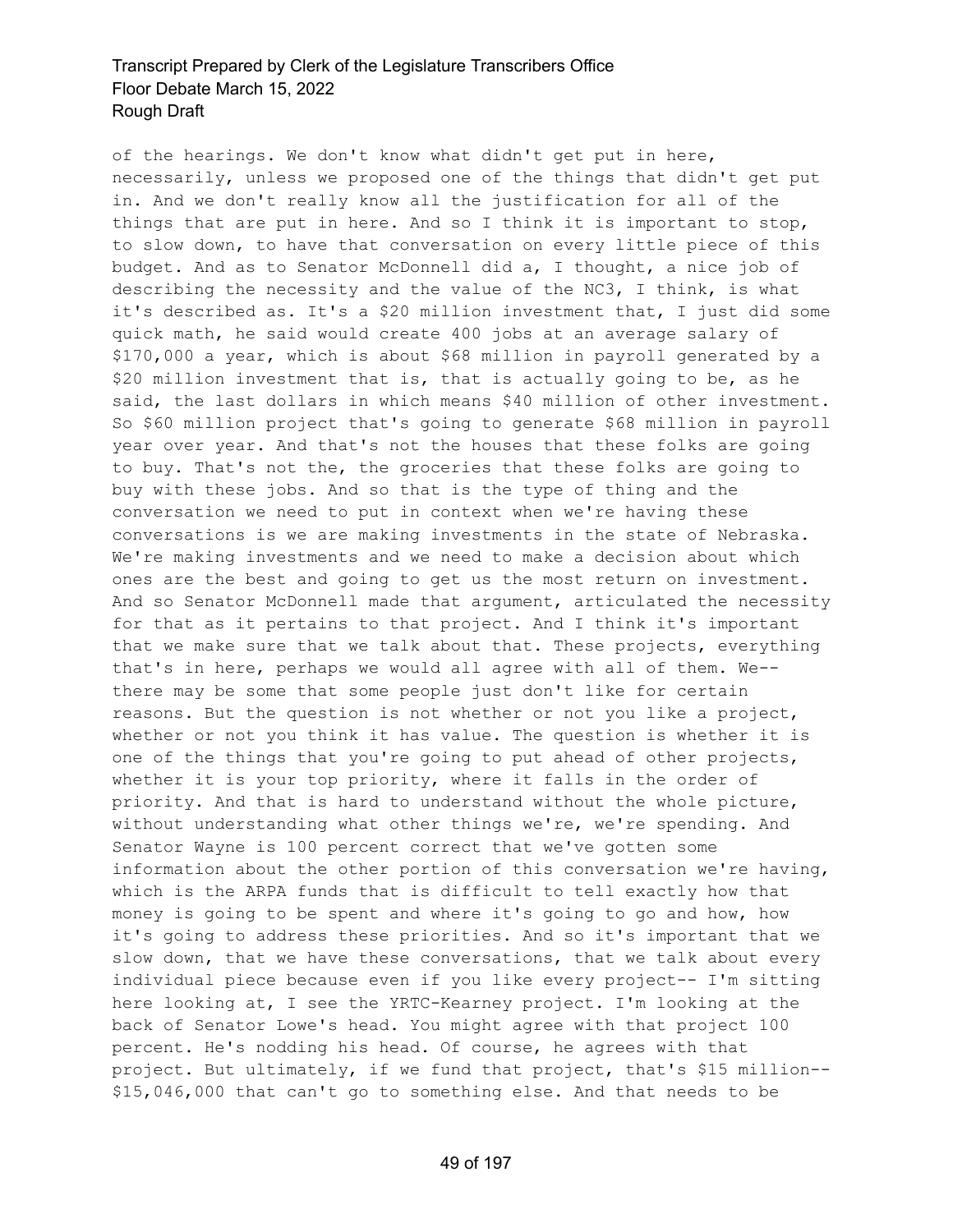of the hearings. We don't know what didn't get put in here, necessarily, unless we proposed one of the things that didn't get put in. And we don't really know all the justification for all of the things that are put in here. And so I think it is important to stop, to slow down, to have that conversation on every little piece of this budget. And as to Senator McDonnell did a, I thought, a nice job of describing the necessity and the value of the NC3, I think, is what it's described as. It's a $20 million investment that, I just did some quick math, he said would create 400 jobs at an average salary of $170,000 a year, which is about $68 million in payroll generated by a $20 million investment that is, that is actually going to be, as he said, the last dollars in which means $40 million of other investment. So $60 million project that's going to generate $68 million in payroll year over year. And that's not the houses that these folks are going to buy. That's not the, the groceries that these folks are going to buy with these jobs. And so that is the type of thing and the conversation we need to put in context when we're having these conversations is we are making investments in the state of Nebraska. We're making investments and we need to make a decision about which ones are the best and going to get us the most return on investment. And so Senator McDonnell made that argument, articulated the necessity for that as it pertains to that project. And I think it's important that we make sure that we talk about that. These projects, everything that's in here, perhaps we would all agree with all of them. We-- there may be some that some people just don't like for certain reasons. But the question is not whether or not you like a project, whether or not you think it has value. The question is whether it is one of the things that you're going to put ahead of other projects, whether it is your top priority, where it falls in the order of priority. And that is hard to understand without the whole picture, without understanding what other things we're, we're spending. And Senator Wayne is 100 percent correct that we've gotten some information about the other portion of this conversation we're having, which is the ARPA funds that is difficult to tell exactly how that money is going to be spent and where it's going to go and how, how it's going to address these priorities. And so it's important that we slow down, that we have these conversations, that we talk about every individual piece because even if you like every project-- I'm sitting here looking at, I see the YRTC-Kearney project. I'm looking at the back of Senator Lowe's head. You might agree with that project 100 percent. He's nodding his head. Of course, he agrees with that project. But ultimately, if we fund that project, that's $15 million-- $15,046,000 that can't go to something else. And that needs to be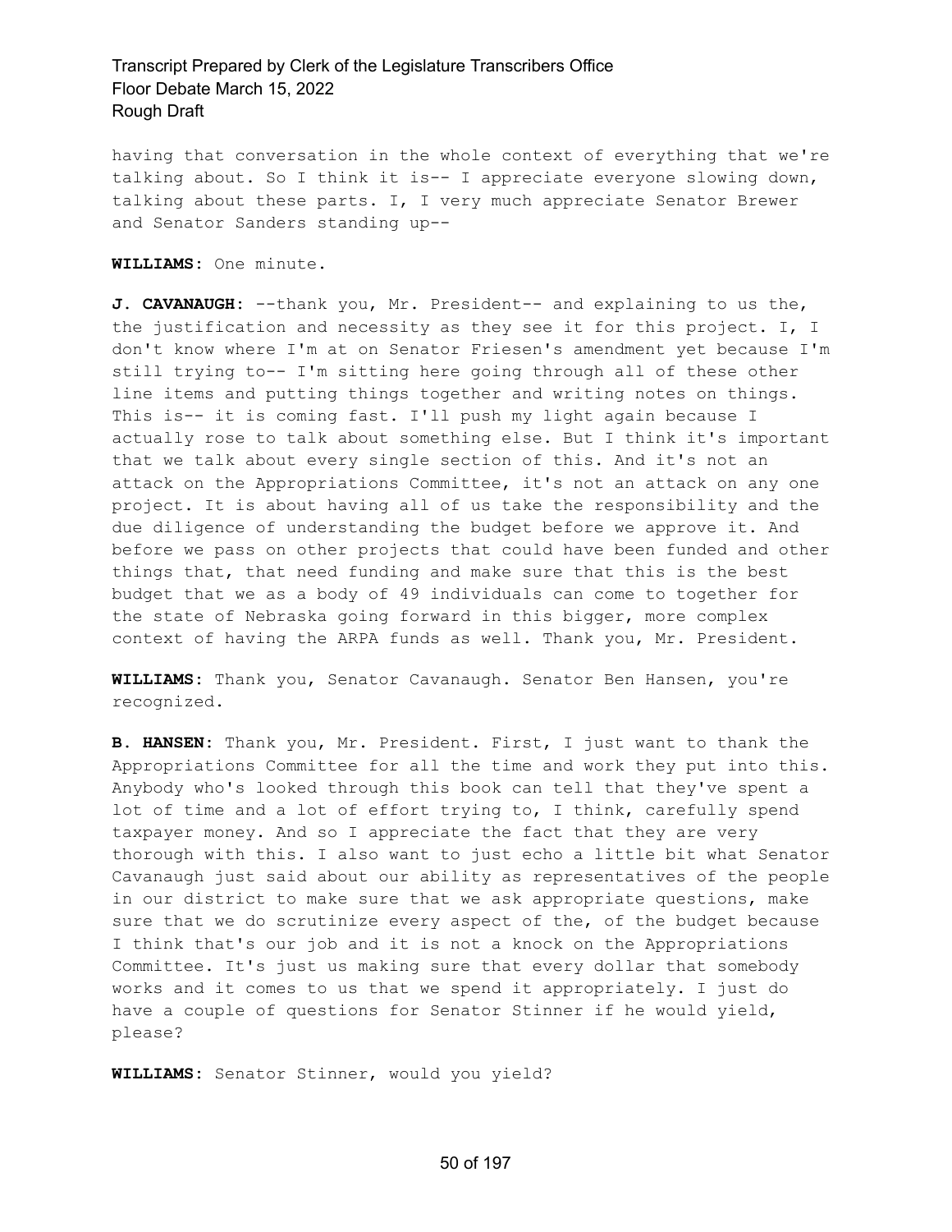having that conversation in the whole context of everything that we're talking about. So I think it is-- I appreciate everyone slowing down, talking about these parts. I, I very much appreciate Senator Brewer and Senator Sanders standing up--

**WILLIAMS:** One minute.

**J. CAVANAUGH:** --thank you, Mr. President-- and explaining to us the, the justification and necessity as they see it for this project. I, I don't know where I'm at on Senator Friesen's amendment yet because I'm still trying to-- I'm sitting here going through all of these other line items and putting things together and writing notes on things. This is-- it is coming fast. I'll push my light again because I actually rose to talk about something else. But I think it's important that we talk about every single section of this. And it's not an attack on the Appropriations Committee, it's not an attack on any one project. It is about having all of us take the responsibility and the due diligence of understanding the budget before we approve it. And before we pass on other projects that could have been funded and other things that, that need funding and make sure that this is the best budget that we as a body of 49 individuals can come to together for the state of Nebraska going forward in this bigger, more complex context of having the ARPA funds as well. Thank you, Mr. President.

**WILLIAMS:** Thank you, Senator Cavanaugh. Senator Ben Hansen, you're recognized.

**B. HANSEN:** Thank you, Mr. President. First, I just want to thank the Appropriations Committee for all the time and work they put into this. Anybody who's looked through this book can tell that they've spent a lot of time and a lot of effort trying to, I think, carefully spend taxpayer money. And so I appreciate the fact that they are very thorough with this. I also want to just echo a little bit what Senator Cavanaugh just said about our ability as representatives of the people in our district to make sure that we ask appropriate questions, make sure that we do scrutinize every aspect of the, of the budget because I think that's our job and it is not a knock on the Appropriations Committee. It's just us making sure that every dollar that somebody works and it comes to us that we spend it appropriately. I just do have a couple of questions for Senator Stinner if he would yield, please?

**WILLIAMS:** Senator Stinner, would you yield?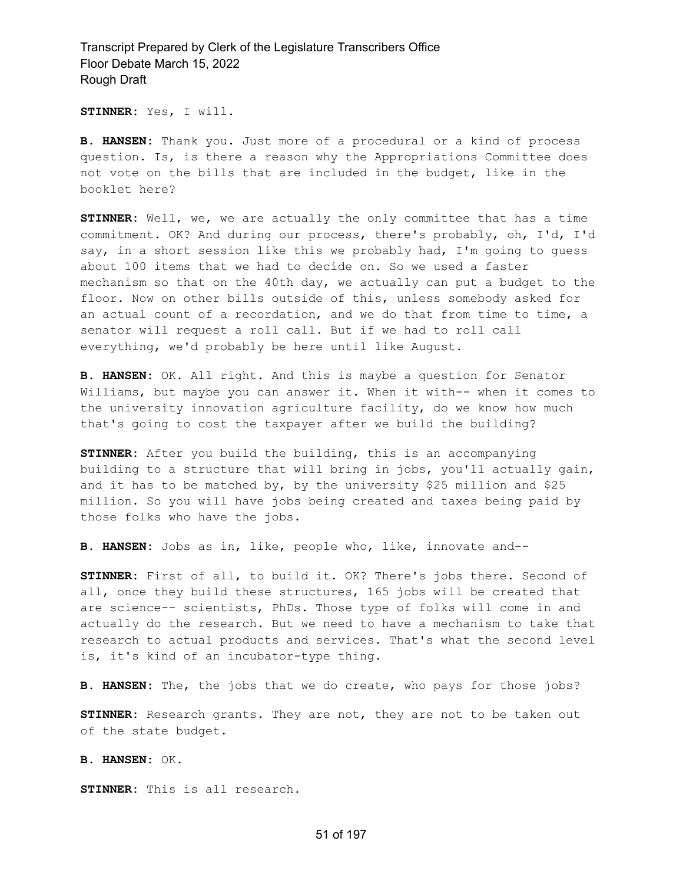**STINNER:** Yes, I will.

**B. HANSEN:** Thank you. Just more of a procedural or a kind of process question. Is, is there a reason why the Appropriations Committee does not vote on the bills that are included in the budget, like in the booklet here?

**STINNER:** Well, we, we are actually the only committee that has a time commitment. OK? And during our process, there's probably, oh, I'd, I'd say, in a short session like this we probably had, I'm going to guess about 100 items that we had to decide on. So we used a faster mechanism so that on the 40th day, we actually can put a budget to the floor. Now on other bills outside of this, unless somebody asked for an actual count of a recordation, and we do that from time to time, a senator will request a roll call. But if we had to roll call everything, we'd probably be here until like August.

**B. HANSEN:** OK. All right. And this is maybe a question for Senator Williams, but maybe you can answer it. When it with-- when it comes to the university innovation agriculture facility, do we know how much that's going to cost the taxpayer after we build the building?

**STINNER:** After you build the building, this is an accompanying building to a structure that will bring in jobs, you'll actually gain, and it has to be matched by, by the university $25 million and $25 million. So you will have jobs being created and taxes being paid by those folks who have the jobs.

**B. HANSEN:** Jobs as in, like, people who, like, innovate and--

**STINNER:** First of all, to build it. OK? There's jobs there. Second of all, once they build these structures, 165 jobs will be created that are science-- scientists, PhDs. Those type of folks will come in and actually do the research. But we need to have a mechanism to take that research to actual products and services. That's what the second level is, it's kind of an incubator-type thing.

**B. HANSEN:** The, the jobs that we do create, who pays for those jobs?

**STINNER:** Research grants. They are not, they are not to be taken out of the state budget.

**B. HANSEN:** OK.

**STINNER:** This is all research.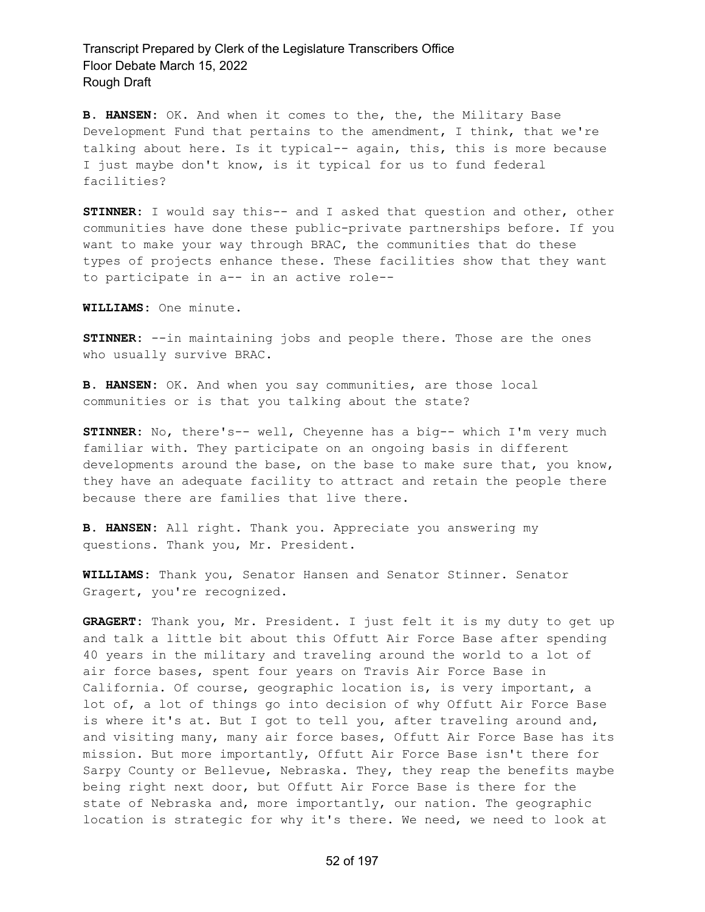**B. HANSEN:** OK. And when it comes to the, the, the Military Base Development Fund that pertains to the amendment, I think, that we're talking about here. Is it typical-- again, this, this is more because I just maybe don't know, is it typical for us to fund federal facilities?

**STINNER:** I would say this-- and I asked that question and other, other communities have done these public-private partnerships before. If you want to make your way through BRAC, the communities that do these types of projects enhance these. These facilities show that they want to participate in a-- in an active role--

**WILLIAMS:** One minute.

**STINNER:** --in maintaining jobs and people there. Those are the ones who usually survive BRAC.

**B. HANSEN:** OK. And when you say communities, are those local communities or is that you talking about the state?

**STINNER:** No, there's-- well, Cheyenne has a big-- which I'm very much familiar with. They participate on an ongoing basis in different developments around the base, on the base to make sure that, you know, they have an adequate facility to attract and retain the people there because there are families that live there.

**B. HANSEN:** All right. Thank you. Appreciate you answering my questions. Thank you, Mr. President.

**WILLIAMS:** Thank you, Senator Hansen and Senator Stinner. Senator Gragert, you're recognized.

**GRAGERT:** Thank you, Mr. President. I just felt it is my duty to get up and talk a little bit about this Offutt Air Force Base after spending 40 years in the military and traveling around the world to a lot of air force bases, spent four years on Travis Air Force Base in California. Of course, geographic location is, is very important, a lot of, a lot of things go into decision of why Offutt Air Force Base is where it's at. But I got to tell you, after traveling around and, and visiting many, many air force bases, Offutt Air Force Base has its mission. But more importantly, Offutt Air Force Base isn't there for Sarpy County or Bellevue, Nebraska. They, they reap the benefits maybe being right next door, but Offutt Air Force Base is there for the state of Nebraska and, more importantly, our nation. The geographic location is strategic for why it's there. We need, we need to look at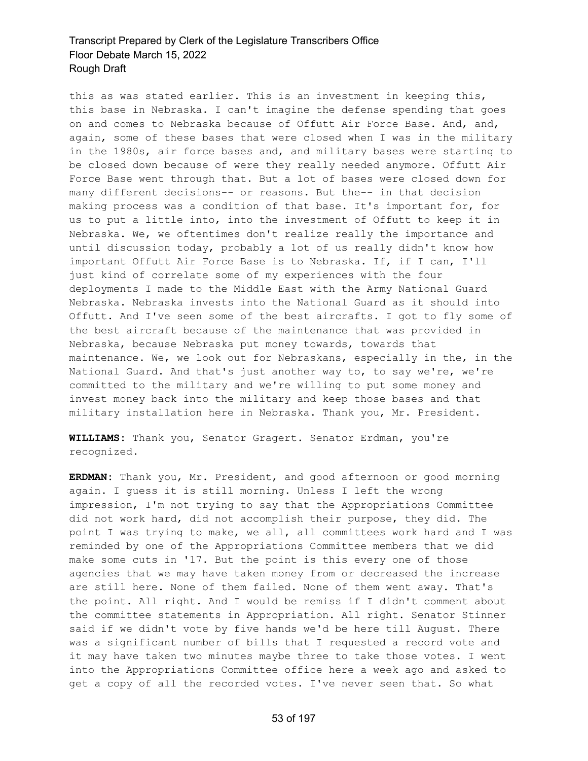this as was stated earlier. This is an investment in keeping this, this base in Nebraska. I can't imagine the defense spending that goes on and comes to Nebraska because of Offutt Air Force Base. And, and, again, some of these bases that were closed when I was in the military in the 1980s, air force bases and, and military bases were starting to be closed down because of were they really needed anymore. Offutt Air Force Base went through that. But a lot of bases were closed down for many different decisions-- or reasons. But the-- in that decision making process was a condition of that base. It's important for, for us to put a little into, into the investment of Offutt to keep it in Nebraska. We, we oftentimes don't realize really the importance and until discussion today, probably a lot of us really didn't know how important Offutt Air Force Base is to Nebraska. If, if I can, I'll just kind of correlate some of my experiences with the four deployments I made to the Middle East with the Army National Guard Nebraska. Nebraska invests into the National Guard as it should into Offutt. And I've seen some of the best aircrafts. I got to fly some of the best aircraft because of the maintenance that was provided in Nebraska, because Nebraska put money towards, towards that maintenance. We, we look out for Nebraskans, especially in the, in the National Guard. And that's just another way to, to say we're, we're committed to the military and we're willing to put some money and invest money back into the military and keep those bases and that military installation here in Nebraska. Thank you, Mr. President.

**WILLIAMS:** Thank you, Senator Gragert. Senator Erdman, you're recognized.

**ERDMAN:** Thank you, Mr. President, and good afternoon or good morning again. I guess it is still morning. Unless I left the wrong impression, I'm not trying to say that the Appropriations Committee did not work hard, did not accomplish their purpose, they did. The point I was trying to make, we all, all committees work hard and I was reminded by one of the Appropriations Committee members that we did make some cuts in '17. But the point is this every one of those agencies that we may have taken money from or decreased the increase are still here. None of them failed. None of them went away. That's the point. All right. And I would be remiss if I didn't comment about the committee statements in Appropriation. All right. Senator Stinner said if we didn't vote by five hands we'd be here till August. There was a significant number of bills that I requested a record vote and it may have taken two minutes maybe three to take those votes. I went into the Appropriations Committee office here a week ago and asked to get a copy of all the recorded votes. I've never seen that. So what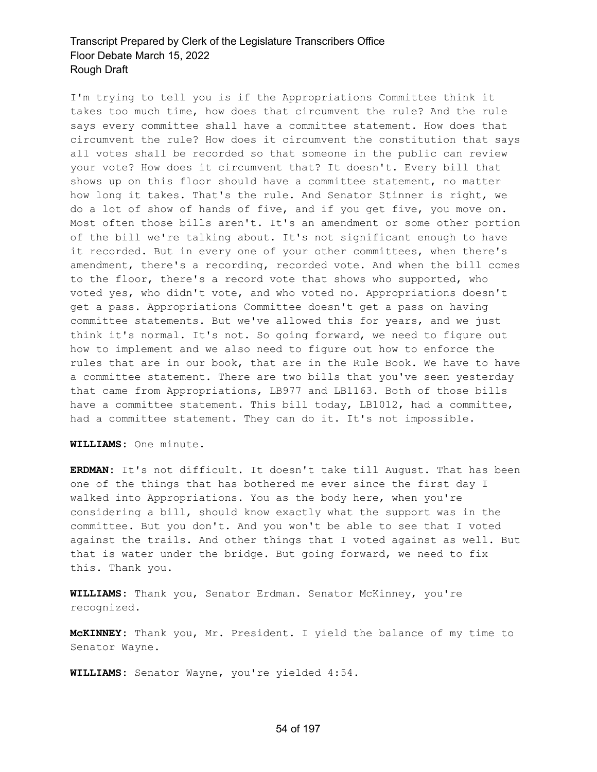I'm trying to tell you is if the Appropriations Committee think it takes too much time, how does that circumvent the rule? And the rule says every committee shall have a committee statement. How does that circumvent the rule? How does it circumvent the constitution that says all votes shall be recorded so that someone in the public can review your vote? How does it circumvent that? It doesn't. Every bill that shows up on this floor should have a committee statement, no matter how long it takes. That's the rule. And Senator Stinner is right, we do a lot of show of hands of five, and if you get five, you move on. Most often those bills aren't. It's an amendment or some other portion of the bill we're talking about. It's not significant enough to have it recorded. But in every one of your other committees, when there's amendment, there's a recording, recorded vote. And when the bill comes to the floor, there's a record vote that shows who supported, who voted yes, who didn't vote, and who voted no. Appropriations doesn't get a pass. Appropriations Committee doesn't get a pass on having committee statements. But we've allowed this for years, and we just think it's normal. It's not. So going forward, we need to figure out how to implement and we also need to figure out how to enforce the rules that are in our book, that are in the Rule Book. We have to have a committee statement. There are two bills that you've seen yesterday that came from Appropriations, LB977 and LB1163. Both of those bills have a committee statement. This bill today, LB1012, had a committee, had a committee statement. They can do it. It's not impossible.

**WILLIAMS:** One minute.

**ERDMAN:** It's not difficult. It doesn't take till August. That has been one of the things that has bothered me ever since the first day I walked into Appropriations. You as the body here, when you're considering a bill, should know exactly what the support was in the committee. But you don't. And you won't be able to see that I voted against the trails. And other things that I voted against as well. But that is water under the bridge. But going forward, we need to fix this. Thank you.

**WILLIAMS:** Thank you, Senator Erdman. Senator McKinney, you're recognized.

**McKINNEY:** Thank you, Mr. President. I yield the balance of my time to Senator Wayne.

**WILLIAMS:** Senator Wayne, you're yielded 4:54.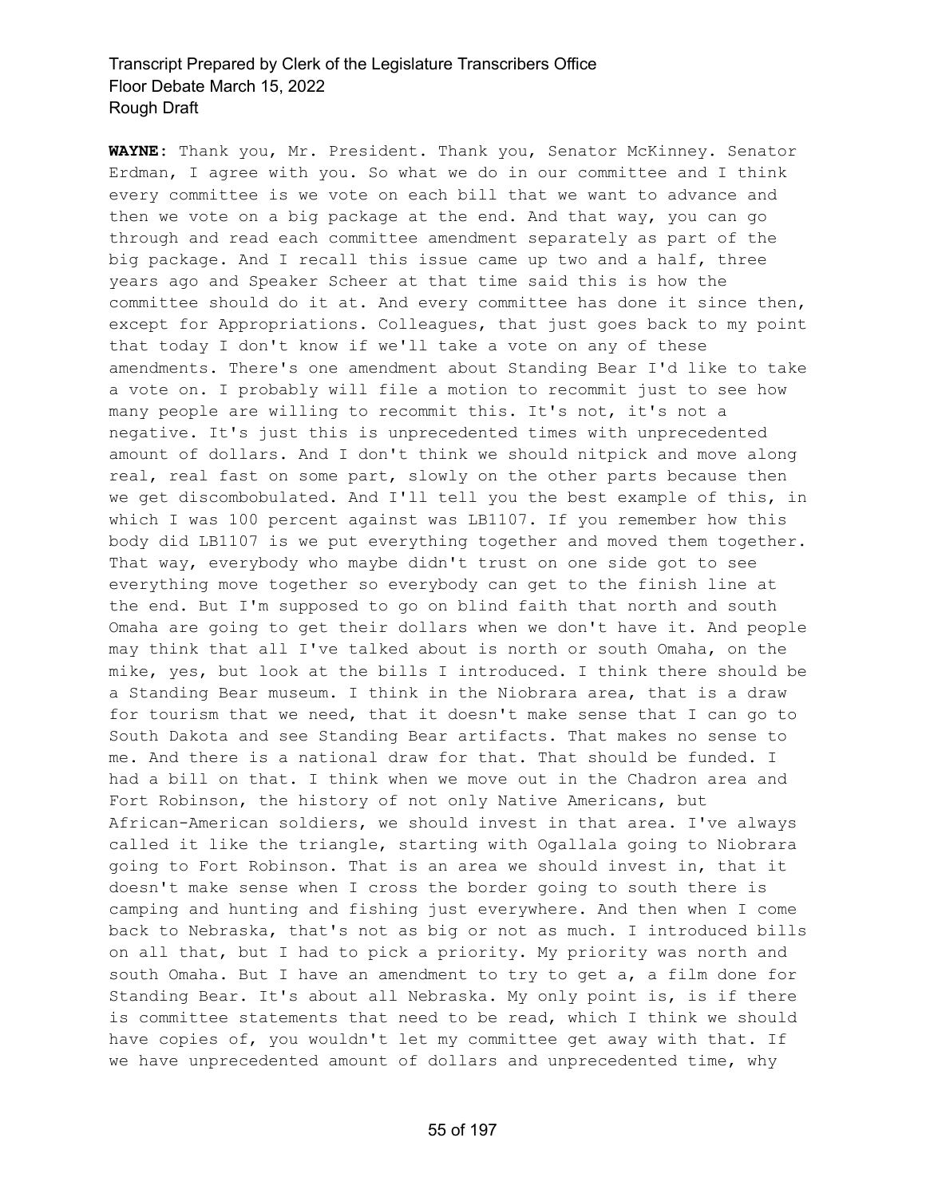**WAYNE:** Thank you, Mr. President. Thank you, Senator McKinney. Senator Erdman, I agree with you. So what we do in our committee and I think every committee is we vote on each bill that we want to advance and then we vote on a big package at the end. And that way, you can go through and read each committee amendment separately as part of the big package. And I recall this issue came up two and a half, three years ago and Speaker Scheer at that time said this is how the committee should do it at. And every committee has done it since then, except for Appropriations. Colleagues, that just goes back to my point that today I don't know if we'll take a vote on any of these amendments. There's one amendment about Standing Bear I'd like to take a vote on. I probably will file a motion to recommit just to see how many people are willing to recommit this. It's not, it's not a negative. It's just this is unprecedented times with unprecedented amount of dollars. And I don't think we should nitpick and move along real, real fast on some part, slowly on the other parts because then we get discombobulated. And I'll tell you the best example of this, in which I was 100 percent against was LB1107. If you remember how this body did LB1107 is we put everything together and moved them together. That way, everybody who maybe didn't trust on one side got to see everything move together so everybody can get to the finish line at the end. But I'm supposed to go on blind faith that north and south Omaha are going to get their dollars when we don't have it. And people may think that all I've talked about is north or south Omaha, on the mike, yes, but look at the bills I introduced. I think there should be a Standing Bear museum. I think in the Niobrara area, that is a draw for tourism that we need, that it doesn't make sense that I can go to South Dakota and see Standing Bear artifacts. That makes no sense to me. And there is a national draw for that. That should be funded. I had a bill on that. I think when we move out in the Chadron area and Fort Robinson, the history of not only Native Americans, but African-American soldiers, we should invest in that area. I've always called it like the triangle, starting with Ogallala going to Niobrara going to Fort Robinson. That is an area we should invest in, that it doesn't make sense when I cross the border going to south there is camping and hunting and fishing just everywhere. And then when I come back to Nebraska, that's not as big or not as much. I introduced bills on all that, but I had to pick a priority. My priority was north and south Omaha. But I have an amendment to try to get a, a film done for Standing Bear. It's about all Nebraska. My only point is, is if there is committee statements that need to be read, which I think we should have copies of, you wouldn't let my committee get away with that. If we have unprecedented amount of dollars and unprecedented time, why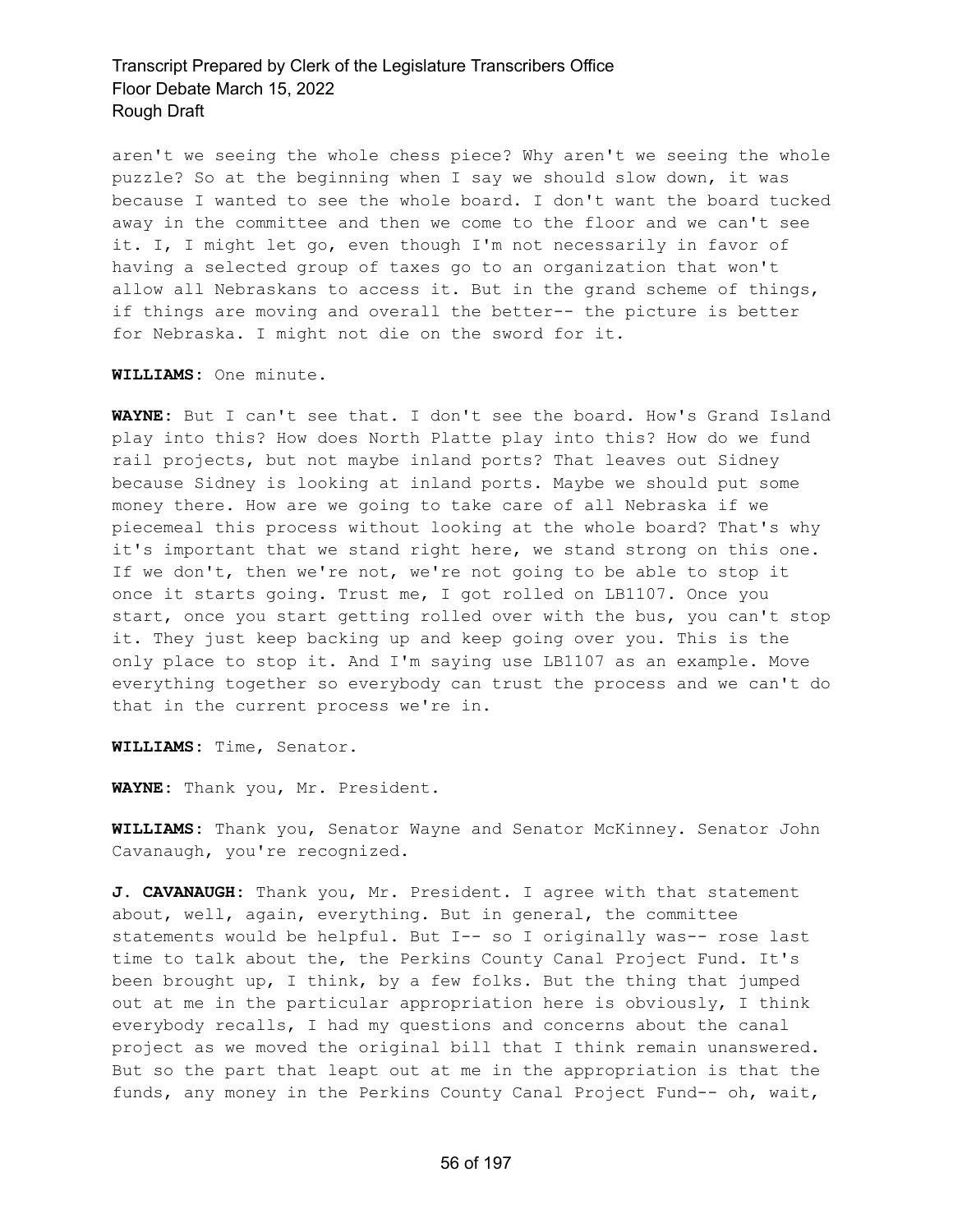aren't we seeing the whole chess piece? Why aren't we seeing the whole puzzle? So at the beginning when I say we should slow down, it was because I wanted to see the whole board. I don't want the board tucked away in the committee and then we come to the floor and we can't see it. I, I might let go, even though I'm not necessarily in favor of having a selected group of taxes go to an organization that won't allow all Nebraskans to access it. But in the grand scheme of things, if things are moving and overall the better-- the picture is better for Nebraska. I might not die on the sword for it.

**WILLIAMS:** One minute.

**WAYNE:** But I can't see that. I don't see the board. How's Grand Island play into this? How does North Platte play into this? How do we fund rail projects, but not maybe inland ports? That leaves out Sidney because Sidney is looking at inland ports. Maybe we should put some money there. How are we going to take care of all Nebraska if we piecemeal this process without looking at the whole board? That's why it's important that we stand right here, we stand strong on this one. If we don't, then we're not, we're not going to be able to stop it once it starts going. Trust me, I got rolled on LB1107. Once you start, once you start getting rolled over with the bus, you can't stop it. They just keep backing up and keep going over you. This is the only place to stop it. And I'm saying use LB1107 as an example. Move everything together so everybody can trust the process and we can't do that in the current process we're in.

**WILLIAMS:** Time, Senator.

**WAYNE:** Thank you, Mr. President.

**WILLIAMS:** Thank you, Senator Wayne and Senator McKinney. Senator John Cavanaugh, you're recognized.

**J. CAVANAUGH:** Thank you, Mr. President. I agree with that statement about, well, again, everything. But in general, the committee statements would be helpful. But I-- so I originally was-- rose last time to talk about the, the Perkins County Canal Project Fund. It's been brought up, I think, by a few folks. But the thing that jumped out at me in the particular appropriation here is obviously, I think everybody recalls, I had my questions and concerns about the canal project as we moved the original bill that I think remain unanswered. But so the part that leapt out at me in the appropriation is that the funds, any money in the Perkins County Canal Project Fund-- oh, wait,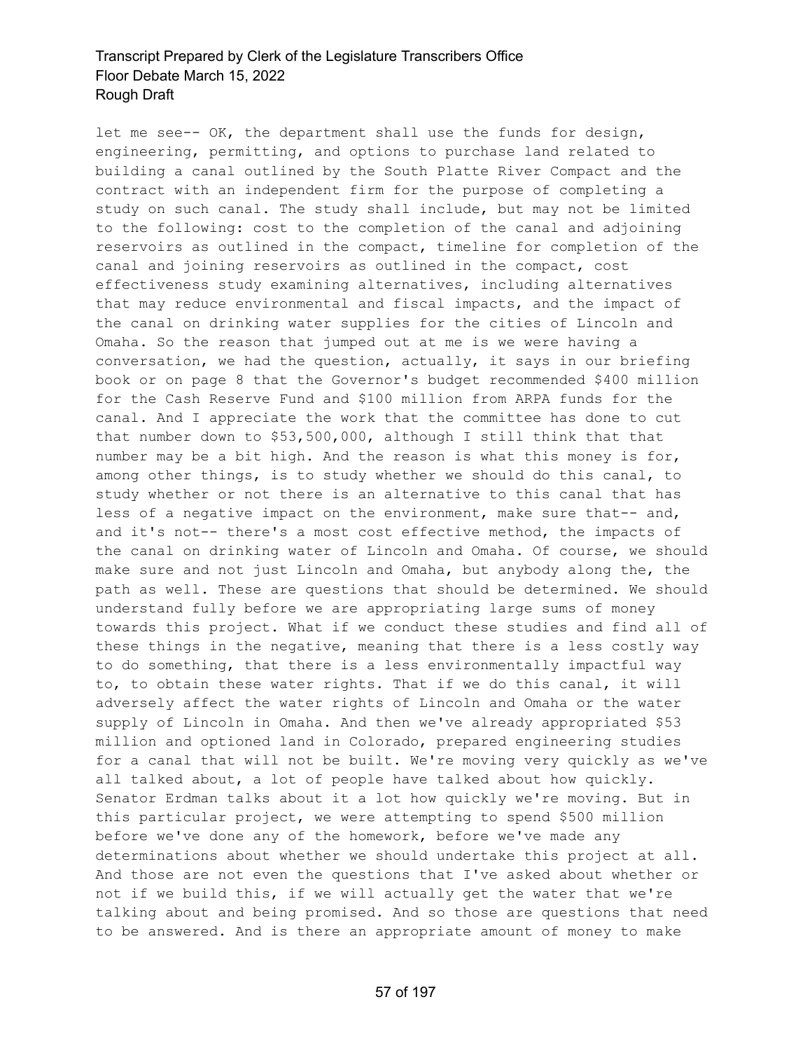let me see-- OK, the department shall use the funds for design, engineering, permitting, and options to purchase land related to building a canal outlined by the South Platte River Compact and the contract with an independent firm for the purpose of completing a study on such canal. The study shall include, but may not be limited to the following: cost to the completion of the canal and adjoining reservoirs as outlined in the compact, timeline for completion of the canal and joining reservoirs as outlined in the compact, cost effectiveness study examining alternatives, including alternatives that may reduce environmental and fiscal impacts, and the impact of the canal on drinking water supplies for the cities of Lincoln and Omaha. So the reason that jumped out at me is we were having a conversation, we had the question, actually, it says in our briefing book or on page 8 that the Governor's budget recommended $400 million for the Cash Reserve Fund and $100 million from ARPA funds for the canal. And I appreciate the work that the committee has done to cut that number down to $53,500,000, although I still think that that number may be a bit high. And the reason is what this money is for, among other things, is to study whether we should do this canal, to study whether or not there is an alternative to this canal that has less of a negative impact on the environment, make sure that-- and, and it's not-- there's a most cost effective method, the impacts of the canal on drinking water of Lincoln and Omaha. Of course, we should make sure and not just Lincoln and Omaha, but anybody along the, the path as well. These are questions that should be determined. We should understand fully before we are appropriating large sums of money towards this project. What if we conduct these studies and find all of these things in the negative, meaning that there is a less costly way to do something, that there is a less environmentally impactful way to, to obtain these water rights. That if we do this canal, it will adversely affect the water rights of Lincoln and Omaha or the water supply of Lincoln in Omaha. And then we've already appropriated $53 million and optioned land in Colorado, prepared engineering studies for a canal that will not be built. We're moving very quickly as we've all talked about, a lot of people have talked about how quickly. Senator Erdman talks about it a lot how quickly we're moving. But in this particular project, we were attempting to spend $500 million before we've done any of the homework, before we've made any determinations about whether we should undertake this project at all. And those are not even the questions that I've asked about whether or not if we build this, if we will actually get the water that we're talking about and being promised. And so those are questions that need to be answered. And is there an appropriate amount of money to make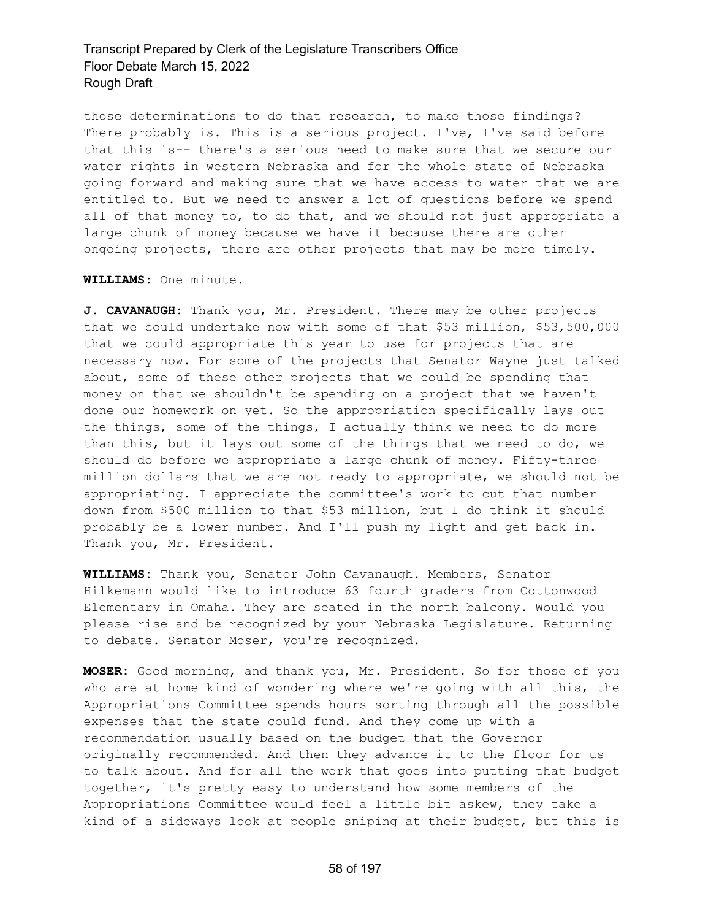those determinations to do that research, to make those findings? There probably is. This is a serious project. I've, I've said before that this is-- there's a serious need to make sure that we secure our water rights in western Nebraska and for the whole state of Nebraska going forward and making sure that we have access to water that we are entitled to. But we need to answer a lot of questions before we spend all of that money to, to do that, and we should not just appropriate a large chunk of money because we have it because there are other ongoing projects, there are other projects that may be more timely.

**WILLIAMS:** One minute.

**J. CAVANAUGH:** Thank you, Mr. President. There may be other projects that we could undertake now with some of that $53 million, $53,500,000 that we could appropriate this year to use for projects that are necessary now. For some of the projects that Senator Wayne just talked about, some of these other projects that we could be spending that money on that we shouldn't be spending on a project that we haven't done our homework on yet. So the appropriation specifically lays out the things, some of the things, I actually think we need to do more than this, but it lays out some of the things that we need to do, we should do before we appropriate a large chunk of money. Fifty-three million dollars that we are not ready to appropriate, we should not be appropriating. I appreciate the committee's work to cut that number down from $500 million to that $53 million, but I do think it should probably be a lower number. And I'll push my light and get back in. Thank you, Mr. President.

**WILLIAMS:** Thank you, Senator John Cavanaugh. Members, Senator Hilkemann would like to introduce 63 fourth graders from Cottonwood Elementary in Omaha. They are seated in the north balcony. Would you please rise and be recognized by your Nebraska Legislature. Returning to debate. Senator Moser, you're recognized.

**MOSER:** Good morning, and thank you, Mr. President. So for those of you who are at home kind of wondering where we're going with all this, the Appropriations Committee spends hours sorting through all the possible expenses that the state could fund. And they come up with a recommendation usually based on the budget that the Governor originally recommended. And then they advance it to the floor for us to talk about. And for all the work that goes into putting that budget together, it's pretty easy to understand how some members of the Appropriations Committee would feel a little bit askew, they take a kind of a sideways look at people sniping at their budget, but this is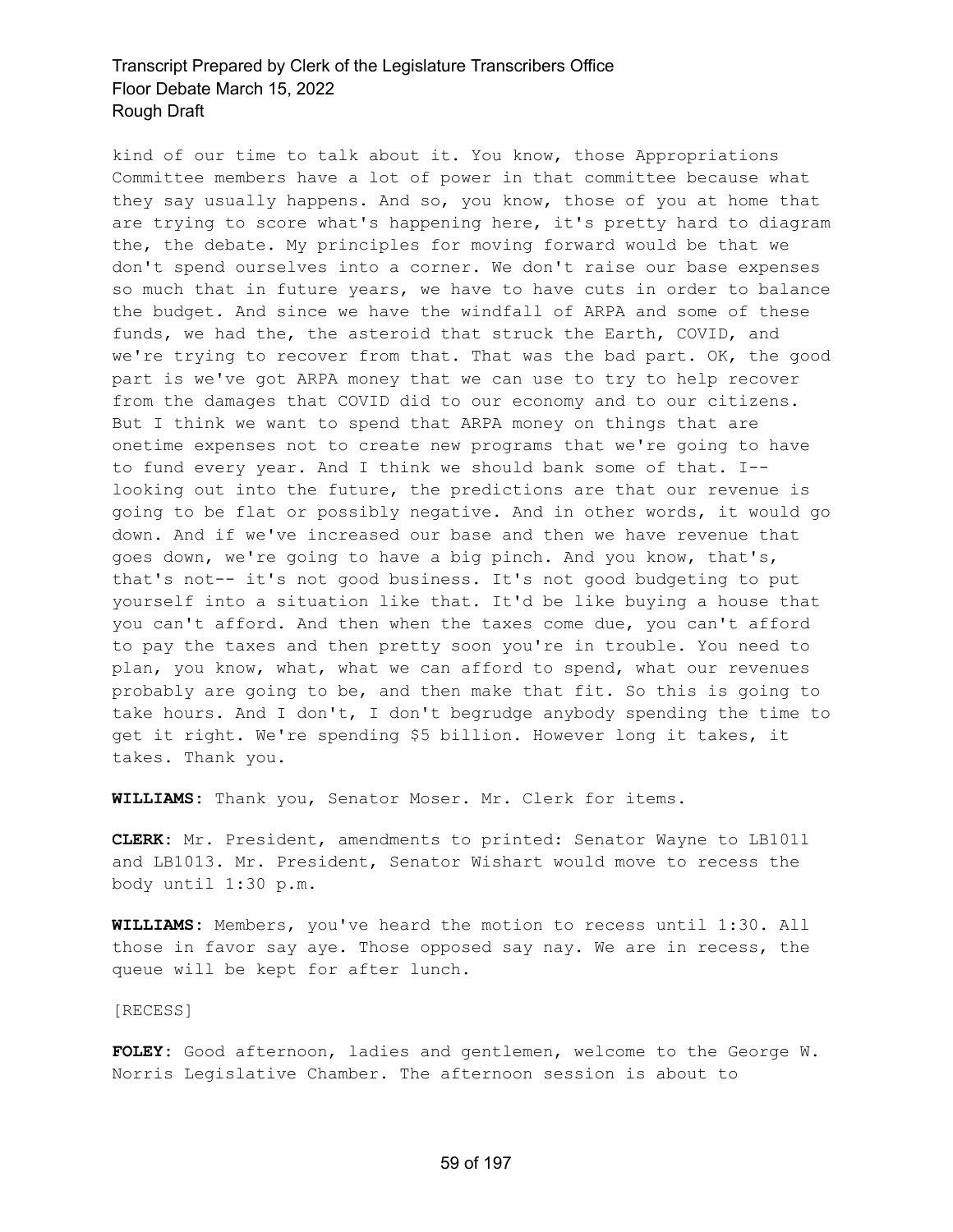kind of our time to talk about it. You know, those Appropriations Committee members have a lot of power in that committee because what they say usually happens. And so, you know, those of you at home that are trying to score what's happening here, it's pretty hard to diagram the, the debate. My principles for moving forward would be that we don't spend ourselves into a corner. We don't raise our base expenses so much that in future years, we have to have cuts in order to balance the budget. And since we have the windfall of ARPA and some of these funds, we had the, the asteroid that struck the Earth, COVID, and we're trying to recover from that. That was the bad part. OK, the good part is we've got ARPA money that we can use to try to help recover from the damages that COVID did to our economy and to our citizens. But I think we want to spend that ARPA money on things that are onetime expenses not to create new programs that we're going to have to fund every year. And I think we should bank some of that. I-- looking out into the future, the predictions are that our revenue is going to be flat or possibly negative. And in other words, it would go down. And if we've increased our base and then we have revenue that goes down, we're going to have a big pinch. And you know, that's, that's not-- it's not good business. It's not good budgeting to put yourself into a situation like that. It'd be like buying a house that you can't afford. And then when the taxes come due, you can't afford to pay the taxes and then pretty soon you're in trouble. You need to plan, you know, what, what we can afford to spend, what our revenues probably are going to be, and then make that fit. So this is going to take hours. And I don't, I don't begrudge anybody spending the time to get it right. We're spending $5 billion. However long it takes, it takes. Thank you.

**WILLIAMS:** Thank you, Senator Moser. Mr. Clerk for items.

**CLERK:** Mr. President, amendments to printed: Senator Wayne to LB1011 and LB1013. Mr. President, Senator Wishart would move to recess the body until 1:30 p.m.

**WILLIAMS:** Members, you've heard the motion to recess until 1:30. All those in favor say aye. Those opposed say nay. We are in recess, the queue will be kept for after lunch.

[RECESS]

**FOLEY:** Good afternoon, ladies and gentlemen, welcome to the George W. Norris Legislative Chamber. The afternoon session is about to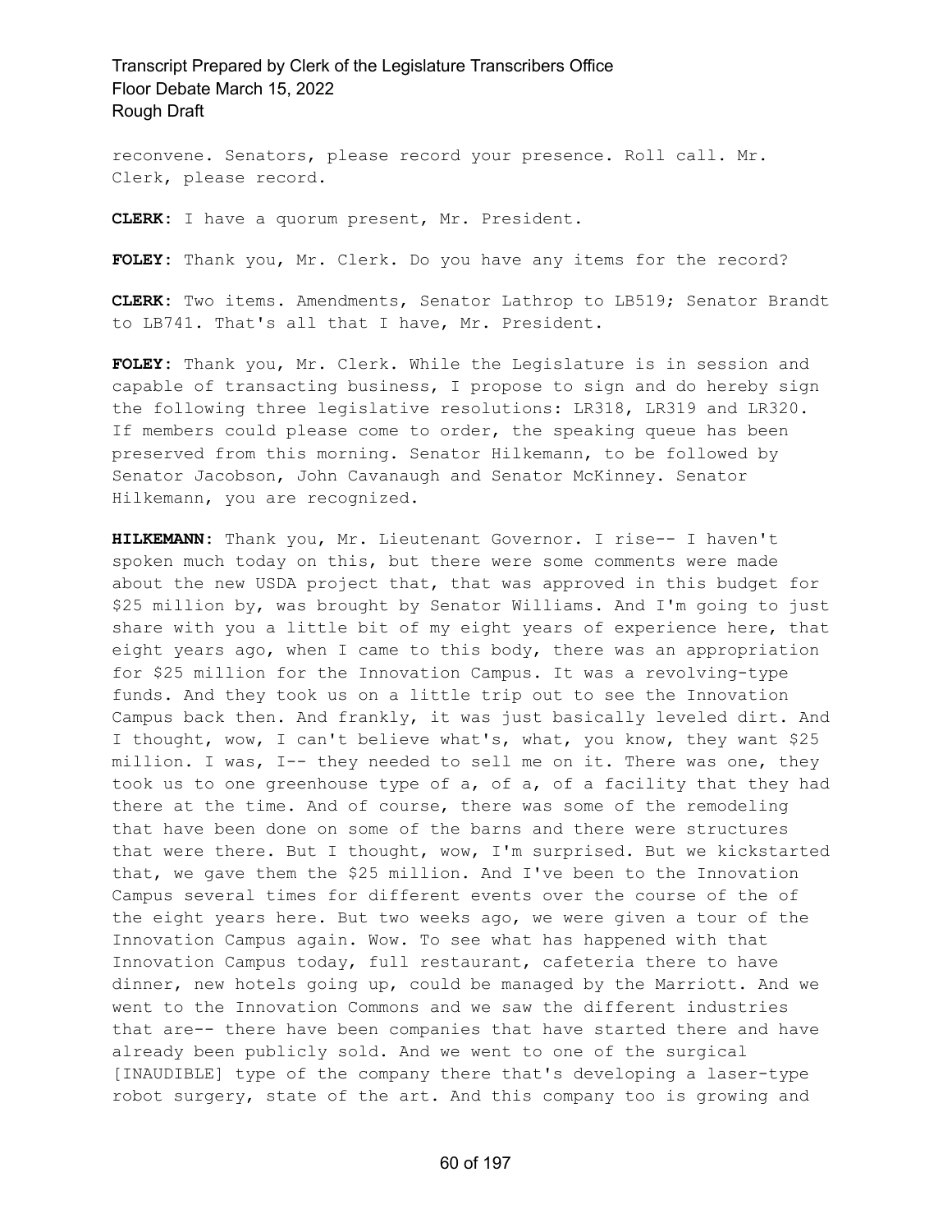reconvene. Senators, please record your presence. Roll call. Mr. Clerk, please record.

**CLERK:** I have a quorum present, Mr. President.

**FOLEY:** Thank you, Mr. Clerk. Do you have any items for the record?

**CLERK:** Two items. Amendments, Senator Lathrop to LB519; Senator Brandt to LB741. That's all that I have, Mr. President.

**FOLEY:** Thank you, Mr. Clerk. While the Legislature is in session and capable of transacting business, I propose to sign and do hereby sign the following three legislative resolutions: LR318, LR319 and LR320. If members could please come to order, the speaking queue has been preserved from this morning. Senator Hilkemann, to be followed by Senator Jacobson, John Cavanaugh and Senator McKinney. Senator Hilkemann, you are recognized.

**HILKEMANN:** Thank you, Mr. Lieutenant Governor. I rise-- I haven't spoken much today on this, but there were some comments were made about the new USDA project that, that was approved in this budget for $25 million by, was brought by Senator Williams. And I'm going to just share with you a little bit of my eight years of experience here, that eight years ago, when I came to this body, there was an appropriation for $25 million for the Innovation Campus. It was a revolving-type funds. And they took us on a little trip out to see the Innovation Campus back then. And frankly, it was just basically leveled dirt. And I thought, wow, I can't believe what's, what, you know, they want $25 million. I was, I-- they needed to sell me on it. There was one, they took us to one greenhouse type of a, of a, of a facility that they had there at the time. And of course, there was some of the remodeling that have been done on some of the barns and there were structures that were there. But I thought, wow, I'm surprised. But we kickstarted that, we gave them the $25 million. And I've been to the Innovation Campus several times for different events over the course of the of the eight years here. But two weeks ago, we were given a tour of the Innovation Campus again. Wow. To see what has happened with that Innovation Campus today, full restaurant, cafeteria there to have dinner, new hotels going up, could be managed by the Marriott. And we went to the Innovation Commons and we saw the different industries that are-- there have been companies that have started there and have already been publicly sold. And we went to one of the surgical [INAUDIBLE] type of the company there that's developing a laser-type robot surgery, state of the art. And this company too is growing and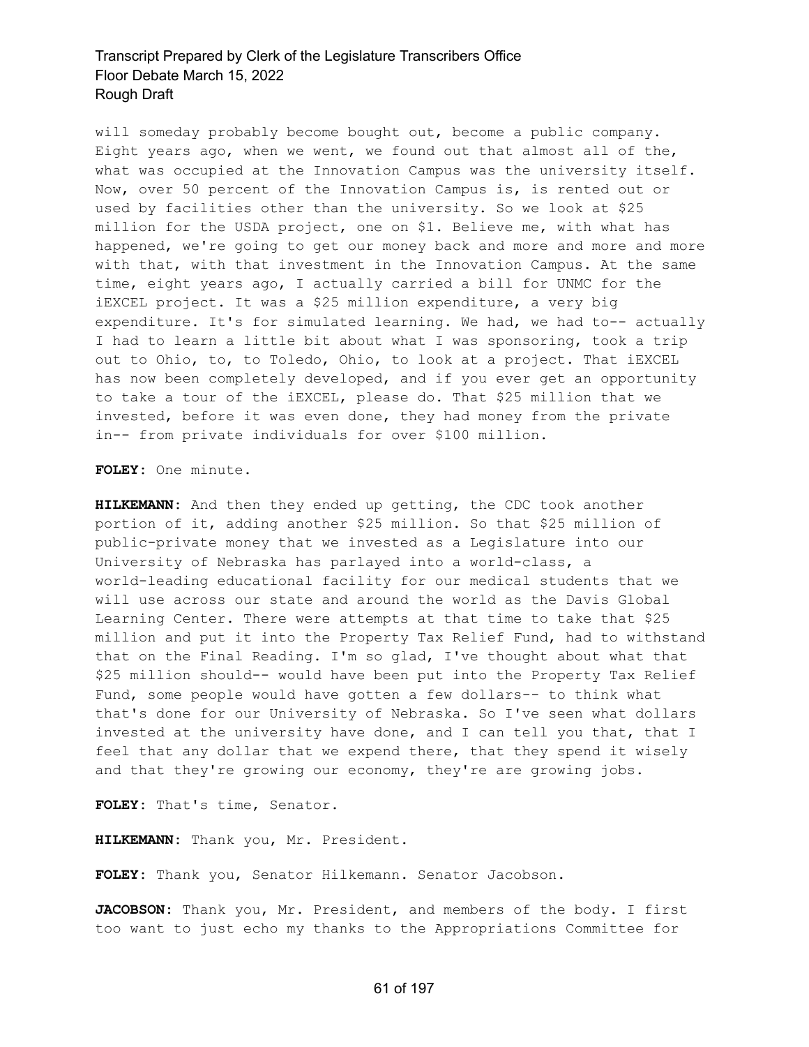will someday probably become bought out, become a public company. Eight years ago, when we went, we found out that almost all of the, what was occupied at the Innovation Campus was the university itself. Now, over 50 percent of the Innovation Campus is, is rented out or used by facilities other than the university. So we look at $25 million for the USDA project, one on $1. Believe me, with what has happened, we're going to get our money back and more and more and more with that, with that investment in the Innovation Campus. At the same time, eight years ago, I actually carried a bill for UNMC for the iEXCEL project. It was a $25 million expenditure, a very big expenditure. It's for simulated learning. We had, we had to-- actually I had to learn a little bit about what I was sponsoring, took a trip out to Ohio, to, to Toledo, Ohio, to look at a project. That iEXCEL has now been completely developed, and if you ever get an opportunity to take a tour of the iEXCEL, please do. That $25 million that we invested, before it was even done, they had money from the private in-- from private individuals for over $100 million.

**FOLEY:** One minute.

**HILKEMANN:** And then they ended up getting, the CDC took another portion of it, adding another $25 million. So that $25 million of public-private money that we invested as a Legislature into our University of Nebraska has parlayed into a world-class, a world-leading educational facility for our medical students that we will use across our state and around the world as the Davis Global Learning Center. There were attempts at that time to take that $25 million and put it into the Property Tax Relief Fund, had to withstand that on the Final Reading. I'm so glad, I've thought about what that $25 million should-- would have been put into the Property Tax Relief Fund, some people would have gotten a few dollars-- to think what that's done for our University of Nebraska. So I've seen what dollars invested at the university have done, and I can tell you that, that I feel that any dollar that we expend there, that they spend it wisely and that they're growing our economy, they're are growing jobs.

**FOLEY:** That's time, Senator.

**HILKEMANN:** Thank you, Mr. President.

**FOLEY:** Thank you, Senator Hilkemann. Senator Jacobson.

**JACOBSON:** Thank you, Mr. President, and members of the body. I first too want to just echo my thanks to the Appropriations Committee for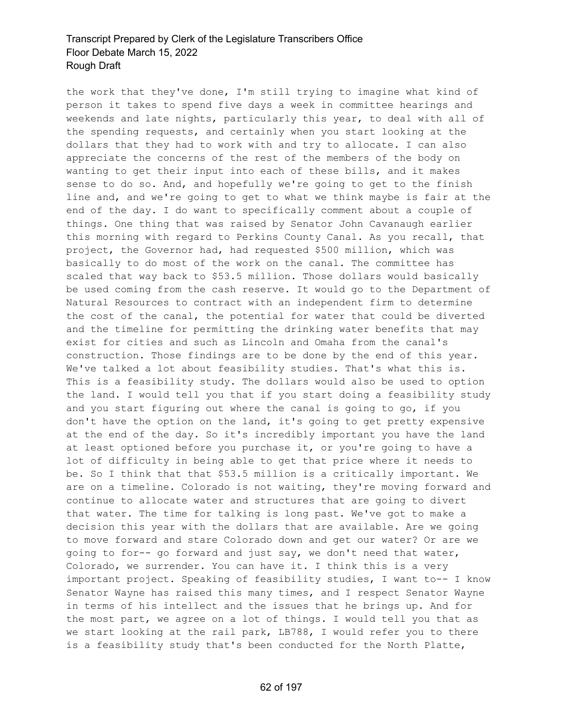the work that they've done, I'm still trying to imagine what kind of person it takes to spend five days a week in committee hearings and weekends and late nights, particularly this year, to deal with all of the spending requests, and certainly when you start looking at the dollars that they had to work with and try to allocate. I can also appreciate the concerns of the rest of the members of the body on wanting to get their input into each of these bills, and it makes sense to do so. And, and hopefully we're going to get to the finish line and, and we're going to get to what we think maybe is fair at the end of the day. I do want to specifically comment about a couple of things. One thing that was raised by Senator John Cavanaugh earlier this morning with regard to Perkins County Canal. As you recall, that project, the Governor had, had requested $500 million, which was basically to do most of the work on the canal. The committee has scaled that way back to $53.5 million. Those dollars would basically be used coming from the cash reserve. It would go to the Department of Natural Resources to contract with an independent firm to determine the cost of the canal, the potential for water that could be diverted and the timeline for permitting the drinking water benefits that may exist for cities and such as Lincoln and Omaha from the canal's construction. Those findings are to be done by the end of this year. We've talked a lot about feasibility studies. That's what this is. This is a feasibility study. The dollars would also be used to option the land. I would tell you that if you start doing a feasibility study and you start figuring out where the canal is going to go, if you don't have the option on the land, it's going to get pretty expensive at the end of the day. So it's incredibly important you have the land at least optioned before you purchase it, or you're going to have a lot of difficulty in being able to get that price where it needs to be. So I think that that $53.5 million is a critically important. We are on a timeline. Colorado is not waiting, they're moving forward and continue to allocate water and structures that are going to divert that water. The time for talking is long past. We've got to make a decision this year with the dollars that are available. Are we going to move forward and stare Colorado down and get our water? Or are we going to for-- go forward and just say, we don't need that water, Colorado, we surrender. You can have it. I think this is a very important project. Speaking of feasibility studies, I want to-- I know Senator Wayne has raised this many times, and I respect Senator Wayne in terms of his intellect and the issues that he brings up. And for the most part, we agree on a lot of things. I would tell you that as we start looking at the rail park, LB788, I would refer you to there is a feasibility study that's been conducted for the North Platte,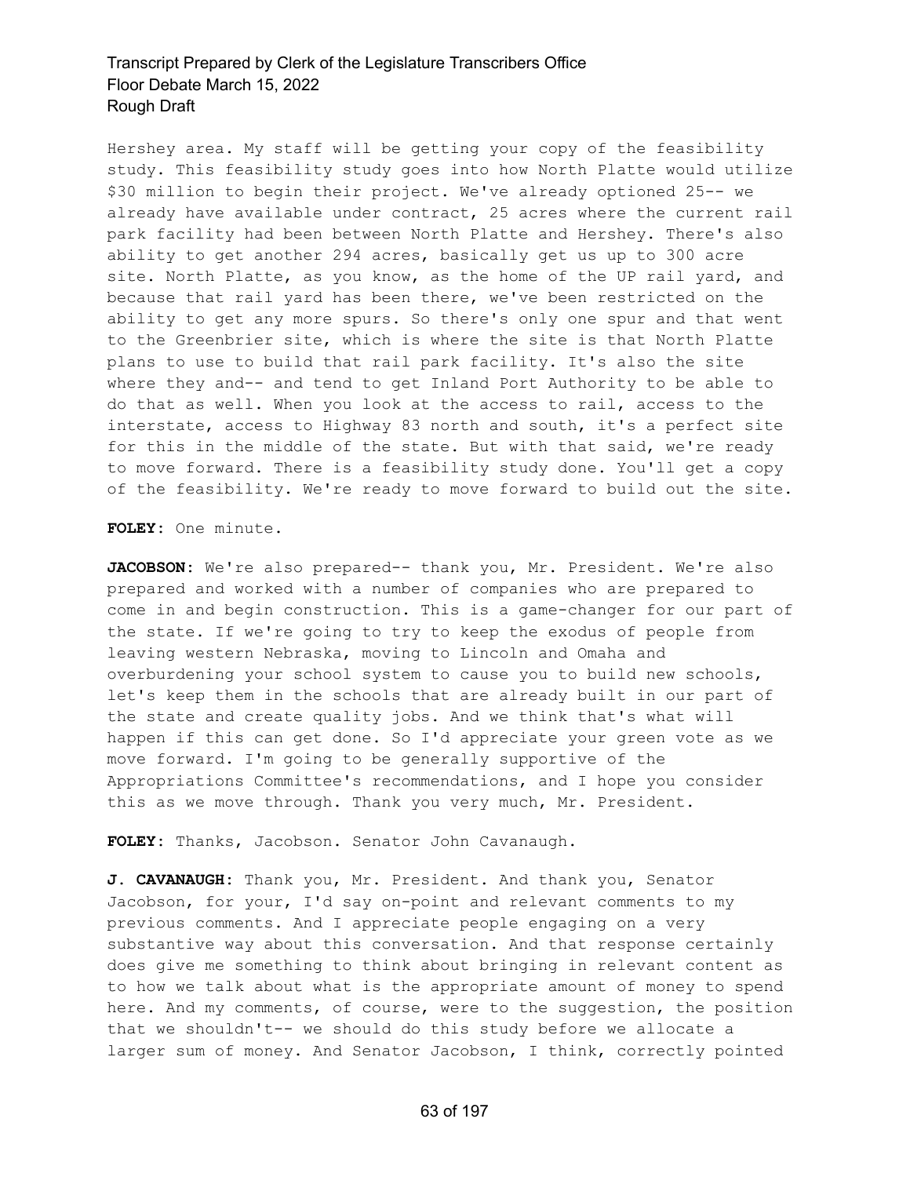Hershey area. My staff will be getting your copy of the feasibility study. This feasibility study goes into how North Platte would utilize $30 million to begin their project. We've already optioned 25-- we already have available under contract, 25 acres where the current rail park facility had been between North Platte and Hershey. There's also ability to get another 294 acres, basically get us up to 300 acre site. North Platte, as you know, as the home of the UP rail yard, and because that rail yard has been there, we've been restricted on the ability to get any more spurs. So there's only one spur and that went to the Greenbrier site, which is where the site is that North Platte plans to use to build that rail park facility. It's also the site where they and-- and tend to get Inland Port Authority to be able to do that as well. When you look at the access to rail, access to the interstate, access to Highway 83 north and south, it's a perfect site for this in the middle of the state. But with that said, we're ready to move forward. There is a feasibility study done. You'll get a copy of the feasibility. We're ready to move forward to build out the site.

**FOLEY:** One minute.

**JACOBSON:** We're also prepared-- thank you, Mr. President. We're also prepared and worked with a number of companies who are prepared to come in and begin construction. This is a game-changer for our part of the state. If we're going to try to keep the exodus of people from leaving western Nebraska, moving to Lincoln and Omaha and overburdening your school system to cause you to build new schools, let's keep them in the schools that are already built in our part of the state and create quality jobs. And we think that's what will happen if this can get done. So I'd appreciate your green vote as we move forward. I'm going to be generally supportive of the Appropriations Committee's recommendations, and I hope you consider this as we move through. Thank you very much, Mr. President.

**FOLEY:** Thanks, Jacobson. Senator John Cavanaugh.

**J. CAVANAUGH:** Thank you, Mr. President. And thank you, Senator Jacobson, for your, I'd say on-point and relevant comments to my previous comments. And I appreciate people engaging on a very substantive way about this conversation. And that response certainly does give me something to think about bringing in relevant content as to how we talk about what is the appropriate amount of money to spend here. And my comments, of course, were to the suggestion, the position that we shouldn't-- we should do this study before we allocate a larger sum of money. And Senator Jacobson, I think, correctly pointed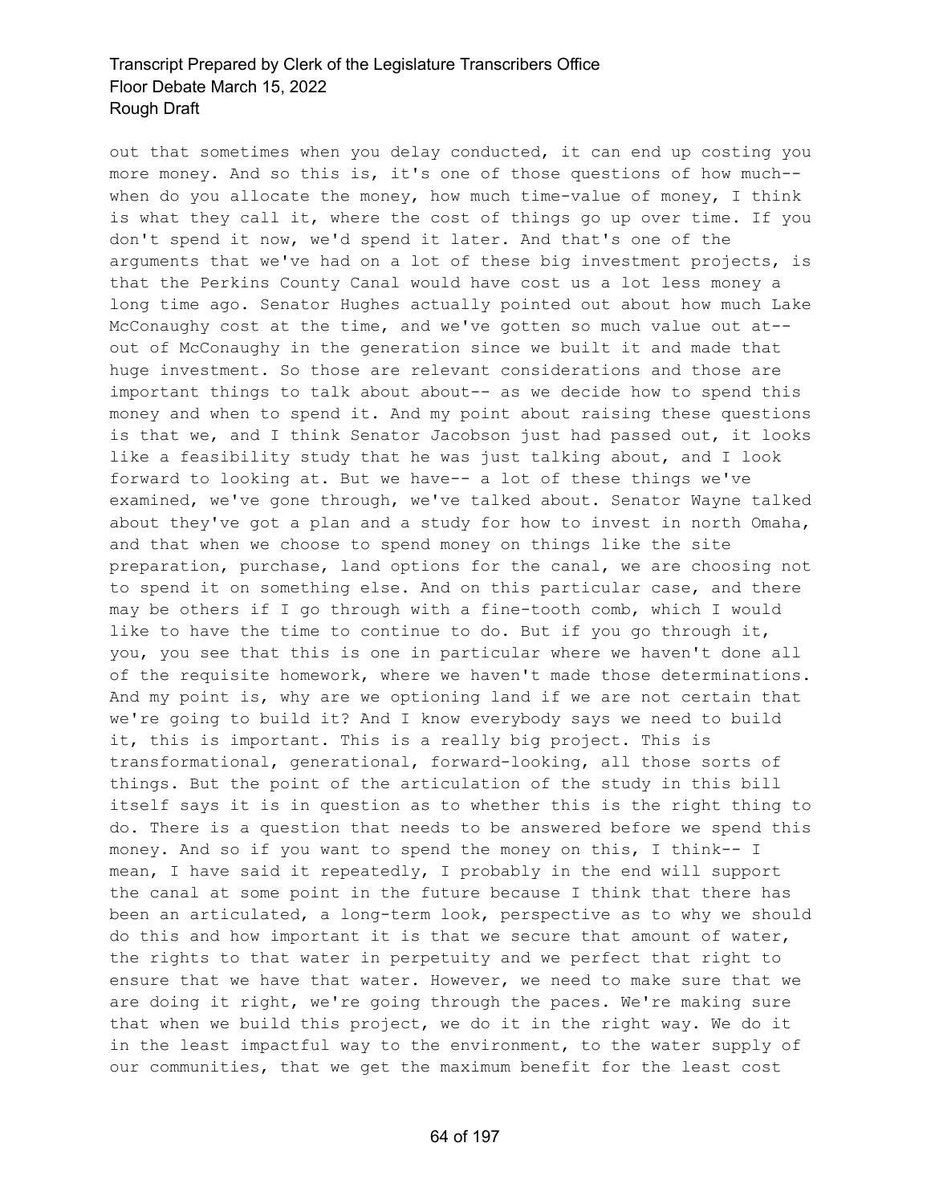out that sometimes when you delay conducted, it can end up costing you more money. And so this is, it's one of those questions of how much-- when do you allocate the money, how much time-value of money, I think is what they call it, where the cost of things go up over time. If you don't spend it now, we'd spend it later. And that's one of the arguments that we've had on a lot of these big investment projects, is that the Perkins County Canal would have cost us a lot less money a long time ago. Senator Hughes actually pointed out about how much Lake McConaughy cost at the time, and we've gotten so much value out at-- out of McConaughy in the generation since we built it and made that huge investment. So those are relevant considerations and those are important things to talk about about-- as we decide how to spend this money and when to spend it. And my point about raising these questions is that we, and I think Senator Jacobson just had passed out, it looks like a feasibility study that he was just talking about, and I look forward to looking at. But we have-- a lot of these things we've examined, we've gone through, we've talked about. Senator Wayne talked about they've got a plan and a study for how to invest in north Omaha, and that when we choose to spend money on things like the site preparation, purchase, land options for the canal, we are choosing not to spend it on something else. And on this particular case, and there may be others if I go through with a fine-tooth comb, which I would like to have the time to continue to do. But if you go through it, you, you see that this is one in particular where we haven't done all of the requisite homework, where we haven't made those determinations. And my point is, why are we optioning land if we are not certain that we're going to build it? And I know everybody says we need to build it, this is important. This is a really big project. This is transformational, generational, forward-looking, all those sorts of things. But the point of the articulation of the study in this bill itself says it is in question as to whether this is the right thing to do. There is a question that needs to be answered before we spend this money. And so if you want to spend the money on this, I think-- I mean, I have said it repeatedly, I probably in the end will support the canal at some point in the future because I think that there has been an articulated, a long-term look, perspective as to why we should do this and how important it is that we secure that amount of water, the rights to that water in perpetuity and we perfect that right to ensure that we have that water. However, we need to make sure that we are doing it right, we're going through the paces. We're making sure that when we build this project, we do it in the right way. We do it in the least impactful way to the environment, to the water supply of our communities, that we get the maximum benefit for the least cost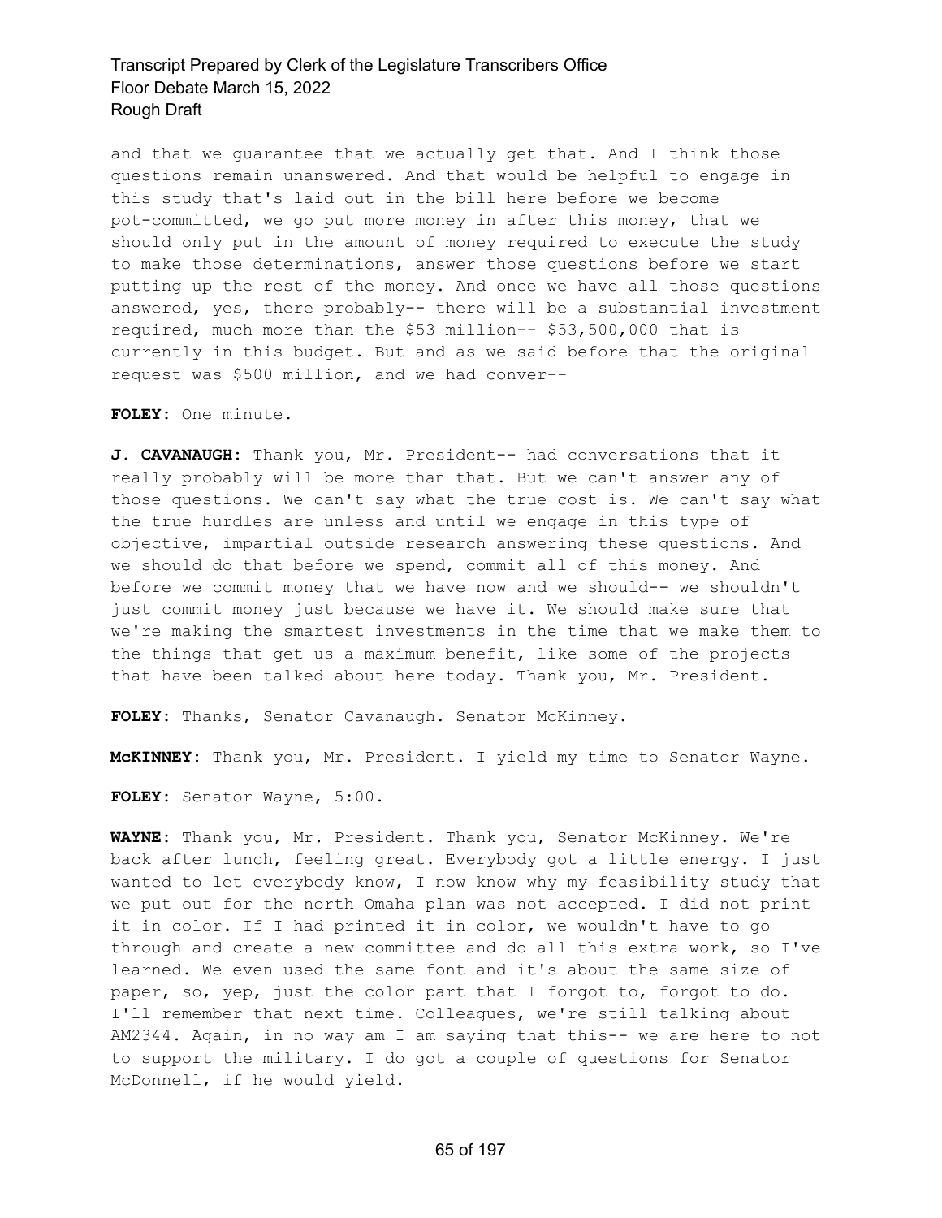and that we guarantee that we actually get that. And I think those questions remain unanswered. And that would be helpful to engage in this study that's laid out in the bill here before we become pot-committed, we go put more money in after this money, that we should only put in the amount of money required to execute the study to make those determinations, answer those questions before we start putting up the rest of the money. And once we have all those questions answered, yes, there probably-- there will be a substantial investment required, much more than the $53 million-- $53,500,000 that is currently in this budget. But and as we said before that the original request was $500 million, and we had conver--

**FOLEY:** One minute.

**J. CAVANAUGH:** Thank you, Mr. President-- had conversations that it really probably will be more than that. But we can't answer any of those questions. We can't say what the true cost is. We can't say what the true hurdles are unless and until we engage in this type of objective, impartial outside research answering these questions. And we should do that before we spend, commit all of this money. And before we commit money that we have now and we should-- we shouldn't just commit money just because we have it. We should make sure that we're making the smartest investments in the time that we make them to the things that get us a maximum benefit, like some of the projects that have been talked about here today. Thank you, Mr. President.

**FOLEY:** Thanks, Senator Cavanaugh. Senator McKinney.

**McKINNEY:** Thank you, Mr. President. I yield my time to Senator Wayne.

**FOLEY:** Senator Wayne, 5:00.

**WAYNE:** Thank you, Mr. President. Thank you, Senator McKinney. We're back after lunch, feeling great. Everybody got a little energy. I just wanted to let everybody know, I now know why my feasibility study that we put out for the north Omaha plan was not accepted. I did not print it in color. If I had printed it in color, we wouldn't have to go through and create a new committee and do all this extra work, so I've learned. We even used the same font and it's about the same size of paper, so, yep, just the color part that I forgot to, forgot to do. I'll remember that next time. Colleagues, we're still talking about AM2344. Again, in no way am I am saying that this-- we are here to not to support the military. I do got a couple of questions for Senator McDonnell, if he would yield.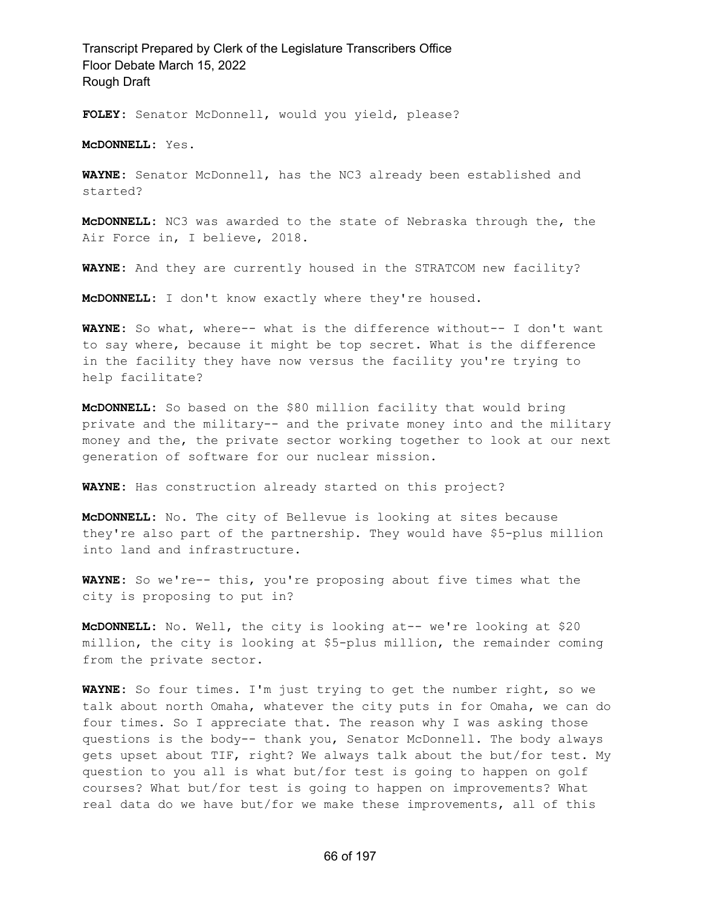**FOLEY:** Senator McDonnell, would you yield, please?

**McDONNELL:** Yes.

**WAYNE:** Senator McDonnell, has the NC3 already been established and started?

**McDONNELL:** NC3 was awarded to the state of Nebraska through the, the Air Force in, I believe, 2018.

**WAYNE:** And they are currently housed in the STRATCOM new facility?

**McDONNELL:** I don't know exactly where they're housed.

**WAYNE:** So what, where-- what is the difference without-- I don't want to say where, because it might be top secret. What is the difference in the facility they have now versus the facility you're trying to help facilitate?

**McDONNELL:** So based on the $80 million facility that would bring private and the military-- and the private money into and the military money and the, the private sector working together to look at our next generation of software for our nuclear mission.

**WAYNE:** Has construction already started on this project?

**McDONNELL:** No. The city of Bellevue is looking at sites because they're also part of the partnership. They would have $5-plus million into land and infrastructure.

**WAYNE:** So we're-- this, you're proposing about five times what the city is proposing to put in?

**McDONNELL:** No. Well, the city is looking at-- we're looking at $20 million, the city is looking at $5-plus million, the remainder coming from the private sector.

**WAYNE:** So four times. I'm just trying to get the number right, so we talk about north Omaha, whatever the city puts in for Omaha, we can do four times. So I appreciate that. The reason why I was asking those questions is the body-- thank you, Senator McDonnell. The body always gets upset about TIF, right? We always talk about the but/for test. My question to you all is what but/for test is going to happen on golf courses? What but/for test is going to happen on improvements? What real data do we have but/for we make these improvements, all of this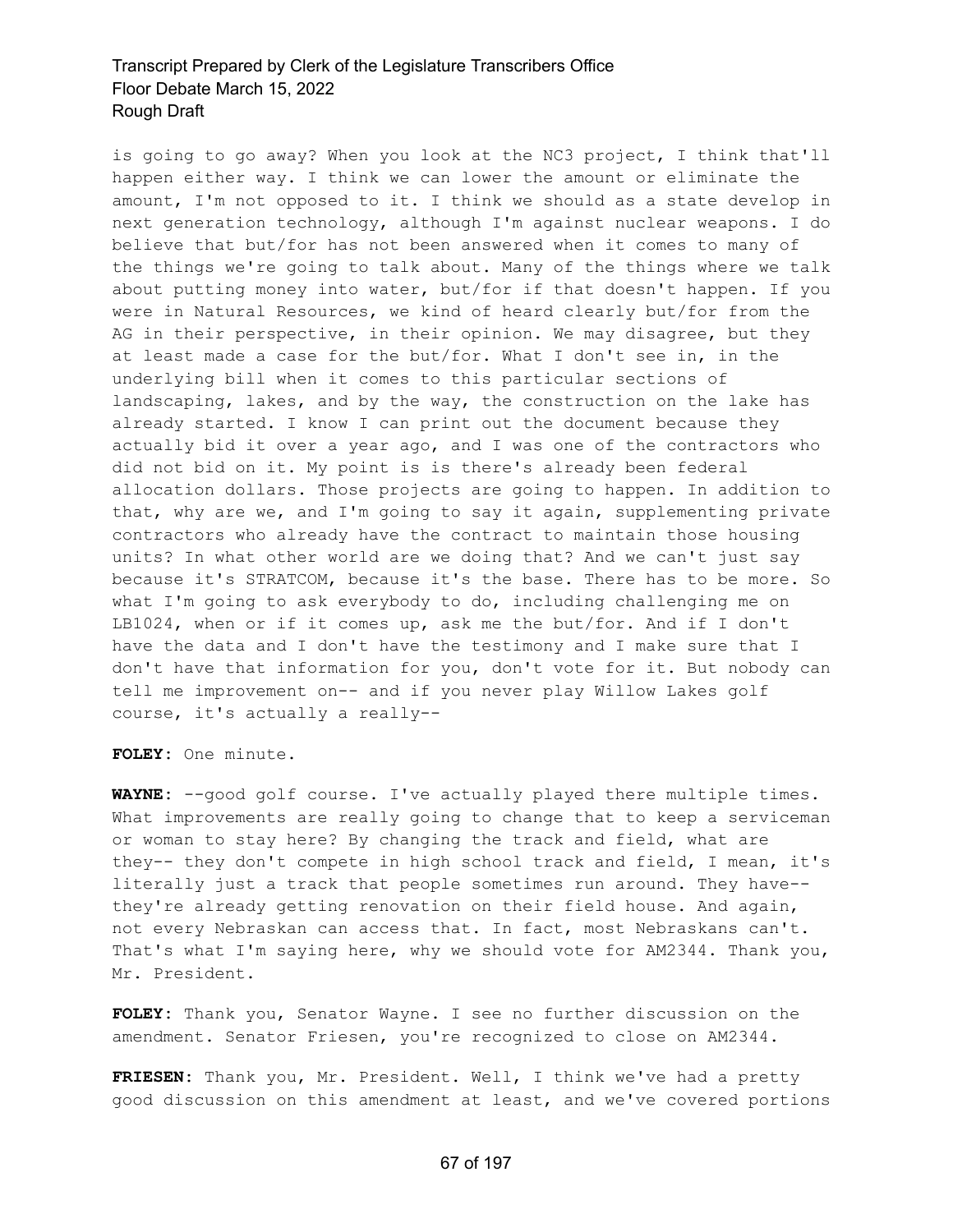is going to go away? When you look at the NC3 project, I think that'll happen either way. I think we can lower the amount or eliminate the amount, I'm not opposed to it. I think we should as a state develop in next generation technology, although I'm against nuclear weapons. I do believe that but/for has not been answered when it comes to many of the things we're going to talk about. Many of the things where we talk about putting money into water, but/for if that doesn't happen. If you were in Natural Resources, we kind of heard clearly but/for from the AG in their perspective, in their opinion. We may disagree, but they at least made a case for the but/for. What I don't see in, in the underlying bill when it comes to this particular sections of landscaping, lakes, and by the way, the construction on the lake has already started. I know I can print out the document because they actually bid it over a year ago, and I was one of the contractors who did not bid on it. My point is is there's already been federal allocation dollars. Those projects are going to happen. In addition to that, why are we, and I'm going to say it again, supplementing private contractors who already have the contract to maintain those housing units? In what other world are we doing that? And we can't just say because it's STRATCOM, because it's the base. There has to be more. So what I'm going to ask everybody to do, including challenging me on LB1024, when or if it comes up, ask me the but/for. And if I don't have the data and I don't have the testimony and I make sure that I don't have that information for you, don't vote for it. But nobody can tell me improvement on-- and if you never play Willow Lakes golf course, it's actually a really--

**FOLEY:** One minute.

**WAYNE:** --good golf course. I've actually played there multiple times. What improvements are really going to change that to keep a serviceman or woman to stay here? By changing the track and field, what are they-- they don't compete in high school track and field, I mean, it's literally just a track that people sometimes run around. They have-- they're already getting renovation on their field house. And again, not every Nebraskan can access that. In fact, most Nebraskans can't. That's what I'm saying here, why we should vote for AM2344. Thank you, Mr. President.

**FOLEY:** Thank you, Senator Wayne. I see no further discussion on the amendment. Senator Friesen, you're recognized to close on AM2344.

**FRIESEN:** Thank you, Mr. President. Well, I think we've had a pretty good discussion on this amendment at least, and we've covered portions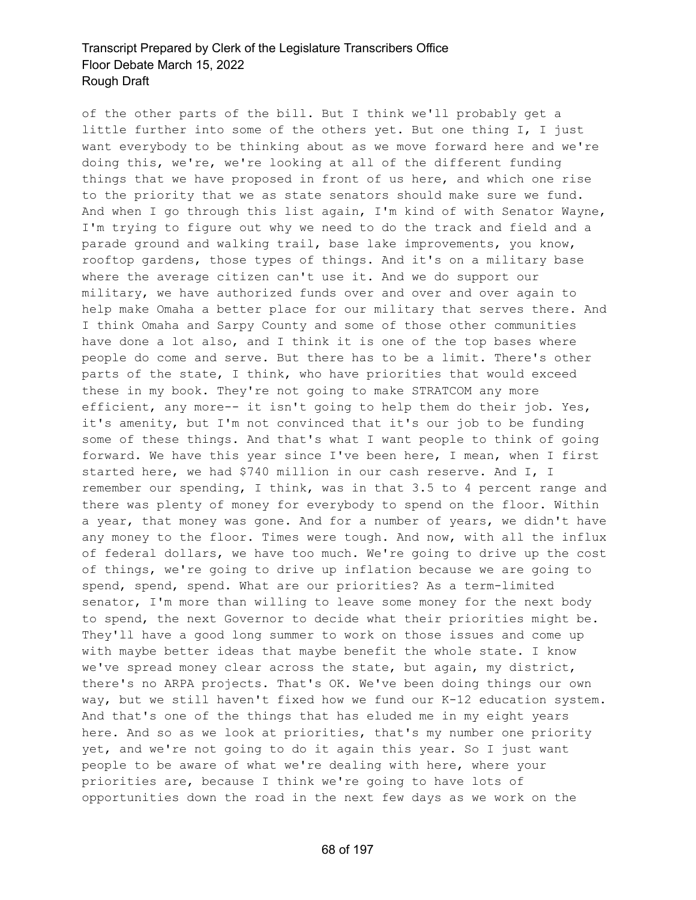of the other parts of the bill. But I think we'll probably get a little further into some of the others yet. But one thing I, I just want everybody to be thinking about as we move forward here and we're doing this, we're, we're looking at all of the different funding things that we have proposed in front of us here, and which one rise to the priority that we as state senators should make sure we fund. And when I go through this list again, I'm kind of with Senator Wayne, I'm trying to figure out why we need to do the track and field and a parade ground and walking trail, base lake improvements, you know, rooftop gardens, those types of things. And it's on a military base where the average citizen can't use it. And we do support our military, we have authorized funds over and over and over again to help make Omaha a better place for our military that serves there. And I think Omaha and Sarpy County and some of those other communities have done a lot also, and I think it is one of the top bases where people do come and serve. But there has to be a limit. There's other parts of the state, I think, who have priorities that would exceed these in my book. They're not going to make STRATCOM any more efficient, any more-- it isn't going to help them do their job. Yes, it's amenity, but I'm not convinced that it's our job to be funding some of these things. And that's what I want people to think of going forward. We have this year since I've been here, I mean, when I first started here, we had $740 million in our cash reserve. And I, I remember our spending, I think, was in that 3.5 to 4 percent range and there was plenty of money for everybody to spend on the floor. Within a year, that money was gone. And for a number of years, we didn't have any money to the floor. Times were tough. And now, with all the influx of federal dollars, we have too much. We're going to drive up the cost of things, we're going to drive up inflation because we are going to spend, spend, spend. What are our priorities? As a term-limited senator, I'm more than willing to leave some money for the next body to spend, the next Governor to decide what their priorities might be. They'll have a good long summer to work on those issues and come up with maybe better ideas that maybe benefit the whole state. I know we've spread money clear across the state, but again, my district, there's no ARPA projects. That's OK. We've been doing things our own way, but we still haven't fixed how we fund our K-12 education system. And that's one of the things that has eluded me in my eight years here. And so as we look at priorities, that's my number one priority yet, and we're not going to do it again this year. So I just want people to be aware of what we're dealing with here, where your priorities are, because I think we're going to have lots of opportunities down the road in the next few days as we work on the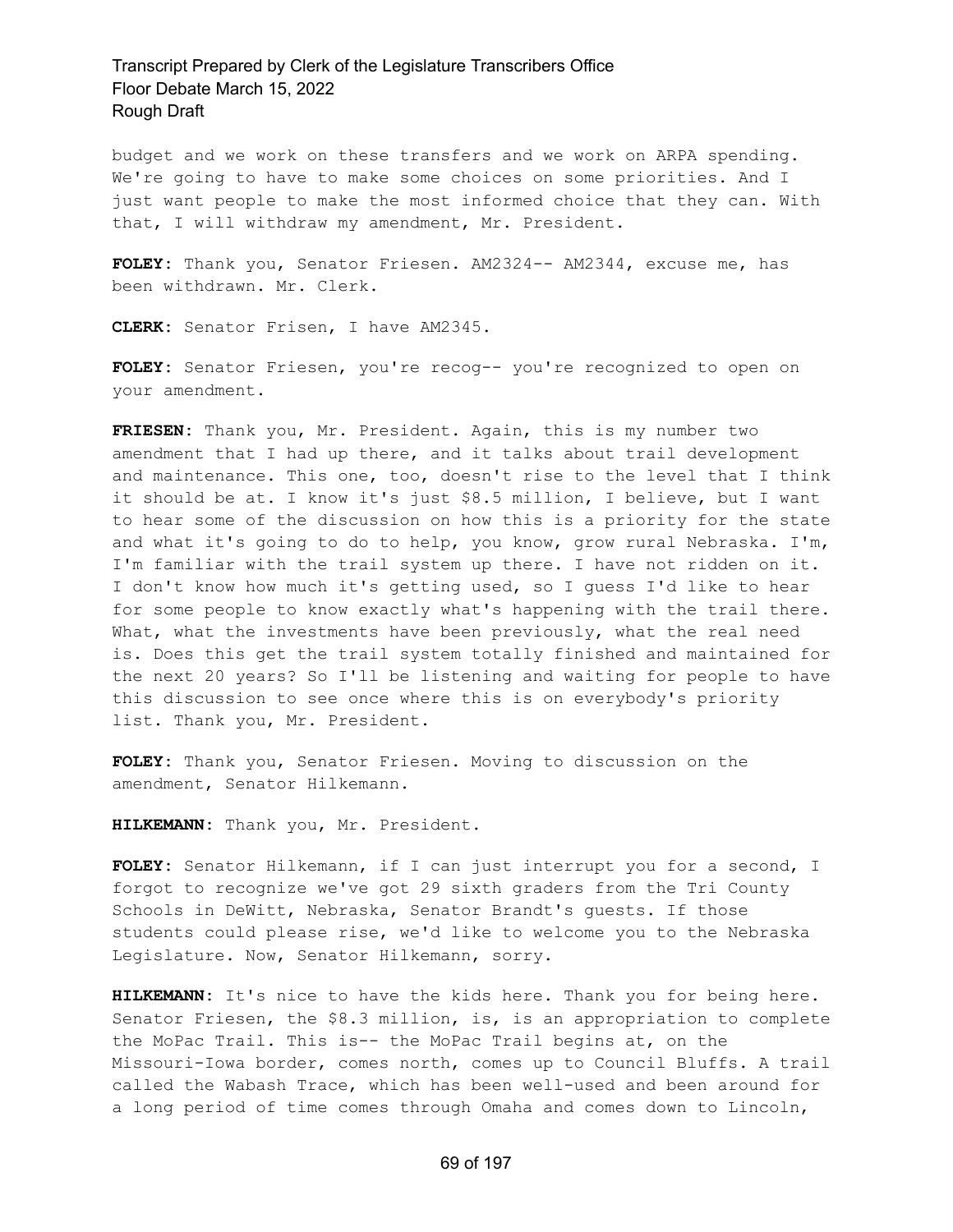budget and we work on these transfers and we work on ARPA spending. We're going to have to make some choices on some priorities. And I just want people to make the most informed choice that they can. With that, I will withdraw my amendment, Mr. President.

**FOLEY:** Thank you, Senator Friesen. AM2324-- AM2344, excuse me, has been withdrawn. Mr. Clerk.

**CLERK:** Senator Frisen, I have AM2345.

**FOLEY:** Senator Friesen, you're recog-- you're recognized to open on your amendment.

**FRIESEN:** Thank you, Mr. President. Again, this is my number two amendment that I had up there, and it talks about trail development and maintenance. This one, too, doesn't rise to the level that I think it should be at. I know it's just $8.5 million, I believe, but I want to hear some of the discussion on how this is a priority for the state and what it's going to do to help, you know, grow rural Nebraska. I'm, I'm familiar with the trail system up there. I have not ridden on it. I don't know how much it's getting used, so I guess I'd like to hear for some people to know exactly what's happening with the trail there. What, what the investments have been previously, what the real need is. Does this get the trail system totally finished and maintained for the next 20 years? So I'll be listening and waiting for people to have this discussion to see once where this is on everybody's priority list. Thank you, Mr. President.

**FOLEY:** Thank you, Senator Friesen. Moving to discussion on the amendment, Senator Hilkemann.

**HILKEMANN:** Thank you, Mr. President.

**FOLEY:** Senator Hilkemann, if I can just interrupt you for a second, I forgot to recognize we've got 29 sixth graders from the Tri County Schools in DeWitt, Nebraska, Senator Brandt's guests. If those students could please rise, we'd like to welcome you to the Nebraska Legislature. Now, Senator Hilkemann, sorry.

**HILKEMANN:** It's nice to have the kids here. Thank you for being here. Senator Friesen, the $8.3 million, is, is an appropriation to complete the MoPac Trail. This is-- the MoPac Trail begins at, on the Missouri-Iowa border, comes north, comes up to Council Bluffs. A trail called the Wabash Trace, which has been well-used and been around for a long period of time comes through Omaha and comes down to Lincoln,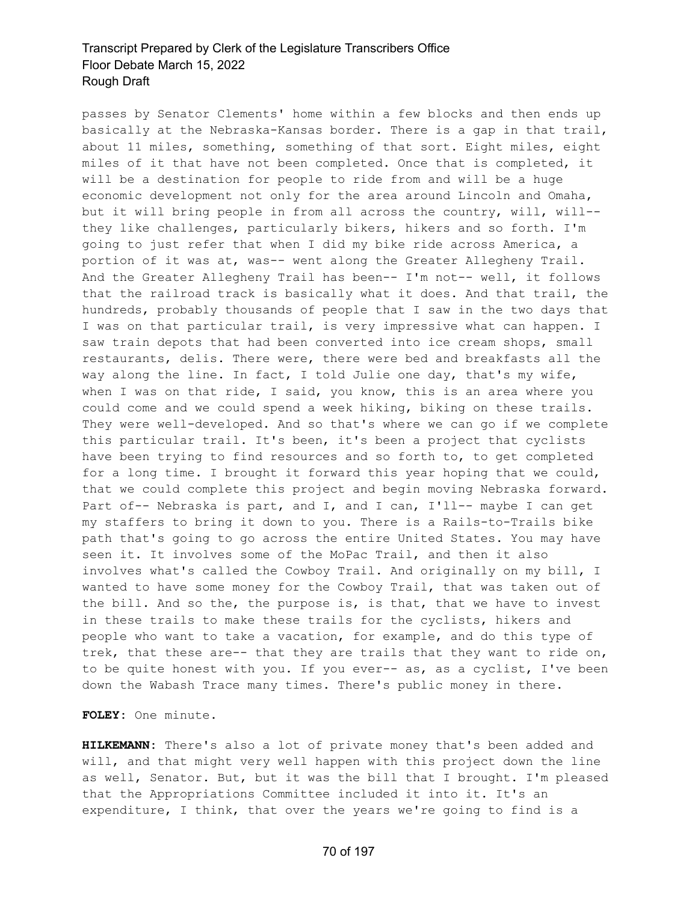passes by Senator Clements' home within a few blocks and then ends up basically at the Nebraska-Kansas border. There is a gap in that trail, about 11 miles, something, something of that sort. Eight miles, eight miles of it that have not been completed. Once that is completed, it will be a destination for people to ride from and will be a huge economic development not only for the area around Lincoln and Omaha, but it will bring people in from all across the country, will, will-- they like challenges, particularly bikers, hikers and so forth. I'm going to just refer that when I did my bike ride across America, a portion of it was at, was-- went along the Greater Allegheny Trail. And the Greater Allegheny Trail has been-- I'm not-- well, it follows that the railroad track is basically what it does. And that trail, the hundreds, probably thousands of people that I saw in the two days that I was on that particular trail, is very impressive what can happen. I saw train depots that had been converted into ice cream shops, small restaurants, delis. There were, there were bed and breakfasts all the way along the line. In fact, I told Julie one day, that's my wife, when I was on that ride, I said, you know, this is an area where you could come and we could spend a week hiking, biking on these trails. They were well-developed. And so that's where we can go if we complete this particular trail. It's been, it's been a project that cyclists have been trying to find resources and so forth to, to get completed for a long time. I brought it forward this year hoping that we could, that we could complete this project and begin moving Nebraska forward. Part of-- Nebraska is part, and I, and I can, I'll-- maybe I can get my staffers to bring it down to you. There is a Rails-to-Trails bike path that's going to go across the entire United States. You may have seen it. It involves some of the MoPac Trail, and then it also involves what's called the Cowboy Trail. And originally on my bill, I wanted to have some money for the Cowboy Trail, that was taken out of the bill. And so the, the purpose is, is that, that we have to invest in these trails to make these trails for the cyclists, hikers and people who want to take a vacation, for example, and do this type of trek, that these are-- that they are trails that they want to ride on, to be quite honest with you. If you ever-- as, as a cyclist, I've been down the Wabash Trace many times. There's public money in there.

**FOLEY:** One minute.

**HILKEMANN:** There's also a lot of private money that's been added and will, and that might very well happen with this project down the line as well, Senator. But, but it was the bill that I brought. I'm pleased that the Appropriations Committee included it into it. It's an expenditure, I think, that over the years we're going to find is a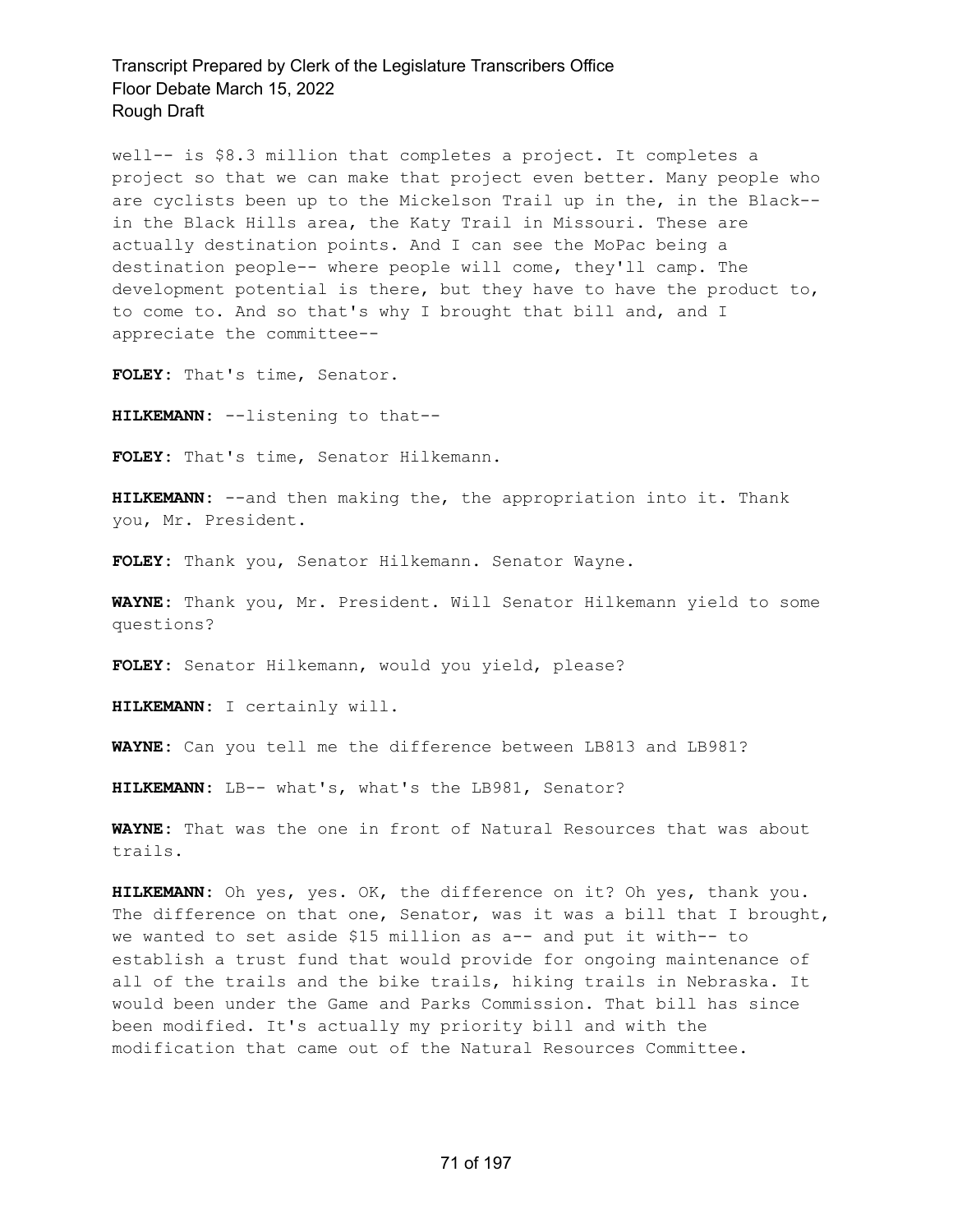well-- is $8.3 million that completes a project. It completes a project so that we can make that project even better. Many people who are cyclists been up to the Mickelson Trail up in the, in the Black-- in the Black Hills area, the Katy Trail in Missouri. These are actually destination points. And I can see the MoPac being a destination people-- where people will come, they'll camp. The development potential is there, but they have to have the product to, to come to. And so that's why I brought that bill and, and I appreciate the committee--

**FOLEY:** That's time, Senator.

**HILKEMANN:** --listening to that--

**FOLEY:** That's time, Senator Hilkemann.

**HILKEMANN:** --and then making the, the appropriation into it. Thank you, Mr. President.

**FOLEY:** Thank you, Senator Hilkemann. Senator Wayne.

**WAYNE:** Thank you, Mr. President. Will Senator Hilkemann yield to some questions?

**FOLEY:** Senator Hilkemann, would you yield, please?

**HILKEMANN:** I certainly will.

**WAYNE:** Can you tell me the difference between LB813 and LB981?

**HILKEMANN:** LB-- what's, what's the LB981, Senator?

**WAYNE:** That was the one in front of Natural Resources that was about trails.

**HILKEMANN:** Oh yes, yes. OK, the difference on it? Oh yes, thank you. The difference on that one, Senator, was it was a bill that I brought, we wanted to set aside $15 million as a-- and put it with-- to establish a trust fund that would provide for ongoing maintenance of all of the trails and the bike trails, hiking trails in Nebraska. It would been under the Game and Parks Commission. That bill has since been modified. It's actually my priority bill and with the modification that came out of the Natural Resources Committee.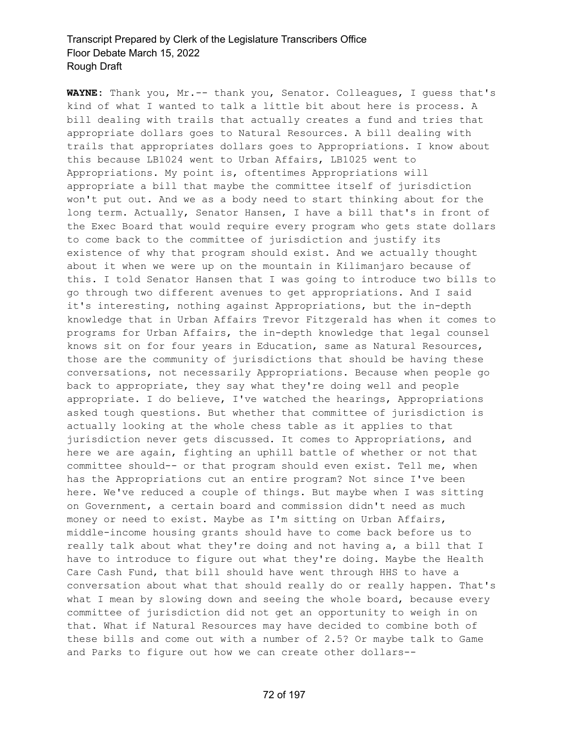**WAYNE:** Thank you, Mr.-- thank you, Senator. Colleagues, I guess that's kind of what I wanted to talk a little bit about here is process. A bill dealing with trails that actually creates a fund and tries that appropriate dollars goes to Natural Resources. A bill dealing with trails that appropriates dollars goes to Appropriations. I know about this because LB1024 went to Urban Affairs, LB1025 went to Appropriations. My point is, oftentimes Appropriations will appropriate a bill that maybe the committee itself of jurisdiction won't put out. And we as a body need to start thinking about for the long term. Actually, Senator Hansen, I have a bill that's in front of the Exec Board that would require every program who gets state dollars to come back to the committee of jurisdiction and justify its existence of why that program should exist. And we actually thought about it when we were up on the mountain in Kilimanjaro because of this. I told Senator Hansen that I was going to introduce two bills to go through two different avenues to get appropriations. And I said it's interesting, nothing against Appropriations, but the in-depth knowledge that in Urban Affairs Trevor Fitzgerald has when it comes to programs for Urban Affairs, the in-depth knowledge that legal counsel knows sit on for four years in Education, same as Natural Resources, those are the community of jurisdictions that should be having these conversations, not necessarily Appropriations. Because when people go back to appropriate, they say what they're doing well and people appropriate. I do believe, I've watched the hearings, Appropriations asked tough questions. But whether that committee of jurisdiction is actually looking at the whole chess table as it applies to that jurisdiction never gets discussed. It comes to Appropriations, and here we are again, fighting an uphill battle of whether or not that committee should-- or that program should even exist. Tell me, when has the Appropriations cut an entire program? Not since I've been here. We've reduced a couple of things. But maybe when I was sitting on Government, a certain board and commission didn't need as much money or need to exist. Maybe as I'm sitting on Urban Affairs, middle-income housing grants should have to come back before us to really talk about what they're doing and not having a, a bill that I have to introduce to figure out what they're doing. Maybe the Health Care Cash Fund, that bill should have went through HHS to have a conversation about what that should really do or really happen. That's what I mean by slowing down and seeing the whole board, because every committee of jurisdiction did not get an opportunity to weigh in on that. What if Natural Resources may have decided to combine both of these bills and come out with a number of 2.5? Or maybe talk to Game and Parks to figure out how we can create other dollars--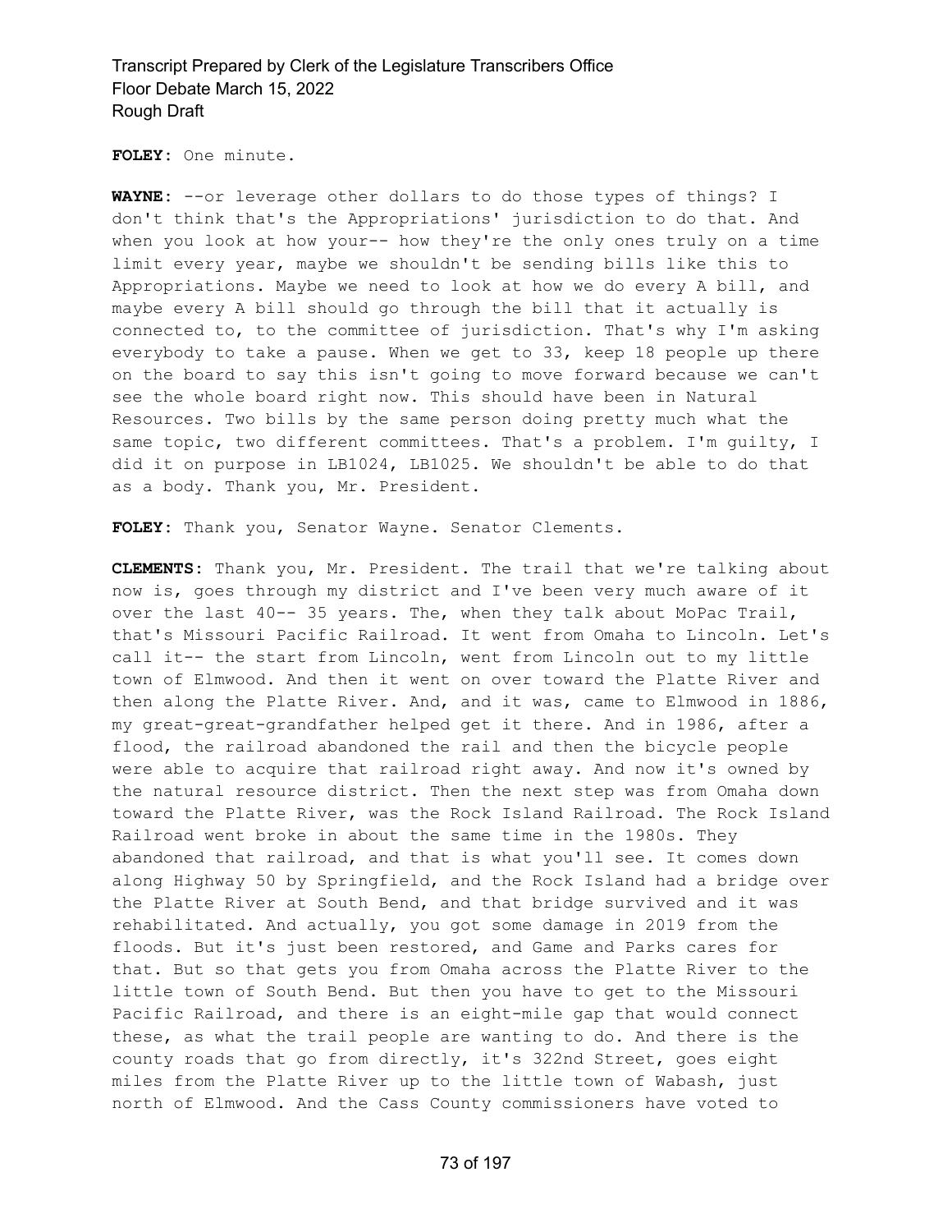**FOLEY:** One minute.

**WAYNE:** --or leverage other dollars to do those types of things? I don't think that's the Appropriations' jurisdiction to do that. And when you look at how your-- how they're the only ones truly on a time limit every year, maybe we shouldn't be sending bills like this to Appropriations. Maybe we need to look at how we do every A bill, and maybe every A bill should go through the bill that it actually is connected to, to the committee of jurisdiction. That's why I'm asking everybody to take a pause. When we get to 33, keep 18 people up there on the board to say this isn't going to move forward because we can't see the whole board right now. This should have been in Natural Resources. Two bills by the same person doing pretty much what the same topic, two different committees. That's a problem. I'm guilty, I did it on purpose in LB1024, LB1025. We shouldn't be able to do that as a body. Thank you, Mr. President.

**FOLEY:** Thank you, Senator Wayne. Senator Clements.

**CLEMENTS:** Thank you, Mr. President. The trail that we're talking about now is, goes through my district and I've been very much aware of it over the last 40-- 35 years. The, when they talk about MoPac Trail, that's Missouri Pacific Railroad. It went from Omaha to Lincoln. Let's call it-- the start from Lincoln, went from Lincoln out to my little town of Elmwood. And then it went on over toward the Platte River and then along the Platte River. And, and it was, came to Elmwood in 1886, my great-great-grandfather helped get it there. And in 1986, after a flood, the railroad abandoned the rail and then the bicycle people were able to acquire that railroad right away. And now it's owned by the natural resource district. Then the next step was from Omaha down toward the Platte River, was the Rock Island Railroad. The Rock Island Railroad went broke in about the same time in the 1980s. They abandoned that railroad, and that is what you'll see. It comes down along Highway 50 by Springfield, and the Rock Island had a bridge over the Platte River at South Bend, and that bridge survived and it was rehabilitated. And actually, you got some damage in 2019 from the floods. But it's just been restored, and Game and Parks cares for that. But so that gets you from Omaha across the Platte River to the little town of South Bend. But then you have to get to the Missouri Pacific Railroad, and there is an eight-mile gap that would connect these, as what the trail people are wanting to do. And there is the county roads that go from directly, it's 322nd Street, goes eight miles from the Platte River up to the little town of Wabash, just north of Elmwood. And the Cass County commissioners have voted to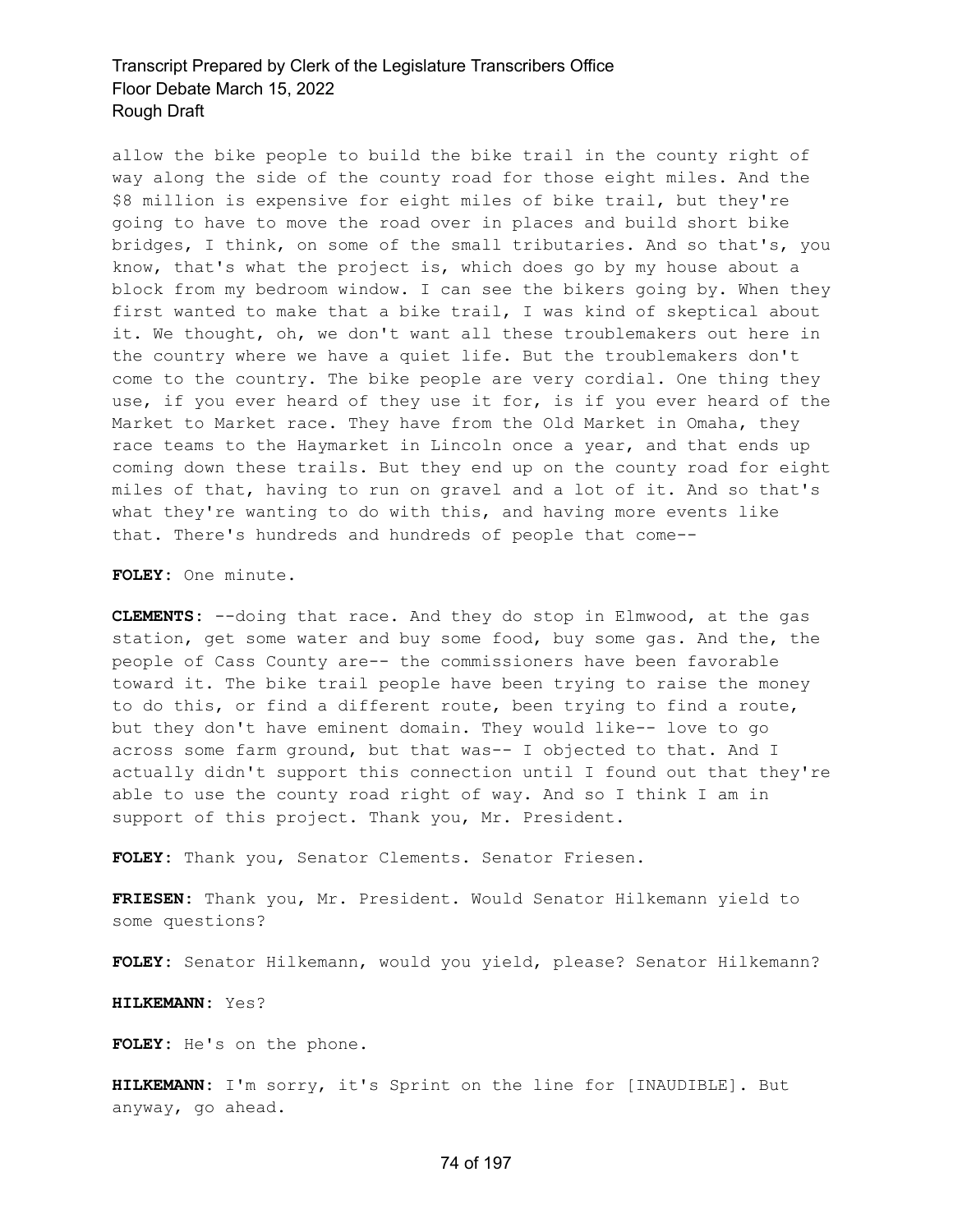allow the bike people to build the bike trail in the county right of way along the side of the county road for those eight miles. And the $8 million is expensive for eight miles of bike trail, but they're going to have to move the road over in places and build short bike bridges, I think, on some of the small tributaries. And so that's, you know, that's what the project is, which does go by my house about a block from my bedroom window. I can see the bikers going by. When they first wanted to make that a bike trail, I was kind of skeptical about it. We thought, oh, we don't want all these troublemakers out here in the country where we have a quiet life. But the troublemakers don't come to the country. The bike people are very cordial. One thing they use, if you ever heard of they use it for, is if you ever heard of the Market to Market race. They have from the Old Market in Omaha, they race teams to the Haymarket in Lincoln once a year, and that ends up coming down these trails. But they end up on the county road for eight miles of that, having to run on gravel and a lot of it. And so that's what they're wanting to do with this, and having more events like that. There's hundreds and hundreds of people that come--

**FOLEY:** One minute.

**CLEMENTS:** --doing that race. And they do stop in Elmwood, at the gas station, get some water and buy some food, buy some gas. And the, the people of Cass County are-- the commissioners have been favorable toward it. The bike trail people have been trying to raise the money to do this, or find a different route, been trying to find a route, but they don't have eminent domain. They would like-- love to go across some farm ground, but that was-- I objected to that. And I actually didn't support this connection until I found out that they're able to use the county road right of way. And so I think I am in support of this project. Thank you, Mr. President.

**FOLEY:** Thank you, Senator Clements. Senator Friesen.

**FRIESEN:** Thank you, Mr. President. Would Senator Hilkemann yield to some questions?

**FOLEY:** Senator Hilkemann, would you yield, please? Senator Hilkemann?

**HILKEMANN:** Yes?

**FOLEY:** He's on the phone.

**HILKEMANN:** I'm sorry, it's Sprint on the line for [INAUDIBLE]. But anyway, go ahead.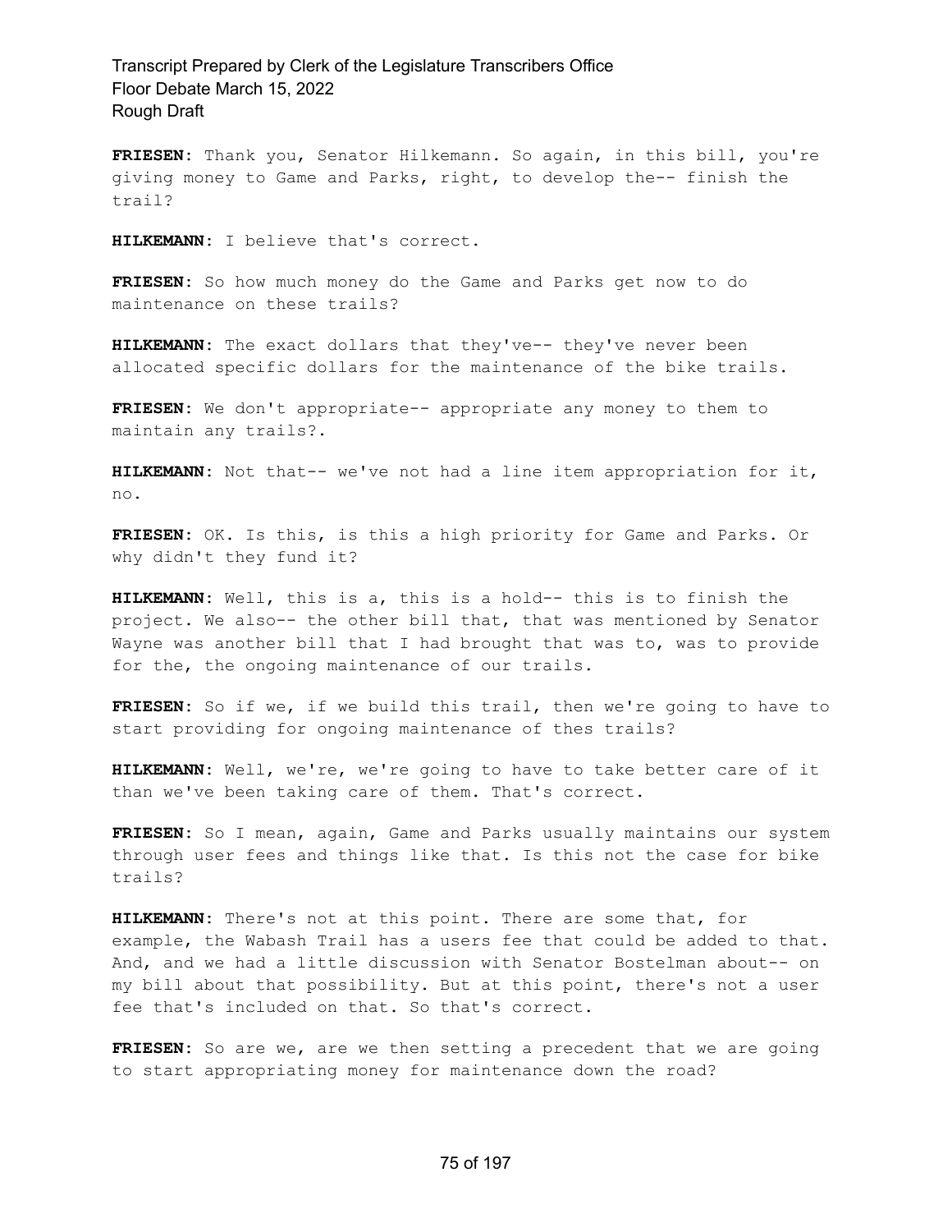**FRIESEN:** Thank you, Senator Hilkemann. So again, in this bill, you're giving money to Game and Parks, right, to develop the-- finish the trail?

**HILKEMANN:** I believe that's correct.

**FRIESEN:** So how much money do the Game and Parks get now to do maintenance on these trails?

**HILKEMANN:** The exact dollars that they've-- they've never been allocated specific dollars for the maintenance of the bike trails.

**FRIESEN:** We don't appropriate-- appropriate any money to them to maintain any trails?.

**HILKEMANN:** Not that-- we've not had a line item appropriation for it, no.

**FRIESEN:** OK. Is this, is this a high priority for Game and Parks. Or why didn't they fund it?

**HILKEMANN:** Well, this is a, this is a hold-- this is to finish the project. We also-- the other bill that, that was mentioned by Senator Wayne was another bill that I had brought that was to, was to provide for the, the ongoing maintenance of our trails.

**FRIESEN:** So if we, if we build this trail, then we're going to have to start providing for ongoing maintenance of thes trails?

**HILKEMANN:** Well, we're, we're going to have to take better care of it than we've been taking care of them. That's correct.

**FRIESEN:** So I mean, again, Game and Parks usually maintains our system through user fees and things like that. Is this not the case for bike trails?

**HILKEMANN:** There's not at this point. There are some that, for example, the Wabash Trail has a users fee that could be added to that. And, and we had a little discussion with Senator Bostelman about-- on my bill about that possibility. But at this point, there's not a user fee that's included on that. So that's correct.

**FRIESEN:** So are we, are we then setting a precedent that we are going to start appropriating money for maintenance down the road?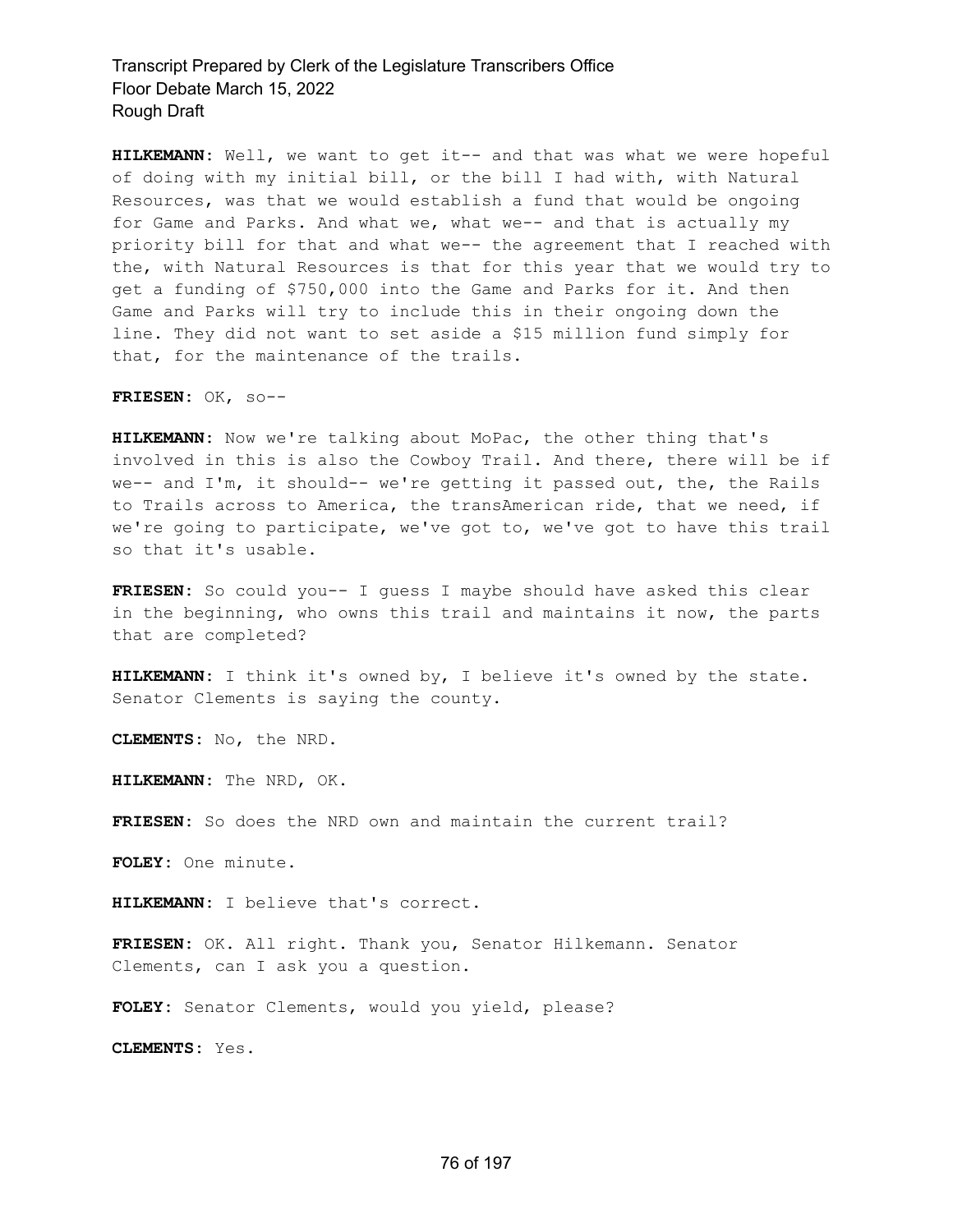**HILKEMANN:** Well, we want to get it-- and that was what we were hopeful of doing with my initial bill, or the bill I had with, with Natural Resources, was that we would establish a fund that would be ongoing for Game and Parks. And what we, what we-- and that is actually my priority bill for that and what we-- the agreement that I reached with the, with Natural Resources is that for this year that we would try to get a funding of $750,000 into the Game and Parks for it. And then Game and Parks will try to include this in their ongoing down the line. They did not want to set aside a $15 million fund simply for that, for the maintenance of the trails.

**FRIESEN:** OK, so--

**HILKEMANN:** Now we're talking about MoPac, the other thing that's involved in this is also the Cowboy Trail. And there, there will be if we-- and I'm, it should-- we're getting it passed out, the, the Rails to Trails across to America, the transAmerican ride, that we need, if we're going to participate, we've got to, we've got to have this trail so that it's usable.

**FRIESEN:** So could you-- I guess I maybe should have asked this clear in the beginning, who owns this trail and maintains it now, the parts that are completed?

**HILKEMANN:** I think it's owned by, I believe it's owned by the state. Senator Clements is saying the county.

**CLEMENTS:** No, the NRD.

**HILKEMANN:** The NRD, OK.

**FRIESEN:** So does the NRD own and maintain the current trail?

**FOLEY:** One minute.

**HILKEMANN:** I believe that's correct.

**FRIESEN:** OK. All right. Thank you, Senator Hilkemann. Senator Clements, can I ask you a question.

**FOLEY:** Senator Clements, would you yield, please?

**CLEMENTS:** Yes.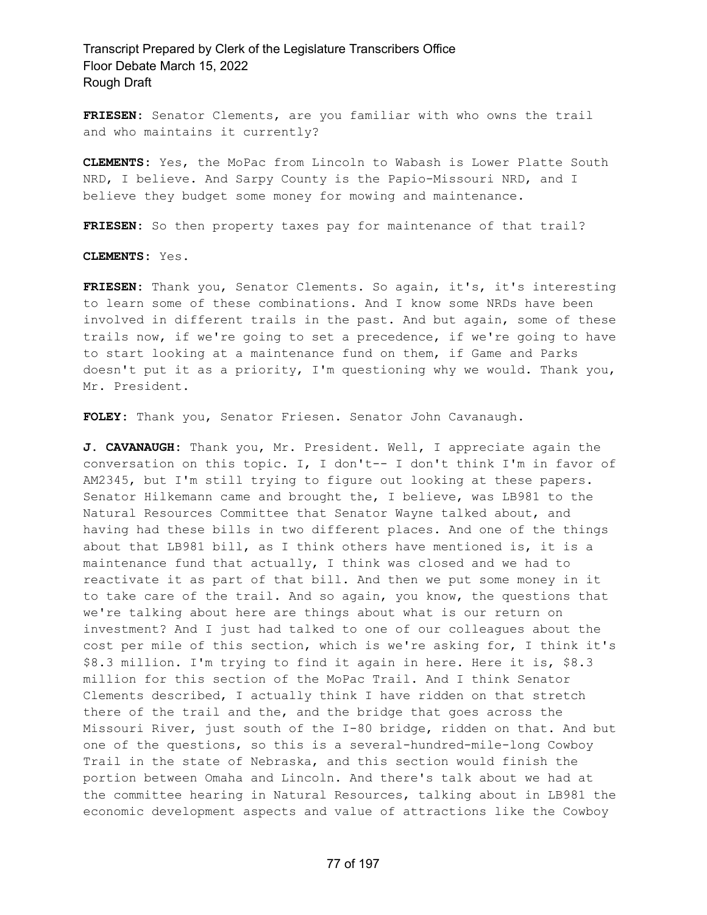**FRIESEN:** Senator Clements, are you familiar with who owns the trail and who maintains it currently?

**CLEMENTS:** Yes, the MoPac from Lincoln to Wabash is Lower Platte South NRD, I believe. And Sarpy County is the Papio-Missouri NRD, and I believe they budget some money for mowing and maintenance.

**FRIESEN:** So then property taxes pay for maintenance of that trail?

**CLEMENTS:** Yes.

**FRIESEN:** Thank you, Senator Clements. So again, it's, it's interesting to learn some of these combinations. And I know some NRDs have been involved in different trails in the past. And but again, some of these trails now, if we're going to set a precedence, if we're going to have to start looking at a maintenance fund on them, if Game and Parks doesn't put it as a priority, I'm questioning why we would. Thank you, Mr. President.

**FOLEY:** Thank you, Senator Friesen. Senator John Cavanaugh.

**J. CAVANAUGH:** Thank you, Mr. President. Well, I appreciate again the conversation on this topic. I, I don't-- I don't think I'm in favor of AM2345, but I'm still trying to figure out looking at these papers. Senator Hilkemann came and brought the, I believe, was LB981 to the Natural Resources Committee that Senator Wayne talked about, and having had these bills in two different places. And one of the things about that LB981 bill, as I think others have mentioned is, it is a maintenance fund that actually, I think was closed and we had to reactivate it as part of that bill. And then we put some money in it to take care of the trail. And so again, you know, the questions that we're talking about here are things about what is our return on investment? And I just had talked to one of our colleagues about the cost per mile of this section, which is we're asking for, I think it's $8.3 million. I'm trying to find it again in here. Here it is, $8.3 million for this section of the MoPac Trail. And I think Senator Clements described, I actually think I have ridden on that stretch there of the trail and the, and the bridge that goes across the Missouri River, just south of the I-80 bridge, ridden on that. And but one of the questions, so this is a several-hundred-mile-long Cowboy Trail in the state of Nebraska, and this section would finish the portion between Omaha and Lincoln. And there's talk about we had at the committee hearing in Natural Resources, talking about in LB981 the economic development aspects and value of attractions like the Cowboy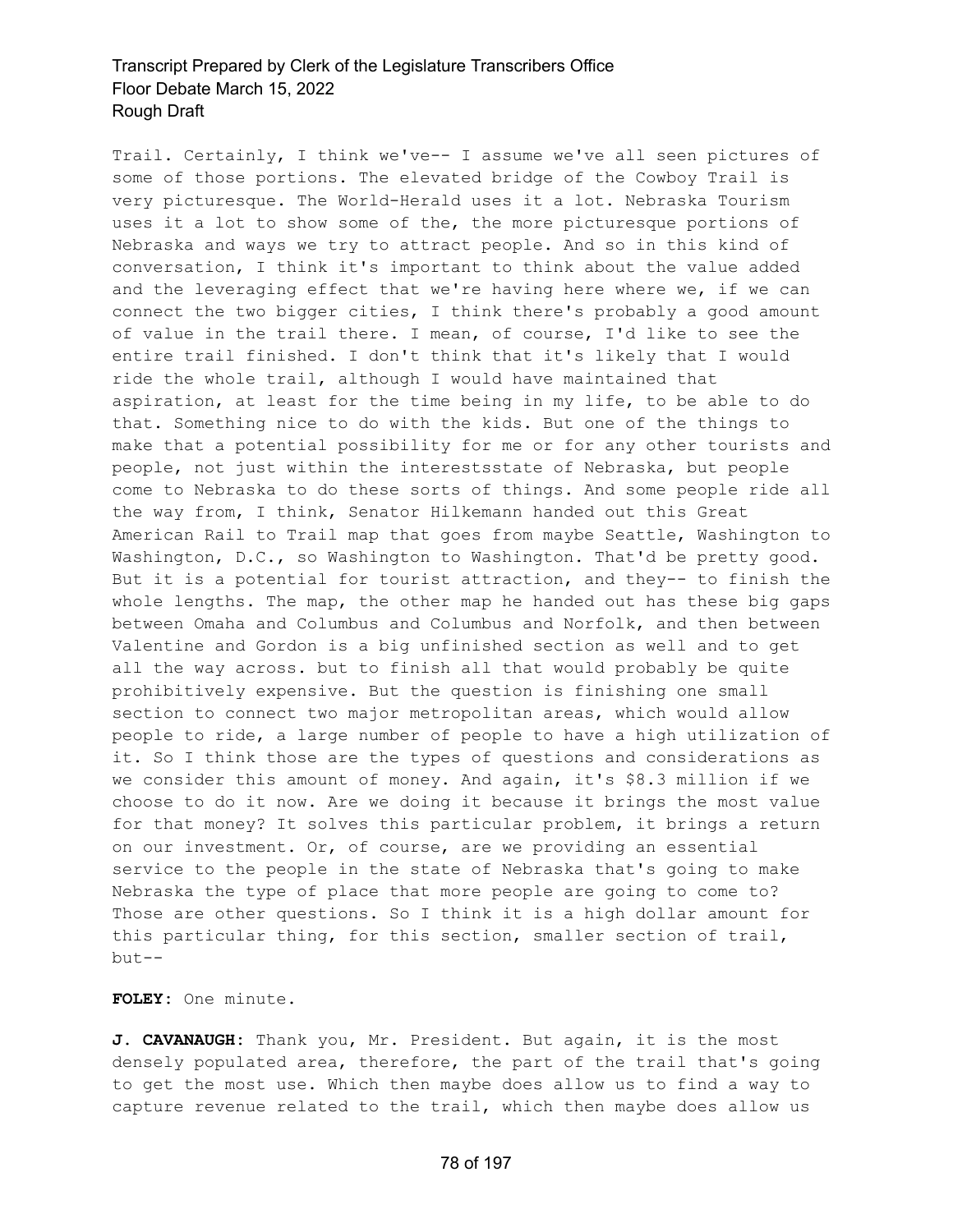Trail. Certainly, I think we've-- I assume we've all seen pictures of some of those portions. The elevated bridge of the Cowboy Trail is very picturesque. The World-Herald uses it a lot. Nebraska Tourism uses it a lot to show some of the, the more picturesque portions of Nebraska and ways we try to attract people. And so in this kind of conversation, I think it's important to think about the value added and the leveraging effect that we're having here where we, if we can connect the two bigger cities, I think there's probably a good amount of value in the trail there. I mean, of course, I'd like to see the entire trail finished. I don't think that it's likely that I would ride the whole trail, although I would have maintained that aspiration, at least for the time being in my life, to be able to do that. Something nice to do with the kids. But one of the things to make that a potential possibility for me or for any other tourists and people, not just within the interestsstate of Nebraska, but people come to Nebraska to do these sorts of things. And some people ride all the way from, I think, Senator Hilkemann handed out this Great American Rail to Trail map that goes from maybe Seattle, Washington to Washington, D.C., so Washington to Washington. That'd be pretty good. But it is a potential for tourist attraction, and they-- to finish the whole lengths. The map, the other map he handed out has these big gaps between Omaha and Columbus and Columbus and Norfolk, and then between Valentine and Gordon is a big unfinished section as well and to get all the way across. but to finish all that would probably be quite prohibitively expensive. But the question is finishing one small section to connect two major metropolitan areas, which would allow people to ride, a large number of people to have a high utilization of it. So I think those are the types of questions and considerations as we consider this amount of money. And again, it's $8.3 million if we choose to do it now. Are we doing it because it brings the most value for that money? It solves this particular problem, it brings a return on our investment. Or, of course, are we providing an essential service to the people in the state of Nebraska that's going to make Nebraska the type of place that more people are going to come to? Those are other questions. So I think it is a high dollar amount for this particular thing, for this section, smaller section of trail, but--

**FOLEY:** One minute.

**J. CAVANAUGH:** Thank you, Mr. President. But again, it is the most densely populated area, therefore, the part of the trail that's going to get the most use. Which then maybe does allow us to find a way to capture revenue related to the trail, which then maybe does allow us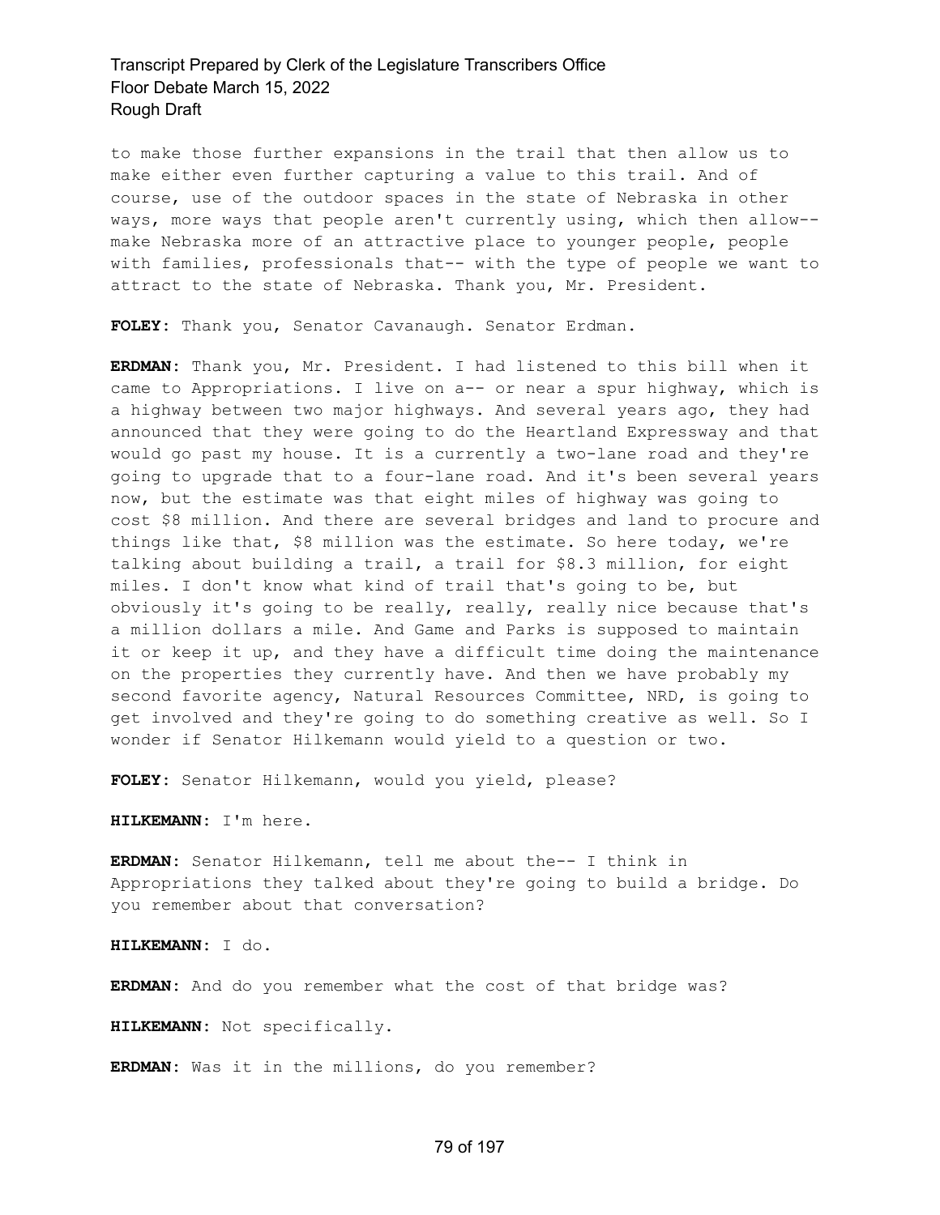to make those further expansions in the trail that then allow us to make either even further capturing a value to this trail. And of course, use of the outdoor spaces in the state of Nebraska in other ways, more ways that people aren't currently using, which then allow-- make Nebraska more of an attractive place to younger people, people with families, professionals that-- with the type of people we want to attract to the state of Nebraska. Thank you, Mr. President.

**FOLEY:** Thank you, Senator Cavanaugh. Senator Erdman.

**ERDMAN:** Thank you, Mr. President. I had listened to this bill when it came to Appropriations. I live on a-- or near a spur highway, which is a highway between two major highways. And several years ago, they had announced that they were going to do the Heartland Expressway and that would go past my house. It is a currently a two-lane road and they're going to upgrade that to a four-lane road. And it's been several years now, but the estimate was that eight miles of highway was going to cost $8 million. And there are several bridges and land to procure and things like that, $8 million was the estimate. So here today, we're talking about building a trail, a trail for $8.3 million, for eight miles. I don't know what kind of trail that's going to be, but obviously it's going to be really, really, really nice because that's a million dollars a mile. And Game and Parks is supposed to maintain it or keep it up, and they have a difficult time doing the maintenance on the properties they currently have. And then we have probably my second favorite agency, Natural Resources Committee, NRD, is going to get involved and they're going to do something creative as well. So I wonder if Senator Hilkemann would yield to a question or two.

**FOLEY:** Senator Hilkemann, would you yield, please?

**HILKEMANN:** I'm here.

**ERDMAN:** Senator Hilkemann, tell me about the-- I think in Appropriations they talked about they're going to build a bridge. Do you remember about that conversation?

**HILKEMANN:** I do.

**ERDMAN:** And do you remember what the cost of that bridge was?

**HILKEMANN:** Not specifically.

**ERDMAN:** Was it in the millions, do you remember?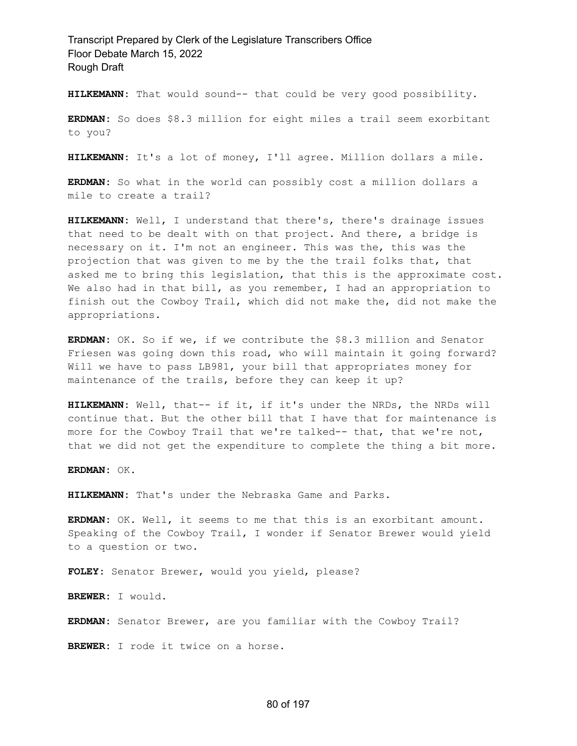**HILKEMANN:** That would sound-- that could be very good possibility.

**ERDMAN:** So does $8.3 million for eight miles a trail seem exorbitant to you?

**HILKEMANN:** It's a lot of money, I'll agree. Million dollars a mile.

**ERDMAN:** So what in the world can possibly cost a million dollars a mile to create a trail?

**HILKEMANN:** Well, I understand that there's, there's drainage issues that need to be dealt with on that project. And there, a bridge is necessary on it. I'm not an engineer. This was the, this was the projection that was given to me by the the trail folks that, that asked me to bring this legislation, that this is the approximate cost. We also had in that bill, as you remember, I had an appropriation to finish out the Cowboy Trail, which did not make the, did not make the appropriations.

**ERDMAN:** OK. So if we, if we contribute the $8.3 million and Senator Friesen was going down this road, who will maintain it going forward? Will we have to pass LB981, your bill that appropriates money for maintenance of the trails, before they can keep it up?

**HILKEMANN:** Well, that-- if it, if it's under the NRDs, the NRDs will continue that. But the other bill that I have that for maintenance is more for the Cowboy Trail that we're talked-- that, that we're not, that we did not get the expenditure to complete the thing a bit more.

**ERDMAN:** OK.

**HILKEMANN:** That's under the Nebraska Game and Parks.

**ERDMAN:** OK. Well, it seems to me that this is an exorbitant amount. Speaking of the Cowboy Trail, I wonder if Senator Brewer would yield to a question or two.

**FOLEY:** Senator Brewer, would you yield, please?

**BREWER:** I would.

**ERDMAN:** Senator Brewer, are you familiar with the Cowboy Trail?

**BREWER:** I rode it twice on a horse.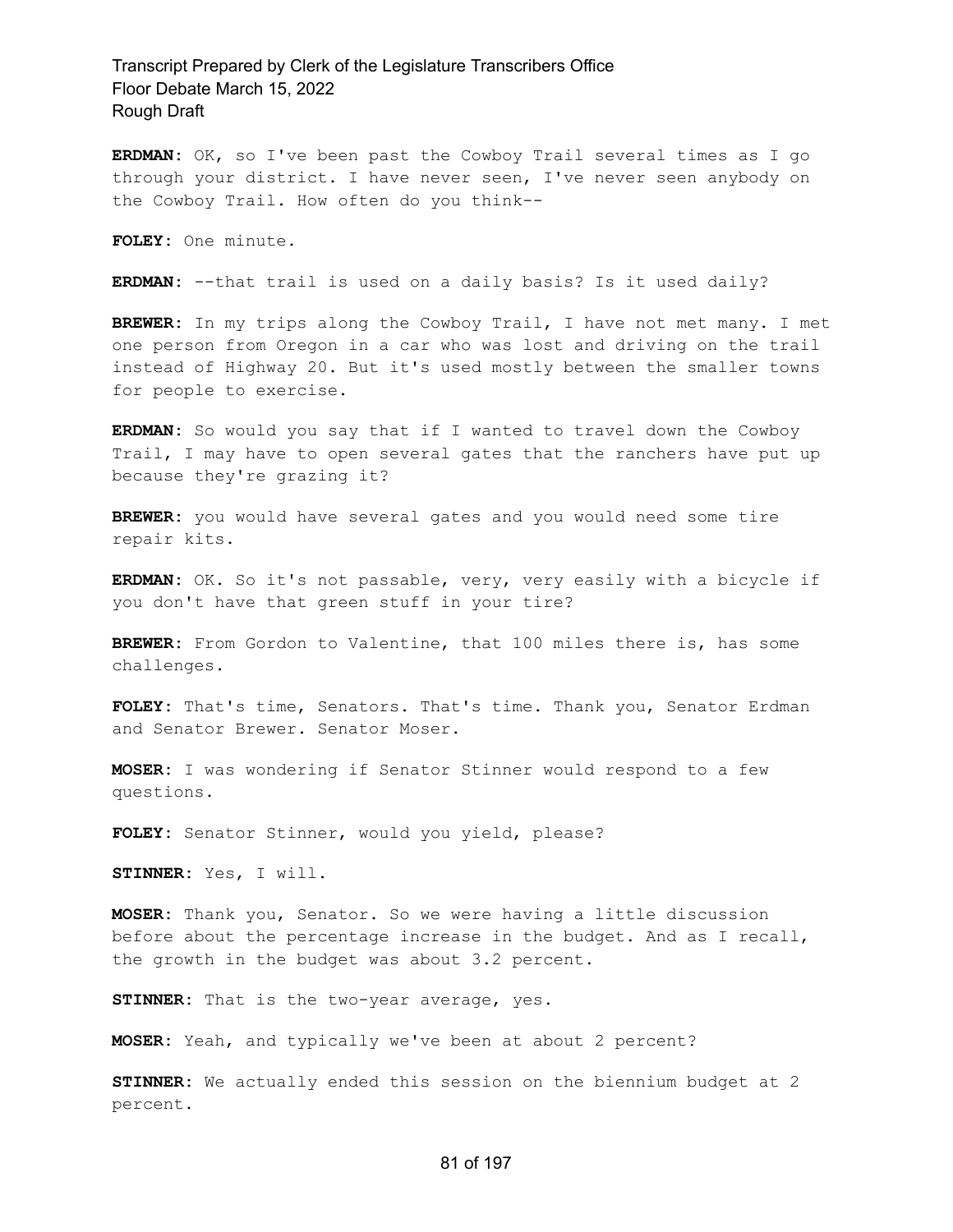**ERDMAN:** OK, so I've been past the Cowboy Trail several times as I go through your district. I have never seen, I've never seen anybody on the Cowboy Trail. How often do you think--

**FOLEY:** One minute.

**ERDMAN:** --that trail is used on a daily basis? Is it used daily?

**BREWER:** In my trips along the Cowboy Trail, I have not met many. I met one person from Oregon in a car who was lost and driving on the trail instead of Highway 20. But it's used mostly between the smaller towns for people to exercise.

**ERDMAN:** So would you say that if I wanted to travel down the Cowboy Trail, I may have to open several gates that the ranchers have put up because they're grazing it?

**BREWER:** you would have several gates and you would need some tire repair kits.

**ERDMAN:** OK. So it's not passable, very, very easily with a bicycle if you don't have that green stuff in your tire?

**BREWER:** From Gordon to Valentine, that 100 miles there is, has some challenges.

**FOLEY:** That's time, Senators. That's time. Thank you, Senator Erdman and Senator Brewer. Senator Moser.

**MOSER:** I was wondering if Senator Stinner would respond to a few questions.

**FOLEY:** Senator Stinner, would you yield, please?

**STINNER:** Yes, I will.

**MOSER:** Thank you, Senator. So we were having a little discussion before about the percentage increase in the budget. And as I recall, the growth in the budget was about 3.2 percent.

**STINNER:** That is the two-year average, yes.

**MOSER:** Yeah, and typically we've been at about 2 percent?

**STINNER:** We actually ended this session on the biennium budget at 2 percent.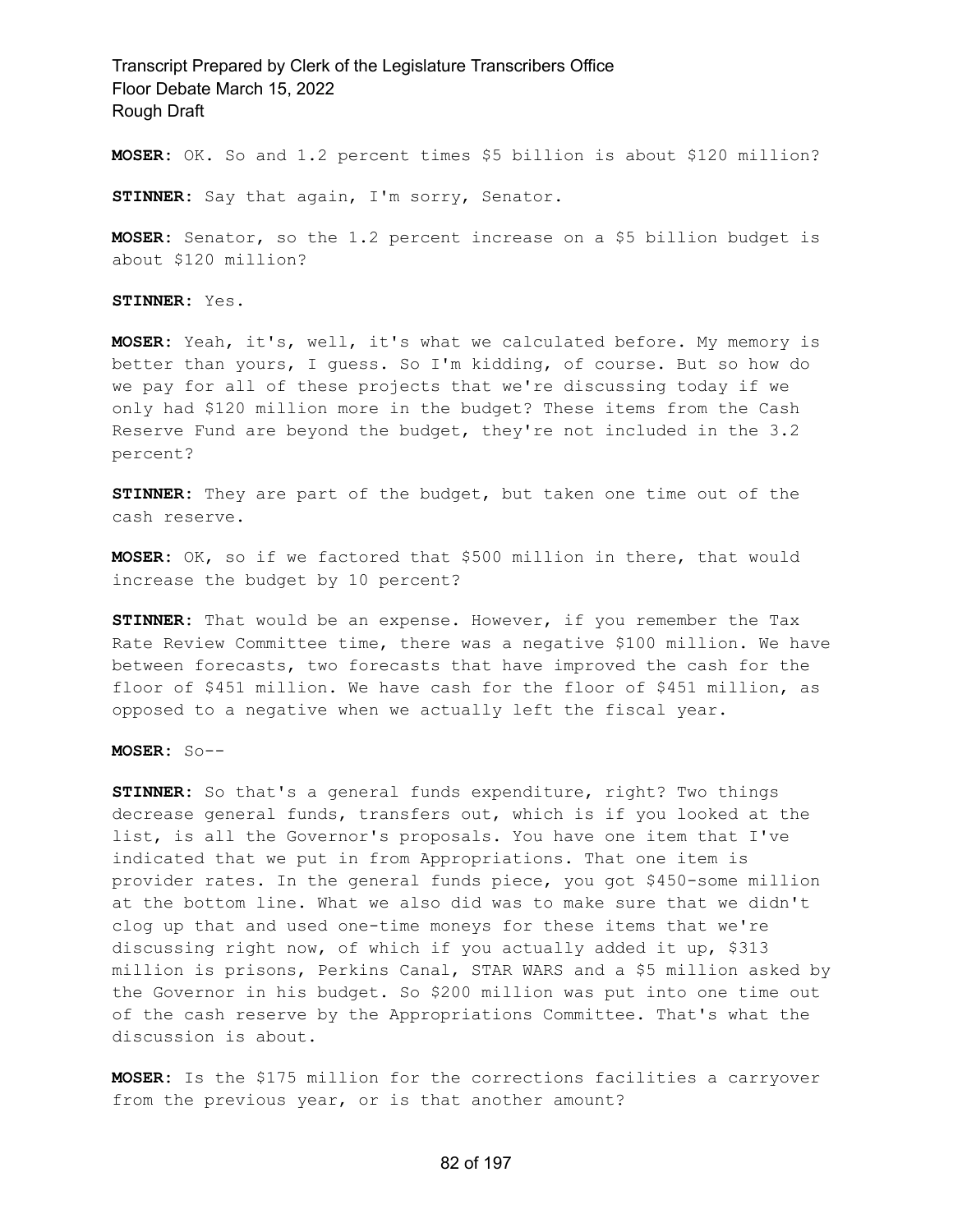**MOSER:** OK. So and 1.2 percent times $5 billion is about $120 million?

**STINNER:** Say that again, I'm sorry, Senator.

**MOSER:** Senator, so the 1.2 percent increase on a $5 billion budget is about $120 million?

**STINNER:** Yes.

**MOSER:** Yeah, it's, well, it's what we calculated before. My memory is better than yours, I guess. So I'm kidding, of course. But so how do we pay for all of these projects that we're discussing today if we only had $120 million more in the budget? These items from the Cash Reserve Fund are beyond the budget, they're not included in the 3.2 percent?

**STINNER:** They are part of the budget, but taken one time out of the cash reserve.

**MOSER:** OK, so if we factored that $500 million in there, that would increase the budget by 10 percent?

**STINNER:** That would be an expense. However, if you remember the Tax Rate Review Committee time, there was a negative $100 million. We have between forecasts, two forecasts that have improved the cash for the floor of $451 million. We have cash for the floor of $451 million, as opposed to a negative when we actually left the fiscal year.

**MOSER:** So--

**STINNER:** So that's a general funds expenditure, right? Two things decrease general funds, transfers out, which is if you looked at the list, is all the Governor's proposals. You have one item that I've indicated that we put in from Appropriations. That one item is provider rates. In the general funds piece, you got $450-some million at the bottom line. What we also did was to make sure that we didn't clog up that and used one-time moneys for these items that we're discussing right now, of which if you actually added it up, $313 million is prisons, Perkins Canal, STAR WARS and a $5 million asked by the Governor in his budget. So $200 million was put into one time out of the cash reserve by the Appropriations Committee. That's what the discussion is about.

**MOSER:** Is the $175 million for the corrections facilities a carryover from the previous year, or is that another amount?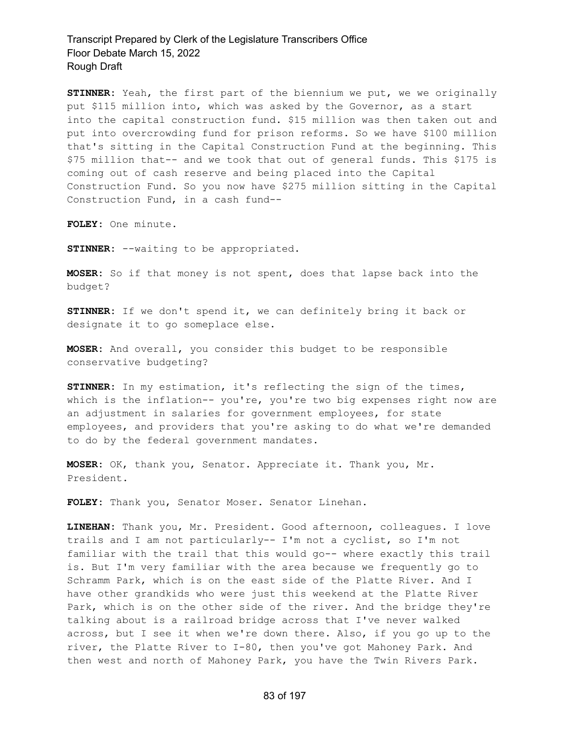**STINNER:** Yeah, the first part of the biennium we put, we we originally put $115 million into, which was asked by the Governor, as a start into the capital construction fund. $15 million was then taken out and put into overcrowding fund for prison reforms. So we have $100 million that's sitting in the Capital Construction Fund at the beginning. This $75 million that-- and we took that out of general funds. This $175 is coming out of cash reserve and being placed into the Capital Construction Fund. So you now have $275 million sitting in the Capital Construction Fund, in a cash fund--

**FOLEY:** One minute.

**STINNER:** --waiting to be appropriated.

**MOSER:** So if that money is not spent, does that lapse back into the budget?

**STINNER:** If we don't spend it, we can definitely bring it back or designate it to go someplace else.

**MOSER:** And overall, you consider this budget to be responsible conservative budgeting?

**STINNER:** In my estimation, it's reflecting the sign of the times, which is the inflation-- you're, you're two big expenses right now are an adjustment in salaries for government employees, for state employees, and providers that you're asking to do what we're demanded to do by the federal government mandates.

**MOSER:** OK, thank you, Senator. Appreciate it. Thank you, Mr. President.

**FOLEY:** Thank you, Senator Moser. Senator Linehan.

**LINEHAN:** Thank you, Mr. President. Good afternoon, colleagues. I love trails and I am not particularly-- I'm not a cyclist, so I'm not familiar with the trail that this would go-- where exactly this trail is. But I'm very familiar with the area because we frequently go to Schramm Park, which is on the east side of the Platte River. And I have other grandkids who were just this weekend at the Platte River Park, which is on the other side of the river. And the bridge they're talking about is a railroad bridge across that I've never walked across, but I see it when we're down there. Also, if you go up to the river, the Platte River to I-80, then you've got Mahoney Park. And then west and north of Mahoney Park, you have the Twin Rivers Park.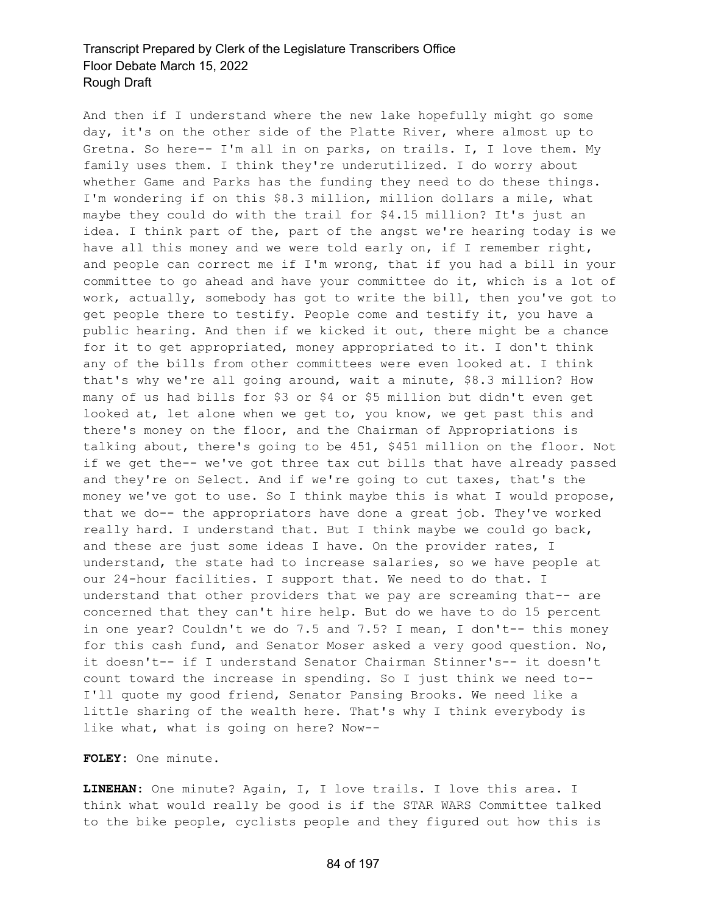And then if I understand where the new lake hopefully might go some day, it's on the other side of the Platte River, where almost up to Gretna. So here-- I'm all in on parks, on trails. I, I love them. My family uses them. I think they're underutilized. I do worry about whether Game and Parks has the funding they need to do these things. I'm wondering if on this $8.3 million, million dollars a mile, what maybe they could do with the trail for $4.15 million? It's just an idea. I think part of the, part of the angst we're hearing today is we have all this money and we were told early on, if I remember right, and people can correct me if I'm wrong, that if you had a bill in your committee to go ahead and have your committee do it, which is a lot of work, actually, somebody has got to write the bill, then you've got to get people there to testify. People come and testify it, you have a public hearing. And then if we kicked it out, there might be a chance for it to get appropriated, money appropriated to it. I don't think any of the bills from other committees were even looked at. I think that's why we're all going around, wait a minute, $8.3 million? How many of us had bills for $3 or $4 or $5 million but didn't even get looked at, let alone when we get to, you know, we get past this and there's money on the floor, and the Chairman of Appropriations is talking about, there's going to be 451, $451 million on the floor. Not if we get the-- we've got three tax cut bills that have already passed and they're on Select. And if we're going to cut taxes, that's the money we've got to use. So I think maybe this is what I would propose, that we do-- the appropriators have done a great job. They've worked really hard. I understand that. But I think maybe we could go back, and these are just some ideas I have. On the provider rates, I understand, the state had to increase salaries, so we have people at our 24-hour facilities. I support that. We need to do that. I understand that other providers that we pay are screaming that-- are concerned that they can't hire help. But do we have to do 15 percent in one year? Couldn't we do 7.5 and 7.5? I mean, I don't-- this money for this cash fund, and Senator Moser asked a very good question. No, it doesn't-- if I understand Senator Chairman Stinner's-- it doesn't count toward the increase in spending. So I just think we need to-- I'll quote my good friend, Senator Pansing Brooks. We need like a little sharing of the wealth here. That's why I think everybody is like what, what is going on here? Now--

**FOLEY:** One minute.

**LINEHAN:** One minute? Again, I, I love trails. I love this area. I think what would really be good is if the STAR WARS Committee talked to the bike people, cyclists people and they figured out how this is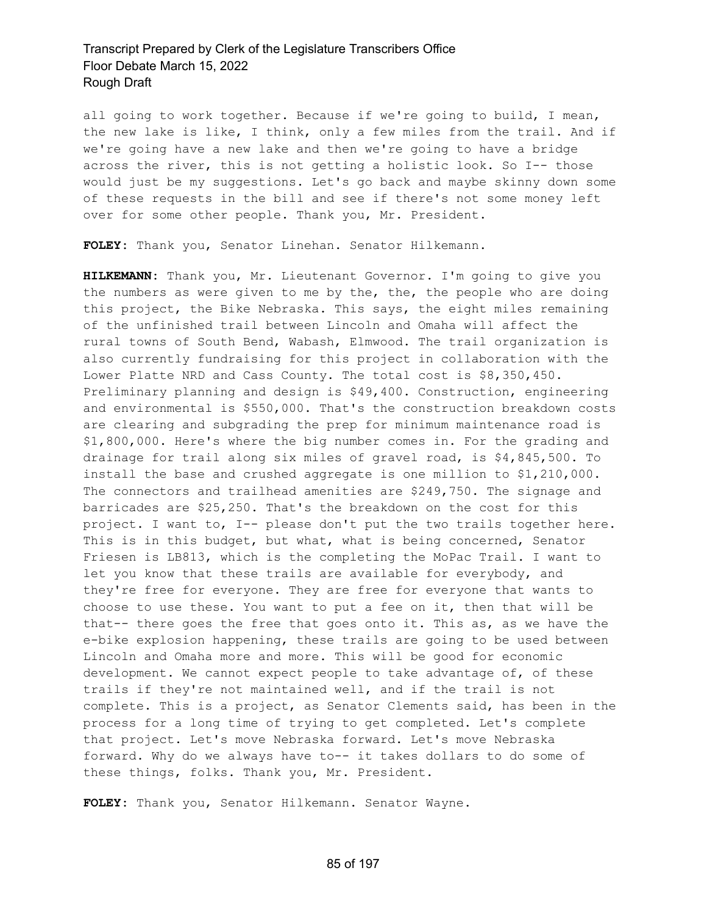all going to work together. Because if we're going to build, I mean, the new lake is like, I think, only a few miles from the trail. And if we're going have a new lake and then we're going to have a bridge across the river, this is not getting a holistic look. So I-- those would just be my suggestions. Let's go back and maybe skinny down some of these requests in the bill and see if there's not some money left over for some other people. Thank you, Mr. President.

**FOLEY:** Thank you, Senator Linehan. Senator Hilkemann.

**HILKEMANN:** Thank you, Mr. Lieutenant Governor. I'm going to give you the numbers as were given to me by the, the, the people who are doing this project, the Bike Nebraska. This says, the eight miles remaining of the unfinished trail between Lincoln and Omaha will affect the rural towns of South Bend, Wabash, Elmwood. The trail organization is also currently fundraising for this project in collaboration with the Lower Platte NRD and Cass County. The total cost is $8,350,450. Preliminary planning and design is $49,400. Construction, engineering and environmental is $550,000. That's the construction breakdown costs are clearing and subgrading the prep for minimum maintenance road is $1,800,000. Here's where the big number comes in. For the grading and drainage for trail along six miles of gravel road, is $4,845,500. To install the base and crushed aggregate is one million to $1,210,000. The connectors and trailhead amenities are $249,750. The signage and barricades are $25,250. That's the breakdown on the cost for this project. I want to, I-- please don't put the two trails together here. This is in this budget, but what, what is being concerned, Senator Friesen is LB813, which is the completing the MoPac Trail. I want to let you know that these trails are available for everybody, and they're free for everyone. They are free for everyone that wants to choose to use these. You want to put a fee on it, then that will be that-- there goes the free that goes onto it. This as, as we have the e-bike explosion happening, these trails are going to be used between Lincoln and Omaha more and more. This will be good for economic development. We cannot expect people to take advantage of, of these trails if they're not maintained well, and if the trail is not complete. This is a project, as Senator Clements said, has been in the process for a long time of trying to get completed. Let's complete that project. Let's move Nebraska forward. Let's move Nebraska forward. Why do we always have to-- it takes dollars to do some of these things, folks. Thank you, Mr. President.

**FOLEY:** Thank you, Senator Hilkemann. Senator Wayne.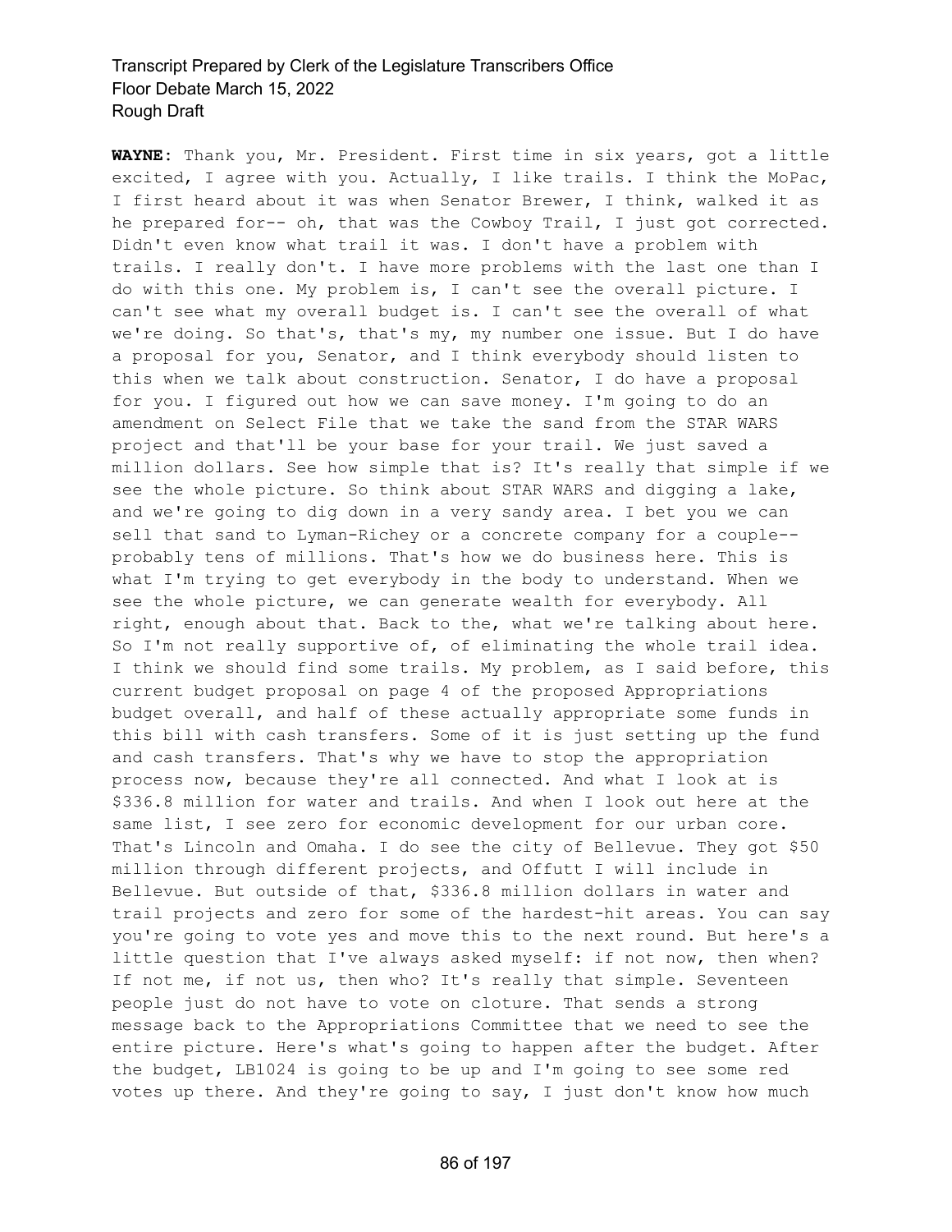**WAYNE:** Thank you, Mr. President. First time in six years, got a little excited, I agree with you. Actually, I like trails. I think the MoPac, I first heard about it was when Senator Brewer, I think, walked it as he prepared for-- oh, that was the Cowboy Trail, I just got corrected. Didn't even know what trail it was. I don't have a problem with trails. I really don't. I have more problems with the last one than I do with this one. My problem is, I can't see the overall picture. I can't see what my overall budget is. I can't see the overall of what we're doing. So that's, that's my, my number one issue. But I do have a proposal for you, Senator, and I think everybody should listen to this when we talk about construction. Senator, I do have a proposal for you. I figured out how we can save money. I'm going to do an amendment on Select File that we take the sand from the STAR WARS project and that'll be your base for your trail. We just saved a million dollars. See how simple that is? It's really that simple if we see the whole picture. So think about STAR WARS and digging a lake, and we're going to dig down in a very sandy area. I bet you we can sell that sand to Lyman-Richey or a concrete company for a couple-- probably tens of millions. That's how we do business here. This is what I'm trying to get everybody in the body to understand. When we see the whole picture, we can generate wealth for everybody. All right, enough about that. Back to the, what we're talking about here. So I'm not really supportive of, of eliminating the whole trail idea. I think we should find some trails. My problem, as I said before, this current budget proposal on page 4 of the proposed Appropriations budget overall, and half of these actually appropriate some funds in this bill with cash transfers. Some of it is just setting up the fund and cash transfers. That's why we have to stop the appropriation process now, because they're all connected. And what I look at is $336.8 million for water and trails. And when I look out here at the same list, I see zero for economic development for our urban core. That's Lincoln and Omaha. I do see the city of Bellevue. They got $50 million through different projects, and Offutt I will include in Bellevue. But outside of that, $336.8 million dollars in water and trail projects and zero for some of the hardest-hit areas. You can say you're going to vote yes and move this to the next round. But here's a little question that I've always asked myself: if not now, then when? If not me, if not us, then who? It's really that simple. Seventeen people just do not have to vote on cloture. That sends a strong message back to the Appropriations Committee that we need to see the entire picture. Here's what's going to happen after the budget. After the budget, LB1024 is going to be up and I'm going to see some red votes up there. And they're going to say, I just don't know how much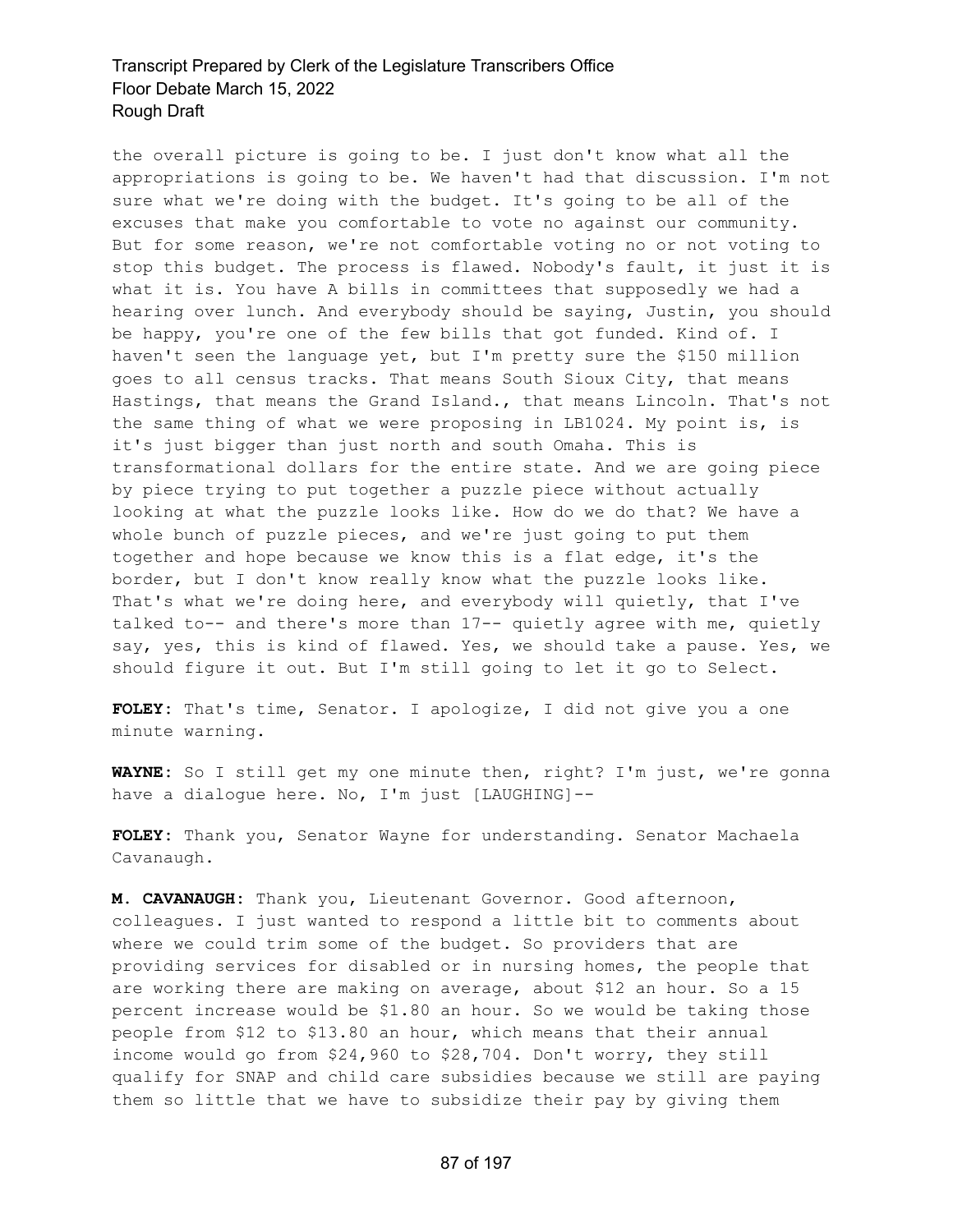the overall picture is going to be. I just don't know what all the appropriations is going to be. We haven't had that discussion. I'm not sure what we're doing with the budget. It's going to be all of the excuses that make you comfortable to vote no against our community. But for some reason, we're not comfortable voting no or not voting to stop this budget. The process is flawed. Nobody's fault, it just it is what it is. You have A bills in committees that supposedly we had a hearing over lunch. And everybody should be saying, Justin, you should be happy, you're one of the few bills that got funded. Kind of. I haven't seen the language yet, but I'm pretty sure the $150 million goes to all census tracks. That means South Sioux City, that means Hastings, that means the Grand Island., that means Lincoln. That's not the same thing of what we were proposing in LB1024. My point is, is it's just bigger than just north and south Omaha. This is transformational dollars for the entire state. And we are going piece by piece trying to put together a puzzle piece without actually looking at what the puzzle looks like. How do we do that? We have a whole bunch of puzzle pieces, and we're just going to put them together and hope because we know this is a flat edge, it's the border, but I don't know really know what the puzzle looks like. That's what we're doing here, and everybody will quietly, that I've talked to-- and there's more than 17-- quietly agree with me, quietly say, yes, this is kind of flawed. Yes, we should take a pause. Yes, we should figure it out. But I'm still going to let it go to Select.

**FOLEY:** That's time, Senator. I apologize, I did not give you a one minute warning.

**WAYNE:** So I still get my one minute then, right? I'm just, we're gonna have a dialogue here. No, I'm just [LAUGHING]--

**FOLEY:** Thank you, Senator Wayne for understanding. Senator Machaela Cavanaugh.

**M. CAVANAUGH:** Thank you, Lieutenant Governor. Good afternoon, colleagues. I just wanted to respond a little bit to comments about where we could trim some of the budget. So providers that are providing services for disabled or in nursing homes, the people that are working there are making on average, about $12 an hour. So a 15 percent increase would be $1.80 an hour. So we would be taking those people from $12 to $13.80 an hour, which means that their annual income would go from $24,960 to $28,704. Don't worry, they still qualify for SNAP and child care subsidies because we still are paying them so little that we have to subsidize their pay by giving them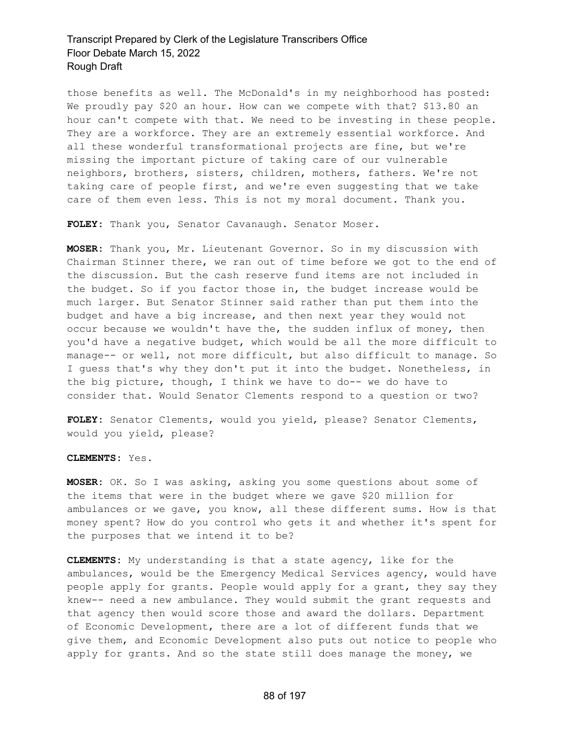those benefits as well. The McDonald's in my neighborhood has posted: We proudly pay $20 an hour. How can we compete with that? $13.80 an hour can't compete with that. We need to be investing in these people. They are a workforce. They are an extremely essential workforce. And all these wonderful transformational projects are fine, but we're missing the important picture of taking care of our vulnerable neighbors, brothers, sisters, children, mothers, fathers. We're not taking care of people first, and we're even suggesting that we take care of them even less. This is not my moral document. Thank you.

**FOLEY:** Thank you, Senator Cavanaugh. Senator Moser.

**MOSER:** Thank you, Mr. Lieutenant Governor. So in my discussion with Chairman Stinner there, we ran out of time before we got to the end of the discussion. But the cash reserve fund items are not included in the budget. So if you factor those in, the budget increase would be much larger. But Senator Stinner said rather than put them into the budget and have a big increase, and then next year they would not occur because we wouldn't have the, the sudden influx of money, then you'd have a negative budget, which would be all the more difficult to manage-- or well, not more difficult, but also difficult to manage. So I guess that's why they don't put it into the budget. Nonetheless, in the big picture, though, I think we have to do-- we do have to consider that. Would Senator Clements respond to a question or two?

**FOLEY:** Senator Clements, would you yield, please? Senator Clements, would you yield, please?

**CLEMENTS:** Yes.

**MOSER:** OK. So I was asking, asking you some questions about some of the items that were in the budget where we gave $20 million for ambulances or we gave, you know, all these different sums. How is that money spent? How do you control who gets it and whether it's spent for the purposes that we intend it to be?

**CLEMENTS:** My understanding is that a state agency, like for the ambulances, would be the Emergency Medical Services agency, would have people apply for grants. People would apply for a grant, they say they knew-- need a new ambulance. They would submit the grant requests and that agency then would score those and award the dollars. Department of Economic Development, there are a lot of different funds that we give them, and Economic Development also puts out notice to people who apply for grants. And so the state still does manage the money, we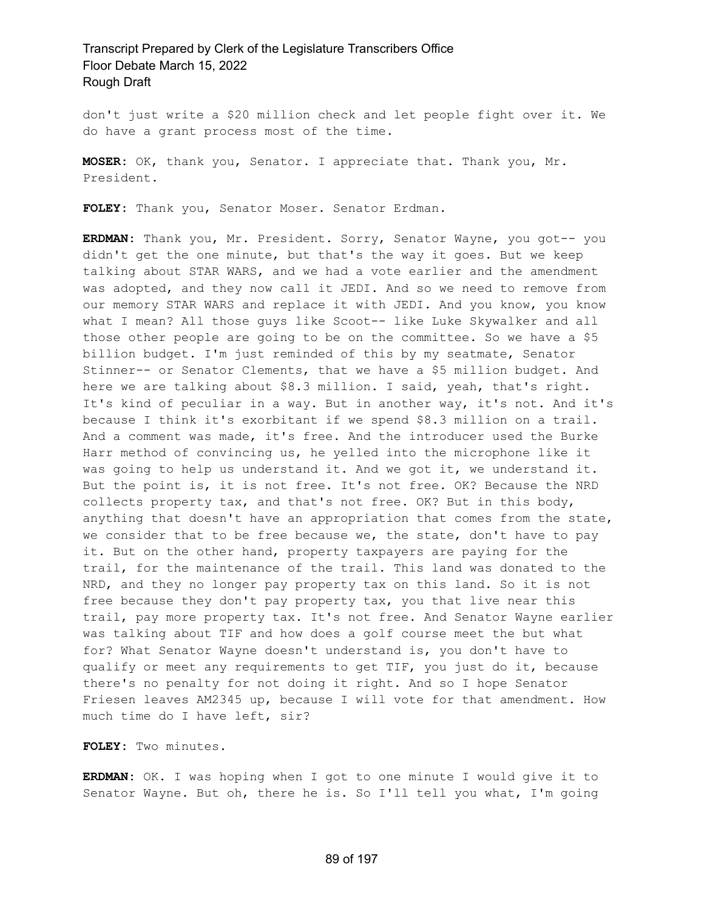don't just write a $20 million check and let people fight over it. We do have a grant process most of the time.

**MOSER:** OK, thank you, Senator. I appreciate that. Thank you, Mr. President.

**FOLEY:** Thank you, Senator Moser. Senator Erdman.

**ERDMAN:** Thank you, Mr. President. Sorry, Senator Wayne, you got-- you didn't get the one minute, but that's the way it goes. But we keep talking about STAR WARS, and we had a vote earlier and the amendment was adopted, and they now call it JEDI. And so we need to remove from our memory STAR WARS and replace it with JEDI. And you know, you know what I mean? All those guys like Scoot-- like Luke Skywalker and all those other people are going to be on the committee. So we have a $5 billion budget. I'm just reminded of this by my seatmate, Senator Stinner-- or Senator Clements, that we have a $5 million budget. And here we are talking about $8.3 million. I said, yeah, that's right. It's kind of peculiar in a way. But in another way, it's not. And it's because I think it's exorbitant if we spend $8.3 million on a trail. And a comment was made, it's free. And the introducer used the Burke Harr method of convincing us, he yelled into the microphone like it was going to help us understand it. And we got it, we understand it. But the point is, it is not free. It's not free. OK? Because the NRD collects property tax, and that's not free. OK? But in this body, anything that doesn't have an appropriation that comes from the state, we consider that to be free because we, the state, don't have to pay it. But on the other hand, property taxpayers are paying for the trail, for the maintenance of the trail. This land was donated to the NRD, and they no longer pay property tax on this land. So it is not free because they don't pay property tax, you that live near this trail, pay more property tax. It's not free. And Senator Wayne earlier was talking about TIF and how does a golf course meet the but what for? What Senator Wayne doesn't understand is, you don't have to qualify or meet any requirements to get TIF, you just do it, because there's no penalty for not doing it right. And so I hope Senator Friesen leaves AM2345 up, because I will vote for that amendment. How much time do I have left, sir?

**FOLEY:** Two minutes.

**ERDMAN:** OK. I was hoping when I got to one minute I would give it to Senator Wayne. But oh, there he is. So I'll tell you what, I'm going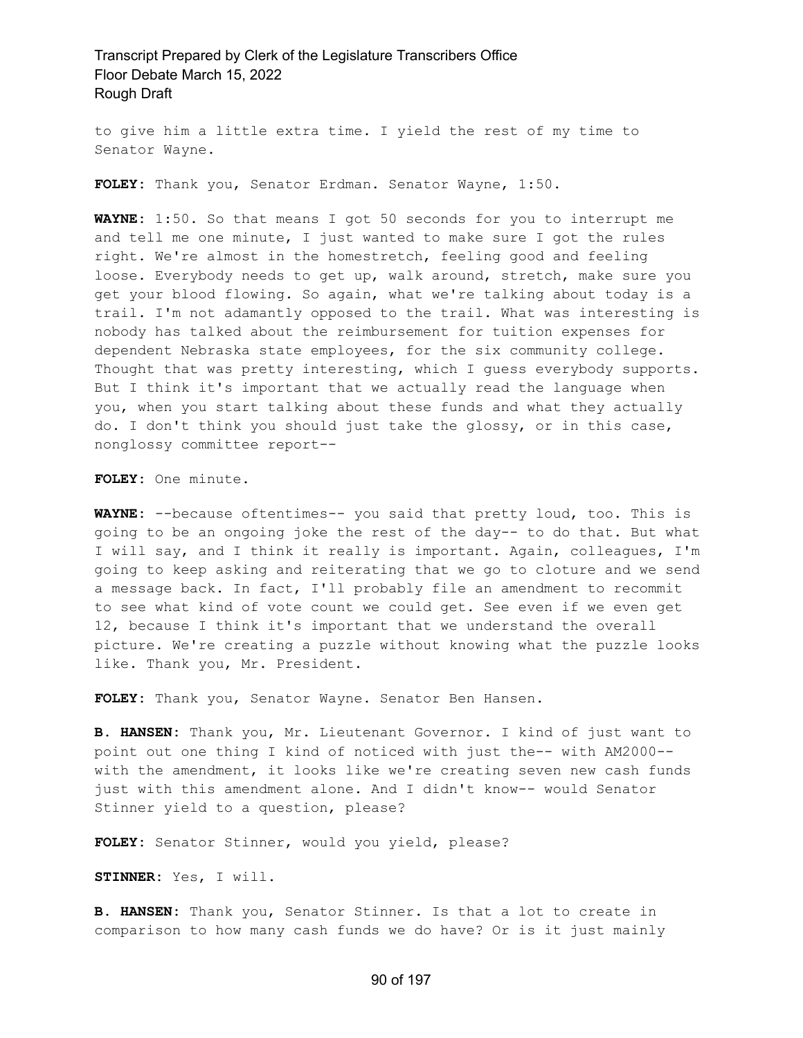to give him a little extra time. I yield the rest of my time to Senator Wayne.

**FOLEY:** Thank you, Senator Erdman. Senator Wayne, 1:50.

**WAYNE:** 1:50. So that means I got 50 seconds for you to interrupt me and tell me one minute, I just wanted to make sure I got the rules right. We're almost in the homestretch, feeling good and feeling loose. Everybody needs to get up, walk around, stretch, make sure you get your blood flowing. So again, what we're talking about today is a trail. I'm not adamantly opposed to the trail. What was interesting is nobody has talked about the reimbursement for tuition expenses for dependent Nebraska state employees, for the six community college. Thought that was pretty interesting, which I guess everybody supports. But I think it's important that we actually read the language when you, when you start talking about these funds and what they actually do. I don't think you should just take the glossy, or in this case, nonglossy committee report--

**FOLEY:** One minute.

**WAYNE:** --because oftentimes-- you said that pretty loud, too. This is going to be an ongoing joke the rest of the day-- to do that. But what I will say, and I think it really is important. Again, colleagues, I'm going to keep asking and reiterating that we go to cloture and we send a message back. In fact, I'll probably file an amendment to recommit to see what kind of vote count we could get. See even if we even get 12, because I think it's important that we understand the overall picture. We're creating a puzzle without knowing what the puzzle looks like. Thank you, Mr. President.

**FOLEY:** Thank you, Senator Wayne. Senator Ben Hansen.

**B. HANSEN:** Thank you, Mr. Lieutenant Governor. I kind of just want to point out one thing I kind of noticed with just the-- with AM2000-- with the amendment, it looks like we're creating seven new cash funds just with this amendment alone. And I didn't know-- would Senator Stinner yield to a question, please?

**FOLEY:** Senator Stinner, would you yield, please?

**STINNER:** Yes, I will.

**B. HANSEN:** Thank you, Senator Stinner. Is that a lot to create in comparison to how many cash funds we do have? Or is it just mainly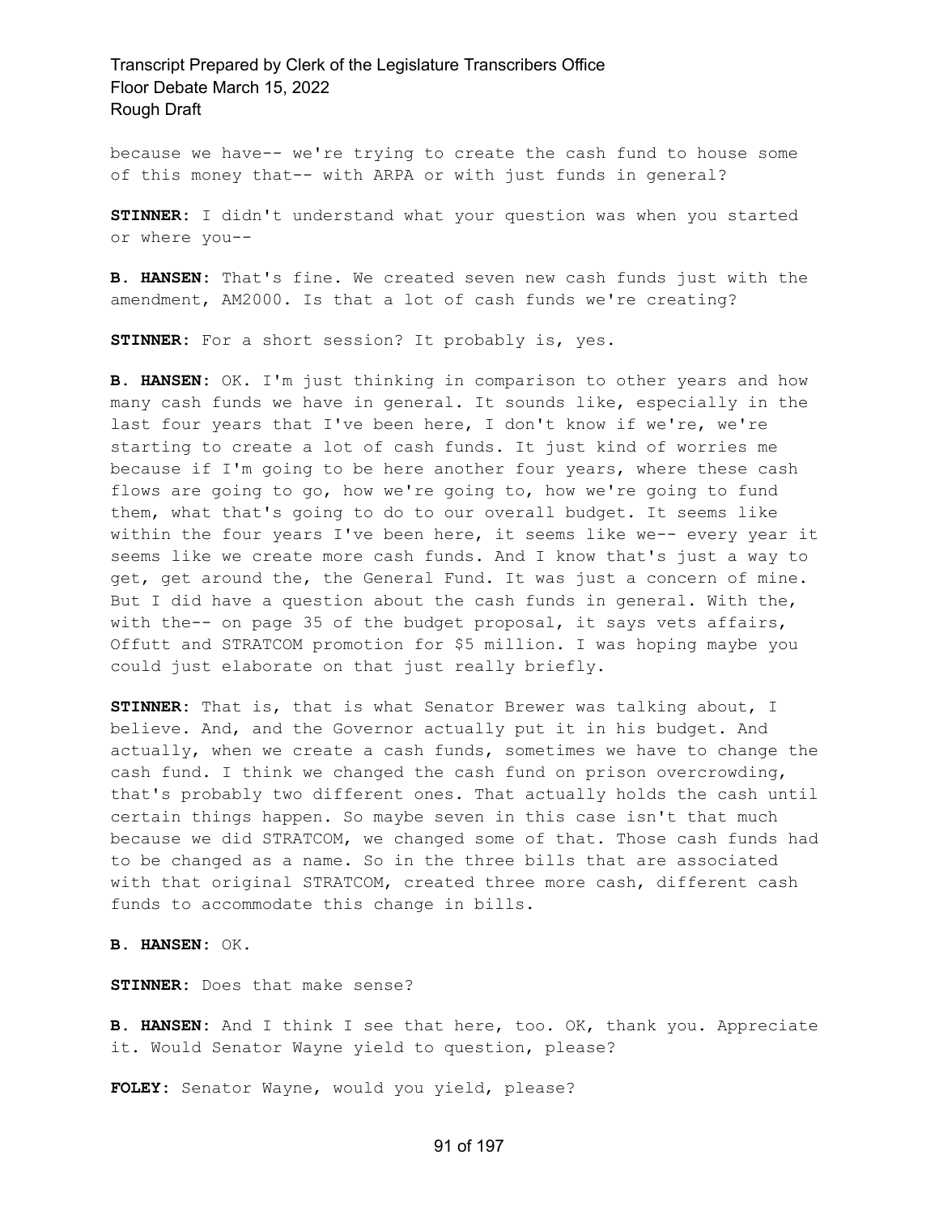because we have-- we're trying to create the cash fund to house some of this money that-- with ARPA or with just funds in general?

**STINNER:** I didn't understand what your question was when you started or where you--

**B. HANSEN:** That's fine. We created seven new cash funds just with the amendment, AM2000. Is that a lot of cash funds we're creating?

**STINNER:** For a short session? It probably is, yes.

**B. HANSEN:** OK. I'm just thinking in comparison to other years and how many cash funds we have in general. It sounds like, especially in the last four years that I've been here, I don't know if we're, we're starting to create a lot of cash funds. It just kind of worries me because if I'm going to be here another four years, where these cash flows are going to go, how we're going to, how we're going to fund them, what that's going to do to our overall budget. It seems like within the four years I've been here, it seems like we-- every year it seems like we create more cash funds. And I know that's just a way to get, get around the, the General Fund. It was just a concern of mine. But I did have a question about the cash funds in general. With the, with the-- on page 35 of the budget proposal, it says vets affairs, Offutt and STRATCOM promotion for $5 million. I was hoping maybe you could just elaborate on that just really briefly.

**STINNER:** That is, that is what Senator Brewer was talking about, I believe. And, and the Governor actually put it in his budget. And actually, when we create a cash funds, sometimes we have to change the cash fund. I think we changed the cash fund on prison overcrowding, that's probably two different ones. That actually holds the cash until certain things happen. So maybe seven in this case isn't that much because we did STRATCOM, we changed some of that. Those cash funds had to be changed as a name. So in the three bills that are associated with that original STRATCOM, created three more cash, different cash funds to accommodate this change in bills.

**B. HANSEN:** OK.

**STINNER:** Does that make sense?

**B. HANSEN:** And I think I see that here, too. OK, thank you. Appreciate it. Would Senator Wayne yield to question, please?

**FOLEY:** Senator Wayne, would you yield, please?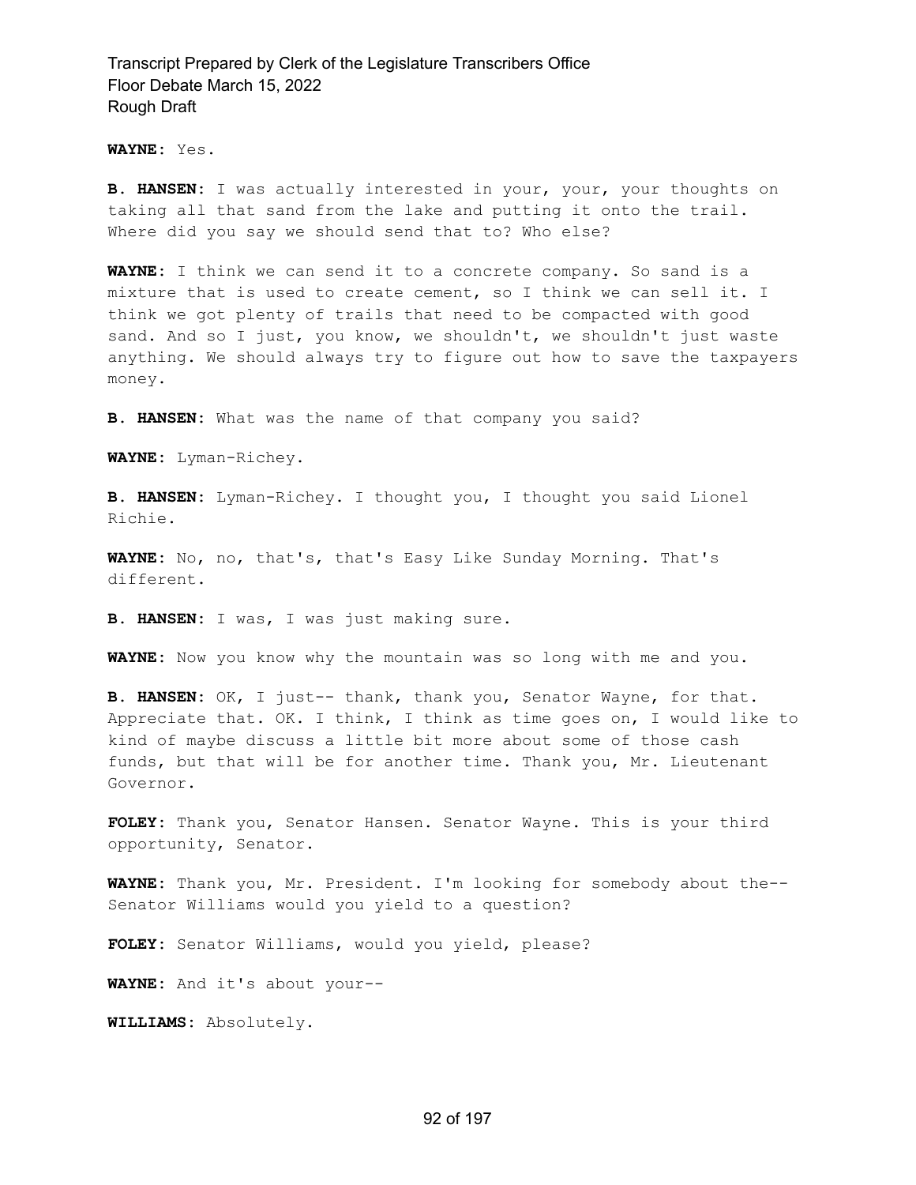**WAYNE:** Yes.

**B. HANSEN:** I was actually interested in your, your, your thoughts on taking all that sand from the lake and putting it onto the trail. Where did you say we should send that to? Who else?

**WAYNE:** I think we can send it to a concrete company. So sand is a mixture that is used to create cement, so I think we can sell it. I think we got plenty of trails that need to be compacted with good sand. And so I just, you know, we shouldn't, we shouldn't just waste anything. We should always try to figure out how to save the taxpayers money.

**B. HANSEN:** What was the name of that company you said?

**WAYNE:** Lyman-Richey.

**B. HANSEN:** Lyman-Richey. I thought you, I thought you said Lionel Richie.

**WAYNE:** No, no, that's, that's Easy Like Sunday Morning. That's different.

**B. HANSEN:** I was, I was just making sure.

**WAYNE:** Now you know why the mountain was so long with me and you.

**B. HANSEN:** OK, I just-- thank, thank you, Senator Wayne, for that. Appreciate that. OK. I think, I think as time goes on, I would like to kind of maybe discuss a little bit more about some of those cash funds, but that will be for another time. Thank you, Mr. Lieutenant Governor.

**FOLEY:** Thank you, Senator Hansen. Senator Wayne. This is your third opportunity, Senator.

**WAYNE:** Thank you, Mr. President. I'm looking for somebody about the-- Senator Williams would you yield to a question?

**FOLEY:** Senator Williams, would you yield, please?

**WAYNE:** And it's about your--

**WILLIAMS:** Absolutely.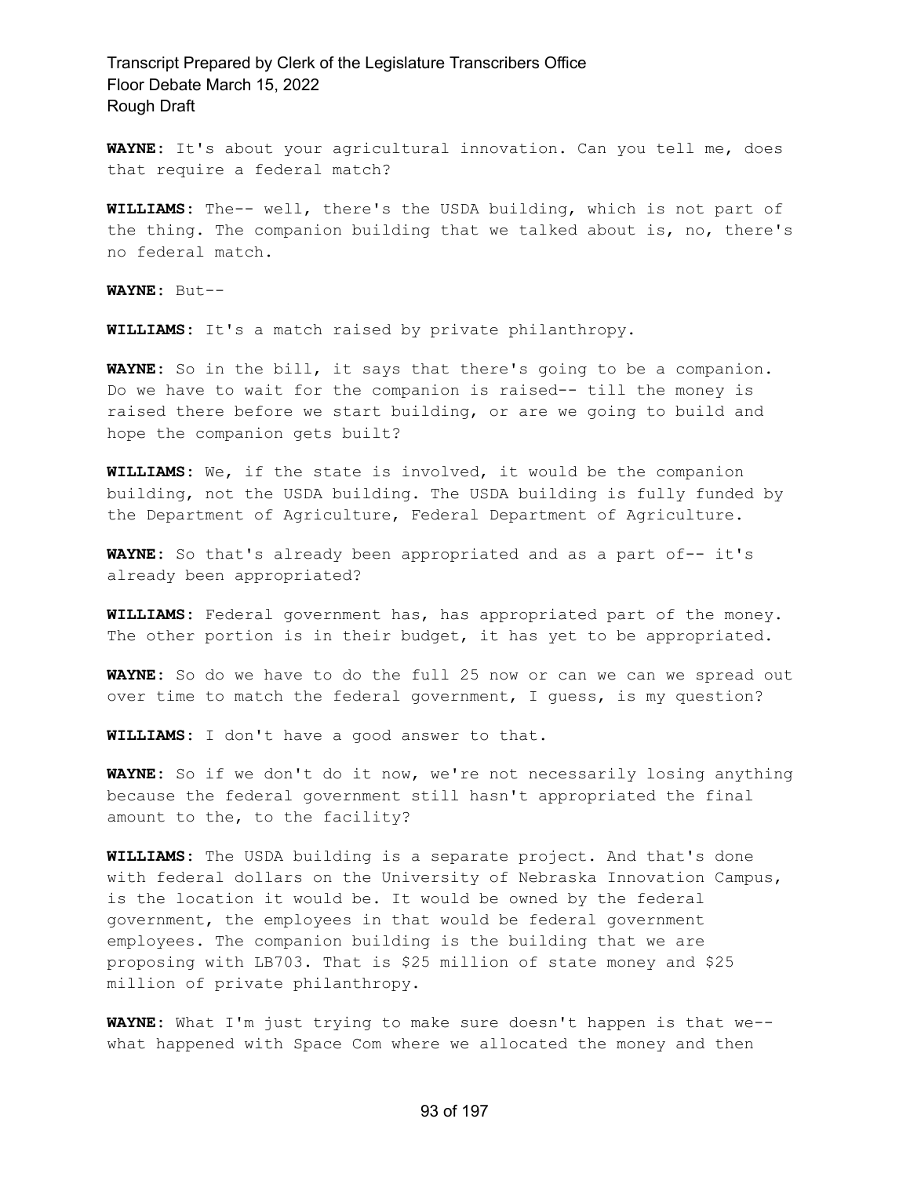**WAYNE:** It's about your agricultural innovation. Can you tell me, does that require a federal match?

**WILLIAMS:** The-- well, there's the USDA building, which is not part of the thing. The companion building that we talked about is, no, there's no federal match.

**WAYNE:** But--

**WILLIAMS:** It's a match raised by private philanthropy.

**WAYNE:** So in the bill, it says that there's going to be a companion. Do we have to wait for the companion is raised-- till the money is raised there before we start building, or are we going to build and hope the companion gets built?

**WILLIAMS:** We, if the state is involved, it would be the companion building, not the USDA building. The USDA building is fully funded by the Department of Agriculture, Federal Department of Agriculture.

**WAYNE:** So that's already been appropriated and as a part of-- it's already been appropriated?

**WILLIAMS:** Federal government has, has appropriated part of the money. The other portion is in their budget, it has yet to be appropriated.

**WAYNE:** So do we have to do the full 25 now or can we can we spread out over time to match the federal government, I guess, is my question?

**WILLIAMS:** I don't have a good answer to that.

**WAYNE:** So if we don't do it now, we're not necessarily losing anything because the federal government still hasn't appropriated the final amount to the, to the facility?

**WILLIAMS:** The USDA building is a separate project. And that's done with federal dollars on the University of Nebraska Innovation Campus, is the location it would be. It would be owned by the federal government, the employees in that would be federal government employees. The companion building is the building that we are proposing with LB703. That is $25 million of state money and $25 million of private philanthropy.

**WAYNE:** What I'm just trying to make sure doesn't happen is that we-- what happened with Space Com where we allocated the money and then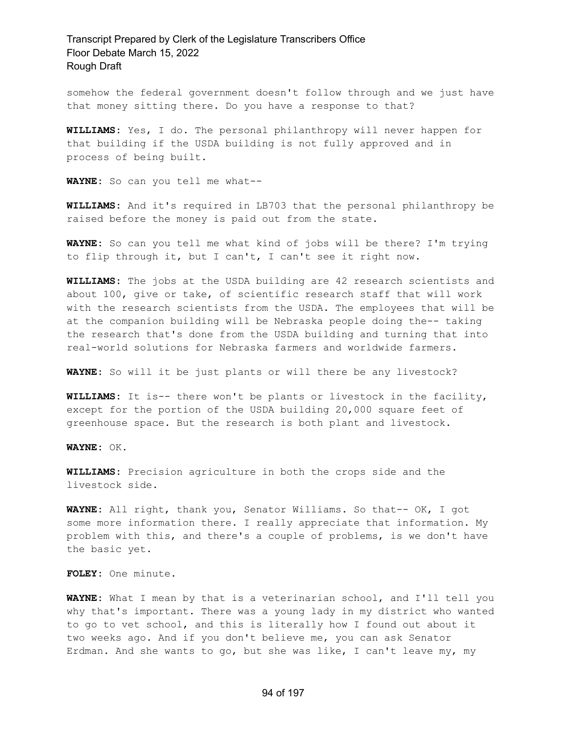somehow the federal government doesn't follow through and we just have that money sitting there. Do you have a response to that?

**WILLIAMS:** Yes, I do. The personal philanthropy will never happen for that building if the USDA building is not fully approved and in process of being built.

**WAYNE:** So can you tell me what--

**WILLIAMS:** And it's required in LB703 that the personal philanthropy be raised before the money is paid out from the state.

**WAYNE:** So can you tell me what kind of jobs will be there? I'm trying to flip through it, but I can't, I can't see it right now.

**WILLIAMS:** The jobs at the USDA building are 42 research scientists and about 100, give or take, of scientific research staff that will work with the research scientists from the USDA. The employees that will be at the companion building will be Nebraska people doing the-- taking the research that's done from the USDA building and turning that into real-world solutions for Nebraska farmers and worldwide farmers.

**WAYNE:** So will it be just plants or will there be any livestock?

**WILLIAMS:** It is-- there won't be plants or livestock in the facility, except for the portion of the USDA building 20,000 square feet of greenhouse space. But the research is both plant and livestock.

**WAYNE:** OK.

**WILLIAMS:** Precision agriculture in both the crops side and the livestock side.

**WAYNE:** All right, thank you, Senator Williams. So that-- OK, I got some more information there. I really appreciate that information. My problem with this, and there's a couple of problems, is we don't have the basic yet.

**FOLEY:** One minute.

**WAYNE:** What I mean by that is a veterinarian school, and I'll tell you why that's important. There was a young lady in my district who wanted to go to vet school, and this is literally how I found out about it two weeks ago. And if you don't believe me, you can ask Senator Erdman. And she wants to go, but she was like, I can't leave my, my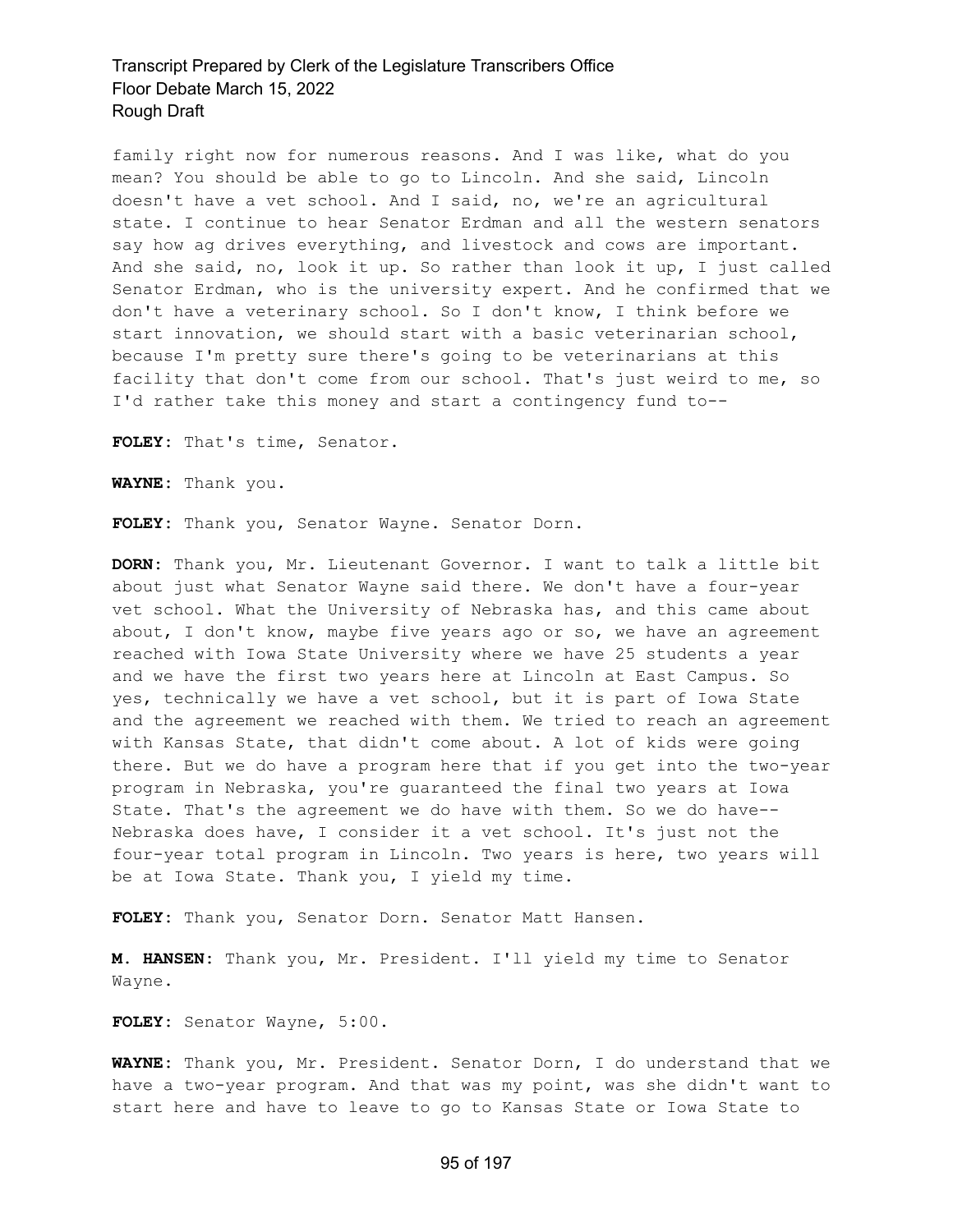family right now for numerous reasons. And I was like, what do you mean? You should be able to go to Lincoln. And she said, Lincoln doesn't have a vet school. And I said, no, we're an agricultural state. I continue to hear Senator Erdman and all the western senators say how ag drives everything, and livestock and cows are important. And she said, no, look it up. So rather than look it up, I just called Senator Erdman, who is the university expert. And he confirmed that we don't have a veterinary school. So I don't know, I think before we start innovation, we should start with a basic veterinarian school, because I'm pretty sure there's going to be veterinarians at this facility that don't come from our school. That's just weird to me, so I'd rather take this money and start a contingency fund to--

**FOLEY:** That's time, Senator.

**WAYNE:** Thank you.

**FOLEY:** Thank you, Senator Wayne. Senator Dorn.

**DORN:** Thank you, Mr. Lieutenant Governor. I want to talk a little bit about just what Senator Wayne said there. We don't have a four-year vet school. What the University of Nebraska has, and this came about about, I don't know, maybe five years ago or so, we have an agreement reached with Iowa State University where we have 25 students a year and we have the first two years here at Lincoln at East Campus. So yes, technically we have a vet school, but it is part of Iowa State and the agreement we reached with them. We tried to reach an agreement with Kansas State, that didn't come about. A lot of kids were going there. But we do have a program here that if you get into the two-year program in Nebraska, you're guaranteed the final two years at Iowa State. That's the agreement we do have with them. So we do have-- Nebraska does have, I consider it a vet school. It's just not the four-year total program in Lincoln. Two years is here, two years will be at Iowa State. Thank you, I yield my time.

**FOLEY:** Thank you, Senator Dorn. Senator Matt Hansen.

**M. HANSEN:** Thank you, Mr. President. I'll yield my time to Senator Wayne.

**FOLEY:** Senator Wayne, 5:00.

**WAYNE:** Thank you, Mr. President. Senator Dorn, I do understand that we have a two-year program. And that was my point, was she didn't want to start here and have to leave to go to Kansas State or Iowa State to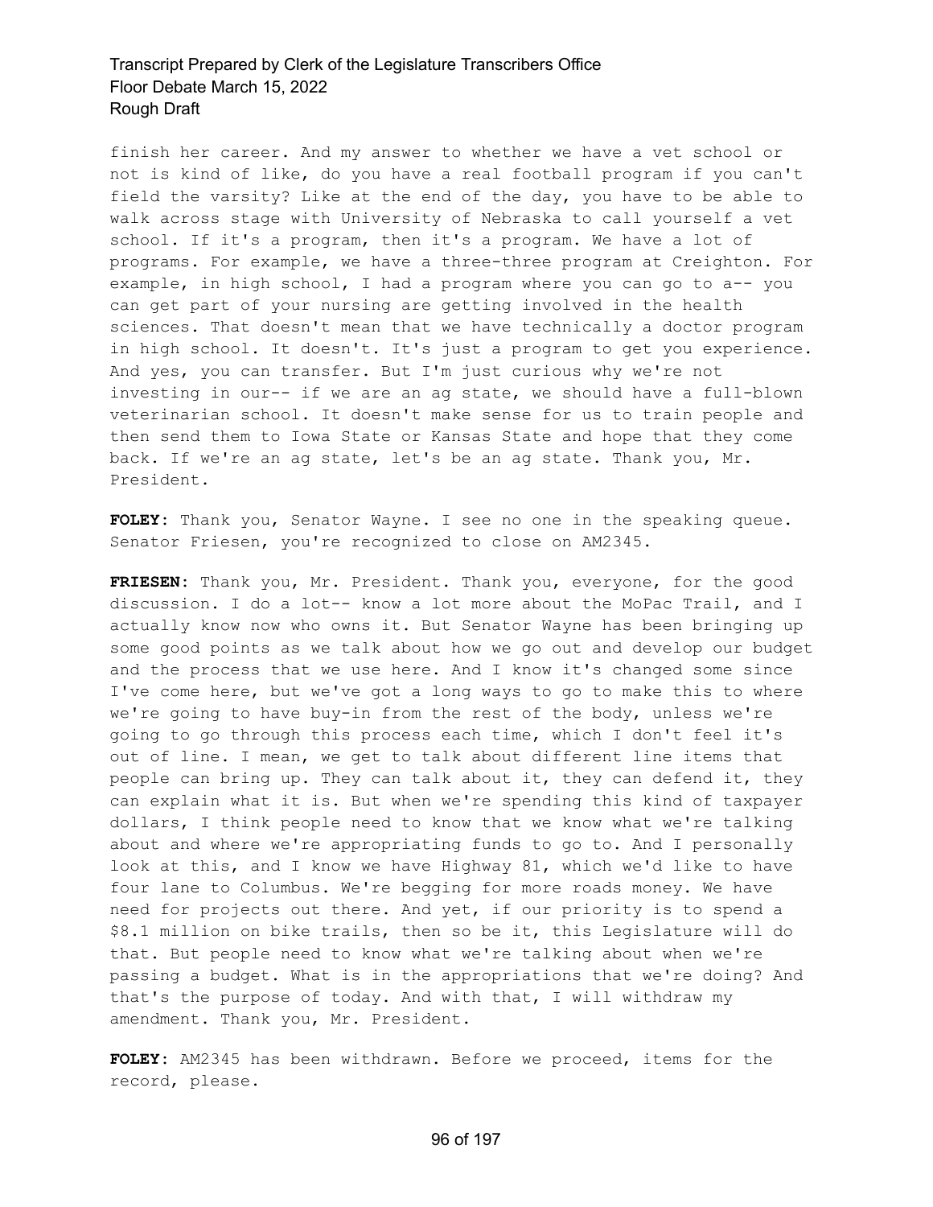finish her career. And my answer to whether we have a vet school or not is kind of like, do you have a real football program if you can't field the varsity? Like at the end of the day, you have to be able to walk across stage with University of Nebraska to call yourself a vet school. If it's a program, then it's a program. We have a lot of programs. For example, we have a three-three program at Creighton. For example, in high school, I had a program where you can go to a-- you can get part of your nursing are getting involved in the health sciences. That doesn't mean that we have technically a doctor program in high school. It doesn't. It's just a program to get you experience. And yes, you can transfer. But I'm just curious why we're not investing in our-- if we are an ag state, we should have a full-blown veterinarian school. It doesn't make sense for us to train people and then send them to Iowa State or Kansas State and hope that they come back. If we're an ag state, let's be an ag state. Thank you, Mr. President.

**FOLEY:** Thank you, Senator Wayne. I see no one in the speaking queue. Senator Friesen, you're recognized to close on AM2345.

**FRIESEN:** Thank you, Mr. President. Thank you, everyone, for the good discussion. I do a lot-- know a lot more about the MoPac Trail, and I actually know now who owns it. But Senator Wayne has been bringing up some good points as we talk about how we go out and develop our budget and the process that we use here. And I know it's changed some since I've come here, but we've got a long ways to go to make this to where we're going to have buy-in from the rest of the body, unless we're going to go through this process each time, which I don't feel it's out of line. I mean, we get to talk about different line items that people can bring up. They can talk about it, they can defend it, they can explain what it is. But when we're spending this kind of taxpayer dollars, I think people need to know that we know what we're talking about and where we're appropriating funds to go to. And I personally look at this, and I know we have Highway 81, which we'd like to have four lane to Columbus. We're begging for more roads money. We have need for projects out there. And yet, if our priority is to spend a $8.1 million on bike trails, then so be it, this Legislature will do that. But people need to know what we're talking about when we're passing a budget. What is in the appropriations that we're doing? And that's the purpose of today. And with that, I will withdraw my amendment. Thank you, Mr. President.

**FOLEY:** AM2345 has been withdrawn. Before we proceed, items for the record, please.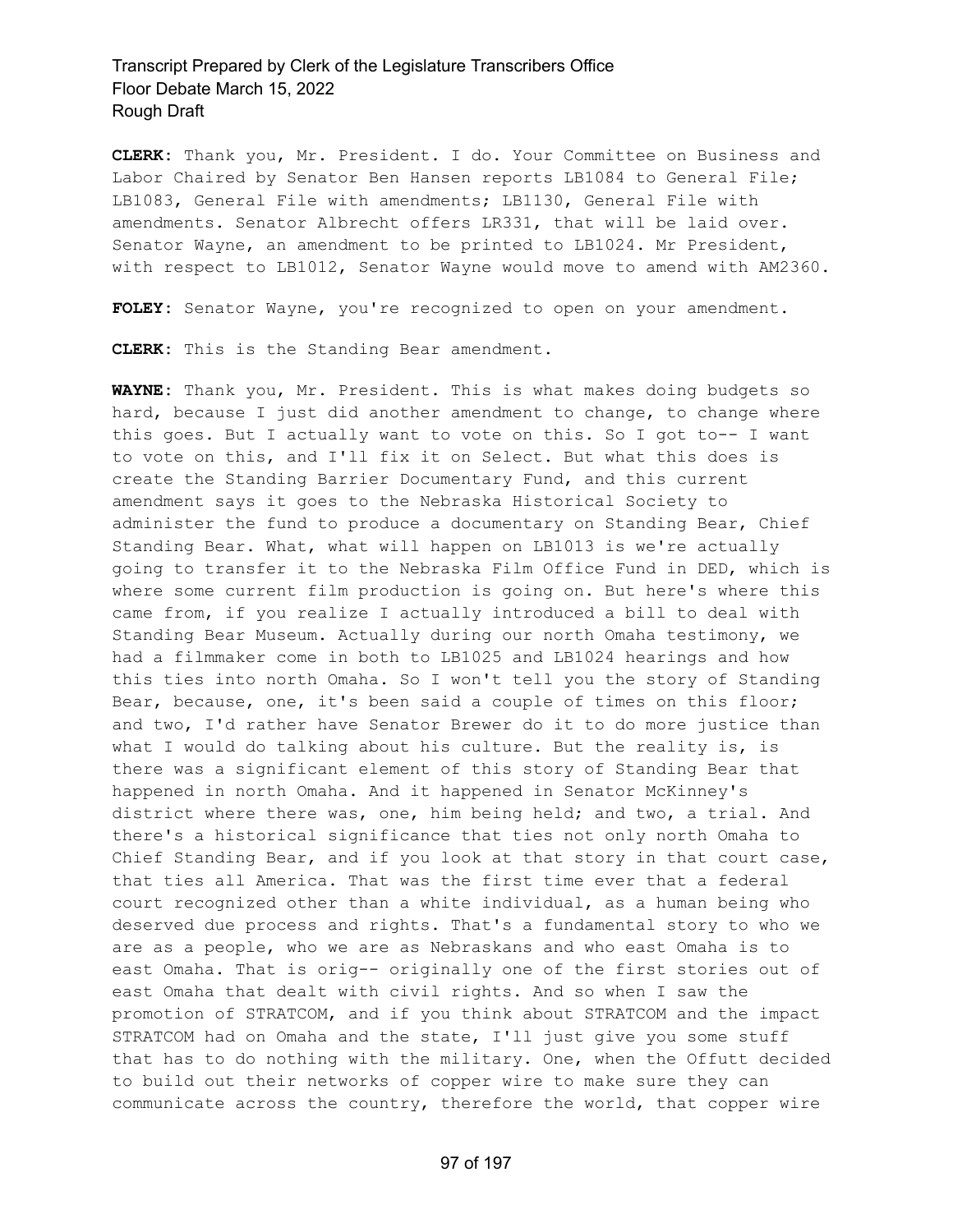**CLERK:** Thank you, Mr. President. I do. Your Committee on Business and Labor Chaired by Senator Ben Hansen reports LB1084 to General File; LB1083, General File with amendments; LB1130, General File with amendments. Senator Albrecht offers LR331, that will be laid over. Senator Wayne, an amendment to be printed to LB1024. Mr President, with respect to LB1012, Senator Wayne would move to amend with AM2360.

**FOLEY:** Senator Wayne, you're recognized to open on your amendment.

**CLERK:** This is the Standing Bear amendment.

**WAYNE:** Thank you, Mr. President. This is what makes doing budgets so hard, because I just did another amendment to change, to change where this goes. But I actually want to vote on this. So I got to-- I want to vote on this, and I'll fix it on Select. But what this does is create the Standing Barrier Documentary Fund, and this current amendment says it goes to the Nebraska Historical Society to administer the fund to produce a documentary on Standing Bear, Chief Standing Bear. What, what will happen on LB1013 is we're actually going to transfer it to the Nebraska Film Office Fund in DED, which is where some current film production is going on. But here's where this came from, if you realize I actually introduced a bill to deal with Standing Bear Museum. Actually during our north Omaha testimony, we had a filmmaker come in both to LB1025 and LB1024 hearings and how this ties into north Omaha. So I won't tell you the story of Standing Bear, because, one, it's been said a couple of times on this floor; and two, I'd rather have Senator Brewer do it to do more justice than what I would do talking about his culture. But the reality is, is there was a significant element of this story of Standing Bear that happened in north Omaha. And it happened in Senator McKinney's district where there was, one, him being held; and two, a trial. And there's a historical significance that ties not only north Omaha to Chief Standing Bear, and if you look at that story in that court case, that ties all America. That was the first time ever that a federal court recognized other than a white individual, as a human being who deserved due process and rights. That's a fundamental story to who we are as a people, who we are as Nebraskans and who east Omaha is to east Omaha. That is orig-- originally one of the first stories out of east Omaha that dealt with civil rights. And so when I saw the promotion of STRATCOM, and if you think about STRATCOM and the impact STRATCOM had on Omaha and the state, I'll just give you some stuff that has to do nothing with the military. One, when the Offutt decided to build out their networks of copper wire to make sure they can communicate across the country, therefore the world, that copper wire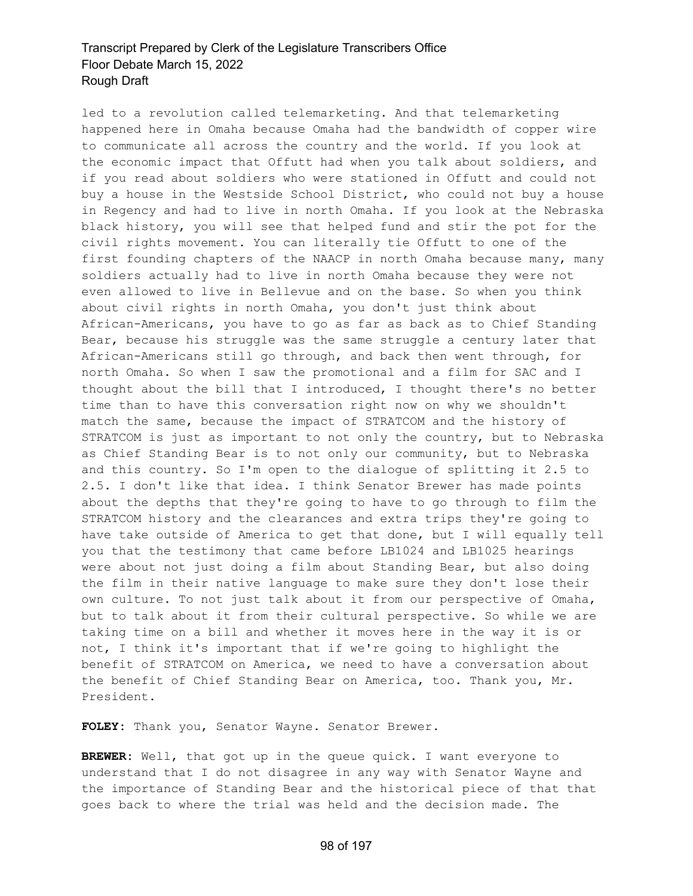led to a revolution called telemarketing. And that telemarketing happened here in Omaha because Omaha had the bandwidth of copper wire to communicate all across the country and the world. If you look at the economic impact that Offutt had when you talk about soldiers, and if you read about soldiers who were stationed in Offutt and could not buy a house in the Westside School District, who could not buy a house in Regency and had to live in north Omaha. If you look at the Nebraska black history, you will see that helped fund and stir the pot for the civil rights movement. You can literally tie Offutt to one of the first founding chapters of the NAACP in north Omaha because many, many soldiers actually had to live in north Omaha because they were not even allowed to live in Bellevue and on the base. So when you think about civil rights in north Omaha, you don't just think about African-Americans, you have to go as far as back as to Chief Standing Bear, because his struggle was the same struggle a century later that African-Americans still go through, and back then went through, for north Omaha. So when I saw the promotional and a film for SAC and I thought about the bill that I introduced, I thought there's no better time than to have this conversation right now on why we shouldn't match the same, because the impact of STRATCOM and the history of STRATCOM is just as important to not only the country, but to Nebraska as Chief Standing Bear is to not only our community, but to Nebraska and this country. So I'm open to the dialogue of splitting it 2.5 to 2.5. I don't like that idea. I think Senator Brewer has made points about the depths that they're going to have to go through to film the STRATCOM history and the clearances and extra trips they're going to have take outside of America to get that done, but I will equally tell you that the testimony that came before LB1024 and LB1025 hearings were about not just doing a film about Standing Bear, but also doing the film in their native language to make sure they don't lose their own culture. To not just talk about it from our perspective of Omaha, but to talk about it from their cultural perspective. So while we are taking time on a bill and whether it moves here in the way it is or not, I think it's important that if we're going to highlight the benefit of STRATCOM on America, we need to have a conversation about the benefit of Chief Standing Bear on America, too. Thank you, Mr. President.

**FOLEY:** Thank you, Senator Wayne. Senator Brewer.

**BREWER:** Well, that got up in the queue quick. I want everyone to understand that I do not disagree in any way with Senator Wayne and the importance of Standing Bear and the historical piece of that that goes back to where the trial was held and the decision made. The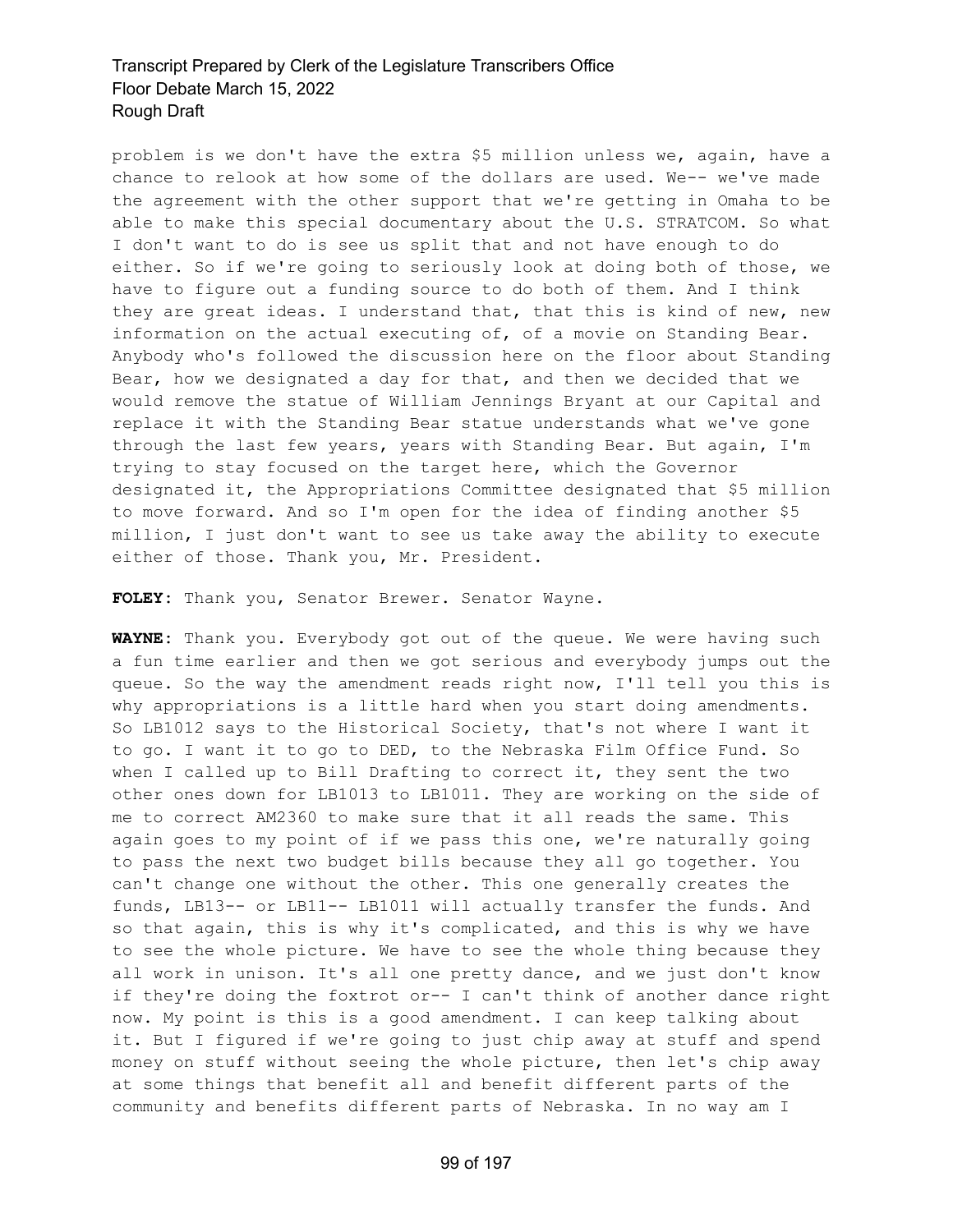problem is we don't have the extra $5 million unless we, again, have a chance to relook at how some of the dollars are used. We-- we've made the agreement with the other support that we're getting in Omaha to be able to make this special documentary about the U.S. STRATCOM. So what I don't want to do is see us split that and not have enough to do either. So if we're going to seriously look at doing both of those, we have to figure out a funding source to do both of them. And I think they are great ideas. I understand that, that this is kind of new, new information on the actual executing of, of a movie on Standing Bear. Anybody who's followed the discussion here on the floor about Standing Bear, how we designated a day for that, and then we decided that we would remove the statue of William Jennings Bryant at our Capital and replace it with the Standing Bear statue understands what we've gone through the last few years, years with Standing Bear. But again, I'm trying to stay focused on the target here, which the Governor designated it, the Appropriations Committee designated that $5 million to move forward. And so I'm open for the idea of finding another $5 million, I just don't want to see us take away the ability to execute either of those. Thank you, Mr. President.

**FOLEY:** Thank you, Senator Brewer. Senator Wayne.

**WAYNE:** Thank you. Everybody got out of the queue. We were having such a fun time earlier and then we got serious and everybody jumps out the queue. So the way the amendment reads right now, I'll tell you this is why appropriations is a little hard when you start doing amendments. So LB1012 says to the Historical Society, that's not where I want it to go. I want it to go to DED, to the Nebraska Film Office Fund. So when I called up to Bill Drafting to correct it, they sent the two other ones down for LB1013 to LB1011. They are working on the side of me to correct AM2360 to make sure that it all reads the same. This again goes to my point of if we pass this one, we're naturally going to pass the next two budget bills because they all go together. You can't change one without the other. This one generally creates the funds, LB13-- or LB11-- LB1011 will actually transfer the funds. And so that again, this is why it's complicated, and this is why we have to see the whole picture. We have to see the whole thing because they all work in unison. It's all one pretty dance, and we just don't know if they're doing the foxtrot or-- I can't think of another dance right now. My point is this is a good amendment. I can keep talking about it. But I figured if we're going to just chip away at stuff and spend money on stuff without seeing the whole picture, then let's chip away at some things that benefit all and benefit different parts of the community and benefits different parts of Nebraska. In no way am I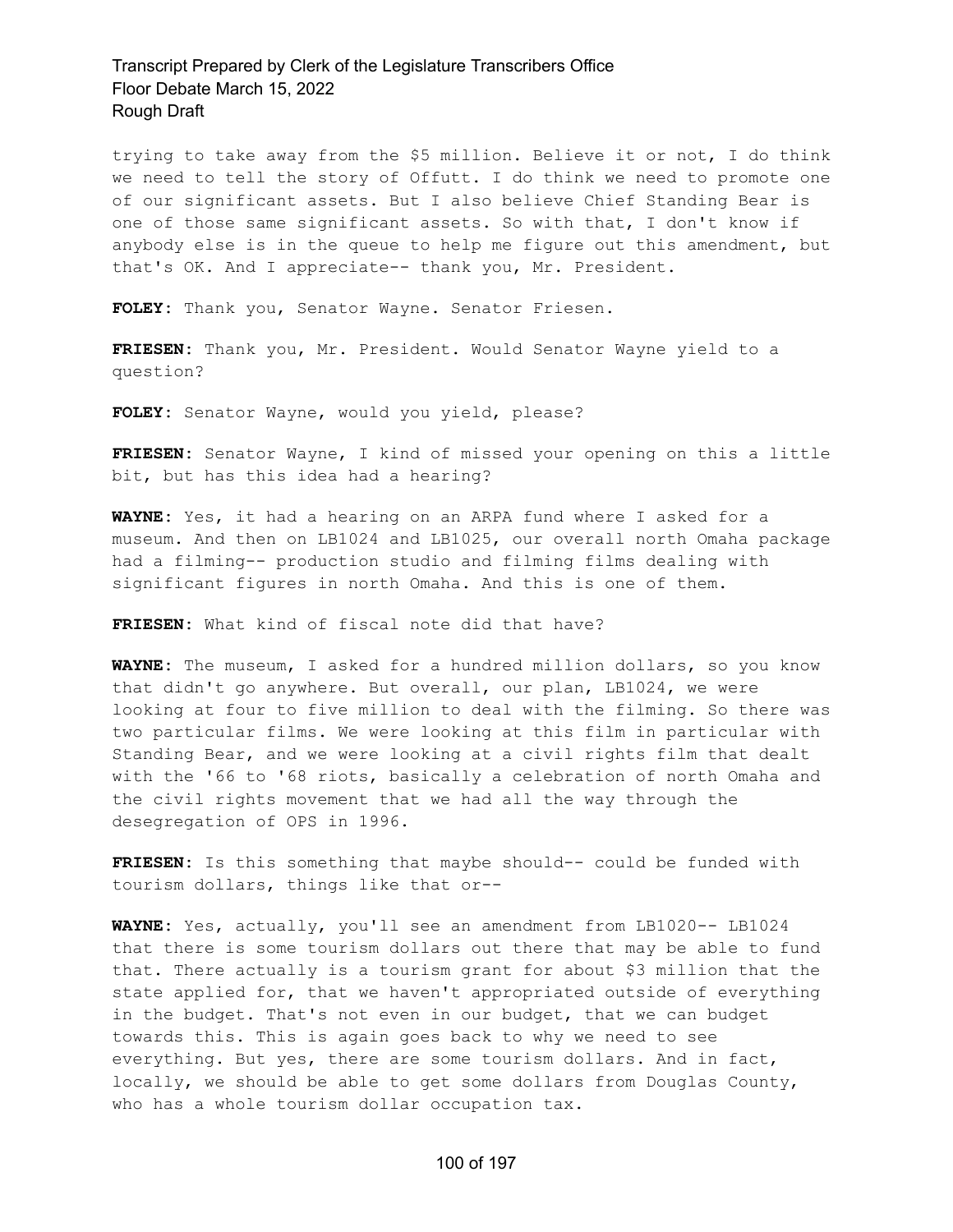trying to take away from the $5 million. Believe it or not, I do think we need to tell the story of Offutt. I do think we need to promote one of our significant assets. But I also believe Chief Standing Bear is one of those same significant assets. So with that, I don't know if anybody else is in the queue to help me figure out this amendment, but that's OK. And I appreciate-- thank you, Mr. President.

**FOLEY:** Thank you, Senator Wayne. Senator Friesen.

**FRIESEN:** Thank you, Mr. President. Would Senator Wayne yield to a question?

**FOLEY:** Senator Wayne, would you yield, please?

**FRIESEN:** Senator Wayne, I kind of missed your opening on this a little bit, but has this idea had a hearing?

**WAYNE:** Yes, it had a hearing on an ARPA fund where I asked for a museum. And then on LB1024 and LB1025, our overall north Omaha package had a filming-- production studio and filming films dealing with significant figures in north Omaha. And this is one of them.

**FRIESEN:** What kind of fiscal note did that have?

**WAYNE:** The museum, I asked for a hundred million dollars, so you know that didn't go anywhere. But overall, our plan, LB1024, we were looking at four to five million to deal with the filming. So there was two particular films. We were looking at this film in particular with Standing Bear, and we were looking at a civil rights film that dealt with the '66 to '68 riots, basically a celebration of north Omaha and the civil rights movement that we had all the way through the desegregation of OPS in 1996.

**FRIESEN:** Is this something that maybe should-- could be funded with tourism dollars, things like that or--

**WAYNE:** Yes, actually, you'll see an amendment from LB1020-- LB1024 that there is some tourism dollars out there that may be able to fund that. There actually is a tourism grant for about $3 million that the state applied for, that we haven't appropriated outside of everything in the budget. That's not even in our budget, that we can budget towards this. This is again goes back to why we need to see everything. But yes, there are some tourism dollars. And in fact, locally, we should be able to get some dollars from Douglas County, who has a whole tourism dollar occupation tax.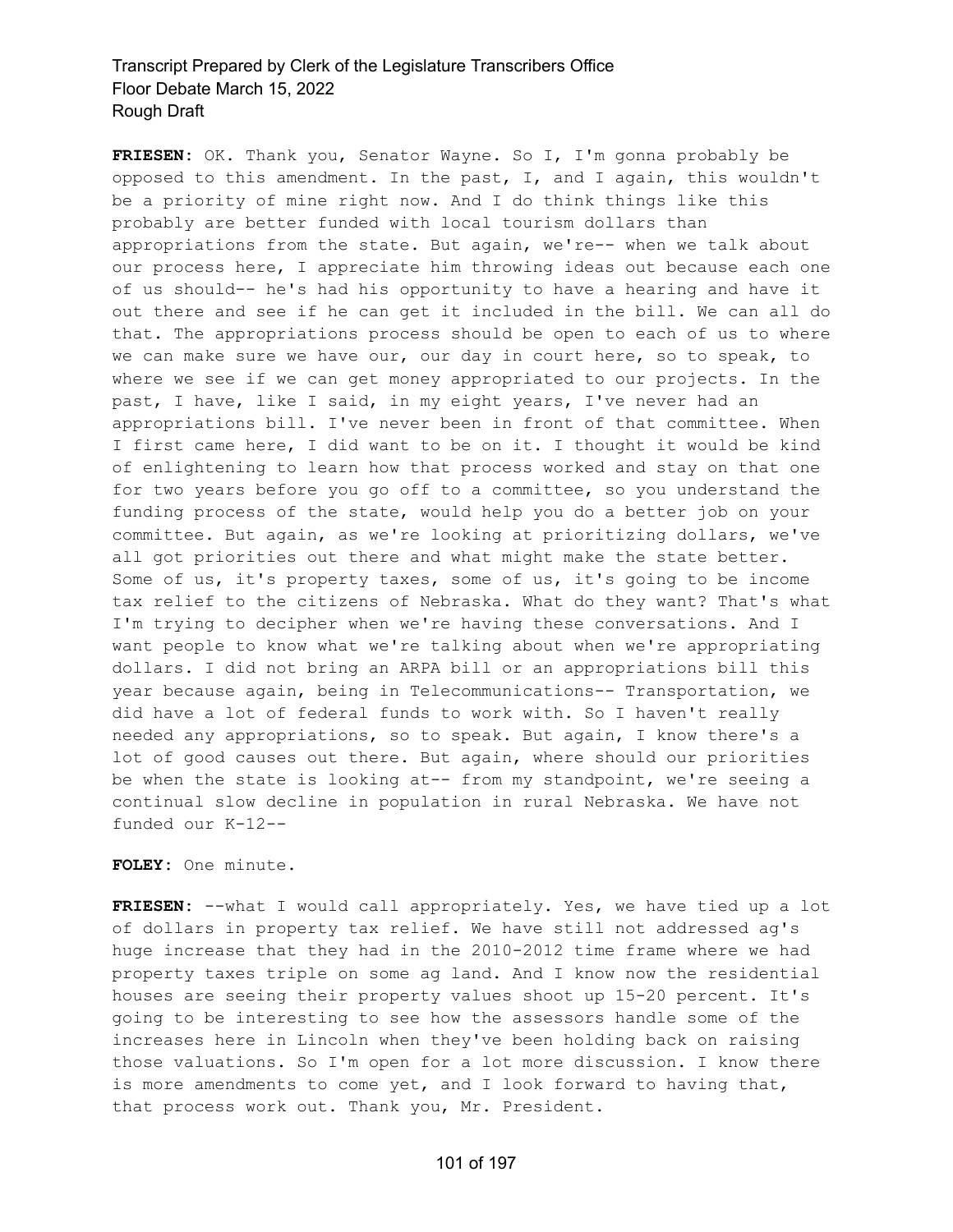**FRIESEN:** OK. Thank you, Senator Wayne. So I, I'm gonna probably be opposed to this amendment. In the past, I, and I again, this wouldn't be a priority of mine right now. And I do think things like this probably are better funded with local tourism dollars than appropriations from the state. But again, we're-- when we talk about our process here, I appreciate him throwing ideas out because each one of us should-- he's had his opportunity to have a hearing and have it out there and see if he can get it included in the bill. We can all do that. The appropriations process should be open to each of us to where we can make sure we have our, our day in court here, so to speak, to where we see if we can get money appropriated to our projects. In the past, I have, like I said, in my eight years, I've never had an appropriations bill. I've never been in front of that committee. When I first came here, I did want to be on it. I thought it would be kind of enlightening to learn how that process worked and stay on that one for two years before you go off to a committee, so you understand the funding process of the state, would help you do a better job on your committee. But again, as we're looking at prioritizing dollars, we've all got priorities out there and what might make the state better. Some of us, it's property taxes, some of us, it's going to be income tax relief to the citizens of Nebraska. What do they want? That's what I'm trying to decipher when we're having these conversations. And I want people to know what we're talking about when we're appropriating dollars. I did not bring an ARPA bill or an appropriations bill this year because again, being in Telecommunications-- Transportation, we did have a lot of federal funds to work with. So I haven't really needed any appropriations, so to speak. But again, I know there's a lot of good causes out there. But again, where should our priorities be when the state is looking at-- from my standpoint, we're seeing a continual slow decline in population in rural Nebraska. We have not funded our K-12--

**FOLEY:** One minute.

**FRIESEN:** --what I would call appropriately. Yes, we have tied up a lot of dollars in property tax relief. We have still not addressed ag's huge increase that they had in the 2010-2012 time frame where we had property taxes triple on some ag land. And I know now the residential houses are seeing their property values shoot up 15-20 percent. It's going to be interesting to see how the assessors handle some of the increases here in Lincoln when they've been holding back on raising those valuations. So I'm open for a lot more discussion. I know there is more amendments to come yet, and I look forward to having that, that process work out. Thank you, Mr. President.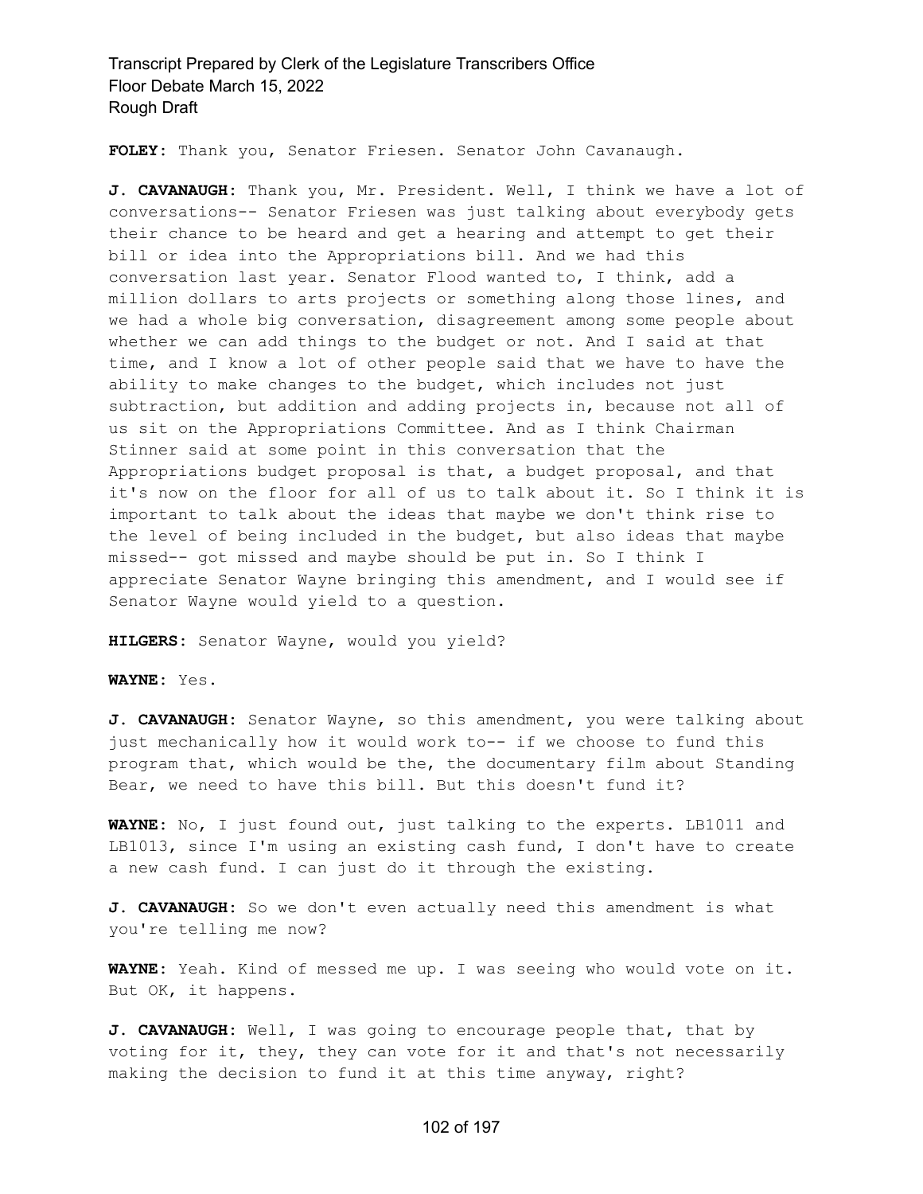**FOLEY:** Thank you, Senator Friesen. Senator John Cavanaugh.

**J. CAVANAUGH:** Thank you, Mr. President. Well, I think we have a lot of conversations-- Senator Friesen was just talking about everybody gets their chance to be heard and get a hearing and attempt to get their bill or idea into the Appropriations bill. And we had this conversation last year. Senator Flood wanted to, I think, add a million dollars to arts projects or something along those lines, and we had a whole big conversation, disagreement among some people about whether we can add things to the budget or not. And I said at that time, and I know a lot of other people said that we have to have the ability to make changes to the budget, which includes not just subtraction, but addition and adding projects in, because not all of us sit on the Appropriations Committee. And as I think Chairman Stinner said at some point in this conversation that the Appropriations budget proposal is that, a budget proposal, and that it's now on the floor for all of us to talk about it. So I think it is important to talk about the ideas that maybe we don't think rise to the level of being included in the budget, but also ideas that maybe missed-- got missed and maybe should be put in. So I think I appreciate Senator Wayne bringing this amendment, and I would see if Senator Wayne would yield to a question.

**HILGERS:** Senator Wayne, would you yield?

**WAYNE:** Yes.

**J. CAVANAUGH:** Senator Wayne, so this amendment, you were talking about just mechanically how it would work to-- if we choose to fund this program that, which would be the, the documentary film about Standing Bear, we need to have this bill. But this doesn't fund it?

**WAYNE:** No, I just found out, just talking to the experts. LB1011 and LB1013, since I'm using an existing cash fund, I don't have to create a new cash fund. I can just do it through the existing.

**J. CAVANAUGH:** So we don't even actually need this amendment is what you're telling me now?

**WAYNE:** Yeah. Kind of messed me up. I was seeing who would vote on it. But OK, it happens.

**J. CAVANAUGH:** Well, I was going to encourage people that, that by voting for it, they, they can vote for it and that's not necessarily making the decision to fund it at this time anyway, right?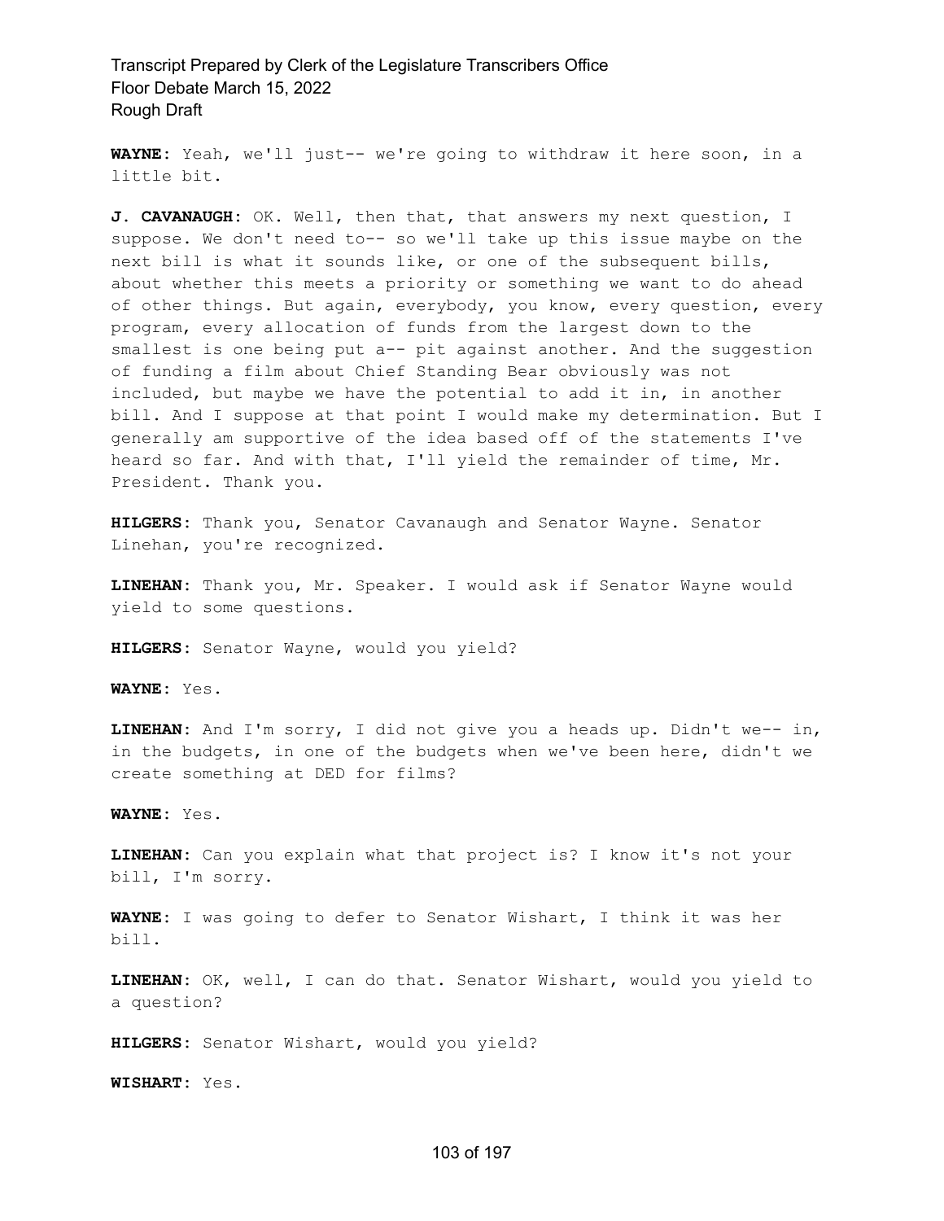**WAYNE:** Yeah, we'll just-- we're going to withdraw it here soon, in a little bit.

**J. CAVANAUGH:** OK. Well, then that, that answers my next question, I suppose. We don't need to-- so we'll take up this issue maybe on the next bill is what it sounds like, or one of the subsequent bills, about whether this meets a priority or something we want to do ahead of other things. But again, everybody, you know, every question, every program, every allocation of funds from the largest down to the smallest is one being put a-- pit against another. And the suggestion of funding a film about Chief Standing Bear obviously was not included, but maybe we have the potential to add it in, in another bill. And I suppose at that point I would make my determination. But I generally am supportive of the idea based off of the statements I've heard so far. And with that, I'll yield the remainder of time, Mr. President. Thank you.

**HILGERS:** Thank you, Senator Cavanaugh and Senator Wayne. Senator Linehan, you're recognized.

**LINEHAN:** Thank you, Mr. Speaker. I would ask if Senator Wayne would yield to some questions.

**HILGERS:** Senator Wayne, would you yield?

**WAYNE:** Yes.

**LINEHAN:** And I'm sorry, I did not give you a heads up. Didn't we-- in, in the budgets, in one of the budgets when we've been here, didn't we create something at DED for films?

**WAYNE:** Yes.

**LINEHAN:** Can you explain what that project is? I know it's not your bill, I'm sorry.

**WAYNE:** I was going to defer to Senator Wishart, I think it was her bill.

**LINEHAN:** OK, well, I can do that. Senator Wishart, would you yield to a question?

**HILGERS:** Senator Wishart, would you yield?

**WISHART:** Yes.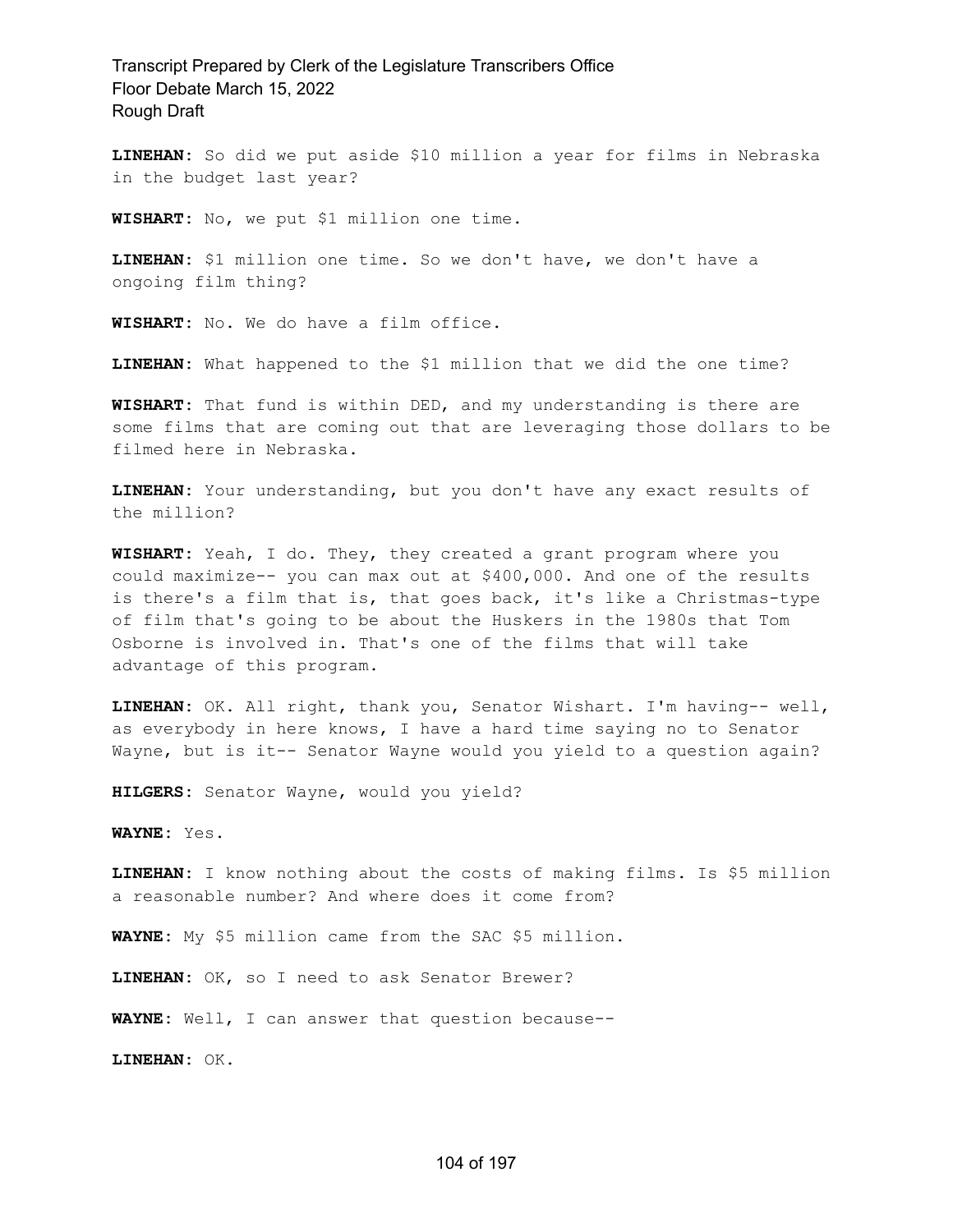**LINEHAN:** So did we put aside $10 million a year for films in Nebraska in the budget last year?

**WISHART:** No, we put $1 million one time.

**LINEHAN:** $1 million one time. So we don't have, we don't have a ongoing film thing?

**WISHART:** No. We do have a film office.

**LINEHAN:** What happened to the $1 million that we did the one time?

**WISHART:** That fund is within DED, and my understanding is there are some films that are coming out that are leveraging those dollars to be filmed here in Nebraska.

**LINEHAN:** Your understanding, but you don't have any exact results of the million?

**WISHART:** Yeah, I do. They, they created a grant program where you could maximize-- you can max out at $400,000. And one of the results is there's a film that is, that goes back, it's like a Christmas-type of film that's going to be about the Huskers in the 1980s that Tom Osborne is involved in. That's one of the films that will take advantage of this program.

**LINEHAN:** OK. All right, thank you, Senator Wishart. I'm having-- well, as everybody in here knows, I have a hard time saying no to Senator Wayne, but is it-- Senator Wayne would you yield to a question again?

**HILGERS:** Senator Wayne, would you yield?

**WAYNE:** Yes.

**LINEHAN:** I know nothing about the costs of making films. Is $5 million a reasonable number? And where does it come from?

**WAYNE:** My $5 million came from the SAC $5 million.

**LINEHAN:** OK, so I need to ask Senator Brewer?

**WAYNE:** Well, I can answer that question because--

**LINEHAN:** OK.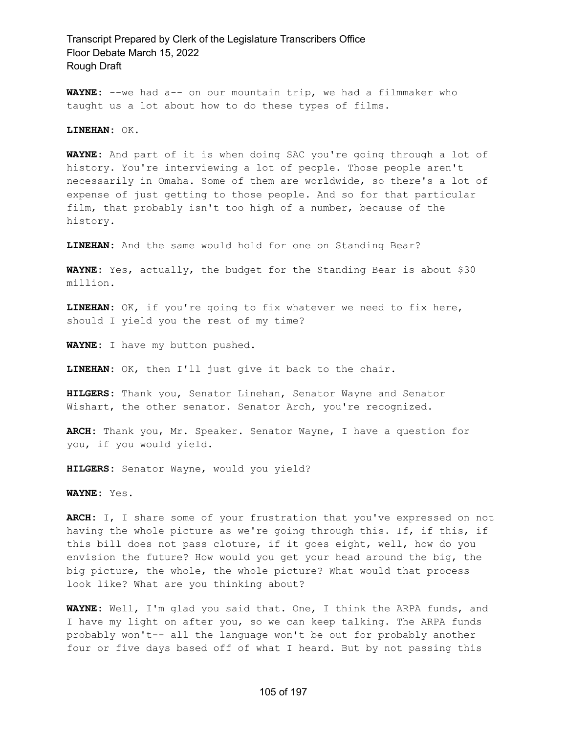**WAYNE:** --we had a-- on our mountain trip, we had a filmmaker who taught us a lot about how to do these types of films.

**LINEHAN:** OK.

**WAYNE:** And part of it is when doing SAC you're going through a lot of history. You're interviewing a lot of people. Those people aren't necessarily in Omaha. Some of them are worldwide, so there's a lot of expense of just getting to those people. And so for that particular film, that probably isn't too high of a number, because of the history.

**LINEHAN:** And the same would hold for one on Standing Bear?

**WAYNE:** Yes, actually, the budget for the Standing Bear is about $30 million.

**LINEHAN:** OK, if you're going to fix whatever we need to fix here, should I yield you the rest of my time?

**WAYNE:** I have my button pushed.

**LINEHAN:** OK, then I'll just give it back to the chair.

**HILGERS:** Thank you, Senator Linehan, Senator Wayne and Senator Wishart, the other senator. Senator Arch, you're recognized.

**ARCH:** Thank you, Mr. Speaker. Senator Wayne, I have a question for you, if you would yield.

**HILGERS:** Senator Wayne, would you yield?

**WAYNE:** Yes.

**ARCH:** I, I share some of your frustration that you've expressed on not having the whole picture as we're going through this. If, if this, if this bill does not pass cloture, if it goes eight, well, how do you envision the future? How would you get your head around the big, the big picture, the whole, the whole picture? What would that process look like? What are you thinking about?

**WAYNE:** Well, I'm glad you said that. One, I think the ARPA funds, and I have my light on after you, so we can keep talking. The ARPA funds probably won't-- all the language won't be out for probably another four or five days based off of what I heard. But by not passing this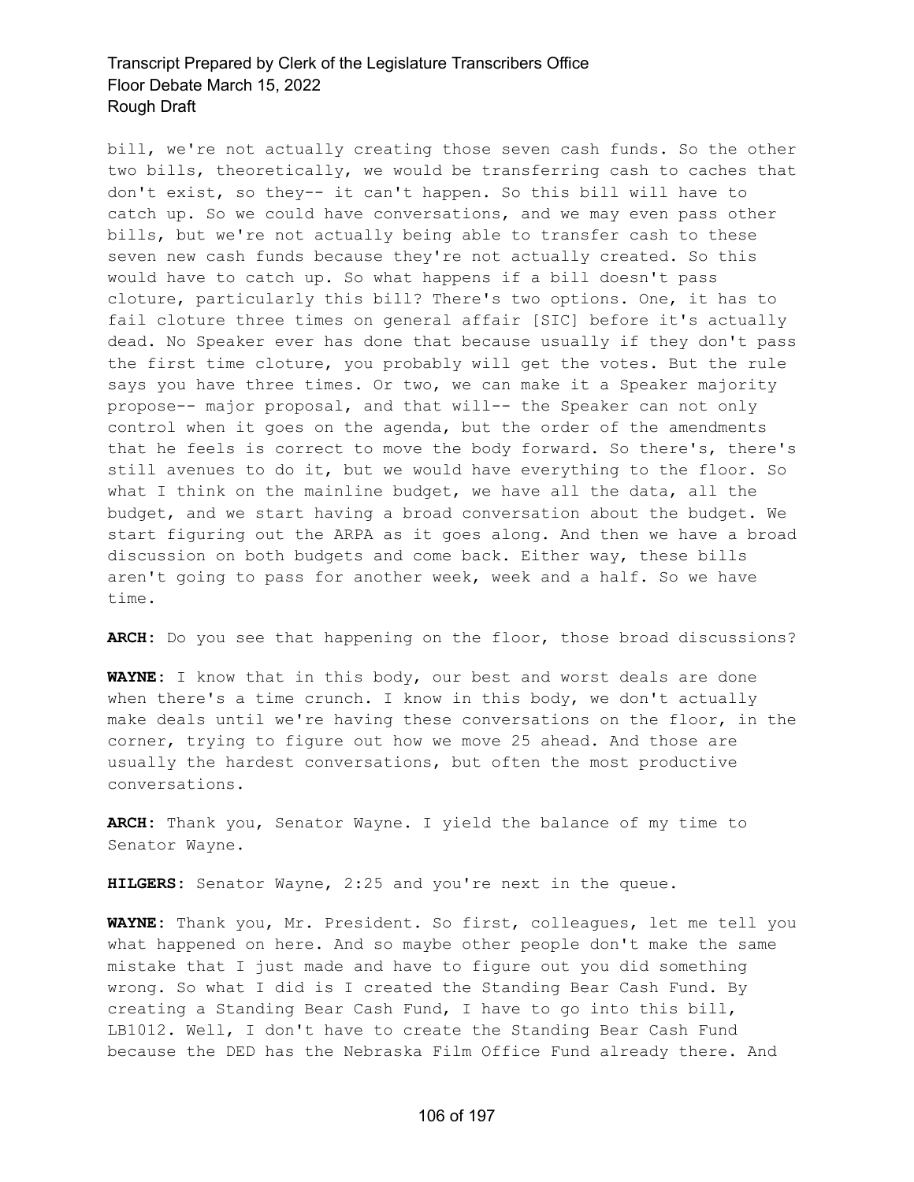bill, we're not actually creating those seven cash funds. So the other two bills, theoretically, we would be transferring cash to caches that don't exist, so they-- it can't happen. So this bill will have to catch up. So we could have conversations, and we may even pass other bills, but we're not actually being able to transfer cash to these seven new cash funds because they're not actually created. So this would have to catch up. So what happens if a bill doesn't pass cloture, particularly this bill? There's two options. One, it has to fail cloture three times on general affair [SIC] before it's actually dead. No Speaker ever has done that because usually if they don't pass the first time cloture, you probably will get the votes. But the rule says you have three times. Or two, we can make it a Speaker majority propose-- major proposal, and that will-- the Speaker can not only control when it goes on the agenda, but the order of the amendments that he feels is correct to move the body forward. So there's, there's still avenues to do it, but we would have everything to the floor. So what I think on the mainline budget, we have all the data, all the budget, and we start having a broad conversation about the budget. We start figuring out the ARPA as it goes along. And then we have a broad discussion on both budgets and come back. Either way, these bills aren't going to pass for another week, week and a half. So we have time.

**ARCH:** Do you see that happening on the floor, those broad discussions?

**WAYNE:** I know that in this body, our best and worst deals are done when there's a time crunch. I know in this body, we don't actually make deals until we're having these conversations on the floor, in the corner, trying to figure out how we move 25 ahead. And those are usually the hardest conversations, but often the most productive conversations.

**ARCH:** Thank you, Senator Wayne. I yield the balance of my time to Senator Wayne.

**HILGERS:** Senator Wayne, 2:25 and you're next in the queue.

**WAYNE:** Thank you, Mr. President. So first, colleagues, let me tell you what happened on here. And so maybe other people don't make the same mistake that I just made and have to figure out you did something wrong. So what I did is I created the Standing Bear Cash Fund. By creating a Standing Bear Cash Fund, I have to go into this bill, LB1012. Well, I don't have to create the Standing Bear Cash Fund because the DED has the Nebraska Film Office Fund already there. And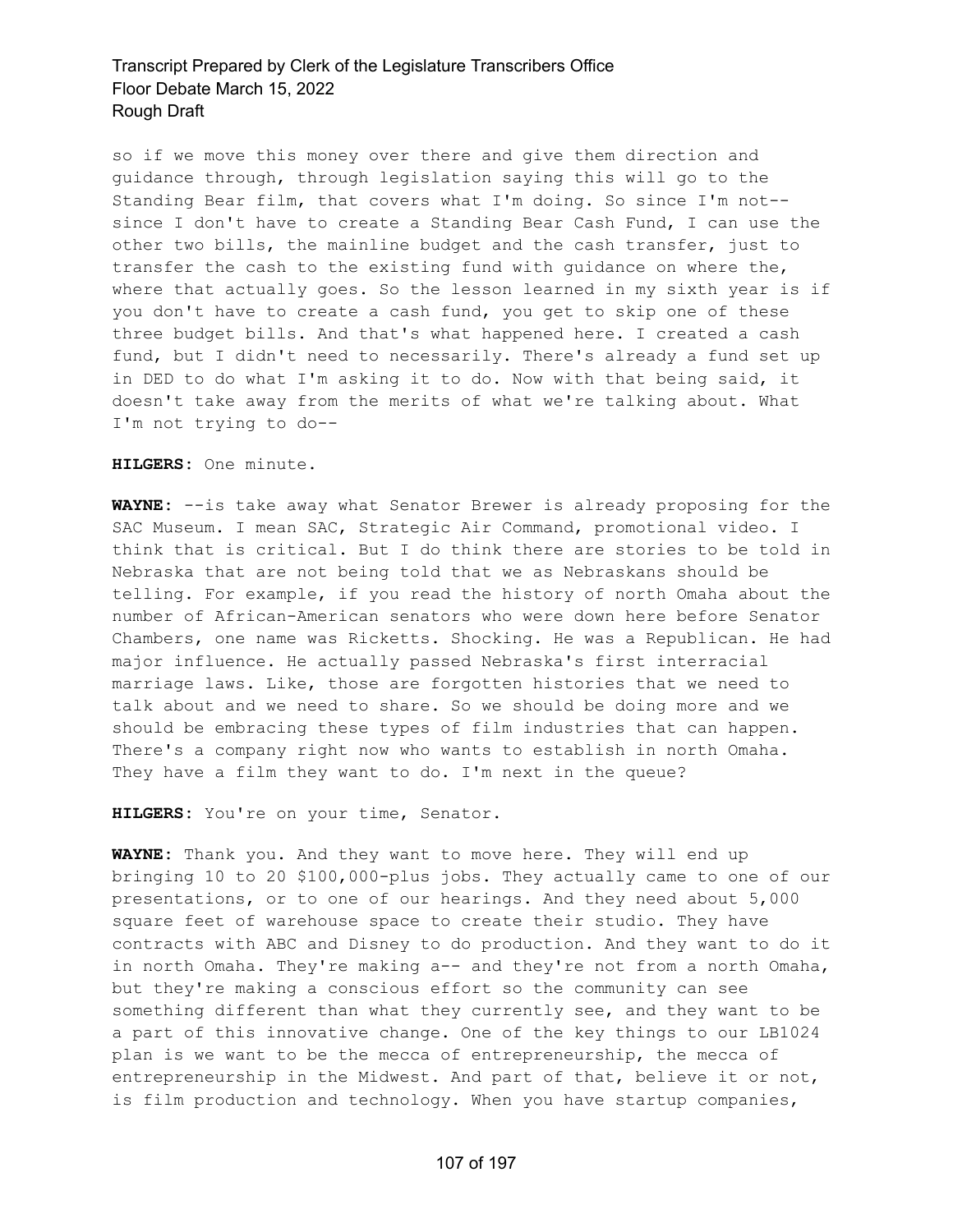so if we move this money over there and give them direction and guidance through, through legislation saying this will go to the Standing Bear film, that covers what I'm doing. So since I'm not-- since I don't have to create a Standing Bear Cash Fund, I can use the other two bills, the mainline budget and the cash transfer, just to transfer the cash to the existing fund with guidance on where the, where that actually goes. So the lesson learned in my sixth year is if you don't have to create a cash fund, you get to skip one of these three budget bills. And that's what happened here. I created a cash fund, but I didn't need to necessarily. There's already a fund set up in DED to do what I'm asking it to do. Now with that being said, it doesn't take away from the merits of what we're talking about. What I'm not trying to do--

**HILGERS:** One minute.

**WAYNE:** --is take away what Senator Brewer is already proposing for the SAC Museum. I mean SAC, Strategic Air Command, promotional video. I think that is critical. But I do think there are stories to be told in Nebraska that are not being told that we as Nebraskans should be telling. For example, if you read the history of north Omaha about the number of African-American senators who were down here before Senator Chambers, one name was Ricketts. Shocking. He was a Republican. He had major influence. He actually passed Nebraska's first interracial marriage laws. Like, those are forgotten histories that we need to talk about and we need to share. So we should be doing more and we should be embracing these types of film industries that can happen. There's a company right now who wants to establish in north Omaha. They have a film they want to do. I'm next in the queue?

**HILGERS:** You're on your time, Senator.

**WAYNE:** Thank you. And they want to move here. They will end up bringing 10 to 20 $100,000-plus jobs. They actually came to one of our presentations, or to one of our hearings. And they need about 5,000 square feet of warehouse space to create their studio. They have contracts with ABC and Disney to do production. And they want to do it in north Omaha. They're making a-- and they're not from a north Omaha, but they're making a conscious effort so the community can see something different than what they currently see, and they want to be a part of this innovative change. One of the key things to our LB1024 plan is we want to be the mecca of entrepreneurship, the mecca of entrepreneurship in the Midwest. And part of that, believe it or not, is film production and technology. When you have startup companies,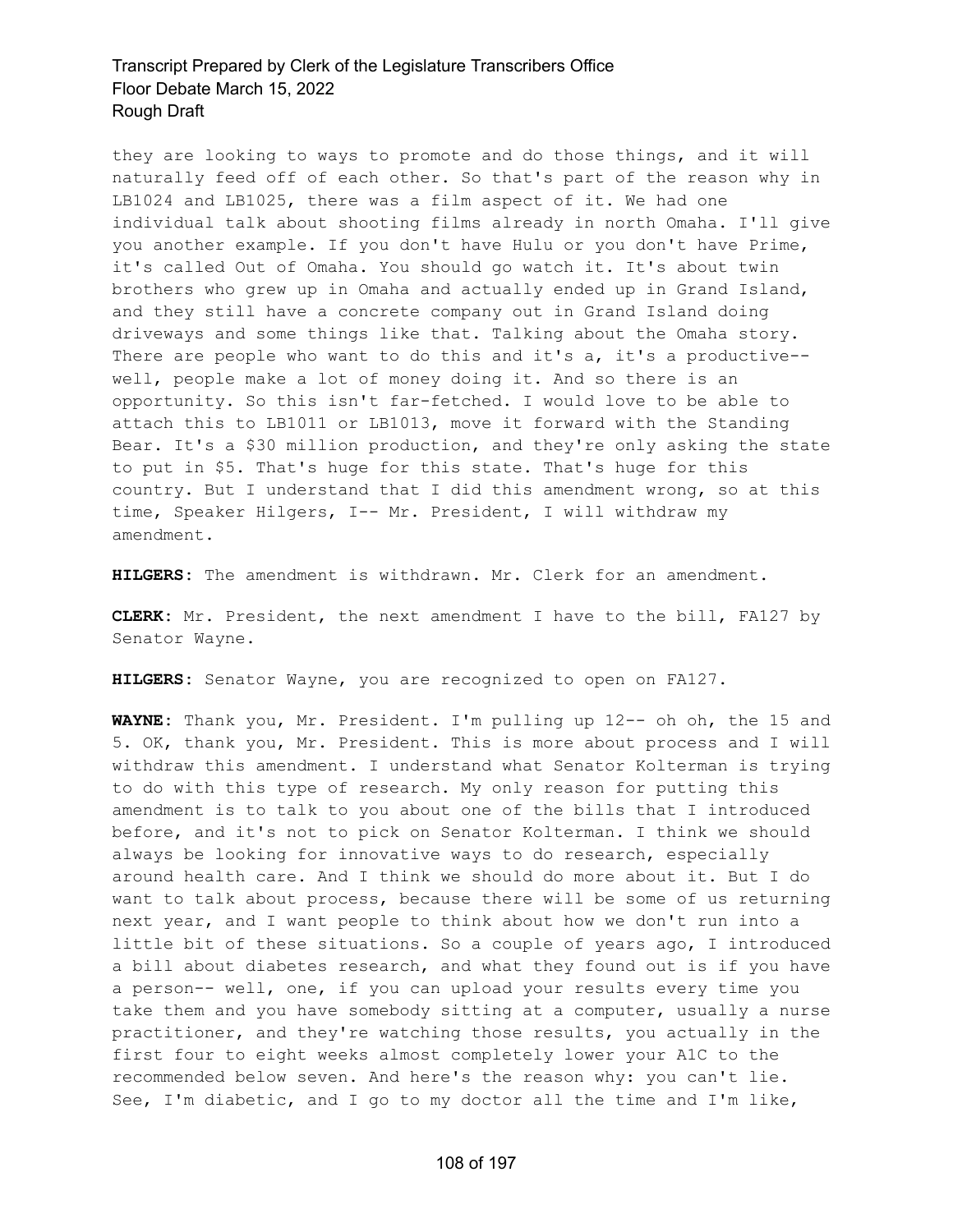they are looking to ways to promote and do those things, and it will naturally feed off of each other. So that's part of the reason why in LB1024 and LB1025, there was a film aspect of it. We had one individual talk about shooting films already in north Omaha. I'll give you another example. If you don't have Hulu or you don't have Prime, it's called Out of Omaha. You should go watch it. It's about twin brothers who grew up in Omaha and actually ended up in Grand Island, and they still have a concrete company out in Grand Island doing driveways and some things like that. Talking about the Omaha story. There are people who want to do this and it's a, it's a productive-- well, people make a lot of money doing it. And so there is an opportunity. So this isn't far-fetched. I would love to be able to attach this to LB1011 or LB1013, move it forward with the Standing Bear. It's a $30 million production, and they're only asking the state to put in $5. That's huge for this state. That's huge for this country. But I understand that I did this amendment wrong, so at this time, Speaker Hilgers, I-- Mr. President, I will withdraw my amendment.

**HILGERS:** The amendment is withdrawn. Mr. Clerk for an amendment.

**CLERK:** Mr. President, the next amendment I have to the bill, FA127 by Senator Wayne.

**HILGERS:** Senator Wayne, you are recognized to open on FA127.

**WAYNE:** Thank you, Mr. President. I'm pulling up 12-- oh oh, the 15 and 5. OK, thank you, Mr. President. This is more about process and I will withdraw this amendment. I understand what Senator Kolterman is trying to do with this type of research. My only reason for putting this amendment is to talk to you about one of the bills that I introduced before, and it's not to pick on Senator Kolterman. I think we should always be looking for innovative ways to do research, especially around health care. And I think we should do more about it. But I do want to talk about process, because there will be some of us returning next year, and I want people to think about how we don't run into a little bit of these situations. So a couple of years ago, I introduced a bill about diabetes research, and what they found out is if you have a person-- well, one, if you can upload your results every time you take them and you have somebody sitting at a computer, usually a nurse practitioner, and they're watching those results, you actually in the first four to eight weeks almost completely lower your A1C to the recommended below seven. And here's the reason why: you can't lie. See, I'm diabetic, and I go to my doctor all the time and I'm like,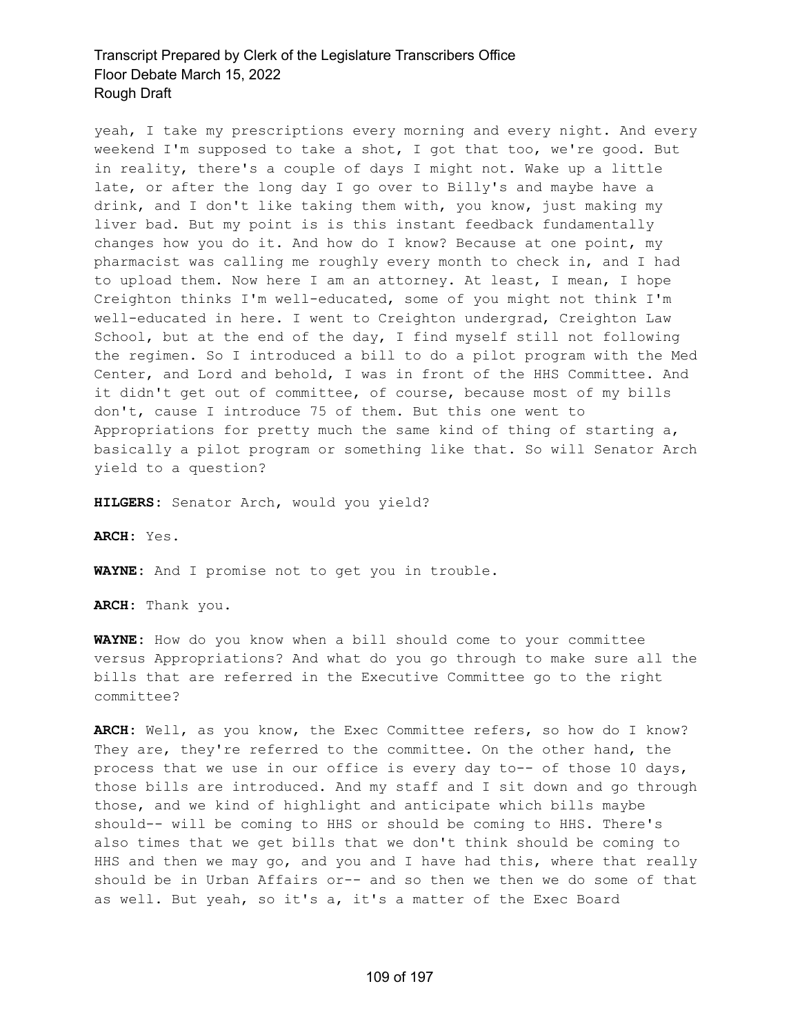yeah, I take my prescriptions every morning and every night. And every weekend I'm supposed to take a shot, I got that too, we're good. But in reality, there's a couple of days I might not. Wake up a little late, or after the long day I go over to Billy's and maybe have a drink, and I don't like taking them with, you know, just making my liver bad. But my point is is this instant feedback fundamentally changes how you do it. And how do I know? Because at one point, my pharmacist was calling me roughly every month to check in, and I had to upload them. Now here I am an attorney. At least, I mean, I hope Creighton thinks I'm well-educated, some of you might not think I'm well-educated in here. I went to Creighton undergrad, Creighton Law School, but at the end of the day, I find myself still not following the regimen. So I introduced a bill to do a pilot program with the Med Center, and Lord and behold, I was in front of the HHS Committee. And it didn't get out of committee, of course, because most of my bills don't, cause I introduce 75 of them. But this one went to Appropriations for pretty much the same kind of thing of starting a, basically a pilot program or something like that. So will Senator Arch yield to a question?

**HILGERS:** Senator Arch, would you yield?

**ARCH:** Yes.

**WAYNE:** And I promise not to get you in trouble.

**ARCH:** Thank you.

**WAYNE:** How do you know when a bill should come to your committee versus Appropriations? And what do you go through to make sure all the bills that are referred in the Executive Committee go to the right committee?

**ARCH:** Well, as you know, the Exec Committee refers, so how do I know? They are, they're referred to the committee. On the other hand, the process that we use in our office is every day to-- of those 10 days, those bills are introduced. And my staff and I sit down and go through those, and we kind of highlight and anticipate which bills maybe should-- will be coming to HHS or should be coming to HHS. There's also times that we get bills that we don't think should be coming to HHS and then we may go, and you and I have had this, where that really should be in Urban Affairs or-- and so then we then we do some of that as well. But yeah, so it's a, it's a matter of the Exec Board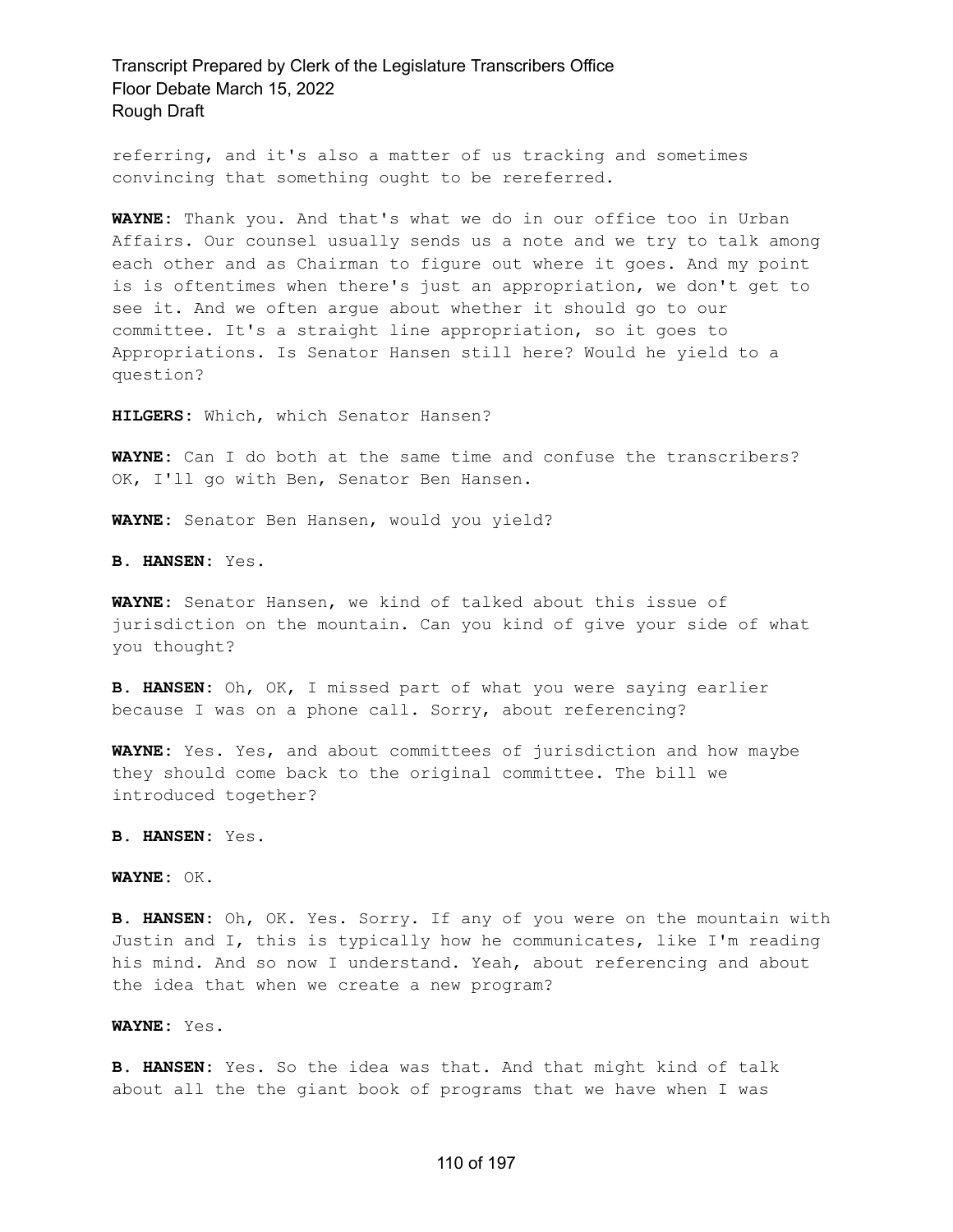referring, and it's also a matter of us tracking and sometimes convincing that something ought to be rereferred.

**WAYNE:** Thank you. And that's what we do in our office too in Urban Affairs. Our counsel usually sends us a note and we try to talk among each other and as Chairman to figure out where it goes. And my point is is oftentimes when there's just an appropriation, we don't get to see it. And we often argue about whether it should go to our committee. It's a straight line appropriation, so it goes to Appropriations. Is Senator Hansen still here? Would he yield to a question?

**HILGERS:** Which, which Senator Hansen?

**WAYNE:** Can I do both at the same time and confuse the transcribers? OK, I'll go with Ben, Senator Ben Hansen.

**WAYNE:** Senator Ben Hansen, would you yield?

**B. HANSEN:** Yes.

**WAYNE:** Senator Hansen, we kind of talked about this issue of jurisdiction on the mountain. Can you kind of give your side of what you thought?

**B. HANSEN:** Oh, OK, I missed part of what you were saying earlier because I was on a phone call. Sorry, about referencing?

**WAYNE:** Yes. Yes, and about committees of jurisdiction and how maybe they should come back to the original committee. The bill we introduced together?

**B. HANSEN:** Yes.

**WAYNE:** OK.

**B. HANSEN:** Oh, OK. Yes. Sorry. If any of you were on the mountain with Justin and I, this is typically how he communicates, like I'm reading his mind. And so now I understand. Yeah, about referencing and about the idea that when we create a new program?

**WAYNE:** Yes.

**B. HANSEN:** Yes. So the idea was that. And that might kind of talk about all the the giant book of programs that we have when I was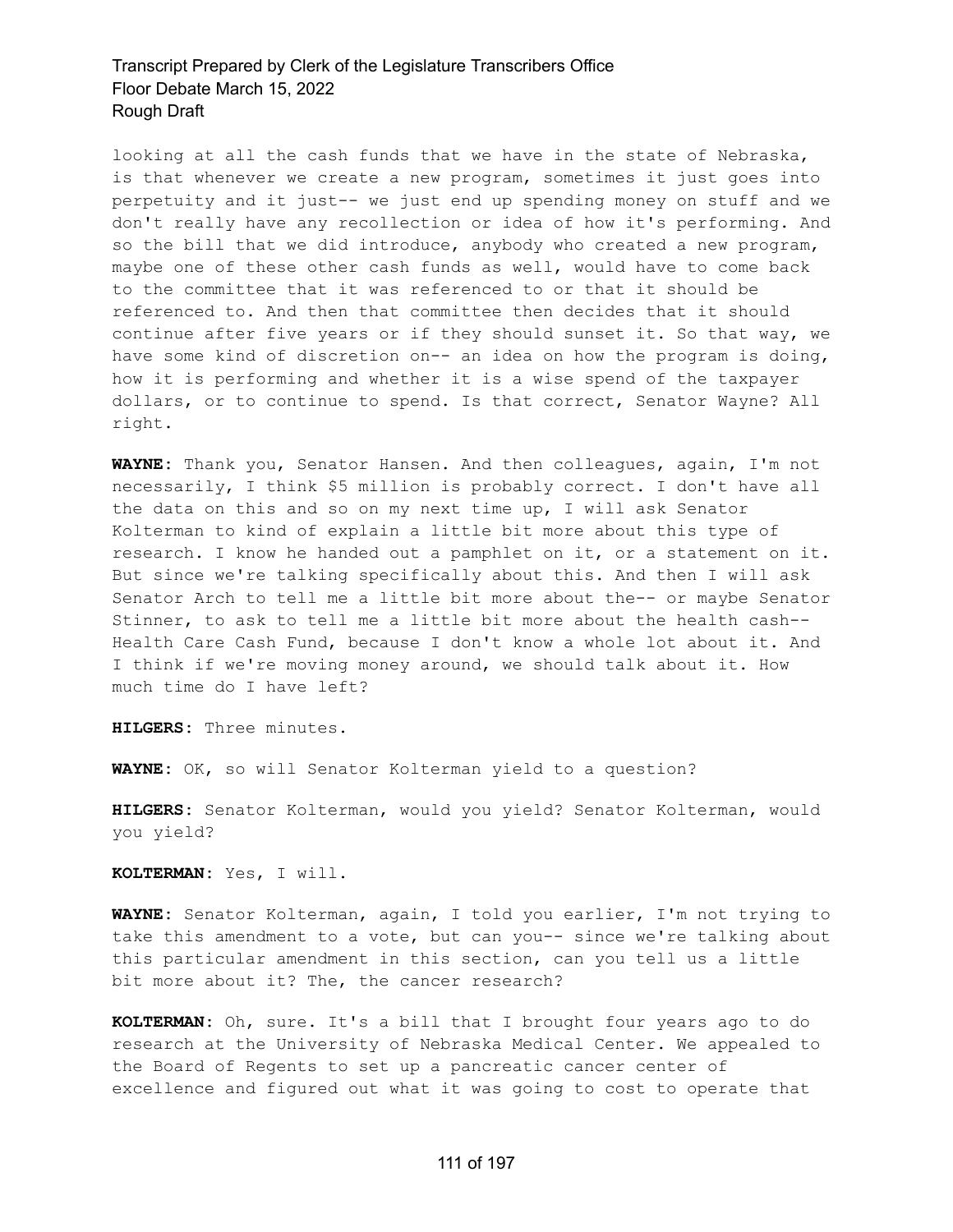looking at all the cash funds that we have in the state of Nebraska, is that whenever we create a new program, sometimes it just goes into perpetuity and it just-- we just end up spending money on stuff and we don't really have any recollection or idea of how it's performing. And so the bill that we did introduce, anybody who created a new program, maybe one of these other cash funds as well, would have to come back to the committee that it was referenced to or that it should be referenced to. And then that committee then decides that it should continue after five years or if they should sunset it. So that way, we have some kind of discretion on-- an idea on how the program is doing, how it is performing and whether it is a wise spend of the taxpayer dollars, or to continue to spend. Is that correct, Senator Wayne? All right.

**WAYNE:** Thank you, Senator Hansen. And then colleagues, again, I'm not necessarily, I think $5 million is probably correct. I don't have all the data on this and so on my next time up, I will ask Senator Kolterman to kind of explain a little bit more about this type of research. I know he handed out a pamphlet on it, or a statement on it. But since we're talking specifically about this. And then I will ask Senator Arch to tell me a little bit more about the-- or maybe Senator Stinner, to ask to tell me a little bit more about the health cash-- Health Care Cash Fund, because I don't know a whole lot about it. And I think if we're moving money around, we should talk about it. How much time do I have left?

**HILGERS:** Three minutes.

**WAYNE:** OK, so will Senator Kolterman yield to a question?

**HILGERS:** Senator Kolterman, would you yield? Senator Kolterman, would you yield?

**KOLTERMAN:** Yes, I will.

**WAYNE:** Senator Kolterman, again, I told you earlier, I'm not trying to take this amendment to a vote, but can you-- since we're talking about this particular amendment in this section, can you tell us a little bit more about it? The, the cancer research?

**KOLTERMAN:** Oh, sure. It's a bill that I brought four years ago to do research at the University of Nebraska Medical Center. We appealed to the Board of Regents to set up a pancreatic cancer center of excellence and figured out what it was going to cost to operate that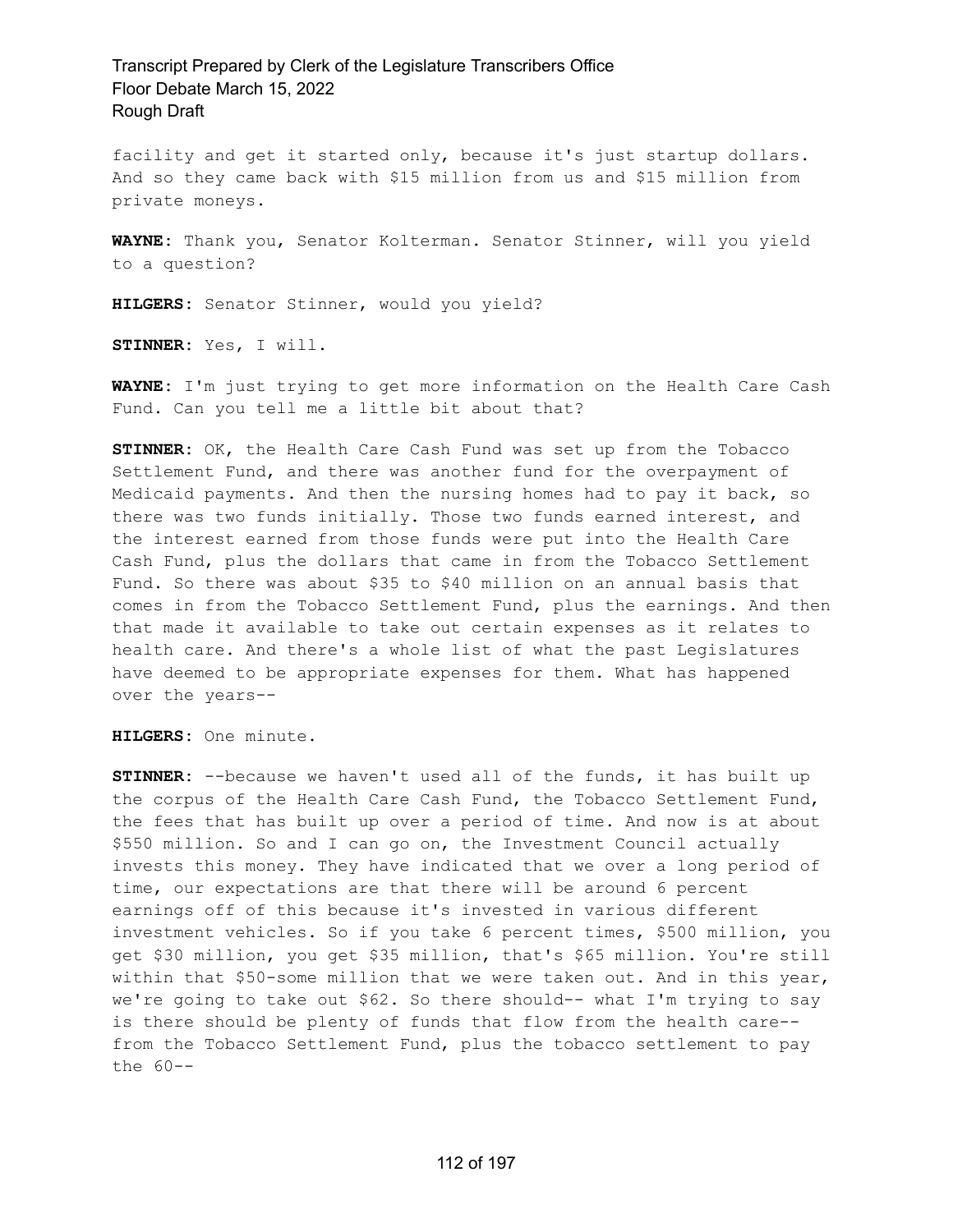facility and get it started only, because it's just startup dollars. And so they came back with $15 million from us and $15 million from private moneys.

**WAYNE:** Thank you, Senator Kolterman. Senator Stinner, will you yield to a question?

**HILGERS:** Senator Stinner, would you yield?

**STINNER:** Yes, I will.

**WAYNE:** I'm just trying to get more information on the Health Care Cash Fund. Can you tell me a little bit about that?

**STINNER:** OK, the Health Care Cash Fund was set up from the Tobacco Settlement Fund, and there was another fund for the overpayment of Medicaid payments. And then the nursing homes had to pay it back, so there was two funds initially. Those two funds earned interest, and the interest earned from those funds were put into the Health Care Cash Fund, plus the dollars that came in from the Tobacco Settlement Fund. So there was about $35 to $40 million on an annual basis that comes in from the Tobacco Settlement Fund, plus the earnings. And then that made it available to take out certain expenses as it relates to health care. And there's a whole list of what the past Legislatures have deemed to be appropriate expenses for them. What has happened over the years--

**HILGERS:** One minute.

**STINNER:** --because we haven't used all of the funds, it has built up the corpus of the Health Care Cash Fund, the Tobacco Settlement Fund, the fees that has built up over a period of time. And now is at about $550 million. So and I can go on, the Investment Council actually invests this money. They have indicated that we over a long period of time, our expectations are that there will be around 6 percent earnings off of this because it's invested in various different investment vehicles. So if you take 6 percent times, $500 million, you get $30 million, you get $35 million, that's $65 million. You're still within that $50-some million that we were taken out. And in this year, we're going to take out $62. So there should-- what I'm trying to say is there should be plenty of funds that flow from the health care-- from the Tobacco Settlement Fund, plus the tobacco settlement to pay the 60--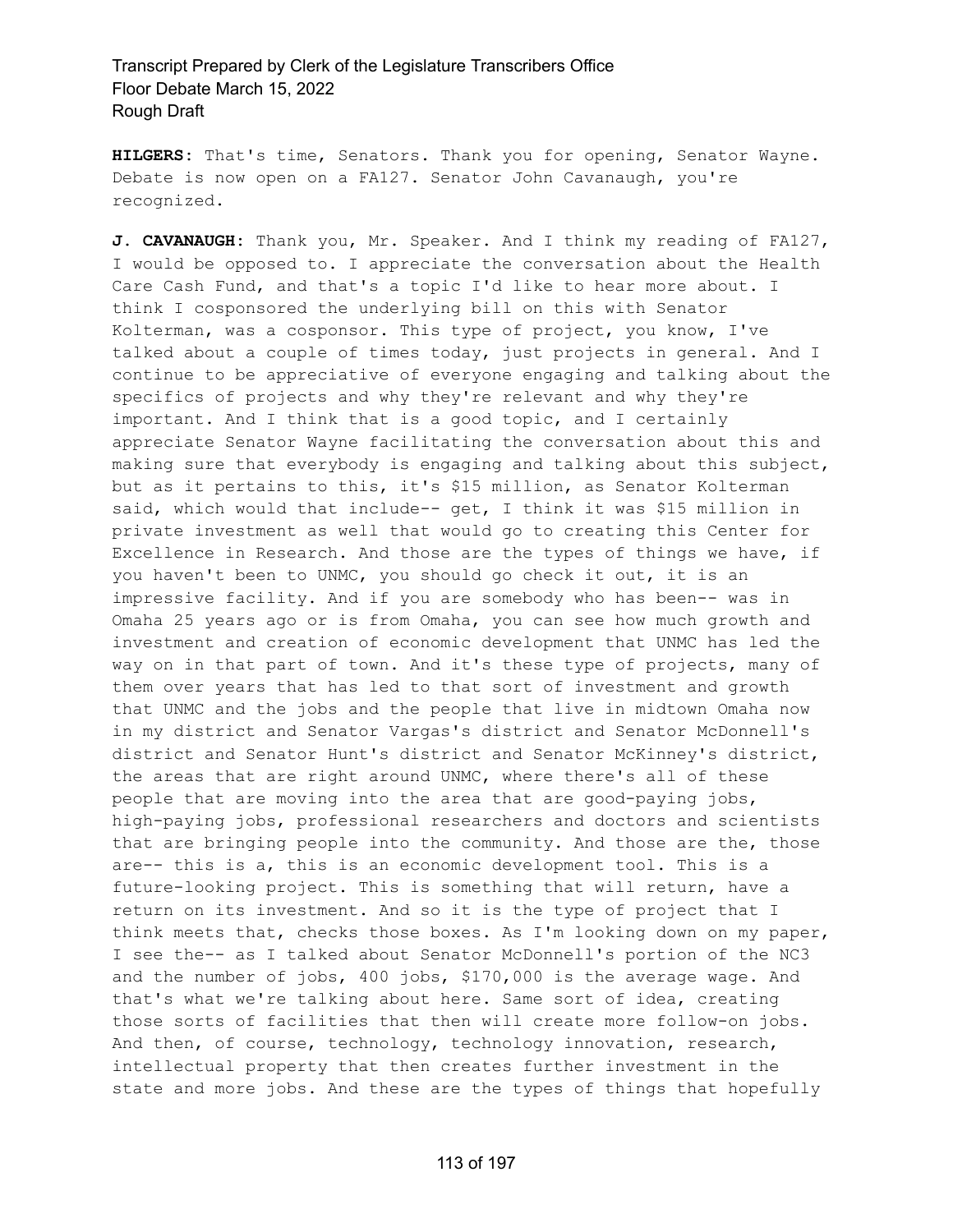**HILGERS:** That's time, Senators. Thank you for opening, Senator Wayne. Debate is now open on a FA127. Senator John Cavanaugh, you're recognized.

**J. CAVANAUGH:** Thank you, Mr. Speaker. And I think my reading of FA127, I would be opposed to. I appreciate the conversation about the Health Care Cash Fund, and that's a topic I'd like to hear more about. I think I cosponsored the underlying bill on this with Senator Kolterman, was a cosponsor. This type of project, you know, I've talked about a couple of times today, just projects in general. And I continue to be appreciative of everyone engaging and talking about the specifics of projects and why they're relevant and why they're important. And I think that is a good topic, and I certainly appreciate Senator Wayne facilitating the conversation about this and making sure that everybody is engaging and talking about this subject, but as it pertains to this, it's $15 million, as Senator Kolterman said, which would that include-- get, I think it was $15 million in private investment as well that would go to creating this Center for Excellence in Research. And those are the types of things we have, if you haven't been to UNMC, you should go check it out, it is an impressive facility. And if you are somebody who has been-- was in Omaha 25 years ago or is from Omaha, you can see how much growth and investment and creation of economic development that UNMC has led the way on in that part of town. And it's these type of projects, many of them over years that has led to that sort of investment and growth that UNMC and the jobs and the people that live in midtown Omaha now in my district and Senator Vargas's district and Senator McDonnell's district and Senator Hunt's district and Senator McKinney's district, the areas that are right around UNMC, where there's all of these people that are moving into the area that are good-paying jobs, high-paying jobs, professional researchers and doctors and scientists that are bringing people into the community. And those are the, those are-- this is a, this is an economic development tool. This is a future-looking project. This is something that will return, have a return on its investment. And so it is the type of project that I think meets that, checks those boxes. As I'm looking down on my paper, I see the-- as I talked about Senator McDonnell's portion of the NC3 and the number of jobs, 400 jobs, $170,000 is the average wage. And that's what we're talking about here. Same sort of idea, creating those sorts of facilities that then will create more follow-on jobs. And then, of course, technology, technology innovation, research, intellectual property that then creates further investment in the state and more jobs. And these are the types of things that hopefully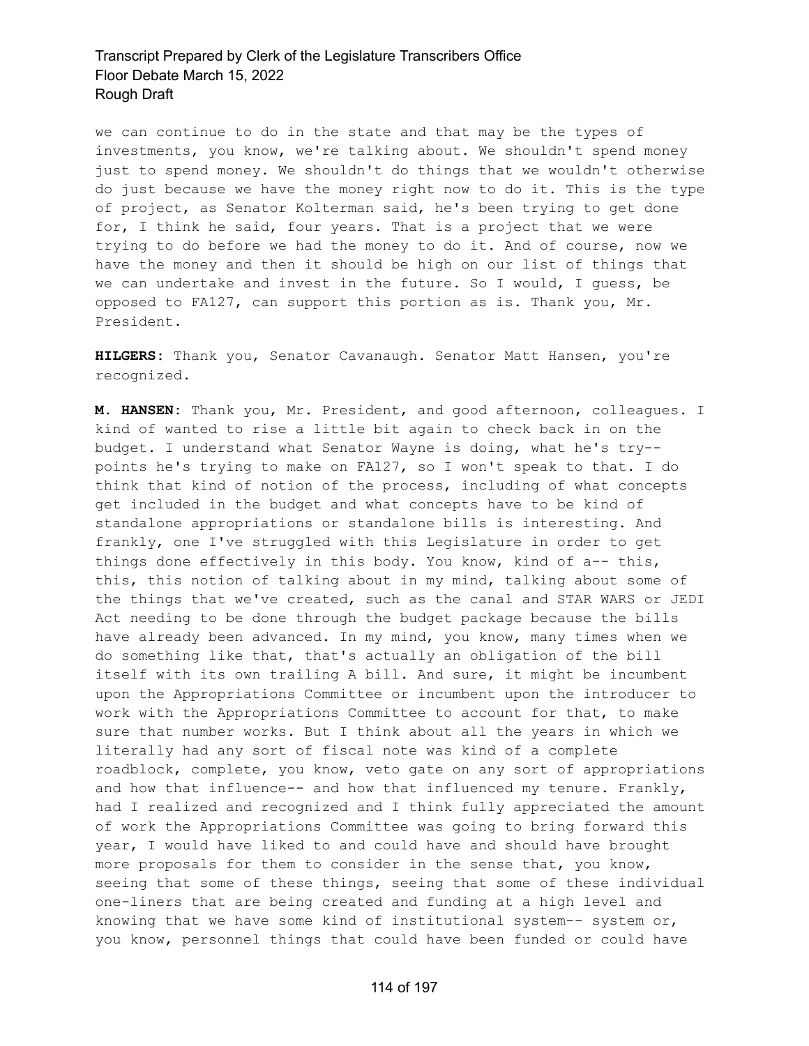we can continue to do in the state and that may be the types of investments, you know, we're talking about. We shouldn't spend money just to spend money. We shouldn't do things that we wouldn't otherwise do just because we have the money right now to do it. This is the type of project, as Senator Kolterman said, he's been trying to get done for, I think he said, four years. That is a project that we were trying to do before we had the money to do it. And of course, now we have the money and then it should be high on our list of things that we can undertake and invest in the future. So I would, I guess, be opposed to FA127, can support this portion as is. Thank you, Mr. President.

**HILGERS:** Thank you, Senator Cavanaugh. Senator Matt Hansen, you're recognized.

**M. HANSEN:** Thank you, Mr. President, and good afternoon, colleagues. I kind of wanted to rise a little bit again to check back in on the budget. I understand what Senator Wayne is doing, what he's try-- points he's trying to make on FA127, so I won't speak to that. I do think that kind of notion of the process, including of what concepts get included in the budget and what concepts have to be kind of standalone appropriations or standalone bills is interesting. And frankly, one I've struggled with this Legislature in order to get things done effectively in this body. You know, kind of a-- this, this, this notion of talking about in my mind, talking about some of the things that we've created, such as the canal and STAR WARS or JEDI Act needing to be done through the budget package because the bills have already been advanced. In my mind, you know, many times when we do something like that, that's actually an obligation of the bill itself with its own trailing A bill. And sure, it might be incumbent upon the Appropriations Committee or incumbent upon the introducer to work with the Appropriations Committee to account for that, to make sure that number works. But I think about all the years in which we literally had any sort of fiscal note was kind of a complete roadblock, complete, you know, veto gate on any sort of appropriations and how that influence-- and how that influenced my tenure. Frankly, had I realized and recognized and I think fully appreciated the amount of work the Appropriations Committee was going to bring forward this year, I would have liked to and could have and should have brought more proposals for them to consider in the sense that, you know, seeing that some of these things, seeing that some of these individual one-liners that are being created and funding at a high level and knowing that we have some kind of institutional system-- system or, you know, personnel things that could have been funded or could have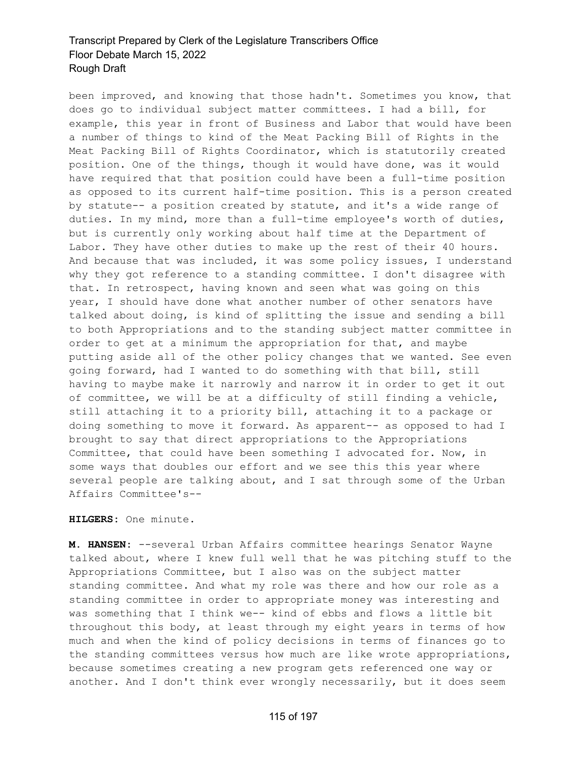been improved, and knowing that those hadn't. Sometimes you know, that does go to individual subject matter committees. I had a bill, for example, this year in front of Business and Labor that would have been a number of things to kind of the Meat Packing Bill of Rights in the Meat Packing Bill of Rights Coordinator, which is statutorily created position. One of the things, though it would have done, was it would have required that that position could have been a full-time position as opposed to its current half-time position. This is a person created by statute-- a position created by statute, and it's a wide range of duties. In my mind, more than a full-time employee's worth of duties, but is currently only working about half time at the Department of Labor. They have other duties to make up the rest of their 40 hours. And because that was included, it was some policy issues, I understand why they got reference to a standing committee. I don't disagree with that. In retrospect, having known and seen what was going on this year, I should have done what another number of other senators have talked about doing, is kind of splitting the issue and sending a bill to both Appropriations and to the standing subject matter committee in order to get at a minimum the appropriation for that, and maybe putting aside all of the other policy changes that we wanted. See even going forward, had I wanted to do something with that bill, still having to maybe make it narrowly and narrow it in order to get it out of committee, we will be at a difficulty of still finding a vehicle, still attaching it to a priority bill, attaching it to a package or doing something to move it forward. As apparent-- as opposed to had I brought to say that direct appropriations to the Appropriations Committee, that could have been something I advocated for. Now, in some ways that doubles our effort and we see this this year where several people are talking about, and I sat through some of the Urban Affairs Committee's--

**HILGERS:** One minute.

**M. HANSEN:** --several Urban Affairs committee hearings Senator Wayne talked about, where I knew full well that he was pitching stuff to the Appropriations Committee, but I also was on the subject matter standing committee. And what my role was there and how our role as a standing committee in order to appropriate money was interesting and was something that I think we-- kind of ebbs and flows a little bit throughout this body, at least through my eight years in terms of how much and when the kind of policy decisions in terms of finances go to the standing committees versus how much are like wrote appropriations, because sometimes creating a new program gets referenced one way or another. And I don't think ever wrongly necessarily, but it does seem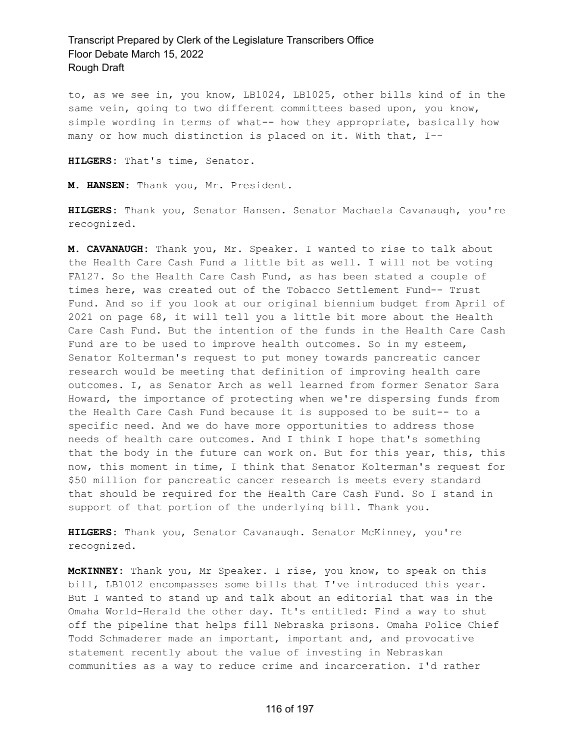to, as we see in, you know, LB1024, LB1025, other bills kind of in the same vein, going to two different committees based upon, you know, simple wording in terms of what-- how they appropriate, basically how many or how much distinction is placed on it. With that, I--

**HILGERS:** That's time, Senator.

**M. HANSEN:** Thank you, Mr. President.

**HILGERS:** Thank you, Senator Hansen. Senator Machaela Cavanaugh, you're recognized.

**M. CAVANAUGH:** Thank you, Mr. Speaker. I wanted to rise to talk about the Health Care Cash Fund a little bit as well. I will not be voting FA127. So the Health Care Cash Fund, as has been stated a couple of times here, was created out of the Tobacco Settlement Fund-- Trust Fund. And so if you look at our original biennium budget from April of 2021 on page 68, it will tell you a little bit more about the Health Care Cash Fund. But the intention of the funds in the Health Care Cash Fund are to be used to improve health outcomes. So in my esteem, Senator Kolterman's request to put money towards pancreatic cancer research would be meeting that definition of improving health care outcomes. I, as Senator Arch as well learned from former Senator Sara Howard, the importance of protecting when we're dispersing funds from the Health Care Cash Fund because it is supposed to be suit-- to a specific need. And we do have more opportunities to address those needs of health care outcomes. And I think I hope that's something that the body in the future can work on. But for this year, this, this now, this moment in time, I think that Senator Kolterman's request for $50 million for pancreatic cancer research is meets every standard that should be required for the Health Care Cash Fund. So I stand in support of that portion of the underlying bill. Thank you.

**HILGERS:** Thank you, Senator Cavanaugh. Senator McKinney, you're recognized.

**McKINNEY:** Thank you, Mr Speaker. I rise, you know, to speak on this bill, LB1012 encompasses some bills that I've introduced this year. But I wanted to stand up and talk about an editorial that was in the Omaha World-Herald the other day. It's entitled: Find a way to shut off the pipeline that helps fill Nebraska prisons. Omaha Police Chief Todd Schmaderer made an important, important and, and provocative statement recently about the value of investing in Nebraskan communities as a way to reduce crime and incarceration. I'd rather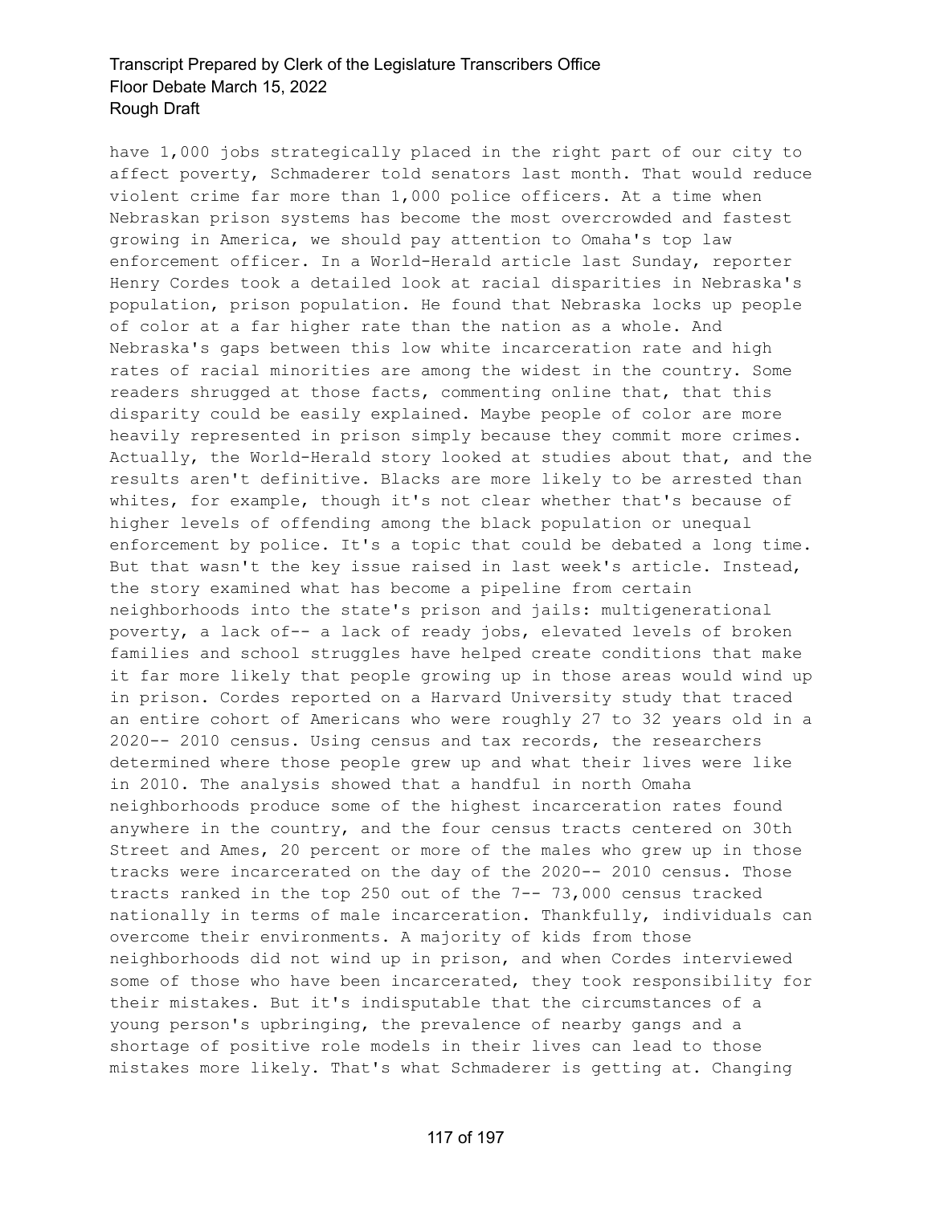have 1,000 jobs strategically placed in the right part of our city to affect poverty, Schmaderer told senators last month. That would reduce violent crime far more than 1,000 police officers. At a time when Nebraskan prison systems has become the most overcrowded and fastest growing in America, we should pay attention to Omaha's top law enforcement officer. In a World-Herald article last Sunday, reporter Henry Cordes took a detailed look at racial disparities in Nebraska's population, prison population. He found that Nebraska locks up people of color at a far higher rate than the nation as a whole. And Nebraska's gaps between this low white incarceration rate and high rates of racial minorities are among the widest in the country. Some readers shrugged at those facts, commenting online that, that this disparity could be easily explained. Maybe people of color are more heavily represented in prison simply because they commit more crimes. Actually, the World-Herald story looked at studies about that, and the results aren't definitive. Blacks are more likely to be arrested than whites, for example, though it's not clear whether that's because of higher levels of offending among the black population or unequal enforcement by police. It's a topic that could be debated a long time. But that wasn't the key issue raised in last week's article. Instead, the story examined what has become a pipeline from certain neighborhoods into the state's prison and jails: multigenerational poverty, a lack of-- a lack of ready jobs, elevated levels of broken families and school struggles have helped create conditions that make it far more likely that people growing up in those areas would wind up in prison. Cordes reported on a Harvard University study that traced an entire cohort of Americans who were roughly 27 to 32 years old in a 2020-- 2010 census. Using census and tax records, the researchers determined where those people grew up and what their lives were like in 2010. The analysis showed that a handful in north Omaha neighborhoods produce some of the highest incarceration rates found anywhere in the country, and the four census tracts centered on 30th Street and Ames, 20 percent or more of the males who grew up in those tracks were incarcerated on the day of the 2020-- 2010 census. Those tracts ranked in the top 250 out of the 7-- 73,000 census tracked nationally in terms of male incarceration. Thankfully, individuals can overcome their environments. A majority of kids from those neighborhoods did not wind up in prison, and when Cordes interviewed some of those who have been incarcerated, they took responsibility for their mistakes. But it's indisputable that the circumstances of a young person's upbringing, the prevalence of nearby gangs and a shortage of positive role models in their lives can lead to those mistakes more likely. That's what Schmaderer is getting at. Changing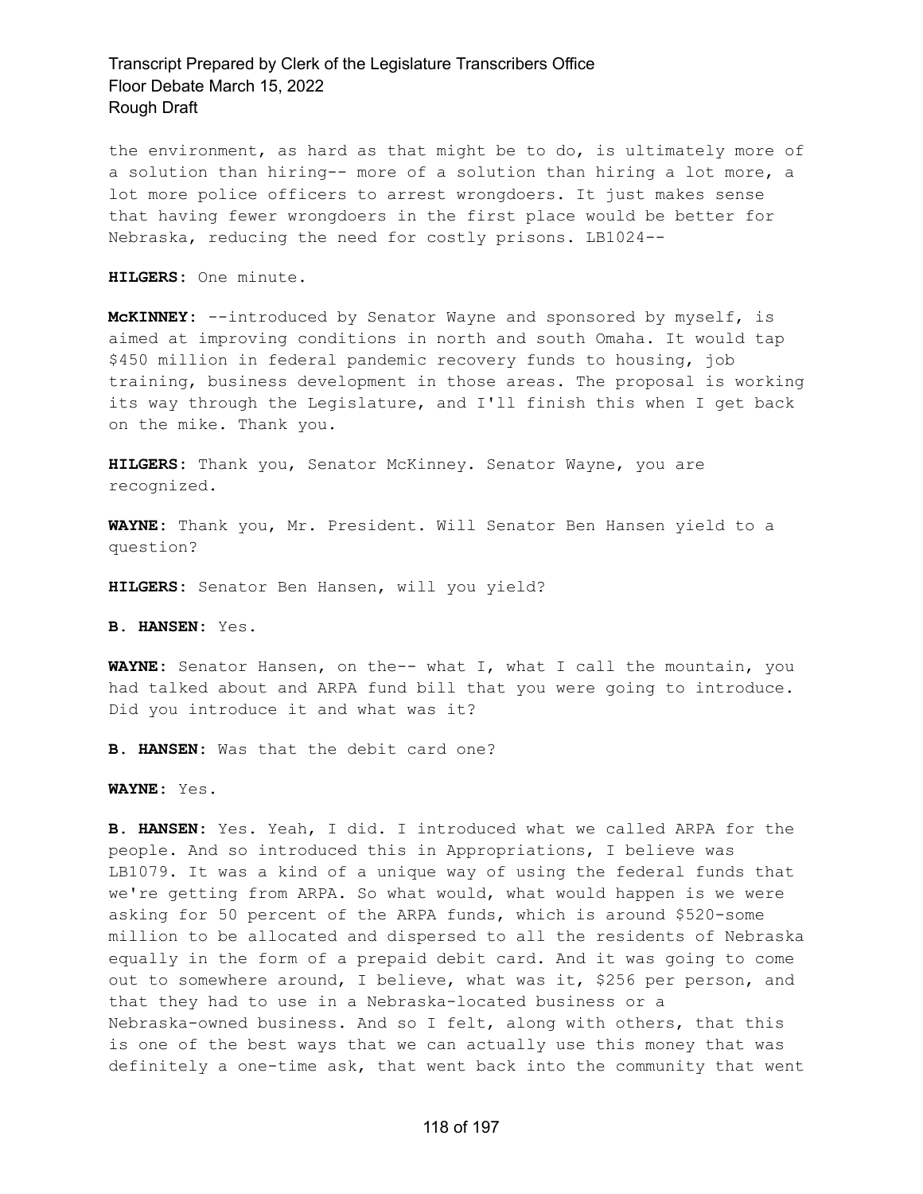the environment, as hard as that might be to do, is ultimately more of a solution than hiring-- more of a solution than hiring a lot more, a lot more police officers to arrest wrongdoers. It just makes sense that having fewer wrongdoers in the first place would be better for Nebraska, reducing the need for costly prisons. LB1024--

**HILGERS:** One minute.

**McKINNEY:** --introduced by Senator Wayne and sponsored by myself, is aimed at improving conditions in north and south Omaha. It would tap $450 million in federal pandemic recovery funds to housing, job training, business development in those areas. The proposal is working its way through the Legislature, and I'll finish this when I get back on the mike. Thank you.

**HILGERS:** Thank you, Senator McKinney. Senator Wayne, you are recognized.

**WAYNE:** Thank you, Mr. President. Will Senator Ben Hansen yield to a question?

**HILGERS:** Senator Ben Hansen, will you yield?

**B. HANSEN:** Yes.

**WAYNE:** Senator Hansen, on the-- what I, what I call the mountain, you had talked about and ARPA fund bill that you were going to introduce. Did you introduce it and what was it?

**B. HANSEN:** Was that the debit card one?

**WAYNE:** Yes.

**B. HANSEN:** Yes. Yeah, I did. I introduced what we called ARPA for the people. And so introduced this in Appropriations, I believe was LB1079. It was a kind of a unique way of using the federal funds that we're getting from ARPA. So what would, what would happen is we were asking for 50 percent of the ARPA funds, which is around $520-some million to be allocated and dispersed to all the residents of Nebraska equally in the form of a prepaid debit card. And it was going to come out to somewhere around, I believe, what was it, $256 per person, and that they had to use in a Nebraska-located business or a Nebraska-owned business. And so I felt, along with others, that this is one of the best ways that we can actually use this money that was definitely a one-time ask, that went back into the community that went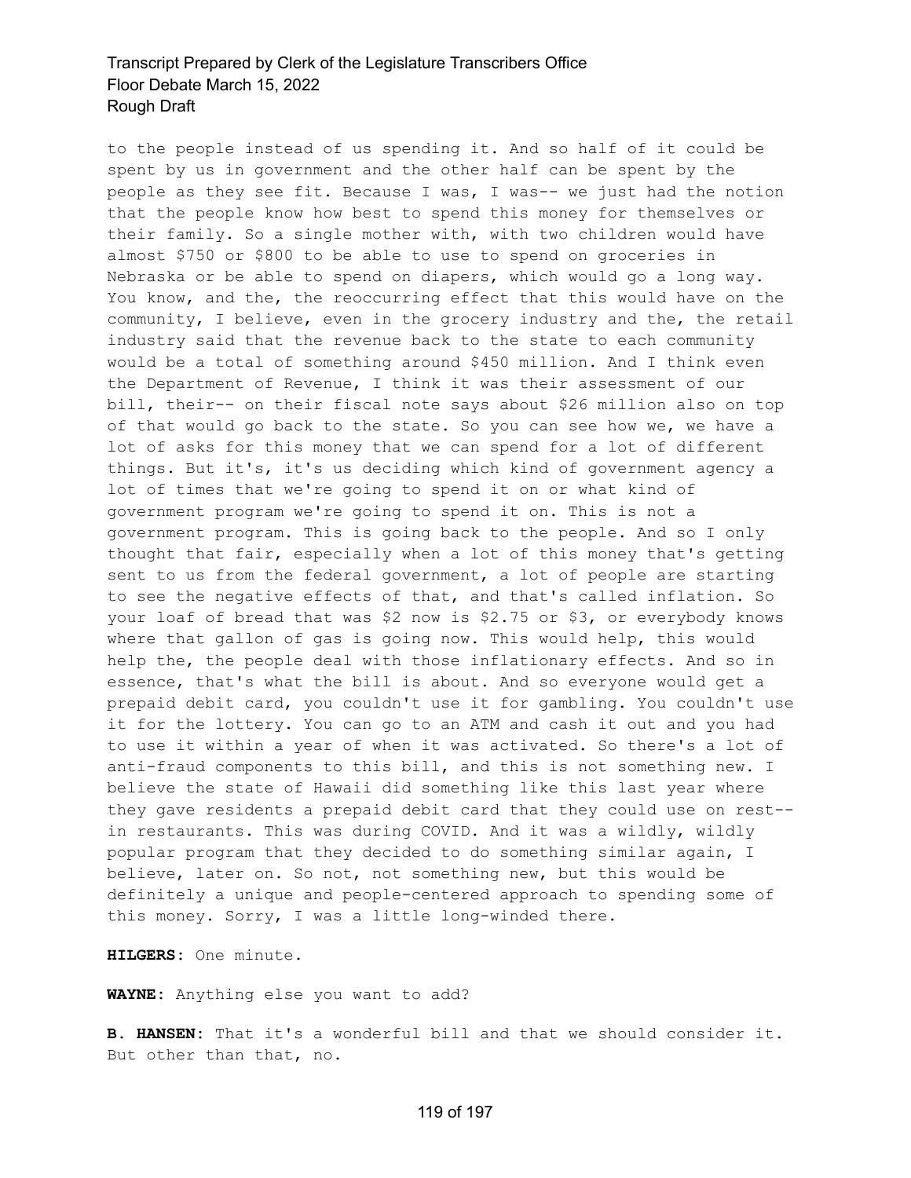to the people instead of us spending it. And so half of it could be spent by us in government and the other half can be spent by the people as they see fit. Because I was, I was-- we just had the notion that the people know how best to spend this money for themselves or their family. So a single mother with, with two children would have almost $750 or $800 to be able to use to spend on groceries in Nebraska or be able to spend on diapers, which would go a long way. You know, and the, the reoccurring effect that this would have on the community, I believe, even in the grocery industry and the, the retail industry said that the revenue back to the state to each community would be a total of something around $450 million. And I think even the Department of Revenue, I think it was their assessment of our bill, their-- on their fiscal note says about $26 million also on top of that would go back to the state. So you can see how we, we have a lot of asks for this money that we can spend for a lot of different things. But it's, it's us deciding which kind of government agency a lot of times that we're going to spend it on or what kind of government program we're going to spend it on. This is not a government program. This is going back to the people. And so I only thought that fair, especially when a lot of this money that's getting sent to us from the federal government, a lot of people are starting to see the negative effects of that, and that's called inflation. So your loaf of bread that was $2 now is $2.75 or $3, or everybody knows where that gallon of gas is going now. This would help, this would help the, the people deal with those inflationary effects. And so in essence, that's what the bill is about. And so everyone would get a prepaid debit card, you couldn't use it for gambling. You couldn't use it for the lottery. You can go to an ATM and cash it out and you had to use it within a year of when it was activated. So there's a lot of anti-fraud components to this bill, and this is not something new. I believe the state of Hawaii did something like this last year where they gave residents a prepaid debit card that they could use on rest-- in restaurants. This was during COVID. And it was a wildly, wildly popular program that they decided to do something similar again, I believe, later on. So not, not something new, but this would be definitely a unique and people-centered approach to spending some of this money. Sorry, I was a little long-winded there.

**HILGERS:** One minute.

**WAYNE:** Anything else you want to add?

**B. HANSEN:** That it's a wonderful bill and that we should consider it. But other than that, no.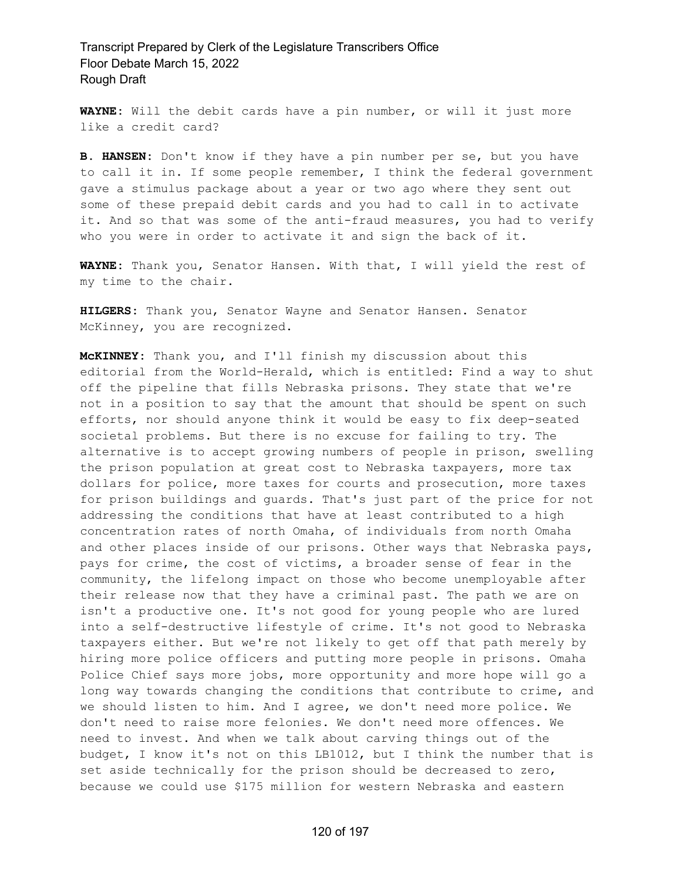**WAYNE:** Will the debit cards have a pin number, or will it just more like a credit card?

**B. HANSEN:** Don't know if they have a pin number per se, but you have to call it in. If some people remember, I think the federal government gave a stimulus package about a year or two ago where they sent out some of these prepaid debit cards and you had to call in to activate it. And so that was some of the anti-fraud measures, you had to verify who you were in order to activate it and sign the back of it.

**WAYNE:** Thank you, Senator Hansen. With that, I will yield the rest of my time to the chair.

**HILGERS:** Thank you, Senator Wayne and Senator Hansen. Senator McKinney, you are recognized.

**McKINNEY:** Thank you, and I'll finish my discussion about this editorial from the World-Herald, which is entitled: Find a way to shut off the pipeline that fills Nebraska prisons. They state that we're not in a position to say that the amount that should be spent on such efforts, nor should anyone think it would be easy to fix deep-seated societal problems. But there is no excuse for failing to try. The alternative is to accept growing numbers of people in prison, swelling the prison population at great cost to Nebraska taxpayers, more tax dollars for police, more taxes for courts and prosecution, more taxes for prison buildings and guards. That's just part of the price for not addressing the conditions that have at least contributed to a high concentration rates of north Omaha, of individuals from north Omaha and other places inside of our prisons. Other ways that Nebraska pays, pays for crime, the cost of victims, a broader sense of fear in the community, the lifelong impact on those who become unemployable after their release now that they have a criminal past. The path we are on isn't a productive one. It's not good for young people who are lured into a self-destructive lifestyle of crime. It's not good to Nebraska taxpayers either. But we're not likely to get off that path merely by hiring more police officers and putting more people in prisons. Omaha Police Chief says more jobs, more opportunity and more hope will go a long way towards changing the conditions that contribute to crime, and we should listen to him. And I agree, we don't need more police. We don't need to raise more felonies. We don't need more offences. We need to invest. And when we talk about carving things out of the budget, I know it's not on this LB1012, but I think the number that is set aside technically for the prison should be decreased to zero, because we could use $175 million for western Nebraska and eastern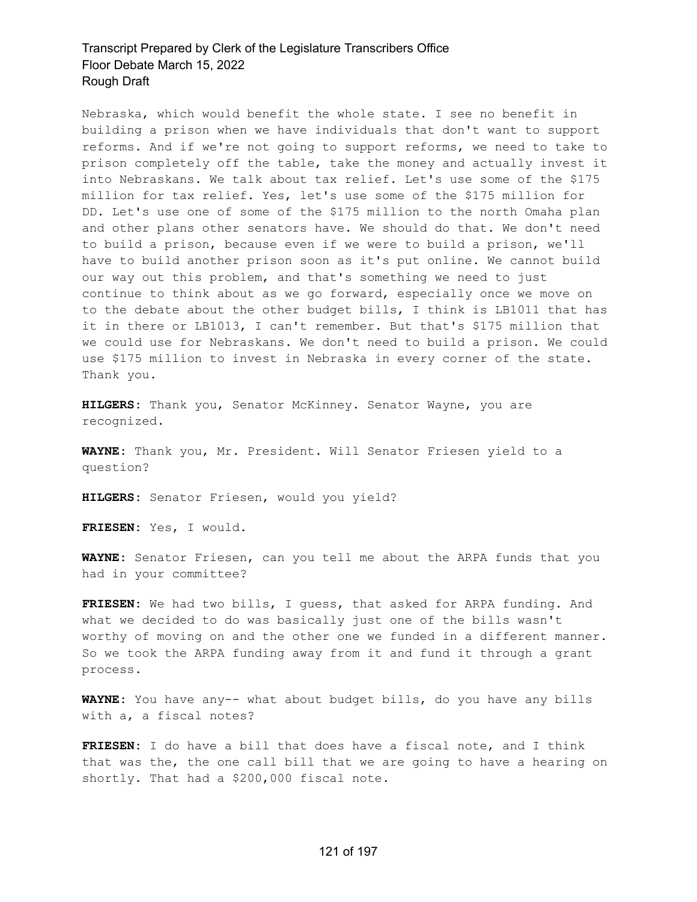Nebraska, which would benefit the whole state. I see no benefit in building a prison when we have individuals that don't want to support reforms. And if we're not going to support reforms, we need to take to prison completely off the table, take the money and actually invest it into Nebraskans. We talk about tax relief. Let's use some of the $175 million for tax relief. Yes, let's use some of the $175 million for DD. Let's use one of some of the $175 million to the north Omaha plan and other plans other senators have. We should do that. We don't need to build a prison, because even if we were to build a prison, we'll have to build another prison soon as it's put online. We cannot build our way out this problem, and that's something we need to just continue to think about as we go forward, especially once we move on to the debate about the other budget bills, I think is LB1011 that has it in there or LB1013, I can't remember. But that's $175 million that we could use for Nebraskans. We don't need to build a prison. We could use $175 million to invest in Nebraska in every corner of the state. Thank you.

**HILGERS:** Thank you, Senator McKinney. Senator Wayne, you are recognized.

**WAYNE:** Thank you, Mr. President. Will Senator Friesen yield to a question?

**HILGERS:** Senator Friesen, would you yield?

**FRIESEN:** Yes, I would.

**WAYNE:** Senator Friesen, can you tell me about the ARPA funds that you had in your committee?

**FRIESEN:** We had two bills, I guess, that asked for ARPA funding. And what we decided to do was basically just one of the bills wasn't worthy of moving on and the other one we funded in a different manner. So we took the ARPA funding away from it and fund it through a grant process.

**WAYNE:** You have any-- what about budget bills, do you have any bills with a, a fiscal notes?

**FRIESEN:** I do have a bill that does have a fiscal note, and I think that was the, the one call bill that we are going to have a hearing on shortly. That had a $200,000 fiscal note.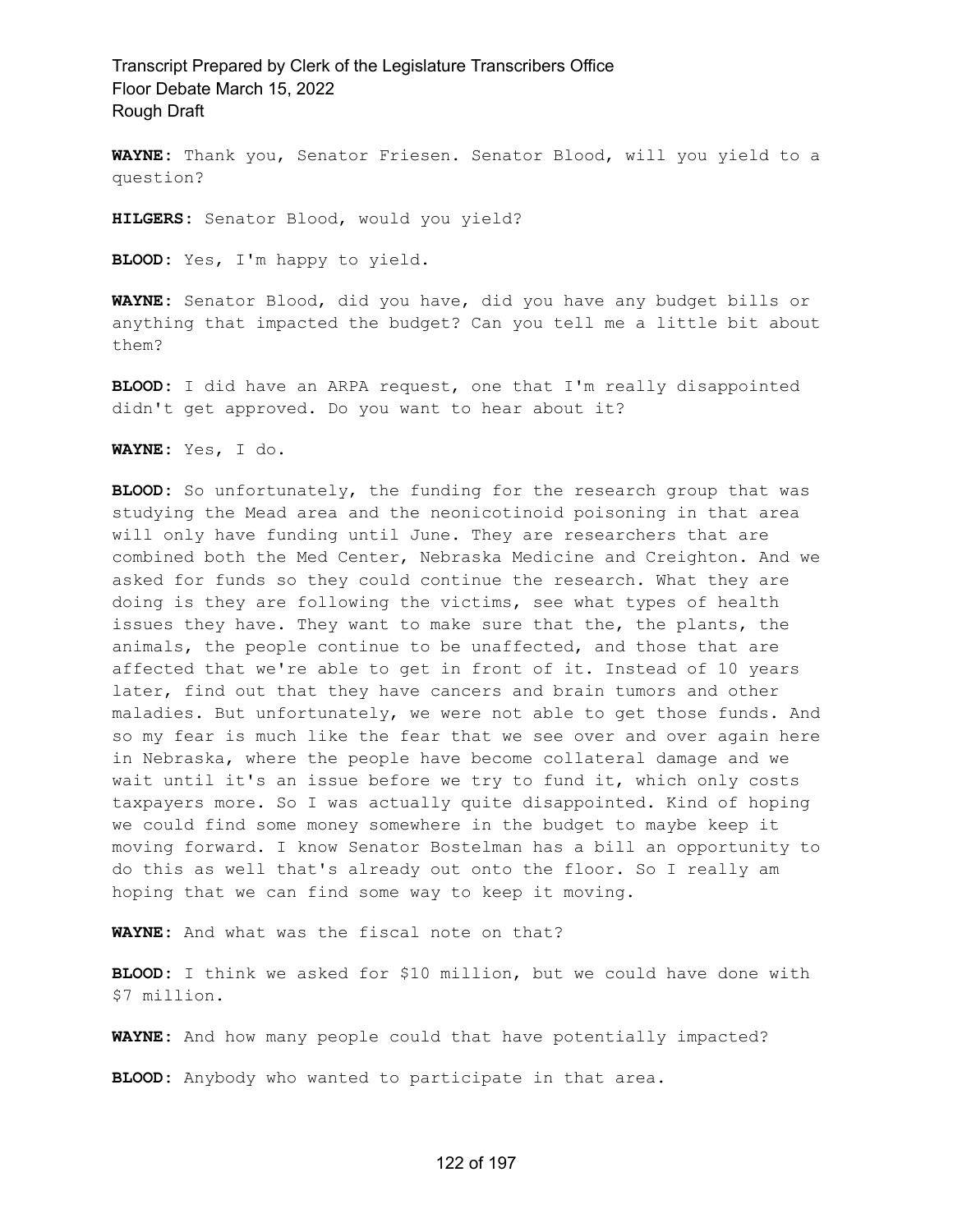**WAYNE:** Thank you, Senator Friesen. Senator Blood, will you yield to a question?

**HILGERS:** Senator Blood, would you yield?

**BLOOD:** Yes, I'm happy to yield.

**WAYNE:** Senator Blood, did you have, did you have any budget bills or anything that impacted the budget? Can you tell me a little bit about them?

**BLOOD:** I did have an ARPA request, one that I'm really disappointed didn't get approved. Do you want to hear about it?

**WAYNE:** Yes, I do.

**BLOOD:** So unfortunately, the funding for the research group that was studying the Mead area and the neonicotinoid poisoning in that area will only have funding until June. They are researchers that are combined both the Med Center, Nebraska Medicine and Creighton. And we asked for funds so they could continue the research. What they are doing is they are following the victims, see what types of health issues they have. They want to make sure that the, the plants, the animals, the people continue to be unaffected, and those that are affected that we're able to get in front of it. Instead of 10 years later, find out that they have cancers and brain tumors and other maladies. But unfortunately, we were not able to get those funds. And so my fear is much like the fear that we see over and over again here in Nebraska, where the people have become collateral damage and we wait until it's an issue before we try to fund it, which only costs taxpayers more. So I was actually quite disappointed. Kind of hoping we could find some money somewhere in the budget to maybe keep it moving forward. I know Senator Bostelman has a bill an opportunity to do this as well that's already out onto the floor. So I really am hoping that we can find some way to keep it moving.

**WAYNE:** And what was the fiscal note on that?

**BLOOD:** I think we asked for $10 million, but we could have done with $7 million.

**WAYNE:** And how many people could that have potentially impacted?

**BLOOD:** Anybody who wanted to participate in that area.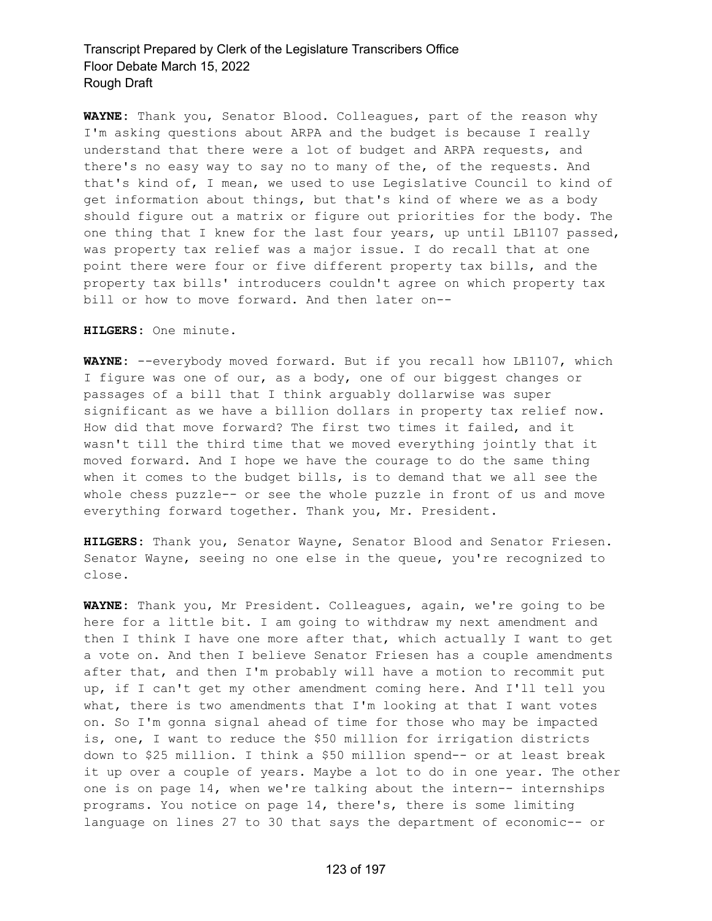**WAYNE:** Thank you, Senator Blood. Colleagues, part of the reason why I'm asking questions about ARPA and the budget is because I really understand that there were a lot of budget and ARPA requests, and there's no easy way to say no to many of the, of the requests. And that's kind of, I mean, we used to use Legislative Council to kind of get information about things, but that's kind of where we as a body should figure out a matrix or figure out priorities for the body. The one thing that I knew for the last four years, up until LB1107 passed, was property tax relief was a major issue. I do recall that at one point there were four or five different property tax bills, and the property tax bills' introducers couldn't agree on which property tax bill or how to move forward. And then later on--

**HILGERS:** One minute.

**WAYNE:** --everybody moved forward. But if you recall how LB1107, which I figure was one of our, as a body, one of our biggest changes or passages of a bill that I think arguably dollarwise was super significant as we have a billion dollars in property tax relief now. How did that move forward? The first two times it failed, and it wasn't till the third time that we moved everything jointly that it moved forward. And I hope we have the courage to do the same thing when it comes to the budget bills, is to demand that we all see the whole chess puzzle-- or see the whole puzzle in front of us and move everything forward together. Thank you, Mr. President.

**HILGERS:** Thank you, Senator Wayne, Senator Blood and Senator Friesen. Senator Wayne, seeing no one else in the queue, you're recognized to close.

**WAYNE:** Thank you, Mr President. Colleagues, again, we're going to be here for a little bit. I am going to withdraw my next amendment and then I think I have one more after that, which actually I want to get a vote on. And then I believe Senator Friesen has a couple amendments after that, and then I'm probably will have a motion to recommit put up, if I can't get my other amendment coming here. And I'll tell you what, there is two amendments that I'm looking at that I want votes on. So I'm gonna signal ahead of time for those who may be impacted is, one, I want to reduce the $50 million for irrigation districts down to $25 million. I think a $50 million spend-- or at least break it up over a couple of years. Maybe a lot to do in one year. The other one is on page 14, when we're talking about the intern-- internships programs. You notice on page 14, there's, there is some limiting language on lines 27 to 30 that says the department of economic-- or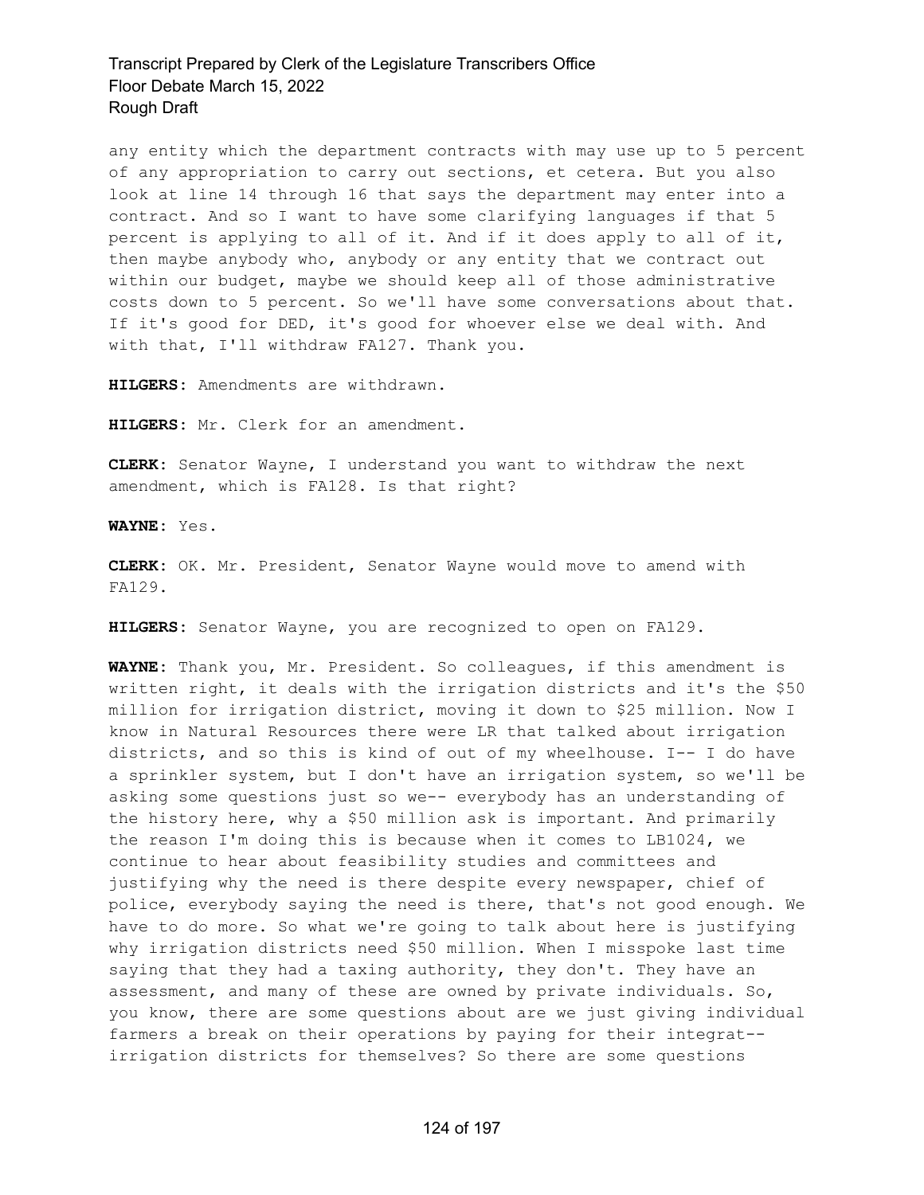any entity which the department contracts with may use up to 5 percent of any appropriation to carry out sections, et cetera. But you also look at line 14 through 16 that says the department may enter into a contract. And so I want to have some clarifying languages if that 5 percent is applying to all of it. And if it does apply to all of it, then maybe anybody who, anybody or any entity that we contract out within our budget, maybe we should keep all of those administrative costs down to 5 percent. So we'll have some conversations about that. If it's good for DED, it's good for whoever else we deal with. And with that, I'll withdraw FA127. Thank you.

**HILGERS:** Amendments are withdrawn.

**HILGERS:** Mr. Clerk for an amendment.

**CLERK:** Senator Wayne, I understand you want to withdraw the next amendment, which is FA128. Is that right?

**WAYNE:** Yes.

**CLERK:** OK. Mr. President, Senator Wayne would move to amend with FA129.

**HILGERS:** Senator Wayne, you are recognized to open on FA129.

**WAYNE:** Thank you, Mr. President. So colleagues, if this amendment is written right, it deals with the irrigation districts and it's the $50 million for irrigation district, moving it down to $25 million. Now I know in Natural Resources there were LR that talked about irrigation districts, and so this is kind of out of my wheelhouse. I-- I do have a sprinkler system, but I don't have an irrigation system, so we'll be asking some questions just so we-- everybody has an understanding of the history here, why a $50 million ask is important. And primarily the reason I'm doing this is because when it comes to LB1024, we continue to hear about feasibility studies and committees and justifying why the need is there despite every newspaper, chief of police, everybody saying the need is there, that's not good enough. We have to do more. So what we're going to talk about here is justifying why irrigation districts need $50 million. When I misspoke last time saying that they had a taxing authority, they don't. They have an assessment, and many of these are owned by private individuals. So, you know, there are some questions about are we just giving individual farmers a break on their operations by paying for their integrat-- irrigation districts for themselves? So there are some questions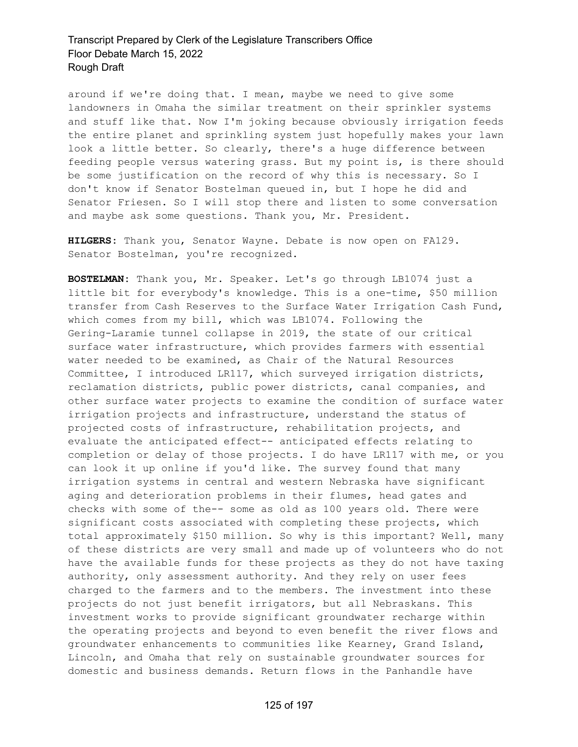around if we're doing that. I mean, maybe we need to give some landowners in Omaha the similar treatment on their sprinkler systems and stuff like that. Now I'm joking because obviously irrigation feeds the entire planet and sprinkling system just hopefully makes your lawn look a little better. So clearly, there's a huge difference between feeding people versus watering grass. But my point is, is there should be some justification on the record of why this is necessary. So I don't know if Senator Bostelman queued in, but I hope he did and Senator Friesen. So I will stop there and listen to some conversation and maybe ask some questions. Thank you, Mr. President.

**HILGERS:** Thank you, Senator Wayne. Debate is now open on FA129. Senator Bostelman, you're recognized.

**BOSTELMAN:** Thank you, Mr. Speaker. Let's go through LB1074 just a little bit for everybody's knowledge. This is a one-time, $50 million transfer from Cash Reserves to the Surface Water Irrigation Cash Fund, which comes from my bill, which was LB1074. Following the Gering-Laramie tunnel collapse in 2019, the state of our critical surface water infrastructure, which provides farmers with essential water needed to be examined, as Chair of the Natural Resources Committee, I introduced LR117, which surveyed irrigation districts, reclamation districts, public power districts, canal companies, and other surface water projects to examine the condition of surface water irrigation projects and infrastructure, understand the status of projected costs of infrastructure, rehabilitation projects, and evaluate the anticipated effect-- anticipated effects relating to completion or delay of those projects. I do have LR117 with me, or you can look it up online if you'd like. The survey found that many irrigation systems in central and western Nebraska have significant aging and deterioration problems in their flumes, head gates and checks with some of the-- some as old as 100 years old. There were significant costs associated with completing these projects, which total approximately $150 million. So why is this important? Well, many of these districts are very small and made up of volunteers who do not have the available funds for these projects as they do not have taxing authority, only assessment authority. And they rely on user fees charged to the farmers and to the members. The investment into these projects do not just benefit irrigators, but all Nebraskans. This investment works to provide significant groundwater recharge within the operating projects and beyond to even benefit the river flows and groundwater enhancements to communities like Kearney, Grand Island, Lincoln, and Omaha that rely on sustainable groundwater sources for domestic and business demands. Return flows in the Panhandle have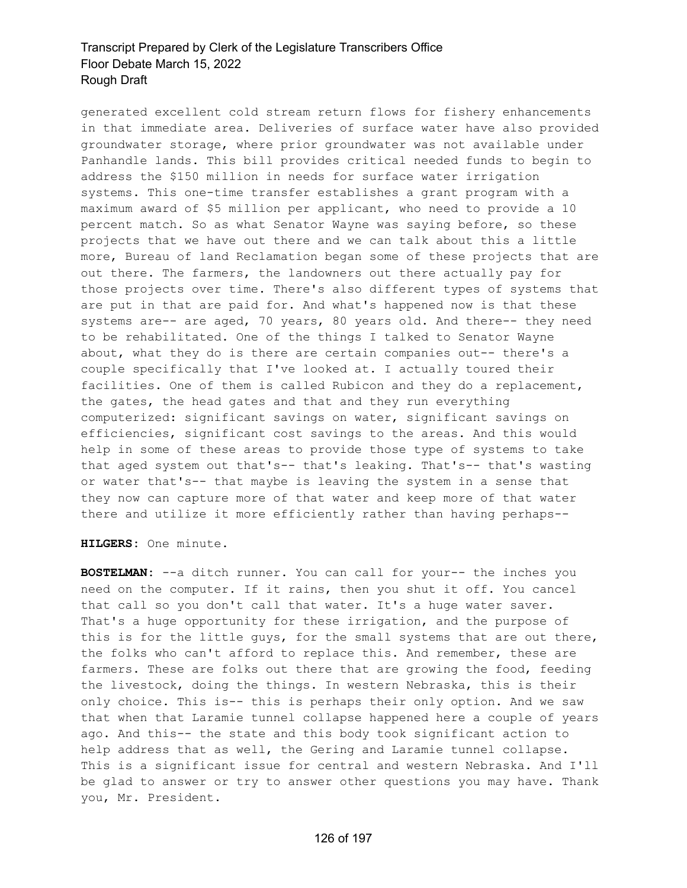generated excellent cold stream return flows for fishery enhancements in that immediate area. Deliveries of surface water have also provided groundwater storage, where prior groundwater was not available under Panhandle lands. This bill provides critical needed funds to begin to address the $150 million in needs for surface water irrigation systems. This one-time transfer establishes a grant program with a maximum award of $5 million per applicant, who need to provide a 10 percent match. So as what Senator Wayne was saying before, so these projects that we have out there and we can talk about this a little more, Bureau of land Reclamation began some of these projects that are out there. The farmers, the landowners out there actually pay for those projects over time. There's also different types of systems that are put in that are paid for. And what's happened now is that these systems are-- are aged, 70 years, 80 years old. And there-- they need to be rehabilitated. One of the things I talked to Senator Wayne about, what they do is there are certain companies out-- there's a couple specifically that I've looked at. I actually toured their facilities. One of them is called Rubicon and they do a replacement, the gates, the head gates and that and they run everything computerized: significant savings on water, significant savings on efficiencies, significant cost savings to the areas. And this would help in some of these areas to provide those type of systems to take that aged system out that's-- that's leaking. That's-- that's wasting or water that's-- that maybe is leaving the system in a sense that they now can capture more of that water and keep more of that water there and utilize it more efficiently rather than having perhaps--

**HILGERS:** One minute.

**BOSTELMAN:** --a ditch runner. You can call for your-- the inches you need on the computer. If it rains, then you shut it off. You cancel that call so you don't call that water. It's a huge water saver. That's a huge opportunity for these irrigation, and the purpose of this is for the little guys, for the small systems that are out there, the folks who can't afford to replace this. And remember, these are farmers. These are folks out there that are growing the food, feeding the livestock, doing the things. In western Nebraska, this is their only choice. This is-- this is perhaps their only option. And we saw that when that Laramie tunnel collapse happened here a couple of years ago. And this-- the state and this body took significant action to help address that as well, the Gering and Laramie tunnel collapse. This is a significant issue for central and western Nebraska. And I'll be glad to answer or try to answer other questions you may have. Thank you, Mr. President.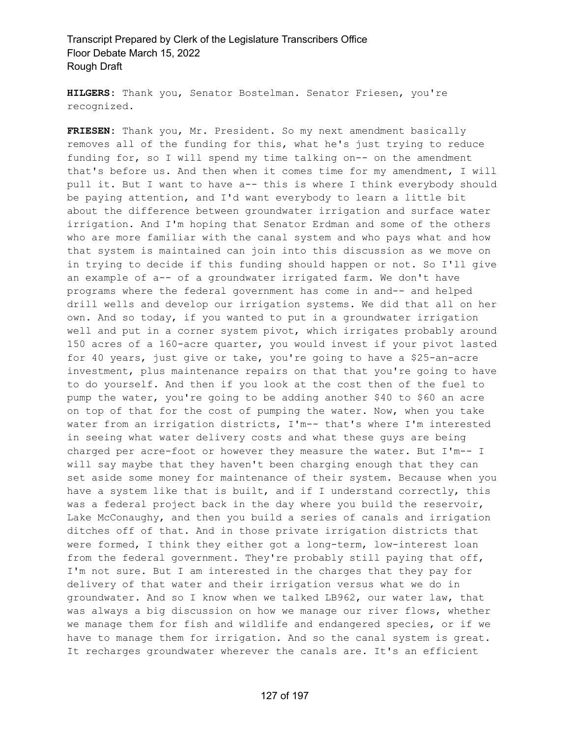**HILGERS:** Thank you, Senator Bostelman. Senator Friesen, you're recognized.

**FRIESEN:** Thank you, Mr. President. So my next amendment basically removes all of the funding for this, what he's just trying to reduce funding for, so I will spend my time talking on-- on the amendment that's before us. And then when it comes time for my amendment, I will pull it. But I want to have a-- this is where I think everybody should be paying attention, and I'd want everybody to learn a little bit about the difference between groundwater irrigation and surface water irrigation. And I'm hoping that Senator Erdman and some of the others who are more familiar with the canal system and who pays what and how that system is maintained can join into this discussion as we move on in trying to decide if this funding should happen or not. So I'll give an example of a-- of a groundwater irrigated farm. We don't have programs where the federal government has come in and-- and helped drill wells and develop our irrigation systems. We did that all on her own. And so today, if you wanted to put in a groundwater irrigation well and put in a corner system pivot, which irrigates probably around 150 acres of a 160-acre quarter, you would invest if your pivot lasted for 40 years, just give or take, you're going to have a $25-an-acre investment, plus maintenance repairs on that that you're going to have to do yourself. And then if you look at the cost then of the fuel to pump the water, you're going to be adding another $40 to $60 an acre on top of that for the cost of pumping the water. Now, when you take water from an irrigation districts, I'm-- that's where I'm interested in seeing what water delivery costs and what these guys are being charged per acre-foot or however they measure the water. But I'm-- I will say maybe that they haven't been charging enough that they can set aside some money for maintenance of their system. Because when you have a system like that is built, and if I understand correctly, this was a federal project back in the day where you build the reservoir, Lake McConaughy, and then you build a series of canals and irrigation ditches off of that. And in those private irrigation districts that were formed, I think they either got a long-term, low-interest loan from the federal government. They're probably still paying that off, I'm not sure. But I am interested in the charges that they pay for delivery of that water and their irrigation versus what we do in groundwater. And so I know when we talked LB962, our water law, that was always a big discussion on how we manage our river flows, whether we manage them for fish and wildlife and endangered species, or if we have to manage them for irrigation. And so the canal system is great. It recharges groundwater wherever the canals are. It's an efficient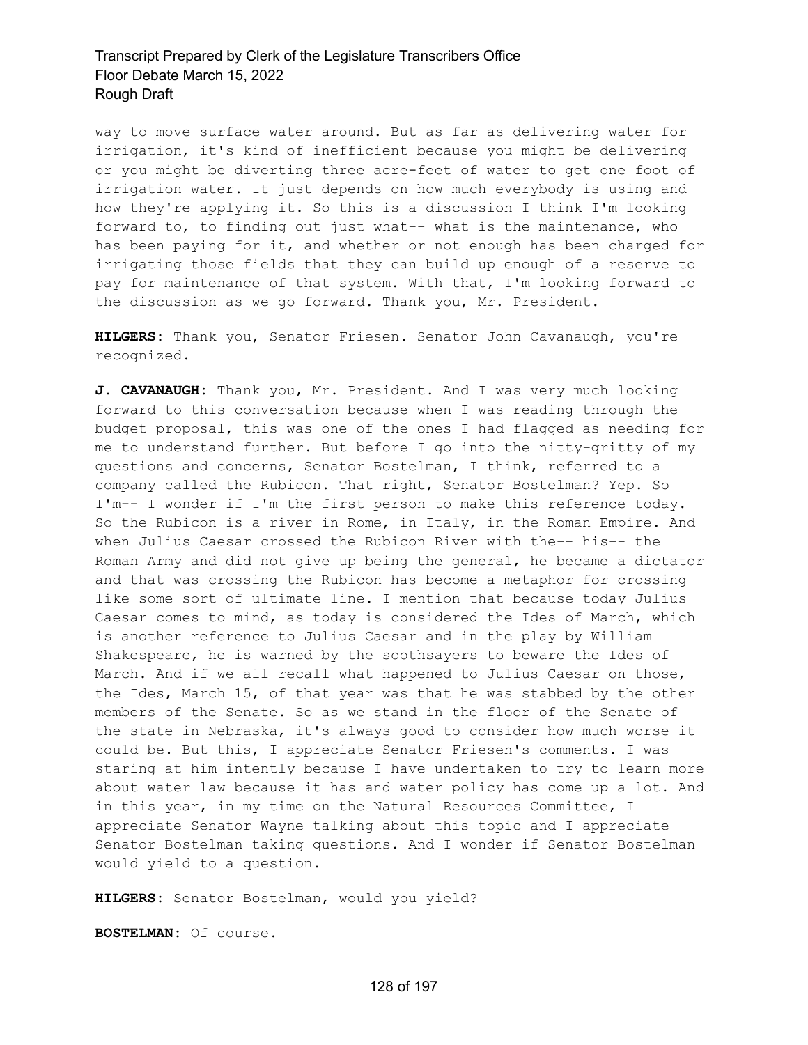way to move surface water around. But as far as delivering water for irrigation, it's kind of inefficient because you might be delivering or you might be diverting three acre-feet of water to get one foot of irrigation water. It just depends on how much everybody is using and how they're applying it. So this is a discussion I think I'm looking forward to, to finding out just what-- what is the maintenance, who has been paying for it, and whether or not enough has been charged for irrigating those fields that they can build up enough of a reserve to pay for maintenance of that system. With that, I'm looking forward to the discussion as we go forward. Thank you, Mr. President.

**HILGERS:** Thank you, Senator Friesen. Senator John Cavanaugh, you're recognized.

**J. CAVANAUGH:** Thank you, Mr. President. And I was very much looking forward to this conversation because when I was reading through the budget proposal, this was one of the ones I had flagged as needing for me to understand further. But before I go into the nitty-gritty of my questions and concerns, Senator Bostelman, I think, referred to a company called the Rubicon. That right, Senator Bostelman? Yep. So I'm-- I wonder if I'm the first person to make this reference today. So the Rubicon is a river in Rome, in Italy, in the Roman Empire. And when Julius Caesar crossed the Rubicon River with the-- his-- the Roman Army and did not give up being the general, he became a dictator and that was crossing the Rubicon has become a metaphor for crossing like some sort of ultimate line. I mention that because today Julius Caesar comes to mind, as today is considered the Ides of March, which is another reference to Julius Caesar and in the play by William Shakespeare, he is warned by the soothsayers to beware the Ides of March. And if we all recall what happened to Julius Caesar on those, the Ides, March 15, of that year was that he was stabbed by the other members of the Senate. So as we stand in the floor of the Senate of the state in Nebraska, it's always good to consider how much worse it could be. But this, I appreciate Senator Friesen's comments. I was staring at him intently because I have undertaken to try to learn more about water law because it has and water policy has come up a lot. And in this year, in my time on the Natural Resources Committee, I appreciate Senator Wayne talking about this topic and I appreciate Senator Bostelman taking questions. And I wonder if Senator Bostelman would yield to a question.

**HILGERS:** Senator Bostelman, would you yield?

**BOSTELMAN:** Of course.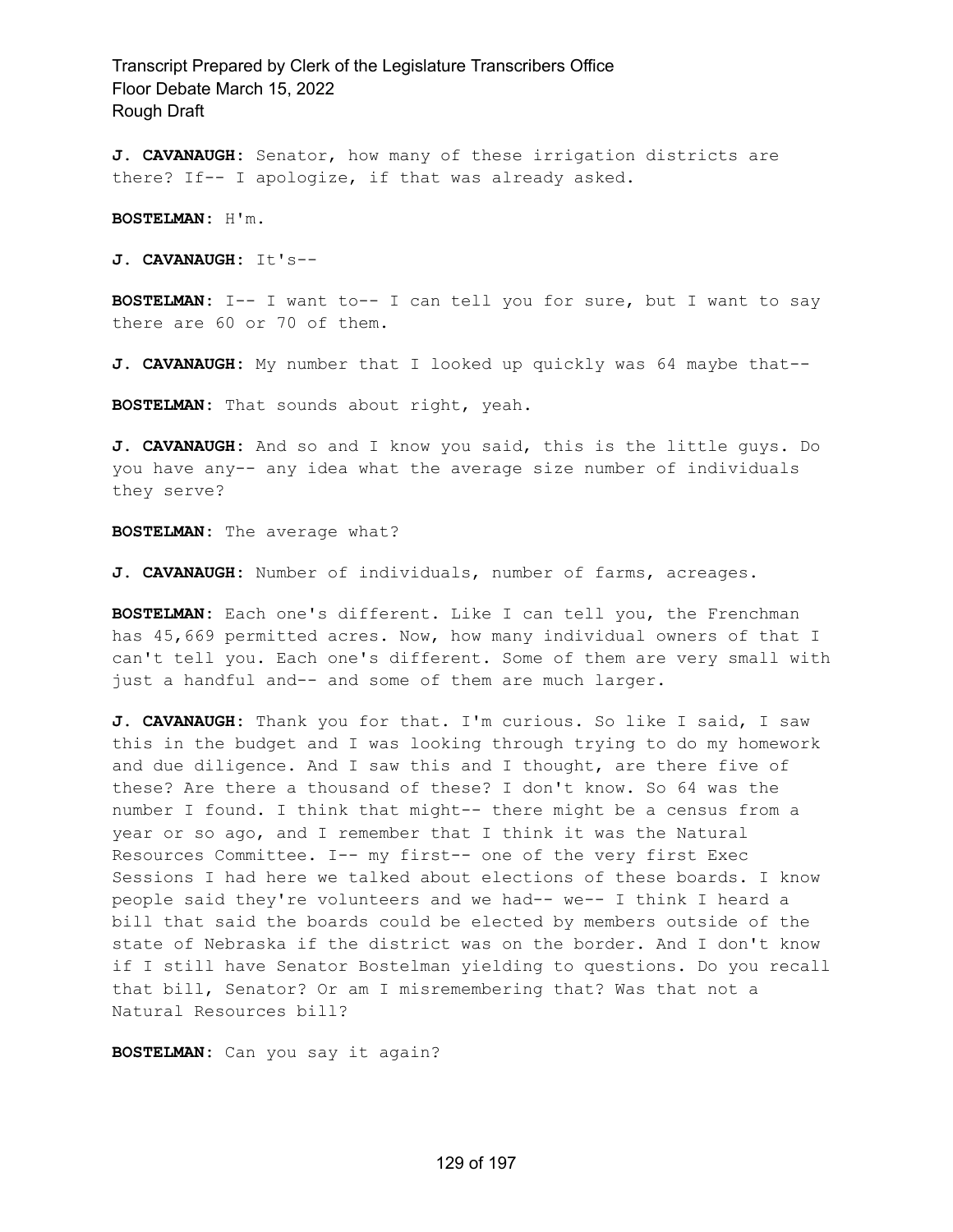**J. CAVANAUGH:** Senator, how many of these irrigation districts are there? If-- I apologize, if that was already asked.

**BOSTELMAN:** H'm.

**J. CAVANAUGH:** It's--

**BOSTELMAN:** I-- I want to-- I can tell you for sure, but I want to say there are 60 or 70 of them.

**J. CAVANAUGH:** My number that I looked up quickly was 64 maybe that--

**BOSTELMAN:** That sounds about right, yeah.

**J. CAVANAUGH:** And so and I know you said, this is the little guys. Do you have any-- any idea what the average size number of individuals they serve?

**BOSTELMAN:** The average what?

**J. CAVANAUGH:** Number of individuals, number of farms, acreages.

**BOSTELMAN:** Each one's different. Like I can tell you, the Frenchman has 45,669 permitted acres. Now, how many individual owners of that I can't tell you. Each one's different. Some of them are very small with just a handful and-- and some of them are much larger.

**J. CAVANAUGH:** Thank you for that. I'm curious. So like I said, I saw this in the budget and I was looking through trying to do my homework and due diligence. And I saw this and I thought, are there five of these? Are there a thousand of these? I don't know. So 64 was the number I found. I think that might-- there might be a census from a year or so ago, and I remember that I think it was the Natural Resources Committee. I-- my first-- one of the very first Exec Sessions I had here we talked about elections of these boards. I know people said they're volunteers and we had-- we-- I think I heard a bill that said the boards could be elected by members outside of the state of Nebraska if the district was on the border. And I don't know if I still have Senator Bostelman yielding to questions. Do you recall that bill, Senator? Or am I misremembering that? Was that not a Natural Resources bill?

**BOSTELMAN:** Can you say it again?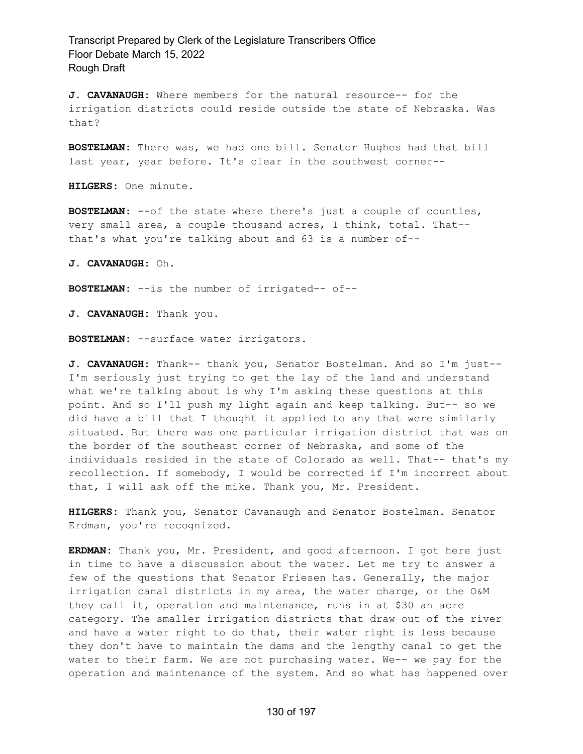**J. CAVANAUGH:** Where members for the natural resource-- for the irrigation districts could reside outside the state of Nebraska. Was that?

**BOSTELMAN:** There was, we had one bill. Senator Hughes had that bill last year, year before. It's clear in the southwest corner--

**HILGERS:** One minute.

**BOSTELMAN:** --of the state where there's just a couple of counties, very small area, a couple thousand acres, I think, total. That-- that's what you're talking about and 63 is a number of--

**J. CAVANAUGH:** Oh.

**BOSTELMAN:** --is the number of irrigated-- of--

**J. CAVANAUGH:** Thank you.

**BOSTELMAN:** --surface water irrigators.

**J. CAVANAUGH:** Thank-- thank you, Senator Bostelman. And so I'm just-- I'm seriously just trying to get the lay of the land and understand what we're talking about is why I'm asking these questions at this point. And so I'll push my light again and keep talking. But-- so we did have a bill that I thought it applied to any that were similarly situated. But there was one particular irrigation district that was on the border of the southeast corner of Nebraska, and some of the individuals resided in the state of Colorado as well. That-- that's my recollection. If somebody, I would be corrected if I'm incorrect about that, I will ask off the mike. Thank you, Mr. President.

**HILGERS:** Thank you, Senator Cavanaugh and Senator Bostelman. Senator Erdman, you're recognized.

**ERDMAN:** Thank you, Mr. President, and good afternoon. I got here just in time to have a discussion about the water. Let me try to answer a few of the questions that Senator Friesen has. Generally, the major irrigation canal districts in my area, the water charge, or the O&M they call it, operation and maintenance, runs in at $30 an acre category. The smaller irrigation districts that draw out of the river and have a water right to do that, their water right is less because they don't have to maintain the dams and the lengthy canal to get the water to their farm. We are not purchasing water. We-- we pay for the operation and maintenance of the system. And so what has happened over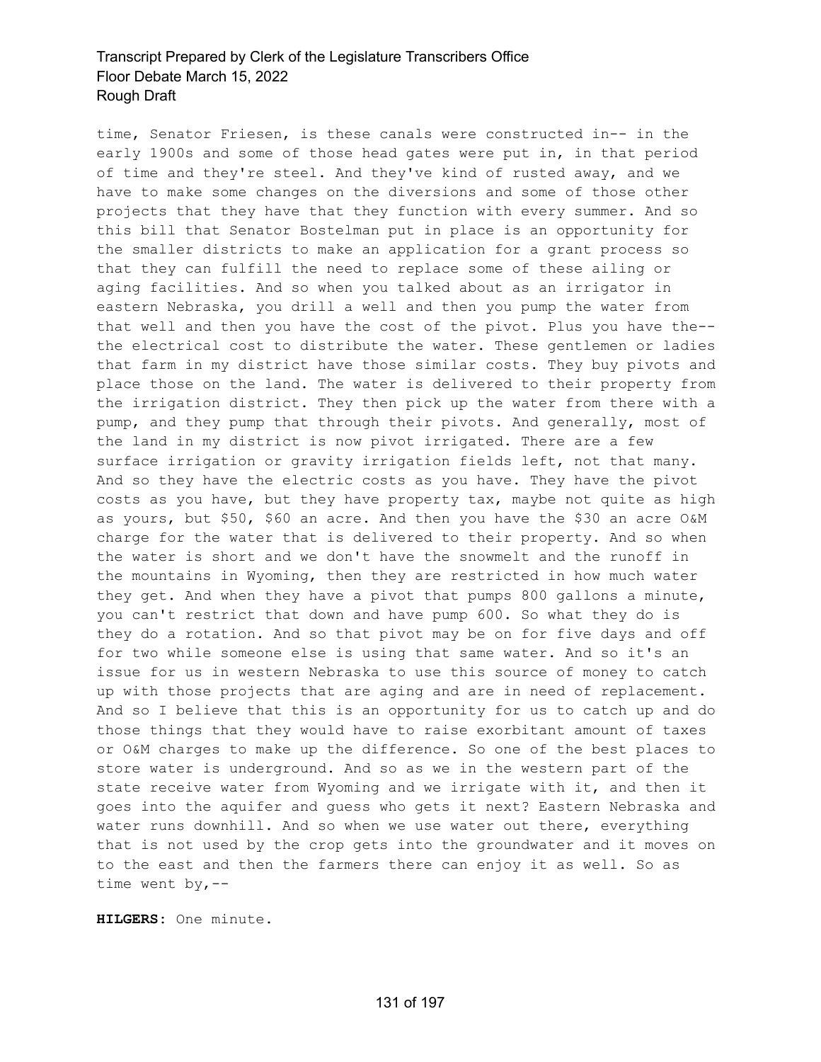time, Senator Friesen, is these canals were constructed in-- in the early 1900s and some of those head gates were put in, in that period of time and they're steel. And they've kind of rusted away, and we have to make some changes on the diversions and some of those other projects that they have that they function with every summer. And so this bill that Senator Bostelman put in place is an opportunity for the smaller districts to make an application for a grant process so that they can fulfill the need to replace some of these ailing or aging facilities. And so when you talked about as an irrigator in eastern Nebraska, you drill a well and then you pump the water from that well and then you have the cost of the pivot. Plus you have the-- the electrical cost to distribute the water. These gentlemen or ladies that farm in my district have those similar costs. They buy pivots and place those on the land. The water is delivered to their property from the irrigation district. They then pick up the water from there with a pump, and they pump that through their pivots. And generally, most of the land in my district is now pivot irrigated. There are a few surface irrigation or gravity irrigation fields left, not that many. And so they have the electric costs as you have. They have the pivot costs as you have, but they have property tax, maybe not quite as high as yours, but $50, $60 an acre. And then you have the $30 an acre O&M charge for the water that is delivered to their property. And so when the water is short and we don't have the snowmelt and the runoff in the mountains in Wyoming, then they are restricted in how much water they get. And when they have a pivot that pumps 800 gallons a minute, you can't restrict that down and have pump 600. So what they do is they do a rotation. And so that pivot may be on for five days and off for two while someone else is using that same water. And so it's an issue for us in western Nebraska to use this source of money to catch up with those projects that are aging and are in need of replacement. And so I believe that this is an opportunity for us to catch up and do those things that they would have to raise exorbitant amount of taxes or O&M charges to make up the difference. So one of the best places to store water is underground. And so as we in the western part of the state receive water from Wyoming and we irrigate with it, and then it goes into the aquifer and guess who gets it next? Eastern Nebraska and water runs downhill. And so when we use water out there, everything that is not used by the crop gets into the groundwater and it moves on to the east and then the farmers there can enjoy it as well. So as time went by,--

**HILGERS:** One minute.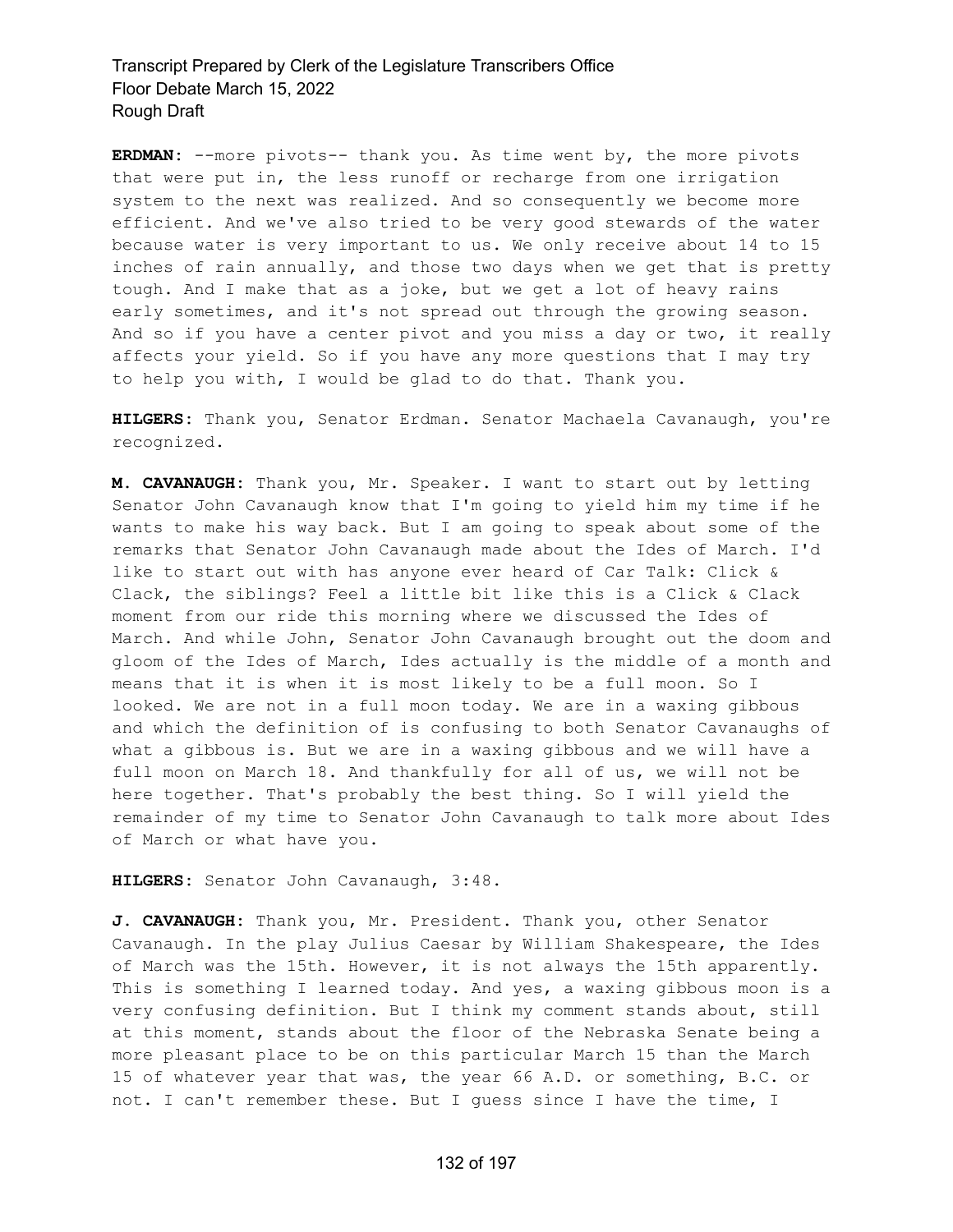**ERDMAN:** --more pivots-- thank you. As time went by, the more pivots that were put in, the less runoff or recharge from one irrigation system to the next was realized. And so consequently we become more efficient. And we've also tried to be very good stewards of the water because water is very important to us. We only receive about 14 to 15 inches of rain annually, and those two days when we get that is pretty tough. And I make that as a joke, but we get a lot of heavy rains early sometimes, and it's not spread out through the growing season. And so if you have a center pivot and you miss a day or two, it really affects your yield. So if you have any more questions that I may try to help you with, I would be glad to do that. Thank you.

**HILGERS:** Thank you, Senator Erdman. Senator Machaela Cavanaugh, you're recognized.

**M. CAVANAUGH:** Thank you, Mr. Speaker. I want to start out by letting Senator John Cavanaugh know that I'm going to yield him my time if he wants to make his way back. But I am going to speak about some of the remarks that Senator John Cavanaugh made about the Ides of March. I'd like to start out with has anyone ever heard of Car Talk: Click & Clack, the siblings? Feel a little bit like this is a Click & Clack moment from our ride this morning where we discussed the Ides of March. And while John, Senator John Cavanaugh brought out the doom and gloom of the Ides of March, Ides actually is the middle of a month and means that it is when it is most likely to be a full moon. So I looked. We are not in a full moon today. We are in a waxing gibbous and which the definition of is confusing to both Senator Cavanaughs of what a gibbous is. But we are in a waxing gibbous and we will have a full moon on March 18. And thankfully for all of us, we will not be here together. That's probably the best thing. So I will yield the remainder of my time to Senator John Cavanaugh to talk more about Ides of March or what have you.

**HILGERS:** Senator John Cavanaugh, 3:48.

**J. CAVANAUGH:** Thank you, Mr. President. Thank you, other Senator Cavanaugh. In the play Julius Caesar by William Shakespeare, the Ides of March was the 15th. However, it is not always the 15th apparently. This is something I learned today. And yes, a waxing gibbous moon is a very confusing definition. But I think my comment stands about, still at this moment, stands about the floor of the Nebraska Senate being a more pleasant place to be on this particular March 15 than the March 15 of whatever year that was, the year 66 A.D. or something, B.C. or not. I can't remember these. But I guess since I have the time, I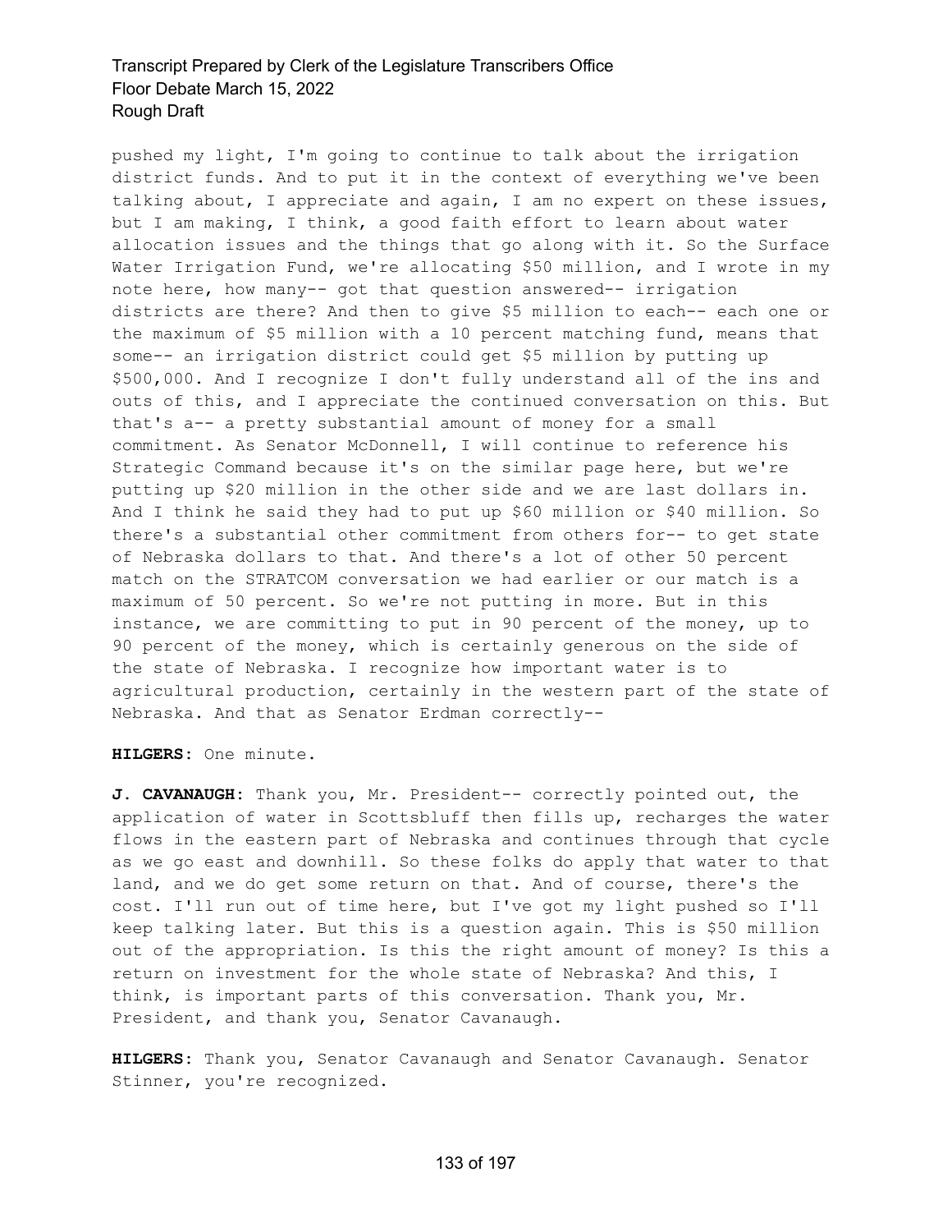pushed my light, I'm going to continue to talk about the irrigation district funds. And to put it in the context of everything we've been talking about, I appreciate and again, I am no expert on these issues, but I am making, I think, a good faith effort to learn about water allocation issues and the things that go along with it. So the Surface Water Irrigation Fund, we're allocating $50 million, and I wrote in my note here, how many-- got that question answered-- irrigation districts are there? And then to give $5 million to each-- each one or the maximum of $5 million with a 10 percent matching fund, means that some-- an irrigation district could get $5 million by putting up $500,000. And I recognize I don't fully understand all of the ins and outs of this, and I appreciate the continued conversation on this. But that's a-- a pretty substantial amount of money for a small commitment. As Senator McDonnell, I will continue to reference his Strategic Command because it's on the similar page here, but we're putting up $20 million in the other side and we are last dollars in. And I think he said they had to put up $60 million or $40 million. So there's a substantial other commitment from others for-- to get state of Nebraska dollars to that. And there's a lot of other 50 percent match on the STRATCOM conversation we had earlier or our match is a maximum of 50 percent. So we're not putting in more. But in this instance, we are committing to put in 90 percent of the money, up to 90 percent of the money, which is certainly generous on the side of the state of Nebraska. I recognize how important water is to agricultural production, certainly in the western part of the state of Nebraska. And that as Senator Erdman correctly--

**HILGERS:** One minute.

**J. CAVANAUGH:** Thank you, Mr. President-- correctly pointed out, the application of water in Scottsbluff then fills up, recharges the water flows in the eastern part of Nebraska and continues through that cycle as we go east and downhill. So these folks do apply that water to that land, and we do get some return on that. And of course, there's the cost. I'll run out of time here, but I've got my light pushed so I'll keep talking later. But this is a question again. This is $50 million out of the appropriation. Is this the right amount of money? Is this a return on investment for the whole state of Nebraska? And this, I think, is important parts of this conversation. Thank you, Mr. President, and thank you, Senator Cavanaugh.

**HILGERS:** Thank you, Senator Cavanaugh and Senator Cavanaugh. Senator Stinner, you're recognized.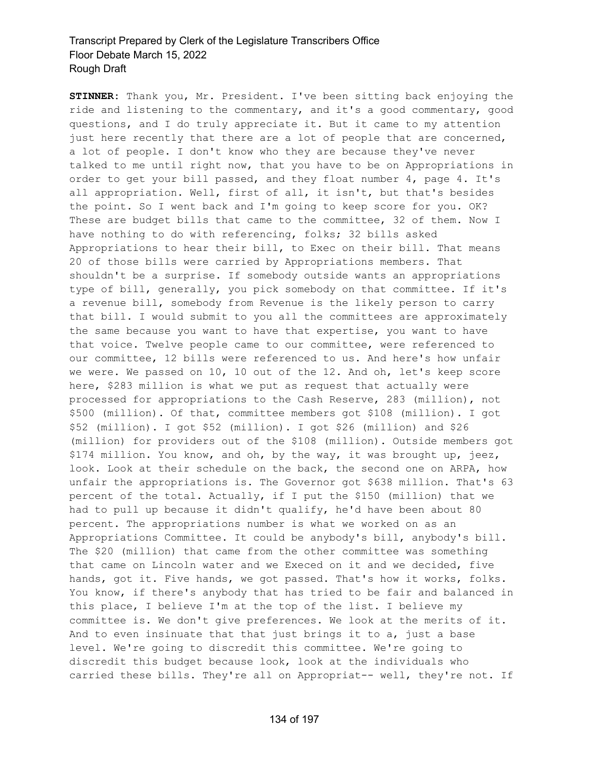**STINNER:** Thank you, Mr. President. I've been sitting back enjoying the ride and listening to the commentary, and it's a good commentary, good questions, and I do truly appreciate it. But it came to my attention just here recently that there are a lot of people that are concerned, a lot of people. I don't know who they are because they've never talked to me until right now, that you have to be on Appropriations in order to get your bill passed, and they float number 4, page 4. It's all appropriation. Well, first of all, it isn't, but that's besides the point. So I went back and I'm going to keep score for you. OK? These are budget bills that came to the committee, 32 of them. Now I have nothing to do with referencing, folks; 32 bills asked Appropriations to hear their bill, to Exec on their bill. That means 20 of those bills were carried by Appropriations members. That shouldn't be a surprise. If somebody outside wants an appropriations type of bill, generally, you pick somebody on that committee. If it's a revenue bill, somebody from Revenue is the likely person to carry that bill. I would submit to you all the committees are approximately the same because you want to have that expertise, you want to have that voice. Twelve people came to our committee, were referenced to our committee, 12 bills were referenced to us. And here's how unfair we were. We passed on 10, 10 out of the 12. And oh, let's keep score here, $283 million is what we put as request that actually were processed for appropriations to the Cash Reserve, 283 (million), not $500 (million). Of that, committee members got $108 (million). I got $52 (million). I got $52 (million). I got $26 (million) and $26 (million) for providers out of the $108 (million). Outside members got $174 million. You know, and oh, by the way, it was brought up, jeez, look. Look at their schedule on the back, the second one on ARPA, how unfair the appropriations is. The Governor got $638 million. That's 63 percent of the total. Actually, if I put the $150 (million) that we had to pull up because it didn't qualify, he'd have been about 80 percent. The appropriations number is what we worked on as an Appropriations Committee. It could be anybody's bill, anybody's bill. The $20 (million) that came from the other committee was something that came on Lincoln water and we Execed on it and we decided, five hands, got it. Five hands, we got passed. That's how it works, folks. You know, if there's anybody that has tried to be fair and balanced in this place, I believe I'm at the top of the list. I believe my committee is. We don't give preferences. We look at the merits of it. And to even insinuate that that just brings it to a, just a base level. We're going to discredit this committee. We're going to discredit this budget because look, look at the individuals who carried these bills. They're all on Appropriat-- well, they're not. If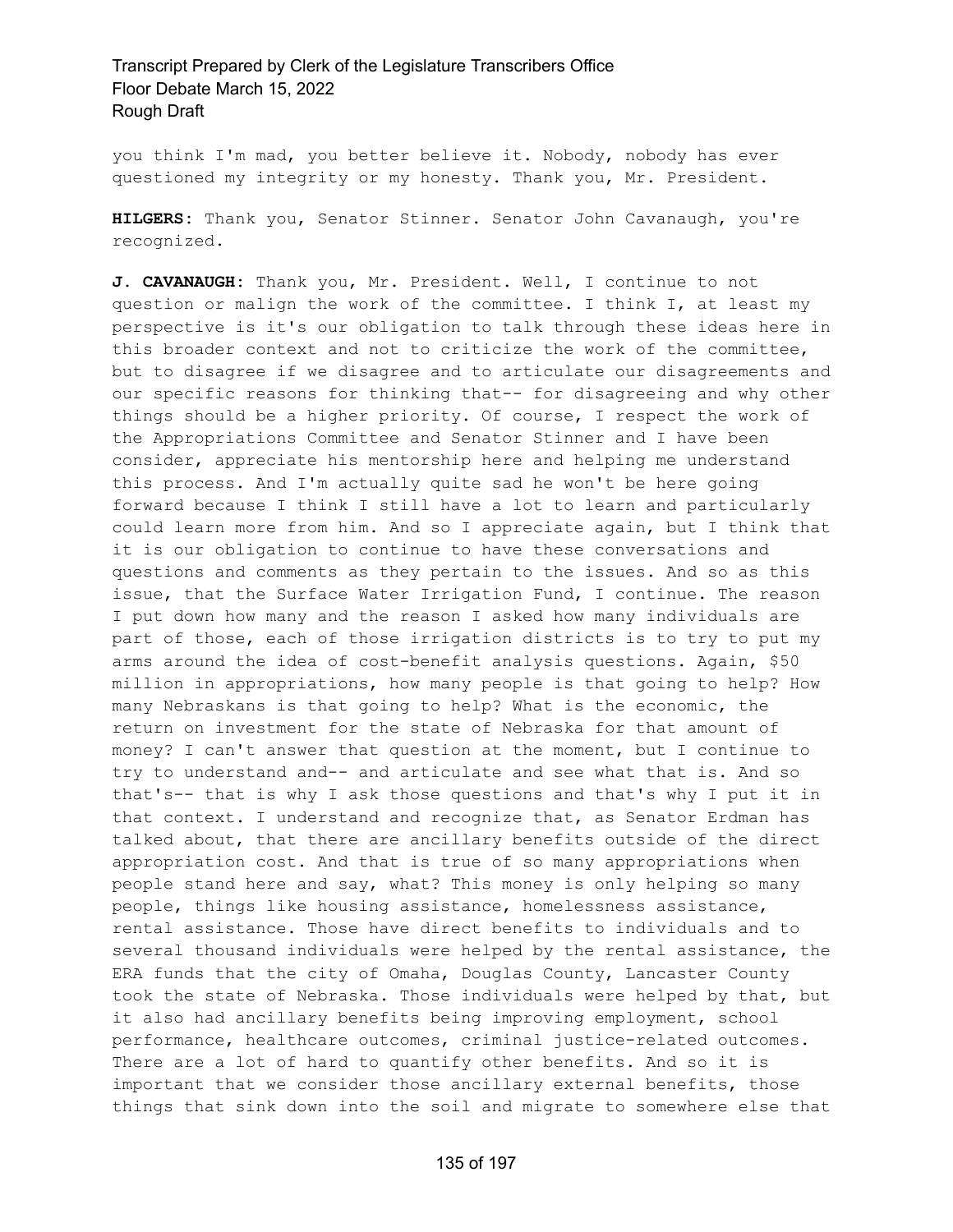you think I'm mad, you better believe it. Nobody, nobody has ever questioned my integrity or my honesty. Thank you, Mr. President.

**HILGERS:** Thank you, Senator Stinner. Senator John Cavanaugh, you're recognized.

**J. CAVANAUGH:** Thank you, Mr. President. Well, I continue to not question or malign the work of the committee. I think I, at least my perspective is it's our obligation to talk through these ideas here in this broader context and not to criticize the work of the committee, but to disagree if we disagree and to articulate our disagreements and our specific reasons for thinking that-- for disagreeing and why other things should be a higher priority. Of course, I respect the work of the Appropriations Committee and Senator Stinner and I have been consider, appreciate his mentorship here and helping me understand this process. And I'm actually quite sad he won't be here going forward because I think I still have a lot to learn and particularly could learn more from him. And so I appreciate again, but I think that it is our obligation to continue to have these conversations and questions and comments as they pertain to the issues. And so as this issue, that the Surface Water Irrigation Fund, I continue. The reason I put down how many and the reason I asked how many individuals are part of those, each of those irrigation districts is to try to put my arms around the idea of cost-benefit analysis questions. Again, $50 million in appropriations, how many people is that going to help? How many Nebraskans is that going to help? What is the economic, the return on investment for the state of Nebraska for that amount of money? I can't answer that question at the moment, but I continue to try to understand and-- and articulate and see what that is. And so that's-- that is why I ask those questions and that's why I put it in that context. I understand and recognize that, as Senator Erdman has talked about, that there are ancillary benefits outside of the direct appropriation cost. And that is true of so many appropriations when people stand here and say, what? This money is only helping so many people, things like housing assistance, homelessness assistance, rental assistance. Those have direct benefits to individuals and to several thousand individuals were helped by the rental assistance, the ERA funds that the city of Omaha, Douglas County, Lancaster County took the state of Nebraska. Those individuals were helped by that, but it also had ancillary benefits being improving employment, school performance, healthcare outcomes, criminal justice-related outcomes. There are a lot of hard to quantify other benefits. And so it is important that we consider those ancillary external benefits, those things that sink down into the soil and migrate to somewhere else that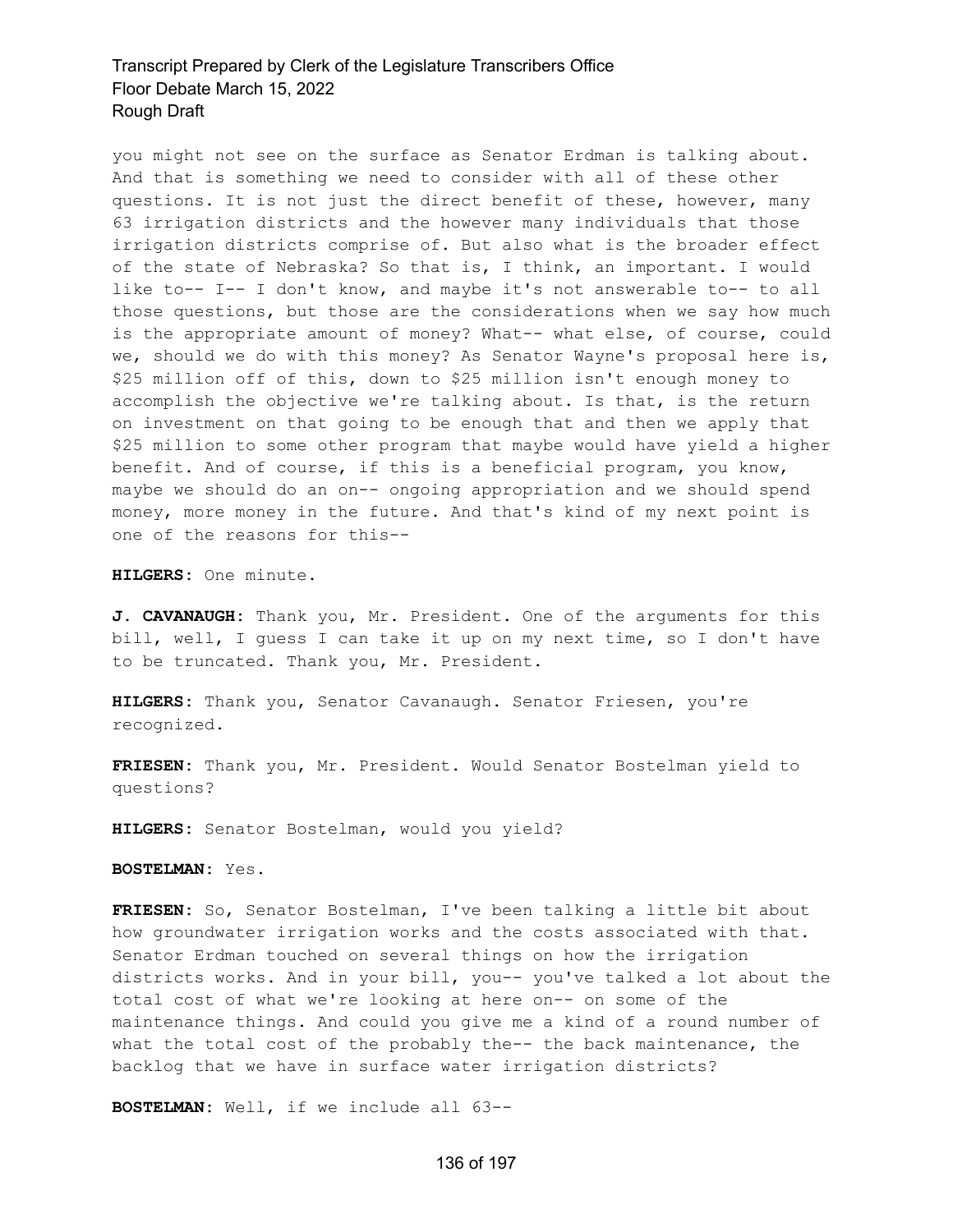you might not see on the surface as Senator Erdman is talking about. And that is something we need to consider with all of these other questions. It is not just the direct benefit of these, however, many 63 irrigation districts and the however many individuals that those irrigation districts comprise of. But also what is the broader effect of the state of Nebraska? So that is, I think, an important. I would like to-- I-- I don't know, and maybe it's not answerable to-- to all those questions, but those are the considerations when we say how much is the appropriate amount of money? What-- what else, of course, could we, should we do with this money? As Senator Wayne's proposal here is, $25 million off of this, down to $25 million isn't enough money to accomplish the objective we're talking about. Is that, is the return on investment on that going to be enough that and then we apply that $25 million to some other program that maybe would have yield a higher benefit. And of course, if this is a beneficial program, you know, maybe we should do an on-- ongoing appropriation and we should spend money, more money in the future. And that's kind of my next point is one of the reasons for this--

**HILGERS:** One minute.

**J. CAVANAUGH:** Thank you, Mr. President. One of the arguments for this bill, well, I guess I can take it up on my next time, so I don't have to be truncated. Thank you, Mr. President.

**HILGERS:** Thank you, Senator Cavanaugh. Senator Friesen, you're recognized.

**FRIESEN:** Thank you, Mr. President. Would Senator Bostelman yield to questions?

**HILGERS:** Senator Bostelman, would you yield?

**BOSTELMAN:** Yes.

**FRIESEN:** So, Senator Bostelman, I've been talking a little bit about how groundwater irrigation works and the costs associated with that. Senator Erdman touched on several things on how the irrigation districts works. And in your bill, you-- you've talked a lot about the total cost of what we're looking at here on-- on some of the maintenance things. And could you give me a kind of a round number of what the total cost of the probably the-- the back maintenance, the backlog that we have in surface water irrigation districts?

**BOSTELMAN:** Well, if we include all 63--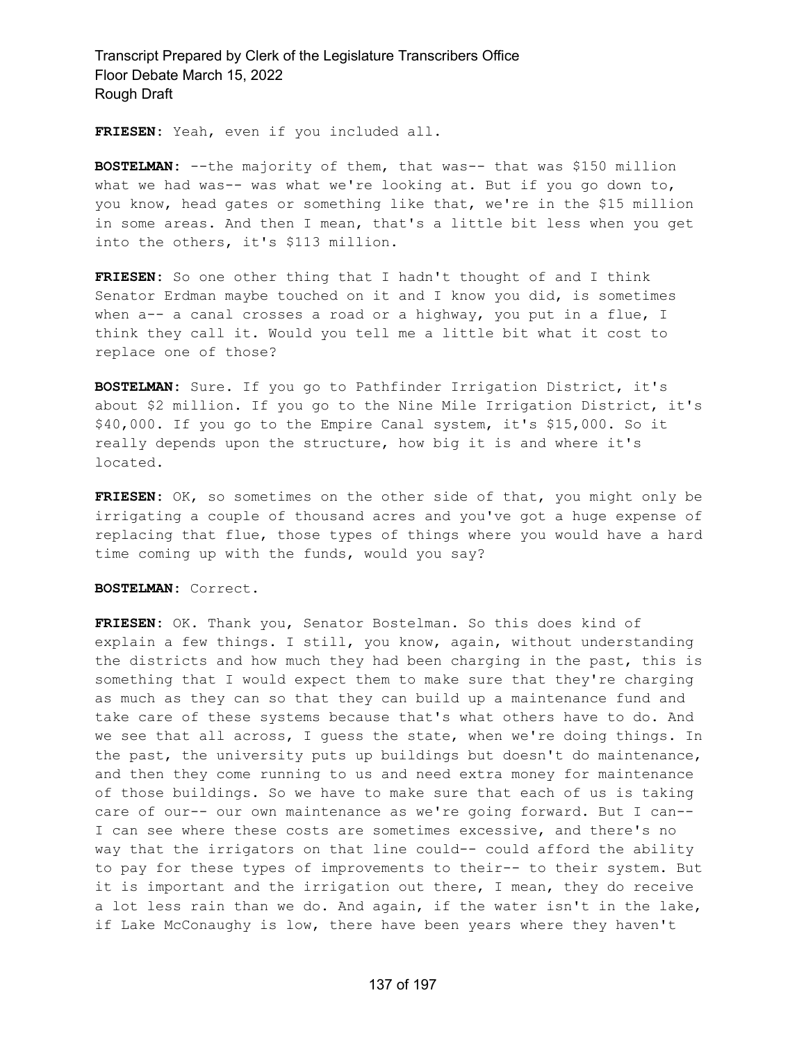**FRIESEN:** Yeah, even if you included all.

**BOSTELMAN:** --the majority of them, that was-- that was $150 million what we had was-- was what we're looking at. But if you go down to, you know, head gates or something like that, we're in the $15 million in some areas. And then I mean, that's a little bit less when you get into the others, it's $113 million.

**FRIESEN:** So one other thing that I hadn't thought of and I think Senator Erdman maybe touched on it and I know you did, is sometimes when a-- a canal crosses a road or a highway, you put in a flue, I think they call it. Would you tell me a little bit what it cost to replace one of those?

**BOSTELMAN:** Sure. If you go to Pathfinder Irrigation District, it's about $2 million. If you go to the Nine Mile Irrigation District, it's $40,000. If you go to the Empire Canal system, it's $15,000. So it really depends upon the structure, how big it is and where it's located.

**FRIESEN:** OK, so sometimes on the other side of that, you might only be irrigating a couple of thousand acres and you've got a huge expense of replacing that flue, those types of things where you would have a hard time coming up with the funds, would you say?

**BOSTELMAN:** Correct.

**FRIESEN:** OK. Thank you, Senator Bostelman. So this does kind of explain a few things. I still, you know, again, without understanding the districts and how much they had been charging in the past, this is something that I would expect them to make sure that they're charging as much as they can so that they can build up a maintenance fund and take care of these systems because that's what others have to do. And we see that all across, I guess the state, when we're doing things. In the past, the university puts up buildings but doesn't do maintenance, and then they come running to us and need extra money for maintenance of those buildings. So we have to make sure that each of us is taking care of our-- our own maintenance as we're going forward. But I can-- I can see where these costs are sometimes excessive, and there's no way that the irrigators on that line could-- could afford the ability to pay for these types of improvements to their-- to their system. But it is important and the irrigation out there, I mean, they do receive a lot less rain than we do. And again, if the water isn't in the lake, if Lake McConaughy is low, there have been years where they haven't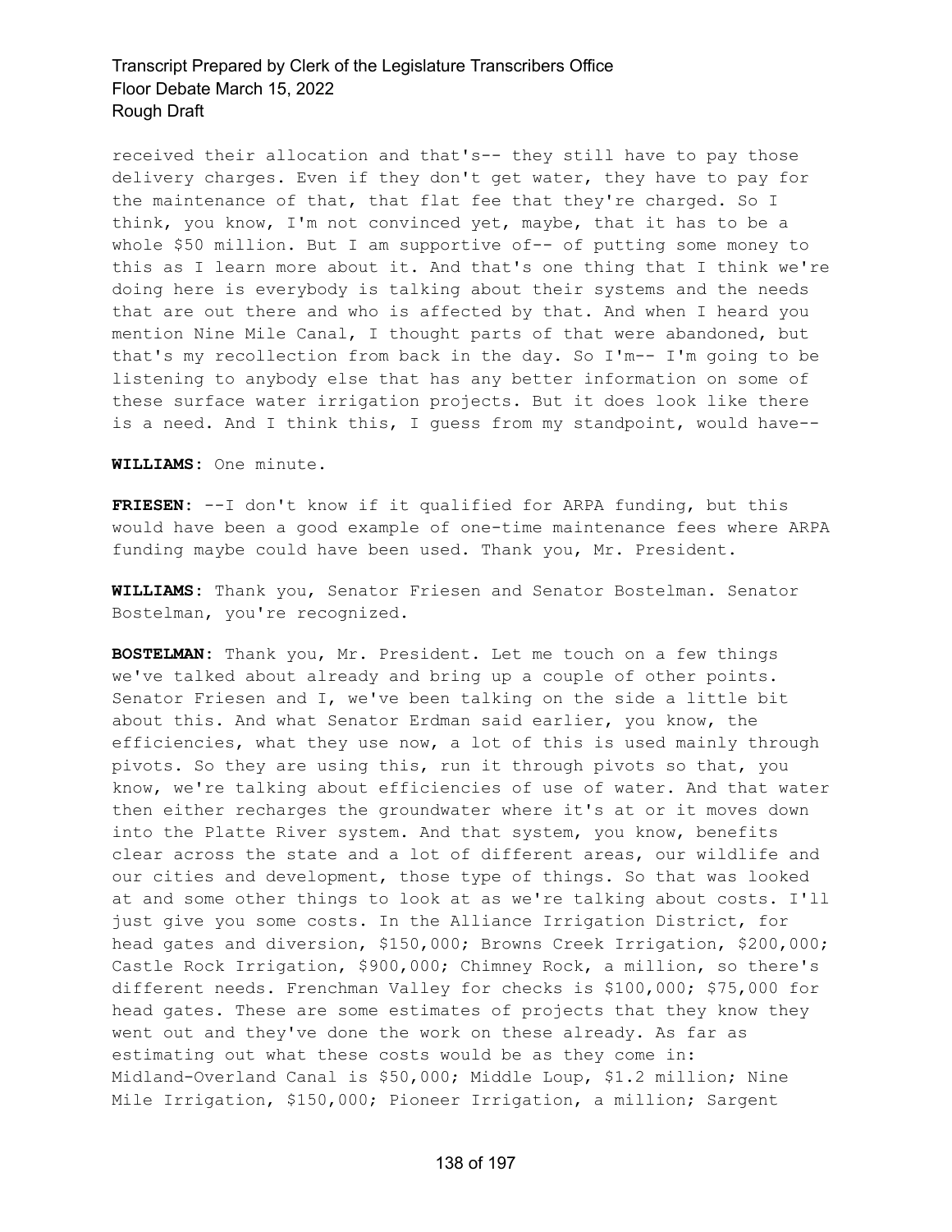received their allocation and that's-- they still have to pay those delivery charges. Even if they don't get water, they have to pay for the maintenance of that, that flat fee that they're charged. So I think, you know, I'm not convinced yet, maybe, that it has to be a whole $50 million. But I am supportive of-- of putting some money to this as I learn more about it. And that's one thing that I think we're doing here is everybody is talking about their systems and the needs that are out there and who is affected by that. And when I heard you mention Nine Mile Canal, I thought parts of that were abandoned, but that's my recollection from back in the day. So I'm-- I'm going to be listening to anybody else that has any better information on some of these surface water irrigation projects. But it does look like there is a need. And I think this, I guess from my standpoint, would have--

**WILLIAMS:** One minute.

**FRIESEN:** --I don't know if it qualified for ARPA funding, but this would have been a good example of one-time maintenance fees where ARPA funding maybe could have been used. Thank you, Mr. President.

**WILLIAMS:** Thank you, Senator Friesen and Senator Bostelman. Senator Bostelman, you're recognized.

**BOSTELMAN:** Thank you, Mr. President. Let me touch on a few things we've talked about already and bring up a couple of other points. Senator Friesen and I, we've been talking on the side a little bit about this. And what Senator Erdman said earlier, you know, the efficiencies, what they use now, a lot of this is used mainly through pivots. So they are using this, run it through pivots so that, you know, we're talking about efficiencies of use of water. And that water then either recharges the groundwater where it's at or it moves down into the Platte River system. And that system, you know, benefits clear across the state and a lot of different areas, our wildlife and our cities and development, those type of things. So that was looked at and some other things to look at as we're talking about costs. I'll just give you some costs. In the Alliance Irrigation District, for head gates and diversion, $150,000; Browns Creek Irrigation, $200,000; Castle Rock Irrigation, $900,000; Chimney Rock, a million, so there's different needs. Frenchman Valley for checks is $100,000; $75,000 for head gates. These are some estimates of projects that they know they went out and they've done the work on these already. As far as estimating out what these costs would be as they come in: Midland-Overland Canal is $50,000; Middle Loup, $1.2 million; Nine Mile Irrigation, $150,000; Pioneer Irrigation, a million; Sargent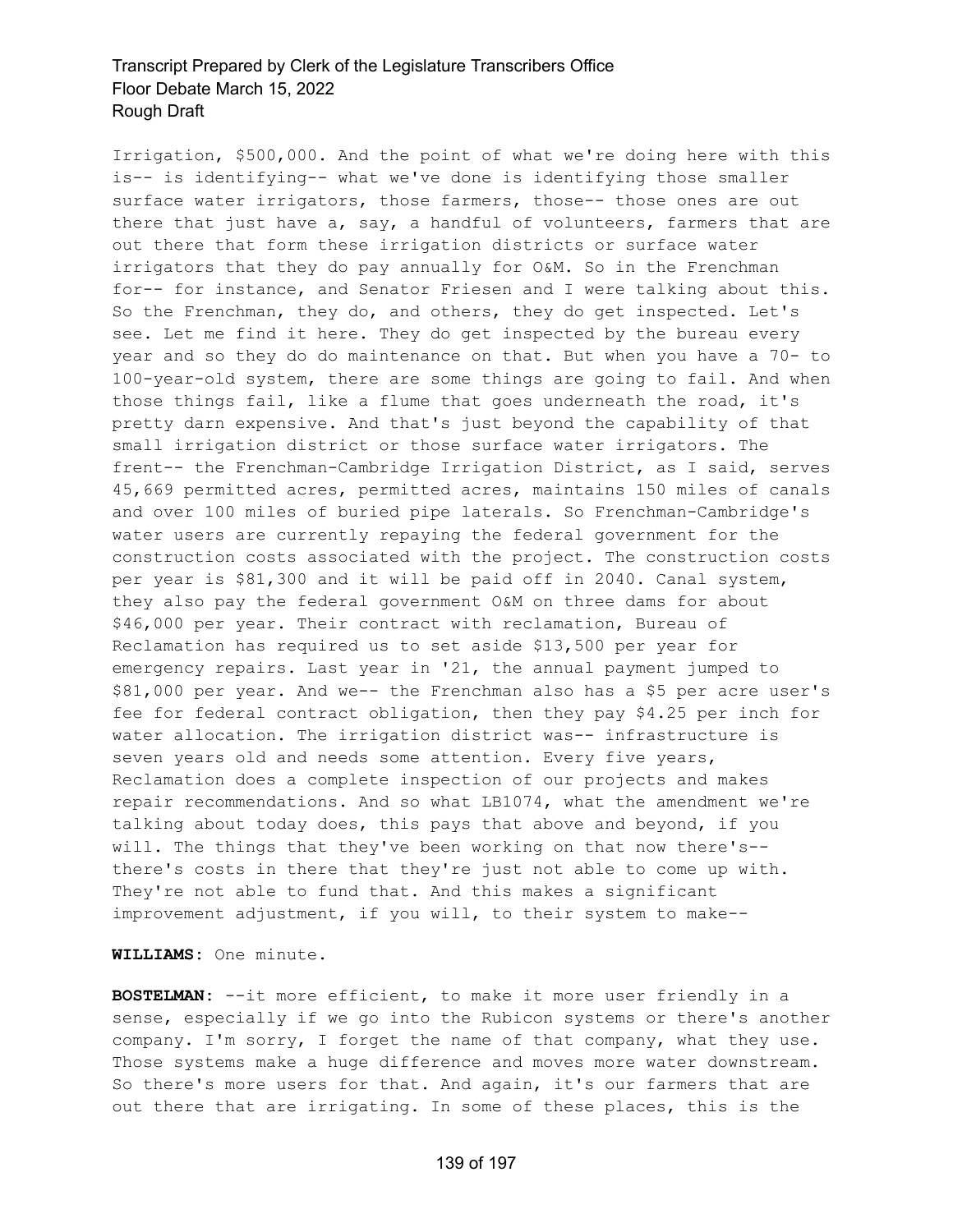Irrigation, $500,000. And the point of what we're doing here with this is-- is identifying-- what we've done is identifying those smaller surface water irrigators, those farmers, those-- those ones are out there that just have a, say, a handful of volunteers, farmers that are out there that form these irrigation districts or surface water irrigators that they do pay annually for O&M. So in the Frenchman for-- for instance, and Senator Friesen and I were talking about this. So the Frenchman, they do, and others, they do get inspected. Let's see. Let me find it here. They do get inspected by the bureau every year and so they do do maintenance on that. But when you have a 70- to 100-year-old system, there are some things are going to fail. And when those things fail, like a flume that goes underneath the road, it's pretty darn expensive. And that's just beyond the capability of that small irrigation district or those surface water irrigators. The frent-- the Frenchman-Cambridge Irrigation District, as I said, serves 45,669 permitted acres, permitted acres, maintains 150 miles of canals and over 100 miles of buried pipe laterals. So Frenchman-Cambridge's water users are currently repaying the federal government for the construction costs associated with the project. The construction costs per year is $81,300 and it will be paid off in 2040. Canal system, they also pay the federal government O&M on three dams for about $46,000 per year. Their contract with reclamation, Bureau of Reclamation has required us to set aside $13,500 per year for emergency repairs. Last year in '21, the annual payment jumped to $81,000 per year. And we-- the Frenchman also has a $5 per acre user's fee for federal contract obligation, then they pay $4.25 per inch for water allocation. The irrigation district was-- infrastructure is seven years old and needs some attention. Every five years, Reclamation does a complete inspection of our projects and makes repair recommendations. And so what LB1074, what the amendment we're talking about today does, this pays that above and beyond, if you will. The things that they've been working on that now there's-- there's costs in there that they're just not able to come up with. They're not able to fund that. And this makes a significant improvement adjustment, if you will, to their system to make--

**WILLIAMS:** One minute.

**BOSTELMAN:** --it more efficient, to make it more user friendly in a sense, especially if we go into the Rubicon systems or there's another company. I'm sorry, I forget the name of that company, what they use. Those systems make a huge difference and moves more water downstream. So there's more users for that. And again, it's our farmers that are out there that are irrigating. In some of these places, this is the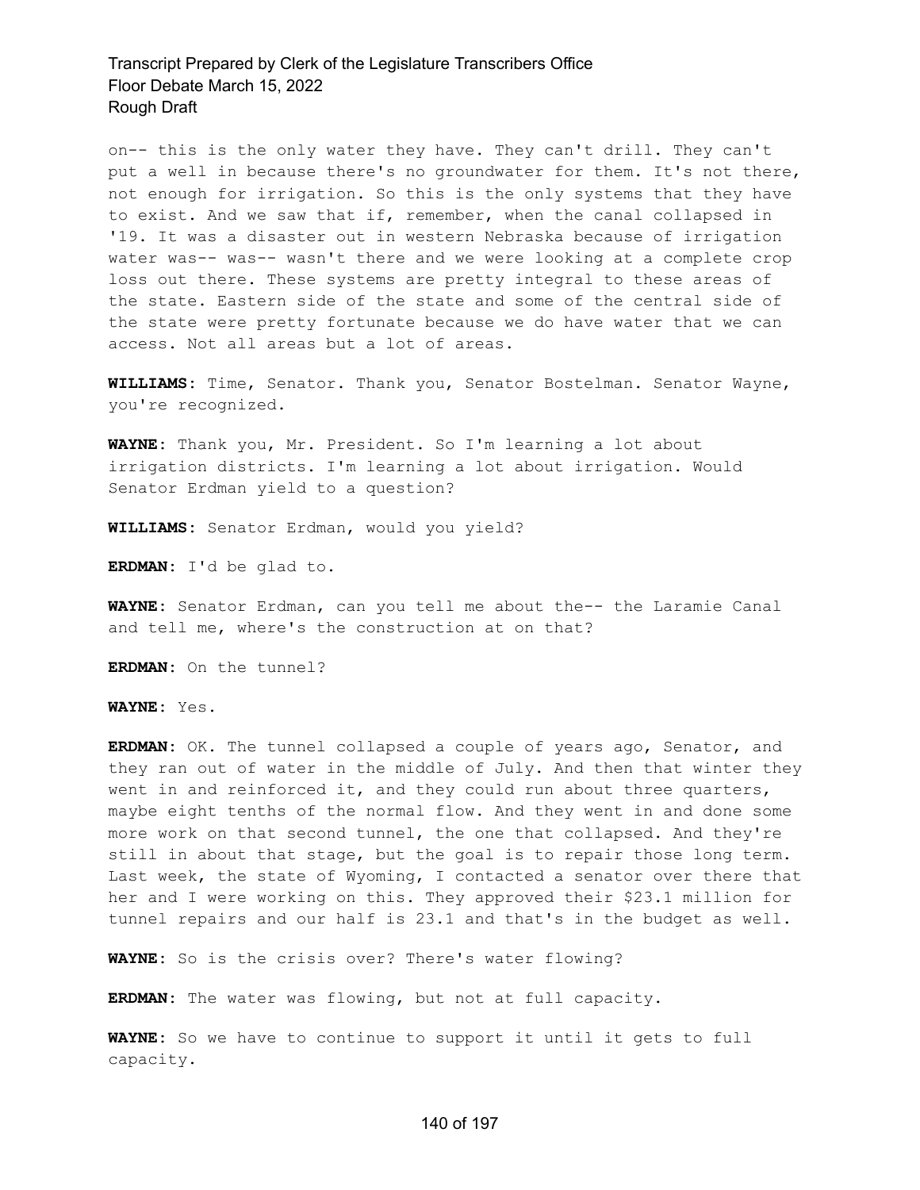on-- this is the only water they have. They can't drill. They can't put a well in because there's no groundwater for them. It's not there, not enough for irrigation. So this is the only systems that they have to exist. And we saw that if, remember, when the canal collapsed in '19. It was a disaster out in western Nebraska because of irrigation water was-- was-- wasn't there and we were looking at a complete crop loss out there. These systems are pretty integral to these areas of the state. Eastern side of the state and some of the central side of the state were pretty fortunate because we do have water that we can access. Not all areas but a lot of areas.

**WILLIAMS:** Time, Senator. Thank you, Senator Bostelman. Senator Wayne, you're recognized.

**WAYNE:** Thank you, Mr. President. So I'm learning a lot about irrigation districts. I'm learning a lot about irrigation. Would Senator Erdman yield to a question?

**WILLIAMS:** Senator Erdman, would you yield?

**ERDMAN:** I'd be glad to.

**WAYNE:** Senator Erdman, can you tell me about the-- the Laramie Canal and tell me, where's the construction at on that?

**ERDMAN:** On the tunnel?

**WAYNE:** Yes.

**ERDMAN:** OK. The tunnel collapsed a couple of years ago, Senator, and they ran out of water in the middle of July. And then that winter they went in and reinforced it, and they could run about three quarters, maybe eight tenths of the normal flow. And they went in and done some more work on that second tunnel, the one that collapsed. And they're still in about that stage, but the goal is to repair those long term. Last week, the state of Wyoming, I contacted a senator over there that her and I were working on this. They approved their $23.1 million for tunnel repairs and our half is 23.1 and that's in the budget as well.

**WAYNE:** So is the crisis over? There's water flowing?

**ERDMAN:** The water was flowing, but not at full capacity.

**WAYNE:** So we have to continue to support it until it gets to full capacity.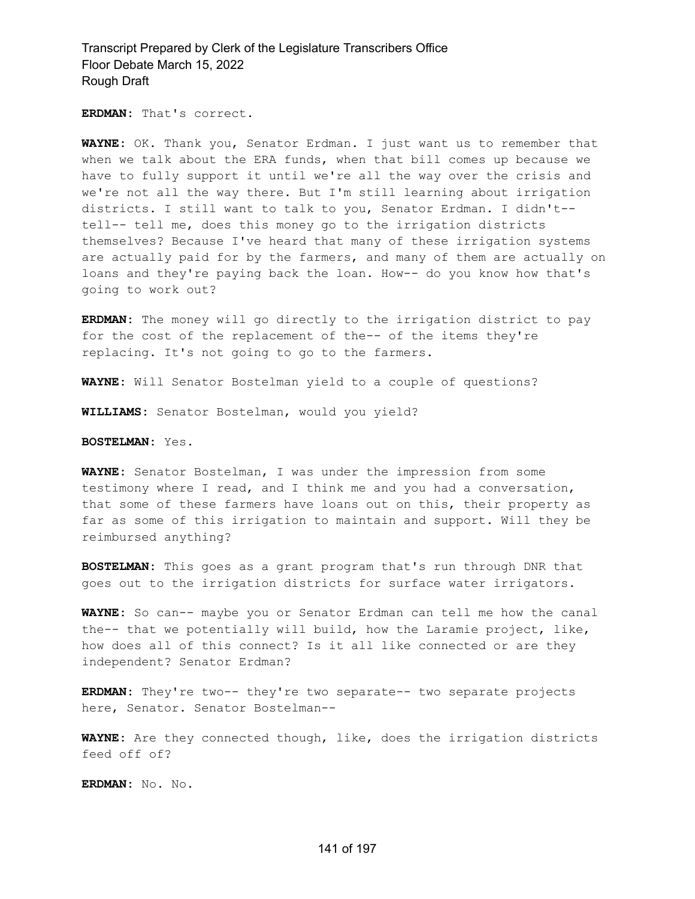**ERDMAN:** That's correct.

**WAYNE:** OK. Thank you, Senator Erdman. I just want us to remember that when we talk about the ERA funds, when that bill comes up because we have to fully support it until we're all the way over the crisis and we're not all the way there. But I'm still learning about irrigation districts. I still want to talk to you, Senator Erdman. I didn't-- tell-- tell me, does this money go to the irrigation districts themselves? Because I've heard that many of these irrigation systems are actually paid for by the farmers, and many of them are actually on loans and they're paying back the loan. How-- do you know how that's going to work out?

**ERDMAN:** The money will go directly to the irrigation district to pay for the cost of the replacement of the-- of the items they're replacing. It's not going to go to the farmers.

**WAYNE:** Will Senator Bostelman yield to a couple of questions?

**WILLIAMS:** Senator Bostelman, would you yield?

**BOSTELMAN:** Yes.

**WAYNE:** Senator Bostelman, I was under the impression from some testimony where I read, and I think me and you had a conversation, that some of these farmers have loans out on this, their property as far as some of this irrigation to maintain and support. Will they be reimbursed anything?

**BOSTELMAN:** This goes as a grant program that's run through DNR that goes out to the irrigation districts for surface water irrigators.

**WAYNE:** So can-- maybe you or Senator Erdman can tell me how the canal the-- that we potentially will build, how the Laramie project, like, how does all of this connect? Is it all like connected or are they independent? Senator Erdman?

**ERDMAN:** They're two-- they're two separate-- two separate projects here, Senator. Senator Bostelman--

**WAYNE:** Are they connected though, like, does the irrigation districts feed off of?

**ERDMAN:** No. No.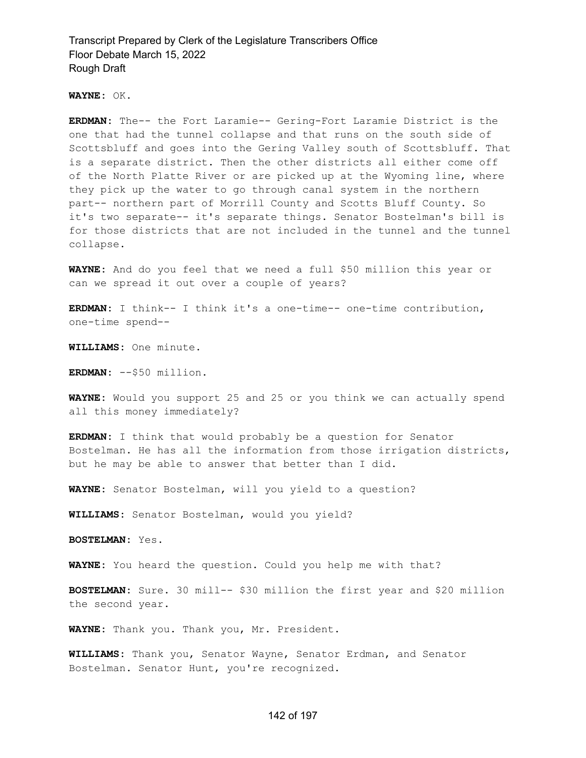**WAYNE:** OK.

**ERDMAN:** The-- the Fort Laramie-- Gering-Fort Laramie District is the one that had the tunnel collapse and that runs on the south side of Scottsbluff and goes into the Gering Valley south of Scottsbluff. That is a separate district. Then the other districts all either come off of the North Platte River or are picked up at the Wyoming line, where they pick up the water to go through canal system in the northern part-- northern part of Morrill County and Scotts Bluff County. So it's two separate-- it's separate things. Senator Bostelman's bill is for those districts that are not included in the tunnel and the tunnel collapse.

**WAYNE:** And do you feel that we need a full $50 million this year or can we spread it out over a couple of years?

**ERDMAN:** I think-- I think it's a one-time-- one-time contribution, one-time spend--

**WILLIAMS:** One minute.

**ERDMAN:** --$50 million.

**WAYNE:** Would you support 25 and 25 or you think we can actually spend all this money immediately?

**ERDMAN:** I think that would probably be a question for Senator Bostelman. He has all the information from those irrigation districts, but he may be able to answer that better than I did.

**WAYNE:** Senator Bostelman, will you yield to a question?

**WILLIAMS:** Senator Bostelman, would you yield?

**BOSTELMAN:** Yes.

**WAYNE:** You heard the question. Could you help me with that?

**BOSTELMAN:** Sure. 30 mill-- $30 million the first year and $20 million the second year.

**WAYNE:** Thank you. Thank you, Mr. President.

**WILLIAMS:** Thank you, Senator Wayne, Senator Erdman, and Senator Bostelman. Senator Hunt, you're recognized.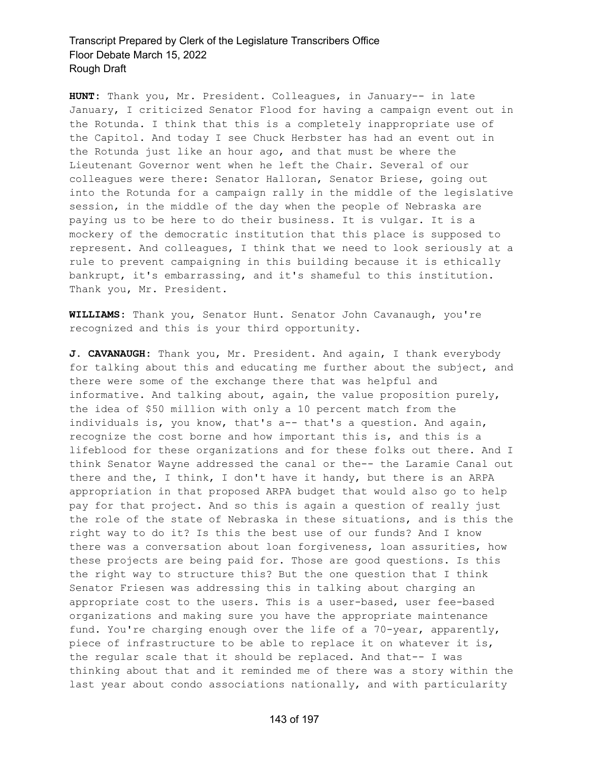**HUNT:** Thank you, Mr. President. Colleagues, in January-- in late January, I criticized Senator Flood for having a campaign event out in the Rotunda. I think that this is a completely inappropriate use of the Capitol. And today I see Chuck Herbster has had an event out in the Rotunda just like an hour ago, and that must be where the Lieutenant Governor went when he left the Chair. Several of our colleagues were there: Senator Halloran, Senator Briese, going out into the Rotunda for a campaign rally in the middle of the legislative session, in the middle of the day when the people of Nebraska are paying us to be here to do their business. It is vulgar. It is a mockery of the democratic institution that this place is supposed to represent. And colleagues, I think that we need to look seriously at a rule to prevent campaigning in this building because it is ethically bankrupt, it's embarrassing, and it's shameful to this institution. Thank you, Mr. President.

**WILLIAMS:** Thank you, Senator Hunt. Senator John Cavanaugh, you're recognized and this is your third opportunity.

**J. CAVANAUGH:** Thank you, Mr. President. And again, I thank everybody for talking about this and educating me further about the subject, and there were some of the exchange there that was helpful and informative. And talking about, again, the value proposition purely, the idea of $50 million with only a 10 percent match from the individuals is, you know, that's a-- that's a question. And again, recognize the cost borne and how important this is, and this is a lifeblood for these organizations and for these folks out there. And I think Senator Wayne addressed the canal or the-- the Laramie Canal out there and the, I think, I don't have it handy, but there is an ARPA appropriation in that proposed ARPA budget that would also go to help pay for that project. And so this is again a question of really just the role of the state of Nebraska in these situations, and is this the right way to do it? Is this the best use of our funds? And I know there was a conversation about loan forgiveness, loan assurities, how these projects are being paid for. Those are good questions. Is this the right way to structure this? But the one question that I think Senator Friesen was addressing this in talking about charging an appropriate cost to the users. This is a user-based, user fee-based organizations and making sure you have the appropriate maintenance fund. You're charging enough over the life of a 70-year, apparently, piece of infrastructure to be able to replace it on whatever it is, the regular scale that it should be replaced. And that-- I was thinking about that and it reminded me of there was a story within the last year about condo associations nationally, and with particularity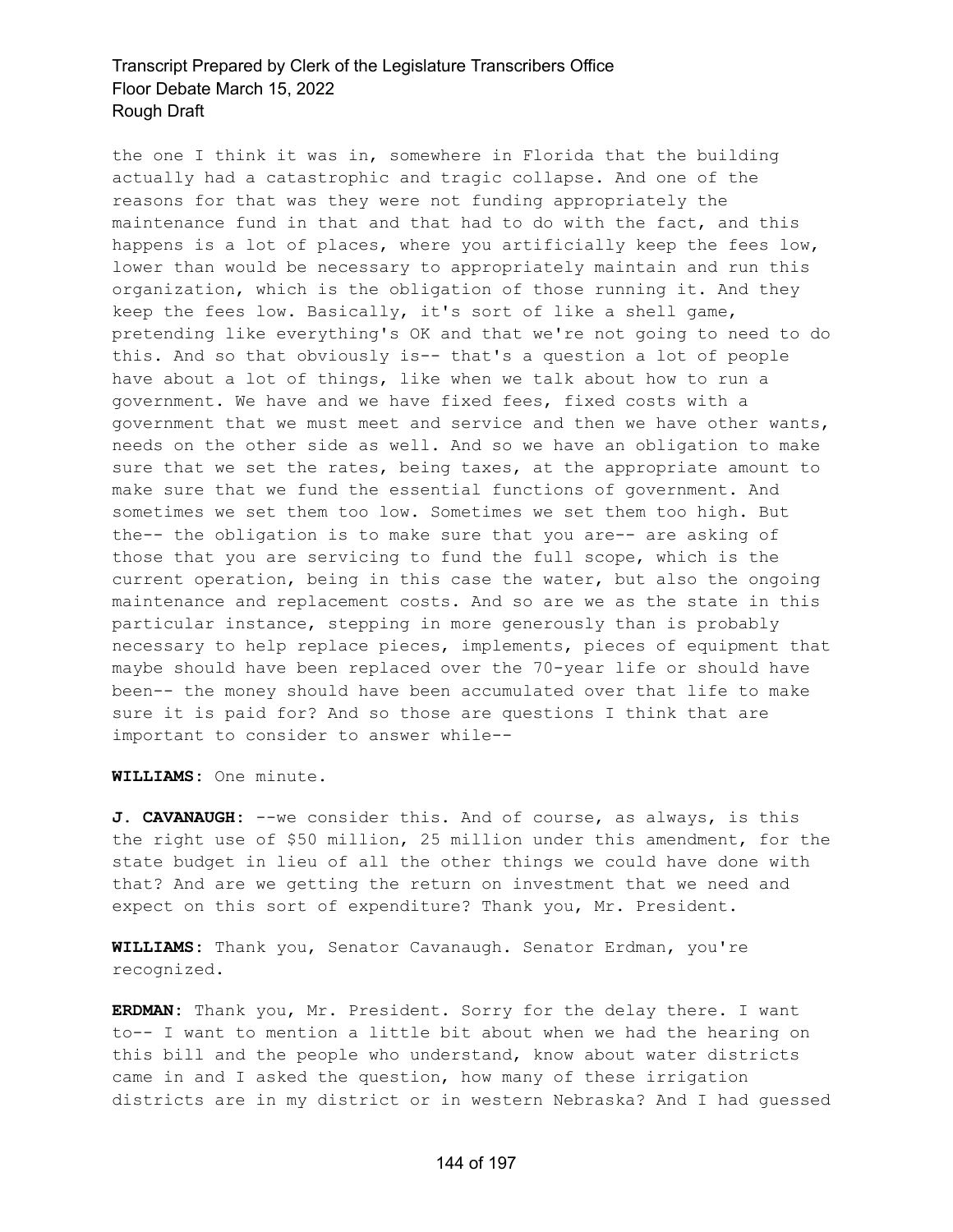the one I think it was in, somewhere in Florida that the building actually had a catastrophic and tragic collapse. And one of the reasons for that was they were not funding appropriately the maintenance fund in that and that had to do with the fact, and this happens is a lot of places, where you artificially keep the fees low, lower than would be necessary to appropriately maintain and run this organization, which is the obligation of those running it. And they keep the fees low. Basically, it's sort of like a shell game, pretending like everything's OK and that we're not going to need to do this. And so that obviously is-- that's a question a lot of people have about a lot of things, like when we talk about how to run a government. We have and we have fixed fees, fixed costs with a government that we must meet and service and then we have other wants, needs on the other side as well. And so we have an obligation to make sure that we set the rates, being taxes, at the appropriate amount to make sure that we fund the essential functions of government. And sometimes we set them too low. Sometimes we set them too high. But the-- the obligation is to make sure that you are-- are asking of those that you are servicing to fund the full scope, which is the current operation, being in this case the water, but also the ongoing maintenance and replacement costs. And so are we as the state in this particular instance, stepping in more generously than is probably necessary to help replace pieces, implements, pieces of equipment that maybe should have been replaced over the 70-year life or should have been-- the money should have been accumulated over that life to make sure it is paid for? And so those are questions I think that are important to consider to answer while--

**WILLIAMS:** One minute.

**J. CAVANAUGH:** --we consider this. And of course, as always, is this the right use of $50 million, 25 million under this amendment, for the state budget in lieu of all the other things we could have done with that? And are we getting the return on investment that we need and expect on this sort of expenditure? Thank you, Mr. President.

**WILLIAMS:** Thank you, Senator Cavanaugh. Senator Erdman, you're recognized.

**ERDMAN:** Thank you, Mr. President. Sorry for the delay there. I want to-- I want to mention a little bit about when we had the hearing on this bill and the people who understand, know about water districts came in and I asked the question, how many of these irrigation districts are in my district or in western Nebraska? And I had guessed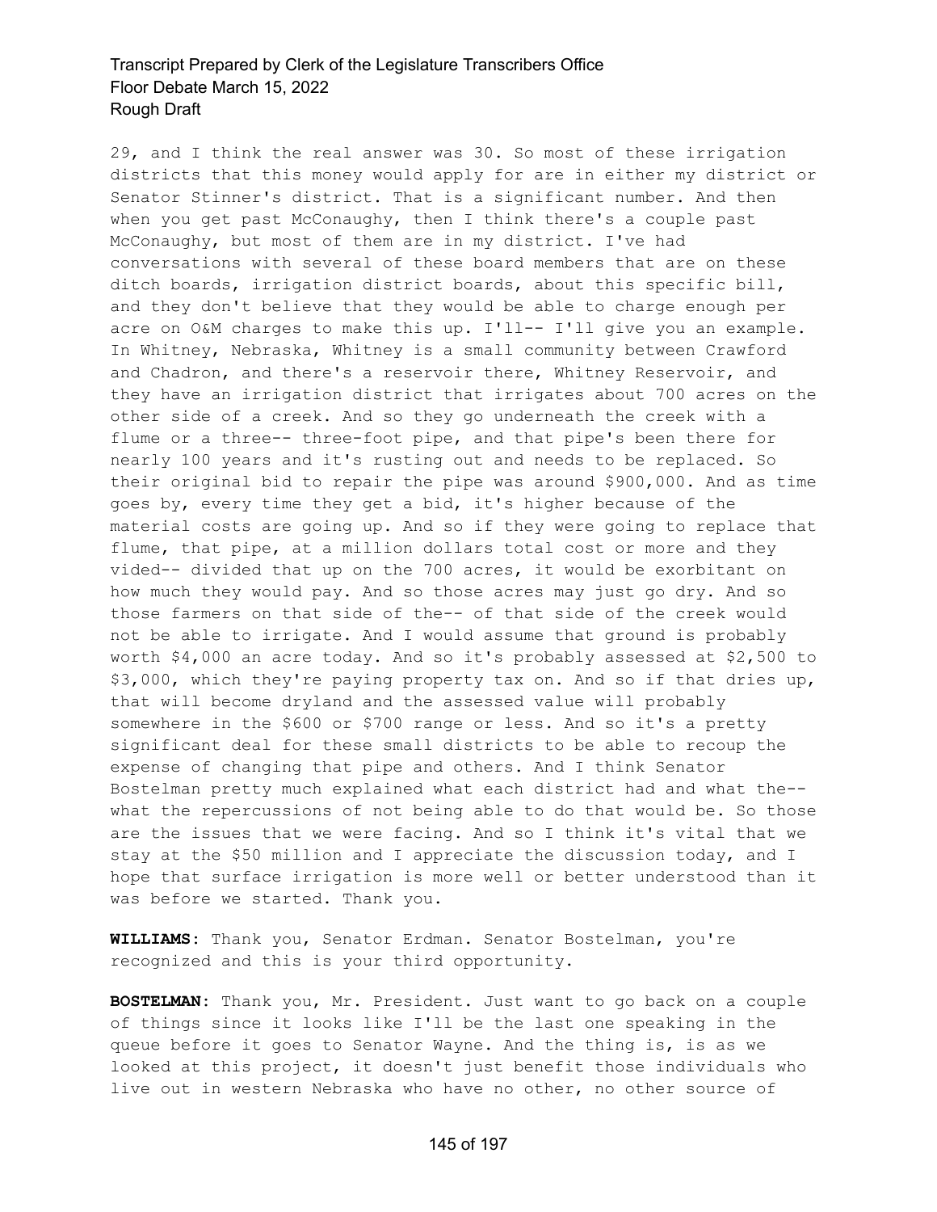29, and I think the real answer was 30. So most of these irrigation districts that this money would apply for are in either my district or Senator Stinner's district. That is a significant number. And then when you get past McConaughy, then I think there's a couple past McConaughy, but most of them are in my district. I've had conversations with several of these board members that are on these ditch boards, irrigation district boards, about this specific bill, and they don't believe that they would be able to charge enough per acre on O&M charges to make this up. I'll-- I'll give you an example. In Whitney, Nebraska, Whitney is a small community between Crawford and Chadron, and there's a reservoir there, Whitney Reservoir, and they have an irrigation district that irrigates about 700 acres on the other side of a creek. And so they go underneath the creek with a flume or a three-- three-foot pipe, and that pipe's been there for nearly 100 years and it's rusting out and needs to be replaced. So their original bid to repair the pipe was around $900,000. And as time goes by, every time they get a bid, it's higher because of the material costs are going up. And so if they were going to replace that flume, that pipe, at a million dollars total cost or more and they vided-- divided that up on the 700 acres, it would be exorbitant on how much they would pay. And so those acres may just go dry. And so those farmers on that side of the-- of that side of the creek would not be able to irrigate. And I would assume that ground is probably worth $4,000 an acre today. And so it's probably assessed at $2,500 to $3,000, which they're paying property tax on. And so if that dries up, that will become dryland and the assessed value will probably somewhere in the $600 or $700 range or less. And so it's a pretty significant deal for these small districts to be able to recoup the expense of changing that pipe and others. And I think Senator Bostelman pretty much explained what each district had and what the-- what the repercussions of not being able to do that would be. So those are the issues that we were facing. And so I think it's vital that we stay at the $50 million and I appreciate the discussion today, and I hope that surface irrigation is more well or better understood than it was before we started. Thank you.

**WILLIAMS:** Thank you, Senator Erdman. Senator Bostelman, you're recognized and this is your third opportunity.

**BOSTELMAN:** Thank you, Mr. President. Just want to go back on a couple of things since it looks like I'll be the last one speaking in the queue before it goes to Senator Wayne. And the thing is, is as we looked at this project, it doesn't just benefit those individuals who live out in western Nebraska who have no other, no other source of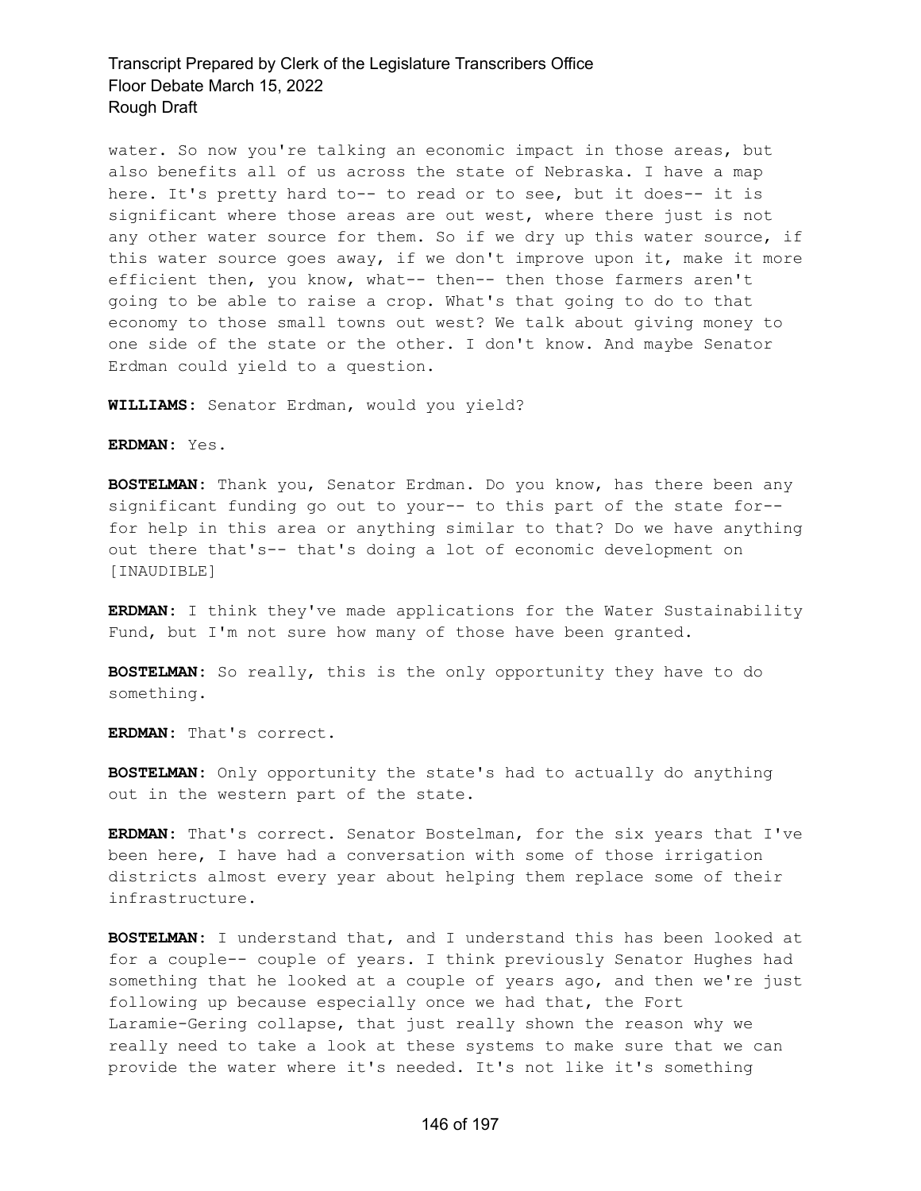water. So now you're talking an economic impact in those areas, but also benefits all of us across the state of Nebraska. I have a map here. It's pretty hard to-- to read or to see, but it does-- it is significant where those areas are out west, where there just is not any other water source for them. So if we dry up this water source, if this water source goes away, if we don't improve upon it, make it more efficient then, you know, what-- then-- then those farmers aren't going to be able to raise a crop. What's that going to do to that economy to those small towns out west? We talk about giving money to one side of the state or the other. I don't know. And maybe Senator Erdman could yield to a question.

**WILLIAMS:** Senator Erdman, would you yield?

**ERDMAN:** Yes.

**BOSTELMAN:** Thank you, Senator Erdman. Do you know, has there been any significant funding go out to your-- to this part of the state for-- for help in this area or anything similar to that? Do we have anything out there that's-- that's doing a lot of economic development on [INAUDIBLE]

**ERDMAN:** I think they've made applications for the Water Sustainability Fund, but I'm not sure how many of those have been granted.

**BOSTELMAN:** So really, this is the only opportunity they have to do something.

**ERDMAN:** That's correct.

**BOSTELMAN:** Only opportunity the state's had to actually do anything out in the western part of the state.

**ERDMAN:** That's correct. Senator Bostelman, for the six years that I've been here, I have had a conversation with some of those irrigation districts almost every year about helping them replace some of their infrastructure.

**BOSTELMAN:** I understand that, and I understand this has been looked at for a couple-- couple of years. I think previously Senator Hughes had something that he looked at a couple of years ago, and then we're just following up because especially once we had that, the Fort Laramie-Gering collapse, that just really shown the reason why we really need to take a look at these systems to make sure that we can provide the water where it's needed. It's not like it's something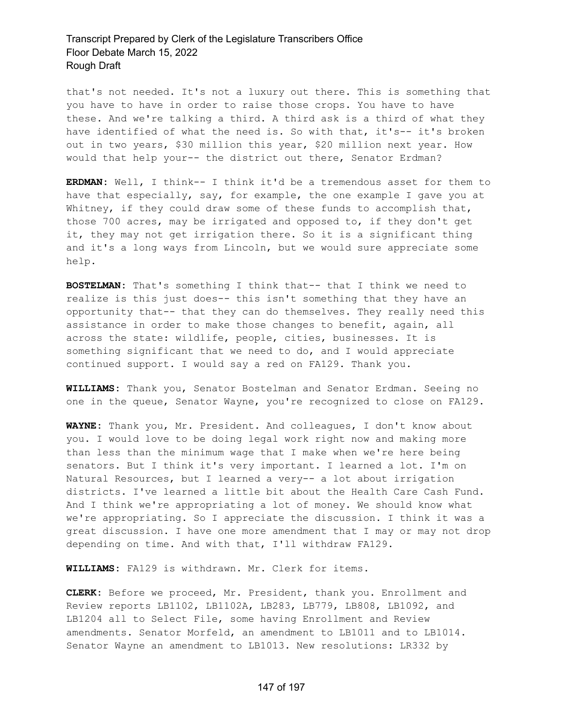that's not needed. It's not a luxury out there. This is something that you have to have in order to raise those crops. You have to have these. And we're talking a third. A third ask is a third of what they have identified of what the need is. So with that, it's-- it's broken out in two years, $30 million this year, $20 million next year. How would that help your-- the district out there, Senator Erdman?

**ERDMAN:** Well, I think-- I think it'd be a tremendous asset for them to have that especially, say, for example, the one example I gave you at Whitney, if they could draw some of these funds to accomplish that, those 700 acres, may be irrigated and opposed to, if they don't get it, they may not get irrigation there. So it is a significant thing and it's a long ways from Lincoln, but we would sure appreciate some help.

**BOSTELMAN:** That's something I think that-- that I think we need to realize is this just does-- this isn't something that they have an opportunity that-- that they can do themselves. They really need this assistance in order to make those changes to benefit, again, all across the state: wildlife, people, cities, businesses. It is something significant that we need to do, and I would appreciate continued support. I would say a red on FA129. Thank you.

**WILLIAMS:** Thank you, Senator Bostelman and Senator Erdman. Seeing no one in the queue, Senator Wayne, you're recognized to close on FA129.

**WAYNE:** Thank you, Mr. President. And colleagues, I don't know about you. I would love to be doing legal work right now and making more than less than the minimum wage that I make when we're here being senators. But I think it's very important. I learned a lot. I'm on Natural Resources, but I learned a very-- a lot about irrigation districts. I've learned a little bit about the Health Care Cash Fund. And I think we're appropriating a lot of money. We should know what we're appropriating. So I appreciate the discussion. I think it was a great discussion. I have one more amendment that I may or may not drop depending on time. And with that, I'll withdraw FA129.

**WILLIAMS:** FA129 is withdrawn. Mr. Clerk for items.

**CLERK:** Before we proceed, Mr. President, thank you. Enrollment and Review reports LB1102, LB1102A, LB283, LB779, LB808, LB1092, and LB1204 all to Select File, some having Enrollment and Review amendments. Senator Morfeld, an amendment to LB1011 and to LB1014. Senator Wayne an amendment to LB1013. New resolutions: LR332 by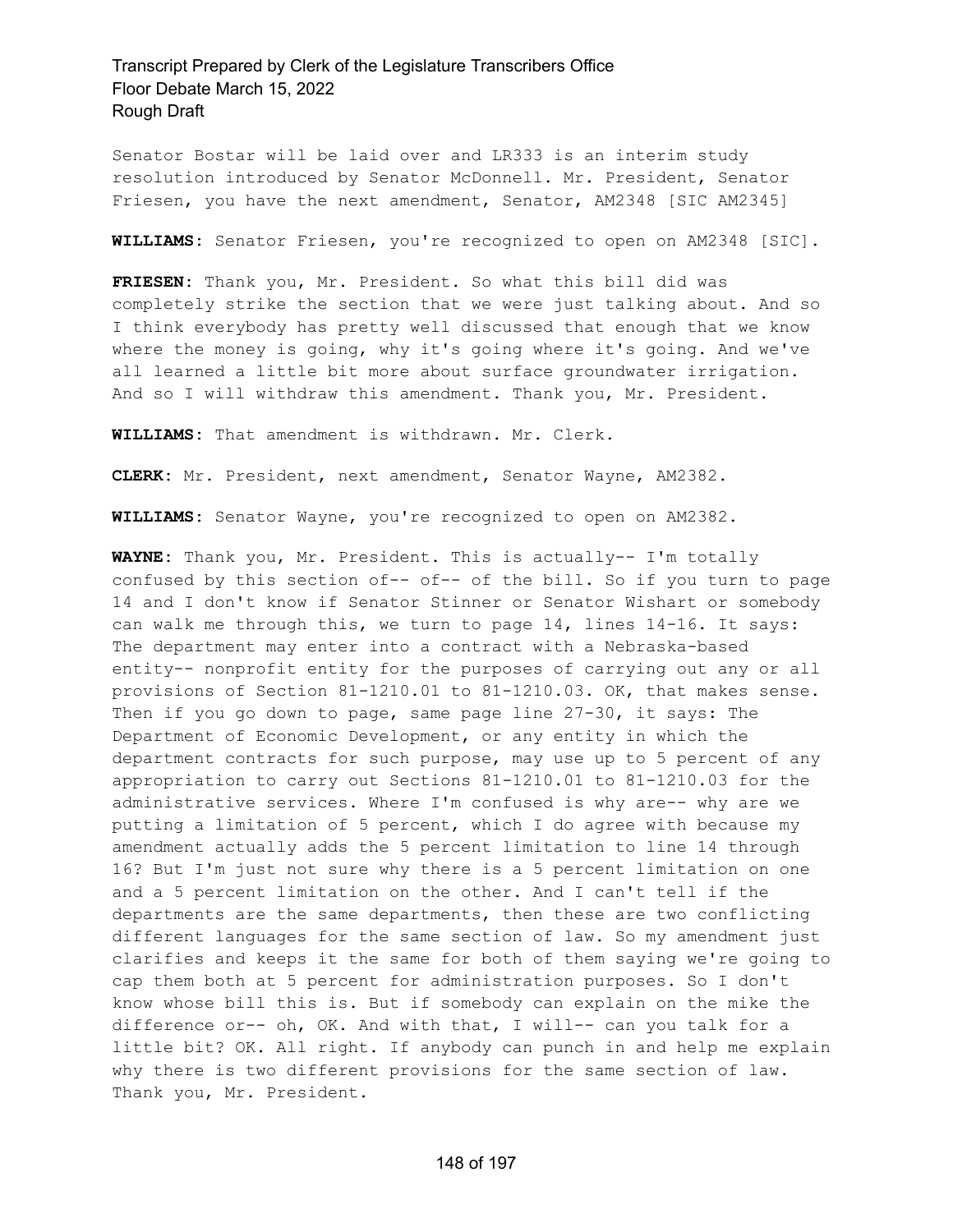Senator Bostar will be laid over and LR333 is an interim study resolution introduced by Senator McDonnell. Mr. President, Senator Friesen, you have the next amendment, Senator, AM2348 [SIC AM2345]

**WILLIAMS:** Senator Friesen, you're recognized to open on AM2348 [SIC].

**FRIESEN:** Thank you, Mr. President. So what this bill did was completely strike the section that we were just talking about. And so I think everybody has pretty well discussed that enough that we know where the money is going, why it's going where it's going. And we've all learned a little bit more about surface groundwater irrigation. And so I will withdraw this amendment. Thank you, Mr. President.

**WILLIAMS:** That amendment is withdrawn. Mr. Clerk.

**CLERK:** Mr. President, next amendment, Senator Wayne, AM2382.

**WILLIAMS:** Senator Wayne, you're recognized to open on AM2382.

**WAYNE:** Thank you, Mr. President. This is actually-- I'm totally confused by this section of-- of-- of the bill. So if you turn to page 14 and I don't know if Senator Stinner or Senator Wishart or somebody can walk me through this, we turn to page 14, lines 14-16. It says: The department may enter into a contract with a Nebraska-based entity-- nonprofit entity for the purposes of carrying out any or all provisions of Section 81-1210.01 to 81-1210.03. OK, that makes sense. Then if you go down to page, same page line 27-30, it says: The Department of Economic Development, or any entity in which the department contracts for such purpose, may use up to 5 percent of any appropriation to carry out Sections 81-1210.01 to 81-1210.03 for the administrative services. Where I'm confused is why are-- why are we putting a limitation of 5 percent, which I do agree with because my amendment actually adds the 5 percent limitation to line 14 through 16? But I'm just not sure why there is a 5 percent limitation on one and a 5 percent limitation on the other. And I can't tell if the departments are the same departments, then these are two conflicting different languages for the same section of law. So my amendment just clarifies and keeps it the same for both of them saying we're going to cap them both at 5 percent for administration purposes. So I don't know whose bill this is. But if somebody can explain on the mike the difference or-- oh, OK. And with that, I will-- can you talk for a little bit? OK. All right. If anybody can punch in and help me explain why there is two different provisions for the same section of law. Thank you, Mr. President.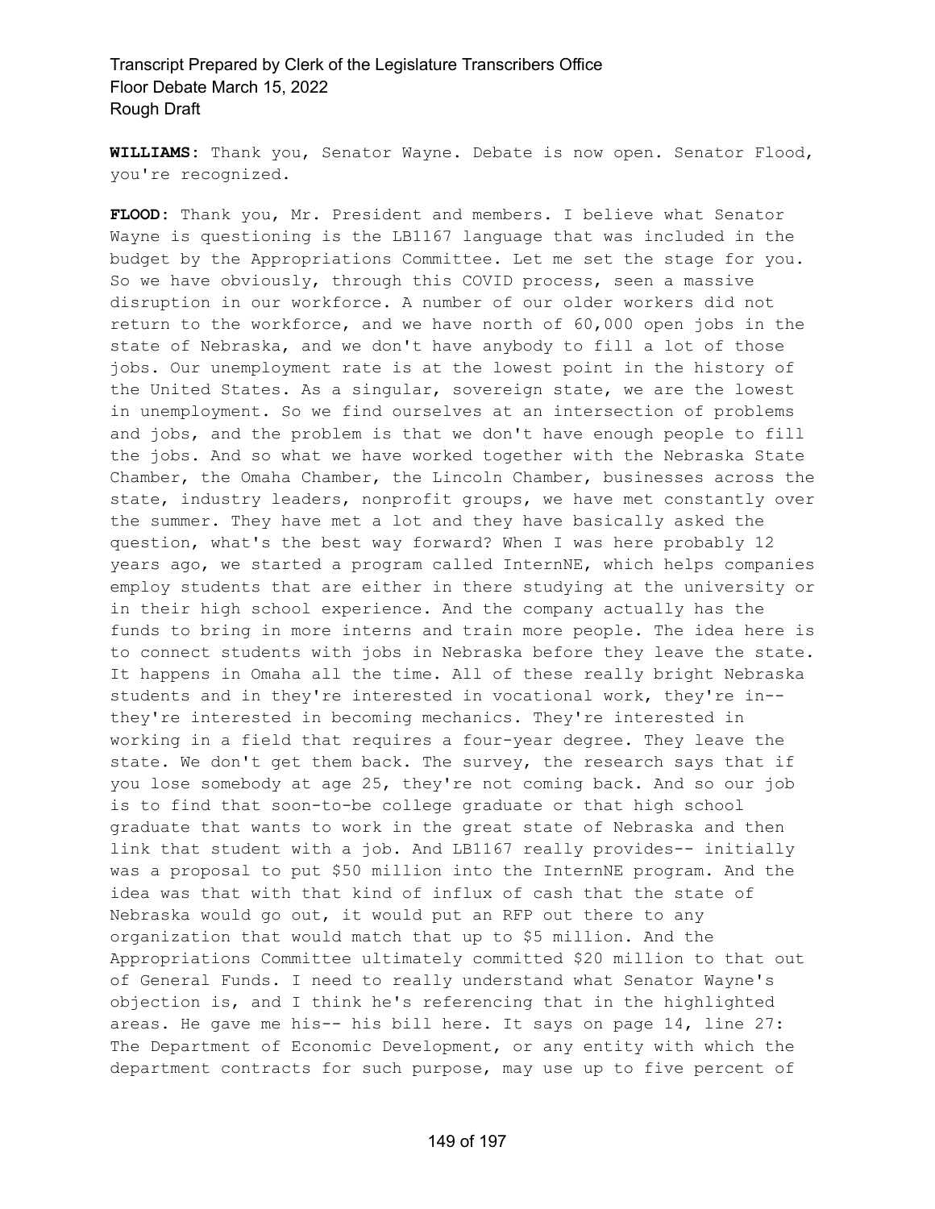**WILLIAMS:** Thank you, Senator Wayne. Debate is now open. Senator Flood, you're recognized.

**FLOOD:** Thank you, Mr. President and members. I believe what Senator Wayne is questioning is the LB1167 language that was included in the budget by the Appropriations Committee. Let me set the stage for you. So we have obviously, through this COVID process, seen a massive disruption in our workforce. A number of our older workers did not return to the workforce, and we have north of 60,000 open jobs in the state of Nebraska, and we don't have anybody to fill a lot of those jobs. Our unemployment rate is at the lowest point in the history of the United States. As a singular, sovereign state, we are the lowest in unemployment. So we find ourselves at an intersection of problems and jobs, and the problem is that we don't have enough people to fill the jobs. And so what we have worked together with the Nebraska State Chamber, the Omaha Chamber, the Lincoln Chamber, businesses across the state, industry leaders, nonprofit groups, we have met constantly over the summer. They have met a lot and they have basically asked the question, what's the best way forward? When I was here probably 12 years ago, we started a program called InternNE, which helps companies employ students that are either in there studying at the university or in their high school experience. And the company actually has the funds to bring in more interns and train more people. The idea here is to connect students with jobs in Nebraska before they leave the state. It happens in Omaha all the time. All of these really bright Nebraska students and in they're interested in vocational work, they're in-- they're interested in becoming mechanics. They're interested in working in a field that requires a four-year degree. They leave the state. We don't get them back. The survey, the research says that if you lose somebody at age 25, they're not coming back. And so our job is to find that soon-to-be college graduate or that high school graduate that wants to work in the great state of Nebraska and then link that student with a job. And LB1167 really provides-- initially was a proposal to put $50 million into the InternNE program. And the idea was that with that kind of influx of cash that the state of Nebraska would go out, it would put an RFP out there to any organization that would match that up to $5 million. And the Appropriations Committee ultimately committed $20 million to that out of General Funds. I need to really understand what Senator Wayne's objection is, and I think he's referencing that in the highlighted areas. He gave me his-- his bill here. It says on page 14, line 27: The Department of Economic Development, or any entity with which the department contracts for such purpose, may use up to five percent of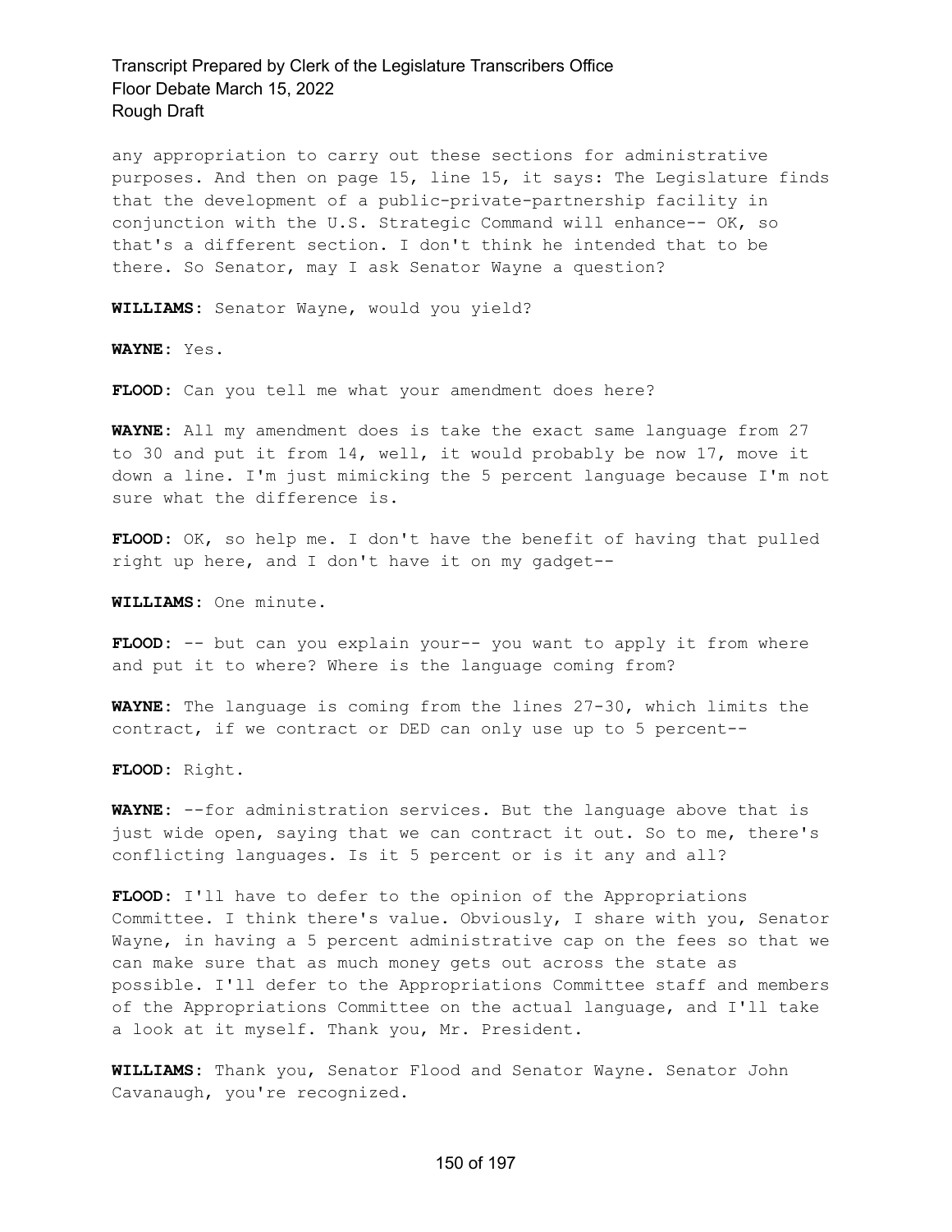any appropriation to carry out these sections for administrative purposes. And then on page 15, line 15, it says: The Legislature finds that the development of a public-private-partnership facility in conjunction with the U.S. Strategic Command will enhance-- OK, so that's a different section. I don't think he intended that to be there. So Senator, may I ask Senator Wayne a question?

**WILLIAMS:** Senator Wayne, would you yield?

**WAYNE:** Yes.

**FLOOD:** Can you tell me what your amendment does here?

**WAYNE:** All my amendment does is take the exact same language from 27 to 30 and put it from 14, well, it would probably be now 17, move it down a line. I'm just mimicking the 5 percent language because I'm not sure what the difference is.

**FLOOD:** OK, so help me. I don't have the benefit of having that pulled right up here, and I don't have it on my gadget--

**WILLIAMS:** One minute.

**FLOOD:** -- but can you explain your-- you want to apply it from where and put it to where? Where is the language coming from?

**WAYNE:** The language is coming from the lines 27-30, which limits the contract, if we contract or DED can only use up to 5 percent--

**FLOOD:** Right.

**WAYNE:** --for administration services. But the language above that is just wide open, saying that we can contract it out. So to me, there's conflicting languages. Is it 5 percent or is it any and all?

**FLOOD:** I'll have to defer to the opinion of the Appropriations Committee. I think there's value. Obviously, I share with you, Senator Wayne, in having a 5 percent administrative cap on the fees so that we can make sure that as much money gets out across the state as possible. I'll defer to the Appropriations Committee staff and members of the Appropriations Committee on the actual language, and I'll take a look at it myself. Thank you, Mr. President.

**WILLIAMS:** Thank you, Senator Flood and Senator Wayne. Senator John Cavanaugh, you're recognized.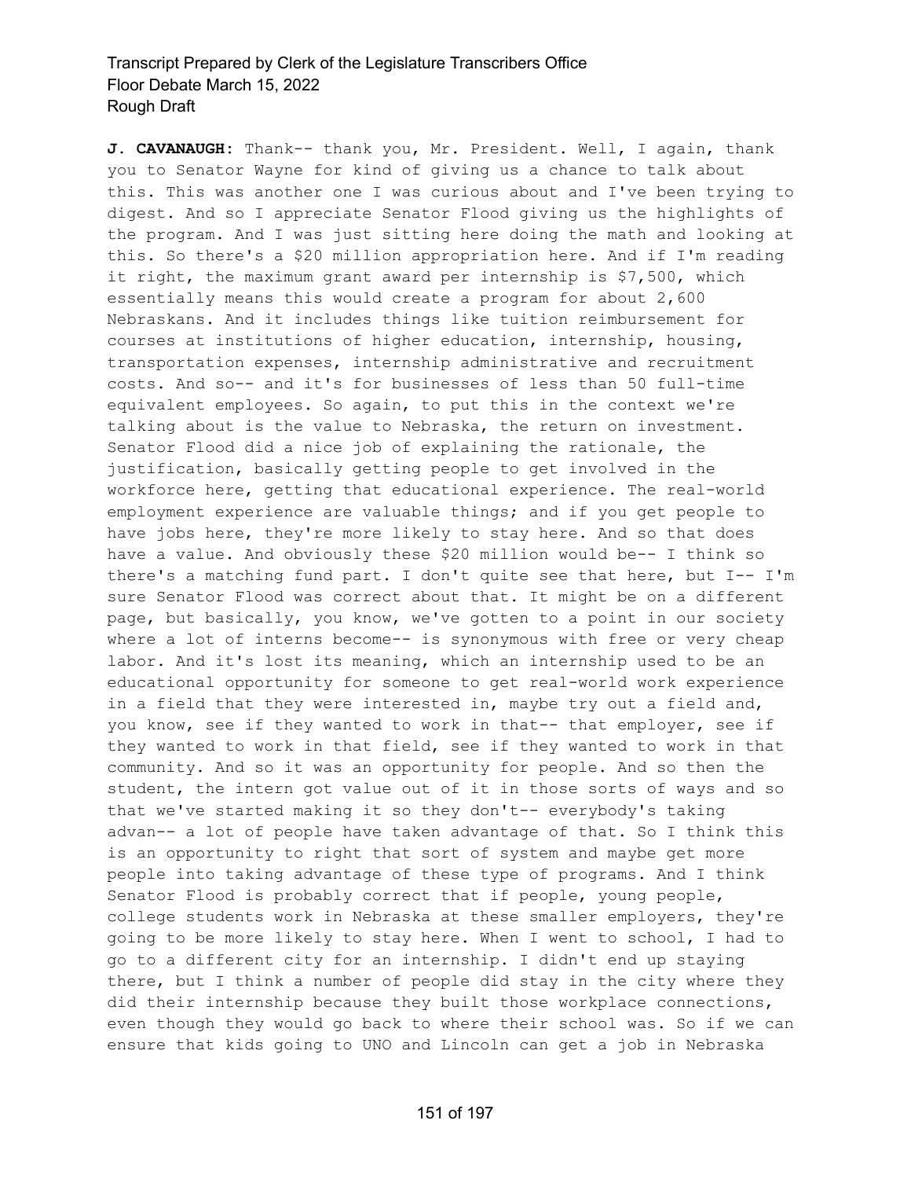**J. CAVANAUGH:** Thank-- thank you, Mr. President. Well, I again, thank you to Senator Wayne for kind of giving us a chance to talk about this. This was another one I was curious about and I've been trying to digest. And so I appreciate Senator Flood giving us the highlights of the program. And I was just sitting here doing the math and looking at this. So there's a $20 million appropriation here. And if I'm reading it right, the maximum grant award per internship is $7,500, which essentially means this would create a program for about 2,600 Nebraskans. And it includes things like tuition reimbursement for courses at institutions of higher education, internship, housing, transportation expenses, internship administrative and recruitment costs. And so-- and it's for businesses of less than 50 full-time equivalent employees. So again, to put this in the context we're talking about is the value to Nebraska, the return on investment. Senator Flood did a nice job of explaining the rationale, the justification, basically getting people to get involved in the workforce here, getting that educational experience. The real-world employment experience are valuable things; and if you get people to have jobs here, they're more likely to stay here. And so that does have a value. And obviously these $20 million would be-- I think so there's a matching fund part. I don't quite see that here, but I-- I'm sure Senator Flood was correct about that. It might be on a different page, but basically, you know, we've gotten to a point in our society where a lot of interns become-- is synonymous with free or very cheap labor. And it's lost its meaning, which an internship used to be an educational opportunity for someone to get real-world work experience in a field that they were interested in, maybe try out a field and, you know, see if they wanted to work in that-- that employer, see if they wanted to work in that field, see if they wanted to work in that community. And so it was an opportunity for people. And so then the student, the intern got value out of it in those sorts of ways and so that we've started making it so they don't-- everybody's taking advan-- a lot of people have taken advantage of that. So I think this is an opportunity to right that sort of system and maybe get more people into taking advantage of these type of programs. And I think Senator Flood is probably correct that if people, young people, college students work in Nebraska at these smaller employers, they're going to be more likely to stay here. When I went to school, I had to go to a different city for an internship. I didn't end up staying there, but I think a number of people did stay in the city where they did their internship because they built those workplace connections, even though they would go back to where their school was. So if we can ensure that kids going to UNO and Lincoln can get a job in Nebraska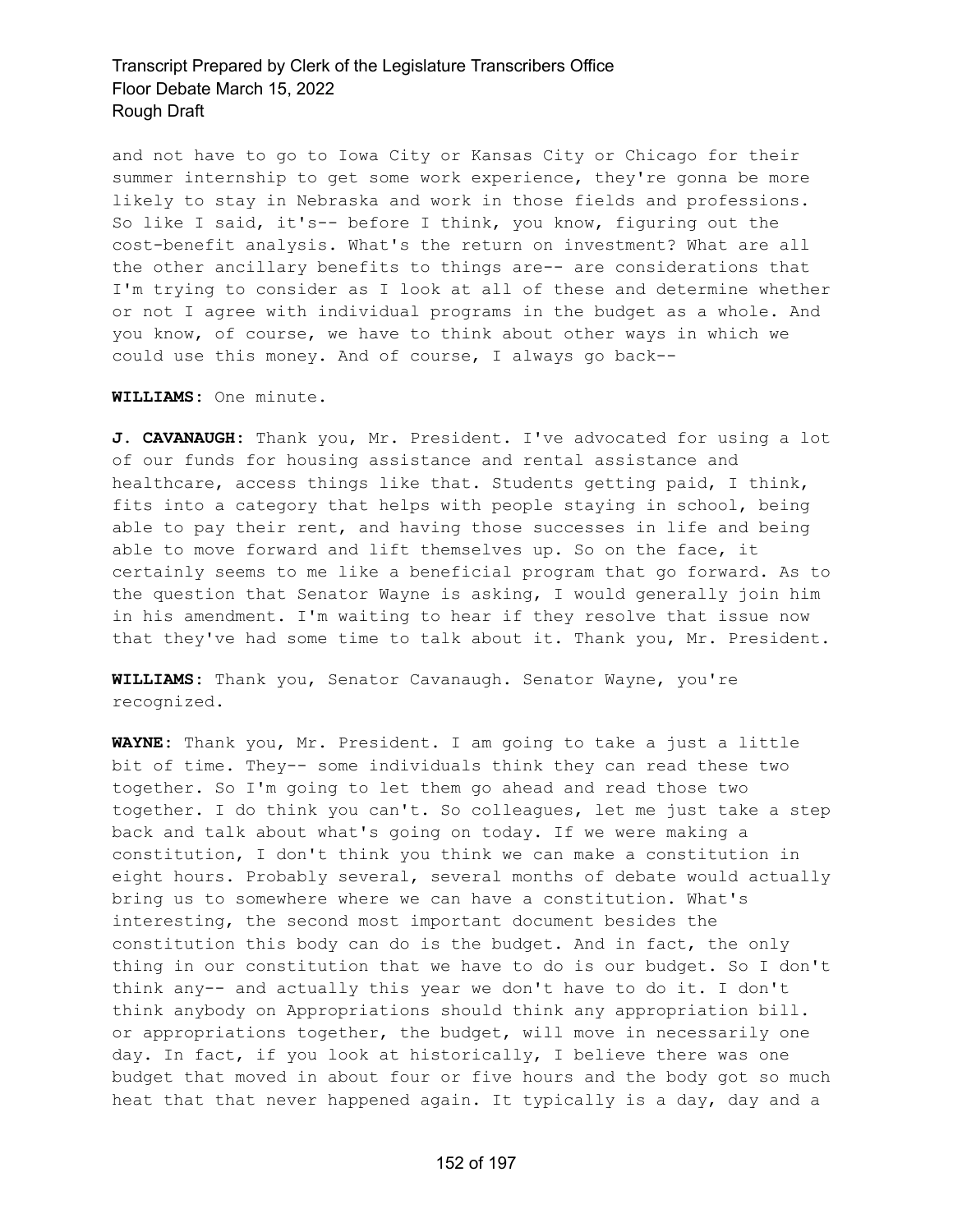and not have to go to Iowa City or Kansas City or Chicago for their summer internship to get some work experience, they're gonna be more likely to stay in Nebraska and work in those fields and professions. So like I said, it's-- before I think, you know, figuring out the cost-benefit analysis. What's the return on investment? What are all the other ancillary benefits to things are-- are considerations that I'm trying to consider as I look at all of these and determine whether or not I agree with individual programs in the budget as a whole. And you know, of course, we have to think about other ways in which we could use this money. And of course, I always go back--

**WILLIAMS:** One minute.

**J. CAVANAUGH:** Thank you, Mr. President. I've advocated for using a lot of our funds for housing assistance and rental assistance and healthcare, access things like that. Students getting paid, I think, fits into a category that helps with people staying in school, being able to pay their rent, and having those successes in life and being able to move forward and lift themselves up. So on the face, it certainly seems to me like a beneficial program that go forward. As to the question that Senator Wayne is asking, I would generally join him in his amendment. I'm waiting to hear if they resolve that issue now that they've had some time to talk about it. Thank you, Mr. President.

**WILLIAMS:** Thank you, Senator Cavanaugh. Senator Wayne, you're recognized.

**WAYNE:** Thank you, Mr. President. I am going to take a just a little bit of time. They-- some individuals think they can read these two together. So I'm going to let them go ahead and read those two together. I do think you can't. So colleagues, let me just take a step back and talk about what's going on today. If we were making a constitution, I don't think you think we can make a constitution in eight hours. Probably several, several months of debate would actually bring us to somewhere where we can have a constitution. What's interesting, the second most important document besides the constitution this body can do is the budget. And in fact, the only thing in our constitution that we have to do is our budget. So I don't think any-- and actually this year we don't have to do it. I don't think anybody on Appropriations should think any appropriation bill. or appropriations together, the budget, will move in necessarily one day. In fact, if you look at historically, I believe there was one budget that moved in about four or five hours and the body got so much heat that that never happened again. It typically is a day, day and a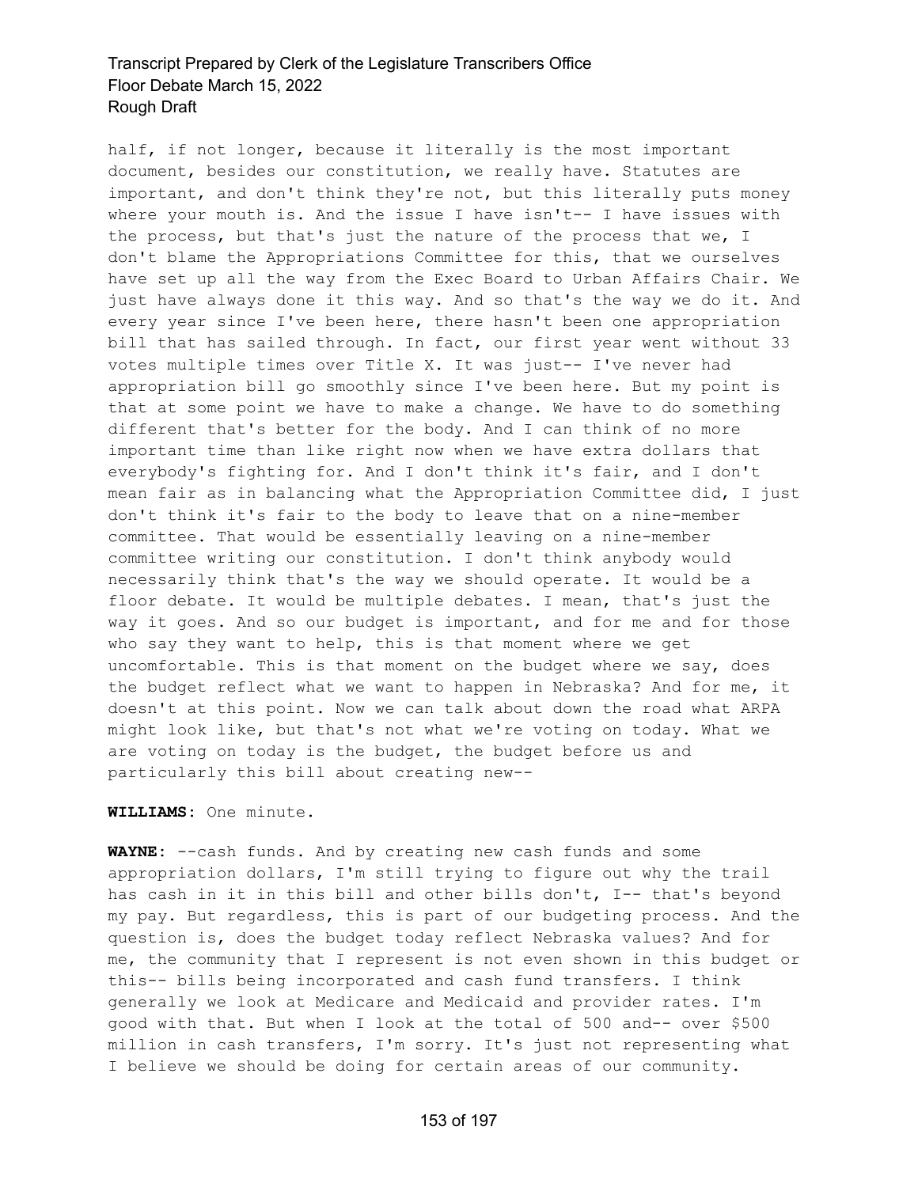half, if not longer, because it literally is the most important document, besides our constitution, we really have. Statutes are important, and don't think they're not, but this literally puts money where your mouth is. And the issue I have isn't-- I have issues with the process, but that's just the nature of the process that we, I don't blame the Appropriations Committee for this, that we ourselves have set up all the way from the Exec Board to Urban Affairs Chair. We just have always done it this way. And so that's the way we do it. And every year since I've been here, there hasn't been one appropriation bill that has sailed through. In fact, our first year went without 33 votes multiple times over Title X. It was just-- I've never had appropriation bill go smoothly since I've been here. But my point is that at some point we have to make a change. We have to do something different that's better for the body. And I can think of no more important time than like right now when we have extra dollars that everybody's fighting for. And I don't think it's fair, and I don't mean fair as in balancing what the Appropriation Committee did, I just don't think it's fair to the body to leave that on a nine-member committee. That would be essentially leaving on a nine-member committee writing our constitution. I don't think anybody would necessarily think that's the way we should operate. It would be a floor debate. It would be multiple debates. I mean, that's just the way it goes. And so our budget is important, and for me and for those who say they want to help, this is that moment where we get uncomfortable. This is that moment on the budget where we say, does the budget reflect what we want to happen in Nebraska? And for me, it doesn't at this point. Now we can talk about down the road what ARPA might look like, but that's not what we're voting on today. What we are voting on today is the budget, the budget before us and particularly this bill about creating new--

**WILLIAMS:** One minute.

**WAYNE:** --cash funds. And by creating new cash funds and some appropriation dollars, I'm still trying to figure out why the trail has cash in it in this bill and other bills don't, I-- that's beyond my pay. But regardless, this is part of our budgeting process. And the question is, does the budget today reflect Nebraska values? And for me, the community that I represent is not even shown in this budget or this-- bills being incorporated and cash fund transfers. I think generally we look at Medicare and Medicaid and provider rates. I'm good with that. But when I look at the total of 500 and-- over $500 million in cash transfers, I'm sorry. It's just not representing what I believe we should be doing for certain areas of our community.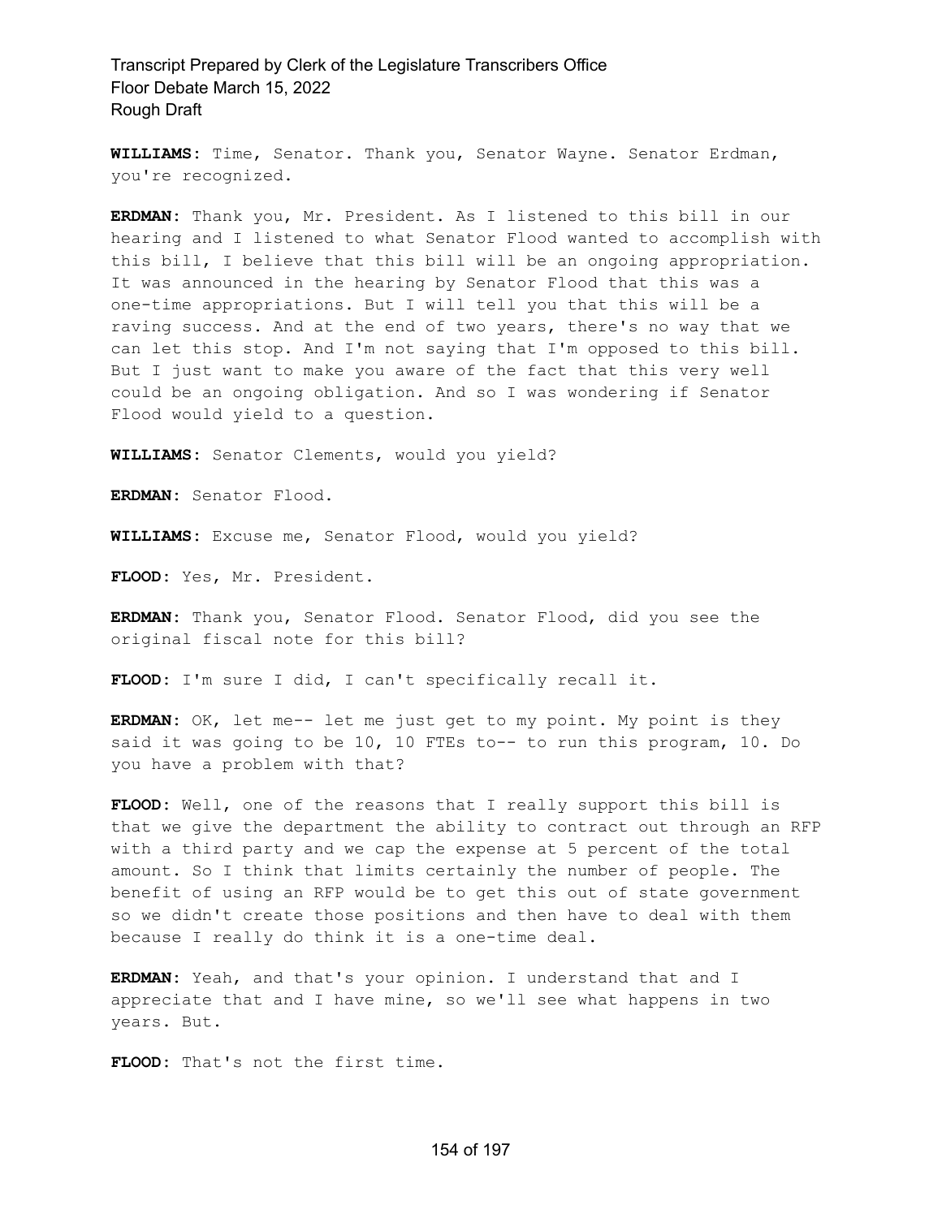**WILLIAMS:** Time, Senator. Thank you, Senator Wayne. Senator Erdman, you're recognized.

**ERDMAN:** Thank you, Mr. President. As I listened to this bill in our hearing and I listened to what Senator Flood wanted to accomplish with this bill, I believe that this bill will be an ongoing appropriation. It was announced in the hearing by Senator Flood that this was a one-time appropriations. But I will tell you that this will be a raving success. And at the end of two years, there's no way that we can let this stop. And I'm not saying that I'm opposed to this bill. But I just want to make you aware of the fact that this very well could be an ongoing obligation. And so I was wondering if Senator Flood would yield to a question.

**WILLIAMS:** Senator Clements, would you yield?

**ERDMAN:** Senator Flood.

**WILLIAMS:** Excuse me, Senator Flood, would you yield?

**FLOOD:** Yes, Mr. President.

**ERDMAN:** Thank you, Senator Flood. Senator Flood, did you see the original fiscal note for this bill?

**FLOOD:** I'm sure I did, I can't specifically recall it.

**ERDMAN:** OK, let me-- let me just get to my point. My point is they said it was going to be 10, 10 FTEs to-- to run this program, 10. Do you have a problem with that?

**FLOOD:** Well, one of the reasons that I really support this bill is that we give the department the ability to contract out through an RFP with a third party and we cap the expense at 5 percent of the total amount. So I think that limits certainly the number of people. The benefit of using an RFP would be to get this out of state government so we didn't create those positions and then have to deal with them because I really do think it is a one-time deal.

**ERDMAN:** Yeah, and that's your opinion. I understand that and I appreciate that and I have mine, so we'll see what happens in two years. But.

**FLOOD:** That's not the first time.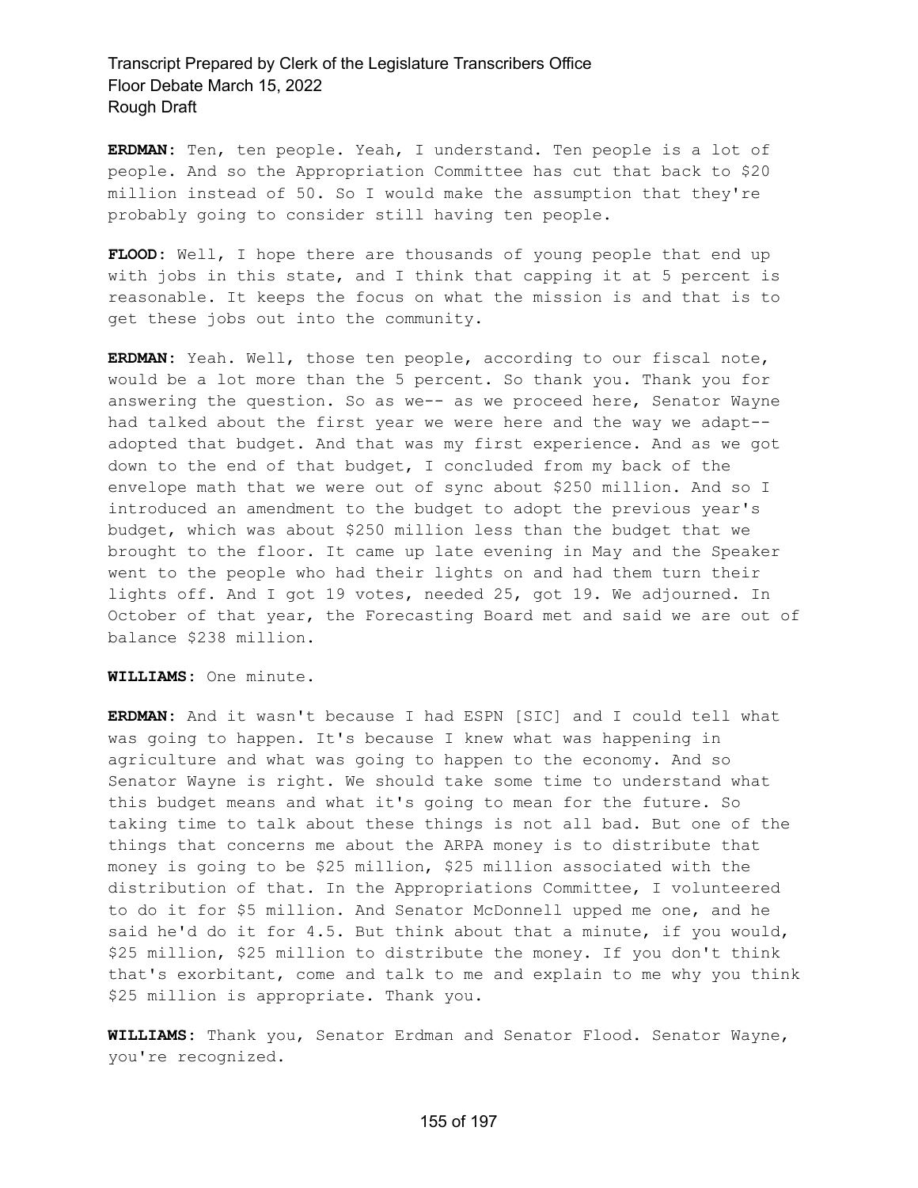**ERDMAN:** Ten, ten people. Yeah, I understand. Ten people is a lot of people. And so the Appropriation Committee has cut that back to $20 million instead of 50. So I would make the assumption that they're probably going to consider still having ten people.

**FLOOD:** Well, I hope there are thousands of young people that end up with jobs in this state, and I think that capping it at 5 percent is reasonable. It keeps the focus on what the mission is and that is to get these jobs out into the community.

**ERDMAN:** Yeah. Well, those ten people, according to our fiscal note, would be a lot more than the 5 percent. So thank you. Thank you for answering the question. So as we-- as we proceed here, Senator Wayne had talked about the first year we were here and the way we adapt-- adopted that budget. And that was my first experience. And as we got down to the end of that budget, I concluded from my back of the envelope math that we were out of sync about $250 million. And so I introduced an amendment to the budget to adopt the previous year's budget, which was about $250 million less than the budget that we brought to the floor. It came up late evening in May and the Speaker went to the people who had their lights on and had them turn their lights off. And I got 19 votes, needed 25, got 19. We adjourned. In October of that year, the Forecasting Board met and said we are out of balance $238 million.

**WILLIAMS:** One minute.

**ERDMAN:** And it wasn't because I had ESPN [SIC] and I could tell what was going to happen. It's because I knew what was happening in agriculture and what was going to happen to the economy. And so Senator Wayne is right. We should take some time to understand what this budget means and what it's going to mean for the future. So taking time to talk about these things is not all bad. But one of the things that concerns me about the ARPA money is to distribute that money is going to be $25 million, $25 million associated with the distribution of that. In the Appropriations Committee, I volunteered to do it for $5 million. And Senator McDonnell upped me one, and he said he'd do it for 4.5. But think about that a minute, if you would, $25 million, $25 million to distribute the money. If you don't think that's exorbitant, come and talk to me and explain to me why you think $25 million is appropriate. Thank you.

**WILLIAMS:** Thank you, Senator Erdman and Senator Flood. Senator Wayne, you're recognized.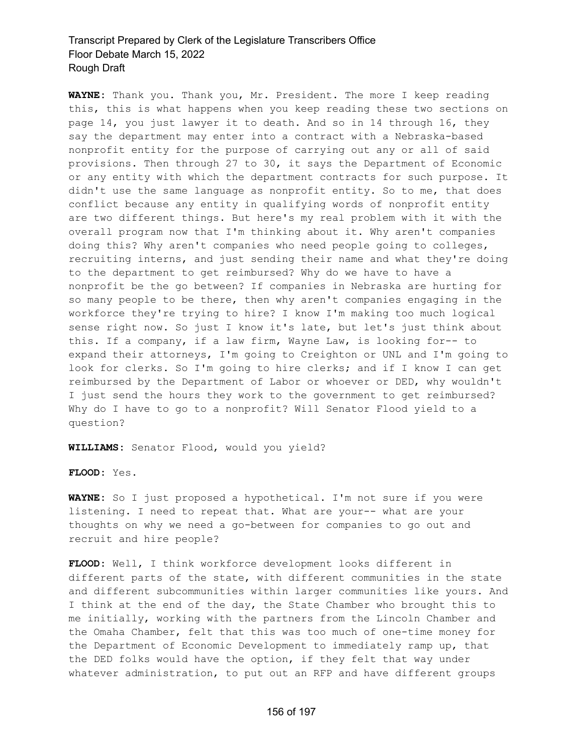**WAYNE:** Thank you. Thank you, Mr. President. The more I keep reading this, this is what happens when you keep reading these two sections on page 14, you just lawyer it to death. And so in 14 through 16, they say the department may enter into a contract with a Nebraska-based nonprofit entity for the purpose of carrying out any or all of said provisions. Then through 27 to 30, it says the Department of Economic or any entity with which the department contracts for such purpose. It didn't use the same language as nonprofit entity. So to me, that does conflict because any entity in qualifying words of nonprofit entity are two different things. But here's my real problem with it with the overall program now that I'm thinking about it. Why aren't companies doing this? Why aren't companies who need people going to colleges, recruiting interns, and just sending their name and what they're doing to the department to get reimbursed? Why do we have to have a nonprofit be the go between? If companies in Nebraska are hurting for so many people to be there, then why aren't companies engaging in the workforce they're trying to hire? I know I'm making too much logical sense right now. So just I know it's late, but let's just think about this. If a company, if a law firm, Wayne Law, is looking for-- to expand their attorneys, I'm going to Creighton or UNL and I'm going to look for clerks. So I'm going to hire clerks; and if I know I can get reimbursed by the Department of Labor or whoever or DED, why wouldn't I just send the hours they work to the government to get reimbursed? Why do I have to go to a nonprofit? Will Senator Flood yield to a question?

**WILLIAMS:** Senator Flood, would you yield?

**FLOOD:** Yes.

**WAYNE:** So I just proposed a hypothetical. I'm not sure if you were listening. I need to repeat that. What are your-- what are your thoughts on why we need a go-between for companies to go out and recruit and hire people?

**FLOOD:** Well, I think workforce development looks different in different parts of the state, with different communities in the state and different subcommunities within larger communities like yours. And I think at the end of the day, the State Chamber who brought this to me initially, working with the partners from the Lincoln Chamber and the Omaha Chamber, felt that this was too much of one-time money for the Department of Economic Development to immediately ramp up, that the DED folks would have the option, if they felt that way under whatever administration, to put out an RFP and have different groups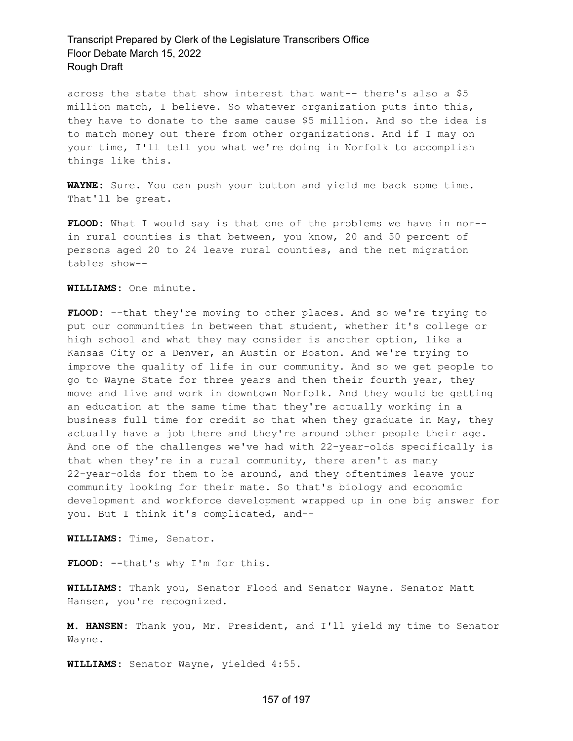across the state that show interest that want-- there's also a $5 million match, I believe. So whatever organization puts into this, they have to donate to the same cause $5 million. And so the idea is to match money out there from other organizations. And if I may on your time, I'll tell you what we're doing in Norfolk to accomplish things like this.

**WAYNE:** Sure. You can push your button and yield me back some time. That'll be great.

**FLOOD:** What I would say is that one of the problems we have in nor-- in rural counties is that between, you know, 20 and 50 percent of persons aged 20 to 24 leave rural counties, and the net migration tables show--

**WILLIAMS:** One minute.

**FLOOD:** --that they're moving to other places. And so we're trying to put our communities in between that student, whether it's college or high school and what they may consider is another option, like a Kansas City or a Denver, an Austin or Boston. And we're trying to improve the quality of life in our community. And so we get people to go to Wayne State for three years and then their fourth year, they move and live and work in downtown Norfolk. And they would be getting an education at the same time that they're actually working in a business full time for credit so that when they graduate in May, they actually have a job there and they're around other people their age. And one of the challenges we've had with 22-year-olds specifically is that when they're in a rural community, there aren't as many 22-year-olds for them to be around, and they oftentimes leave your community looking for their mate. So that's biology and economic development and workforce development wrapped up in one big answer for you. But I think it's complicated, and--

**WILLIAMS:** Time, Senator.

**FLOOD:** --that's why I'm for this.

**WILLIAMS:** Thank you, Senator Flood and Senator Wayne. Senator Matt Hansen, you're recognized.

**M. HANSEN:** Thank you, Mr. President, and I'll yield my time to Senator Wayne.

**WILLIAMS:** Senator Wayne, yielded 4:55.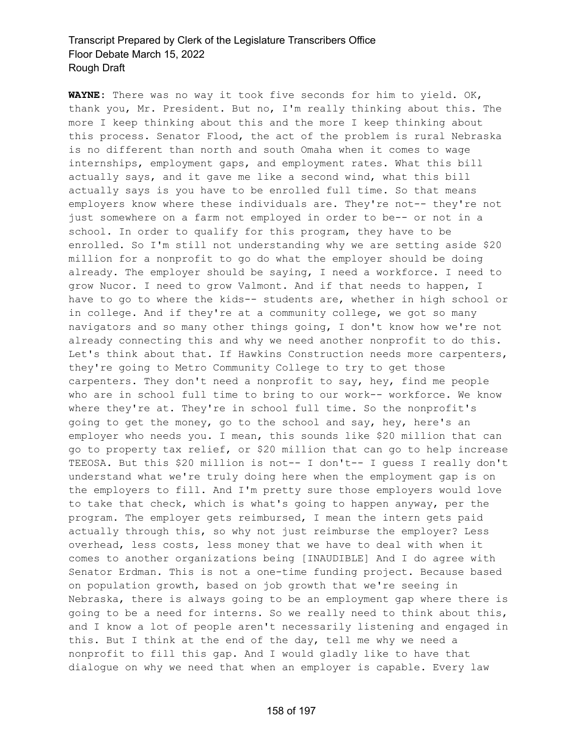**WAYNE:** There was no way it took five seconds for him to yield. OK, thank you, Mr. President. But no, I'm really thinking about this. The more I keep thinking about this and the more I keep thinking about this process. Senator Flood, the act of the problem is rural Nebraska is no different than north and south Omaha when it comes to wage internships, employment gaps, and employment rates. What this bill actually says, and it gave me like a second wind, what this bill actually says is you have to be enrolled full time. So that means employers know where these individuals are. They're not-- they're not just somewhere on a farm not employed in order to be-- or not in a school. In order to qualify for this program, they have to be enrolled. So I'm still not understanding why we are setting aside $20 million for a nonprofit to go do what the employer should be doing already. The employer should be saying, I need a workforce. I need to grow Nucor. I need to grow Valmont. And if that needs to happen, I have to go to where the kids-- students are, whether in high school or in college. And if they're at a community college, we got so many navigators and so many other things going, I don't know how we're not already connecting this and why we need another nonprofit to do this. Let's think about that. If Hawkins Construction needs more carpenters, they're going to Metro Community College to try to get those carpenters. They don't need a nonprofit to say, hey, find me people who are in school full time to bring to our work-- workforce. We know where they're at. They're in school full time. So the nonprofit's going to get the money, go to the school and say, hey, here's an employer who needs you. I mean, this sounds like $20 million that can go to property tax relief, or $20 million that can go to help increase TEEOSA. But this $20 million is not-- I don't-- I guess I really don't understand what we're truly doing here when the employment gap is on the employers to fill. And I'm pretty sure those employers would love to take that check, which is what's going to happen anyway, per the program. The employer gets reimbursed, I mean the intern gets paid actually through this, so why not just reimburse the employer? Less overhead, less costs, less money that we have to deal with when it comes to another organizations being [INAUDIBLE] And I do agree with Senator Erdman. This is not a one-time funding project. Because based on population growth, based on job growth that we're seeing in Nebraska, there is always going to be an employment gap where there is going to be a need for interns. So we really need to think about this, and I know a lot of people aren't necessarily listening and engaged in this. But I think at the end of the day, tell me why we need a nonprofit to fill this gap. And I would gladly like to have that dialogue on why we need that when an employer is capable. Every law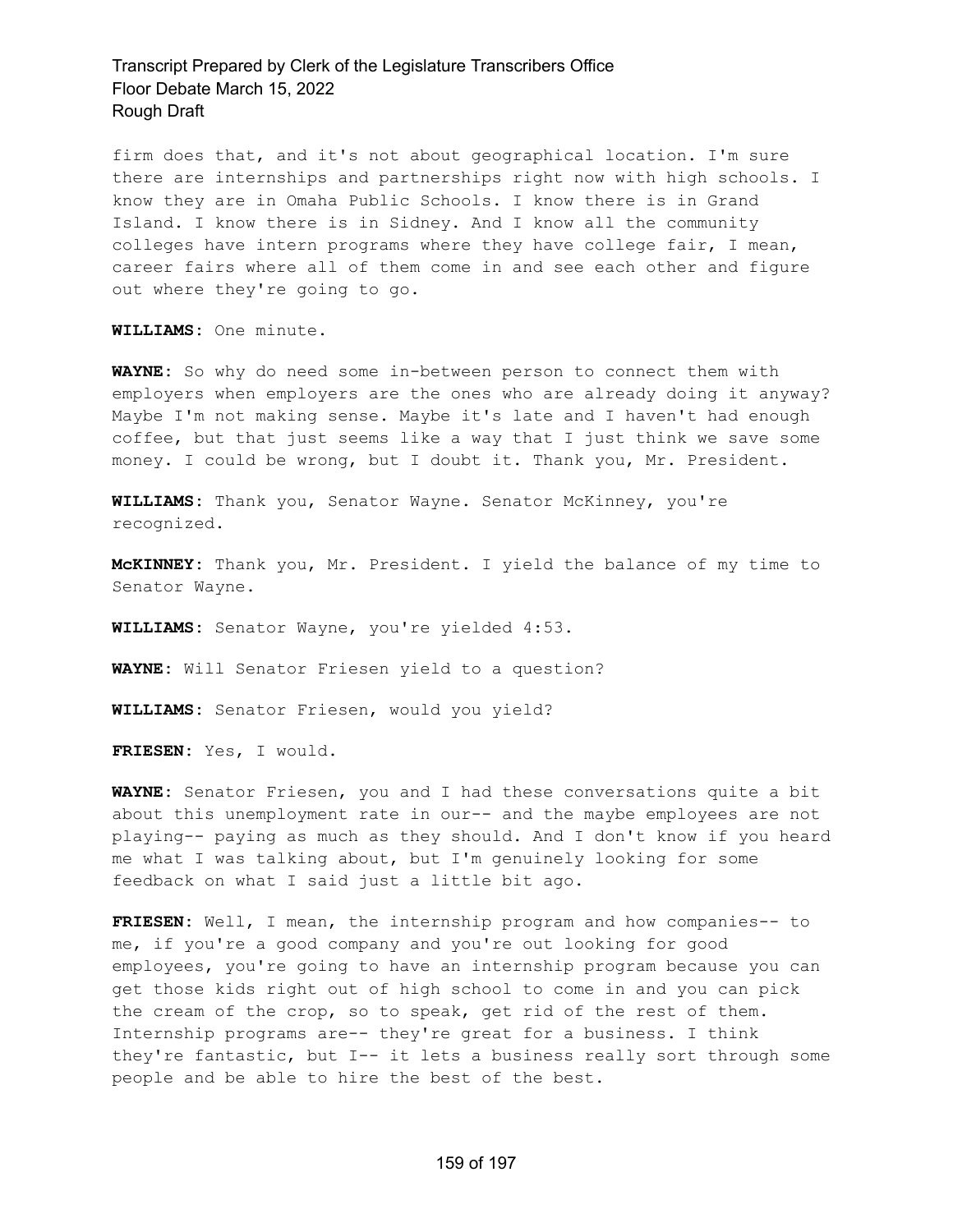firm does that, and it's not about geographical location. I'm sure there are internships and partnerships right now with high schools. I know they are in Omaha Public Schools. I know there is in Grand Island. I know there is in Sidney. And I know all the community colleges have intern programs where they have college fair, I mean, career fairs where all of them come in and see each other and figure out where they're going to go.

**WILLIAMS:** One minute.

**WAYNE:** So why do need some in-between person to connect them with employers when employers are the ones who are already doing it anyway? Maybe I'm not making sense. Maybe it's late and I haven't had enough coffee, but that just seems like a way that I just think we save some money. I could be wrong, but I doubt it. Thank you, Mr. President.

**WILLIAMS:** Thank you, Senator Wayne. Senator McKinney, you're recognized.

**McKINNEY:** Thank you, Mr. President. I yield the balance of my time to Senator Wayne.

**WILLIAMS:** Senator Wayne, you're yielded 4:53.

**WAYNE:** Will Senator Friesen yield to a question?

**WILLIAMS:** Senator Friesen, would you yield?

**FRIESEN:** Yes, I would.

**WAYNE:** Senator Friesen, you and I had these conversations quite a bit about this unemployment rate in our-- and the maybe employees are not playing-- paying as much as they should. And I don't know if you heard me what I was talking about, but I'm genuinely looking for some feedback on what I said just a little bit ago.

**FRIESEN:** Well, I mean, the internship program and how companies-- to me, if you're a good company and you're out looking for good employees, you're going to have an internship program because you can get those kids right out of high school to come in and you can pick the cream of the crop, so to speak, get rid of the rest of them. Internship programs are-- they're great for a business. I think they're fantastic, but I-- it lets a business really sort through some people and be able to hire the best of the best.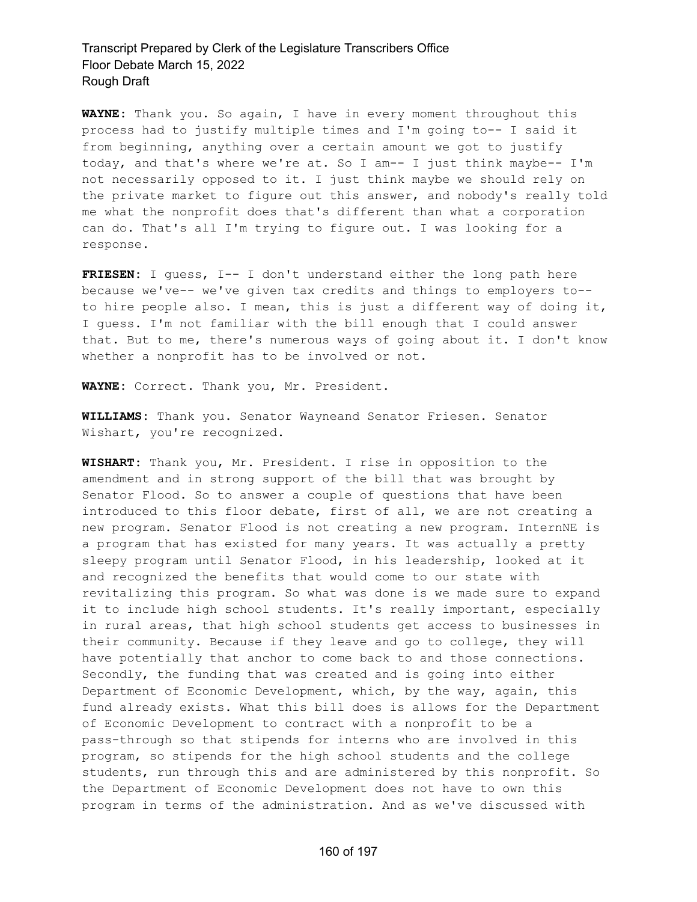**WAYNE:** Thank you. So again, I have in every moment throughout this process had to justify multiple times and I'm going to-- I said it from beginning, anything over a certain amount we got to justify today, and that's where we're at. So I am-- I just think maybe-- I'm not necessarily opposed to it. I just think maybe we should rely on the private market to figure out this answer, and nobody's really told me what the nonprofit does that's different than what a corporation can do. That's all I'm trying to figure out. I was looking for a response.

**FRIESEN:** I guess, I-- I don't understand either the long path here because we've-- we've given tax credits and things to employers to-- to hire people also. I mean, this is just a different way of doing it, I guess. I'm not familiar with the bill enough that I could answer that. But to me, there's numerous ways of going about it. I don't know whether a nonprofit has to be involved or not.

**WAYNE:** Correct. Thank you, Mr. President.

**WILLIAMS:** Thank you. Senator Wayneand Senator Friesen. Senator Wishart, you're recognized.

**WISHART:** Thank you, Mr. President. I rise in opposition to the amendment and in strong support of the bill that was brought by Senator Flood. So to answer a couple of questions that have been introduced to this floor debate, first of all, we are not creating a new program. Senator Flood is not creating a new program. InternNE is a program that has existed for many years. It was actually a pretty sleepy program until Senator Flood, in his leadership, looked at it and recognized the benefits that would come to our state with revitalizing this program. So what was done is we made sure to expand it to include high school students. It's really important, especially in rural areas, that high school students get access to businesses in their community. Because if they leave and go to college, they will have potentially that anchor to come back to and those connections. Secondly, the funding that was created and is going into either Department of Economic Development, which, by the way, again, this fund already exists. What this bill does is allows for the Department of Economic Development to contract with a nonprofit to be a pass-through so that stipends for interns who are involved in this program, so stipends for the high school students and the college students, run through this and are administered by this nonprofit. So the Department of Economic Development does not have to own this program in terms of the administration. And as we've discussed with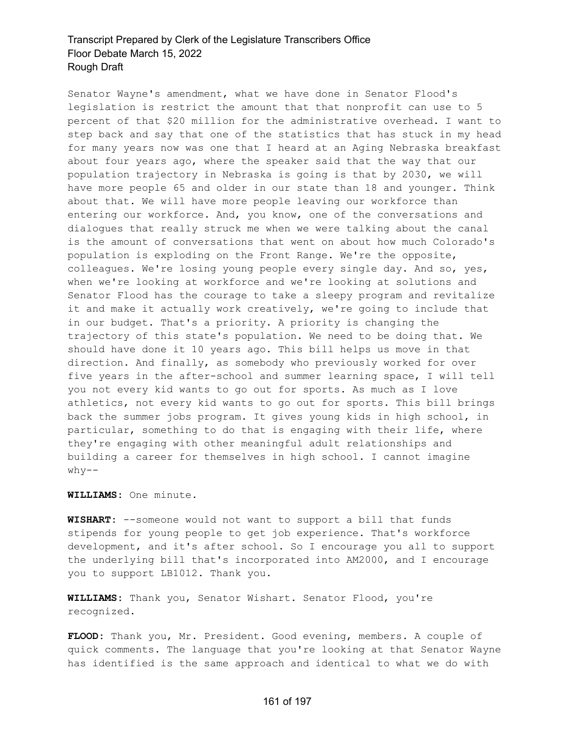Senator Wayne's amendment, what we have done in Senator Flood's legislation is restrict the amount that that nonprofit can use to 5 percent of that $20 million for the administrative overhead. I want to step back and say that one of the statistics that has stuck in my head for many years now was one that I heard at an Aging Nebraska breakfast about four years ago, where the speaker said that the way that our population trajectory in Nebraska is going is that by 2030, we will have more people 65 and older in our state than 18 and younger. Think about that. We will have more people leaving our workforce than entering our workforce. And, you know, one of the conversations and dialogues that really struck me when we were talking about the canal is the amount of conversations that went on about how much Colorado's population is exploding on the Front Range. We're the opposite, colleagues. We're losing young people every single day. And so, yes, when we're looking at workforce and we're looking at solutions and Senator Flood has the courage to take a sleepy program and revitalize it and make it actually work creatively, we're going to include that in our budget. That's a priority. A priority is changing the trajectory of this state's population. We need to be doing that. We should have done it 10 years ago. This bill helps us move in that direction. And finally, as somebody who previously worked for over five years in the after-school and summer learning space, I will tell you not every kid wants to go out for sports. As much as I love athletics, not every kid wants to go out for sports. This bill brings back the summer jobs program. It gives young kids in high school, in particular, something to do that is engaging with their life, where they're engaging with other meaningful adult relationships and building a career for themselves in high school. I cannot imagine why--

**WILLIAMS:** One minute.

**WISHART:** --someone would not want to support a bill that funds stipends for young people to get job experience. That's workforce development, and it's after school. So I encourage you all to support the underlying bill that's incorporated into AM2000, and I encourage you to support LB1012. Thank you.

**WILLIAMS:** Thank you, Senator Wishart. Senator Flood, you're recognized.

**FLOOD:** Thank you, Mr. President. Good evening, members. A couple of quick comments. The language that you're looking at that Senator Wayne has identified is the same approach and identical to what we do with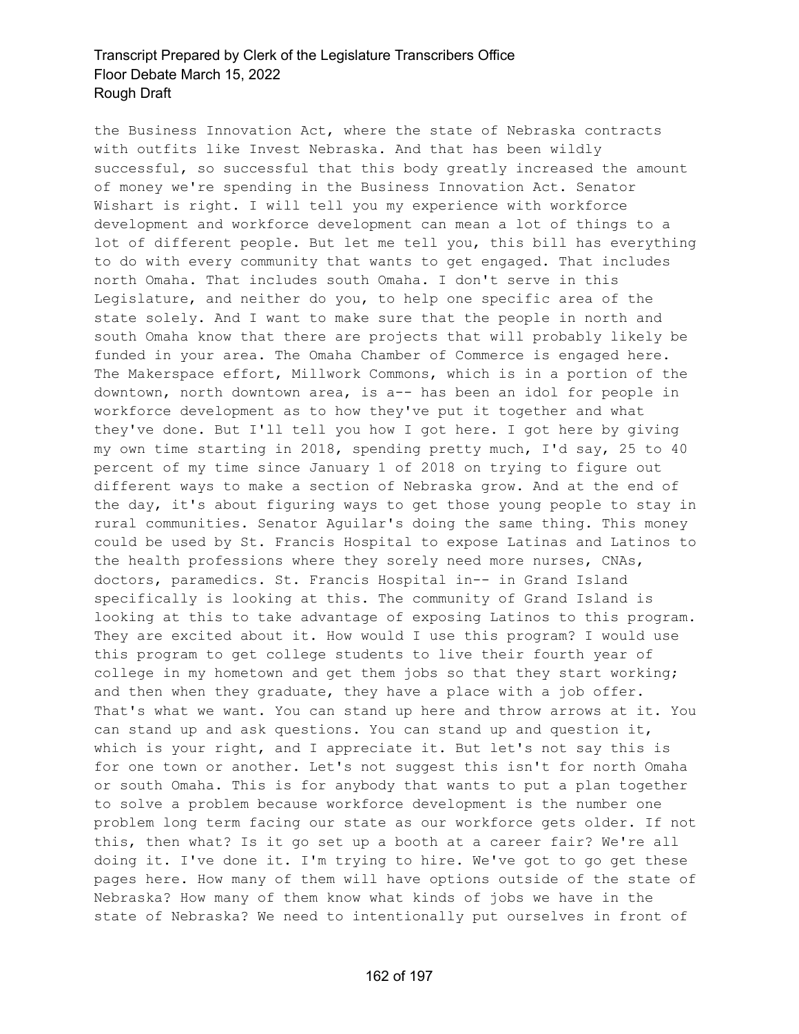the Business Innovation Act, where the state of Nebraska contracts with outfits like Invest Nebraska. And that has been wildly successful, so successful that this body greatly increased the amount of money we're spending in the Business Innovation Act. Senator Wishart is right. I will tell you my experience with workforce development and workforce development can mean a lot of things to a lot of different people. But let me tell you, this bill has everything to do with every community that wants to get engaged. That includes north Omaha. That includes south Omaha. I don't serve in this Legislature, and neither do you, to help one specific area of the state solely. And I want to make sure that the people in north and south Omaha know that there are projects that will probably likely be funded in your area. The Omaha Chamber of Commerce is engaged here. The Makerspace effort, Millwork Commons, which is in a portion of the downtown, north downtown area, is a-- has been an idol for people in workforce development as to how they've put it together and what they've done. But I'll tell you how I got here. I got here by giving my own time starting in 2018, spending pretty much, I'd say, 25 to 40 percent of my time since January 1 of 2018 on trying to figure out different ways to make a section of Nebraska grow. And at the end of the day, it's about figuring ways to get those young people to stay in rural communities. Senator Aguilar's doing the same thing. This money could be used by St. Francis Hospital to expose Latinas and Latinos to the health professions where they sorely need more nurses, CNAs, doctors, paramedics. St. Francis Hospital in-- in Grand Island specifically is looking at this. The community of Grand Island is looking at this to take advantage of exposing Latinos to this program. They are excited about it. How would I use this program? I would use this program to get college students to live their fourth year of college in my hometown and get them jobs so that they start working; and then when they graduate, they have a place with a job offer. That's what we want. You can stand up here and throw arrows at it. You can stand up and ask questions. You can stand up and question it, which is your right, and I appreciate it. But let's not say this is for one town or another. Let's not suggest this isn't for north Omaha or south Omaha. This is for anybody that wants to put a plan together to solve a problem because workforce development is the number one problem long term facing our state as our workforce gets older. If not this, then what? Is it go set up a booth at a career fair? We're all doing it. I've done it. I'm trying to hire. We've got to go get these pages here. How many of them will have options outside of the state of Nebraska? How many of them know what kinds of jobs we have in the state of Nebraska? We need to intentionally put ourselves in front of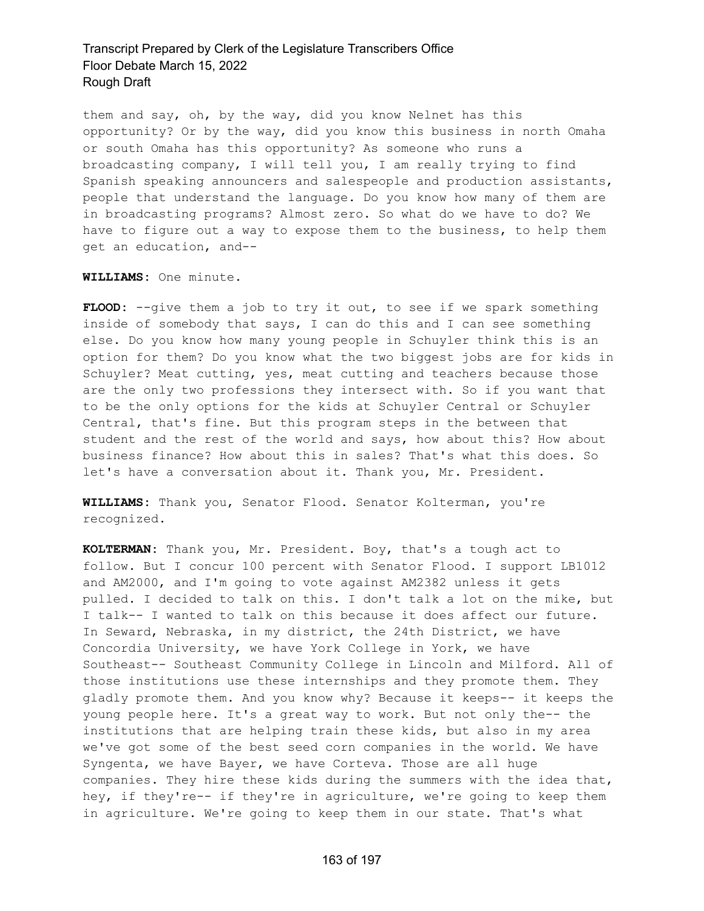them and say, oh, by the way, did you know Nelnet has this opportunity? Or by the way, did you know this business in north Omaha or south Omaha has this opportunity? As someone who runs a broadcasting company, I will tell you, I am really trying to find Spanish speaking announcers and salespeople and production assistants, people that understand the language. Do you know how many of them are in broadcasting programs? Almost zero. So what do we have to do? We have to figure out a way to expose them to the business, to help them get an education, and--

**WILLIAMS:** One minute.

**FLOOD:** --give them a job to try it out, to see if we spark something inside of somebody that says, I can do this and I can see something else. Do you know how many young people in Schuyler think this is an option for them? Do you know what the two biggest jobs are for kids in Schuyler? Meat cutting, yes, meat cutting and teachers because those are the only two professions they intersect with. So if you want that to be the only options for the kids at Schuyler Central or Schuyler Central, that's fine. But this program steps in the between that student and the rest of the world and says, how about this? How about business finance? How about this in sales? That's what this does. So let's have a conversation about it. Thank you, Mr. President.

**WILLIAMS:** Thank you, Senator Flood. Senator Kolterman, you're recognized.

**KOLTERMAN:** Thank you, Mr. President. Boy, that's a tough act to follow. But I concur 100 percent with Senator Flood. I support LB1012 and AM2000, and I'm going to vote against AM2382 unless it gets pulled. I decided to talk on this. I don't talk a lot on the mike, but I talk-- I wanted to talk on this because it does affect our future. In Seward, Nebraska, in my district, the 24th District, we have Concordia University, we have York College in York, we have Southeast-- Southeast Community College in Lincoln and Milford. All of those institutions use these internships and they promote them. They gladly promote them. And you know why? Because it keeps-- it keeps the young people here. It's a great way to work. But not only the-- the institutions that are helping train these kids, but also in my area we've got some of the best seed corn companies in the world. We have Syngenta, we have Bayer, we have Corteva. Those are all huge companies. They hire these kids during the summers with the idea that, hey, if they're-- if they're in agriculture, we're going to keep them in agriculture. We're going to keep them in our state. That's what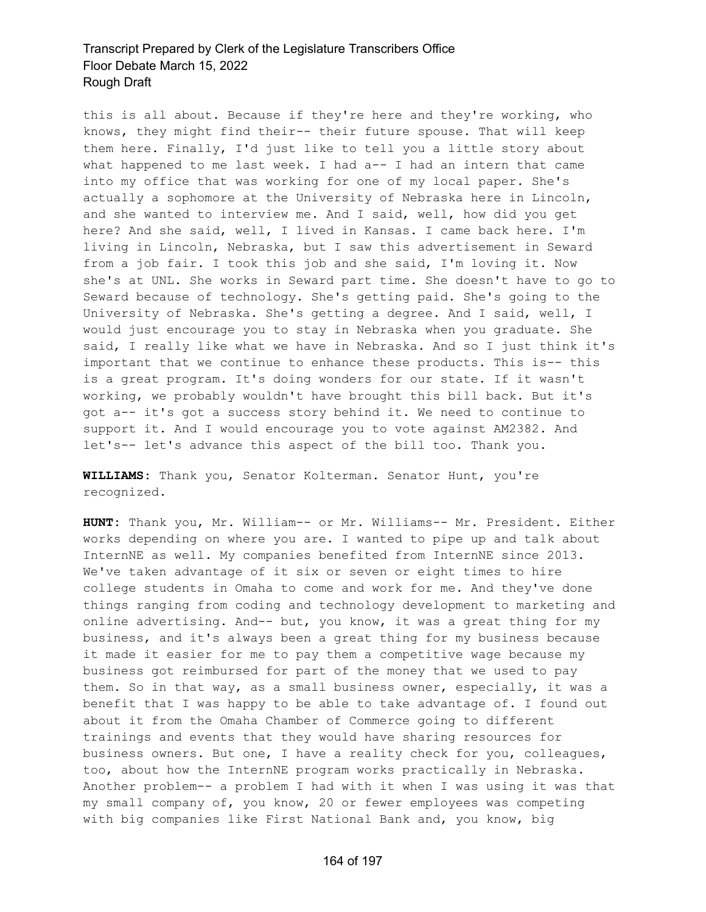this is all about. Because if they're here and they're working, who knows, they might find their-- their future spouse. That will keep them here. Finally, I'd just like to tell you a little story about what happened to me last week. I had a-- I had an intern that came into my office that was working for one of my local paper. She's actually a sophomore at the University of Nebraska here in Lincoln, and she wanted to interview me. And I said, well, how did you get here? And she said, well, I lived in Kansas. I came back here. I'm living in Lincoln, Nebraska, but I saw this advertisement in Seward from a job fair. I took this job and she said, I'm loving it. Now she's at UNL. She works in Seward part time. She doesn't have to go to Seward because of technology. She's getting paid. She's going to the University of Nebraska. She's getting a degree. And I said, well, I would just encourage you to stay in Nebraska when you graduate. She said, I really like what we have in Nebraska. And so I just think it's important that we continue to enhance these products. This is-- this is a great program. It's doing wonders for our state. If it wasn't working, we probably wouldn't have brought this bill back. But it's got a-- it's got a success story behind it. We need to continue to support it. And I would encourage you to vote against AM2382. And let's-- let's advance this aspect of the bill too. Thank you.

**WILLIAMS**: Thank you, Senator Kolterman. Senator Hunt, you're recognized.

**HUNT**: Thank you, Mr. William-- or Mr. Williams-- Mr. President. Either works depending on where you are. I wanted to pipe up and talk about InternNE as well. My companies benefited from InternNE since 2013. We've taken advantage of it six or seven or eight times to hire college students in Omaha to come and work for me. And they've done things ranging from coding and technology development to marketing and online advertising. And-- but, you know, it was a great thing for my business, and it's always been a great thing for my business because it made it easier for me to pay them a competitive wage because my business got reimbursed for part of the money that we used to pay them. So in that way, as a small business owner, especially, it was a benefit that I was happy to be able to take advantage of. I found out about it from the Omaha Chamber of Commerce going to different trainings and events that they would have sharing resources for business owners. But one, I have a reality check for you, colleagues, too, about how the InternNE program works practically in Nebraska. Another problem-- a problem I had with it when I was using it was that my small company of, you know, 20 or fewer employees was competing with big companies like First National Bank and, you know, big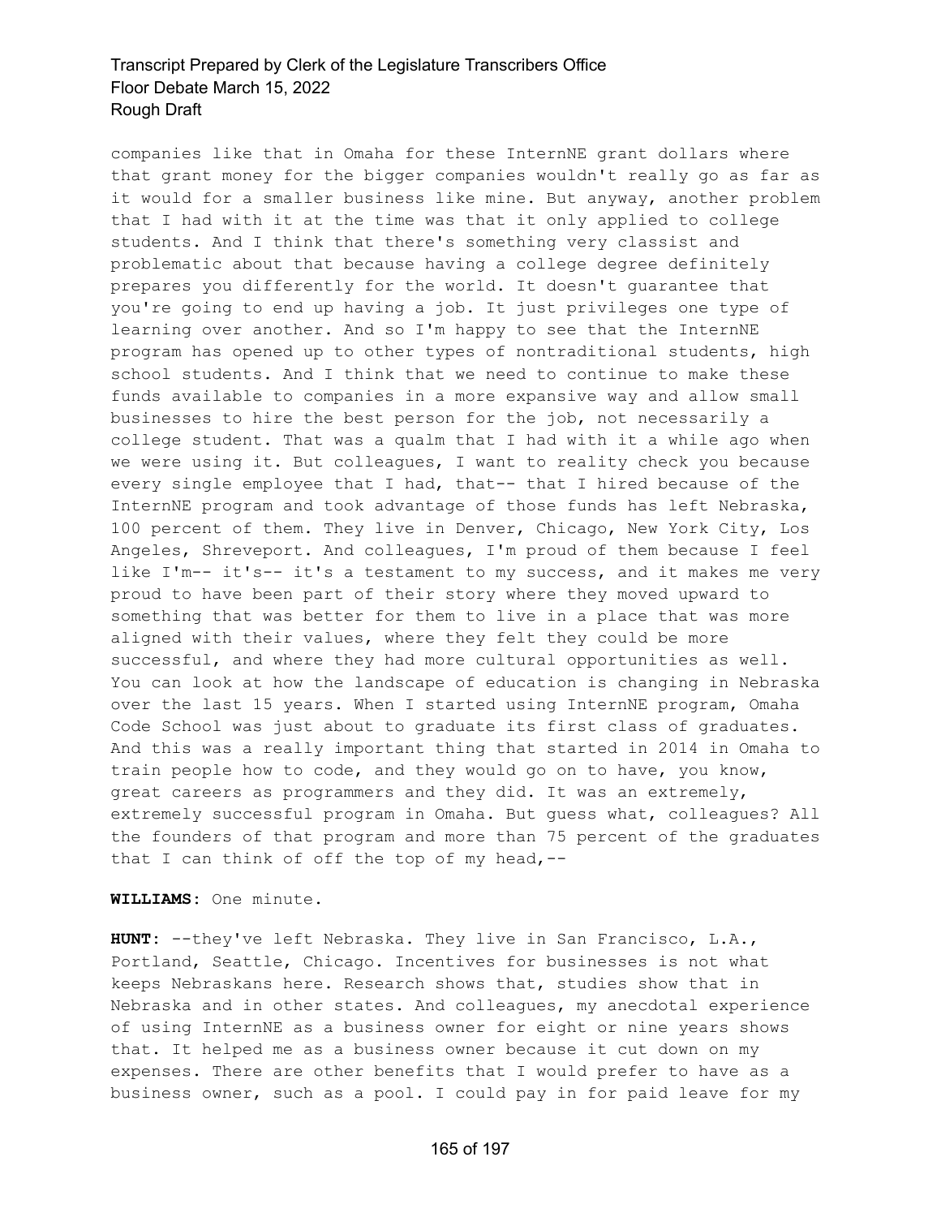companies like that in Omaha for these InternNE grant dollars where that grant money for the bigger companies wouldn't really go as far as it would for a smaller business like mine. But anyway, another problem that I had with it at the time was that it only applied to college students. And I think that there's something very classist and problematic about that because having a college degree definitely prepares you differently for the world. It doesn't guarantee that you're going to end up having a job. It just privileges one type of learning over another. And so I'm happy to see that the InternNE program has opened up to other types of nontraditional students, high school students. And I think that we need to continue to make these funds available to companies in a more expansive way and allow small businesses to hire the best person for the job, not necessarily a college student. That was a qualm that I had with it a while ago when we were using it. But colleagues, I want to reality check you because every single employee that I had, that-- that I hired because of the InternNE program and took advantage of those funds has left Nebraska, 100 percent of them. They live in Denver, Chicago, New York City, Los Angeles, Shreveport. And colleagues, I'm proud of them because I feel like I'm-- it's-- it's a testament to my success, and it makes me very proud to have been part of their story where they moved upward to something that was better for them to live in a place that was more aligned with their values, where they felt they could be more successful, and where they had more cultural opportunities as well. You can look at how the landscape of education is changing in Nebraska over the last 15 years. When I started using InternNE program, Omaha Code School was just about to graduate its first class of graduates. And this was a really important thing that started in 2014 in Omaha to train people how to code, and they would go on to have, you know, great careers as programmers and they did. It was an extremely, extremely successful program in Omaha. But guess what, colleagues? All the founders of that program and more than 75 percent of the graduates that I can think of off the top of my head,--

**WILLIAMS:** One minute.

**HUNT:** --they've left Nebraska. They live in San Francisco, L.A., Portland, Seattle, Chicago. Incentives for businesses is not what keeps Nebraskans here. Research shows that, studies show that in Nebraska and in other states. And colleagues, my anecdotal experience of using InternNE as a business owner for eight or nine years shows that. It helped me as a business owner because it cut down on my expenses. There are other benefits that I would prefer to have as a business owner, such as a pool. I could pay in for paid leave for my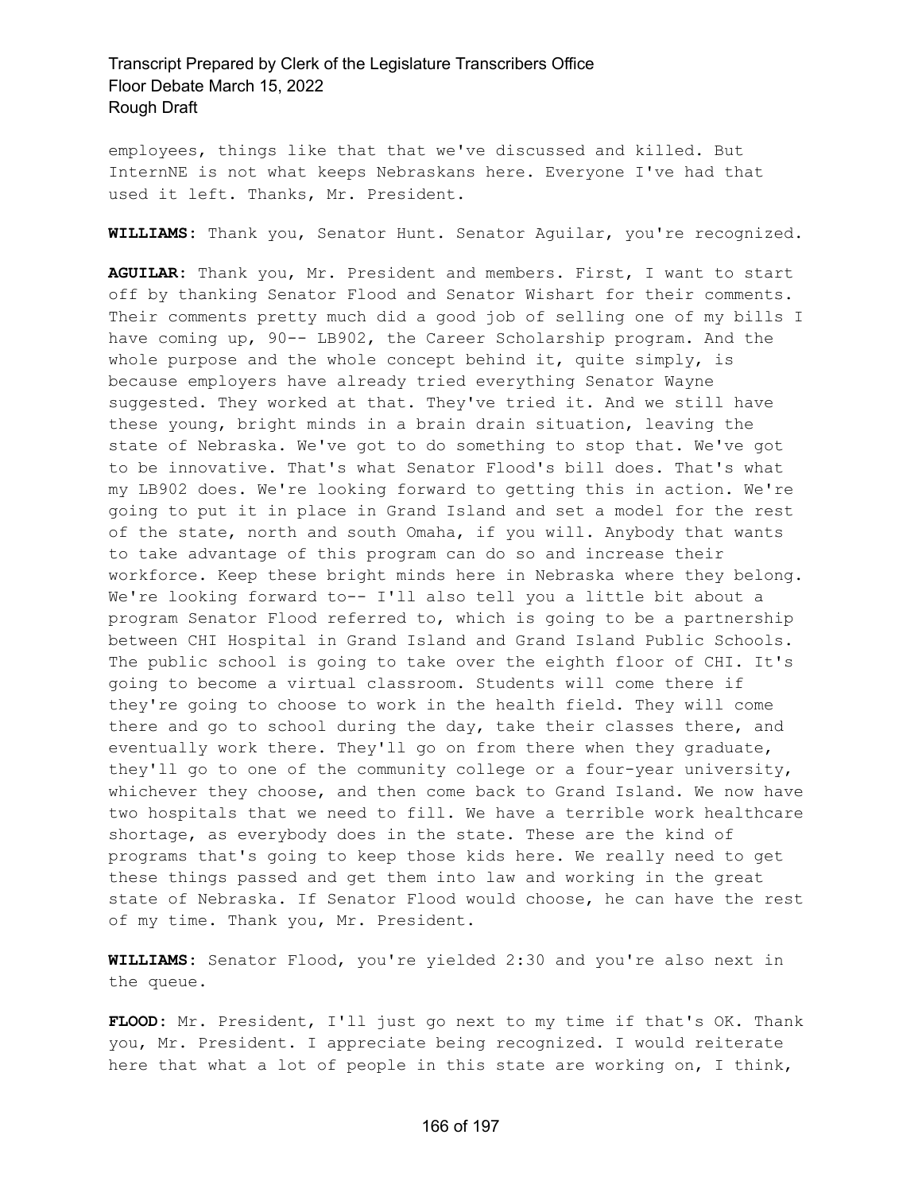employees, things like that that we've discussed and killed. But InternNE is not what keeps Nebraskans here. Everyone I've had that used it left. Thanks, Mr. President.

**WILLIAMS:** Thank you, Senator Hunt. Senator Aguilar, you're recognized.

**AGUILAR:** Thank you, Mr. President and members. First, I want to start off by thanking Senator Flood and Senator Wishart for their comments. Their comments pretty much did a good job of selling one of my bills I have coming up, 90-- LB902, the Career Scholarship program. And the whole purpose and the whole concept behind it, quite simply, is because employers have already tried everything Senator Wayne suggested. They worked at that. They've tried it. And we still have these young, bright minds in a brain drain situation, leaving the state of Nebraska. We've got to do something to stop that. We've got to be innovative. That's what Senator Flood's bill does. That's what my LB902 does. We're looking forward to getting this in action. We're going to put it in place in Grand Island and set a model for the rest of the state, north and south Omaha, if you will. Anybody that wants to take advantage of this program can do so and increase their workforce. Keep these bright minds here in Nebraska where they belong. We're looking forward to-- I'll also tell you a little bit about a program Senator Flood referred to, which is going to be a partnership between CHI Hospital in Grand Island and Grand Island Public Schools. The public school is going to take over the eighth floor of CHI. It's going to become a virtual classroom. Students will come there if they're going to choose to work in the health field. They will come there and go to school during the day, take their classes there, and eventually work there. They'll go on from there when they graduate, they'll go to one of the community college or a four-year university, whichever they choose, and then come back to Grand Island. We now have two hospitals that we need to fill. We have a terrible work healthcare shortage, as everybody does in the state. These are the kind of programs that's going to keep those kids here. We really need to get these things passed and get them into law and working in the great state of Nebraska. If Senator Flood would choose, he can have the rest of my time. Thank you, Mr. President.

**WILLIAMS:** Senator Flood, you're yielded 2:30 and you're also next in the queue.

**FLOOD:** Mr. President, I'll just go next to my time if that's OK. Thank you, Mr. President. I appreciate being recognized. I would reiterate here that what a lot of people in this state are working on, I think,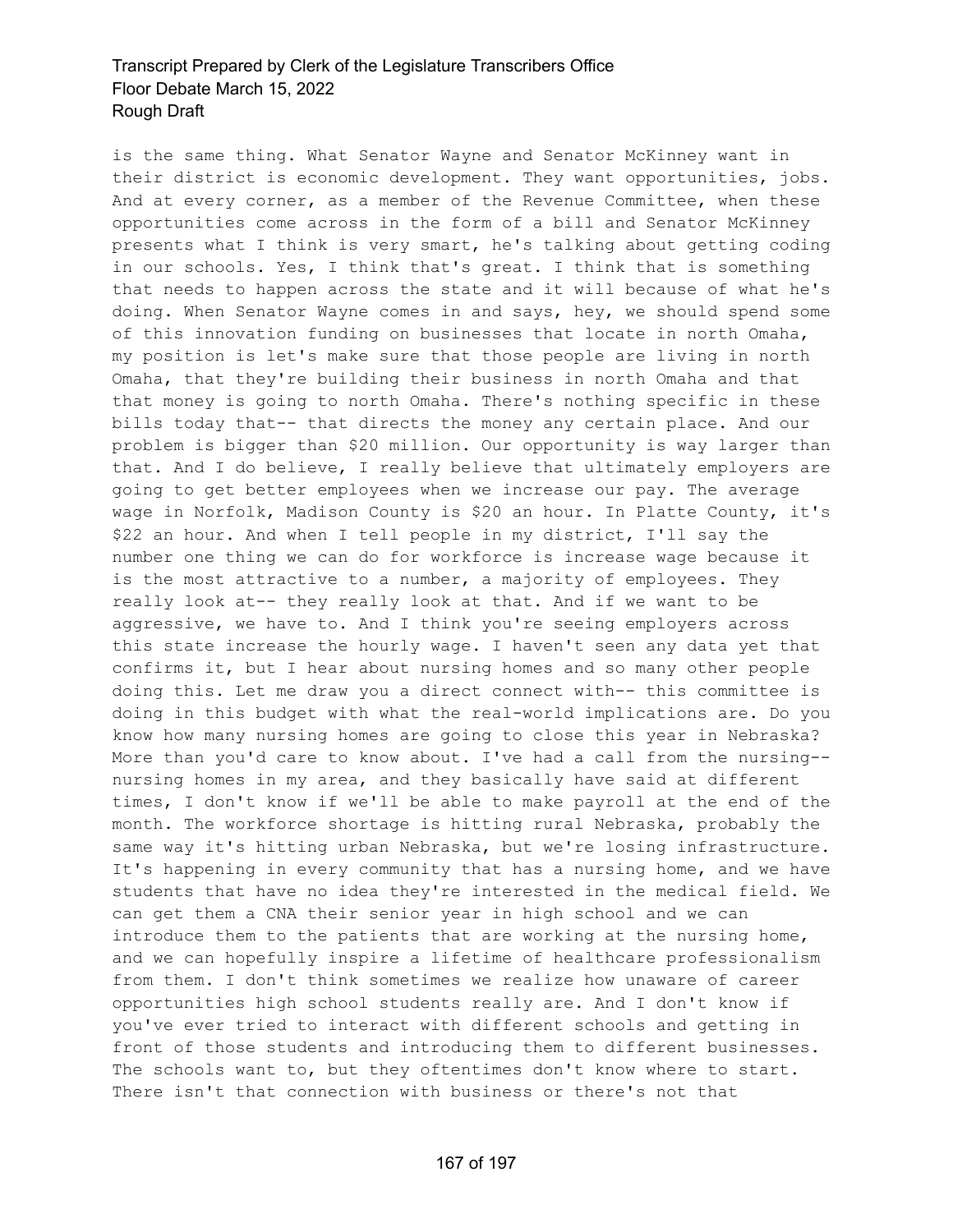is the same thing. What Senator Wayne and Senator McKinney want in their district is economic development. They want opportunities, jobs. And at every corner, as a member of the Revenue Committee, when these opportunities come across in the form of a bill and Senator McKinney presents what I think is very smart, he's talking about getting coding in our schools. Yes, I think that's great. I think that is something that needs to happen across the state and it will because of what he's doing. When Senator Wayne comes in and says, hey, we should spend some of this innovation funding on businesses that locate in north Omaha, my position is let's make sure that those people are living in north Omaha, that they're building their business in north Omaha and that that money is going to north Omaha. There's nothing specific in these bills today that-- that directs the money any certain place. And our problem is bigger than $20 million. Our opportunity is way larger than that. And I do believe, I really believe that ultimately employers are going to get better employees when we increase our pay. The average wage in Norfolk, Madison County is $20 an hour. In Platte County, it's $22 an hour. And when I tell people in my district, I'll say the number one thing we can do for workforce is increase wage because it is the most attractive to a number, a majority of employees. They really look at-- they really look at that. And if we want to be aggressive, we have to. And I think you're seeing employers across this state increase the hourly wage. I haven't seen any data yet that confirms it, but I hear about nursing homes and so many other people doing this. Let me draw you a direct connect with-- this committee is doing in this budget with what the real-world implications are. Do you know how many nursing homes are going to close this year in Nebraska? More than you'd care to know about. I've had a call from the nursing-- nursing homes in my area, and they basically have said at different times, I don't know if we'll be able to make payroll at the end of the month. The workforce shortage is hitting rural Nebraska, probably the same way it's hitting urban Nebraska, but we're losing infrastructure. It's happening in every community that has a nursing home, and we have students that have no idea they're interested in the medical field. We can get them a CNA their senior year in high school and we can introduce them to the patients that are working at the nursing home, and we can hopefully inspire a lifetime of healthcare professionalism from them. I don't think sometimes we realize how unaware of career opportunities high school students really are. And I don't know if you've ever tried to interact with different schools and getting in front of those students and introducing them to different businesses. The schools want to, but they oftentimes don't know where to start. There isn't that connection with business or there's not that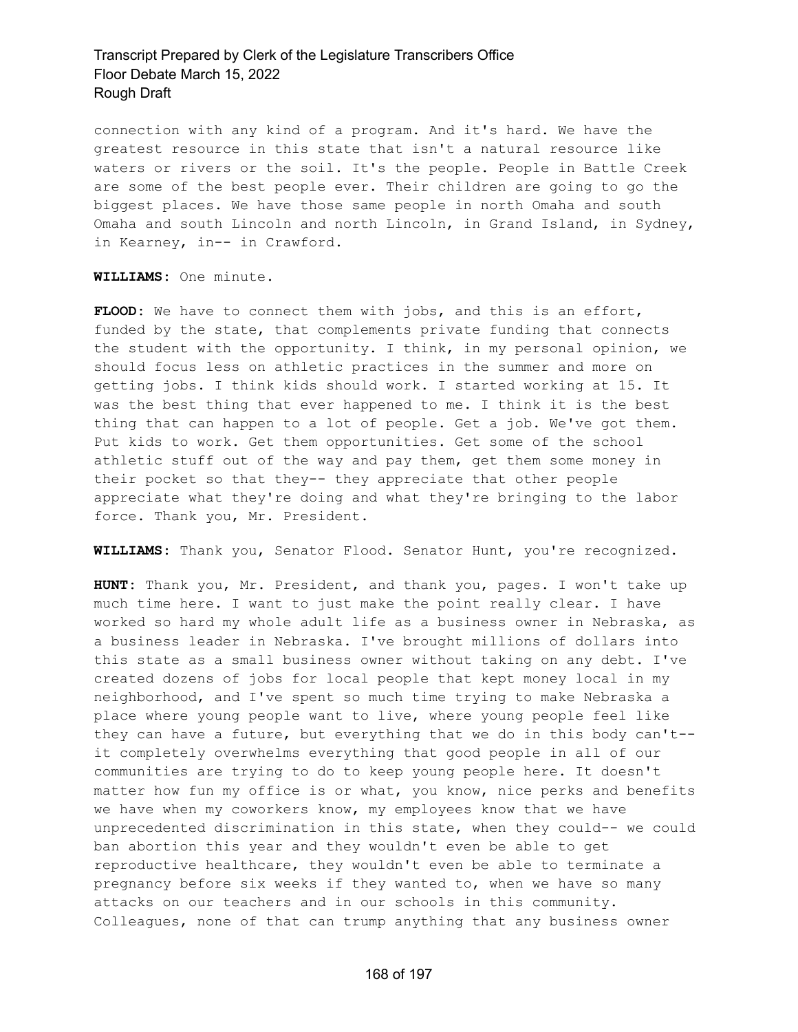connection with any kind of a program. And it's hard. We have the greatest resource in this state that isn't a natural resource like waters or rivers or the soil. It's the people. People in Battle Creek are some of the best people ever. Their children are going to go the biggest places. We have those same people in north Omaha and south Omaha and south Lincoln and north Lincoln, in Grand Island, in Sydney, in Kearney, in-- in Crawford.

**WILLIAMS:** One minute.

**FLOOD:** We have to connect them with jobs, and this is an effort, funded by the state, that complements private funding that connects the student with the opportunity. I think, in my personal opinion, we should focus less on athletic practices in the summer and more on getting jobs. I think kids should work. I started working at 15. It was the best thing that ever happened to me. I think it is the best thing that can happen to a lot of people. Get a job. We've got them. Put kids to work. Get them opportunities. Get some of the school athletic stuff out of the way and pay them, get them some money in their pocket so that they-- they appreciate that other people appreciate what they're doing and what they're bringing to the labor force. Thank you, Mr. President.

**WILLIAMS:** Thank you, Senator Flood. Senator Hunt, you're recognized.

**HUNT:** Thank you, Mr. President, and thank you, pages. I won't take up much time here. I want to just make the point really clear. I have worked so hard my whole adult life as a business owner in Nebraska, as a business leader in Nebraska. I've brought millions of dollars into this state as a small business owner without taking on any debt. I've created dozens of jobs for local people that kept money local in my neighborhood, and I've spent so much time trying to make Nebraska a place where young people want to live, where young people feel like they can have a future, but everything that we do in this body can't-- it completely overwhelms everything that good people in all of our communities are trying to do to keep young people here. It doesn't matter how fun my office is or what, you know, nice perks and benefits we have when my coworkers know, my employees know that we have unprecedented discrimination in this state, when they could-- we could ban abortion this year and they wouldn't even be able to get reproductive healthcare, they wouldn't even be able to terminate a pregnancy before six weeks if they wanted to, when we have so many attacks on our teachers and in our schools in this community. Colleagues, none of that can trump anything that any business owner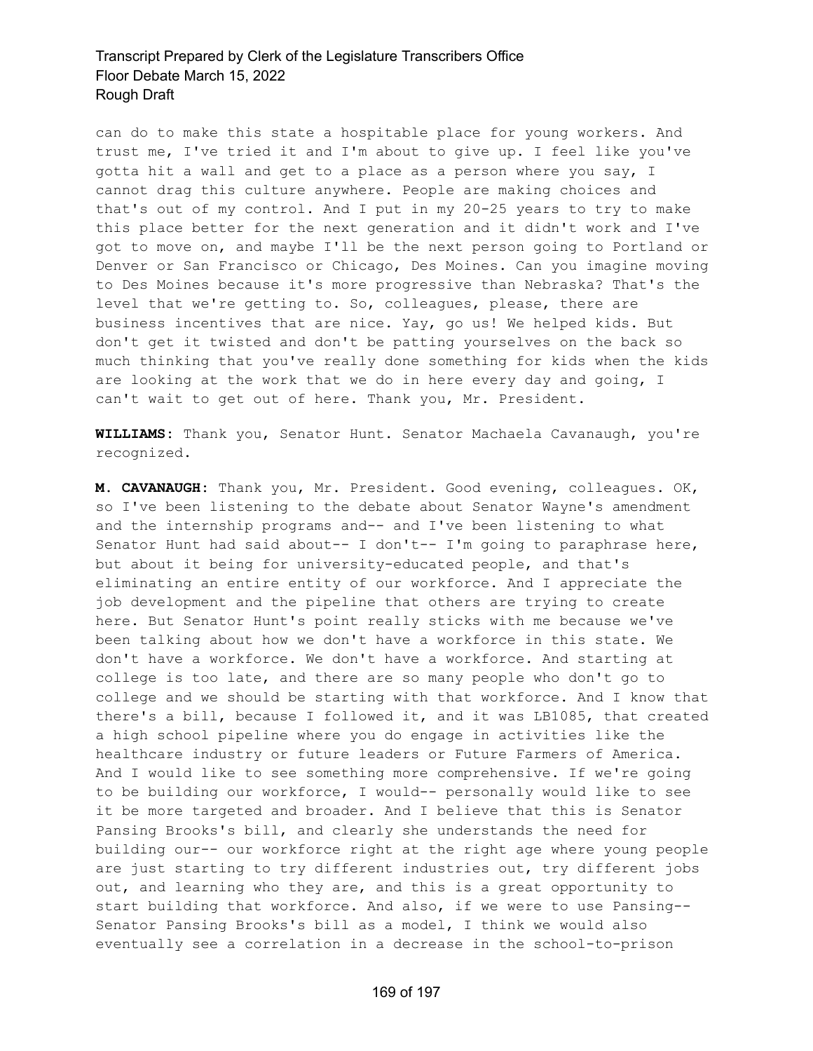can do to make this state a hospitable place for young workers. And trust me, I've tried it and I'm about to give up. I feel like you've gotta hit a wall and get to a place as a person where you say, I cannot drag this culture anywhere. People are making choices and that's out of my control. And I put in my 20-25 years to try to make this place better for the next generation and it didn't work and I've got to move on, and maybe I'll be the next person going to Portland or Denver or San Francisco or Chicago, Des Moines. Can you imagine moving to Des Moines because it's more progressive than Nebraska? That's the level that we're getting to. So, colleagues, please, there are business incentives that are nice. Yay, go us! We helped kids. But don't get it twisted and don't be patting yourselves on the back so much thinking that you've really done something for kids when the kids are looking at the work that we do in here every day and going, I can't wait to get out of here. Thank you, Mr. President.

**WILLIAMS:** Thank you, Senator Hunt. Senator Machaela Cavanaugh, you're recognized.

**M. CAVANAUGH:** Thank you, Mr. President. Good evening, colleagues. OK, so I've been listening to the debate about Senator Wayne's amendment and the internship programs and-- and I've been listening to what Senator Hunt had said about-- I don't-- I'm going to paraphrase here, but about it being for university-educated people, and that's eliminating an entire entity of our workforce. And I appreciate the job development and the pipeline that others are trying to create here. But Senator Hunt's point really sticks with me because we've been talking about how we don't have a workforce in this state. We don't have a workforce. We don't have a workforce. And starting at college is too late, and there are so many people who don't go to college and we should be starting with that workforce. And I know that there's a bill, because I followed it, and it was LB1085, that created a high school pipeline where you do engage in activities like the healthcare industry or future leaders or Future Farmers of America. And I would like to see something more comprehensive. If we're going to be building our workforce, I would-- personally would like to see it be more targeted and broader. And I believe that this is Senator Pansing Brooks's bill, and clearly she understands the need for building our-- our workforce right at the right age where young people are just starting to try different industries out, try different jobs out, and learning who they are, and this is a great opportunity to start building that workforce. And also, if we were to use Pansing-- Senator Pansing Brooks's bill as a model, I think we would also eventually see a correlation in a decrease in the school-to-prison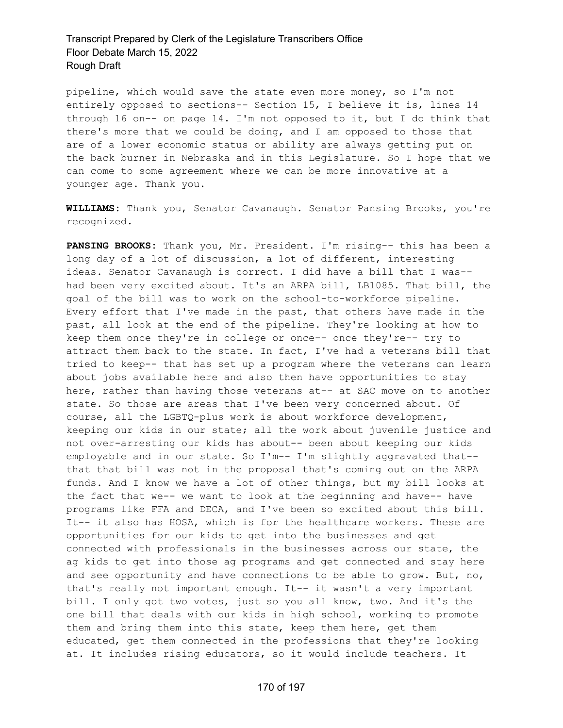pipeline, which would save the state even more money, so I'm not entirely opposed to sections-- Section 15, I believe it is, lines 14 through 16 on-- on page 14. I'm not opposed to it, but I do think that there's more that we could be doing, and I am opposed to those that are of a lower economic status or ability are always getting put on the back burner in Nebraska and in this Legislature. So I hope that we can come to some agreement where we can be more innovative at a younger age. Thank you.

**WILLIAMS:** Thank you, Senator Cavanaugh. Senator Pansing Brooks, you're recognized.

**PANSING BROOKS:** Thank you, Mr. President. I'm rising-- this has been a long day of a lot of discussion, a lot of different, interesting ideas. Senator Cavanaugh is correct. I did have a bill that I was-- had been very excited about. It's an ARPA bill, LB1085. That bill, the goal of the bill was to work on the school-to-workforce pipeline. Every effort that I've made in the past, that others have made in the past, all look at the end of the pipeline. They're looking at how to keep them once they're in college or once-- once they're-- try to attract them back to the state. In fact, I've had a veterans bill that tried to keep-- that has set up a program where the veterans can learn about jobs available here and also then have opportunities to stay here, rather than having those veterans at-- at SAC move on to another state. So those are areas that I've been very concerned about. Of course, all the LGBTQ-plus work is about workforce development, keeping our kids in our state; all the work about juvenile justice and not over-arresting our kids has about-- been about keeping our kids employable and in our state. So I'm-- I'm slightly aggravated that-- that that bill was not in the proposal that's coming out on the ARPA funds. And I know we have a lot of other things, but my bill looks at the fact that we-- we want to look at the beginning and have-- have programs like FFA and DECA, and I've been so excited about this bill. It-- it also has HOSA, which is for the healthcare workers. These are opportunities for our kids to get into the businesses and get connected with professionals in the businesses across our state, the ag kids to get into those ag programs and get connected and stay here and see opportunity and have connections to be able to grow. But, no, that's really not important enough. It-- it wasn't a very important bill. I only got two votes, just so you all know, two. And it's the one bill that deals with our kids in high school, working to promote them and bring them into this state, keep them here, get them educated, get them connected in the professions that they're looking at. It includes rising educators, so it would include teachers. It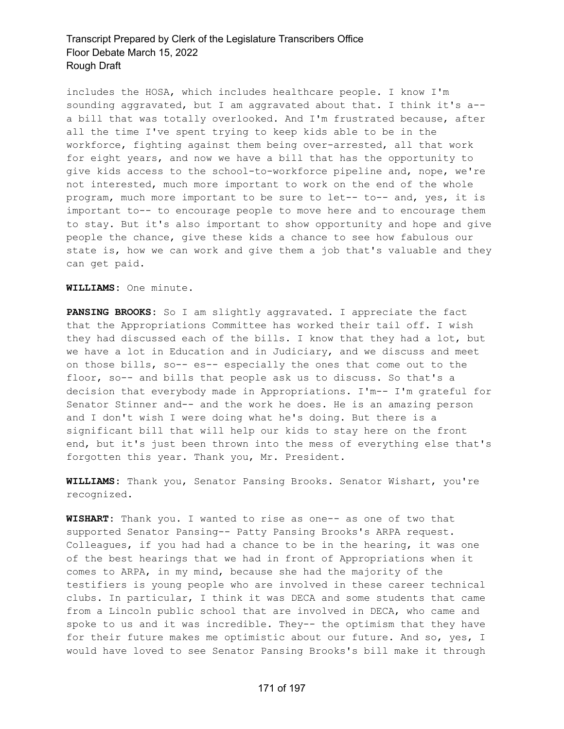includes the HOSA, which includes healthcare people. I know I'm sounding aggravated, but I am aggravated about that. I think it's a-- a bill that was totally overlooked. And I'm frustrated because, after all the time I've spent trying to keep kids able to be in the workforce, fighting against them being over-arrested, all that work for eight years, and now we have a bill that has the opportunity to give kids access to the school-to-workforce pipeline and, nope, we're not interested, much more important to work on the end of the whole program, much more important to be sure to let-- to-- and, yes, it is important to-- to encourage people to move here and to encourage them to stay. But it's also important to show opportunity and hope and give people the chance, give these kids a chance to see how fabulous our state is, how we can work and give them a job that's valuable and they can get paid.

**WILLIAMS:** One minute.

**PANSING BROOKS:** So I am slightly aggravated. I appreciate the fact that the Appropriations Committee has worked their tail off. I wish they had discussed each of the bills. I know that they had a lot, but we have a lot in Education and in Judiciary, and we discuss and meet on those bills, so-- es-- especially the ones that come out to the floor, so-- and bills that people ask us to discuss. So that's a decision that everybody made in Appropriations. I'm-- I'm grateful for Senator Stinner and-- and the work he does. He is an amazing person and I don't wish I were doing what he's doing. But there is a significant bill that will help our kids to stay here on the front end, but it's just been thrown into the mess of everything else that's forgotten this year. Thank you, Mr. President.

**WILLIAMS:** Thank you, Senator Pansing Brooks. Senator Wishart, you're recognized.

**WISHART:** Thank you. I wanted to rise as one-- as one of two that supported Senator Pansing-- Patty Pansing Brooks's ARPA request. Colleagues, if you had had a chance to be in the hearing, it was one of the best hearings that we had in front of Appropriations when it comes to ARPA, in my mind, because she had the majority of the testifiers is young people who are involved in these career technical clubs. In particular, I think it was DECA and some students that came from a Lincoln public school that are involved in DECA, who came and spoke to us and it was incredible. They-- the optimism that they have for their future makes me optimistic about our future. And so, yes, I would have loved to see Senator Pansing Brooks's bill make it through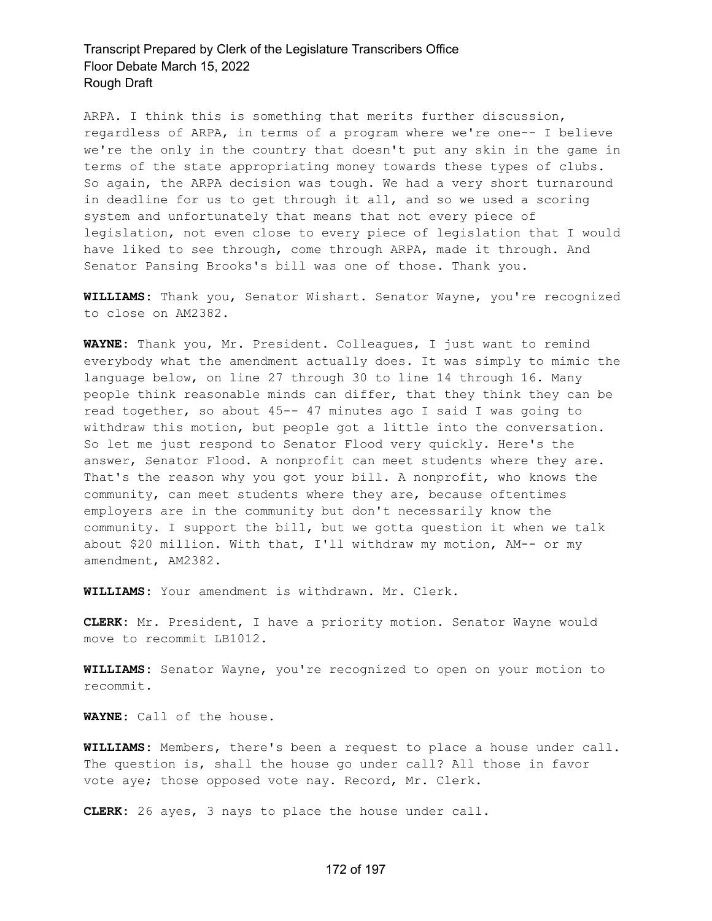ARPA. I think this is something that merits further discussion, regardless of ARPA, in terms of a program where we're one-- I believe we're the only in the country that doesn't put any skin in the game in terms of the state appropriating money towards these types of clubs. So again, the ARPA decision was tough. We had a very short turnaround in deadline for us to get through it all, and so we used a scoring system and unfortunately that means that not every piece of legislation, not even close to every piece of legislation that I would have liked to see through, come through ARPA, made it through. And Senator Pansing Brooks's bill was one of those. Thank you.

**WILLIAMS:** Thank you, Senator Wishart. Senator Wayne, you're recognized to close on AM2382.

**WAYNE:** Thank you, Mr. President. Colleagues, I just want to remind everybody what the amendment actually does. It was simply to mimic the language below, on line 27 through 30 to line 14 through 16. Many people think reasonable minds can differ, that they think they can be read together, so about 45-- 47 minutes ago I said I was going to withdraw this motion, but people got a little into the conversation. So let me just respond to Senator Flood very quickly. Here's the answer, Senator Flood. A nonprofit can meet students where they are. That's the reason why you got your bill. A nonprofit, who knows the community, can meet students where they are, because oftentimes employers are in the community but don't necessarily know the community. I support the bill, but we gotta question it when we talk about $20 million. With that, I'll withdraw my motion, AM-- or my amendment, AM2382.

**WILLIAMS:** Your amendment is withdrawn. Mr. Clerk.

**CLERK:** Mr. President, I have a priority motion. Senator Wayne would move to recommit LB1012.

**WILLIAMS:** Senator Wayne, you're recognized to open on your motion to recommit.

**WAYNE:** Call of the house.

**WILLIAMS:** Members, there's been a request to place a house under call. The question is, shall the house go under call? All those in favor vote aye; those opposed vote nay. Record, Mr. Clerk.

**CLERK:** 26 ayes, 3 nays to place the house under call.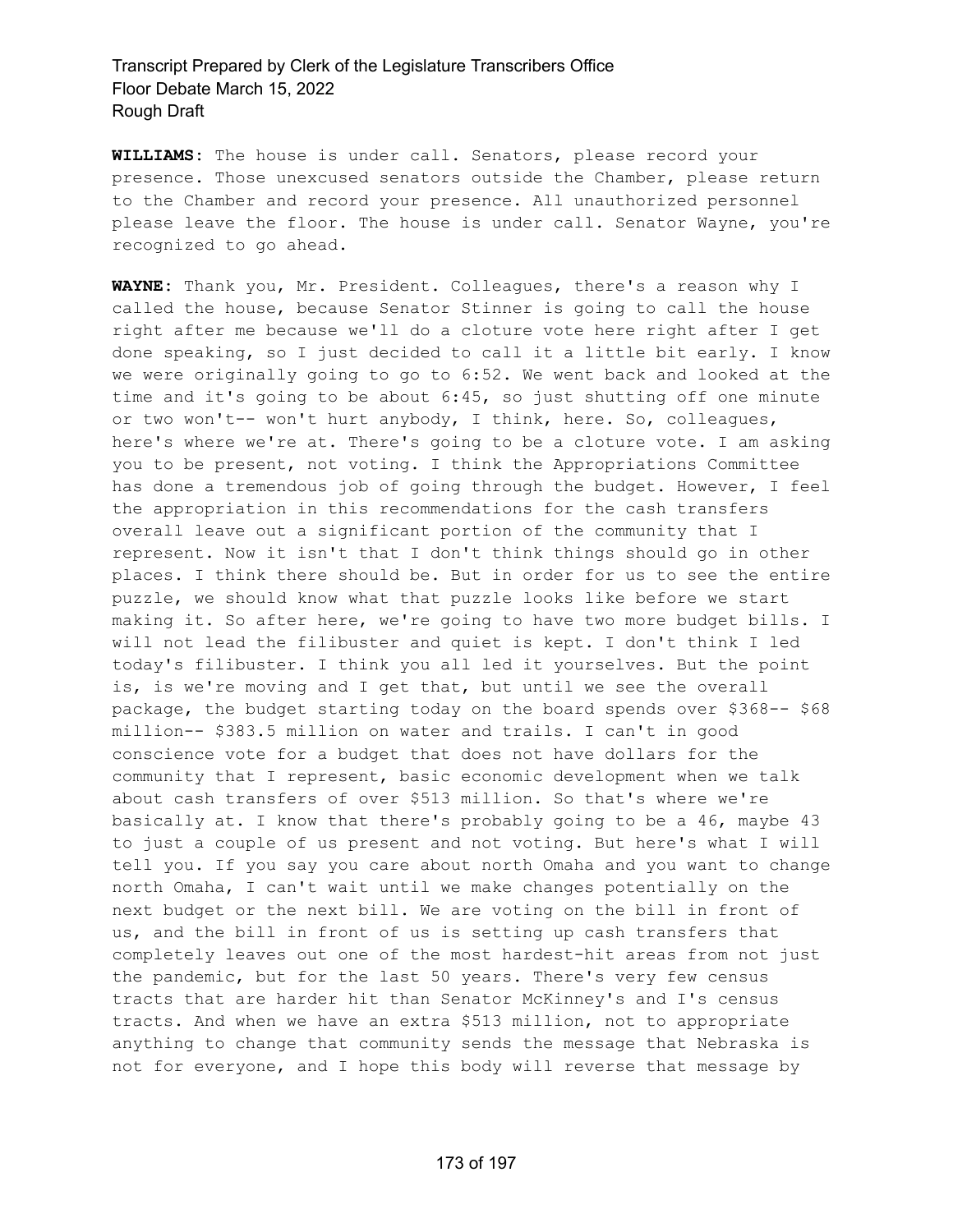**WILLIAMS:** The house is under call. Senators, please record your presence. Those unexcused senators outside the Chamber, please return to the Chamber and record your presence. All unauthorized personnel please leave the floor. The house is under call. Senator Wayne, you're recognized to go ahead.

**WAYNE:** Thank you, Mr. President. Colleagues, there's a reason why I called the house, because Senator Stinner is going to call the house right after me because we'll do a cloture vote here right after I get done speaking, so I just decided to call it a little bit early. I know we were originally going to go to 6:52. We went back and looked at the time and it's going to be about 6:45, so just shutting off one minute or two won't-- won't hurt anybody, I think, here. So, colleagues, here's where we're at. There's going to be a cloture vote. I am asking you to be present, not voting. I think the Appropriations Committee has done a tremendous job of going through the budget. However, I feel the appropriation in this recommendations for the cash transfers overall leave out a significant portion of the community that I represent. Now it isn't that I don't think things should go in other places. I think there should be. But in order for us to see the entire puzzle, we should know what that puzzle looks like before we start making it. So after here, we're going to have two more budget bills. I will not lead the filibuster and quiet is kept. I don't think I led today's filibuster. I think you all led it yourselves. But the point is, is we're moving and I get that, but until we see the overall package, the budget starting today on the board spends over $368-- $68 million-- $383.5 million on water and trails. I can't in good conscience vote for a budget that does not have dollars for the community that I represent, basic economic development when we talk about cash transfers of over $513 million. So that's where we're basically at. I know that there's probably going to be a 46, maybe 43 to just a couple of us present and not voting. But here's what I will tell you. If you say you care about north Omaha and you want to change north Omaha, I can't wait until we make changes potentially on the next budget or the next bill. We are voting on the bill in front of us, and the bill in front of us is setting up cash transfers that completely leaves out one of the most hardest-hit areas from not just the pandemic, but for the last 50 years. There's very few census tracts that are harder hit than Senator McKinney's and I's census tracts. And when we have an extra $513 million, not to appropriate anything to change that community sends the message that Nebraska is not for everyone, and I hope this body will reverse that message by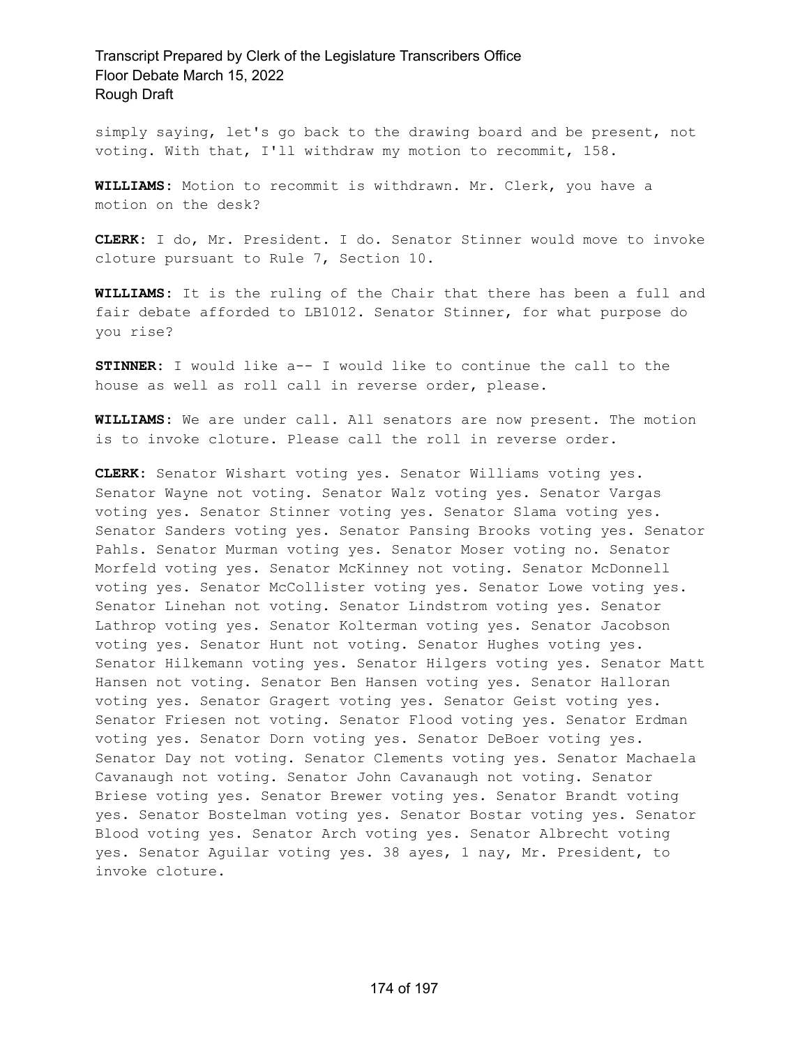simply saying, let's go back to the drawing board and be present, not voting. With that, I'll withdraw my motion to recommit, 158.

**WILLIAMS:** Motion to recommit is withdrawn. Mr. Clerk, you have a motion on the desk?

**CLERK:** I do, Mr. President. I do. Senator Stinner would move to invoke cloture pursuant to Rule 7, Section 10.

**WILLIAMS:** It is the ruling of the Chair that there has been a full and fair debate afforded to LB1012. Senator Stinner, for what purpose do you rise?

**STINNER:** I would like a-- I would like to continue the call to the house as well as roll call in reverse order, please.

**WILLIAMS:** We are under call. All senators are now present. The motion is to invoke cloture. Please call the roll in reverse order.

**CLERK:** Senator Wishart voting yes. Senator Williams voting yes. Senator Wayne not voting. Senator Walz voting yes. Senator Vargas voting yes. Senator Stinner voting yes. Senator Slama voting yes. Senator Sanders voting yes. Senator Pansing Brooks voting yes. Senator Pahls. Senator Murman voting yes. Senator Moser voting no. Senator Morfeld voting yes. Senator McKinney not voting. Senator McDonnell voting yes. Senator McCollister voting yes. Senator Lowe voting yes. Senator Linehan not voting. Senator Lindstrom voting yes. Senator Lathrop voting yes. Senator Kolterman voting yes. Senator Jacobson voting yes. Senator Hunt not voting. Senator Hughes voting yes. Senator Hilkemann voting yes. Senator Hilgers voting yes. Senator Matt Hansen not voting. Senator Ben Hansen voting yes. Senator Halloran voting yes. Senator Gragert voting yes. Senator Geist voting yes. Senator Friesen not voting. Senator Flood voting yes. Senator Erdman voting yes. Senator Dorn voting yes. Senator DeBoer voting yes. Senator Day not voting. Senator Clements voting yes. Senator Machaela Cavanaugh not voting. Senator John Cavanaugh not voting. Senator Briese voting yes. Senator Brewer voting yes. Senator Brandt voting yes. Senator Bostelman voting yes. Senator Bostar voting yes. Senator Blood voting yes. Senator Arch voting yes. Senator Albrecht voting yes. Senator Aguilar voting yes. 38 ayes, 1 nay, Mr. President, to invoke cloture.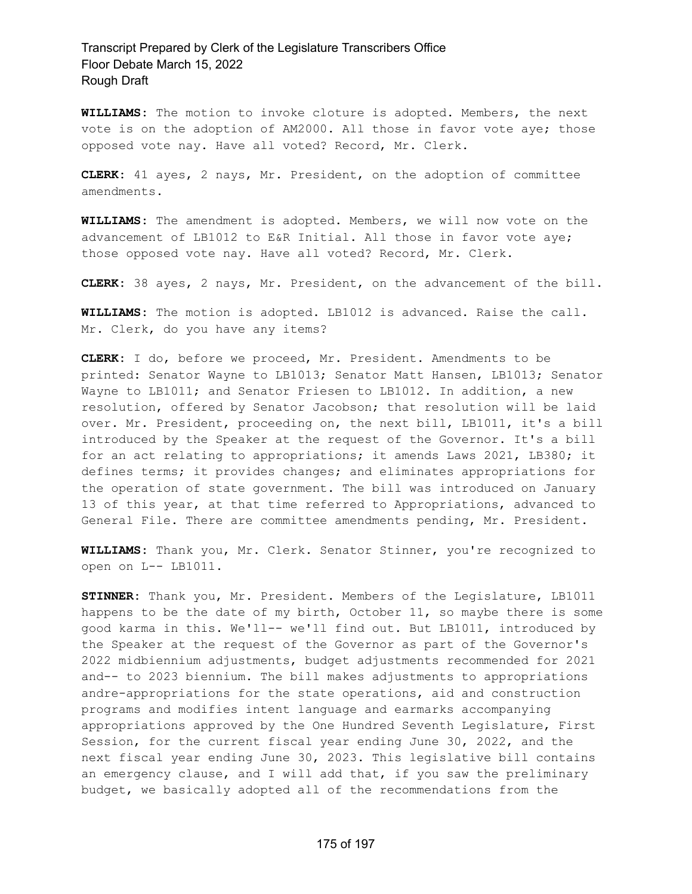**WILLIAMS**: The motion to invoke cloture is adopted. Members, the next vote is on the adoption of AM2000. All those in favor vote aye; those opposed vote nay. Have all voted? Record, Mr. Clerk.

**CLERK**: 41 ayes, 2 nays, Mr. President, on the adoption of committee amendments.

**WILLIAMS**: The amendment is adopted. Members, we will now vote on the advancement of LB1012 to E&R Initial. All those in favor vote aye; those opposed vote nay. Have all voted? Record, Mr. Clerk.

**CLERK**: 38 ayes, 2 nays, Mr. President, on the advancement of the bill.

**WILLIAMS**: The motion is adopted. LB1012 is advanced. Raise the call. Mr. Clerk, do you have any items?

**CLERK**: I do, before we proceed, Mr. President. Amendments to be printed: Senator Wayne to LB1013; Senator Matt Hansen, LB1013; Senator Wayne to LB1011; and Senator Friesen to LB1012. In addition, a new resolution, offered by Senator Jacobson; that resolution will be laid over. Mr. President, proceeding on, the next bill, LB1011, it's a bill introduced by the Speaker at the request of the Governor. It's a bill for an act relating to appropriations; it amends Laws 2021, LB380; it defines terms; it provides changes; and eliminates appropriations for the operation of state government. The bill was introduced on January 13 of this year, at that time referred to Appropriations, advanced to General File. There are committee amendments pending, Mr. President.

**WILLIAMS**: Thank you, Mr. Clerk. Senator Stinner, you're recognized to open on L-- LB1011.

**STINNER**: Thank you, Mr. President. Members of the Legislature, LB1011 happens to be the date of my birth, October 11, so maybe there is some good karma in this. We'll-- we'll find out. But LB1011, introduced by the Speaker at the request of the Governor as part of the Governor's 2022 midbiennium adjustments, budget adjustments recommended for 2021 and-- to 2023 biennium. The bill makes adjustments to appropriations andre-appropriations for the state operations, aid and construction programs and modifies intent language and earmarks accompanying appropriations approved by the One Hundred Seventh Legislature, First Session, for the current fiscal year ending June 30, 2022, and the next fiscal year ending June 30, 2023. This legislative bill contains an emergency clause, and I will add that, if you saw the preliminary budget, we basically adopted all of the recommendations from the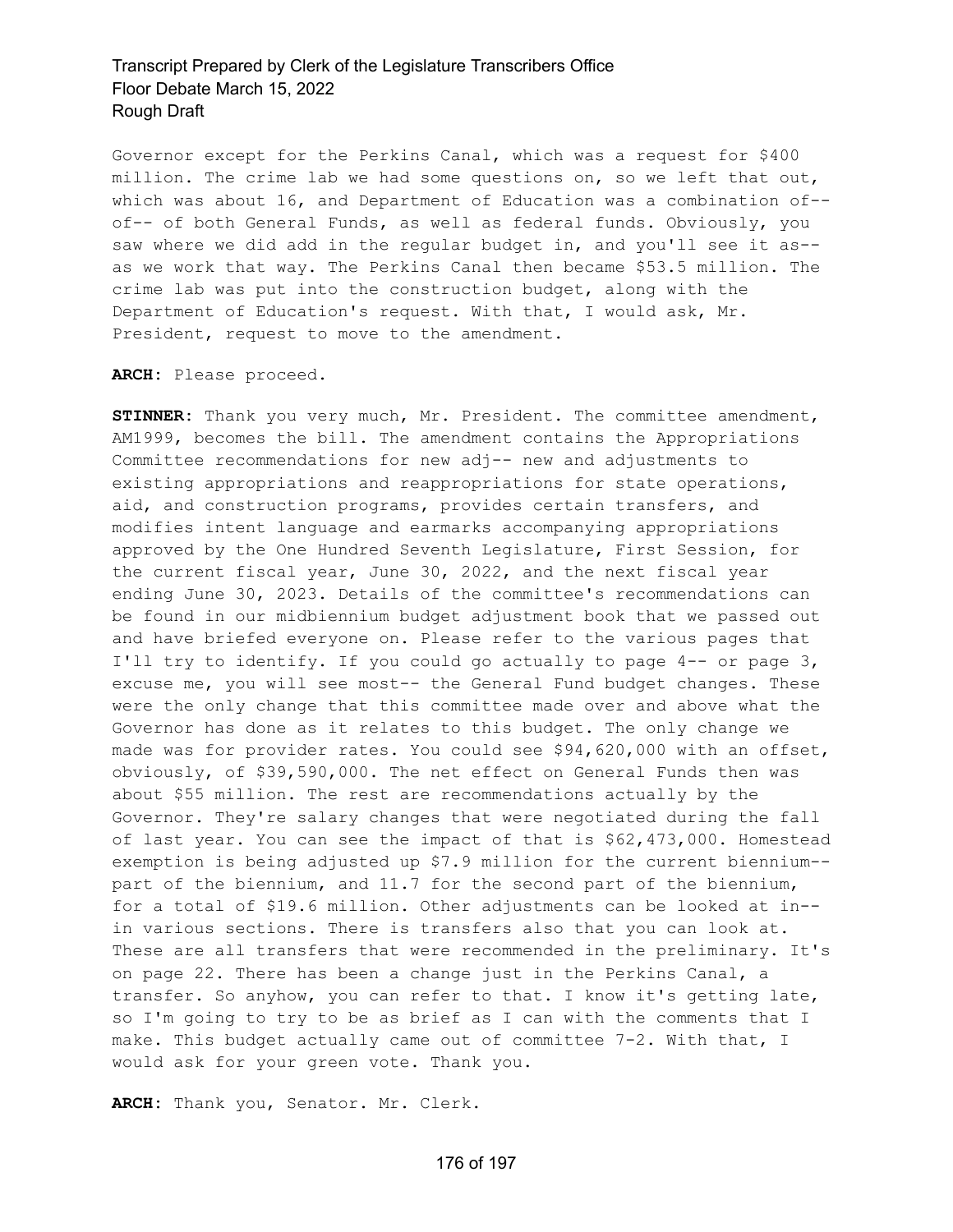Governor except for the Perkins Canal, which was a request for $400 million. The crime lab we had some questions on, so we left that out, which was about 16, and Department of Education was a combination of-- of-- of both General Funds, as well as federal funds. Obviously, you saw where we did add in the regular budget in, and you'll see it as-- as we work that way. The Perkins Canal then became $53.5 million. The crime lab was put into the construction budget, along with the Department of Education's request. With that, I would ask, Mr. President, request to move to the amendment.

**ARCH:** Please proceed.

**STINNER:** Thank you very much, Mr. President. The committee amendment, AM1999, becomes the bill. The amendment contains the Appropriations Committee recommendations for new adj-- new and adjustments to existing appropriations and reappropriations for state operations, aid, and construction programs, provides certain transfers, and modifies intent language and earmarks accompanying appropriations approved by the One Hundred Seventh Legislature, First Session, for the current fiscal year, June 30, 2022, and the next fiscal year ending June 30, 2023. Details of the committee's recommendations can be found in our midbiennium budget adjustment book that we passed out and have briefed everyone on. Please refer to the various pages that I'll try to identify. If you could go actually to page 4-- or page 3, excuse me, you will see most-- the General Fund budget changes. These were the only change that this committee made over and above what the Governor has done as it relates to this budget. The only change we made was for provider rates. You could see $94,620,000 with an offset, obviously, of $39,590,000. The net effect on General Funds then was about $55 million. The rest are recommendations actually by the Governor. They're salary changes that were negotiated during the fall of last year. You can see the impact of that is $62,473,000. Homestead exemption is being adjusted up $7.9 million for the current biennium-- part of the biennium, and 11.7 for the second part of the biennium, for a total of $19.6 million. Other adjustments can be looked at in-- in various sections. There is transfers also that you can look at. These are all transfers that were recommended in the preliminary. It's on page 22. There has been a change just in the Perkins Canal, a transfer. So anyhow, you can refer to that. I know it's getting late, so I'm going to try to be as brief as I can with the comments that I make. This budget actually came out of committee 7-2. With that, I would ask for your green vote. Thank you.

**ARCH:** Thank you, Senator. Mr. Clerk.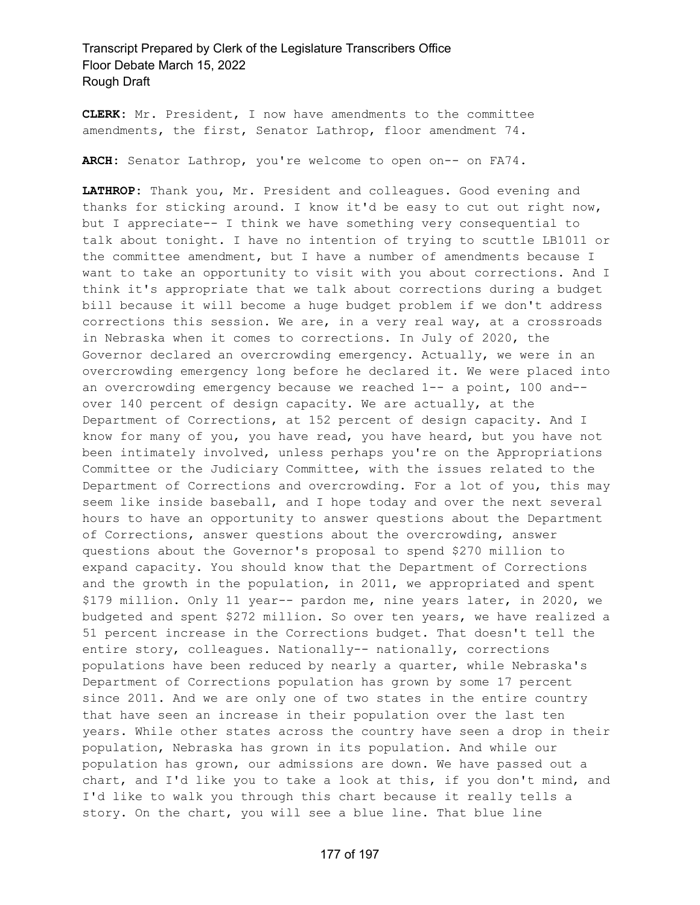**CLERK:** Mr. President, I now have amendments to the committee amendments, the first, Senator Lathrop, floor amendment 74.

**ARCH:** Senator Lathrop, you're welcome to open on-- on FA74.

**LATHROP:** Thank you, Mr. President and colleagues. Good evening and thanks for sticking around. I know it'd be easy to cut out right now, but I appreciate-- I think we have something very consequential to talk about tonight. I have no intention of trying to scuttle LB1011 or the committee amendment, but I have a number of amendments because I want to take an opportunity to visit with you about corrections. And I think it's appropriate that we talk about corrections during a budget bill because it will become a huge budget problem if we don't address corrections this session. We are, in a very real way, at a crossroads in Nebraska when it comes to corrections. In July of 2020, the Governor declared an overcrowding emergency. Actually, we were in an overcrowding emergency long before he declared it. We were placed into an overcrowding emergency because we reached 1-- a point, 100 and-- over 140 percent of design capacity. We are actually, at the Department of Corrections, at 152 percent of design capacity. And I know for many of you, you have read, you have heard, but you have not been intimately involved, unless perhaps you're on the Appropriations Committee or the Judiciary Committee, with the issues related to the Department of Corrections and overcrowding. For a lot of you, this may seem like inside baseball, and I hope today and over the next several hours to have an opportunity to answer questions about the Department of Corrections, answer questions about the overcrowding, answer questions about the Governor's proposal to spend $270 million to expand capacity. You should know that the Department of Corrections and the growth in the population, in 2011, we appropriated and spent $179 million. Only 11 year-- pardon me, nine years later, in 2020, we budgeted and spent $272 million. So over ten years, we have realized a 51 percent increase in the Corrections budget. That doesn't tell the entire story, colleagues. Nationally-- nationally, corrections populations have been reduced by nearly a quarter, while Nebraska's Department of Corrections population has grown by some 17 percent since 2011. And we are only one of two states in the entire country that have seen an increase in their population over the last ten years. While other states across the country have seen a drop in their population, Nebraska has grown in its population. And while our population has grown, our admissions are down. We have passed out a chart, and I'd like you to take a look at this, if you don't mind, and I'd like to walk you through this chart because it really tells a story. On the chart, you will see a blue line. That blue line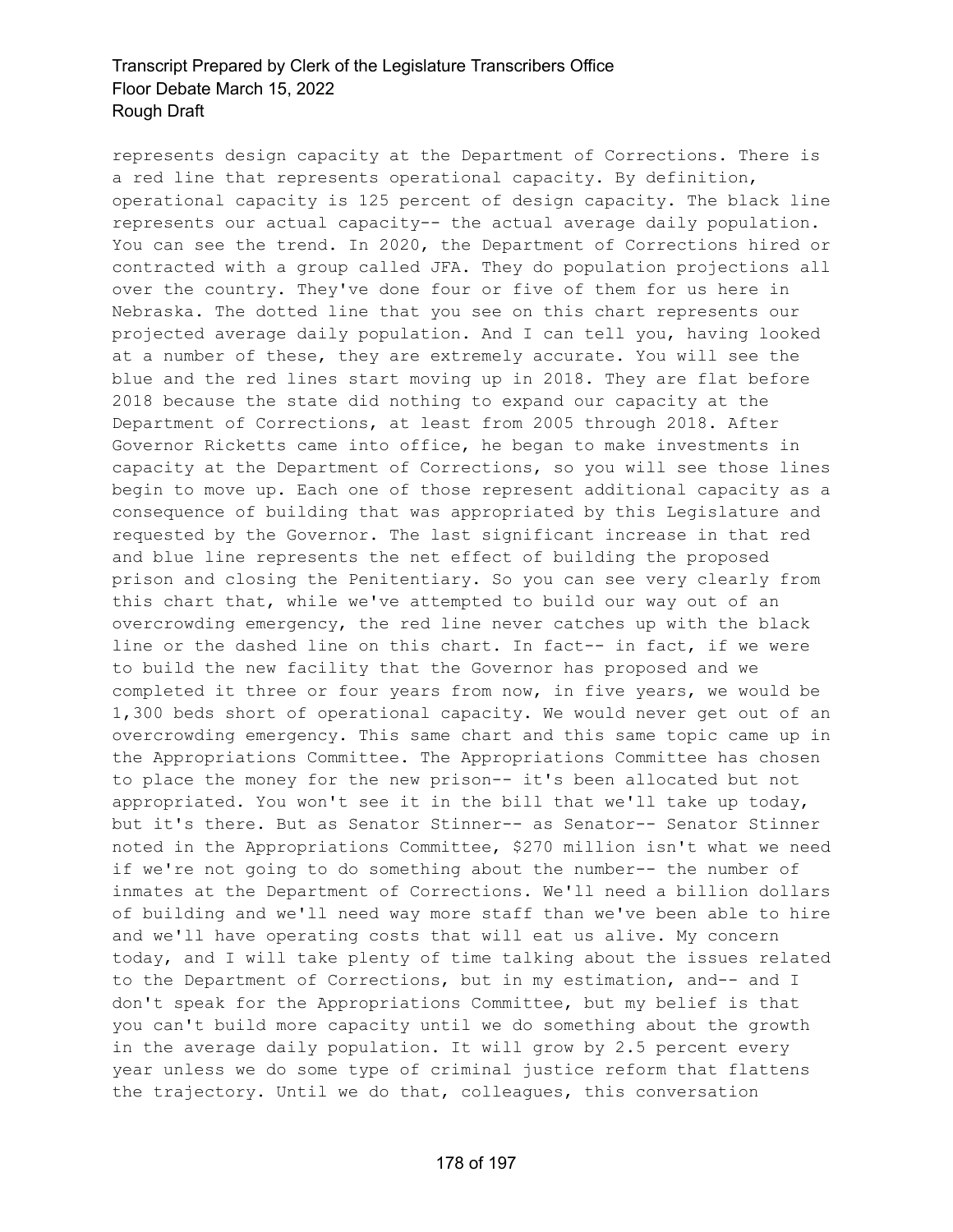represents design capacity at the Department of Corrections. There is a red line that represents operational capacity. By definition, operational capacity is 125 percent of design capacity. The black line represents our actual capacity-- the actual average daily population. You can see the trend. In 2020, the Department of Corrections hired or contracted with a group called JFA. They do population projections all over the country. They've done four or five of them for us here in Nebraska. The dotted line that you see on this chart represents our projected average daily population. And I can tell you, having looked at a number of these, they are extremely accurate. You will see the blue and the red lines start moving up in 2018. They are flat before 2018 because the state did nothing to expand our capacity at the Department of Corrections, at least from 2005 through 2018. After Governor Ricketts came into office, he began to make investments in capacity at the Department of Corrections, so you will see those lines begin to move up. Each one of those represent additional capacity as a consequence of building that was appropriated by this Legislature and requested by the Governor. The last significant increase in that red and blue line represents the net effect of building the proposed prison and closing the Penitentiary. So you can see very clearly from this chart that, while we've attempted to build our way out of an overcrowding emergency, the red line never catches up with the black line or the dashed line on this chart. In fact-- in fact, if we were to build the new facility that the Governor has proposed and we completed it three or four years from now, in five years, we would be 1,300 beds short of operational capacity. We would never get out of an overcrowding emergency. This same chart and this same topic came up in the Appropriations Committee. The Appropriations Committee has chosen to place the money for the new prison-- it's been allocated but not appropriated. You won't see it in the bill that we'll take up today, but it's there. But as Senator Stinner-- as Senator-- Senator Stinner noted in the Appropriations Committee, $270 million isn't what we need if we're not going to do something about the number-- the number of inmates at the Department of Corrections. We'll need a billion dollars of building and we'll need way more staff than we've been able to hire and we'll have operating costs that will eat us alive. My concern today, and I will take plenty of time talking about the issues related to the Department of Corrections, but in my estimation, and-- and I don't speak for the Appropriations Committee, but my belief is that you can't build more capacity until we do something about the growth in the average daily population. It will grow by 2.5 percent every year unless we do some type of criminal justice reform that flattens the trajectory. Until we do that, colleagues, this conversation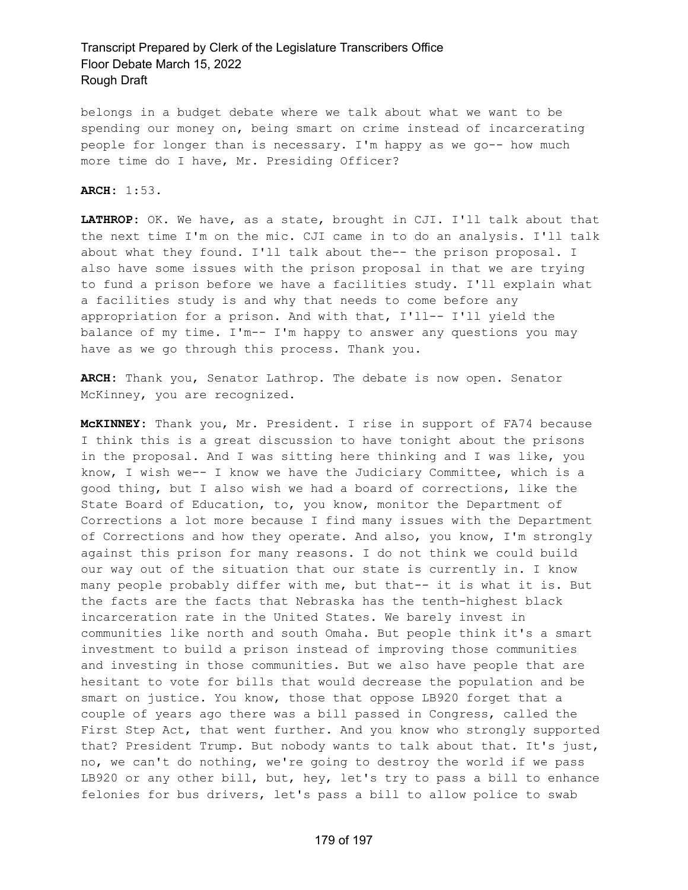belongs in a budget debate where we talk about what we want to be spending our money on, being smart on crime instead of incarcerating people for longer than is necessary. I'm happy as we go-- how much more time do I have, Mr. Presiding Officer?

**ARCH:** 1:53.

**LATHROP:** OK. We have, as a state, brought in CJI. I'll talk about that the next time I'm on the mic. CJI came in to do an analysis. I'll talk about what they found. I'll talk about the-- the prison proposal. I also have some issues with the prison proposal in that we are trying to fund a prison before we have a facilities study. I'll explain what a facilities study is and why that needs to come before any appropriation for a prison. And with that, I'll-- I'll yield the balance of my time. I'm-- I'm happy to answer any questions you may have as we go through this process. Thank you.

**ARCH:** Thank you, Senator Lathrop. The debate is now open. Senator McKinney, you are recognized.

**McKINNEY:** Thank you, Mr. President. I rise in support of FA74 because I think this is a great discussion to have tonight about the prisons in the proposal. And I was sitting here thinking and I was like, you know, I wish we-- I know we have the Judiciary Committee, which is a good thing, but I also wish we had a board of corrections, like the State Board of Education, to, you know, monitor the Department of Corrections a lot more because I find many issues with the Department of Corrections and how they operate. And also, you know, I'm strongly against this prison for many reasons. I do not think we could build our way out of the situation that our state is currently in. I know many people probably differ with me, but that-- it is what it is. But the facts are the facts that Nebraska has the tenth-highest black incarceration rate in the United States. We barely invest in communities like north and south Omaha. But people think it's a smart investment to build a prison instead of improving those communities and investing in those communities. But we also have people that are hesitant to vote for bills that would decrease the population and be smart on justice. You know, those that oppose LB920 forget that a couple of years ago there was a bill passed in Congress, called the First Step Act, that went further. And you know who strongly supported that? President Trump. But nobody wants to talk about that. It's just, no, we can't do nothing, we're going to destroy the world if we pass LB920 or any other bill, but, hey, let's try to pass a bill to enhance felonies for bus drivers, let's pass a bill to allow police to swab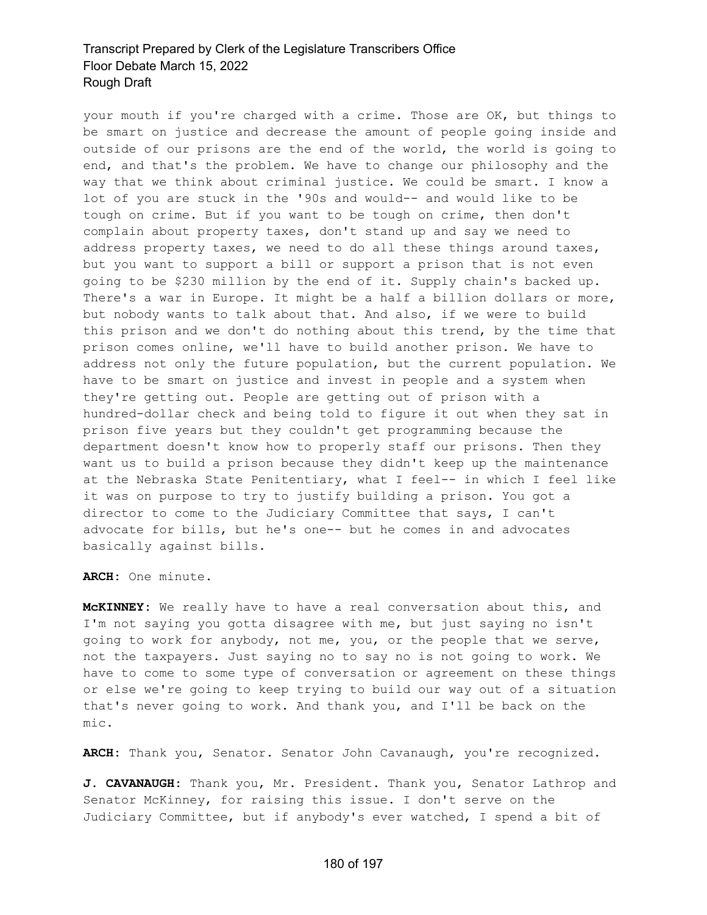your mouth if you're charged with a crime. Those are OK, but things to be smart on justice and decrease the amount of people going inside and outside of our prisons are the end of the world, the world is going to end, and that's the problem. We have to change our philosophy and the way that we think about criminal justice. We could be smart. I know a lot of you are stuck in the '90s and would-- and would like to be tough on crime. But if you want to be tough on crime, then don't complain about property taxes, don't stand up and say we need to address property taxes, we need to do all these things around taxes, but you want to support a bill or support a prison that is not even going to be $230 million by the end of it. Supply chain's backed up. There's a war in Europe. It might be a half a billion dollars or more, but nobody wants to talk about that. And also, if we were to build this prison and we don't do nothing about this trend, by the time that prison comes online, we'll have to build another prison. We have to address not only the future population, but the current population. We have to be smart on justice and invest in people and a system when they're getting out. People are getting out of prison with a hundred-dollar check and being told to figure it out when they sat in prison five years but they couldn't get programming because the department doesn't know how to properly staff our prisons. Then they want us to build a prison because they didn't keep up the maintenance at the Nebraska State Penitentiary, what I feel-- in which I feel like it was on purpose to try to justify building a prison. You got a director to come to the Judiciary Committee that says, I can't advocate for bills, but he's one-- but he comes in and advocates basically against bills.

**ARCH:** One minute.

**McKINNEY:** We really have to have a real conversation about this, and I'm not saying you gotta disagree with me, but just saying no isn't going to work for anybody, not me, you, or the people that we serve, not the taxpayers. Just saying no to say no is not going to work. We have to come to some type of conversation or agreement on these things or else we're going to keep trying to build our way out of a situation that's never going to work. And thank you, and I'll be back on the mic.

**ARCH:** Thank you, Senator. Senator John Cavanaugh, you're recognized.

**J. CAVANAUGH:** Thank you, Mr. President. Thank you, Senator Lathrop and Senator McKinney, for raising this issue. I don't serve on the Judiciary Committee, but if anybody's ever watched, I spend a bit of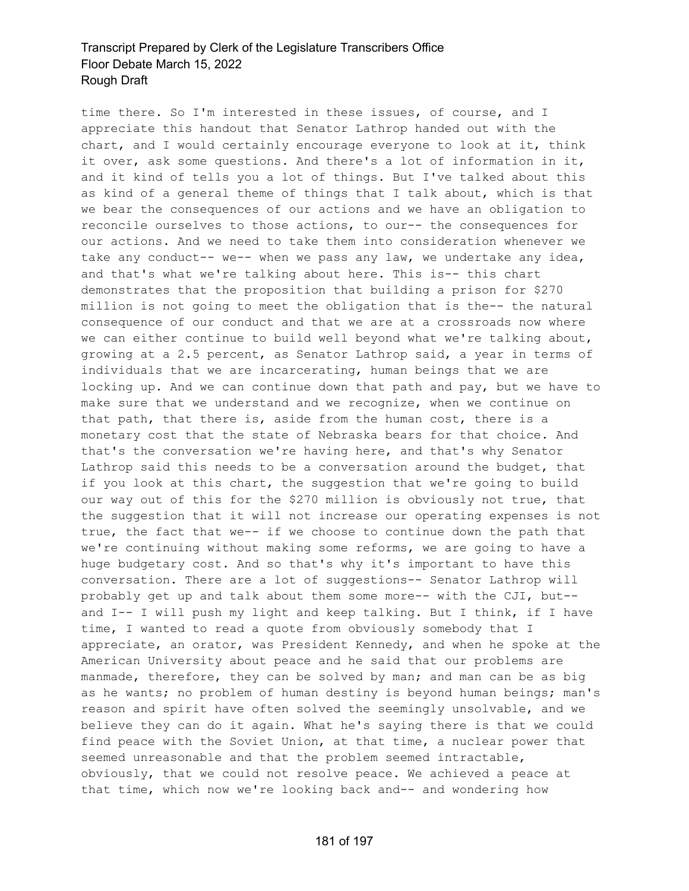time there. So I'm interested in these issues, of course, and I appreciate this handout that Senator Lathrop handed out with the chart, and I would certainly encourage everyone to look at it, think it over, ask some questions. And there's a lot of information in it, and it kind of tells you a lot of things. But I've talked about this as kind of a general theme of things that I talk about, which is that we bear the consequences of our actions and we have an obligation to reconcile ourselves to those actions, to our-- the consequences for our actions. And we need to take them into consideration whenever we take any conduct-- we-- when we pass any law, we undertake any idea, and that's what we're talking about here. This is-- this chart demonstrates that the proposition that building a prison for $270 million is not going to meet the obligation that is the-- the natural consequence of our conduct and that we are at a crossroads now where we can either continue to build well beyond what we're talking about, growing at a 2.5 percent, as Senator Lathrop said, a year in terms of individuals that we are incarcerating, human beings that we are locking up. And we can continue down that path and pay, but we have to make sure that we understand and we recognize, when we continue on that path, that there is, aside from the human cost, there is a monetary cost that the state of Nebraska bears for that choice. And that's the conversation we're having here, and that's why Senator Lathrop said this needs to be a conversation around the budget, that if you look at this chart, the suggestion that we're going to build our way out of this for the $270 million is obviously not true, that the suggestion that it will not increase our operating expenses is not true, the fact that we-- if we choose to continue down the path that we're continuing without making some reforms, we are going to have a huge budgetary cost. And so that's why it's important to have this conversation. There are a lot of suggestions-- Senator Lathrop will probably get up and talk about them some more-- with the CJI, but-- and I-- I will push my light and keep talking. But I think, if I have time, I wanted to read a quote from obviously somebody that I appreciate, an orator, was President Kennedy, and when he spoke at the American University about peace and he said that our problems are manmade, therefore, they can be solved by man; and man can be as big as he wants; no problem of human destiny is beyond human beings; man's reason and spirit have often solved the seemingly unsolvable, and we believe they can do it again. What he's saying there is that we could find peace with the Soviet Union, at that time, a nuclear power that seemed unreasonable and that the problem seemed intractable, obviously, that we could not resolve peace. We achieved a peace at that time, which now we're looking back and-- and wondering how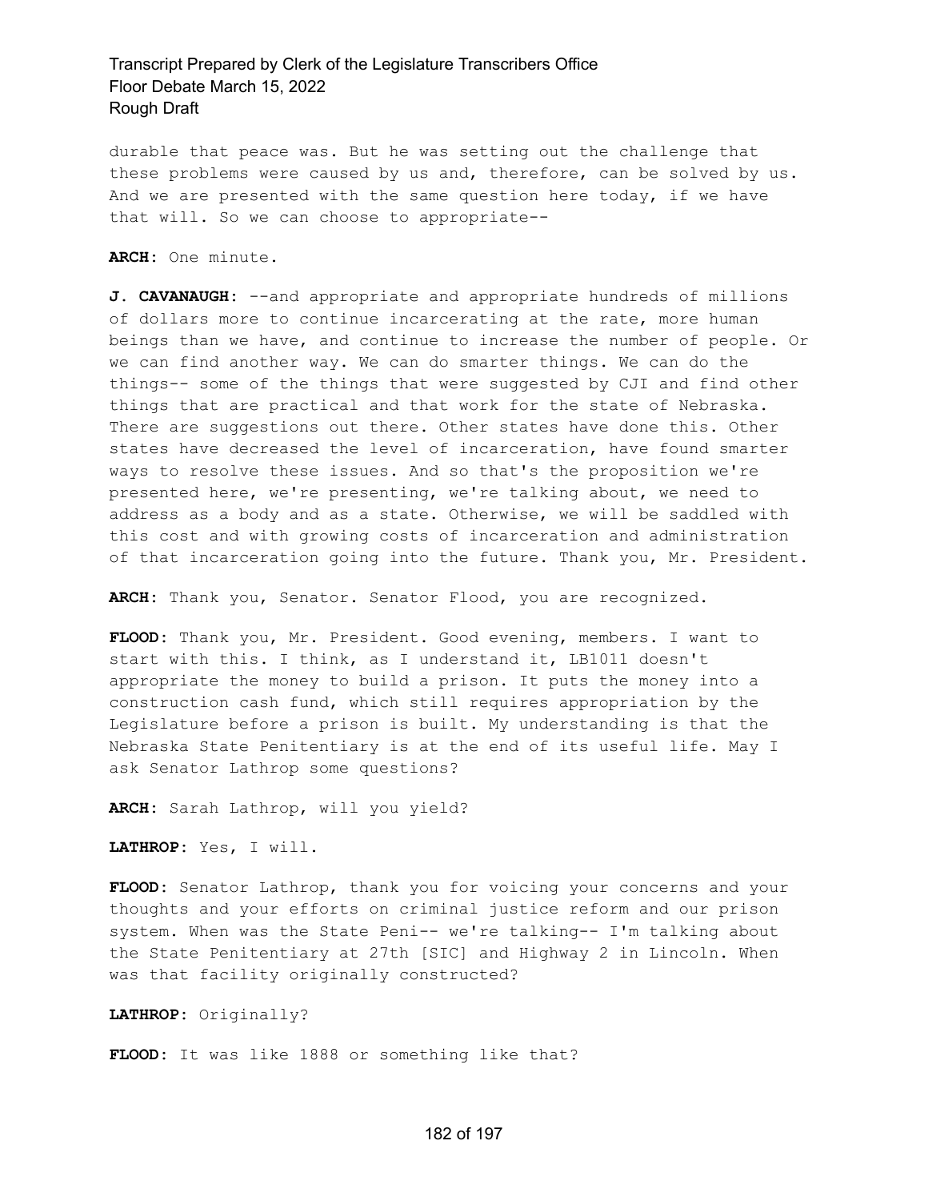durable that peace was. But he was setting out the challenge that these problems were caused by us and, therefore, can be solved by us. And we are presented with the same question here today, if we have that will. So we can choose to appropriate--

**ARCH:** One minute.

**J. CAVANAUGH:** --and appropriate and appropriate hundreds of millions of dollars more to continue incarcerating at the rate, more human beings than we have, and continue to increase the number of people. Or we can find another way. We can do smarter things. We can do the things-- some of the things that were suggested by CJI and find other things that are practical and that work for the state of Nebraska. There are suggestions out there. Other states have done this. Other states have decreased the level of incarceration, have found smarter ways to resolve these issues. And so that's the proposition we're presented here, we're presenting, we're talking about, we need to address as a body and as a state. Otherwise, we will be saddled with this cost and with growing costs of incarceration and administration of that incarceration going into the future. Thank you, Mr. President.

**ARCH:** Thank you, Senator. Senator Flood, you are recognized.

**FLOOD:** Thank you, Mr. President. Good evening, members. I want to start with this. I think, as I understand it, LB1011 doesn't appropriate the money to build a prison. It puts the money into a construction cash fund, which still requires appropriation by the Legislature before a prison is built. My understanding is that the Nebraska State Penitentiary is at the end of its useful life. May I ask Senator Lathrop some questions?

**ARCH:** Sarah Lathrop, will you yield?

**LATHROP:** Yes, I will.

**FLOOD:** Senator Lathrop, thank you for voicing your concerns and your thoughts and your efforts on criminal justice reform and our prison system. When was the State Peni-- we're talking-- I'm talking about the State Penitentiary at 27th [SIC] and Highway 2 in Lincoln. When was that facility originally constructed?

**LATHROP:** Originally?

**FLOOD:** It was like 1888 or something like that?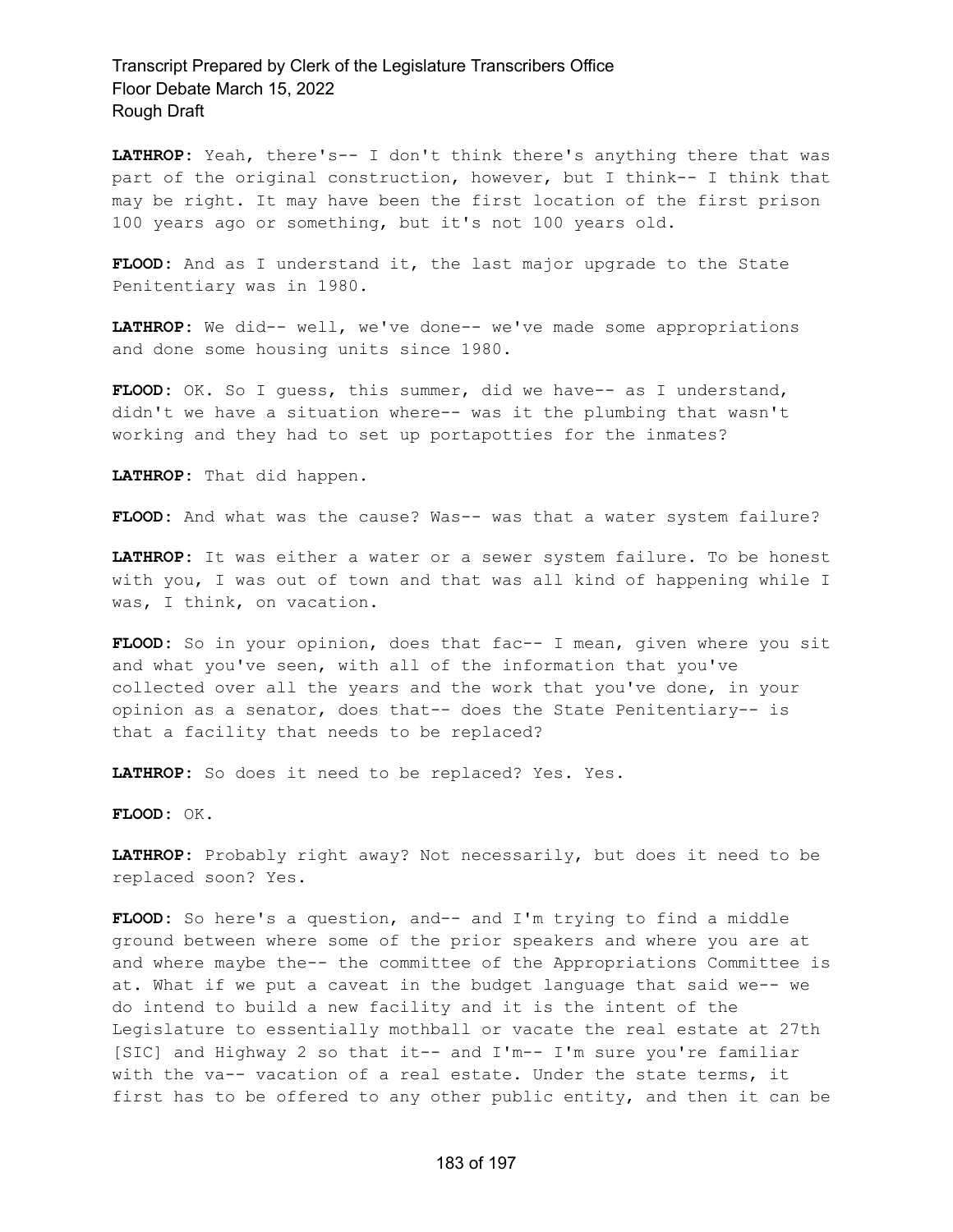**LATHROP:** Yeah, there's-- I don't think there's anything there that was part of the original construction, however, but I think-- I think that may be right. It may have been the first location of the first prison 100 years ago or something, but it's not 100 years old.

**FLOOD:** And as I understand it, the last major upgrade to the State Penitentiary was in 1980.

**LATHROP:** We did-- well, we've done-- we've made some appropriations and done some housing units since 1980.

**FLOOD:** OK. So I guess, this summer, did we have-- as I understand, didn't we have a situation where-- was it the plumbing that wasn't working and they had to set up portapotties for the inmates?

**LATHROP:** That did happen.

**FLOOD:** And what was the cause? Was-- was that a water system failure?

**LATHROP:** It was either a water or a sewer system failure. To be honest with you, I was out of town and that was all kind of happening while I was, I think, on vacation.

**FLOOD:** So in your opinion, does that fac-- I mean, given where you sit and what you've seen, with all of the information that you've collected over all the years and the work that you've done, in your opinion as a senator, does that-- does the State Penitentiary-- is that a facility that needs to be replaced?

**LATHROP:** So does it need to be replaced? Yes. Yes.

**FLOOD:** OK.

**LATHROP:** Probably right away? Not necessarily, but does it need to be replaced soon? Yes.

**FLOOD:** So here's a question, and-- and I'm trying to find a middle ground between where some of the prior speakers and where you are at and where maybe the-- the committee of the Appropriations Committee is at. What if we put a caveat in the budget language that said we-- we do intend to build a new facility and it is the intent of the Legislature to essentially mothball or vacate the real estate at 27th [SIC] and Highway 2 so that it-- and I'm-- I'm sure you're familiar with the va-- vacation of a real estate. Under the state terms, it first has to be offered to any other public entity, and then it can be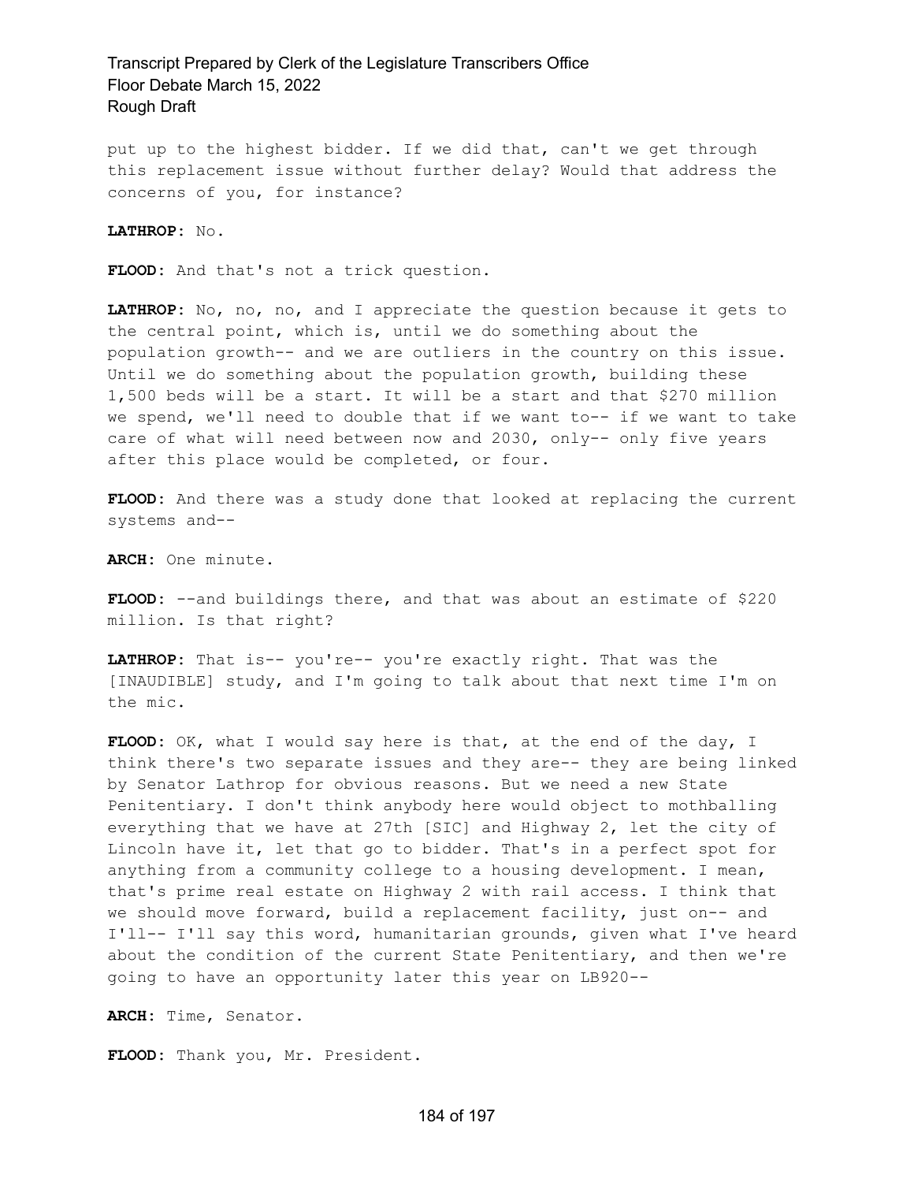put up to the highest bidder. If we did that, can't we get through this replacement issue without further delay? Would that address the concerns of you, for instance?

**LATHROP:** No.

**FLOOD:** And that's not a trick question.

**LATHROP:** No, no, no, and I appreciate the question because it gets to the central point, which is, until we do something about the population growth-- and we are outliers in the country on this issue. Until we do something about the population growth, building these 1,500 beds will be a start. It will be a start and that $270 million we spend, we'll need to double that if we want to-- if we want to take care of what will need between now and 2030, only-- only five years after this place would be completed, or four.

**FLOOD:** And there was a study done that looked at replacing the current systems and--

**ARCH:** One minute.

**FLOOD:** --and buildings there, and that was about an estimate of $220 million. Is that right?

**LATHROP:** That is-- you're-- you're exactly right. That was the [INAUDIBLE] study, and I'm going to talk about that next time I'm on the mic.

**FLOOD:** OK, what I would say here is that, at the end of the day, I think there's two separate issues and they are-- they are being linked by Senator Lathrop for obvious reasons. But we need a new State Penitentiary. I don't think anybody here would object to mothballing everything that we have at 27th [SIC] and Highway 2, let the city of Lincoln have it, let that go to bidder. That's in a perfect spot for anything from a community college to a housing development. I mean, that's prime real estate on Highway 2 with rail access. I think that we should move forward, build a replacement facility, just on-- and I'll-- I'll say this word, humanitarian grounds, given what I've heard about the condition of the current State Penitentiary, and then we're going to have an opportunity later this year on LB920--

**ARCH:** Time, Senator.

**FLOOD:** Thank you, Mr. President.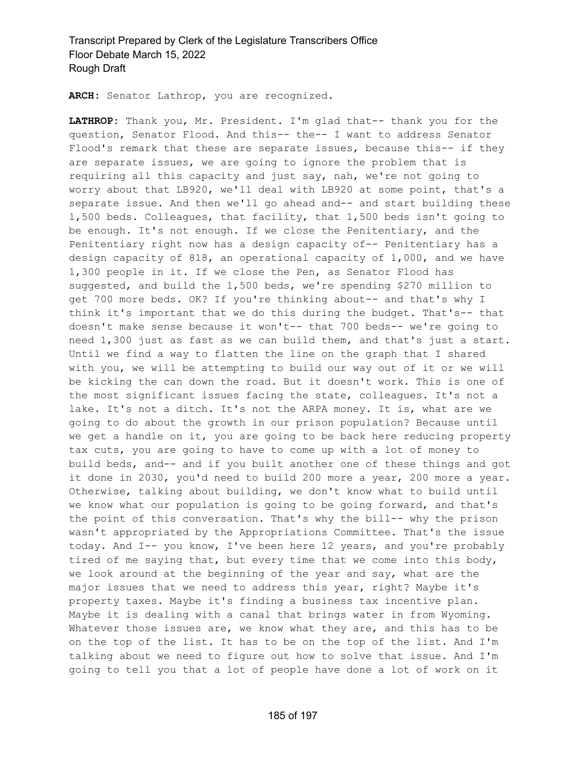**ARCH:** Senator Lathrop, you are recognized.

**LATHROP:** Thank you, Mr. President. I'm glad that-- thank you for the question, Senator Flood. And this-- the-- I want to address Senator Flood's remark that these are separate issues, because this-- if they are separate issues, we are going to ignore the problem that is requiring all this capacity and just say, nah, we're not going to worry about that LB920, we'll deal with LB920 at some point, that's a separate issue. And then we'll go ahead and-- and start building these 1,500 beds. Colleagues, that facility, that 1,500 beds isn't going to be enough. It's not enough. If we close the Penitentiary, and the Penitentiary right now has a design capacity of-- Penitentiary has a design capacity of 818, an operational capacity of 1,000, and we have 1,300 people in it. If we close the Pen, as Senator Flood has suggested, and build the 1,500 beds, we're spending $270 million to get 700 more beds. OK? If you're thinking about-- and that's why I think it's important that we do this during the budget. That's-- that doesn't make sense because it won't-- that 700 beds-- we're going to need 1,300 just as fast as we can build them, and that's just a start. Until we find a way to flatten the line on the graph that I shared with you, we will be attempting to build our way out of it or we will be kicking the can down the road. But it doesn't work. This is one of the most significant issues facing the state, colleagues. It's not a lake. It's not a ditch. It's not the ARPA money. It is, what are we going to do about the growth in our prison population? Because until we get a handle on it, you are going to be back here reducing property tax cuts, you are going to have to come up with a lot of money to build beds, and-- and if you built another one of these things and got it done in 2030, you'd need to build 200 more a year, 200 more a year. Otherwise, talking about building, we don't know what to build until we know what our population is going to be going forward, and that's the point of this conversation. That's why the bill-- why the prison wasn't appropriated by the Appropriations Committee. That's the issue today. And I-- you know, I've been here 12 years, and you're probably tired of me saying that, but every time that we come into this body, we look around at the beginning of the year and say, what are the major issues that we need to address this year, right? Maybe it's property taxes. Maybe it's finding a business tax incentive plan. Maybe it is dealing with a canal that brings water in from Wyoming. Whatever those issues are, we know what they are, and this has to be on the top of the list. It has to be on the top of the list. And I'm talking about we need to figure out how to solve that issue. And I'm going to tell you that a lot of people have done a lot of work on it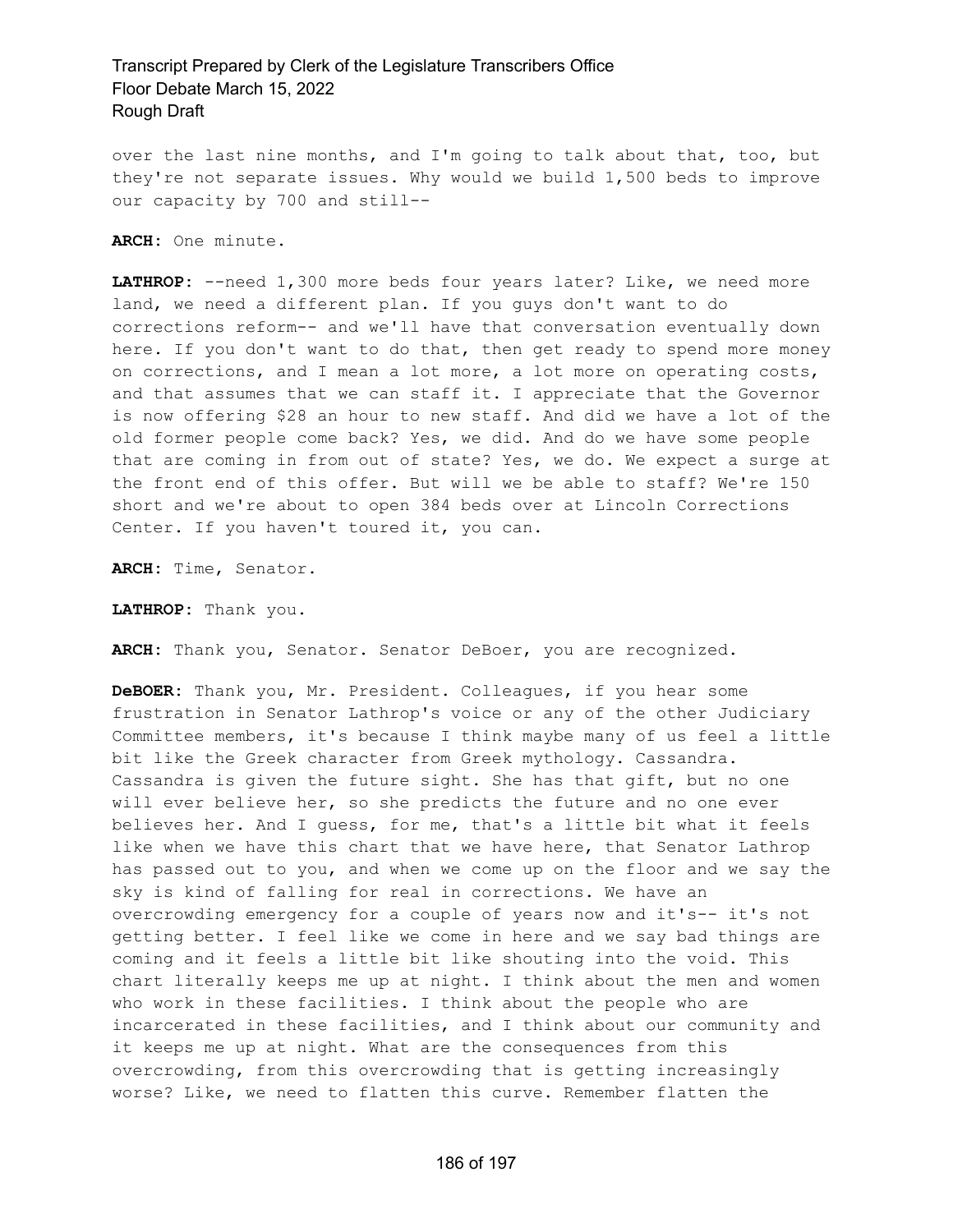over the last nine months, and I'm going to talk about that, too, but they're not separate issues. Why would we build 1,500 beds to improve our capacity by 700 and still--

**ARCH:** One minute.

**LATHROP:** --need 1,300 more beds four years later? Like, we need more land, we need a different plan. If you guys don't want to do corrections reform-- and we'll have that conversation eventually down here. If you don't want to do that, then get ready to spend more money on corrections, and I mean a lot more, a lot more on operating costs, and that assumes that we can staff it. I appreciate that the Governor is now offering $28 an hour to new staff. And did we have a lot of the old former people come back? Yes, we did. And do we have some people that are coming in from out of state? Yes, we do. We expect a surge at the front end of this offer. But will we be able to staff? We're 150 short and we're about to open 384 beds over at Lincoln Corrections Center. If you haven't toured it, you can.

**ARCH:** Time, Senator.

**LATHROP:** Thank you.

**ARCH:** Thank you, Senator. Senator DeBoer, you are recognized.

**DeBOER:** Thank you, Mr. President. Colleagues, if you hear some frustration in Senator Lathrop's voice or any of the other Judiciary Committee members, it's because I think maybe many of us feel a little bit like the Greek character from Greek mythology. Cassandra. Cassandra is given the future sight. She has that gift, but no one will ever believe her, so she predicts the future and no one ever believes her. And I guess, for me, that's a little bit what it feels like when we have this chart that we have here, that Senator Lathrop has passed out to you, and when we come up on the floor and we say the sky is kind of falling for real in corrections. We have an overcrowding emergency for a couple of years now and it's-- it's not getting better. I feel like we come in here and we say bad things are coming and it feels a little bit like shouting into the void. This chart literally keeps me up at night. I think about the men and women who work in these facilities. I think about the people who are incarcerated in these facilities, and I think about our community and it keeps me up at night. What are the consequences from this overcrowding, from this overcrowding that is getting increasingly worse? Like, we need to flatten this curve. Remember flatten the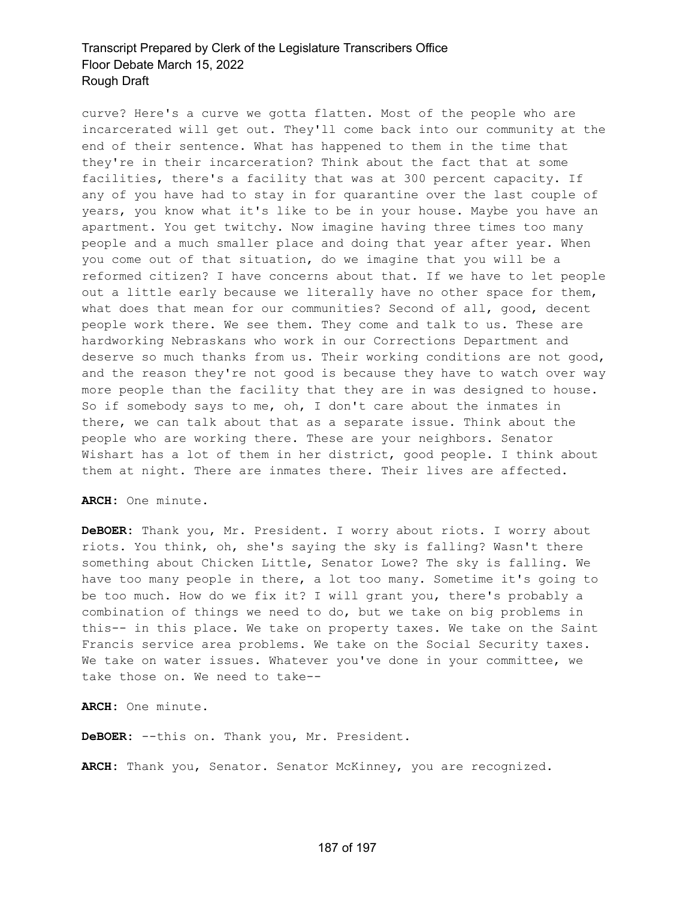curve? Here's a curve we gotta flatten. Most of the people who are incarcerated will get out. They'll come back into our community at the end of their sentence. What has happened to them in the time that they're in their incarceration? Think about the fact that at some facilities, there's a facility that was at 300 percent capacity. If any of you have had to stay in for quarantine over the last couple of years, you know what it's like to be in your house. Maybe you have an apartment. You get twitchy. Now imagine having three times too many people and a much smaller place and doing that year after year. When you come out of that situation, do we imagine that you will be a reformed citizen? I have concerns about that. If we have to let people out a little early because we literally have no other space for them, what does that mean for our communities? Second of all, good, decent people work there. We see them. They come and talk to us. These are hardworking Nebraskans who work in our Corrections Department and deserve so much thanks from us. Their working conditions are not good, and the reason they're not good is because they have to watch over way more people than the facility that they are in was designed to house. So if somebody says to me, oh, I don't care about the inmates in there, we can talk about that as a separate issue. Think about the people who are working there. These are your neighbors. Senator Wishart has a lot of them in her district, good people. I think about them at night. There are inmates there. Their lives are affected.

**ARCH:** One minute.

**DeBOER:** Thank you, Mr. President. I worry about riots. I worry about riots. You think, oh, she's saying the sky is falling? Wasn't there something about Chicken Little, Senator Lowe? The sky is falling. We have too many people in there, a lot too many. Sometime it's going to be too much. How do we fix it? I will grant you, there's probably a combination of things we need to do, but we take on big problems in this-- in this place. We take on property taxes. We take on the Saint Francis service area problems. We take on the Social Security taxes. We take on water issues. Whatever you've done in your committee, we take those on. We need to take--

**ARCH:** One minute.

**DeBOER:** --this on. Thank you, Mr. President.

**ARCH:** Thank you, Senator. Senator McKinney, you are recognized.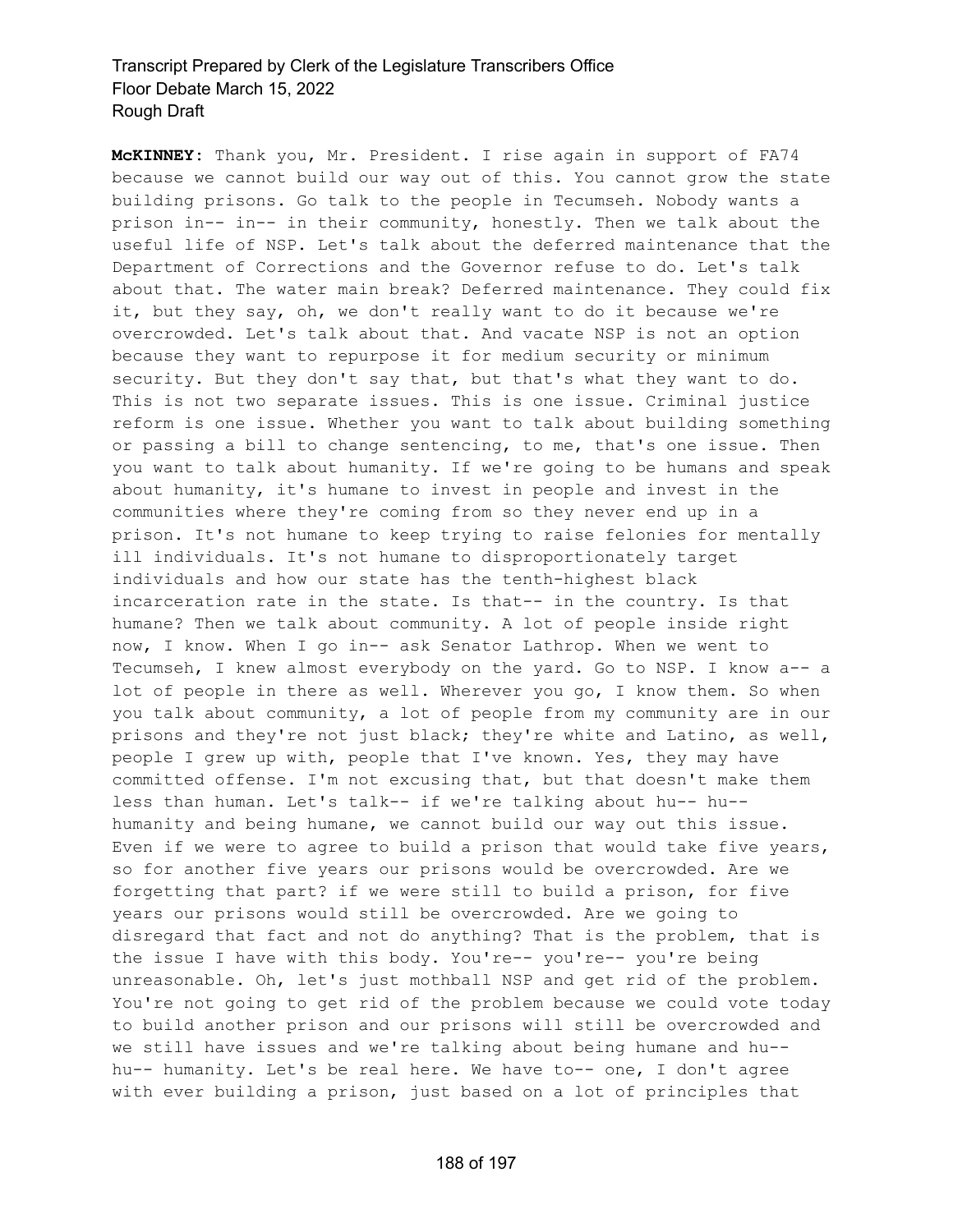**McKINNEY:** Thank you, Mr. President. I rise again in support of FA74 because we cannot build our way out of this. You cannot grow the state building prisons. Go talk to the people in Tecumseh. Nobody wants a prison in-- in-- in their community, honestly. Then we talk about the useful life of NSP. Let's talk about the deferred maintenance that the Department of Corrections and the Governor refuse to do. Let's talk about that. The water main break? Deferred maintenance. They could fix it, but they say, oh, we don't really want to do it because we're overcrowded. Let's talk about that. And vacate NSP is not an option because they want to repurpose it for medium security or minimum security. But they don't say that, but that's what they want to do. This is not two separate issues. This is one issue. Criminal justice reform is one issue. Whether you want to talk about building something or passing a bill to change sentencing, to me, that's one issue. Then you want to talk about humanity. If we're going to be humans and speak about humanity, it's humane to invest in people and invest in the communities where they're coming from so they never end up in a prison. It's not humane to keep trying to raise felonies for mentally ill individuals. It's not humane to disproportionately target individuals and how our state has the tenth-highest black incarceration rate in the state. Is that-- in the country. Is that humane? Then we talk about community. A lot of people inside right now, I know. When I go in-- ask Senator Lathrop. When we went to Tecumseh, I knew almost everybody on the yard. Go to NSP. I know a-- a lot of people in there as well. Wherever you go, I know them. So when you talk about community, a lot of people from my community are in our prisons and they're not just black; they're white and Latino, as well, people I grew up with, people that I've known. Yes, they may have committed offense. I'm not excusing that, but that doesn't make them less than human. Let's talk-- if we're talking about hu-- hu-- humanity and being humane, we cannot build our way out this issue. Even if we were to agree to build a prison that would take five years, so for another five years our prisons would be overcrowded. Are we forgetting that part? if we were still to build a prison, for five years our prisons would still be overcrowded. Are we going to disregard that fact and not do anything? That is the problem, that is the issue I have with this body. You're-- you're-- you're being unreasonable. Oh, let's just mothball NSP and get rid of the problem. You're not going to get rid of the problem because we could vote today to build another prison and our prisons will still be overcrowded and we still have issues and we're talking about being humane and hu-- hu-- hu-- humanity. Let's be real here. We have to-- one, I don't agree with ever building a prison, just based on a lot of principles that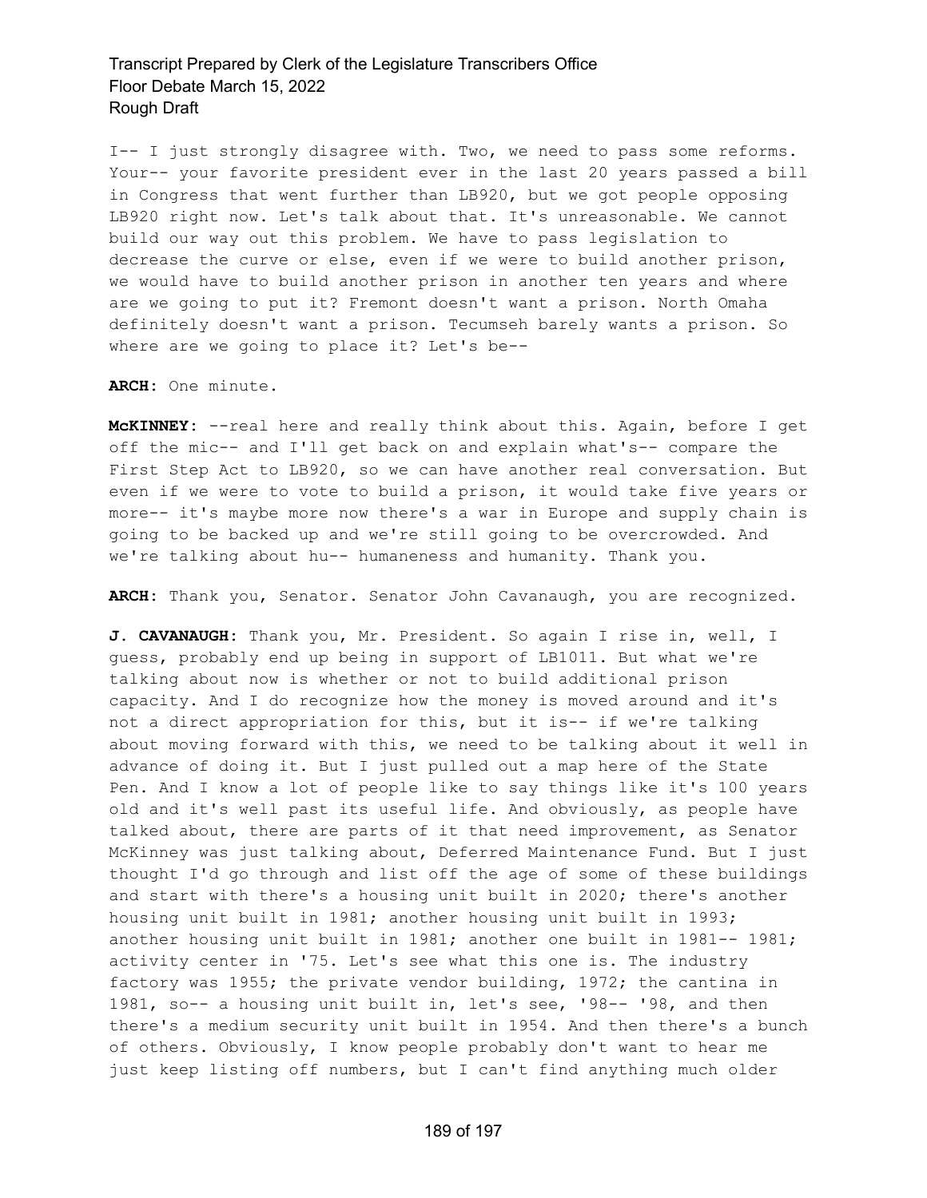I-- I just strongly disagree with. Two, we need to pass some reforms. Your-- your favorite president ever in the last 20 years passed a bill in Congress that went further than LB920, but we got people opposing LB920 right now. Let's talk about that. It's unreasonable. We cannot build our way out this problem. We have to pass legislation to decrease the curve or else, even if we were to build another prison, we would have to build another prison in another ten years and where are we going to put it? Fremont doesn't want a prison. North Omaha definitely doesn't want a prison. Tecumseh barely wants a prison. So where are we going to place it? Let's be--

**ARCH:** One minute.

**McKINNEY:** --real here and really think about this. Again, before I get off the mic-- and I'll get back on and explain what's-- compare the First Step Act to LB920, so we can have another real conversation. But even if we were to vote to build a prison, it would take five years or more-- it's maybe more now there's a war in Europe and supply chain is going to be backed up and we're still going to be overcrowded. And we're talking about hu-- humaneness and humanity. Thank you.

**ARCH:** Thank you, Senator. Senator John Cavanaugh, you are recognized.

**J. CAVANAUGH:** Thank you, Mr. President. So again I rise in, well, I guess, probably end up being in support of LB1011. But what we're talking about now is whether or not to build additional prison capacity. And I do recognize how the money is moved around and it's not a direct appropriation for this, but it is-- if we're talking about moving forward with this, we need to be talking about it well in advance of doing it. But I just pulled out a map here of the State Pen. And I know a lot of people like to say things like it's 100 years old and it's well past its useful life. And obviously, as people have talked about, there are parts of it that need improvement, as Senator McKinney was just talking about, Deferred Maintenance Fund. But I just thought I'd go through and list off the age of some of these buildings and start with there's a housing unit built in 2020; there's another housing unit built in 1981; another housing unit built in 1993; another housing unit built in 1981; another one built in 1981-- 1981; activity center in '75. Let's see what this one is. The industry factory was 1955; the private vendor building, 1972; the cantina in 1981, so-- a housing unit built in, let's see, '98-- '98, and then there's a medium security unit built in 1954. And then there's a bunch of others. Obviously, I know people probably don't want to hear me just keep listing off numbers, but I can't find anything much older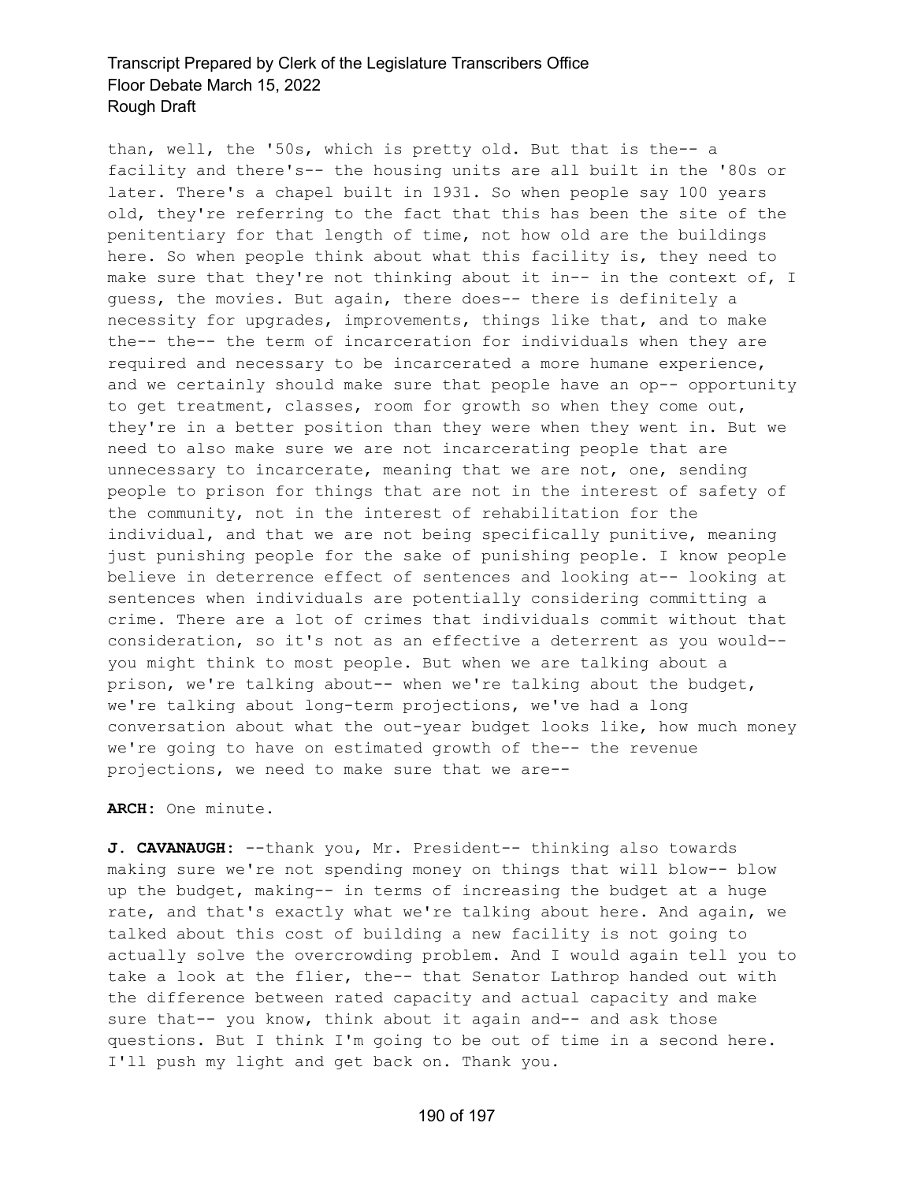than, well, the '50s, which is pretty old. But that is the-- a facility and there's-- the housing units are all built in the '80s or later. There's a chapel built in 1931. So when people say 100 years old, they're referring to the fact that this has been the site of the penitentiary for that length of time, not how old are the buildings here. So when people think about what this facility is, they need to make sure that they're not thinking about it in-- in the context of, I guess, the movies. But again, there does-- there is definitely a necessity for upgrades, improvements, things like that, and to make the-- the-- the term of incarceration for individuals when they are required and necessary to be incarcerated a more humane experience, and we certainly should make sure that people have an op-- opportunity to get treatment, classes, room for growth so when they come out, they're in a better position than they were when they went in. But we need to also make sure we are not incarcerating people that are unnecessary to incarcerate, meaning that we are not, one, sending people to prison for things that are not in the interest of safety of the community, not in the interest of rehabilitation for the individual, and that we are not being specifically punitive, meaning just punishing people for the sake of punishing people. I know people believe in deterrence effect of sentences and looking at-- looking at sentences when individuals are potentially considering committing a crime. There are a lot of crimes that individuals commit without that consideration, so it's not as an effective a deterrent as you would-- you might think to most people. But when we are talking about a prison, we're talking about-- when we're talking about the budget, we're talking about long-term projections, we've had a long conversation about what the out-year budget looks like, how much money we're going to have on estimated growth of the-- the revenue projections, we need to make sure that we are--

**ARCH:** One minute.

**J. CAVANAUGH:** --thank you, Mr. President-- thinking also towards making sure we're not spending money on things that will blow-- blow up the budget, making-- in terms of increasing the budget at a huge rate, and that's exactly what we're talking about here. And again, we talked about this cost of building a new facility is not going to actually solve the overcrowding problem. And I would again tell you to take a look at the flier, the-- that Senator Lathrop handed out with the difference between rated capacity and actual capacity and make sure that-- you know, think about it again and-- and ask those questions. But I think I'm going to be out of time in a second here. I'll push my light and get back on. Thank you.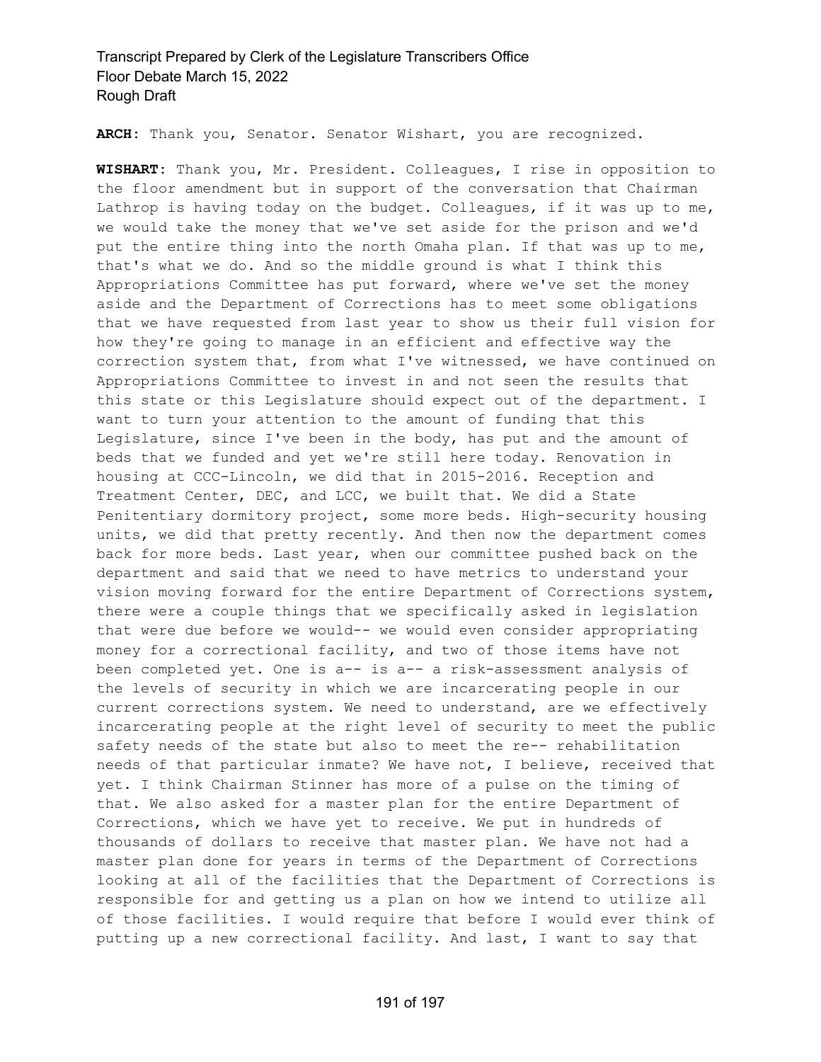**ARCH:** Thank you, Senator. Senator Wishart, you are recognized.

**WISHART:** Thank you, Mr. President. Colleagues, I rise in opposition to the floor amendment but in support of the conversation that Chairman Lathrop is having today on the budget. Colleagues, if it was up to me, we would take the money that we've set aside for the prison and we'd put the entire thing into the north Omaha plan. If that was up to me, that's what we do. And so the middle ground is what I think this Appropriations Committee has put forward, where we've set the money aside and the Department of Corrections has to meet some obligations that we have requested from last year to show us their full vision for how they're going to manage in an efficient and effective way the correction system that, from what I've witnessed, we have continued on Appropriations Committee to invest in and not seen the results that this state or this Legislature should expect out of the department. I want to turn your attention to the amount of funding that this Legislature, since I've been in the body, has put and the amount of beds that we funded and yet we're still here today. Renovation in housing at CCC-Lincoln, we did that in 2015-2016. Reception and Treatment Center, DEC, and LCC, we built that. We did a State Penitentiary dormitory project, some more beds. High-security housing units, we did that pretty recently. And then now the department comes back for more beds. Last year, when our committee pushed back on the department and said that we need to have metrics to understand your vision moving forward for the entire Department of Corrections system, there were a couple things that we specifically asked in legislation that were due before we would-- we would even consider appropriating money for a correctional facility, and two of those items have not been completed yet. One is a-- is a-- a risk-assessment analysis of the levels of security in which we are incarcerating people in our current corrections system. We need to understand, are we effectively incarcerating people at the right level of security to meet the public safety needs of the state but also to meet the re-- rehabilitation needs of that particular inmate? We have not, I believe, received that yet. I think Chairman Stinner has more of a pulse on the timing of that. We also asked for a master plan for the entire Department of Corrections, which we have yet to receive. We put in hundreds of thousands of dollars to receive that master plan. We have not had a master plan done for years in terms of the Department of Corrections looking at all of the facilities that the Department of Corrections is responsible for and getting us a plan on how we intend to utilize all of those facilities. I would require that before I would ever think of putting up a new correctional facility. And last, I want to say that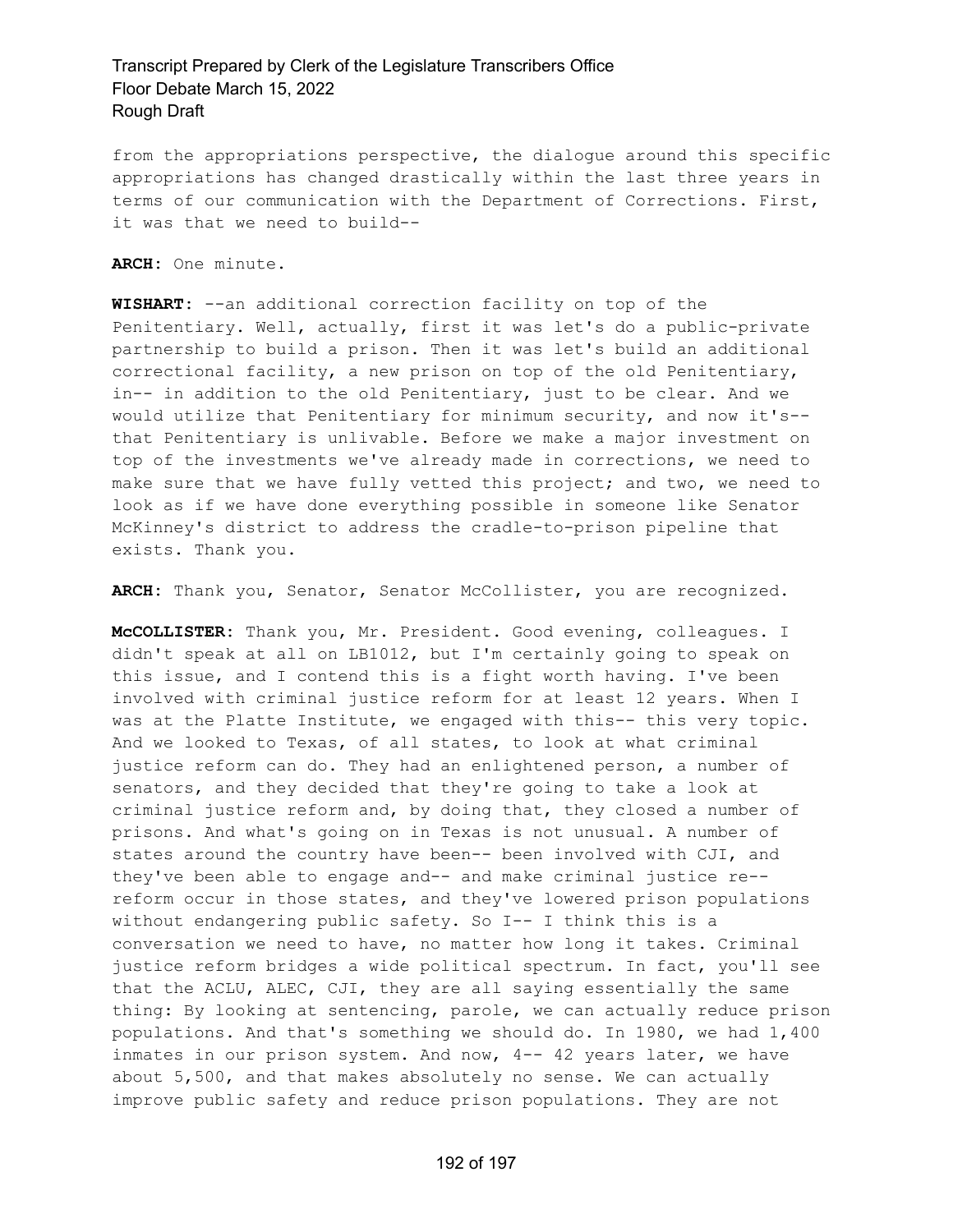from the appropriations perspective, the dialogue around this specific appropriations has changed drastically within the last three years in terms of our communication with the Department of Corrections. First, it was that we need to build--

**ARCH:** One minute.

**WISHART:** --an additional correction facility on top of the Penitentiary. Well, actually, first it was let's do a public-private partnership to build a prison. Then it was let's build an additional correctional facility, a new prison on top of the old Penitentiary, in-- in addition to the old Penitentiary, just to be clear. And we would utilize that Penitentiary for minimum security, and now it's-- that Penitentiary is unlivable. Before we make a major investment on top of the investments we've already made in corrections, we need to make sure that we have fully vetted this project; and two, we need to look as if we have done everything possible in someone like Senator McKinney's district to address the cradle-to-prison pipeline that exists. Thank you.

**ARCH:** Thank you, Senator, Senator McCollister, you are recognized.

**McCOLLISTER:** Thank you, Mr. President. Good evening, colleagues. I didn't speak at all on LB1012, but I'm certainly going to speak on this issue, and I contend this is a fight worth having. I've been involved with criminal justice reform for at least 12 years. When I was at the Platte Institute, we engaged with this-- this very topic. And we looked to Texas, of all states, to look at what criminal justice reform can do. They had an enlightened person, a number of senators, and they decided that they're going to take a look at criminal justice reform and, by doing that, they closed a number of prisons. And what's going on in Texas is not unusual. A number of states around the country have been-- been involved with CJI, and they've been able to engage and-- and make criminal justice re-- reform occur in those states, and they've lowered prison populations without endangering public safety. So I-- I think this is a conversation we need to have, no matter how long it takes. Criminal justice reform bridges a wide political spectrum. In fact, you'll see that the ACLU, ALEC, CJI, they are all saying essentially the same thing: By looking at sentencing, parole, we can actually reduce prison populations. And that's something we should do. In 1980, we had 1,400 inmates in our prison system. And now, 4-- 42 years later, we have about 5,500, and that makes absolutely no sense. We can actually improve public safety and reduce prison populations. They are not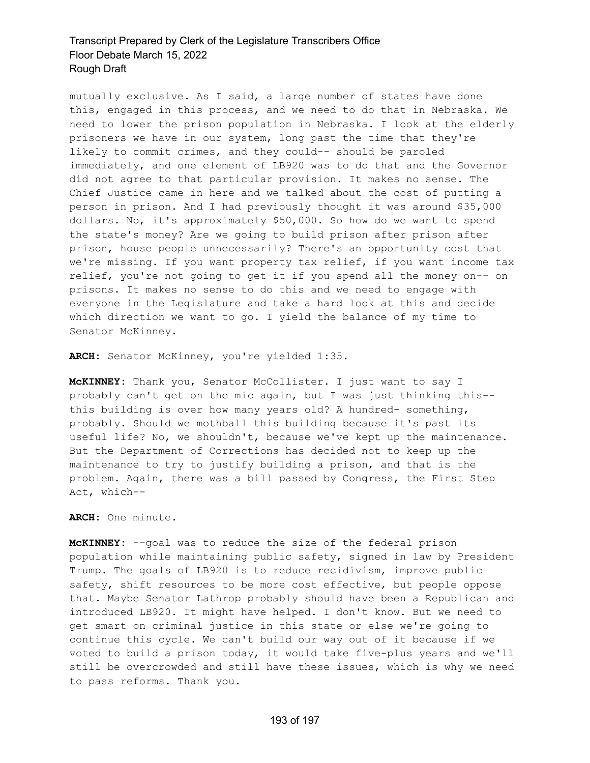mutually exclusive. As I said, a large number of states have done this, engaged in this process, and we need to do that in Nebraska. We need to lower the prison population in Nebraska. I look at the elderly prisoners we have in our system, long past the time that they're likely to commit crimes, and they could-- should be paroled immediately, and one element of LB920 was to do that and the Governor did not agree to that particular provision. It makes no sense. The Chief Justice came in here and we talked about the cost of putting a person in prison. And I had previously thought it was around $35,000 dollars. No, it's approximately $50,000. So how do we want to spend the state's money? Are we going to build prison after prison after prison, house people unnecessarily? There's an opportunity cost that we're missing. If you want property tax relief, if you want income tax relief, you're not going to get it if you spend all the money on-- on prisons. It makes no sense to do this and we need to engage with everyone in the Legislature and take a hard look at this and decide which direction we want to go. I yield the balance of my time to Senator McKinney.

**ARCH:** Senator McKinney, you're yielded 1:35.

**McKINNEY:** Thank you, Senator McCollister. I just want to say I probably can't get on the mic again, but I was just thinking this-- this building is over how many years old? A hundred- something, probably. Should we mothball this building because it's past its useful life? No, we shouldn't, because we've kept up the maintenance. But the Department of Corrections has decided not to keep up the maintenance to try to justify building a prison, and that is the problem. Again, there was a bill passed by Congress, the First Step Act, which--

**ARCH:** One minute.

**McKINNEY:** --goal was to reduce the size of the federal prison population while maintaining public safety, signed in law by President Trump. The goals of LB920 is to reduce recidivism, improve public safety, shift resources to be more cost effective, but people oppose that. Maybe Senator Lathrop probably should have been a Republican and introduced LB920. It might have helped. I don't know. But we need to get smart on criminal justice in this state or else we're going to continue this cycle. We can't build our way out of it because if we voted to build a prison today, it would take five-plus years and we'll still be overcrowded and still have these issues, which is why we need to pass reforms. Thank you.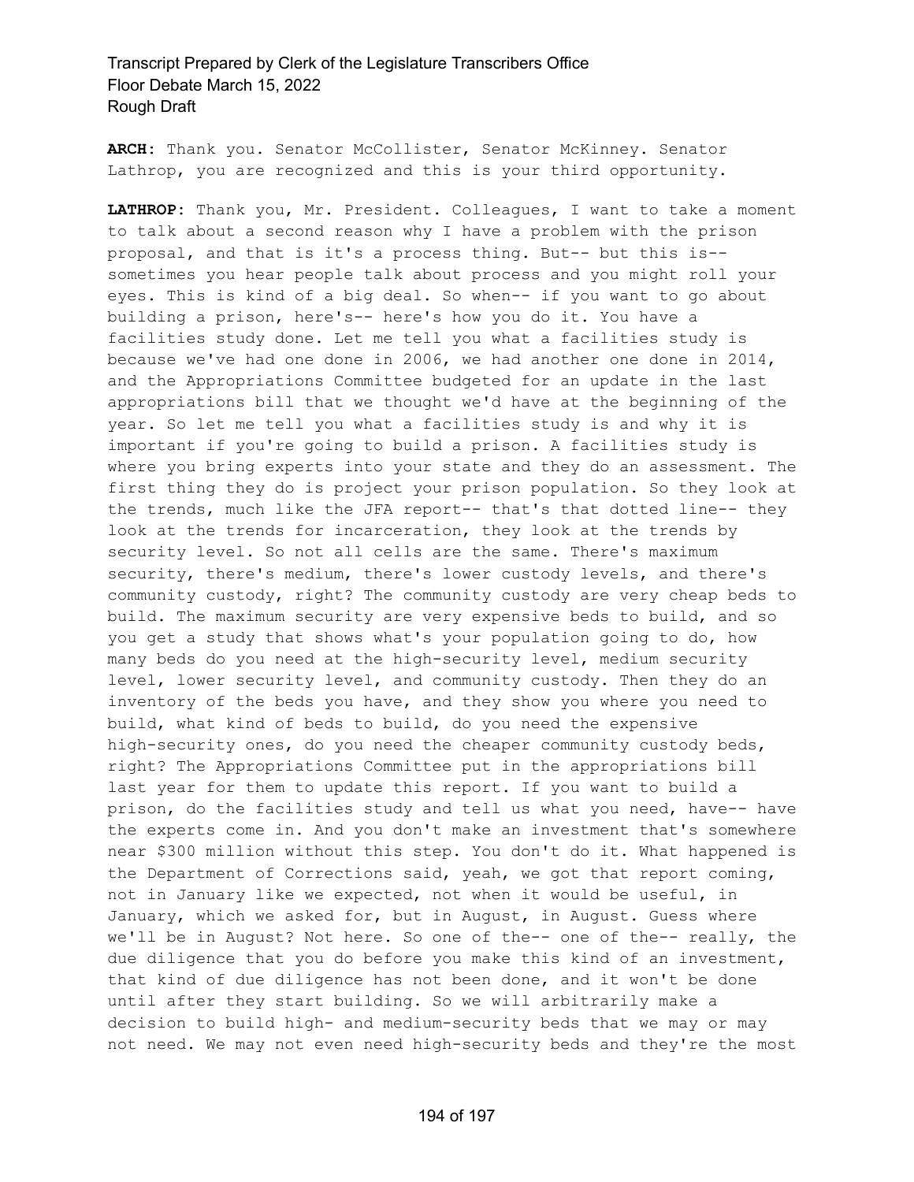**ARCH:** Thank you. Senator McCollister, Senator McKinney. Senator Lathrop, you are recognized and this is your third opportunity.

**LATHROP:** Thank you, Mr. President. Colleagues, I want to take a moment to talk about a second reason why I have a problem with the prison proposal, and that is it's a process thing. But-- but this is-- sometimes you hear people talk about process and you might roll your eyes. This is kind of a big deal. So when-- if you want to go about building a prison, here's-- here's how you do it. You have a facilities study done. Let me tell you what a facilities study is because we've had one done in 2006, we had another one done in 2014, and the Appropriations Committee budgeted for an update in the last appropriations bill that we thought we'd have at the beginning of the year. So let me tell you what a facilities study is and why it is important if you're going to build a prison. A facilities study is where you bring experts into your state and they do an assessment. The first thing they do is project your prison population. So they look at the trends, much like the JFA report-- that's that dotted line-- they look at the trends for incarceration, they look at the trends by security level. So not all cells are the same. There's maximum security, there's medium, there's lower custody levels, and there's community custody, right? The community custody are very cheap beds to build. The maximum security are very expensive beds to build, and so you get a study that shows what's your population going to do, how many beds do you need at the high-security level, medium security level, lower security level, and community custody. Then they do an inventory of the beds you have, and they show you where you need to build, what kind of beds to build, do you need the expensive high-security ones, do you need the cheaper community custody beds, right? The Appropriations Committee put in the appropriations bill last year for them to update this report. If you want to build a prison, do the facilities study and tell us what you need, have-- have the experts come in. And you don't make an investment that's somewhere near $300 million without this step. You don't do it. What happened is the Department of Corrections said, yeah, we got that report coming, not in January like we expected, not when it would be useful, in January, which we asked for, but in August, in August. Guess where we'll be in August? Not here. So one of the-- one of the-- really, the due diligence that you do before you make this kind of an investment, that kind of due diligence has not been done, and it won't be done until after they start building. So we will arbitrarily make a decision to build high- and medium-security beds that we may or may not need. We may not even need high-security beds and they're the most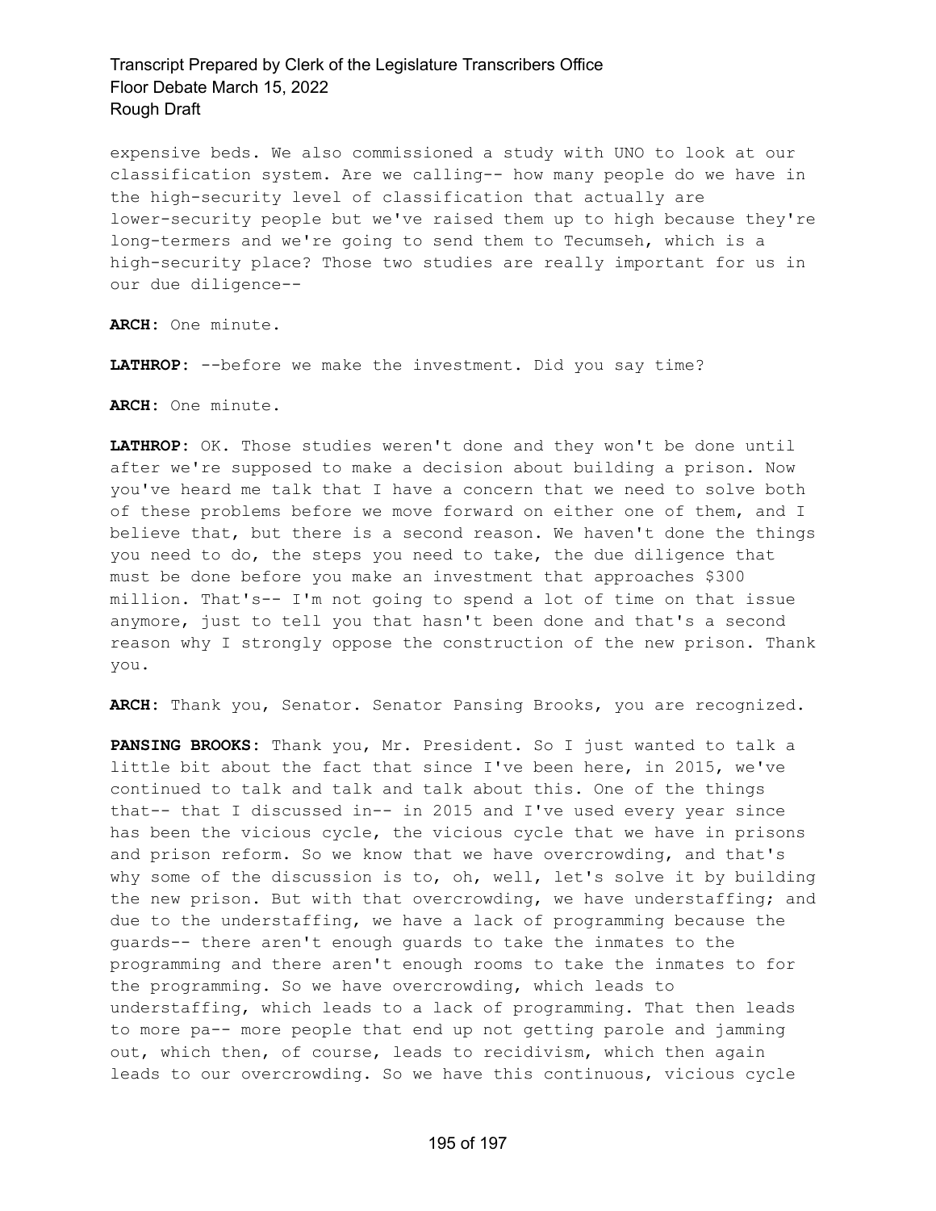expensive beds. We also commissioned a study with UNO to look at our classification system. Are we calling-- how many people do we have in the high-security level of classification that actually are lower-security people but we've raised them up to high because they're long-termers and we're going to send them to Tecumseh, which is a high-security place? Those two studies are really important for us in our due diligence--

**ARCH:** One minute.

**LATHROP:** --before we make the investment. Did you say time?

**ARCH:** One minute.

**LATHROP:** OK. Those studies weren't done and they won't be done until after we're supposed to make a decision about building a prison. Now you've heard me talk that I have a concern that we need to solve both of these problems before we move forward on either one of them, and I believe that, but there is a second reason. We haven't done the things you need to do, the steps you need to take, the due diligence that must be done before you make an investment that approaches $300 million. That's-- I'm not going to spend a lot of time on that issue anymore, just to tell you that hasn't been done and that's a second reason why I strongly oppose the construction of the new prison. Thank you.

**ARCH:** Thank you, Senator. Senator Pansing Brooks, you are recognized.

**PANSING BROOKS:** Thank you, Mr. President. So I just wanted to talk a little bit about the fact that since I've been here, in 2015, we've continued to talk and talk and talk about this. One of the things that-- that I discussed in-- in 2015 and I've used every year since has been the vicious cycle, the vicious cycle that we have in prisons and prison reform. So we know that we have overcrowding, and that's why some of the discussion is to, oh, well, let's solve it by building the new prison. But with that overcrowding, we have understaffing; and due to the understaffing, we have a lack of programming because the guards-- there aren't enough guards to take the inmates to the programming and there aren't enough rooms to take the inmates to for the programming. So we have overcrowding, which leads to understaffing, which leads to a lack of programming. That then leads to more pa-- more people that end up not getting parole and jamming out, which then, of course, leads to recidivism, which then again leads to our overcrowding. So we have this continuous, vicious cycle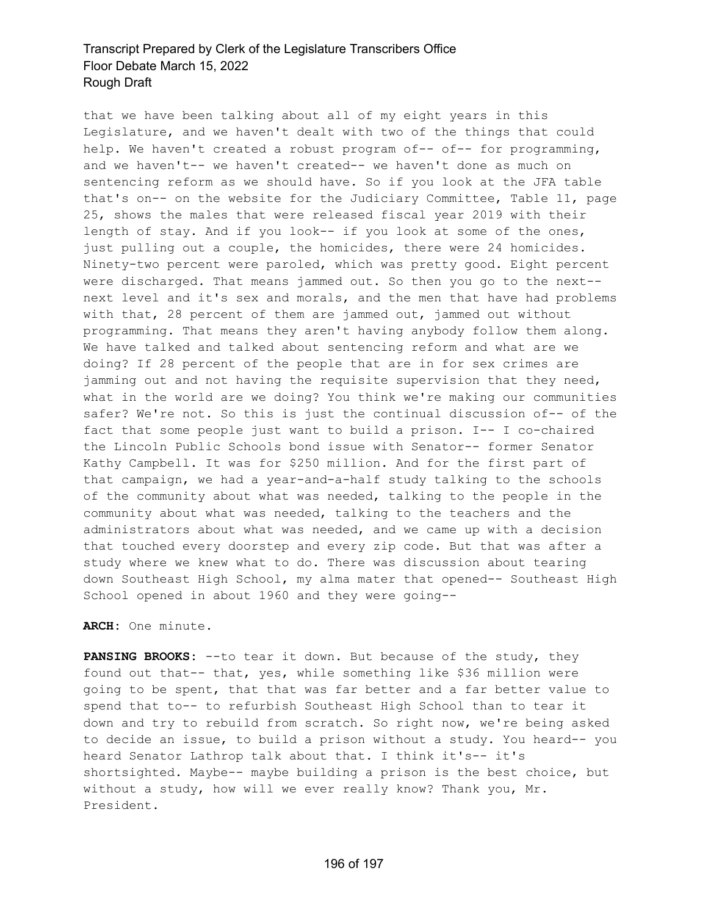that we have been talking about all of my eight years in this Legislature, and we haven't dealt with two of the things that could help. We haven't created a robust program of-- of-- for programming, and we haven't-- we haven't created-- we haven't done as much on sentencing reform as we should have. So if you look at the JFA table that's on-- on the website for the Judiciary Committee, Table 11, page 25, shows the males that were released fiscal year 2019 with their length of stay. And if you look-- if you look at some of the ones, just pulling out a couple, the homicides, there were 24 homicides. Ninety-two percent were paroled, which was pretty good. Eight percent were discharged. That means jammed out. So then you go to the next-- next level and it's sex and morals, and the men that have had problems with that, 28 percent of them are jammed out, jammed out without programming. That means they aren't having anybody follow them along. We have talked and talked about sentencing reform and what are we doing? If 28 percent of the people that are in for sex crimes are jamming out and not having the requisite supervision that they need, what in the world are we doing? You think we're making our communities safer? We're not. So this is just the continual discussion of-- of the fact that some people just want to build a prison. I-- I co-chaired the Lincoln Public Schools bond issue with Senator-- former Senator Kathy Campbell. It was for $250 million. And for the first part of that campaign, we had a year-and-a-half study talking to the schools of the community about what was needed, talking to the people in the community about what was needed, talking to the teachers and the administrators about what was needed, and we came up with a decision that touched every doorstep and every zip code. But that was after a study where we knew what to do. There was discussion about tearing down Southeast High School, my alma mater that opened-- Southeast High School opened in about 1960 and they were going--

**ARCH:** One minute.

**PANSING BROOKS:** --to tear it down. But because of the study, they found out that-- that, yes, while something like $36 million were going to be spent, that that was far better and a far better value to spend that to-- to refurbish Southeast High School than to tear it down and try to rebuild from scratch. So right now, we're being asked to decide an issue, to build a prison without a study. You heard-- you heard Senator Lathrop talk about that. I think it's-- it's shortsighted. Maybe-- maybe building a prison is the best choice, but without a study, how will we ever really know? Thank you, Mr. President.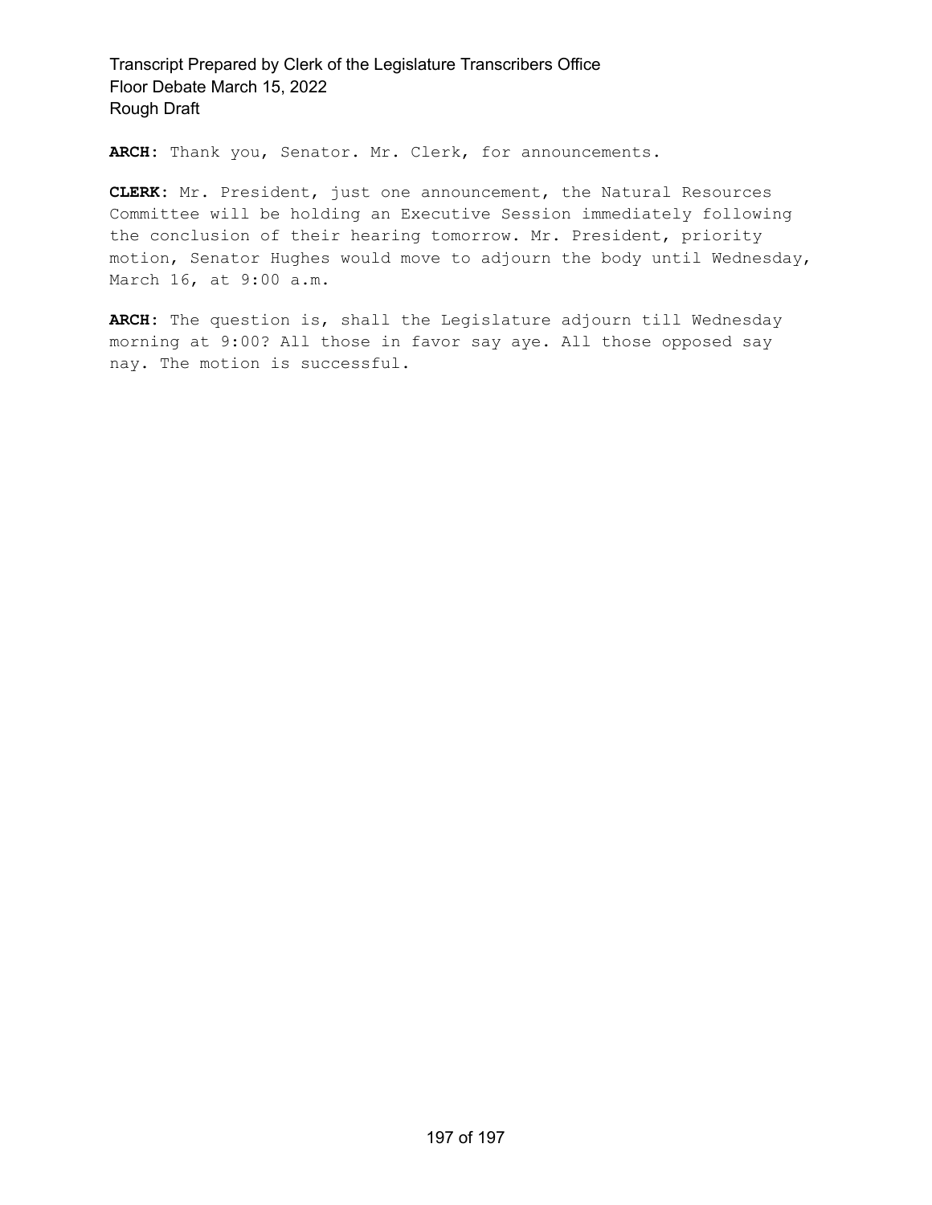**ARCH:** Thank you, Senator. Mr. Clerk, for announcements.

**CLERK:** Mr. President, just one announcement, the Natural Resources Committee will be holding an Executive Session immediately following the conclusion of their hearing tomorrow. Mr. President, priority motion, Senator Hughes would move to adjourn the body until Wednesday, March 16, at 9:00 a.m.

**ARCH:** The question is, shall the Legislature adjourn till Wednesday morning at 9:00? All those in favor say aye. All those opposed say nay. The motion is successful.